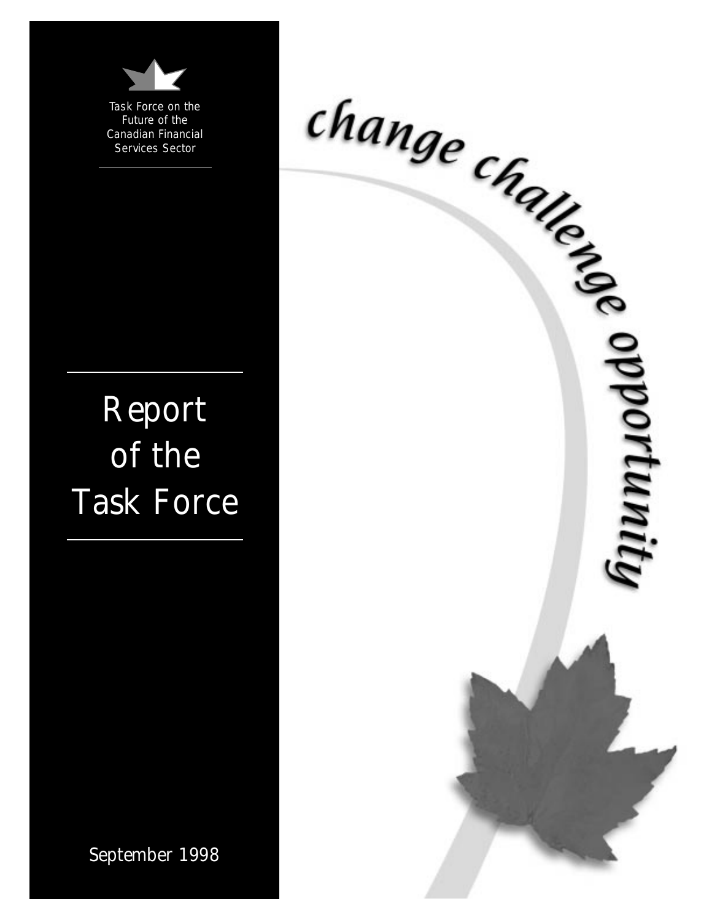Task Force on the Future of the Canadian Financial Services Sector

# Report of the Task Force

change challenge opportunity

September 1998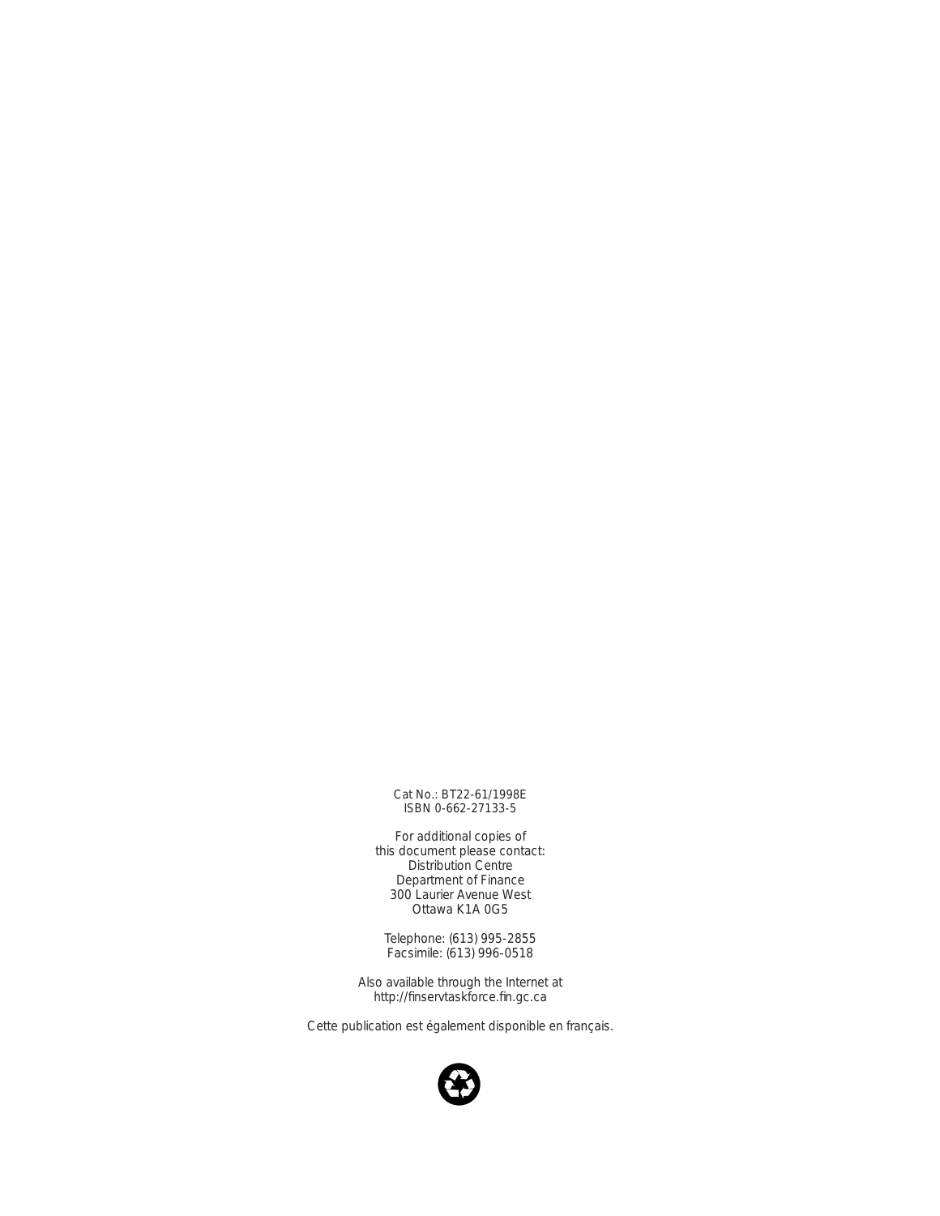Cat No.: BT22-61/1998E
ISBN 0-662-27133-5

For additional copies of
this document please contact:
Distribution Centre
Department of Finance
300 Laurier Avenue West
Ottawa K1A 0G5

Telephone: (613) 995-2855
Facsimile: (613) 996-0518

Also available through the Internet at
http://finservtaskforce.fin.gc.ca

Cette publication est également disponible en français.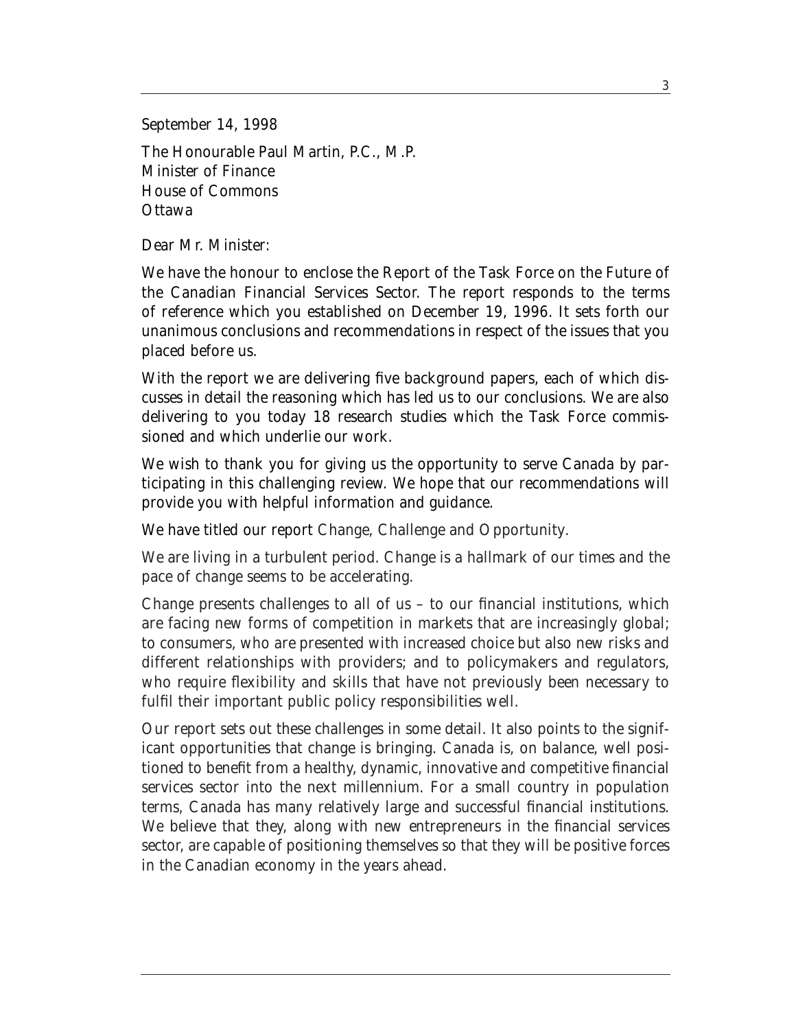September 14, 1998

The Honourable Paul Martin, P.C., M.P.
Minister of Finance
House of Commons
Ottawa

Dear Mr. Minister:

We have the honour to enclose the Report of the Task Force on the Future of the Canadian Financial Services Sector. The report responds to the terms of reference which you established on December 19, 1996. It sets forth our unanimous conclusions and recommendations in respect of the issues that you placed before us.

With the report we are delivering five background papers, each of which discusses in detail the reasoning which has led us to our conclusions. We are also delivering to you today 18 research studies which the Task Force commissioned and which underlie our work.

We wish to thank you for giving us the opportunity to serve Canada by participating in this challenging review. We hope that our recommendations will provide you with helpful information and guidance.

We have titled our report *Change, Challenge and Opportunity.*

We are living in a turbulent period. Change is a hallmark of our times and the pace of change seems to be accelerating.

Change presents challenges to all of us – to our financial institutions, which are facing new forms of competition in markets that are increasingly global; to consumers, who are presented with increased choice but also new risks and different relationships with providers; and to policymakers and regulators, who require flexibility and skills that have not previously been necessary to fulfil their important public policy responsibilities well.

Our report sets out these challenges in some detail. It also points to the significant opportunities that change is bringing. Canada is, on balance, well positioned to benefit from a healthy, dynamic, innovative and competitive financial services sector into the next millennium. For a small country in population terms, Canada has many relatively large and successful financial institutions. We believe that they, along with new entrepreneurs in the financial services sector, are capable of positioning themselves so that they will be positive forces in the Canadian economy in the years ahead.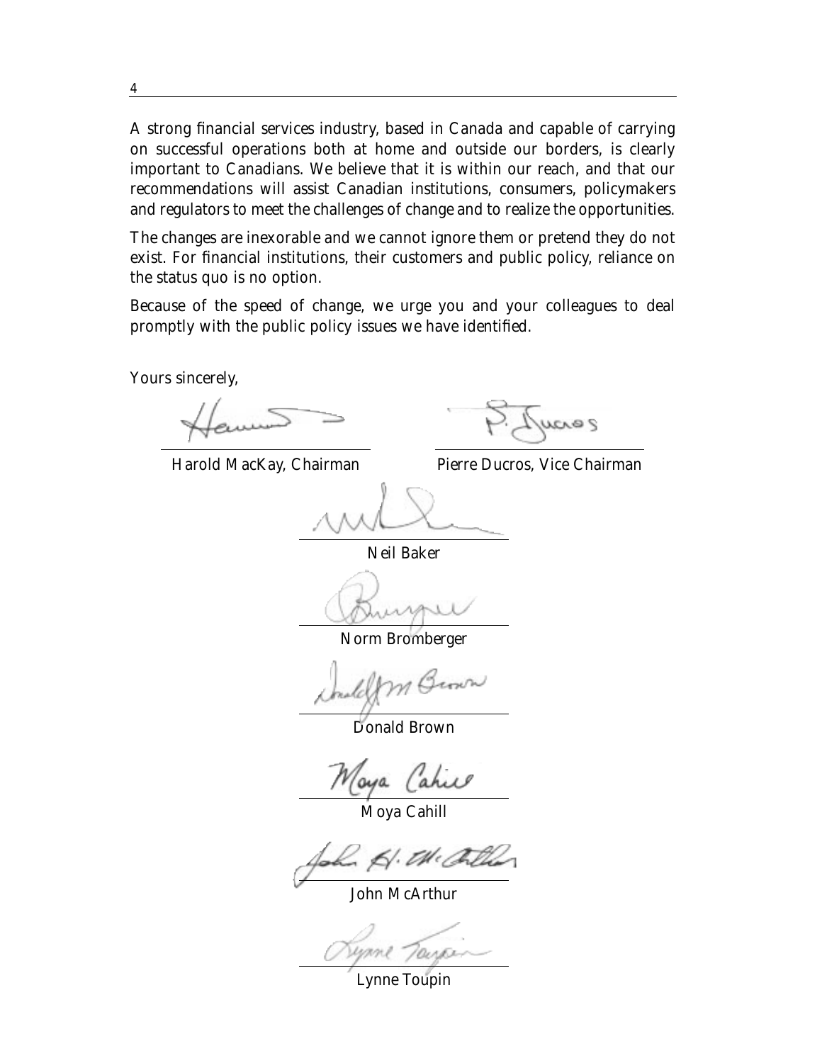A strong financial services industry, based in Canada and capable of carrying on successful operations both at home and outside our borders, is clearly important to Canadians. We believe that it is within our reach, and that our recommendations will assist Canadian institutions, consumers, policymakers and regulators to meet the challenges of change and to realize the opportunities.

The changes are inexorable and we cannot ignore them or pretend they do not exist. For financial institutions, their customers and public policy, reliance on the status quo is no option.

Because of the speed of change, we urge you and your colleagues to deal promptly with the public policy issues we have identified.

Yours sincerely,

Harold MacKay, Chairman

Pierre Ducros, Vice Chairman

Neil Baker

Norm Bromberger

Donald Brown

Moya Cahill

John McArthur

Lynne Toupin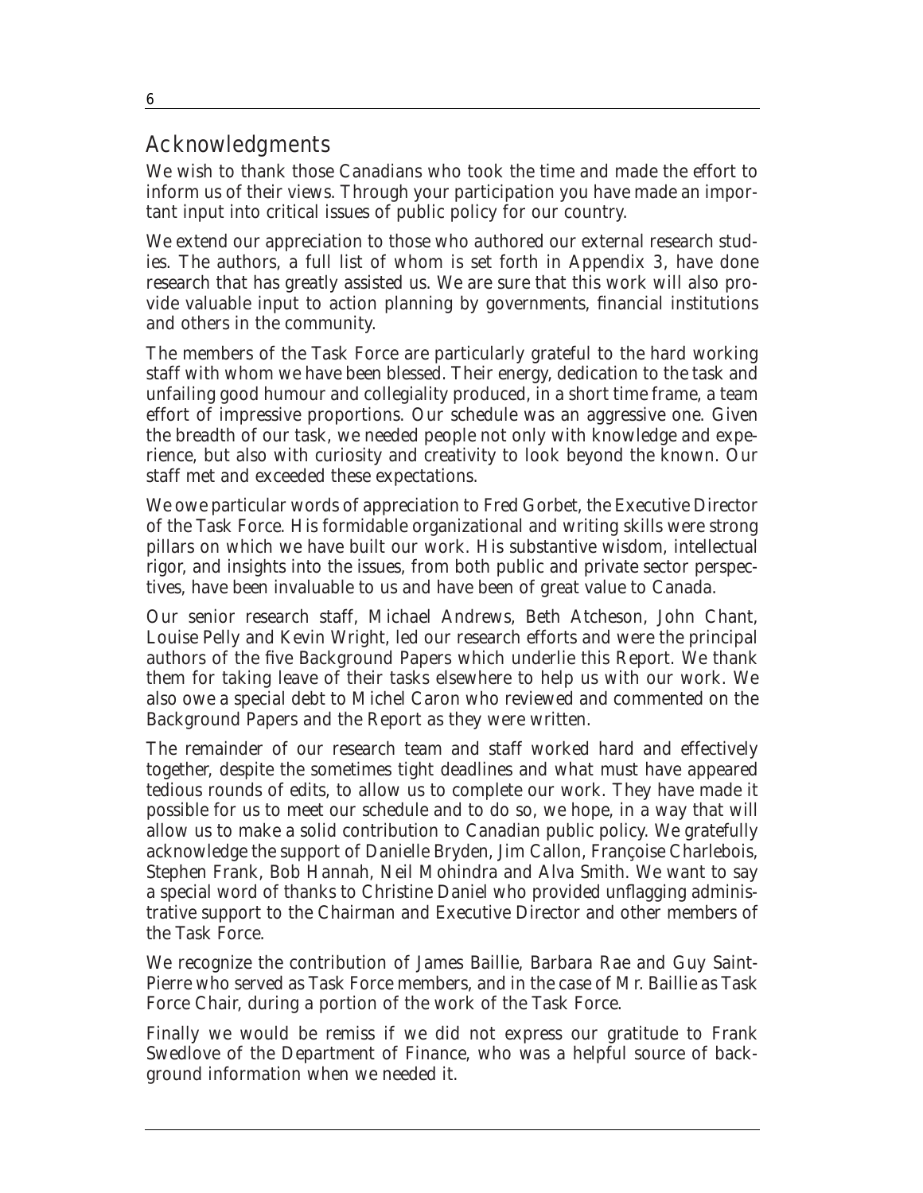## Acknowledgments

We wish to thank those Canadians who took the time and made the effort to inform us of their views. Through your participation you have made an important input into critical issues of public policy for our country.

We extend our appreciation to those who authored our external research studies. The authors, a full list of whom is set forth in Appendix 3, have done research that has greatly assisted us. We are sure that this work will also provide valuable input to action planning by governments, financial institutions and others in the community.

The members of the Task Force are particularly grateful to the hard working staff with whom we have been blessed. Their energy, dedication to the task and unfailing good humour and collegiality produced, in a short time frame, a team effort of impressive proportions. Our schedule was an aggressive one. Given the breadth of our task, we needed people not only with knowledge and experience, but also with curiosity and creativity to look beyond the known. Our staff met and exceeded these expectations.

We owe particular words of appreciation to Fred Gorbet, the Executive Director of the Task Force. His formidable organizational and writing skills were strong pillars on which we have built our work. His substantive wisdom, intellectual rigor, and insights into the issues, from both public and private sector perspectives, have been invaluable to us and have been of great value to Canada.

Our senior research staff, Michael Andrews, Beth Atcheson, John Chant, Louise Pelly and Kevin Wright, led our research efforts and were the principal authors of the five Background Papers which underlie this Report. We thank them for taking leave of their tasks elsewhere to help us with our work. We also owe a special debt to Michel Caron who reviewed and commented on the Background Papers and the Report as they were written.

The remainder of our research team and staff worked hard and effectively together, despite the sometimes tight deadlines and what must have appeared tedious rounds of edits, to allow us to complete our work. They have made it possible for us to meet our schedule and to do so, we hope, in a way that will allow us to make a solid contribution to Canadian public policy. We gratefully acknowledge the support of Danielle Bryden, Jim Callon, Françoise Charlebois, Stephen Frank, Bob Hannah, Neil Mohindra and Alva Smith. We want to say a special word of thanks to Christine Daniel who provided unflagging administrative support to the Chairman and Executive Director and other members of the Task Force.

We recognize the contribution of James Baillie, Barbara Rae and Guy Saint-Pierre who served as Task Force members, and in the case of Mr. Baillie as Task Force Chair, during a portion of the work of the Task Force.

Finally we would be remiss if we did not express our gratitude to Frank Swedlove of the Department of Finance, who was a helpful source of background information when we needed it.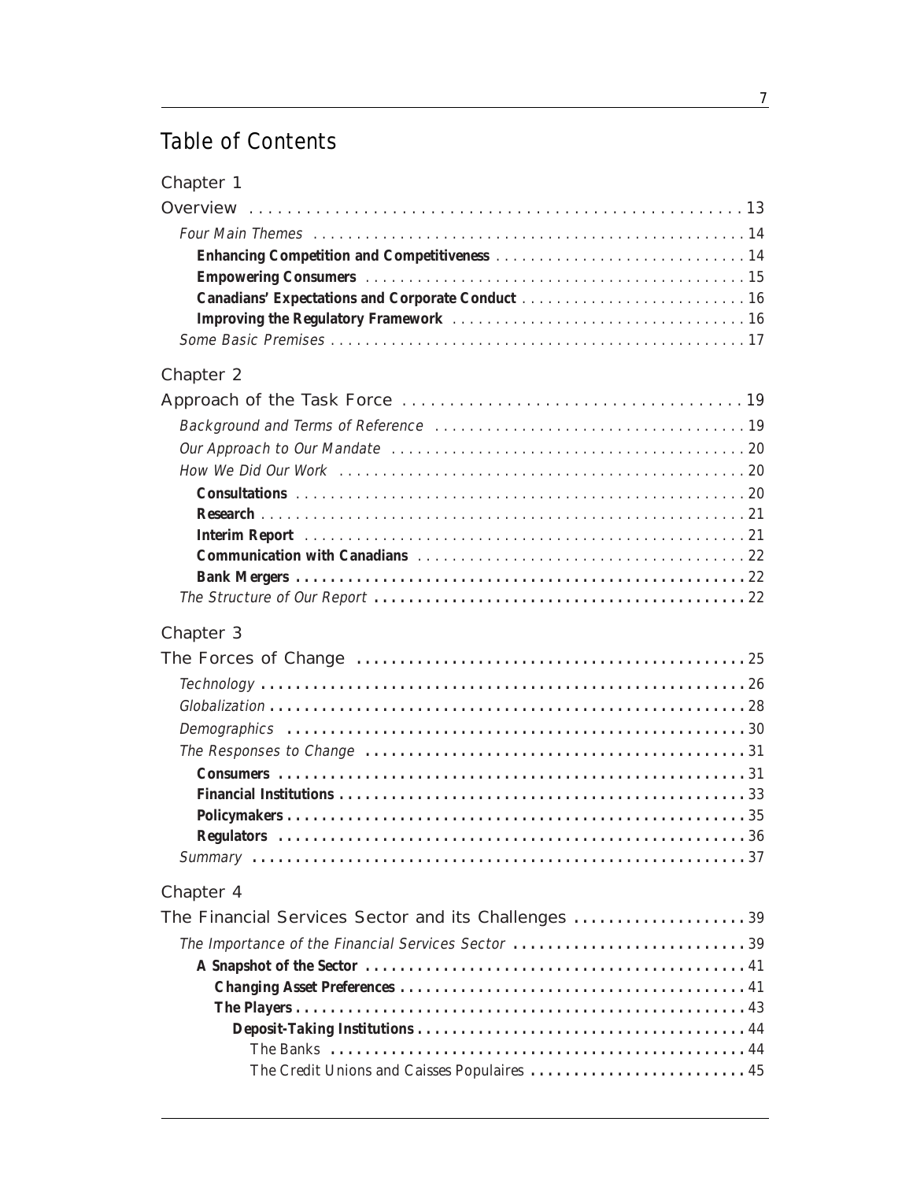# Table of Contents

## Chapter 1

Overview . . . . . . . . . . . . . . . . . . . . . . . . . . . . . . . . . . . . . . . . . . . . . . . . . 13

*Four Main Themes* . . . . . . . . . . . . . . . . . . . . . . . . . . . . . . . . . . . . . . . . . . . . 14

**Enhancing Competition and Competitiveness** . . . . . . . . . . . . . . . . . . . . . . . . . . . . . 14

**Empowering Consumers** . . . . . . . . . . . . . . . . . . . . . . . . . . . . . . . . . . . . . . . . . 15

**Canadians' Expectations and Corporate Conduct** . . . . . . . . . . . . . . . . . . . . . . . . . . . 16

**Improving the Regulatory Framework** . . . . . . . . . . . . . . . . . . . . . . . . . . . . . . . . . 16

*Some Basic Premises* . . . . . . . . . . . . . . . . . . . . . . . . . . . . . . . . . . . . . . . . . . . 17

## Chapter 2

Approach of the Task Force . . . . . . . . . . . . . . . . . . . . . . . . . . . . . . . . . . . . . 19

*Background and Terms of Reference* . . . . . . . . . . . . . . . . . . . . . . . . . . . . . . . . . . 19

*Our Approach to Our Mandate* . . . . . . . . . . . . . . . . . . . . . . . . . . . . . . . . . . . . . . 20

*How We Did Our Work* . . . . . . . . . . . . . . . . . . . . . . . . . . . . . . . . . . . . . . . . . . 20

**Consultations** . . . . . . . . . . . . . . . . . . . . . . . . . . . . . . . . . . . . . . . . . . . . . . 20

**Research** . . . . . . . . . . . . . . . . . . . . . . . . . . . . . . . . . . . . . . . . . . . . . . . . . 21

**Interim Report** . . . . . . . . . . . . . . . . . . . . . . . . . . . . . . . . . . . . . . . . . . . . . . 21

**Communication with Canadians** . . . . . . . . . . . . . . . . . . . . . . . . . . . . . . . . . . . . . 22

**Bank Mergers** . . . . . . . . . . . . . . . . . . . . . . . . . . . . . . . . . . . . . . . . . . . . . . . 22

*The Structure of Our Report* . . . . . . . . . . . . . . . . . . . . . . . . . . . . . . . . . . . . . . 22

## Chapter 3

The Forces of Change . . . . . . . . . . . . . . . . . . . . . . . . . . . . . . . . . . . . . . . . . 25

*Technology* . . . . . . . . . . . . . . . . . . . . . . . . . . . . . . . . . . . . . . . . . . . . . . . . 26

*Globalization* . . . . . . . . . . . . . . . . . . . . . . . . . . . . . . . . . . . . . . . . . . . . . . . 28

*Demographics* . . . . . . . . . . . . . . . . . . . . . . . . . . . . . . . . . . . . . . . . . . . . . . . 30

*The Responses to Change* . . . . . . . . . . . . . . . . . . . . . . . . . . . . . . . . . . . . . . . . 31

**Consumers** . . . . . . . . . . . . . . . . . . . . . . . . . . . . . . . . . . . . . . . . . . . . . . . . 31

**Financial Institutions** . . . . . . . . . . . . . . . . . . . . . . . . . . . . . . . . . . . . . . . . . . 33

**Policymakers** . . . . . . . . . . . . . . . . . . . . . . . . . . . . . . . . . . . . . . . . . . . . . . . 35

**Regulators** . . . . . . . . . . . . . . . . . . . . . . . . . . . . . . . . . . . . . . . . . . . . . . . . 36

*Summary* . . . . . . . . . . . . . . . . . . . . . . . . . . . . . . . . . . . . . . . . . . . . . . . . . . 37

## Chapter 4

The Financial Services Sector and its Challenges . . . . . . . . . . . . . . . . . . . . . 39

*The Importance of the Financial Services Sector* . . . . . . . . . . . . . . . . . . . . . . . . . . . 39

**A Snapshot of the Sector** . . . . . . . . . . . . . . . . . . . . . . . . . . . . . . . . . . . . . . . . 41

**Changing Asset Preferences** . . . . . . . . . . . . . . . . . . . . . . . . . . . . . . . . . . . . . . . 41

**The Players** . . . . . . . . . . . . . . . . . . . . . . . . . . . . . . . . . . . . . . . . . . . . . . . . 43

**Deposit-Taking Institutions** . . . . . . . . . . . . . . . . . . . . . . . . . . . . . . . . . . . . . . 44

The Banks . . . . . . . . . . . . . . . . . . . . . . . . . . . . . . . . . . . . . . . . . . . . . . . . . 44

The Credit Unions and Caisses Populaires . . . . . . . . . . . . . . . . . . . . . . . . . . . . . . . 45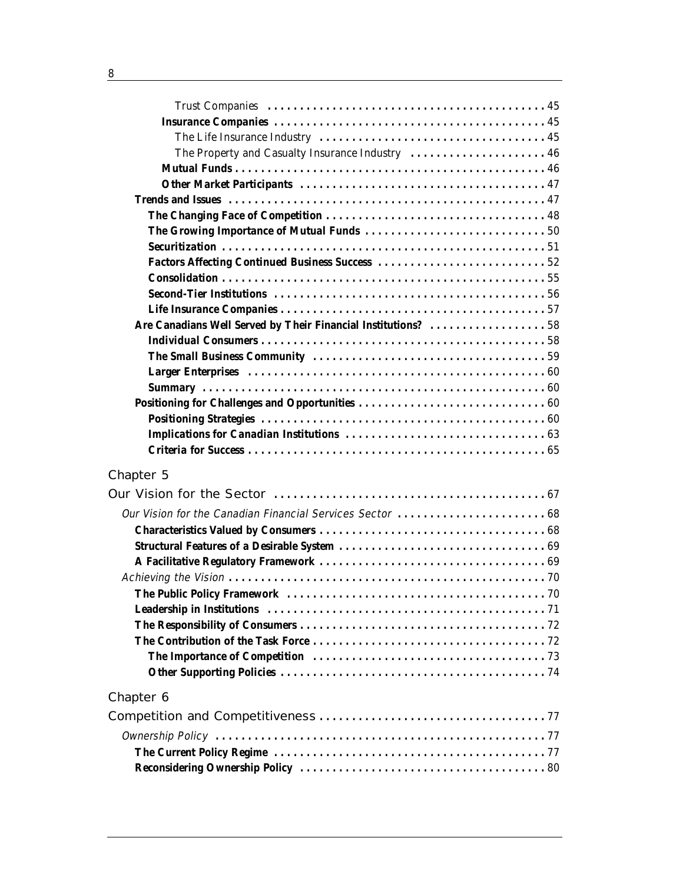Trust Companies . . . . . . . . . . . . . . . . . . . . . . . . . . . . . . . . . . . . . . . . . . 45

**Insurance Companies . . . . . . . . . . . . . . . . . . . . . . . . . . . . . . . . . . . . . . . . . 45**

The Life Insurance Industry . . . . . . . . . . . . . . . . . . . . . . . . . . . . . . . . . . 45

The Property and Casualty Insurance Industry . . . . . . . . . . . . . . . . . . . . . 46

**Mutual Funds . . . . . . . . . . . . . . . . . . . . . . . . . . . . . . . . . . . . . . . . . . . . . . . 46**

**Other Market Participants . . . . . . . . . . . . . . . . . . . . . . . . . . . . . . . . . . . . . 47**

**Trends and Issues . . . . . . . . . . . . . . . . . . . . . . . . . . . . . . . . . . . . . . . . . . . . . . 47**

**The Changing Face of Competition . . . . . . . . . . . . . . . . . . . . . . . . . . . . . . . . . 48**

**The Growing Importance of Mutual Funds . . . . . . . . . . . . . . . . . . . . . . . . . . . 50**

**Securitization . . . . . . . . . . . . . . . . . . . . . . . . . . . . . . . . . . . . . . . . . . . . . . . . . 51**

**Factors Affecting Continued Business Success . . . . . . . . . . . . . . . . . . . . . . . . . 52**

**Consolidation . . . . . . . . . . . . . . . . . . . . . . . . . . . . . . . . . . . . . . . . . . . . . . . . . 55**

**Second-Tier Institutions . . . . . . . . . . . . . . . . . . . . . . . . . . . . . . . . . . . . . . . . . 56**

**Life Insurance Companies . . . . . . . . . . . . . . . . . . . . . . . . . . . . . . . . . . . . . . . . 57**

**Are Canadians Well Served by Their Financial Institutions? . . . . . . . . . . . . . . . . . 58**

**Individual Consumers . . . . . . . . . . . . . . . . . . . . . . . . . . . . . . . . . . . . . . . . . . . 58**

**The Small Business Community . . . . . . . . . . . . . . . . . . . . . . . . . . . . . . . . . . . 59**

**Larger Enterprises . . . . . . . . . . . . . . . . . . . . . . . . . . . . . . . . . . . . . . . . . . . . . 60**

**Summary . . . . . . . . . . . . . . . . . . . . . . . . . . . . . . . . . . . . . . . . . . . . . . . . . . . . 60**

**Positioning for Challenges and Opportunities . . . . . . . . . . . . . . . . . . . . . . . . . . . 60**

**Positioning Strategies . . . . . . . . . . . . . . . . . . . . . . . . . . . . . . . . . . . . . . . . . . . 60**

**Implications for Canadian Institutions . . . . . . . . . . . . . . . . . . . . . . . . . . . . . . 63**

**Criteria for Success . . . . . . . . . . . . . . . . . . . . . . . . . . . . . . . . . . . . . . . . . . . . . 65**

Chapter 5

## Our Vision for the Sector . . . . . . . . . . . . . . . . . . . . . . . . . . . . . . . . . . . . . . . . . . 67

*Our Vision for the Canadian Financial Services Sector . . . . . . . . . . . . . . . . . . . . . . . 68*

**Characteristics Valued by Consumers . . . . . . . . . . . . . . . . . . . . . . . . . . . . . . . . . 68**

**Structural Features of a Desirable System . . . . . . . . . . . . . . . . . . . . . . . . . . . . . 69**

**A Facilitative Regulatory Framework . . . . . . . . . . . . . . . . . . . . . . . . . . . . . . . . . 69**

*Achieving the Vision . . . . . . . . . . . . . . . . . . . . . . . . . . . . . . . . . . . . . . . . . . . . . . . 70*

**The Public Policy Framework . . . . . . . . . . . . . . . . . . . . . . . . . . . . . . . . . . . . . . . 70**

**Leadership in Institutions . . . . . . . . . . . . . . . . . . . . . . . . . . . . . . . . . . . . . . . . . 71**

**The Responsibility of Consumers . . . . . . . . . . . . . . . . . . . . . . . . . . . . . . . . . . . . 72**

**The Contribution of the Task Force . . . . . . . . . . . . . . . . . . . . . . . . . . . . . . . . . . 72**

**The Importance of Competition . . . . . . . . . . . . . . . . . . . . . . . . . . . . . . . . . . . 73**

**Other Supporting Policies . . . . . . . . . . . . . . . . . . . . . . . . . . . . . . . . . . . . . . . 74**

Chapter 6

## Competition and Competitiveness . . . . . . . . . . . . . . . . . . . . . . . . . . . . . . . . . . . 77

*Ownership Policy . . . . . . . . . . . . . . . . . . . . . . . . . . . . . . . . . . . . . . . . . . . . . . . . . 77*

**The Current Policy Regime . . . . . . . . . . . . . . . . . . . . . . . . . . . . . . . . . . . . . . . . 77**

**Reconsidering Ownership Policy . . . . . . . . . . . . . . . . . . . . . . . . . . . . . . . . . . . . 80**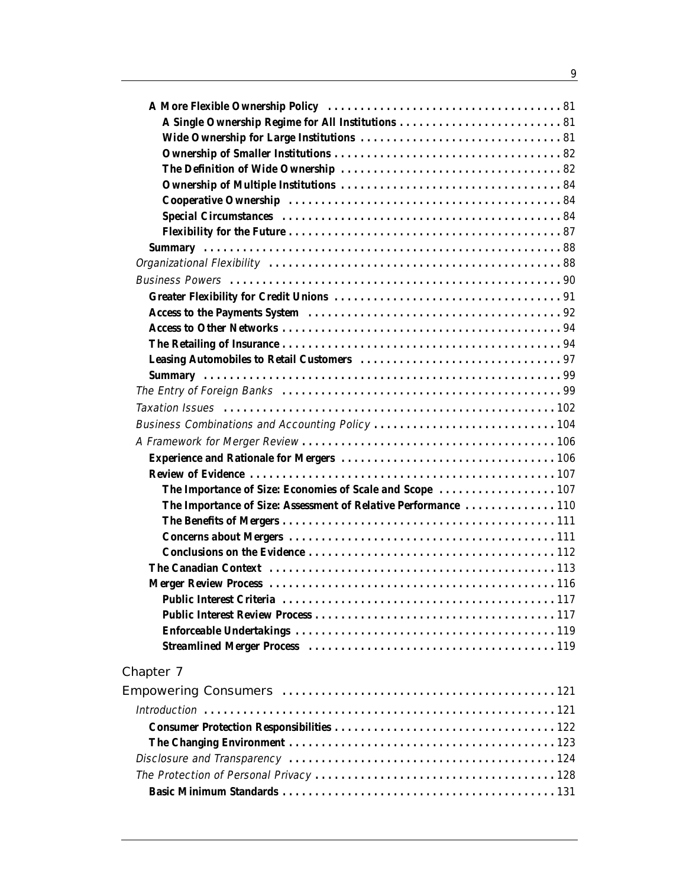**A More Flexible Ownership Policy** . . . . . . . . . . . . . . . . . . . . . . . . . . . . . . . . . . . . 81

**A Single Ownership Regime for All Institutions** . . . . . . . . . . . . . . . . . . . . . . . . . 81

**Wide Ownership for Large Institutions** . . . . . . . . . . . . . . . . . . . . . . . . . . . . . . . 81

**Ownership of Smaller Institutions** . . . . . . . . . . . . . . . . . . . . . . . . . . . . . . . . . . . 82

**The Definition of Wide Ownership** . . . . . . . . . . . . . . . . . . . . . . . . . . . . . . . . . 82

**Ownership of Multiple Institutions** . . . . . . . . . . . . . . . . . . . . . . . . . . . . . . . . . 84

**Cooperative Ownership** . . . . . . . . . . . . . . . . . . . . . . . . . . . . . . . . . . . . . . . . . 84

**Special Circumstances** . . . . . . . . . . . . . . . . . . . . . . . . . . . . . . . . . . . . . . . . . . 84

**Flexibility for the Future** . . . . . . . . . . . . . . . . . . . . . . . . . . . . . . . . . . . . . . . . . 87

**Summary** . . . . . . . . . . . . . . . . . . . . . . . . . . . . . . . . . . . . . . . . . . . . . . . . . . . . . 88

*Organizational Flexibility* . . . . . . . . . . . . . . . . . . . . . . . . . . . . . . . . . . . . . . . . . . . . 88

*Business Powers* . . . . . . . . . . . . . . . . . . . . . . . . . . . . . . . . . . . . . . . . . . . . . . . . . . 90

**Greater Flexibility for Credit Unions** . . . . . . . . . . . . . . . . . . . . . . . . . . . . . . . . . . 91

**Access to the Payments System** . . . . . . . . . . . . . . . . . . . . . . . . . . . . . . . . . . . . . 92

**Access to Other Networks** . . . . . . . . . . . . . . . . . . . . . . . . . . . . . . . . . . . . . . . . . . 94

**The Retailing of Insurance** . . . . . . . . . . . . . . . . . . . . . . . . . . . . . . . . . . . . . . . . . . 94

**Leasing Automobiles to Retail Customers** . . . . . . . . . . . . . . . . . . . . . . . . . . . . . . 97

**Summary** . . . . . . . . . . . . . . . . . . . . . . . . . . . . . . . . . . . . . . . . . . . . . . . . . . . . . . 99

*The Entry of Foreign Banks* . . . . . . . . . . . . . . . . . . . . . . . . . . . . . . . . . . . . . . . . . . 99

*Taxation Issues* . . . . . . . . . . . . . . . . . . . . . . . . . . . . . . . . . . . . . . . . . . . . . . . . . . 102

*Business Combinations and Accounting Policy* . . . . . . . . . . . . . . . . . . . . . . . . . . . 104

*A Framework for Merger Review* . . . . . . . . . . . . . . . . . . . . . . . . . . . . . . . . . . . . . . 106

**Experience and Rationale for Mergers** . . . . . . . . . . . . . . . . . . . . . . . . . . . . . . . . 106

**Review of Evidence** . . . . . . . . . . . . . . . . . . . . . . . . . . . . . . . . . . . . . . . . . . . . . . 107

**The Importance of Size: Economies of Scale and Scope** . . . . . . . . . . . . . . . . . . 107

**The Importance of Size: Assessment of Relative Performance** . . . . . . . . . . . . . . 110

**The Benefits of Mergers** . . . . . . . . . . . . . . . . . . . . . . . . . . . . . . . . . . . . . . . . . . 111

**Concerns about Mergers** . . . . . . . . . . . . . . . . . . . . . . . . . . . . . . . . . . . . . . . . . 111

**Conclusions on the Evidence** . . . . . . . . . . . . . . . . . . . . . . . . . . . . . . . . . . . . . . 112

**The Canadian Context** . . . . . . . . . . . . . . . . . . . . . . . . . . . . . . . . . . . . . . . . . . . . 113

**Merger Review Process** . . . . . . . . . . . . . . . . . . . . . . . . . . . . . . . . . . . . . . . . . . . 116

**Public Interest Criteria** . . . . . . . . . . . . . . . . . . . . . . . . . . . . . . . . . . . . . . . . . . 117

**Public Interest Review Process** . . . . . . . . . . . . . . . . . . . . . . . . . . . . . . . . . . . . 117

**Enforceable Undertakings** . . . . . . . . . . . . . . . . . . . . . . . . . . . . . . . . . . . . . . . . 119

**Streamlined Merger Process** . . . . . . . . . . . . . . . . . . . . . . . . . . . . . . . . . . . . . . 119

Chapter 7

Empowering Consumers . . . . . . . . . . . . . . . . . . . . . . . . . . . . . . . . . . . . . . . . . 121

*Introduction* . . . . . . . . . . . . . . . . . . . . . . . . . . . . . . . . . . . . . . . . . . . . . . . . . . . . 121

**Consumer Protection Responsibilities** . . . . . . . . . . . . . . . . . . . . . . . . . . . . . . . . . 122

**The Changing Environment** . . . . . . . . . . . . . . . . . . . . . . . . . . . . . . . . . . . . . . . . . 123

*Disclosure and Transparency* . . . . . . . . . . . . . . . . . . . . . . . . . . . . . . . . . . . . . . . . 124

*The Protection of Personal Privacy* . . . . . . . . . . . . . . . . . . . . . . . . . . . . . . . . . . . . 128

**Basic Minimum Standards** . . . . . . . . . . . . . . . . . . . . . . . . . . . . . . . . . . . . . . . . . . 131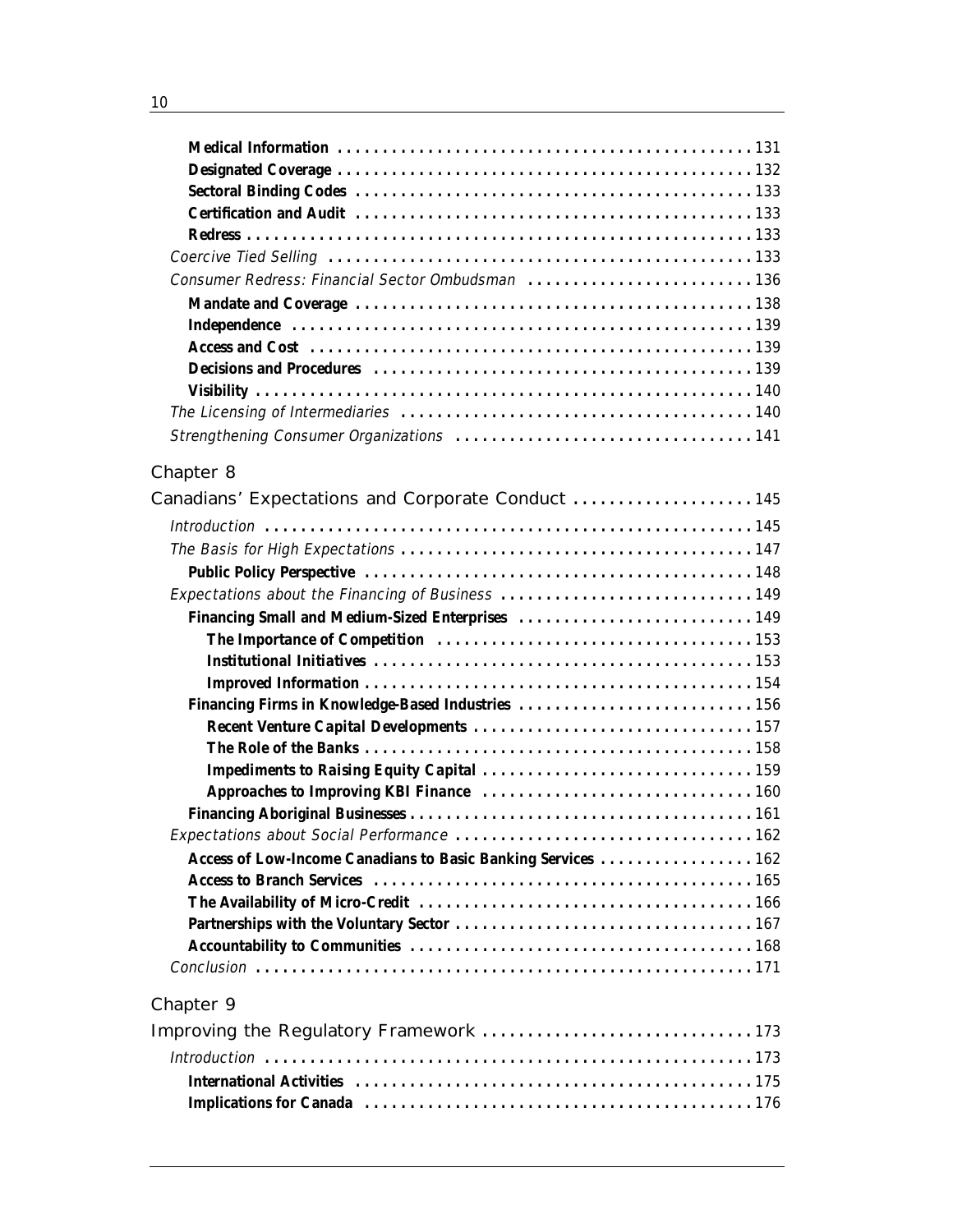**Medical Information** ............................................. 131
**Designated Coverage** ............................................. 132
**Sectoral Binding Codes** ............................................. 133
**Certification and Audit** ............................................. 133
**Redress** ............................................. 133
*Coercive Tied Selling* ............................................. 133
*Consumer Redress: Financial Sector Ombudsman* ............................................. 136
**Mandate and Coverage** ............................................. 138
**Independence** ............................................. 139
**Access and Cost** ............................................. 139
**Decisions and Procedures** ............................................. 139
**Visibility** ............................................. 140
*The Licensing of Intermediaries* ............................................. 140
*Strengthening Consumer Organizations* ............................................. 141

## Chapter 8

## Canadians' Expectations and Corporate Conduct ............................................. 145

*Introduction* ............................................. 145
*The Basis for High Expectations* ............................................. 147
**Public Policy Perspective** ............................................. 148
*Expectations about the Financing of Business* ............................................. 149
**Financing Small and Medium-Sized Enterprises** ............................................. 149
**The Importance of Competition** ............................................. 153
**Institutional Initiatives** ............................................. 153
**Improved Information** ............................................. 154
**Financing Firms in Knowledge-Based Industries** ............................................. 156
**Recent Venture Capital Developments** ............................................. 157
**The Role of the Banks** ............................................. 158
**Impediments to Raising Equity Capital** ............................................. 159
**Approaches to Improving KBI Finance** ............................................. 160
**Financing Aboriginal Businesses** ............................................. 161
*Expectations about Social Performance* ............................................. 162
**Access of Low-Income Canadians to Basic Banking Services** ............................................. 162
**Access to Branch Services** ............................................. 165
**The Availability of Micro-Credit** ............................................. 166
**Partnerships with the Voluntary Sector** ............................................. 167
**Accountability to Communities** ............................................. 168
*Conclusion* ............................................. 171

## Chapter 9

## Improving the Regulatory Framework ............................................. 173

*Introduction* ............................................. 173
**International Activities** ............................................. 175
**Implications for Canada** ............................................. 176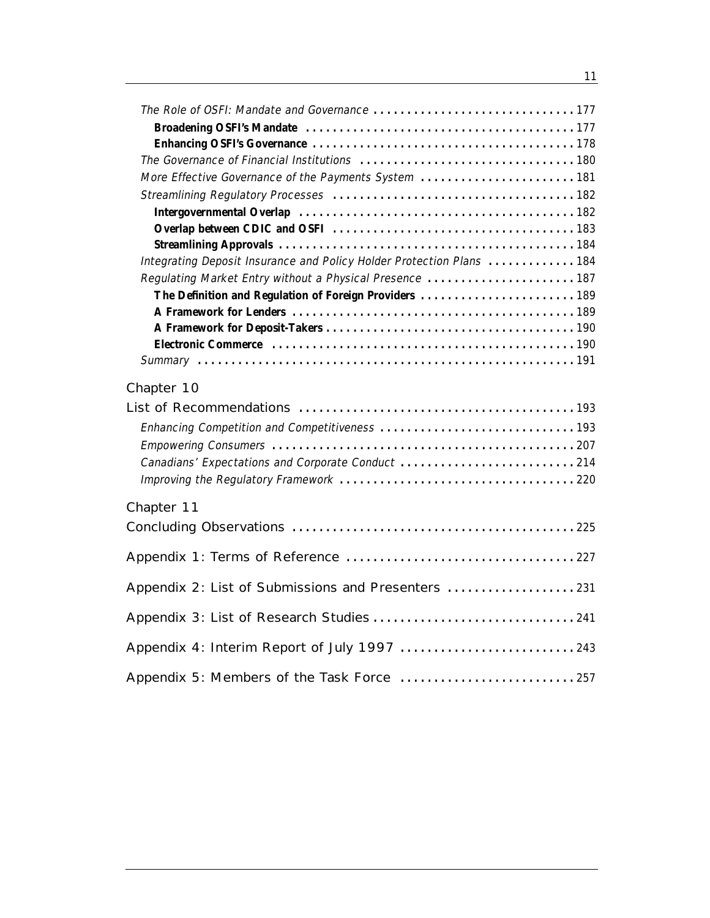*The Role of OSFI: Mandate and Governance* . . . . . . . . . . . . . . . . . . . . . . . . . . . . . . 177

**Broadening OSFI's Mandate** . . . . . . . . . . . . . . . . . . . . . . . . . . . . . . . . . . . . . . . . 177

**Enhancing OSFI's Governance** . . . . . . . . . . . . . . . . . . . . . . . . . . . . . . . . . . . . . . 178

*The Governance of Financial Institutions* . . . . . . . . . . . . . . . . . . . . . . . . . . . . . . . . 180

*More Effective Governance of the Payments System* . . . . . . . . . . . . . . . . . . . . . . . 181

*Streamlining Regulatory Processes* . . . . . . . . . . . . . . . . . . . . . . . . . . . . . . . . . . . . 182

**Intergovernmental Overlap** . . . . . . . . . . . . . . . . . . . . . . . . . . . . . . . . . . . . . . . . . 182

**Overlap between CDIC and OSFI** . . . . . . . . . . . . . . . . . . . . . . . . . . . . . . . . . . . . 183

**Streamlining Approvals** . . . . . . . . . . . . . . . . . . . . . . . . . . . . . . . . . . . . . . . . . . . . 184

*Integrating Deposit Insurance and Policy Holder Protection Plans* . . . . . . . . . . . . . 184

*Regulating Market Entry without a Physical Presence* . . . . . . . . . . . . . . . . . . . . . . 187

**The Definition and Regulation of Foreign Providers** . . . . . . . . . . . . . . . . . . . . . . . 189

**A Framework for Lenders** . . . . . . . . . . . . . . . . . . . . . . . . . . . . . . . . . . . . . . . . . . 189

**A Framework for Deposit-Takers** . . . . . . . . . . . . . . . . . . . . . . . . . . . . . . . . . . . . . 190

**Electronic Commerce** . . . . . . . . . . . . . . . . . . . . . . . . . . . . . . . . . . . . . . . . . . . . . 190

*Summary* . . . . . . . . . . . . . . . . . . . . . . . . . . . . . . . . . . . . . . . . . . . . . . . . . . . . . . . . 191

## Chapter 10

## List of Recommendations . . . . . . . . . . . . . . . . . . . . . . . . . . . . . . . . . . . . . . . . 193

*Enhancing Competition and Competitiveness* . . . . . . . . . . . . . . . . . . . . . . . . . . . . . 193

*Empowering Consumers* . . . . . . . . . . . . . . . . . . . . . . . . . . . . . . . . . . . . . . . . . . . . . 207

*Canadians' Expectations and Corporate Conduct* . . . . . . . . . . . . . . . . . . . . . . . . . . 214

*Improving the Regulatory Framework* . . . . . . . . . . . . . . . . . . . . . . . . . . . . . . . . . . . 220

## Chapter 11

## Concluding Observations . . . . . . . . . . . . . . . . . . . . . . . . . . . . . . . . . . . . . . . . . 225

## Appendix 1: Terms of Reference . . . . . . . . . . . . . . . . . . . . . . . . . . . . . . . . . . 227

## Appendix 2: List of Submissions and Presenters . . . . . . . . . . . . . . . . . . . 231

## Appendix 3: List of Research Studies . . . . . . . . . . . . . . . . . . . . . . . . . . . . . . 241

## Appendix 4: Interim Report of July 1997 . . . . . . . . . . . . . . . . . . . . . . . . . 243

## Appendix 5: Members of the Task Force . . . . . . . . . . . . . . . . . . . . . . . . . . 257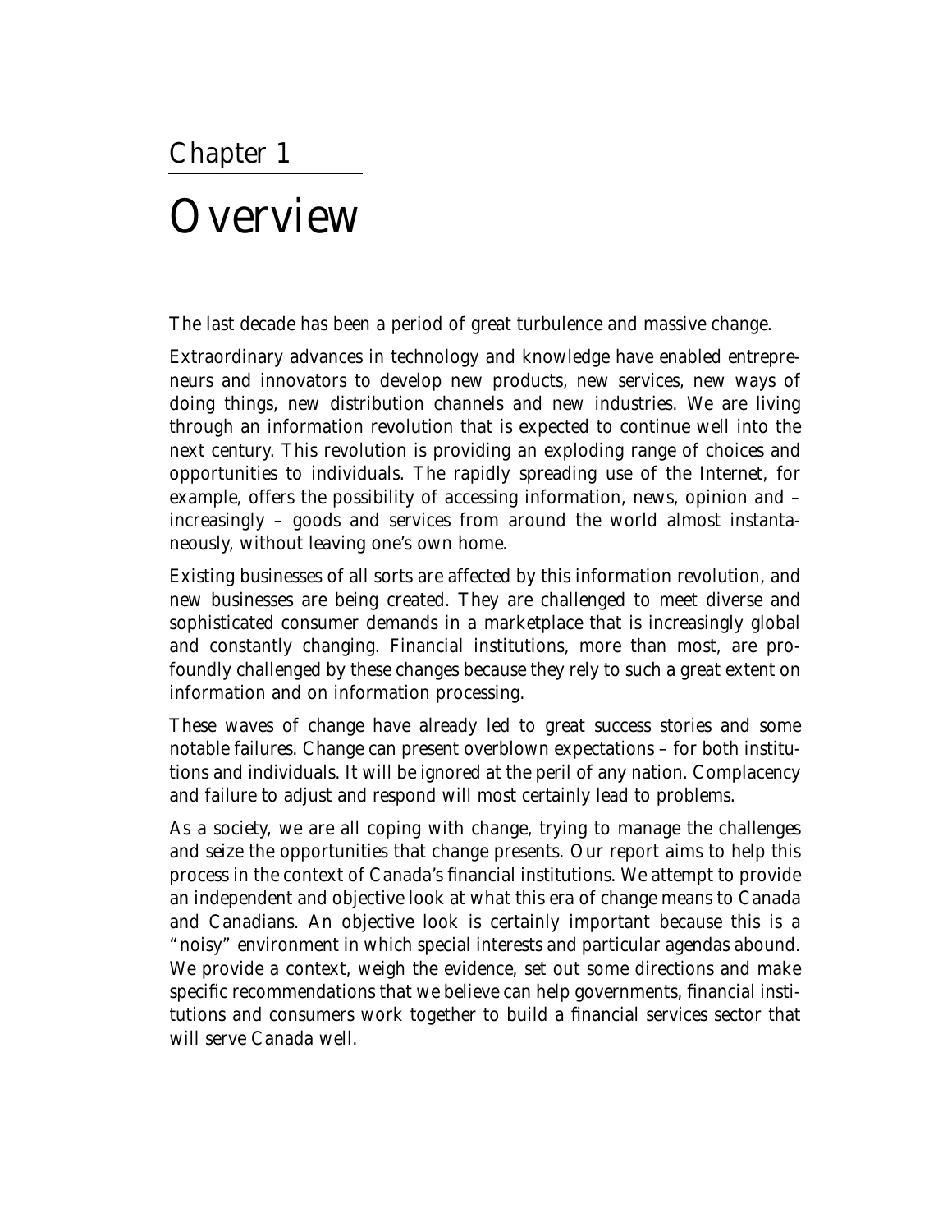# Chapter 1

# Overview

The last decade has been a period of great turbulence and massive change.

Extraordinary advances in technology and knowledge have enabled entrepreneurs and innovators to develop new products, new services, new ways of doing things, new distribution channels and new industries. We are living through an information revolution that is expected to continue well into the next century. This revolution is providing an exploding range of choices and opportunities to individuals. The rapidly spreading use of the Internet, for example, offers the possibility of accessing information, news, opinion and – increasingly – goods and services from around the world almost instantaneously, without leaving one's own home.

Existing businesses of all sorts are affected by this information revolution, and new businesses are being created. They are challenged to meet diverse and sophisticated consumer demands in a marketplace that is increasingly global and constantly changing. Financial institutions, more than most, are profoundly challenged by these changes because they rely to such a great extent on information and on information processing.

These waves of change have already led to great success stories and some notable failures. Change can present overblown expectations – for both institutions and individuals. It will be ignored at the peril of any nation. Complacency and failure to adjust and respond will most certainly lead to problems.

As a society, we are all coping with change, trying to manage the challenges and seize the opportunities that change presents. Our report aims to help this process in the context of Canada's financial institutions. We attempt to provide an independent and objective look at what this era of change means to Canada and Canadians. An objective look is certainly important because this is a "noisy" environment in which special interests and particular agendas abound. We provide a context, weigh the evidence, set out some directions and make specific recommendations that we believe can help governments, financial institutions and consumers work together to build a financial services sector that will serve Canada well.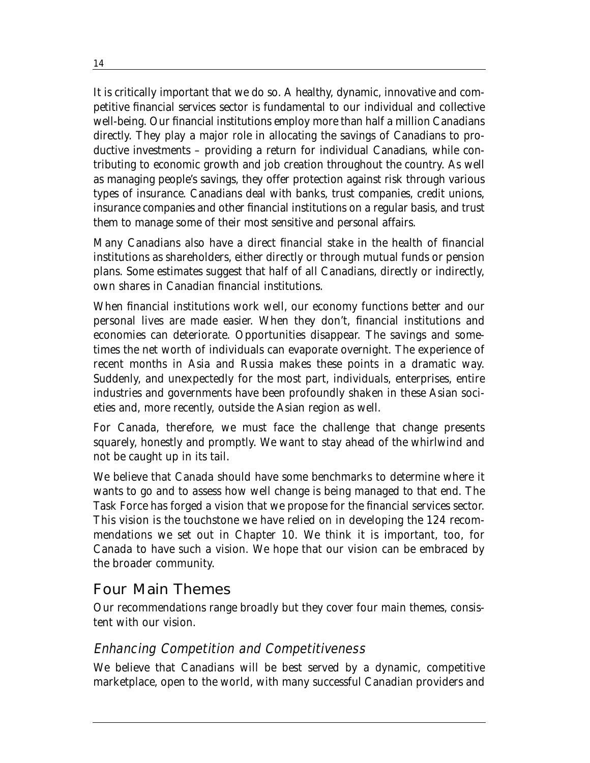It is critically important that we do so. A healthy, dynamic, innovative and competitive financial services sector is fundamental to our individual and collective well-being. Our financial institutions employ more than half a million Canadians directly. They play a major role in allocating the savings of Canadians to productive investments – providing a return for individual Canadians, while contributing to economic growth and job creation throughout the country. As well as managing people's savings, they offer protection against risk through various types of insurance. Canadians deal with banks, trust companies, credit unions, insurance companies and other financial institutions on a regular basis, and trust them to manage some of their most sensitive and personal affairs.

Many Canadians also have a direct financial stake in the health of financial institutions as shareholders, either directly or through mutual funds or pension plans. Some estimates suggest that half of all Canadians, directly or indirectly, own shares in Canadian financial institutions.

When financial institutions work well, our economy functions better and our personal lives are made easier. When they don't, financial institutions and economies can deteriorate. Opportunities disappear. The savings and sometimes the net worth of individuals can evaporate overnight. The experience of recent months in Asia and Russia makes these points in a dramatic way. Suddenly, and unexpectedly for the most part, individuals, enterprises, entire industries and governments have been profoundly shaken in these Asian societies and, more recently, outside the Asian region as well.

For Canada, therefore, we must face the challenge that change presents squarely, honestly and promptly. We want to stay ahead of the whirlwind and not be caught up in its tail.

We believe that Canada should have some benchmarks to determine where it wants to go and to assess how well change is being managed to that end. The Task Force has forged a vision that we propose for the financial services sector. This vision is the touchstone we have relied on in developing the 124 recommendations we set out in Chapter 10. We think it is important, too, for Canada to have such a vision. We hope that our vision can be embraced by the broader community.

## Four Main Themes

Our recommendations range broadly but they cover four main themes, consistent with our vision.

### *Enhancing Competition and Competitiveness*

We believe that Canadians will be best served by a dynamic, competitive marketplace, open to the world, with many successful Canadian providers and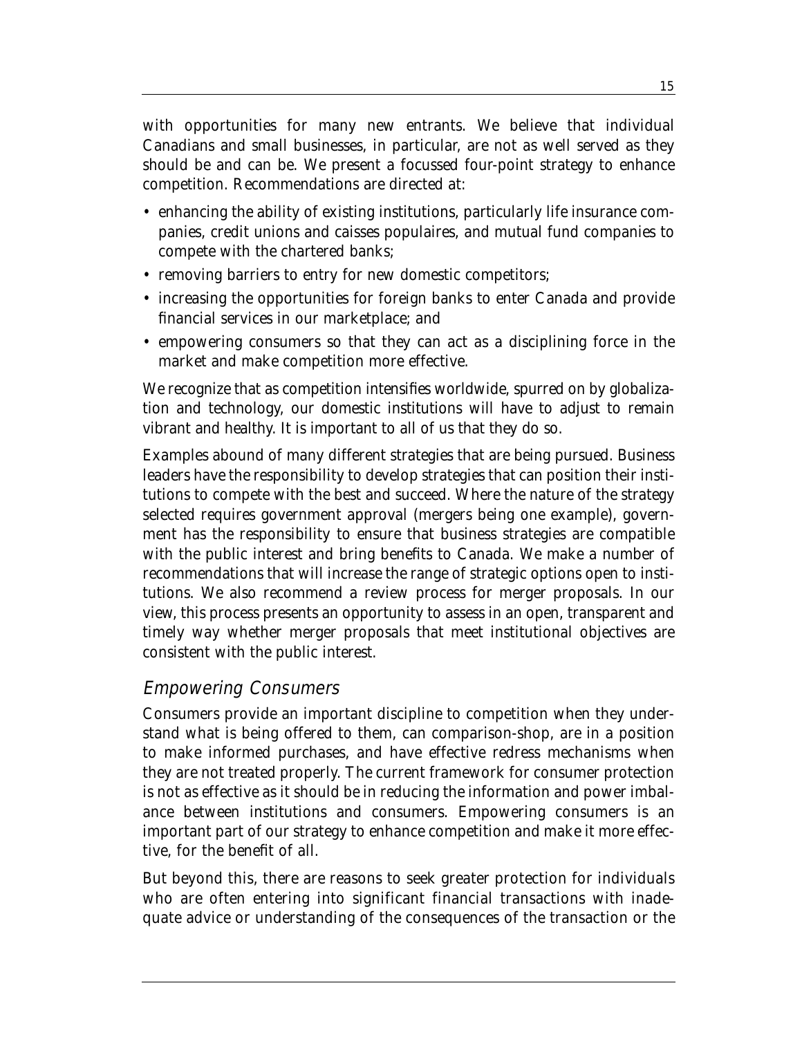with opportunities for many new entrants. We believe that individual Canadians and small businesses, in particular, are not as well served as they should be and can be. We present a focussed four-point strategy to enhance competition. Recommendations are directed at:

- enhancing the ability of existing institutions, particularly life insurance companies, credit unions and caisses populaires, and mutual fund companies to compete with the chartered banks;
- removing barriers to entry for new domestic competitors;
- increasing the opportunities for foreign banks to enter Canada and provide financial services in our marketplace; and
- empowering consumers so that they can act as a disciplining force in the market and make competition more effective.

We recognize that as competition intensifies worldwide, spurred on by globalization and technology, our domestic institutions will have to adjust to remain vibrant and healthy. It is important to all of us that they do so.

Examples abound of many different strategies that are being pursued. Business leaders have the responsibility to develop strategies that can position their institutions to compete with the best and succeed. Where the nature of the strategy selected requires government approval (mergers being one example), government has the responsibility to ensure that business strategies are compatible with the public interest and bring benefits to Canada. We make a number of recommendations that will increase the range of strategic options open to institutions. We also recommend a review process for merger proposals. In our view, this process presents an opportunity to assess in an open, transparent and timely way whether merger proposals that meet institutional objectives are consistent with the public interest.

## *Empowering Consumers*

Consumers provide an important discipline to competition when they understand what is being offered to them, can comparison-shop, are in a position to make informed purchases, and have effective redress mechanisms when they are not treated properly. The current framework for consumer protection is not as effective as it should be in reducing the information and power imbalance between institutions and consumers. Empowering consumers is an important part of our strategy to enhance competition and make it more effective, for the benefit of all.

But beyond this, there are reasons to seek greater protection for individuals who are often entering into significant financial transactions with inadequate advice or understanding of the consequences of the transaction or the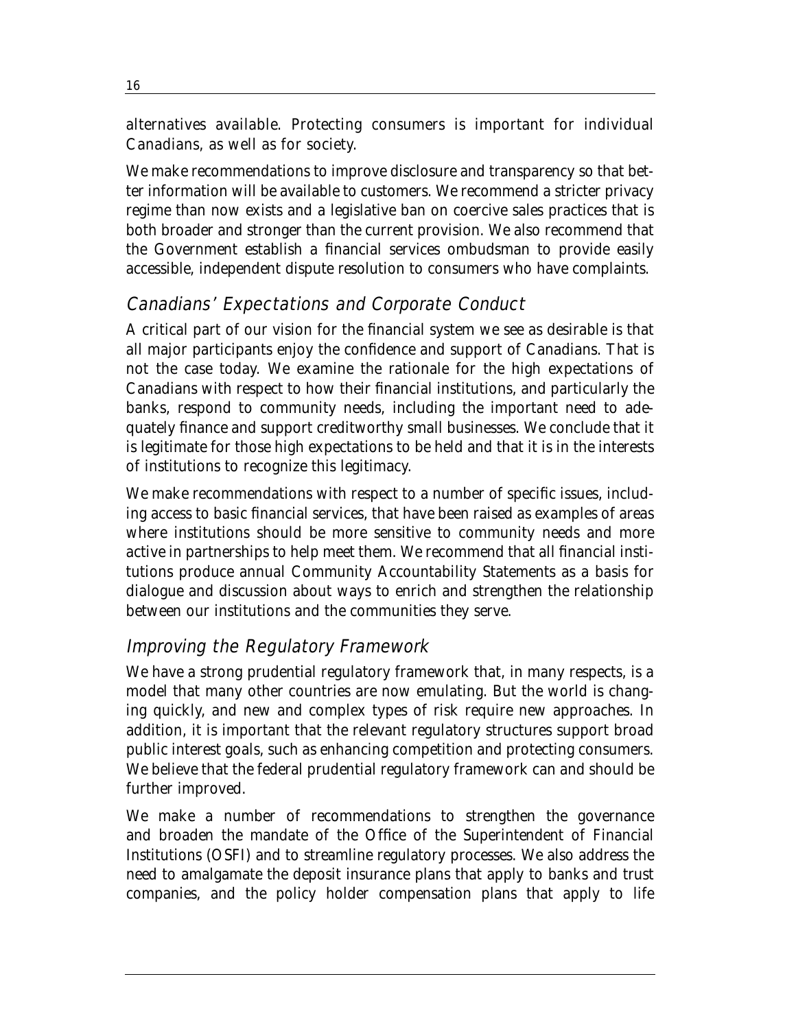alternatives available. Protecting consumers is important for individual Canadians, as well as for society.

We make recommendations to improve disclosure and transparency so that better information will be available to customers. We recommend a stricter privacy regime than now exists and a legislative ban on coercive sales practices that is both broader and stronger than the current provision. We also recommend that the Government establish a financial services ombudsman to provide easily accessible, independent dispute resolution to consumers who have complaints.

## *Canadians' Expectations and Corporate Conduct*

A critical part of our vision for the financial system we see as desirable is that all major participants enjoy the confidence and support of Canadians. That is not the case today. We examine the rationale for the high expectations of Canadians with respect to how their financial institutions, and particularly the banks, respond to community needs, including the important need to adequately finance and support creditworthy small businesses. We conclude that it is legitimate for those high expectations to be held and that it is in the interests of institutions to recognize this legitimacy.

We make recommendations with respect to a number of specific issues, including access to basic financial services, that have been raised as examples of areas where institutions should be more sensitive to community needs and more active in partnerships to help meet them. We recommend that all financial institutions produce annual Community Accountability Statements as a basis for dialogue and discussion about ways to enrich and strengthen the relationship between our institutions and the communities they serve.

## *Improving the Regulatory Framework*

We have a strong prudential regulatory framework that, in many respects, is a model that many other countries are now emulating. But the world is changing quickly, and new and complex types of risk require new approaches. In addition, it is important that the relevant regulatory structures support broad public interest goals, such as enhancing competition and protecting consumers. We believe that the federal prudential regulatory framework can and should be further improved.

We make a number of recommendations to strengthen the governance and broaden the mandate of the Office of the Superintendent of Financial Institutions (OSFI) and to streamline regulatory processes. We also address the need to amalgamate the deposit insurance plans that apply to banks and trust companies, and the policy holder compensation plans that apply to life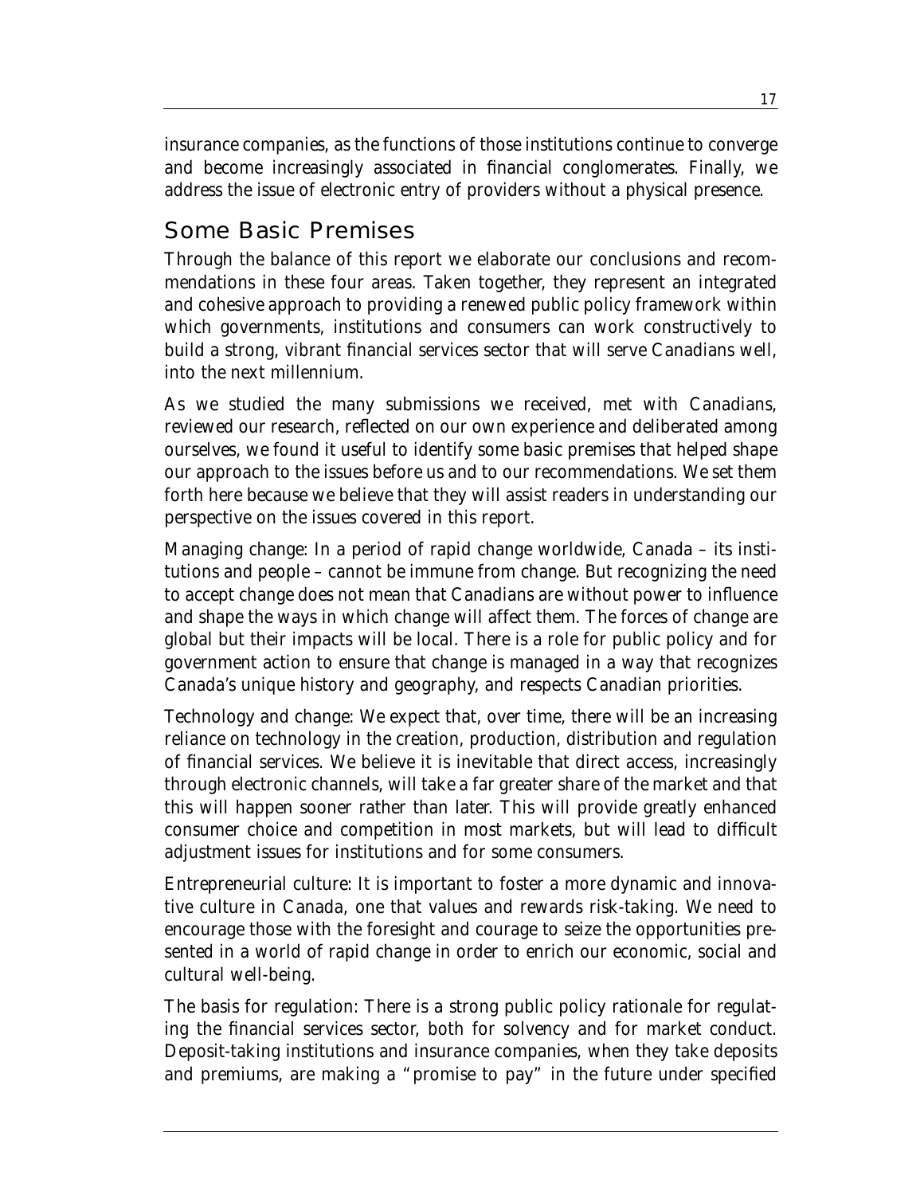insurance companies, as the functions of those institutions continue to converge and become increasingly associated in financial conglomerates. Finally, we address the issue of electronic entry of providers without a physical presence.

## Some Basic Premises

Through the balance of this report we elaborate our conclusions and recommendations in these four areas. Taken together, they represent an integrated and cohesive approach to providing a renewed public policy framework within which governments, institutions and consumers can work constructively to build a strong, vibrant financial services sector that will serve Canadians well, into the next millennium.

As we studied the many submissions we received, met with Canadians, reviewed our research, reflected on our own experience and deliberated among ourselves, we found it useful to identify some basic premises that helped shape our approach to the issues before us and to our recommendations. We set them forth here because we believe that they will assist readers in understanding our perspective on the issues covered in this report.

Managing change: In a period of rapid change worldwide, Canada – its institutions and people – cannot be immune from change. But recognizing the need to accept change does not mean that Canadians are without power to influence and shape the ways in which change will affect them. The forces of change are global but their impacts will be local. There is a role for public policy and for government action to ensure that change is managed in a way that recognizes Canada's unique history and geography, and respects Canadian priorities.

Technology and change: We expect that, over time, there will be an increasing reliance on technology in the creation, production, distribution and regulation of financial services. We believe it is inevitable that direct access, increasingly through electronic channels, will take a far greater share of the market and that this will happen sooner rather than later. This will provide greatly enhanced consumer choice and competition in most markets, but will lead to difficult adjustment issues for institutions and for some consumers.

Entrepreneurial culture: It is important to foster a more dynamic and innovative culture in Canada, one that values and rewards risk-taking. We need to encourage those with the foresight and courage to seize the opportunities presented in a world of rapid change in order to enrich our economic, social and cultural well-being.

The basis for regulation: There is a strong public policy rationale for regulating the financial services sector, both for solvency and for market conduct. Deposit-taking institutions and insurance companies, when they take deposits and premiums, are making a "promise to pay" in the future under specified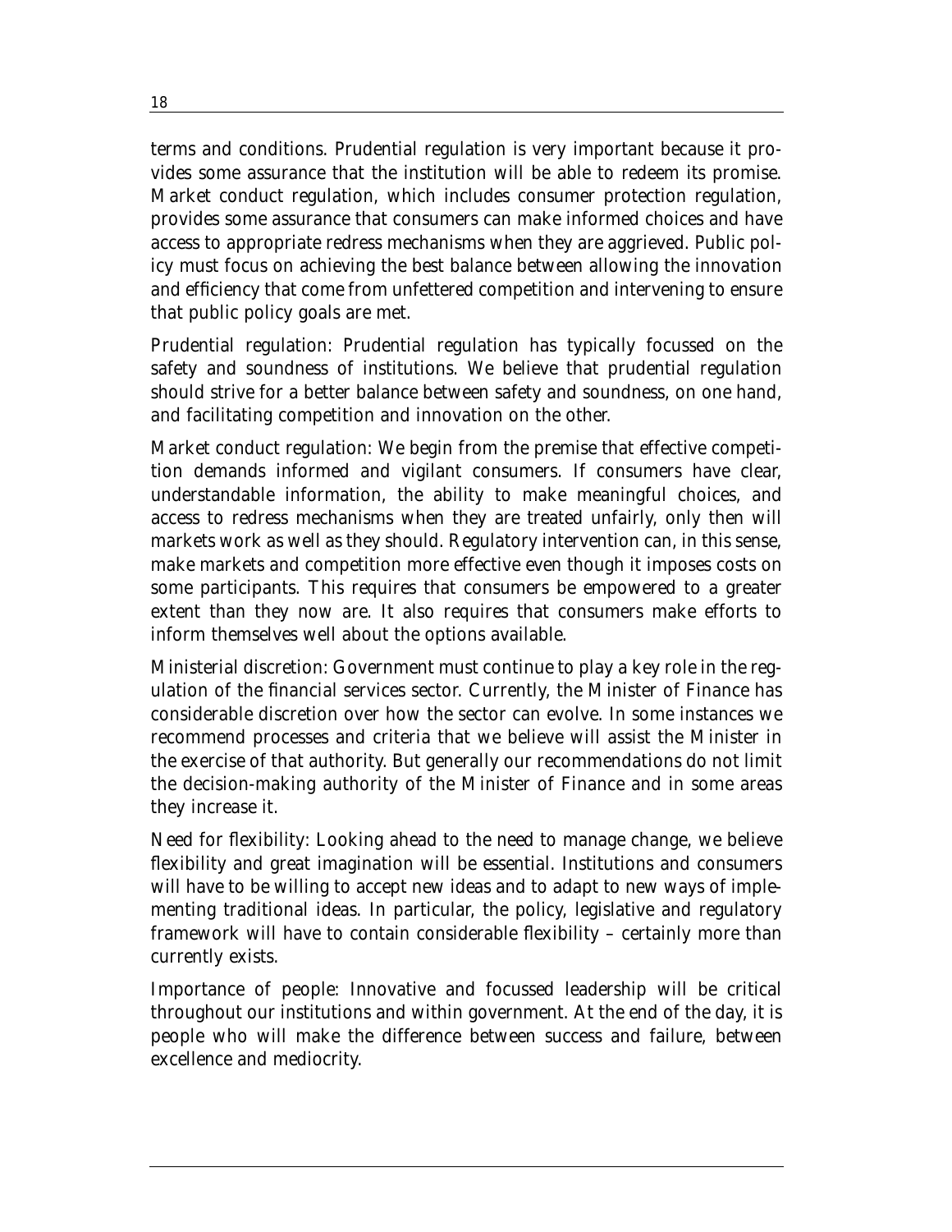terms and conditions. Prudential regulation is very important because it provides some assurance that the institution will be able to redeem its promise. Market conduct regulation, which includes consumer protection regulation, provides some assurance that consumers can make informed choices and have access to appropriate redress mechanisms when they are aggrieved. Public policy must focus on achieving the best balance between allowing the innovation and efficiency that come from unfettered competition and intervening to ensure that public policy goals are met.

Prudential regulation: Prudential regulation has typically focussed on the safety and soundness of institutions. We believe that prudential regulation should strive for a better balance between safety and soundness, on one hand, and facilitating competition and innovation on the other.

Market conduct regulation: We begin from the premise that effective competition demands informed and vigilant consumers. If consumers have clear, understandable information, the ability to make meaningful choices, and access to redress mechanisms when they are treated unfairly, only then will markets work as well as they should. Regulatory intervention can, in this sense, make markets and competition more effective even though it imposes costs on some participants. This requires that consumers be empowered to a greater extent than they now are. It also requires that consumers make efforts to inform themselves well about the options available.

Ministerial discretion: Government must continue to play a key role in the regulation of the financial services sector. Currently, the Minister of Finance has considerable discretion over how the sector can evolve. In some instances we recommend processes and criteria that we believe will assist the Minister in the exercise of that authority. But generally our recommendations do not limit the decision-making authority of the Minister of Finance and in some areas they increase it.

Need for flexibility: Looking ahead to the need to manage change, we believe flexibility and great imagination will be essential. Institutions and consumers will have to be willing to accept new ideas and to adapt to new ways of implementing traditional ideas. In particular, the policy, legislative and regulatory framework will have to contain considerable flexibility – certainly more than currently exists.

Importance of people: Innovative and focussed leadership will be critical throughout our institutions and within government. At the end of the day, it is people who will make the difference between success and failure, between excellence and mediocrity.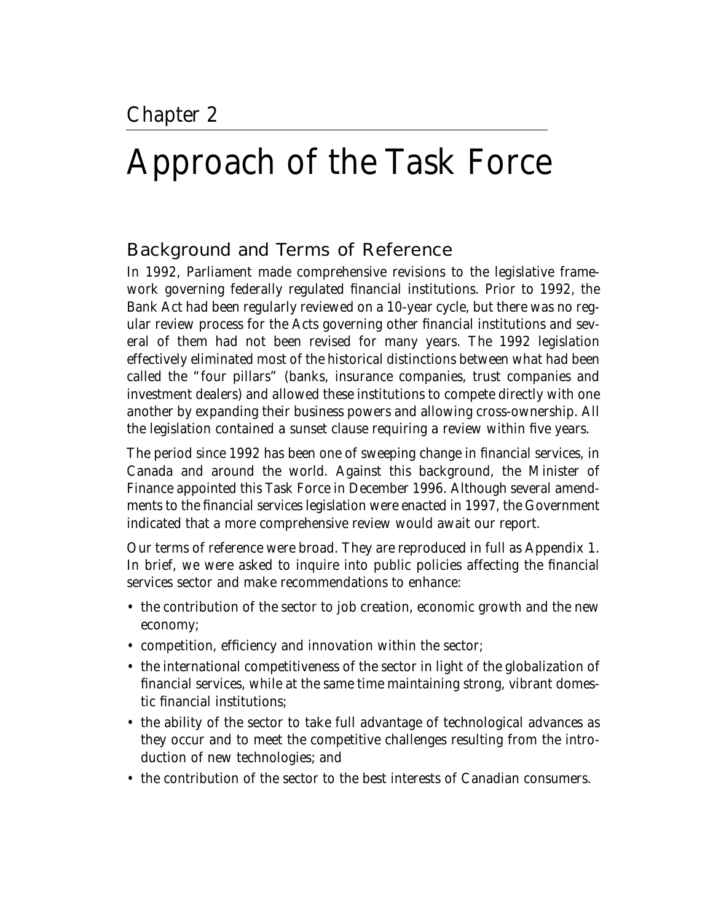Chapter 2

# Approach of the Task Force

## Background and Terms of Reference

In 1992, Parliament made comprehensive revisions to the legislative framework governing federally regulated financial institutions. Prior to 1992, the Bank Act had been regularly reviewed on a 10-year cycle, but there was no regular review process for the Acts governing other financial institutions and several of them had not been revised for many years. The 1992 legislation effectively eliminated most of the historical distinctions between what had been called the "four pillars" (banks, insurance companies, trust companies and investment dealers) and allowed these institutions to compete directly with one another by expanding their business powers and allowing cross-ownership. All the legislation contained a sunset clause requiring a review within five years.

The period since 1992 has been one of sweeping change in financial services, in Canada and around the world. Against this background, the Minister of Finance appointed this Task Force in December 1996. Although several amendments to the financial services legislation were enacted in 1997, the Government indicated that a more comprehensive review would await our report.

Our terms of reference were broad. They are reproduced in full as Appendix 1. In brief, we were asked to inquire into public policies affecting the financial services sector and make recommendations to enhance:

- the contribution of the sector to job creation, economic growth and the new economy;
- competition, efficiency and innovation within the sector;
- the international competitiveness of the sector in light of the globalization of financial services, while at the same time maintaining strong, vibrant domestic financial institutions;
- the ability of the sector to take full advantage of technological advances as they occur and to meet the competitive challenges resulting from the introduction of new technologies; and
- the contribution of the sector to the best interests of Canadian consumers.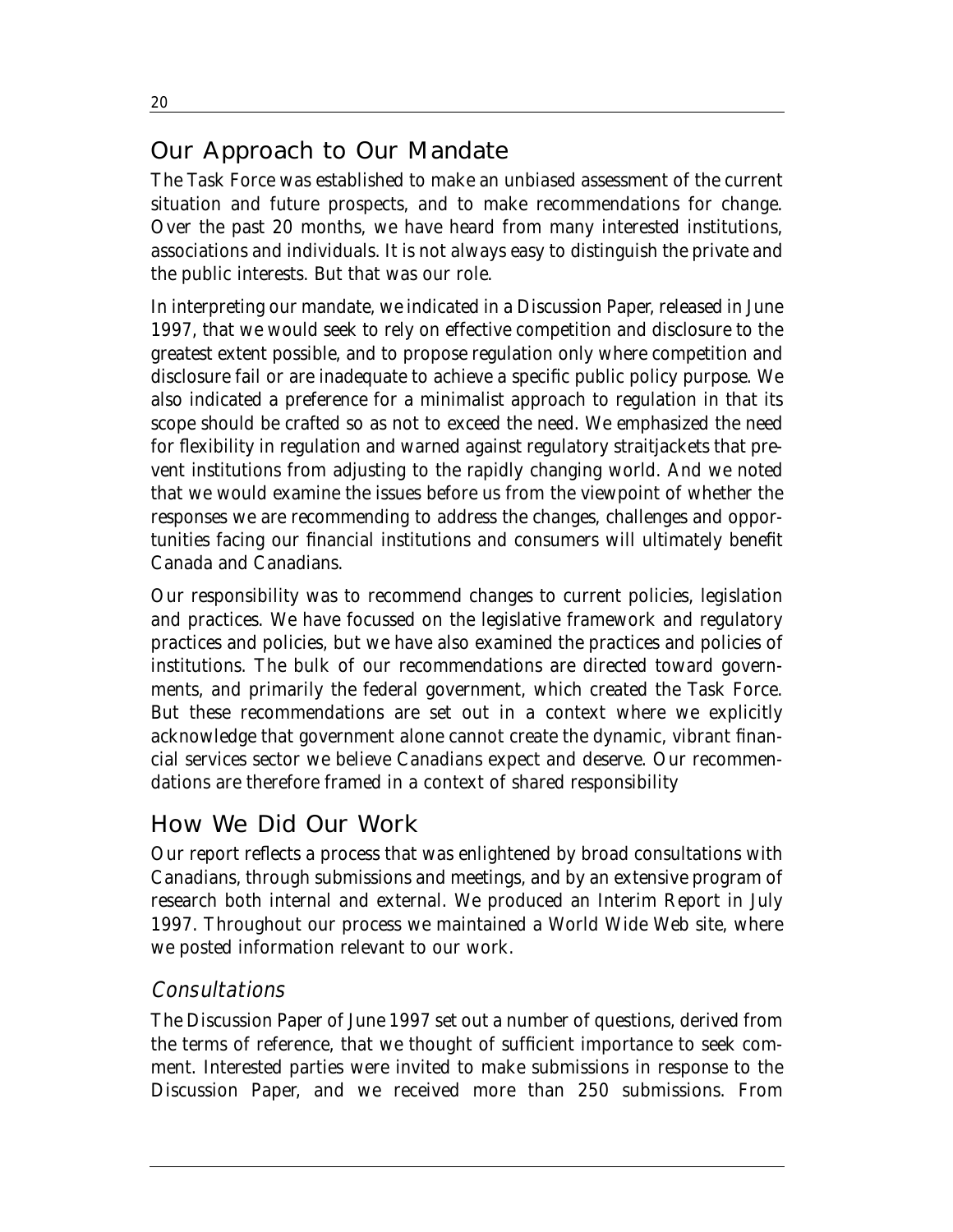## Our Approach to Our Mandate

The Task Force was established to make an unbiased assessment of the current situation and future prospects, and to make recommendations for change. Over the past 20 months, we have heard from many interested institutions, associations and individuals. It is not always easy to distinguish the private and the public interests. But that was our role.

In interpreting our mandate, we indicated in a Discussion Paper, released in June 1997, that we would seek to rely on effective competition and disclosure to the greatest extent possible, and to propose regulation only where competition and disclosure fail or are inadequate to achieve a specific public policy purpose. We also indicated a preference for a minimalist approach to regulation in that its scope should be crafted so as not to exceed the need. We emphasized the need for flexibility in regulation and warned against regulatory straitjackets that prevent institutions from adjusting to the rapidly changing world. And we noted that we would examine the issues before us from the viewpoint of whether the responses we are recommending to address the changes, challenges and opportunities facing our financial institutions and consumers will ultimately benefit Canada and Canadians.

Our responsibility was to recommend changes to current policies, legislation and practices. We have focussed on the legislative framework and regulatory practices and policies, but we have also examined the practices and policies of institutions. The bulk of our recommendations are directed toward governments, and primarily the federal government, which created the Task Force. But these recommendations are set out in a context where we explicitly acknowledge that government alone cannot create the dynamic, vibrant financial services sector we believe Canadians expect and deserve. Our recommendations are therefore framed in a context of shared responsibility

## How We Did Our Work

Our report reflects a process that was enlightened by broad consultations with Canadians, through submissions and meetings, and by an extensive program of research both internal and external. We produced an Interim Report in July 1997. Throughout our process we maintained a World Wide Web site, where we posted information relevant to our work.

### *Consultations*

The Discussion Paper of June 1997 set out a number of questions, derived from the terms of reference, that we thought of sufficient importance to seek comment. Interested parties were invited to make submissions in response to the Discussion Paper, and we received more than 250 submissions. From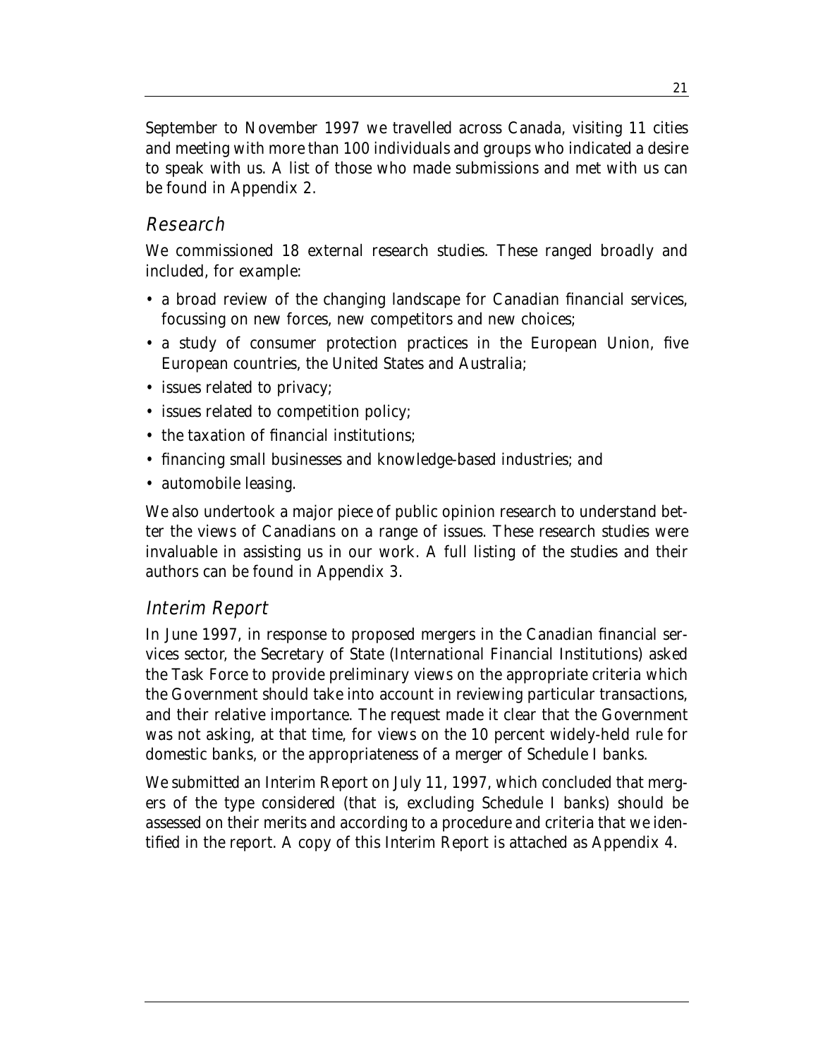September to November 1997 we travelled across Canada, visiting 11 cities and meeting with more than 100 individuals and groups who indicated a desire to speak with us. A list of those who made submissions and met with us can be found in Appendix 2.

### *Research*

We commissioned 18 external research studies. These ranged broadly and included, for example:

- a broad review of the changing landscape for Canadian financial services, focussing on new forces, new competitors and new choices;
- a study of consumer protection practices in the European Union, five European countries, the United States and Australia;
- issues related to privacy;
- issues related to competition policy;
- the taxation of financial institutions;
- financing small businesses and knowledge-based industries; and
- automobile leasing.

We also undertook a major piece of public opinion research to understand better the views of Canadians on a range of issues. These research studies were invaluable in assisting us in our work. A full listing of the studies and their authors can be found in Appendix 3.

### *Interim Report*

In June 1997, in response to proposed mergers in the Canadian financial services sector, the Secretary of State (International Financial Institutions) asked the Task Force to provide preliminary views on the appropriate criteria which the Government should take into account in reviewing particular transactions, and their relative importance. The request made it clear that the Government was not asking, at that time, for views on the 10 percent widely-held rule for domestic banks, or the appropriateness of a merger of Schedule I banks.

We submitted an Interim Report on July 11, 1997, which concluded that mergers of the type considered (that is, excluding Schedule I banks) should be assessed on their merits and according to a procedure and criteria that we identified in the report. A copy of this Interim Report is attached as Appendix 4.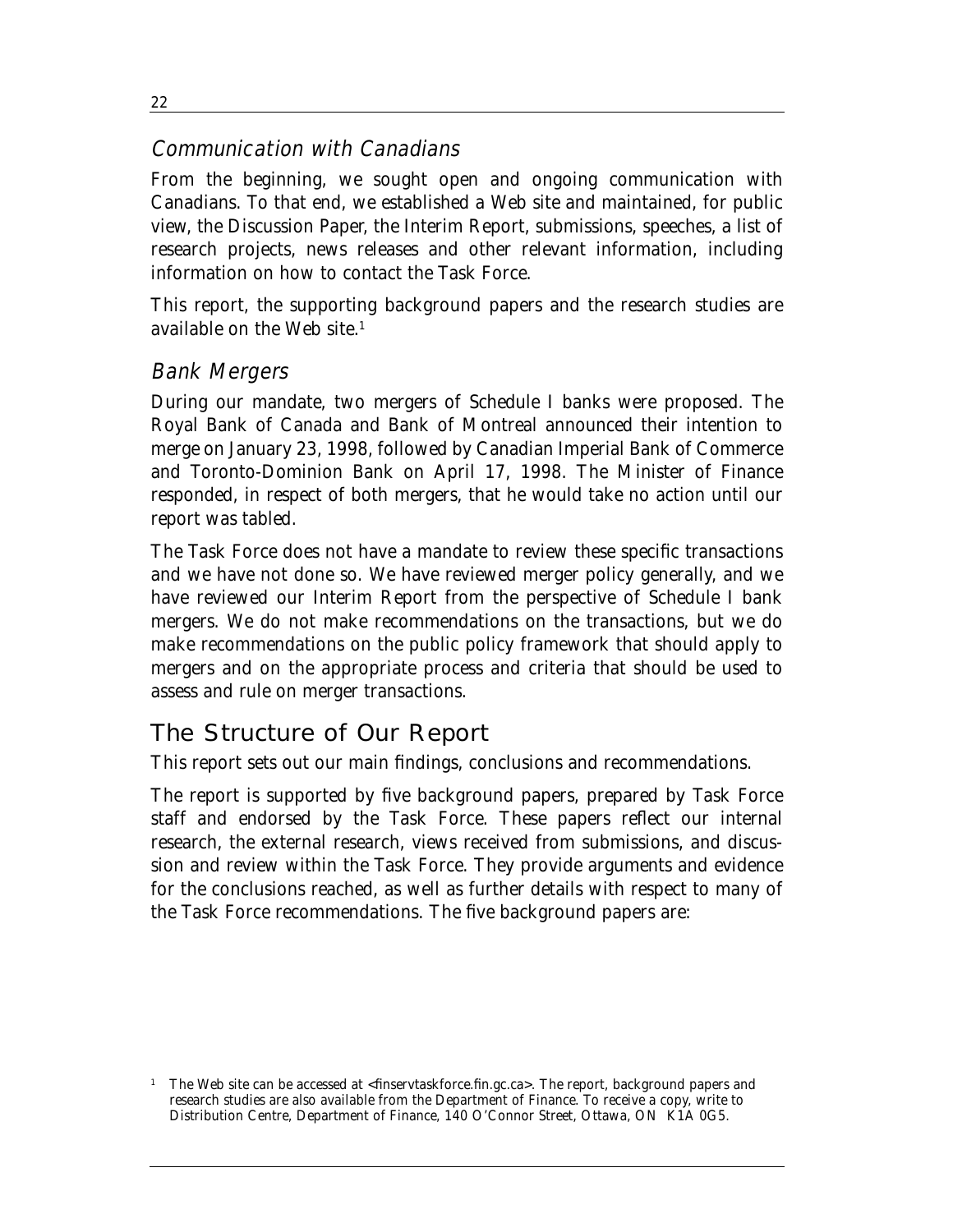### Communication with Canadians

From the beginning, we sought open and ongoing communication with Canadians. To that end, we established a Web site and maintained, for public view, the Discussion Paper, the Interim Report, submissions, speeches, a list of research projects, news releases and other relevant information, including information on how to contact the Task Force.

This report, the supporting background papers and the research studies are available on the Web site.[1]

### Bank Mergers

During our mandate, two mergers of Schedule I banks were proposed. The Royal Bank of Canada and Bank of Montreal announced their intention to merge on January 23, 1998, followed by Canadian Imperial Bank of Commerce and Toronto-Dominion Bank on April 17, 1998. The Minister of Finance responded, in respect of both mergers, that he would take no action until our report was tabled.

The Task Force does not have a mandate to review these specific transactions and we have not done so. We have reviewed merger policy generally, and we have reviewed our Interim Report from the perspective of Schedule I bank mergers. We do not make recommendations on the transactions, but we do make recommendations on the public policy framework that should apply to mergers and on the appropriate process and criteria that should be used to assess and rule on merger transactions.

## The Structure of Our Report

This report sets out our main findings, conclusions and recommendations.

The report is supported by five background papers, prepared by Task Force staff and endorsed by the Task Force. These papers reflect our internal research, the external research, views received from submissions, and discussion and review within the Task Force. They provide arguments and evidence for the conclusions reached, as well as further details with respect to many of the Task Force recommendations. The five background papers are:

[1] The Web site can be accessed at <finservtaskforce.fin.gc.ca>. The report, background papers and research studies are also available from the Department of Finance. To receive a copy, write to Distribution Centre, Department of Finance, 140 O'Connor Street, Ottawa, ON K1A 0G5.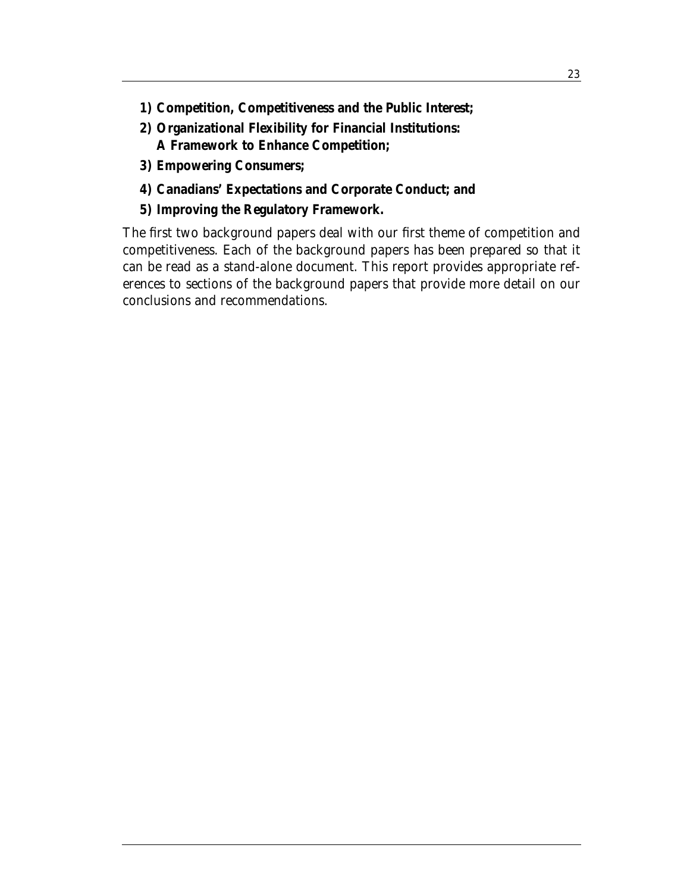**1) Competition, Competitiveness and the Public Interest;**

**2) Organizational Flexibility for Financial Institutions: A Framework to Enhance Competition;**

**3) Empowering Consumers;**

**4) Canadians' Expectations and Corporate Conduct; and**

**5) Improving the Regulatory Framework.**

The first two background papers deal with our first theme of competition and competitiveness. Each of the background papers has been prepared so that it can be read as a stand-alone document. This report provides appropriate references to sections of the background papers that provide more detail on our conclusions and recommendations.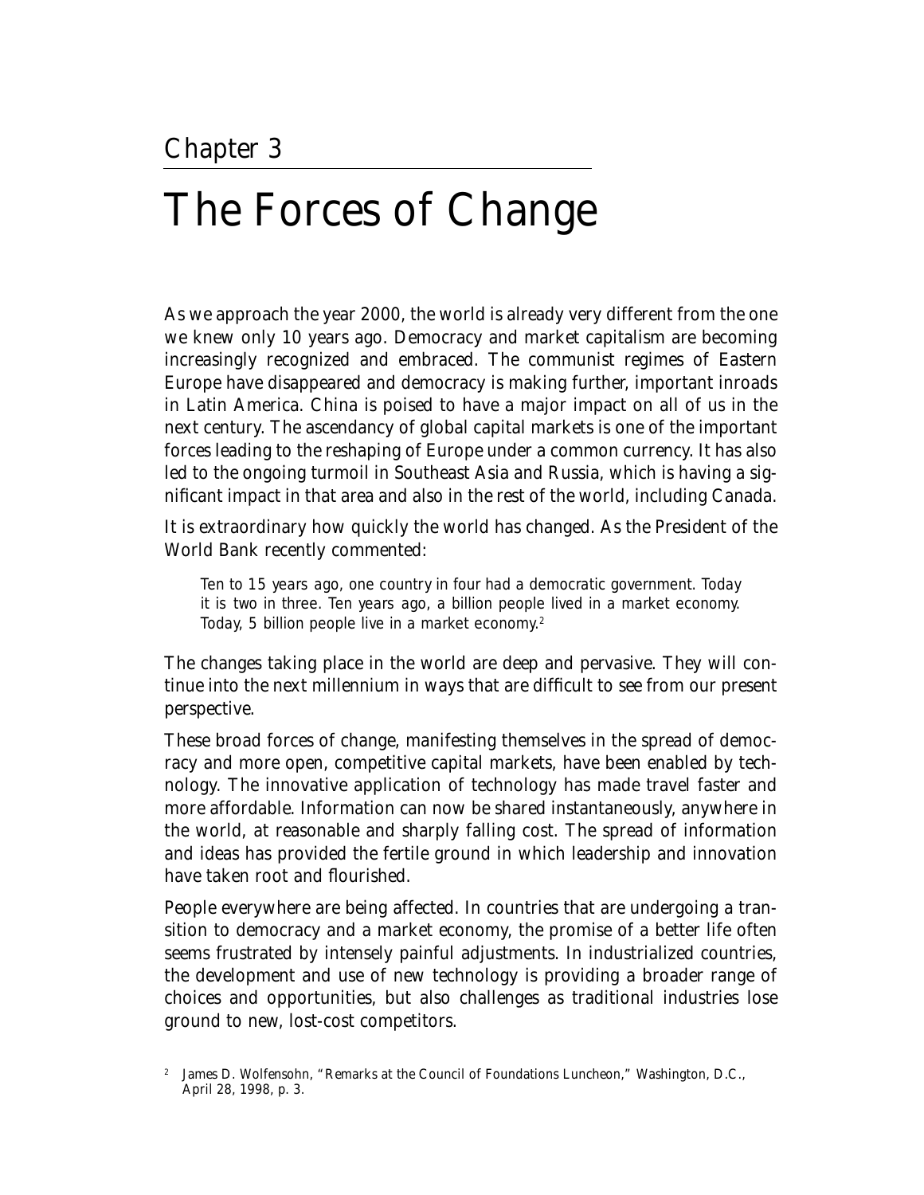# Chapter 3

# The Forces of Change

As we approach the year 2000, the world is already very different from the one we knew only 10 years ago. Democracy and market capitalism are becoming increasingly recognized and embraced. The communist regimes of Eastern Europe have disappeared and democracy is making further, important inroads in Latin America. China is poised to have a major impact on all of us in the next century. The ascendancy of global capital markets is one of the important forces leading to the reshaping of Europe under a common currency. It has also led to the ongoing turmoil in Southeast Asia and Russia, which is having a significant impact in that area and also in the rest of the world, including Canada.

It is extraordinary how quickly the world has changed. As the President of the World Bank recently commented:

> Ten to 15 years ago, one country in four had a democratic government. Today it is two in three. Ten years ago, a billion people lived in a market economy. Today, 5 billion people live in a market economy.[2]

The changes taking place in the world are deep and pervasive. They will continue into the next millennium in ways that are difficult to see from our present perspective.

These broad forces of change, manifesting themselves in the spread of democracy and more open, competitive capital markets, have been enabled by technology. The innovative application of technology has made travel faster and more affordable. Information can now be shared instantaneously, anywhere in the world, at reasonable and sharply falling cost. The spread of information and ideas has provided the fertile ground in which leadership and innovation have taken root and flourished.

People everywhere are being affected. In countries that are undergoing a transition to democracy and a market economy, the promise of a better life often seems frustrated by intensely painful adjustments. In industrialized countries, the development and use of new technology is providing a broader range of choices and opportunities, but also challenges as traditional industries lose ground to new, lost-cost competitors.

[2] James D. Wolfensohn, "Remarks at the Council of Foundations Luncheon," Washington, D.C., April 28, 1998, p. 3.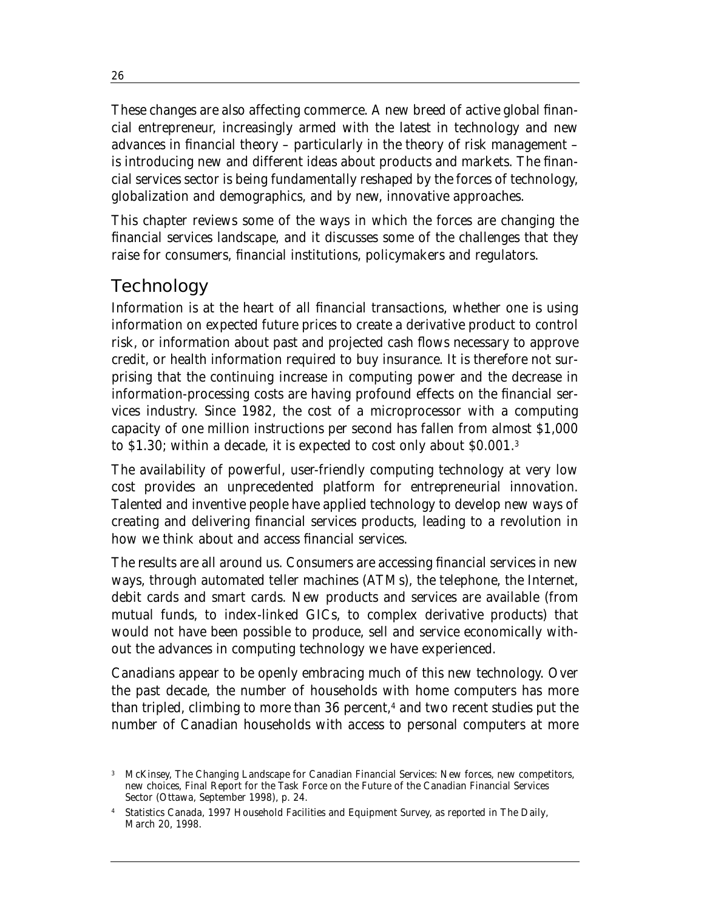These changes are also affecting commerce. A new breed of active global financial entrepreneur, increasingly armed with the latest in technology and new advances in financial theory – particularly in the theory of risk management – is introducing new and different ideas about products and markets. The financial services sector is being fundamentally reshaped by the forces of technology, globalization and demographics, and by new, innovative approaches.

This chapter reviews some of the ways in which the forces are changing the financial services landscape, and it discusses some of the challenges that they raise for consumers, financial institutions, policymakers and regulators.

## Technology

Information is at the heart of all financial transactions, whether one is using information on expected future prices to create a derivative product to control risk, or information about past and projected cash flows necessary to approve credit, or health information required to buy insurance. It is therefore not surprising that the continuing increase in computing power and the decrease in information-processing costs are having profound effects on the financial services industry. Since 1982, the cost of a microprocessor with a computing capacity of one million instructions per second has fallen from almost $1,000 to $1.30; within a decade, it is expected to cost only about $0.001.[3]

The availability of powerful, user-friendly computing technology at very low cost provides an unprecedented platform for entrepreneurial innovation. Talented and inventive people have applied technology to develop new ways of creating and delivering financial services products, leading to a revolution in how we think about and access financial services.

The results are all around us. Consumers are accessing financial services in new ways, through automated teller machines (ATMs), the telephone, the Internet, debit cards and smart cards. New products and services are available (from mutual funds, to index-linked GICs, to complex derivative products) that would not have been possible to produce, sell and service economically without the advances in computing technology we have experienced.

Canadians appear to be openly embracing much of this new technology. Over the past decade, the number of households with home computers has more than tripled, climbing to more than 36 percent,[4] and two recent studies put the number of Canadian households with access to personal computers at more

[3] McKinsey, The Changing Landscape for Canadian Financial Services: New forces, new competitors, new choices, Final Report for the Task Force on the Future of the Canadian Financial Services Sector (Ottawa, September 1998), p. 24.

[4] Statistics Canada, 1997 Household Facilities and Equipment Survey, as reported in The Daily, March 20, 1998.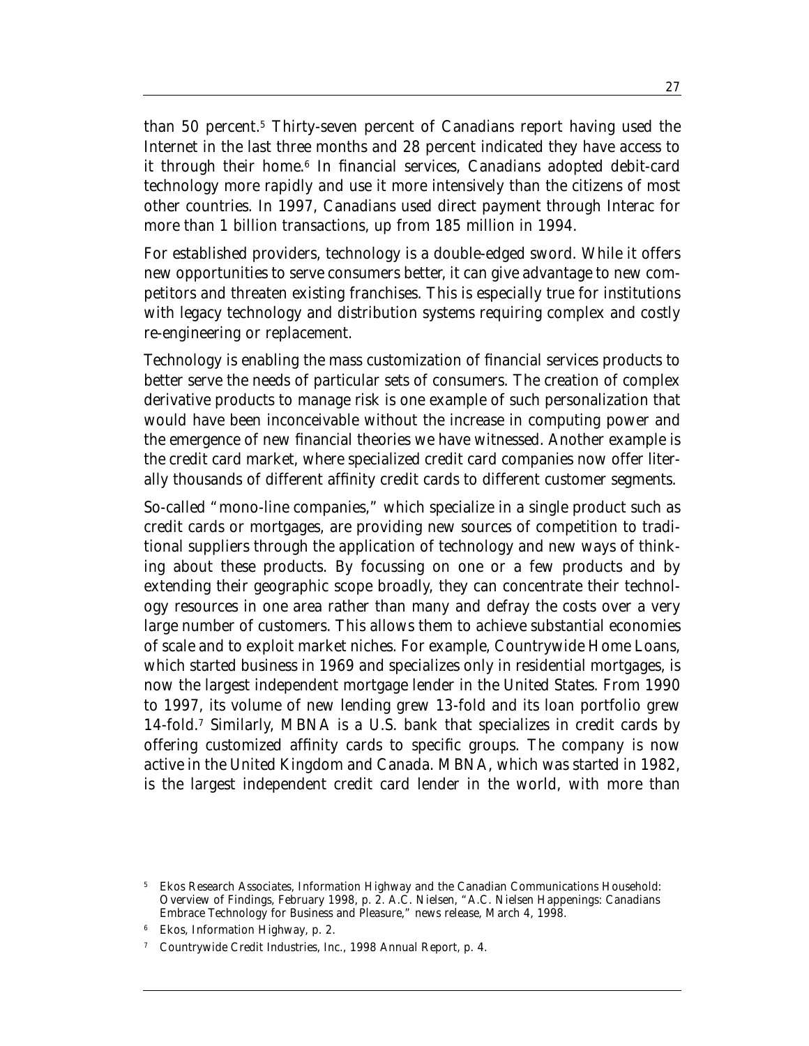than 50 percent.[5] Thirty-seven percent of Canadians report having used the Internet in the last three months and 28 percent indicated they have access to it through their home.[6] In financial services, Canadians adopted debit-card technology more rapidly and use it more intensively than the citizens of most other countries. In 1997, Canadians used direct payment through Interac for more than 1 billion transactions, up from 185 million in 1994.

For established providers, technology is a double-edged sword. While it offers new opportunities to serve consumers better, it can give advantage to new competitors and threaten existing franchises. This is especially true for institutions with legacy technology and distribution systems requiring complex and costly re-engineering or replacement.

Technology is enabling the mass customization of financial services products to better serve the needs of particular sets of consumers. The creation of complex derivative products to manage risk is one example of such personalization that would have been inconceivable without the increase in computing power and the emergence of new financial theories we have witnessed. Another example is the credit card market, where specialized credit card companies now offer literally thousands of different affinity credit cards to different customer segments.

So-called "mono-line companies," which specialize in a single product such as credit cards or mortgages, are providing new sources of competition to traditional suppliers through the application of technology and new ways of thinking about these products. By focussing on one or a few products and by extending their geographic scope broadly, they can concentrate their technology resources in one area rather than many and defray the costs over a very large number of customers. This allows them to achieve substantial economies of scale and to exploit market niches. For example, Countrywide Home Loans, which started business in 1969 and specializes only in residential mortgages, is now the largest independent mortgage lender in the United States. From 1990 to 1997, its volume of new lending grew 13-fold and its loan portfolio grew 14-fold.[7] Similarly, MBNA is a U.S. bank that specializes in credit cards by offering customized affinity cards to specific groups. The company is now active in the United Kingdom and Canada. MBNA, which was started in 1982, is the largest independent credit card lender in the world, with more than

---

[5] Ekos Research Associates, Information Highway and the Canadian Communications Household: Overview of Findings, February 1998, p. 2. A.C. Nielsen, "A.C. Nielsen Happenings: Canadians Embrace Technology for Business and Pleasure," news release, March 4, 1998.

[6] Ekos, Information Highway, p. 2.

[7] Countrywide Credit Industries, Inc., 1998 Annual Report, p. 4.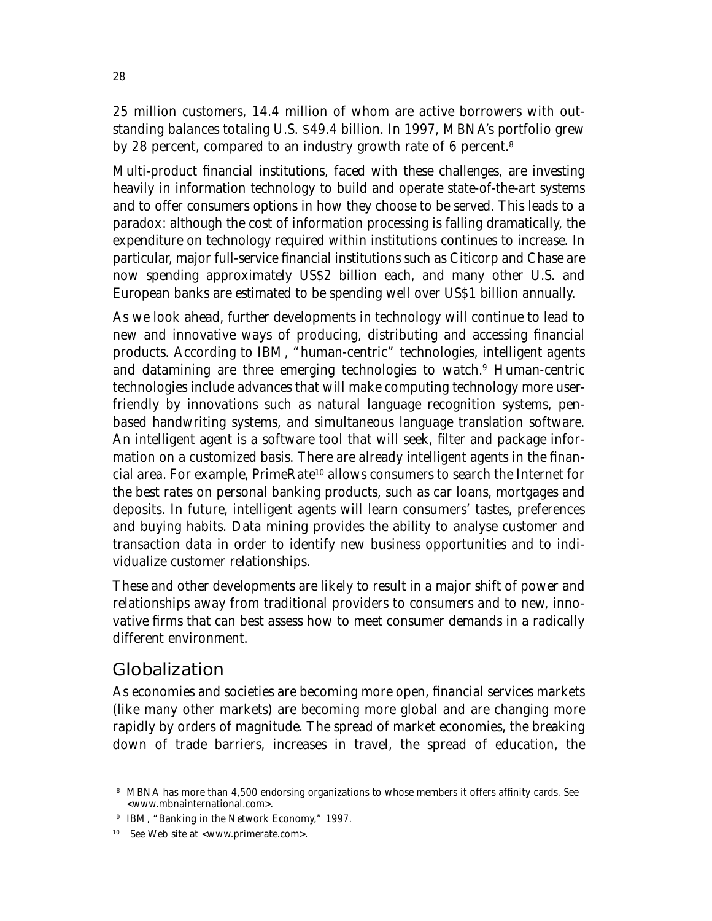25 million customers, 14.4 million of whom are active borrowers with outstanding balances totaling U.S. $49.4 billion. In 1997, MBNA's portfolio grew by 28 percent, compared to an industry growth rate of 6 percent.[8]

Multi-product financial institutions, faced with these challenges, are investing heavily in information technology to build and operate state-of-the-art systems and to offer consumers options in how they choose to be served. This leads to a paradox: although the cost of information processing is falling dramatically, the expenditure on technology required within institutions continues to increase. In particular, major full-service financial institutions such as Citicorp and Chase are now spending approximately US$2 billion each, and many other U.S. and European banks are estimated to be spending well over US$1 billion annually.

As we look ahead, further developments in technology will continue to lead to new and innovative ways of producing, distributing and accessing financial products. According to IBM, "human-centric" technologies, intelligent agents and datamining are three emerging technologies to watch.[9] Human-centric technologies include advances that will make computing technology more user-friendly by innovations such as natural language recognition systems, pen-based handwriting systems, and simultaneous language translation software. An intelligent agent is a software tool that will seek, filter and package information on a customized basis. There are already intelligent agents in the financial area. For example, PrimeRate[10] allows consumers to search the Internet for the best rates on personal banking products, such as car loans, mortgages and deposits. In future, intelligent agents will learn consumers' tastes, preferences and buying habits. Data mining provides the ability to analyse customer and transaction data in order to identify new business opportunities and to individualize customer relationships.

These and other developments are likely to result in a major shift of power and relationships away from traditional providers to consumers and to new, innovative firms that can best assess how to meet consumer demands in a radically different environment.

## Globalization

As economies and societies are becoming more open, financial services markets (like many other markets) are becoming more global and are changing more rapidly by orders of magnitude. The spread of market economies, the breaking down of trade barriers, increases in travel, the spread of education, the

[8] MBNA has more than 4,500 endorsing organizations to whose members it offers affinity cards. See <www.mbnainternational.com>.

[9] IBM, "Banking in the Network Economy," 1997.

[10] See Web site at <www.primerate.com>.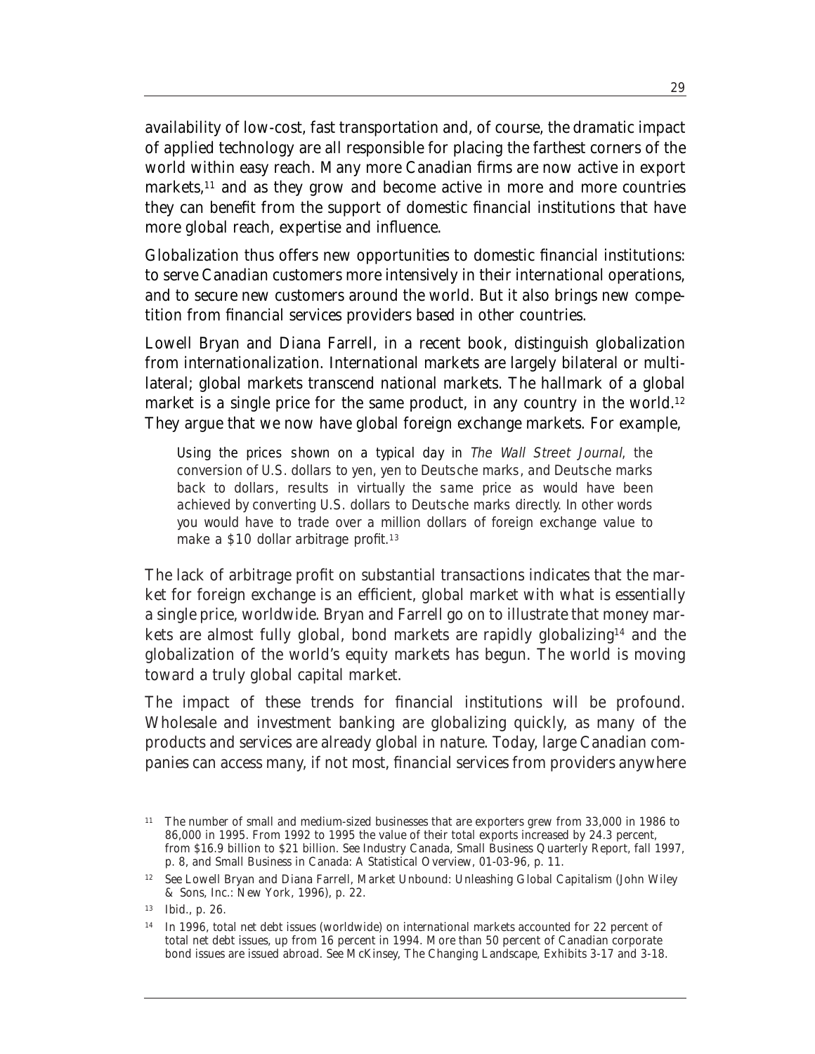availability of low-cost, fast transportation and, of course, the dramatic impact of applied technology are all responsible for placing the farthest corners of the world within easy reach. Many more Canadian firms are now active in export markets,[11] and as they grow and become active in more and more countries they can benefit from the support of domestic financial institutions that have more global reach, expertise and influence.

Globalization thus offers new opportunities to domestic financial institutions: to serve Canadian customers more intensively in their international operations, and to secure new customers around the world. But it also brings new competition from financial services providers based in other countries.

Lowell Bryan and Diana Farrell, in a recent book, distinguish globalization from internationalization. International markets are largely bilateral or multilateral; global markets transcend national markets. The hallmark of a global market is a single price for the same product, in any country in the world.[12] They argue that we now have global foreign exchange markets. For example,

> Using the prices shown on a typical day in *The Wall Street Journal*, the conversion of U.S. dollars to yen, yen to Deutsche marks, and Deutsche marks back to dollars, results in virtually the same price as would have been achieved by converting U.S. dollars to Deutsche marks directly. In other words you would have to trade over a million dollars of foreign exchange value to make a $10 dollar arbitrage profit.[13]

The lack of arbitrage profit on substantial transactions indicates that the market for foreign exchange is an efficient, global market with what is essentially a single price, worldwide. Bryan and Farrell go on to illustrate that money markets are almost fully global, bond markets are rapidly globalizing[14] and the globalization of the world's equity markets has begun. The world is moving toward a truly global capital market.

The impact of these trends for financial institutions will be profound. Wholesale and investment banking are globalizing quickly, as many of the products and services are already global in nature. Today, large Canadian companies can access many, if not most, financial services from providers anywhere

---

[11] The number of small and medium-sized businesses that are exporters grew from 33,000 in 1986 to 86,000 in 1995. From 1992 to 1995 the value of their total exports increased by 24.3 percent, from $16.9 billion to $21 billion. See Industry Canada, Small Business Quarterly Report, fall 1997, p. 8, and Small Business in Canada: A Statistical Overview, 01-03-96, p. 11.

[12] See Lowell Bryan and Diana Farrell, Market Unbound: Unleashing Global Capitalism (John Wiley & Sons, Inc.: New York, 1996), p. 22.

[13] Ibid., p. 26.

[14] In 1996, total net debt issues (worldwide) on international markets accounted for 22 percent of total net debt issues, up from 16 percent in 1994. More than 50 percent of Canadian corporate bond issues are issued abroad. See McKinsey, The Changing Landscape, Exhibits 3-17 and 3-18.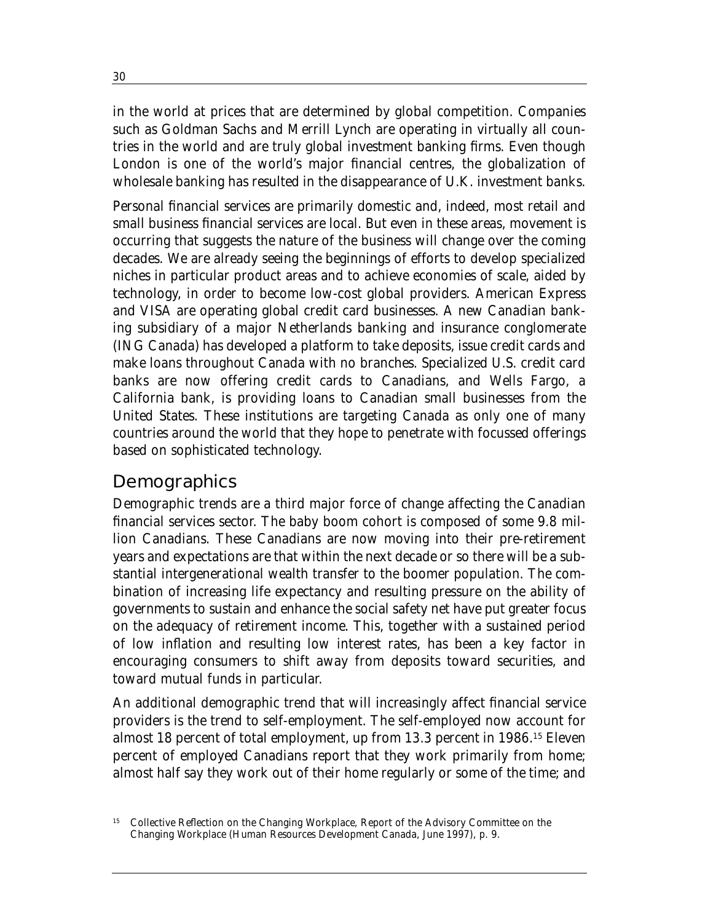in the world at prices that are determined by global competition. Companies such as Goldman Sachs and Merrill Lynch are operating in virtually all countries in the world and are truly global investment banking firms. Even though London is one of the world's major financial centres, the globalization of wholesale banking has resulted in the disappearance of U.K. investment banks.

Personal financial services are primarily domestic and, indeed, most retail and small business financial services are local. But even in these areas, movement is occurring that suggests the nature of the business will change over the coming decades. We are already seeing the beginnings of efforts to develop specialized niches in particular product areas and to achieve economies of scale, aided by technology, in order to become low-cost global providers. American Express and VISA are operating global credit card businesses. A new Canadian banking subsidiary of a major Netherlands banking and insurance conglomerate (ING Canada) has developed a platform to take deposits, issue credit cards and make loans throughout Canada with no branches. Specialized U.S. credit card banks are now offering credit cards to Canadians, and Wells Fargo, a California bank, is providing loans to Canadian small businesses from the United States. These institutions are targeting Canada as only one of many countries around the world that they hope to penetrate with focussed offerings based on sophisticated technology.

## Demographics

Demographic trends are a third major force of change affecting the Canadian financial services sector. The baby boom cohort is composed of some 9.8 million Canadians. These Canadians are now moving into their pre-retirement years and expectations are that within the next decade or so there will be a substantial intergenerational wealth transfer to the boomer population. The combination of increasing life expectancy and resulting pressure on the ability of governments to sustain and enhance the social safety net have put greater focus on the adequacy of retirement income. This, together with a sustained period of low inflation and resulting low interest rates, has been a key factor in encouraging consumers to shift away from deposits toward securities, and toward mutual funds in particular.

An additional demographic trend that will increasingly affect financial service providers is the trend to self-employment. The self-employed now account for almost 18 percent of total employment, up from 13.3 percent in 1986.[15] Eleven percent of employed Canadians report that they work primarily from home; almost half say they work out of their home regularly or some of the time; and

[15] *Collective Reflection on the Changing Workplace*, Report of the Advisory Committee on the Changing Workplace (Human Resources Development Canada, June 1997), p. 9.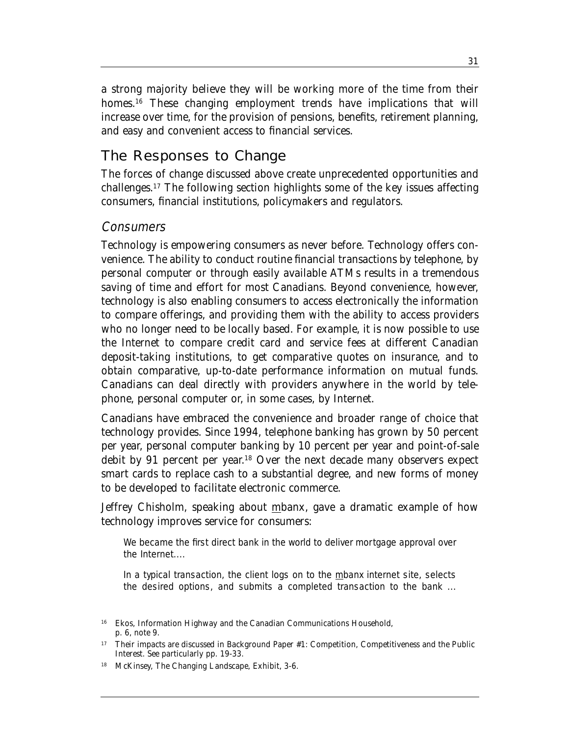a strong majority believe they will be working more of the time from their homes.[16] These changing employment trends have implications that will increase over time, for the provision of pensions, benefits, retirement planning, and easy and convenient access to financial services.

## The Responses to Change

The forces of change discussed above create unprecedented opportunities and challenges.[17] The following section highlights some of the key issues affecting consumers, financial institutions, policymakers and regulators.

### *Consumers*

Technology is empowering consumers as never before. Technology offers convenience. The ability to conduct routine financial transactions by telephone, by personal computer or through easily available ATMs results in a tremendous saving of time and effort for most Canadians. Beyond convenience, however, technology is also enabling consumers to access electronically the information to compare offerings, and providing them with the ability to access providers who no longer need to be locally based. For example, it is now possible to use the Internet to compare credit card and service fees at different Canadian deposit-taking institutions, to get comparative quotes on insurance, and to obtain comparative, up-to-date performance information on mutual funds. Canadians can deal directly with providers anywhere in the world by telephone, personal computer or, in some cases, by Internet.

Canadians have embraced the convenience and broader range of choice that technology provides. Since 1994, telephone banking has grown by 50 percent per year, personal computer banking by 10 percent per year and point-of-sale debit by 91 percent per year.[18] Over the next decade many observers expect smart cards to replace cash to a substantial degree, and new forms of money to be developed to facilitate electronic commerce.

Jeffrey Chisholm, speaking about mbanx, gave a dramatic example of how technology improves service for consumers:

> *We became the first direct bank in the world to deliver mortgage approval over the Internet....*
>
> *In a typical transaction, the client logs on to the mbanx internet site, selects the desired options, and submits a completed transaction to the bank ...*

[16] Ekos, Information Highway and the Canadian Communications Household, p. 6, note 9.

[17] Their impacts are discussed in Background Paper #1: Competition, Competitiveness and the Public Interest. See particularly pp. 19-33.

[18] McKinsey, The Changing Landscape, Exhibit, 3-6.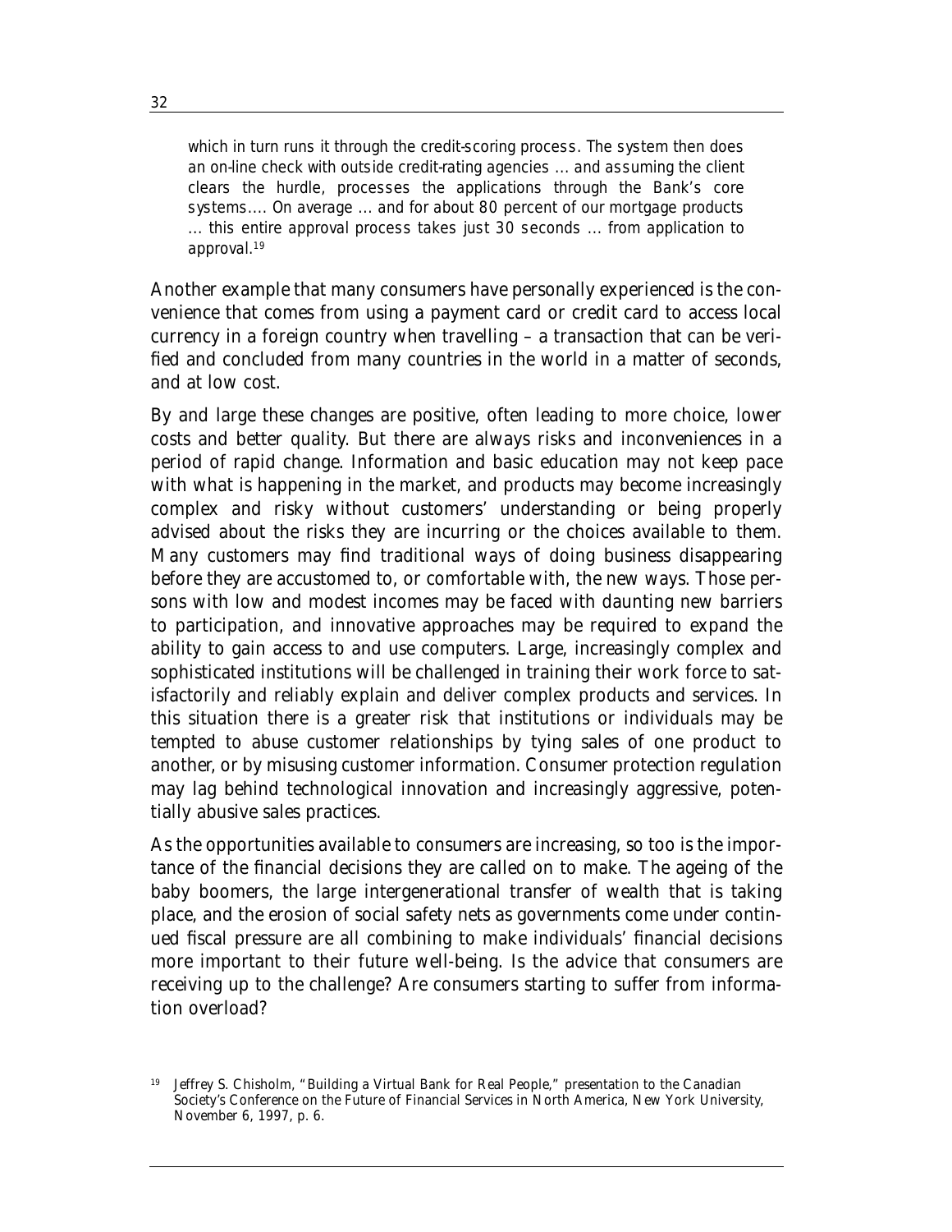> which in turn runs it through the credit-scoring process. The system then does an on-line check with outside credit-rating agencies ... and assuming the client clears the hurdle, processes the applications through the Bank's core systems.... On average ... and for about 80 percent of our mortgage products ... this entire approval process takes just 30 seconds ... from application to approval.[19]

Another example that many consumers have personally experienced is the convenience that comes from using a payment card or credit card to access local currency in a foreign country when travelling – a transaction that can be verified and concluded from many countries in the world in a matter of seconds, and at low cost.

By and large these changes are positive, often leading to more choice, lower costs and better quality. But there are always risks and inconveniences in a period of rapid change. Information and basic education may not keep pace with what is happening in the market, and products may become increasingly complex and risky without customers' understanding or being properly advised about the risks they are incurring or the choices available to them. Many customers may find traditional ways of doing business disappearing before they are accustomed to, or comfortable with, the new ways. Those persons with low and modest incomes may be faced with daunting new barriers to participation, and innovative approaches may be required to expand the ability to gain access to and use computers. Large, increasingly complex and sophisticated institutions will be challenged in training their work force to satisfactorily and reliably explain and deliver complex products and services. In this situation there is a greater risk that institutions or individuals may be tempted to abuse customer relationships by tying sales of one product to another, or by misusing customer information. Consumer protection regulation may lag behind technological innovation and increasingly aggressive, potentially abusive sales practices.

As the opportunities available to consumers are increasing, so too is the importance of the financial decisions they are called on to make. The ageing of the baby boomers, the large intergenerational transfer of wealth that is taking place, and the erosion of social safety nets as governments come under continued fiscal pressure are all combining to make individuals' financial decisions more important to their future well-being. Is the advice that consumers are receiving up to the challenge? Are consumers starting to suffer from information overload?

---

[19] Jeffrey S. Chisholm, "Building a Virtual Bank for Real People," presentation to the Canadian Society's Conference on the Future of Financial Services in North America, New York University, November 6, 1997, p. 6.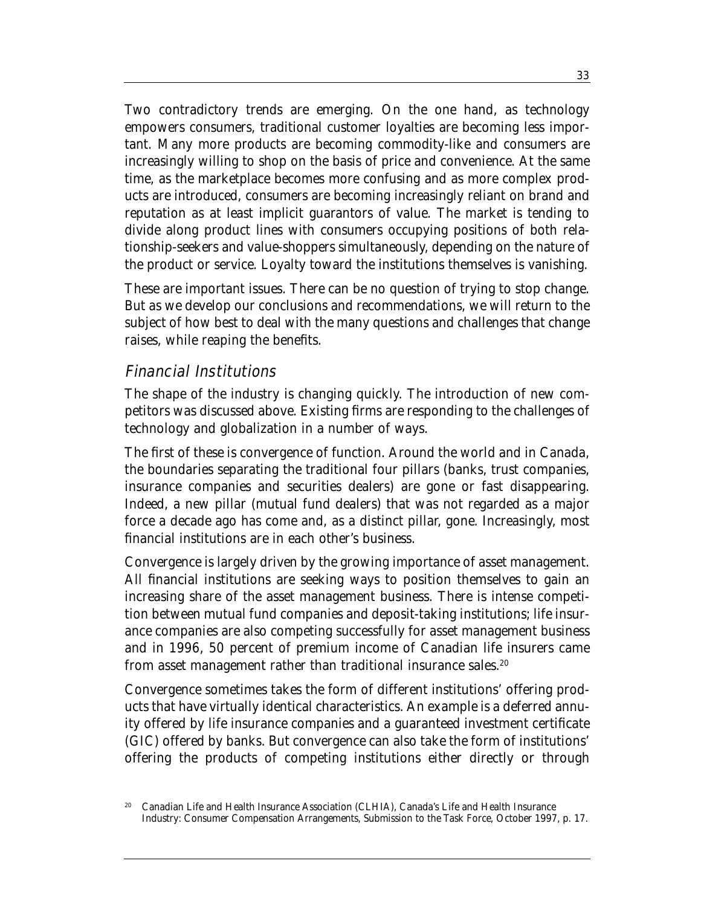Two contradictory trends are emerging. On the one hand, as technology empowers consumers, traditional customer loyalties are becoming less important. Many more products are becoming commodity-like and consumers are increasingly willing to shop on the basis of price and convenience. At the same time, as the marketplace becomes more confusing and as more complex products are introduced, consumers are becoming increasingly reliant on brand and reputation as at least implicit guarantors of value. The market is tending to divide along product lines with consumers occupying positions of both relationship-seekers and value-shoppers simultaneously, depending on the nature of the product or service. Loyalty toward the institutions themselves is vanishing.

These are important issues. There can be no question of trying to stop change. But as we develop our conclusions and recommendations, we will return to the subject of how best to deal with the many questions and challenges that change raises, while reaping the benefits.

### *Financial Institutions*

The shape of the industry is changing quickly. The introduction of new competitors was discussed above. Existing firms are responding to the challenges of technology and globalization in a number of ways.

The first of these is convergence of function. Around the world and in Canada, the boundaries separating the traditional four pillars (banks, trust companies, insurance companies and securities dealers) are gone or fast disappearing. Indeed, a new pillar (mutual fund dealers) that was not regarded as a major force a decade ago has come and, as a distinct pillar, gone. Increasingly, most financial institutions are in each other's business.

Convergence is largely driven by the growing importance of asset management. All financial institutions are seeking ways to position themselves to gain an increasing share of the asset management business. There is intense competition between mutual fund companies and deposit-taking institutions; life insurance companies are also competing successfully for asset management business and in 1996, 50 percent of premium income of Canadian life insurers came from asset management rather than traditional insurance sales.[20]

Convergence sometimes takes the form of different institutions' offering products that have virtually identical characteristics. An example is a deferred annuity offered by life insurance companies and a guaranteed investment certificate (GIC) offered by banks. But convergence can also take the form of institutions' offering the products of competing institutions either directly or through

[20] Canadian Life and Health Insurance Association (CLHIA), Canada's Life and Health Insurance Industry: Consumer Compensation Arrangements, Submission to the Task Force, October 1997, p. 17.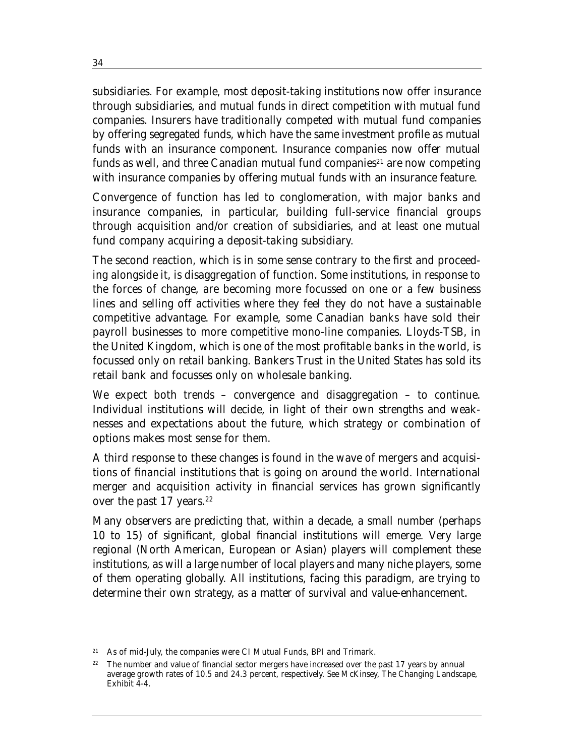subsidiaries. For example, most deposit-taking institutions now offer insurance through subsidiaries, and mutual funds in direct competition with mutual fund companies. Insurers have traditionally competed with mutual fund companies by offering segregated funds, which have the same investment profile as mutual funds with an insurance component. Insurance companies now offer mutual funds as well, and three Canadian mutual fund companies[21] are now competing with insurance companies by offering mutual funds with an insurance feature.

Convergence of function has led to conglomeration, with major banks and insurance companies, in particular, building full-service financial groups through acquisition and/or creation of subsidiaries, and at least one mutual fund company acquiring a deposit-taking subsidiary.

The second reaction, which is in some sense contrary to the first and proceeding alongside it, is disaggregation of function. Some institutions, in response to the forces of change, are becoming more focussed on one or a few business lines and selling off activities where they feel they do not have a sustainable competitive advantage. For example, some Canadian banks have sold their payroll businesses to more competitive mono-line companies. Lloyds-TSB, in the United Kingdom, which is one of the most profitable banks in the world, is focussed only on retail banking. Bankers Trust in the United States has sold its retail bank and focusses only on wholesale banking.

We expect both trends – convergence and disaggregation – to continue. Individual institutions will decide, in light of their own strengths and weaknesses and expectations about the future, which strategy or combination of options makes most sense for them.

A third response to these changes is found in the wave of mergers and acquisitions of financial institutions that is going on around the world. International merger and acquisition activity in financial services has grown significantly over the past 17 years.[22]

Many observers are predicting that, within a decade, a small number (perhaps 10 to 15) of significant, global financial institutions will emerge. Very large regional (North American, European or Asian) players will complement these institutions, as will a large number of local players and many niche players, some of them operating globally. All institutions, facing this paradigm, are trying to determine their own strategy, as a matter of survival and value-enhancement.

---

[21] As of mid-July, the companies were CI Mutual Funds, BPI and Trimark.

[22] The number and value of financial sector mergers have increased over the past 17 years by annual average growth rates of 10.5 and 24.3 percent, respectively. See McKinsey, *The Changing Landscape*, Exhibit 4-4.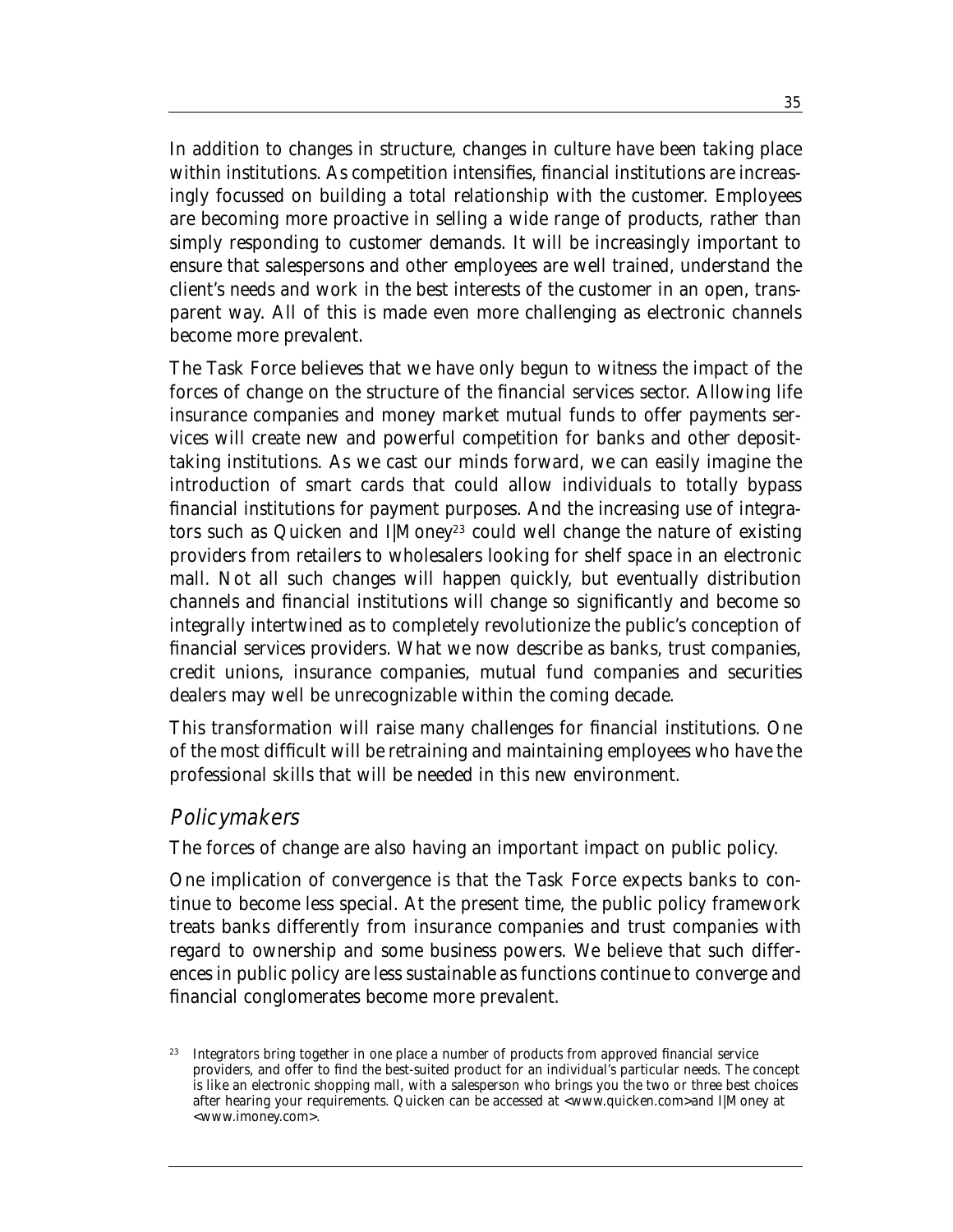In addition to changes in structure, changes in culture have been taking place within institutions. As competition intensifies, financial institutions are increasingly focussed on building a total relationship with the customer. Employees are becoming more proactive in selling a wide range of products, rather than simply responding to customer demands. It will be increasingly important to ensure that salespersons and other employees are well trained, understand the client's needs and work in the best interests of the customer in an open, transparent way. All of this is made even more challenging as electronic channels become more prevalent.

The Task Force believes that we have only begun to witness the impact of the forces of change on the structure of the financial services sector. Allowing life insurance companies and money market mutual funds to offer payments services will create new and powerful competition for banks and other deposit-taking institutions. As we cast our minds forward, we can easily imagine the introduction of smart cards that could allow individuals to totally bypass financial institutions for payment purposes. And the increasing use of integrators such as Quicken and I|Money[23] could well change the nature of existing providers from retailers to wholesalers looking for shelf space in an electronic mall. Not all such changes will happen quickly, but eventually distribution channels and financial institutions will change so significantly and become so integrally intertwined as to completely revolutionize the public's conception of financial services providers. What we now describe as banks, trust companies, credit unions, insurance companies, mutual fund companies and securities dealers may well be unrecognizable within the coming decade.

This transformation will raise many challenges for financial institutions. One of the most difficult will be retraining and maintaining employees who have the professional skills that will be needed in this new environment.

## *Policymakers*

The forces of change are also having an important impact on public policy.

One implication of convergence is that the Task Force expects banks to continue to become less special. At the present time, the public policy framework treats banks differently from insurance companies and trust companies with regard to ownership and some business powers. We believe that such differences in public policy are less sustainable as functions continue to converge and financial conglomerates become more prevalent.

[23] Integrators bring together in one place a number of products from approved financial service providers, and offer to find the best-suited product for an individual's particular needs. The concept is like an electronic shopping mall, with a salesperson who brings you the two or three best choices after hearing your requirements. Quicken can be accessed at <www.quicken.com>and I|Money at <www.imoney.com>.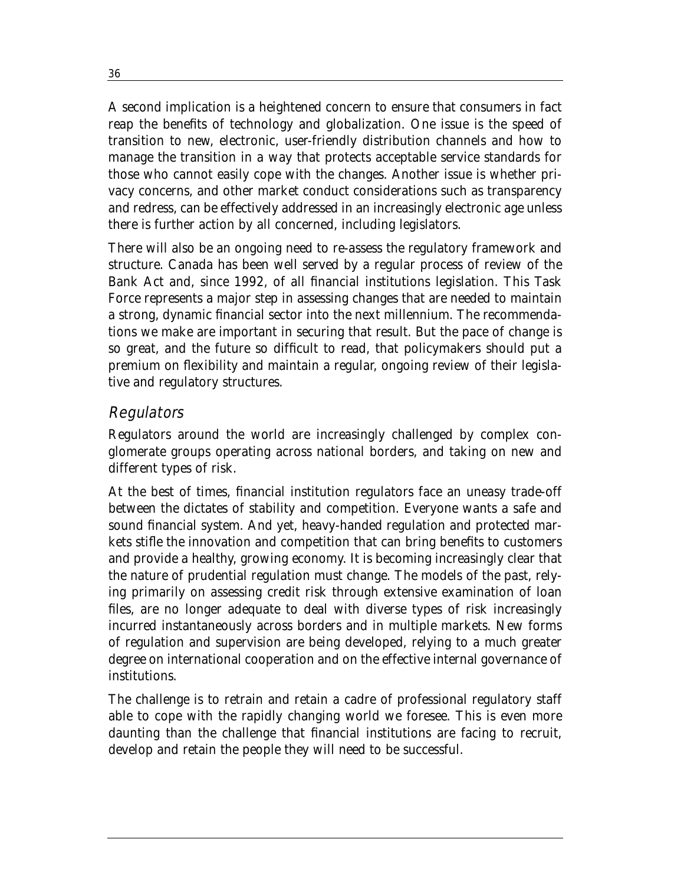A second implication is a heightened concern to ensure that consumers in fact reap the benefits of technology and globalization. One issue is the speed of transition to new, electronic, user-friendly distribution channels and how to manage the transition in a way that protects acceptable service standards for those who cannot easily cope with the changes. Another issue is whether privacy concerns, and other market conduct considerations such as transparency and redress, can be effectively addressed in an increasingly electronic age unless there is further action by all concerned, including legislators.

There will also be an ongoing need to re-assess the regulatory framework and structure. Canada has been well served by a regular process of review of the Bank Act and, since 1992, of all financial institutions legislation. This Task Force represents a major step in assessing changes that are needed to maintain a strong, dynamic financial sector into the next millennium. The recommendations we make are important in securing that result. But the pace of change is so great, and the future so difficult to read, that policymakers should put a premium on flexibility and maintain a regular, ongoing review of their legislative and regulatory structures.

### *Regulators*

Regulators around the world are increasingly challenged by complex conglomerate groups operating across national borders, and taking on new and different types of risk.

At the best of times, financial institution regulators face an uneasy trade-off between the dictates of stability and competition. Everyone wants a safe and sound financial system. And yet, heavy-handed regulation and protected markets stifle the innovation and competition that can bring benefits to customers and provide a healthy, growing economy. It is becoming increasingly clear that the nature of prudential regulation must change. The models of the past, relying primarily on assessing credit risk through extensive examination of loan files, are no longer adequate to deal with diverse types of risk increasingly incurred instantaneously across borders and in multiple markets. New forms of regulation and supervision are being developed, relying to a much greater degree on international cooperation and on the effective internal governance of institutions.

The challenge is to retrain and retain a cadre of professional regulatory staff able to cope with the rapidly changing world we foresee. This is even more daunting than the challenge that financial institutions are facing to recruit, develop and retain the people they will need to be successful.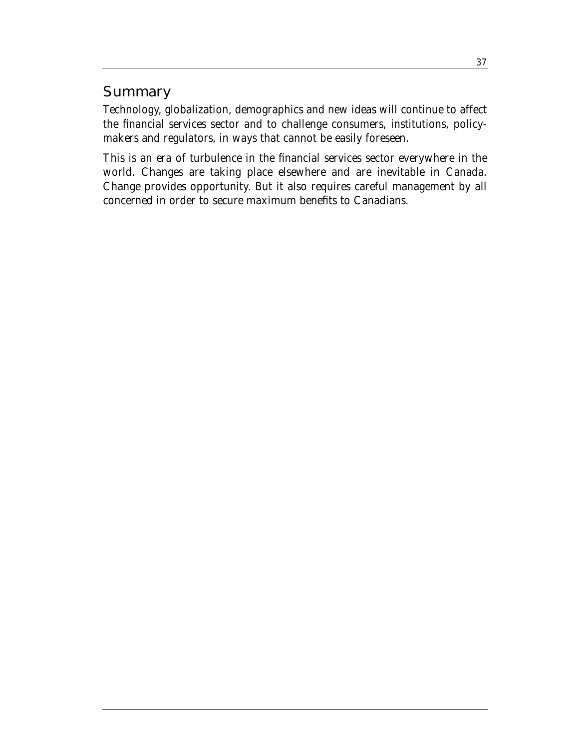## Summary

Technology, globalization, demographics and new ideas will continue to affect the financial services sector and to challenge consumers, institutions, policy-makers and regulators, in ways that cannot be easily foreseen.

This is an era of turbulence in the financial services sector everywhere in the world. Changes are taking place elsewhere and are inevitable in Canada. Change provides opportunity. But it also requires careful management by all concerned in order to secure maximum benefits to Canadians.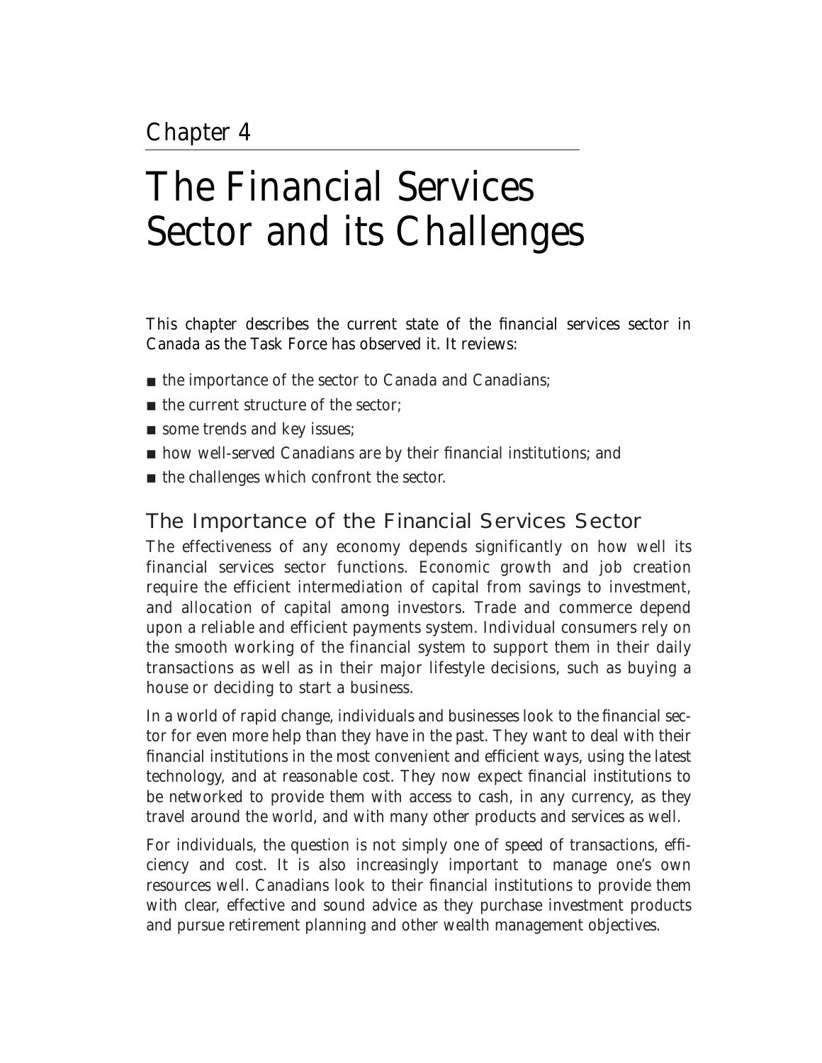Chapter 4

# The Financial Services Sector and its Challenges

This chapter describes the current state of the financial services sector in Canada as the Task Force has observed it. It reviews:

- the importance of the sector to Canada and Canadians;
- the current structure of the sector;
- some trends and key issues;
- how well-served Canadians are by their financial institutions; and
- the challenges which confront the sector.

## The Importance of the Financial Services Sector

The effectiveness of any economy depends significantly on how well its financial services sector functions. Economic growth and job creation require the efficient intermediation of capital from savings to investment, and allocation of capital among investors. Trade and commerce depend upon a reliable and efficient payments system. Individual consumers rely on the smooth working of the financial system to support them in their daily transactions as well as in their major lifestyle decisions, such as buying a house or deciding to start a business.

In a world of rapid change, individuals and businesses look to the financial sector for even more help than they have in the past. They want to deal with their financial institutions in the most convenient and efficient ways, using the latest technology, and at reasonable cost. They now expect financial institutions to be networked to provide them with access to cash, in any currency, as they travel around the world, and with many other products and services as well.

For individuals, the question is not simply one of speed of transactions, efficiency and cost. It is also increasingly important to manage one's own resources well. Canadians look to their financial institutions to provide them with clear, effective and sound advice as they purchase investment products and pursue retirement planning and other wealth management objectives.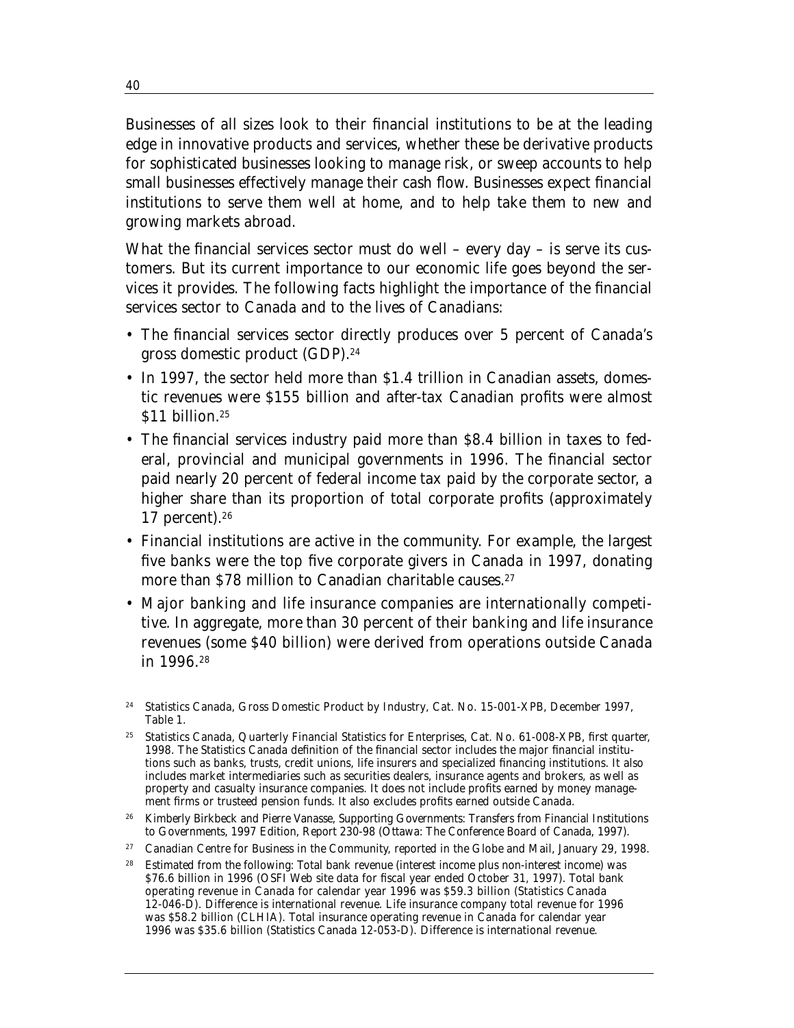Businesses of all sizes look to their financial institutions to be at the leading edge in innovative products and services, whether these be derivative products for sophisticated businesses looking to manage risk, or sweep accounts to help small businesses effectively manage their cash flow. Businesses expect financial institutions to serve them well at home, and to help take them to new and growing markets abroad.

What the financial services sector must do well – every day – is serve its customers. But its current importance to our economic life goes beyond the services it provides. The following facts highlight the importance of the financial services sector to Canada and to the lives of Canadians:

- The financial services sector directly produces over 5 percent of Canada's gross domestic product (GDP).[24]
- In 1997, the sector held more than $1.4 trillion in Canadian assets, domestic revenues were $155 billion and after-tax Canadian profits were almost $11 billion.[25]
- The financial services industry paid more than $8.4 billion in taxes to federal, provincial and municipal governments in 1996. The financial sector paid nearly 20 percent of federal income tax paid by the corporate sector, a higher share than its proportion of total corporate profits (approximately 17 percent).[26]
- Financial institutions are active in the community. For example, the largest five banks were the top five corporate givers in Canada in 1997, donating more than $78 million to Canadian charitable causes.[27]
- Major banking and life insurance companies are internationally competitive. In aggregate, more than 30 percent of their banking and life insurance revenues (some $40 billion) were derived from operations outside Canada in 1996.[28]

[24] Statistics Canada, *Gross Domestic Product by Industry*, Cat. No. 15-001-XPB, December 1997, Table 1.

[25] Statistics Canada, *Quarterly Financial Statistics for Enterprises*, Cat. No. 61-008-XPB, first quarter, 1998. The Statistics Canada definition of the financial sector includes the major financial institutions such as banks, trusts, credit unions, life insurers and specialized financing institutions. It also includes market intermediaries such as securities dealers, insurance agents and brokers, as well as property and casualty insurance companies. It does not include profits earned by money management firms or trusteed pension funds. It also excludes profits earned outside Canada.

[26] Kimberly Birkbeck and Pierre Vanasse, *Supporting Governments: Transfers from Financial Institutions to Governments, 1997 Edition*, Report 230-98 (Ottawa: The Conference Board of Canada, 1997).

[27] Canadian Centre for Business in the Community, reported in the *Globe and Mail*, January 29, 1998.

[28] Estimated from the following: Total bank revenue (interest income plus non-interest income) was $76.6 billion in 1996 (OSFI Web site data for fiscal year ended October 31, 1997). Total bank operating revenue in Canada for calendar year 1996 was $59.3 billion (Statistics Canada 12-046-D). Difference is international revenue. Life insurance company total revenue for 1996 was $58.2 billion (CLHIA). Total insurance operating revenue in Canada for calendar year 1996 was $35.6 billion (Statistics Canada 12-053-D). Difference is international revenue.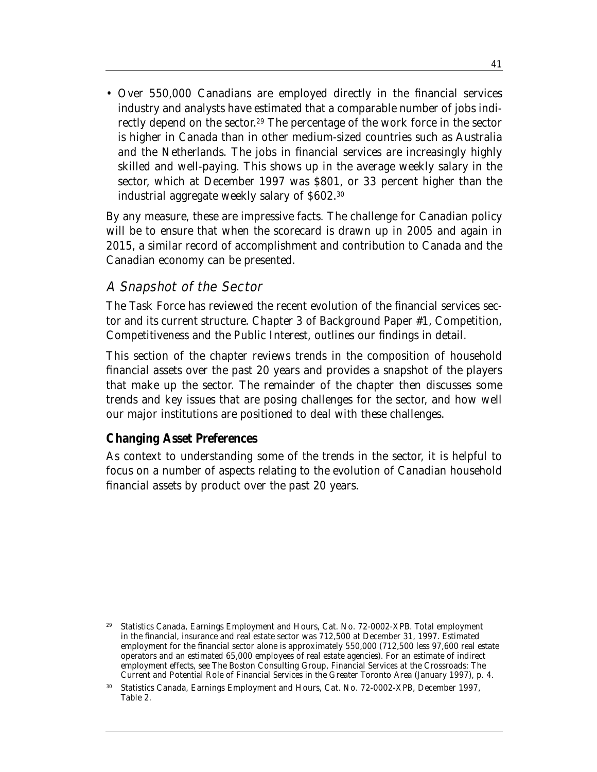- Over 550,000 Canadians are employed directly in the financial services industry and analysts have estimated that a comparable number of jobs indirectly depend on the sector.[29] The percentage of the work force in the sector is higher in Canada than in other medium-sized countries such as Australia and the Netherlands. The jobs in financial services are increasingly highly skilled and well-paying. This shows up in the average weekly salary in the sector, which at December 1997 was $801, or 33 percent higher than the industrial aggregate weekly salary of $602.[30]

By any measure, these are impressive facts. The challenge for Canadian policy will be to ensure that when the scorecard is drawn up in 2005 and again in 2015, a similar record of accomplishment and contribution to Canada and the Canadian economy can be presented.

## *A Snapshot of the Sector*

The Task Force has reviewed the recent evolution of the financial services sector and its current structure. Chapter 3 of Background Paper #1, Competition, Competitiveness and the Public Interest, outlines our findings in detail.

This section of the chapter reviews trends in the composition of household financial assets over the past 20 years and provides a snapshot of the players that make up the sector. The remainder of the chapter then discusses some trends and key issues that are posing challenges for the sector, and how well our major institutions are positioned to deal with these challenges.

### Changing Asset Preferences

As context to understanding some of the trends in the sector, it is helpful to focus on a number of aspects relating to the evolution of Canadian household financial assets by product over the past 20 years.

[29] Statistics Canada, Earnings Employment and Hours, Cat. No. 72-0002-XPB. Total employment in the financial, insurance and real estate sector was 712,500 at December 31, 1997. Estimated employment for the financial sector alone is approximately 550,000 (712,500 less 97,600 real estate operators and an estimated 65,000 employees of real estate agencies). For an estimate of indirect employment effects, see The Boston Consulting Group, Financial Services at the Crossroads: The Current and Potential Role of Financial Services in the Greater Toronto Area (January 1997), p. 4.

[30] Statistics Canada, Earnings Employment and Hours, Cat. No. 72-0002-XPB, December 1997, Table 2.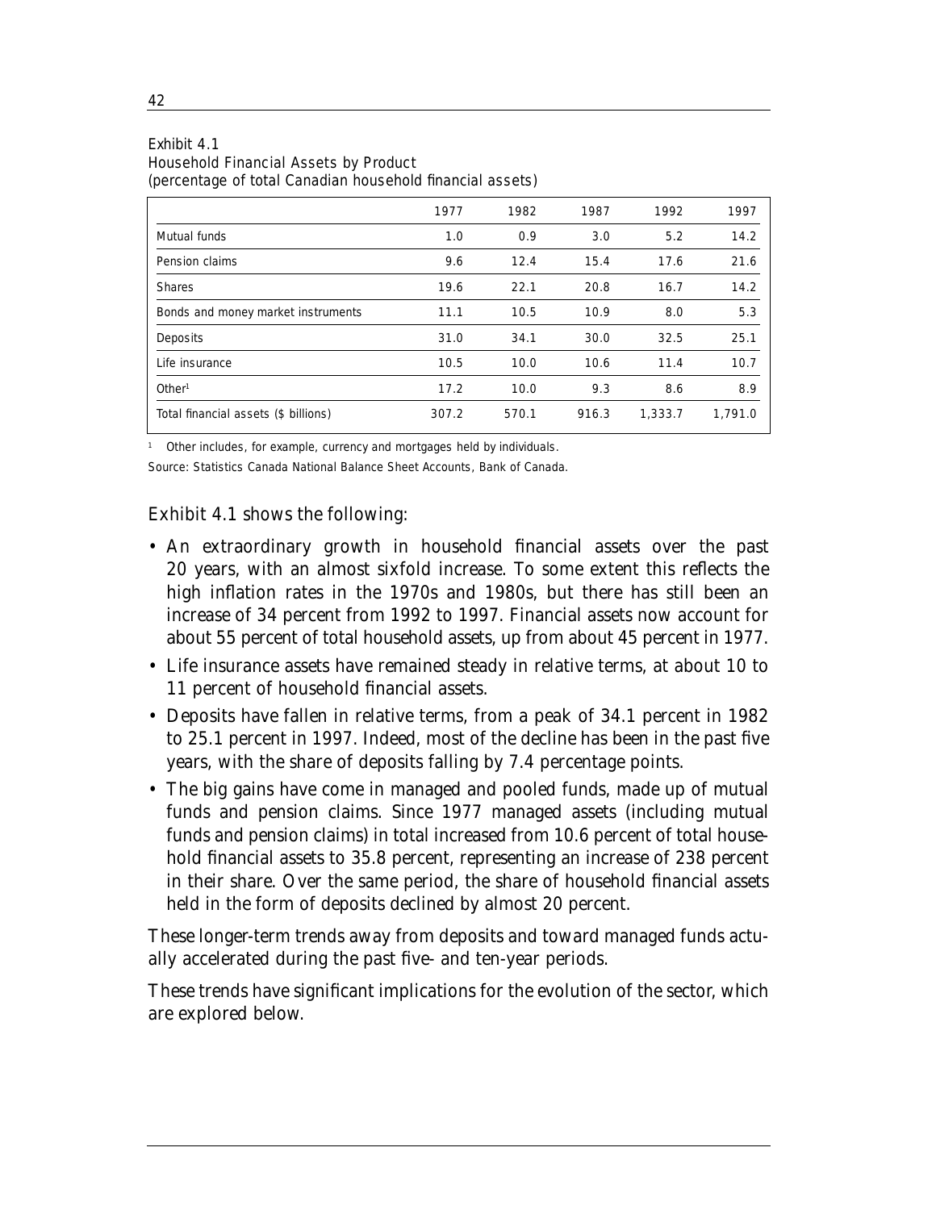Exhibit 4.1
Household Financial Assets by Product
(percentage of total Canadian household financial assets)

| | 1977 | 1982 | 1987 | 1992 | 1997 |
|---|---|---|---|---|---|
| Mutual funds | 1.0 | 0.9 | 3.0 | 5.2 | 14.2 |
| Pension claims | 9.6 | 12.4 | 15.4 | 17.6 | 21.6 |
| Shares | 19.6 | 22.1 | 20.8 | 16.7 | 14.2 |
| Bonds and money market instruments | 11.1 | 10.5 | 10.9 | 8.0 | 5.3 |
| Deposits | 31.0 | 34.1 | 30.0 | 32.5 | 25.1 |
| Life insurance | 10.5 | 10.0 | 10.6 | 11.4 | 10.7 |
| Other[1] | 17.2 | 10.0 | 9.3 | 8.6 | 8.9 |
| Total financial assets ($ billions) | 307.2 | 570.1 | 916.3 | 1,333.7 | 1,791.0 |

[1] Other includes, for example, currency and mortgages held by individuals.

Source: Statistics Canada National Balance Sheet Accounts, Bank of Canada.

Exhibit 4.1 shows the following:

- An extraordinary growth in household financial assets over the past 20 years, with an almost sixfold increase. To some extent this reflects the high inflation rates in the 1970s and 1980s, but there has still been an increase of 34 percent from 1992 to 1997. Financial assets now account for about 55 percent of total household assets, up from about 45 percent in 1977.
- Life insurance assets have remained steady in relative terms, at about 10 to 11 percent of household financial assets.
- Deposits have fallen in relative terms, from a peak of 34.1 percent in 1982 to 25.1 percent in 1997. Indeed, most of the decline has been in the past five years, with the share of deposits falling by 7.4 percentage points.
- The big gains have come in managed and pooled funds, made up of mutual funds and pension claims. Since 1977 managed assets (including mutual funds and pension claims) in total increased from 10.6 percent of total household financial assets to 35.8 percent, representing an increase of 238 percent in their share. Over the same period, the share of household financial assets held in the form of deposits declined by almost 20 percent.

These longer-term trends away from deposits and toward managed funds actually accelerated during the past five- and ten-year periods.

These trends have significant implications for the evolution of the sector, which are explored below.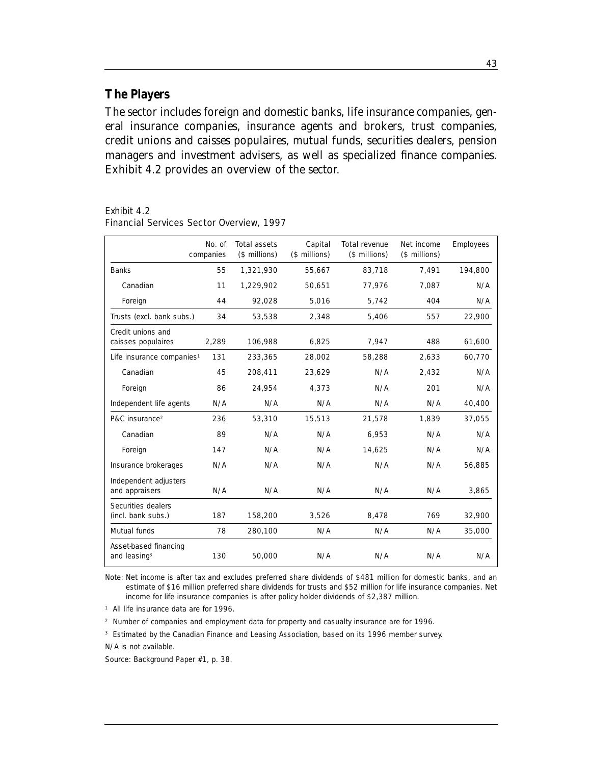## The Players

The sector includes foreign and domestic banks, life insurance companies, general insurance companies, insurance agents and brokers, trust companies, credit unions and caisses populaires, mutual funds, securities dealers, pension managers and investment advisers, as well as specialized finance companies. Exhibit 4.2 provides an overview of the sector.

Exhibit 4.2
Financial Services Sector Overview, 1997

| | No. of companies | Total assets ($ millions) | Capital ($ millions) | Total revenue ($ millions) | Net income ($ millions) | Employees |
|---|---|---|---|---|---|---|
| Banks | 55 | 1,321,930 | 55,667 | 83,718 | 7,491 | 194,800 |
| Canadian | 11 | 1,229,902 | 50,651 | 77,976 | 7,087 | N/A |
| Foreign | 44 | 92,028 | 5,016 | 5,742 | 404 | N/A |
| Trusts (excl. bank subs.) | 34 | 53,538 | 2,348 | 5,406 | 557 | 22,900 |
| Credit unions and caisses populaires | 2,289 | 106,988 | 6,825 | 7,947 | 488 | 61,600 |
| Life insurance companies[1] | 131 | 233,365 | 28,002 | 58,288 | 2,633 | 60,770 |
| Canadian | 45 | 208,411 | 23,629 | N/A | 2,432 | N/A |
| Foreign | 86 | 24,954 | 4,373 | N/A | 201 | N/A |
| Independent life agents | N/A | N/A | N/A | N/A | N/A | 40,400 |
| P&C insurance[2] | 236 | 53,310 | 15,513 | 21,578 | 1,839 | 37,055 |
| Canadian | 89 | N/A | N/A | 6,953 | N/A | N/A |
| Foreign | 147 | N/A | N/A | 14,625 | N/A | N/A |
| Insurance brokerages | N/A | N/A | N/A | N/A | N/A | 56,885 |
| Independent adjusters and appraisers | N/A | N/A | N/A | N/A | N/A | 3,865 |
| Securities dealers (incl. bank subs.) | 187 | 158,200 | 3,526 | 8,478 | 769 | 32,900 |
| Mutual funds | 78 | 280,100 | N/A | N/A | N/A | 35,000 |
| Asset-based financing and leasing[3] | 130 | 50,000 | N/A | N/A | N/A | N/A |

Note: Net income is after tax and excludes preferred share dividends of $481 million for domestic banks, and an estimate of $16 million preferred share dividends for trusts and $52 million for life insurance companies. Net income for life insurance companies is after policy holder dividends of $2,387 million.

[1] All life insurance data are for 1996.

[2] Number of companies and employment data for property and casualty insurance are for 1996.

[3] Estimated by the Canadian Finance and Leasing Association, based on its 1996 member survey.

N/A is not available.

Source: Background Paper #1, p. 38.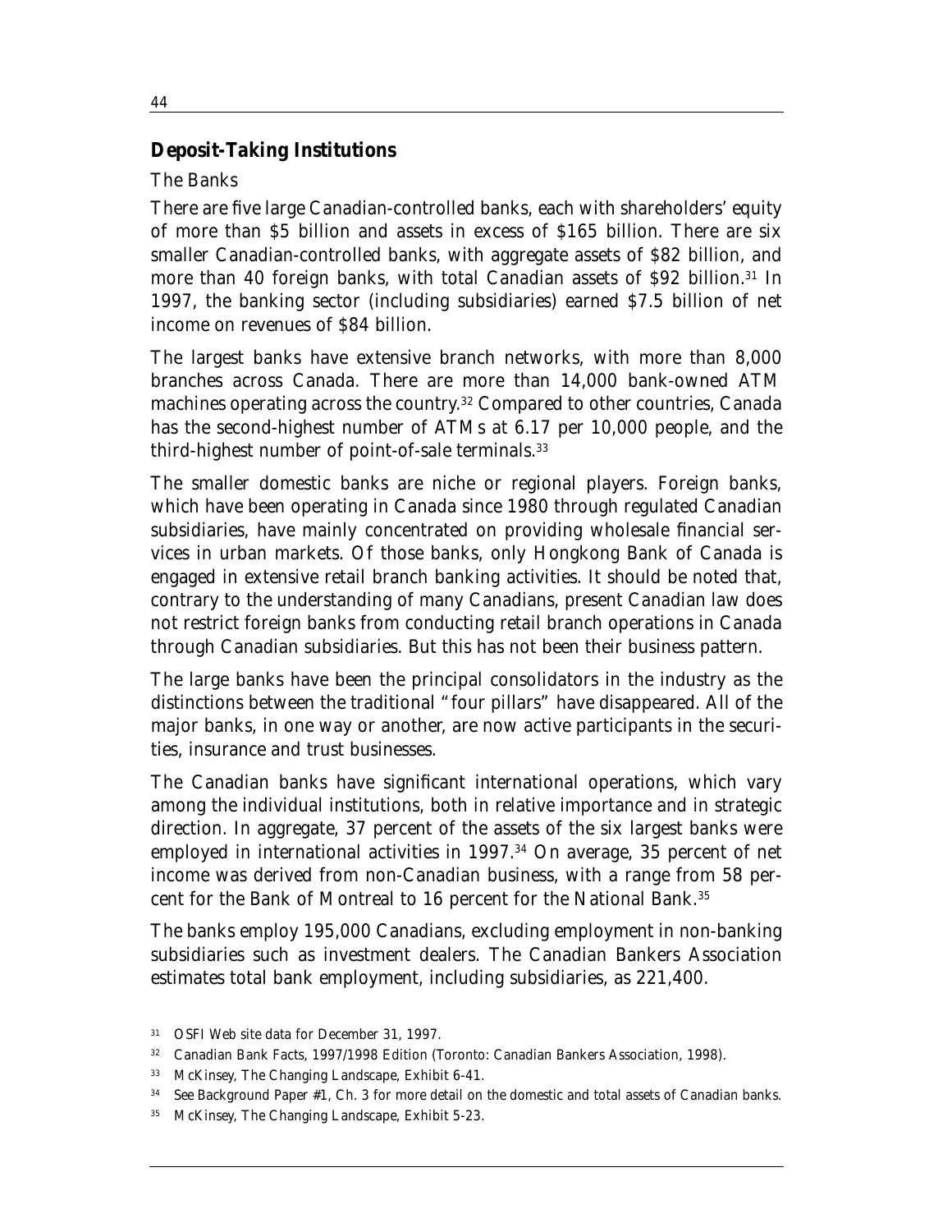## Deposit-Taking Institutions

### The Banks

There are five large Canadian-controlled banks, each with shareholders' equity of more than $5 billion and assets in excess of $165 billion. There are six smaller Canadian-controlled banks, with aggregate assets of $82 billion, and more than 40 foreign banks, with total Canadian assets of $92 billion.[31] In 1997, the banking sector (including subsidiaries) earned $7.5 billion of net income on revenues of $84 billion.

The largest banks have extensive branch networks, with more than 8,000 branches across Canada. There are more than 14,000 bank-owned ATM machines operating across the country.[32] Compared to other countries, Canada has the second-highest number of ATMs at 6.17 per 10,000 people, and the third-highest number of point-of-sale terminals.[33]

The smaller domestic banks are niche or regional players. Foreign banks, which have been operating in Canada since 1980 through regulated Canadian subsidiaries, have mainly concentrated on providing wholesale financial services in urban markets. Of those banks, only Hongkong Bank of Canada is engaged in extensive retail branch banking activities. It should be noted that, contrary to the understanding of many Canadians, present Canadian law does not restrict foreign banks from conducting retail branch operations in Canada through Canadian subsidiaries. But this has not been their business pattern.

The large banks have been the principal consolidators in the industry as the distinctions between the traditional "four pillars" have disappeared. All of the major banks, in one way or another, are now active participants in the securities, insurance and trust businesses.

The Canadian banks have significant international operations, which vary among the individual institutions, both in relative importance and in strategic direction. In aggregate, 37 percent of the assets of the six largest banks were employed in international activities in 1997.[34] On average, 35 percent of net income was derived from non-Canadian business, with a range from 58 percent for the Bank of Montreal to 16 percent for the National Bank.[35]

The banks employ 195,000 Canadians, excluding employment in non-banking subsidiaries such as investment dealers. The Canadian Bankers Association estimates total bank employment, including subsidiaries, as 221,400.

[31] OSFI Web site data for December 31, 1997.

[32] Canadian Bank Facts, 1997/1998 Edition (Toronto: Canadian Bankers Association, 1998).

[33] McKinsey, The Changing Landscape, Exhibit 6-41.

[34] See Background Paper #1, Ch. 3 for more detail on the domestic and total assets of Canadian banks.

[35] McKinsey, The Changing Landscape, Exhibit 5-23.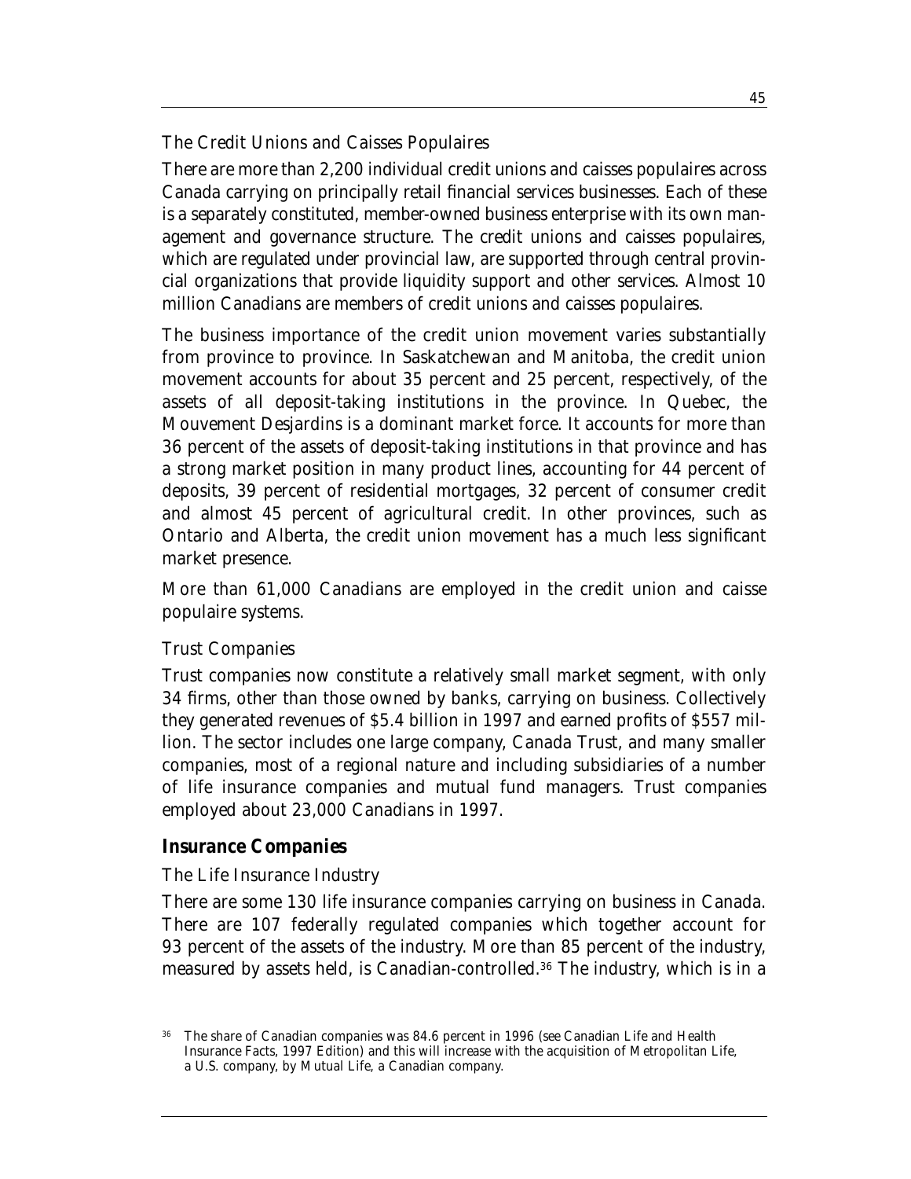### The Credit Unions and Caisses Populaires

There are more than 2,200 individual credit unions and caisses populaires across Canada carrying on principally retail financial services businesses. Each of these is a separately constituted, member-owned business enterprise with its own management and governance structure. The credit unions and caisses populaires, which are regulated under provincial law, are supported through central provincial organizations that provide liquidity support and other services. Almost 10 million Canadians are members of credit unions and caisses populaires.

The business importance of the credit union movement varies substantially from province to province. In Saskatchewan and Manitoba, the credit union movement accounts for about 35 percent and 25 percent, respectively, of the assets of all deposit-taking institutions in the province. In Quebec, the Mouvement Desjardins is a dominant market force. It accounts for more than 36 percent of the assets of deposit-taking institutions in that province and has a strong market position in many product lines, accounting for 44 percent of deposits, 39 percent of residential mortgages, 32 percent of consumer credit and almost 45 percent of agricultural credit. In other provinces, such as Ontario and Alberta, the credit union movement has a much less significant market presence.

More than 61,000 Canadians are employed in the credit union and caisse populaire systems.

### Trust Companies

Trust companies now constitute a relatively small market segment, with only 34 firms, other than those owned by banks, carrying on business. Collectively they generated revenues of $5.4 billion in 1997 and earned profits of $557 million. The sector includes one large company, Canada Trust, and many smaller companies, most of a regional nature and including subsidiaries of a number of life insurance companies and mutual fund managers. Trust companies employed about 23,000 Canadians in 1997.

## Insurance Companies

### The Life Insurance Industry

There are some 130 life insurance companies carrying on business in Canada. There are 107 federally regulated companies which together account for 93 percent of the assets of the industry. More than 85 percent of the industry, measured by assets held, is Canadian-controlled.[36] The industry, which is in a

[36] The share of Canadian companies was 84.6 percent in 1996 (see Canadian Life and Health Insurance Facts, 1997 Edition) and this will increase with the acquisition of Metropolitan Life, a U.S. company, by Mutual Life, a Canadian company.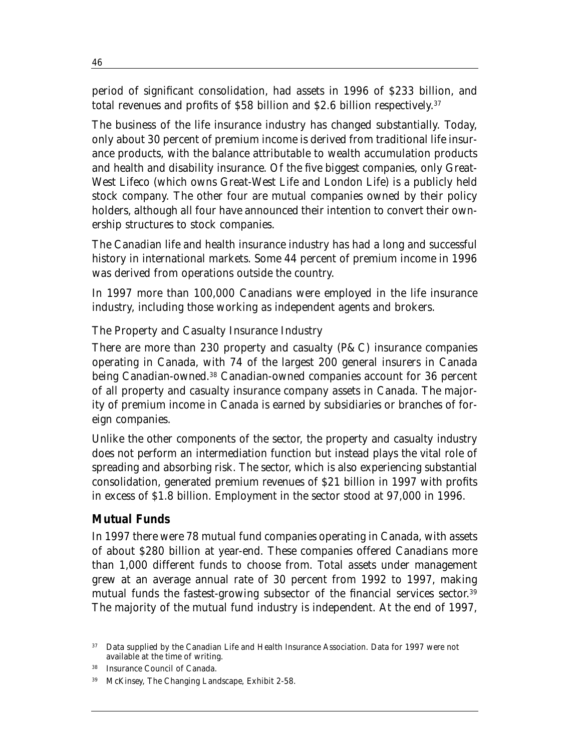period of significant consolidation, had assets in 1996 of $233 billion, and total revenues and profits of $58 billion and $2.6 billion respectively.[37]

The business of the life insurance industry has changed substantially. Today, only about 30 percent of premium income is derived from traditional life insurance products, with the balance attributable to wealth accumulation products and health and disability insurance. Of the five biggest companies, only Great-West Lifeco (which owns Great-West Life and London Life) is a publicly held stock company. The other four are mutual companies owned by their policy holders, although all four have announced their intention to convert their ownership structures to stock companies.

The Canadian life and health insurance industry has had a long and successful history in international markets. Some 44 percent of premium income in 1996 was derived from operations outside the country.

In 1997 more than 100,000 Canadians were employed in the life insurance industry, including those working as independent agents and brokers.

### The Property and Casualty Insurance Industry

There are more than 230 property and casualty (P&C) insurance companies operating in Canada, with 74 of the largest 200 general insurers in Canada being Canadian-owned.[38] Canadian-owned companies account for 36 percent of all property and casualty insurance company assets in Canada. The majority of premium income in Canada is earned by subsidiaries or branches of foreign companies.

Unlike the other components of the sector, the property and casualty industry does not perform an intermediation function but instead plays the vital role of spreading and absorbing risk. The sector, which is also experiencing substantial consolidation, generated premium revenues of $21 billion in 1997 with profits in excess of $1.8 billion. Employment in the sector stood at 97,000 in 1996.

## Mutual Funds

In 1997 there were 78 mutual fund companies operating in Canada, with assets of about $280 billion at year-end. These companies offered Canadians more than 1,000 different funds to choose from. Total assets under management grew at an average annual rate of 30 percent from 1992 to 1997, making mutual funds the fastest-growing subsector of the financial services sector.[39] The majority of the mutual fund industry is independent. At the end of 1997,

---

[37] Data supplied by the Canadian Life and Health Insurance Association. Data for 1997 were not available at the time of writing.

[38] Insurance Council of Canada.

[39] McKinsey, *The Changing Landscape*, Exhibit 2-58.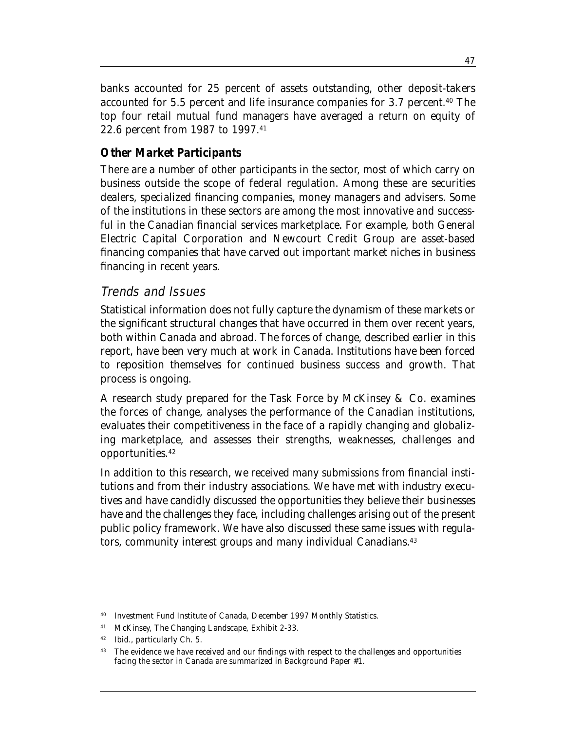banks accounted for 25 percent of assets outstanding, other deposit-takers accounted for 5.5 percent and life insurance companies for 3.7 percent.[40] The top four retail mutual fund managers have averaged a return on equity of 22.6 percent from 1987 to 1997.[41]

### Other Market Participants

There are a number of other participants in the sector, most of which carry on business outside the scope of federal regulation. Among these are securities dealers, specialized financing companies, money managers and advisers. Some of the institutions in these sectors are among the most innovative and successful in the Canadian financial services marketplace. For example, both General Electric Capital Corporation and Newcourt Credit Group are asset-based financing companies that have carved out important market niches in business financing in recent years.

## *Trends and Issues*

Statistical information does not fully capture the dynamism of these markets or the significant structural changes that have occurred in them over recent years, both within Canada and abroad. The forces of change, described earlier in this report, have been very much at work in Canada. Institutions have been forced to reposition themselves for continued business success and growth. That process is ongoing.

A research study prepared for the Task Force by McKinsey & Co. examines the forces of change, analyses the performance of the Canadian institutions, evaluates their competitiveness in the face of a rapidly changing and globalizing marketplace, and assesses their strengths, weaknesses, challenges and opportunities.[42]

In addition to this research, we received many submissions from financial institutions and from their industry associations. We have met with industry executives and have candidly discussed the opportunities they believe their businesses have and the challenges they face, including challenges arising out of the present public policy framework. We have also discussed these same issues with regulators, community interest groups and many individual Canadians.[43]

---

[40] Investment Fund Institute of Canada, December 1997 Monthly Statistics.

[41] McKinsey, The Changing Landscape, Exhibit 2-33.

[42] Ibid., particularly Ch. 5.

[43] The evidence we have received and our findings with respect to the challenges and opportunities facing the sector in Canada are summarized in Background Paper #1.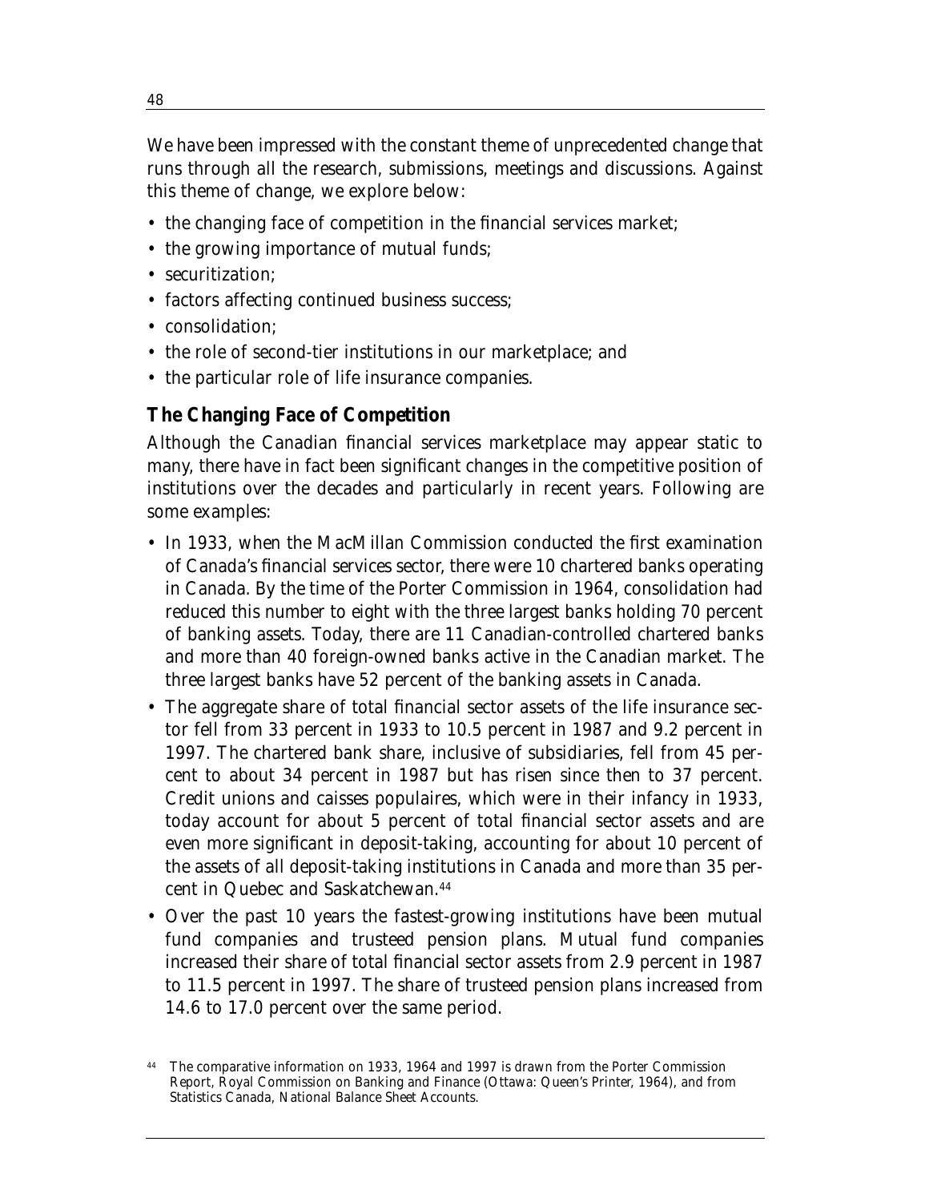We have been impressed with the constant theme of unprecedented change that runs through all the research, submissions, meetings and discussions. Against this theme of change, we explore below:

- the changing face of competition in the financial services market;
- the growing importance of mutual funds;
- securitization;
- factors affecting continued business success;
- consolidation;
- the role of second-tier institutions in our marketplace; and
- the particular role of life insurance companies.

## The Changing Face of Competition

Although the Canadian financial services marketplace may appear static to many, there have in fact been significant changes in the competitive position of institutions over the decades and particularly in recent years. Following are some examples:

- In 1933, when the MacMillan Commission conducted the first examination of Canada's financial services sector, there were 10 chartered banks operating in Canada. By the time of the Porter Commission in 1964, consolidation had reduced this number to eight with the three largest banks holding 70 percent of banking assets. Today, there are 11 Canadian-controlled chartered banks and more than 40 foreign-owned banks active in the Canadian market. The three largest banks have 52 percent of the banking assets in Canada.
- The aggregate share of total financial sector assets of the life insurance sector fell from 33 percent in 1933 to 10.5 percent in 1987 and 9.2 percent in 1997. The chartered bank share, inclusive of subsidiaries, fell from 45 percent to about 34 percent in 1987 but has risen since then to 37 percent. Credit unions and caisses populaires, which were in their infancy in 1933, today account for about 5 percent of total financial sector assets and are even more significant in deposit-taking, accounting for about 10 percent of the assets of all deposit-taking institutions in Canada and more than 35 percent in Quebec and Saskatchewan.[44]
- Over the past 10 years the fastest-growing institutions have been mutual fund companies and trusteed pension plans. Mutual fund companies increased their share of total financial sector assets from 2.9 percent in 1987 to 11.5 percent in 1997. The share of trusteed pension plans increased from 14.6 to 17.0 percent over the same period.

[44] The comparative information on 1933, 1964 and 1997 is drawn from the Porter Commission Report, Royal Commission on Banking and Finance (Ottawa: Queen's Printer, 1964), and from Statistics Canada, National Balance Sheet Accounts.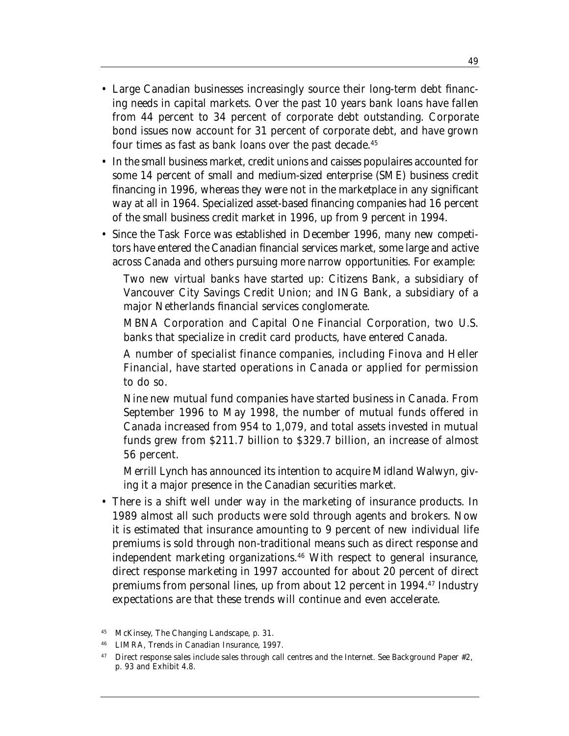- Large Canadian businesses increasingly source their long-term debt financing needs in capital markets. Over the past 10 years bank loans have fallen from 44 percent to 34 percent of corporate debt outstanding. Corporate bond issues now account for 31 percent of corporate debt, and have grown four times as fast as bank loans over the past decade.[45]
- In the small business market, credit unions and caisses populaires accounted for some 14 percent of small and medium-sized enterprise (SME) business credit financing in 1996, whereas they were not in the marketplace in any significant way at all in 1964. Specialized asset-based financing companies had 16 percent of the small business credit market in 1996, up from 9 percent in 1994.
- Since the Task Force was established in December 1996, many new competitors have entered the Canadian financial services market, some large and active across Canada and others pursuing more narrow opportunities. For example:

  Two new virtual banks have started up: Citizens Bank, a subsidiary of Vancouver City Savings Credit Union; and ING Bank, a subsidiary of a major Netherlands financial services conglomerate.

  MBNA Corporation and Capital One Financial Corporation, two U.S. banks that specialize in credit card products, have entered Canada.

  A number of specialist finance companies, including Finova and Heller Financial, have started operations in Canada or applied for permission to do so.

  Nine new mutual fund companies have started business in Canada. From September 1996 to May 1998, the number of mutual funds offered in Canada increased from 954 to 1,079, and total assets invested in mutual funds grew from $211.7 billion to $329.7 billion, an increase of almost 56 percent.

  Merrill Lynch has announced its intention to acquire Midland Walwyn, giving it a major presence in the Canadian securities market.
- There is a shift well under way in the marketing of insurance products. In 1989 almost all such products were sold through agents and brokers. Now it is estimated that insurance amounting to 9 percent of new individual life premiums is sold through non-traditional means such as direct response and independent marketing organizations.[46] With respect to general insurance, direct response marketing in 1997 accounted for about 20 percent of direct premiums from personal lines, up from about 12 percent in 1994.[47] Industry expectations are that these trends will continue and even accelerate.

[45] McKinsey, *The Changing Landscape*, p. 31.

[46] LIMRA, *Trends in Canadian Insurance*, 1997.

[47] Direct response sales include sales through call centres and the Internet. See Background Paper #2, p. 93 and Exhibit 4.8.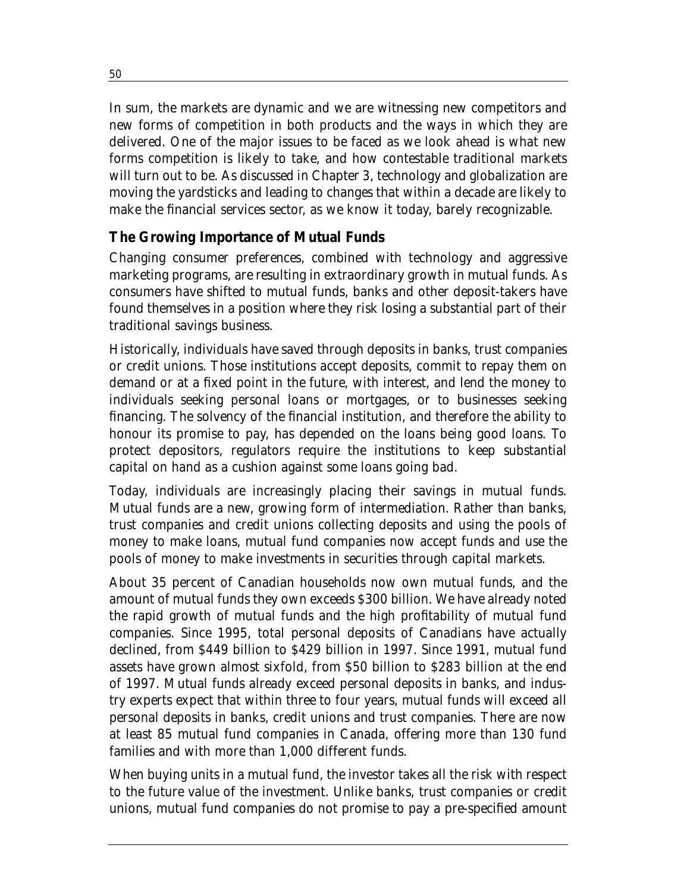In sum, the markets are dynamic and we are witnessing new competitors and new forms of competition in both products and the ways in which they are delivered. One of the major issues to be faced as we look ahead is what new forms competition is likely to take, and how contestable traditional markets will turn out to be. As discussed in Chapter 3, technology and globalization are moving the yardsticks and leading to changes that within a decade are likely to make the financial services sector, as we know it today, barely recognizable.

## The Growing Importance of Mutual Funds

Changing consumer preferences, combined with technology and aggressive marketing programs, are resulting in extraordinary growth in mutual funds. As consumers have shifted to mutual funds, banks and other deposit-takers have found themselves in a position where they risk losing a substantial part of their traditional savings business.

Historically, individuals have saved through deposits in banks, trust companies or credit unions. Those institutions accept deposits, commit to repay them on demand or at a fixed point in the future, with interest, and lend the money to individuals seeking personal loans or mortgages, or to businesses seeking financing. The solvency of the financial institution, and therefore the ability to honour its promise to pay, has depended on the loans being good loans. To protect depositors, regulators require the institutions to keep substantial capital on hand as a cushion against some loans going bad.

Today, individuals are increasingly placing their savings in mutual funds. Mutual funds are a new, growing form of intermediation. Rather than banks, trust companies and credit unions collecting deposits and using the pools of money to make loans, mutual fund companies now accept funds and use the pools of money to make investments in securities through capital markets.

About 35 percent of Canadian households now own mutual funds, and the amount of mutual funds they own exceeds $300 billion. We have already noted the rapid growth of mutual funds and the high profitability of mutual fund companies. Since 1995, total personal deposits of Canadians have actually declined, from $449 billion to $429 billion in 1997. Since 1991, mutual fund assets have grown almost sixfold, from $50 billion to $283 billion at the end of 1997. Mutual funds already exceed personal deposits in banks, and industry experts expect that within three to four years, mutual funds will exceed all personal deposits in banks, credit unions and trust companies. There are now at least 85 mutual fund companies in Canada, offering more than 130 fund families and with more than 1,000 different funds.

When buying units in a mutual fund, the investor takes all the risk with respect to the future value of the investment. Unlike banks, trust companies or credit unions, mutual fund companies do not promise to pay a pre-specified amount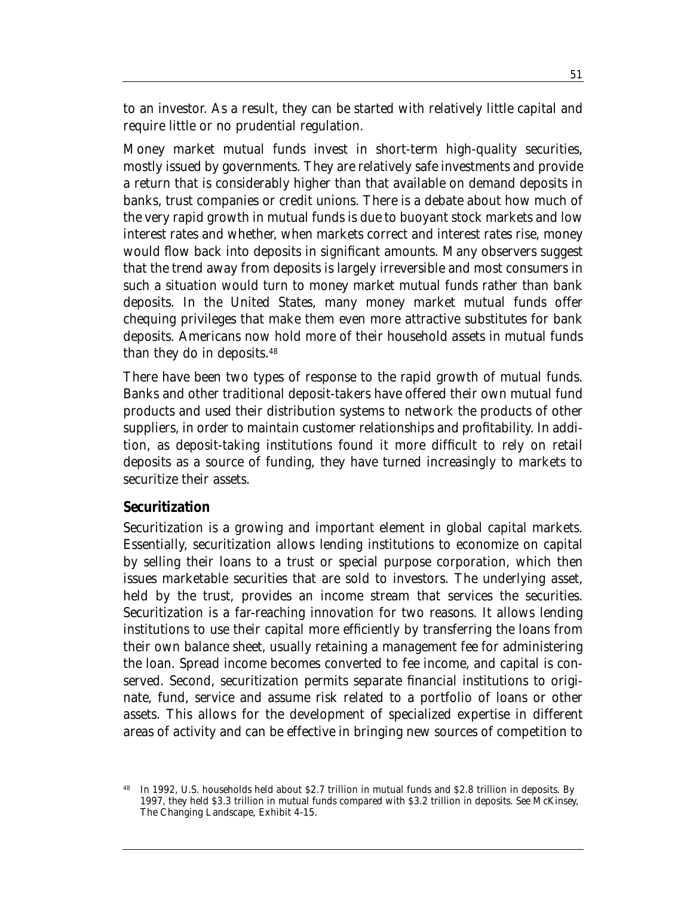to an investor. As a result, they can be started with relatively little capital and require little or no prudential regulation.

Money market mutual funds invest in short-term high-quality securities, mostly issued by governments. They are relatively safe investments and provide a return that is considerably higher than that available on demand deposits in banks, trust companies or credit unions. There is a debate about how much of the very rapid growth in mutual funds is due to buoyant stock markets and low interest rates and whether, when markets correct and interest rates rise, money would flow back into deposits in significant amounts. Many observers suggest that the trend away from deposits is largely irreversible and most consumers in such a situation would turn to money market mutual funds rather than bank deposits. In the United States, many money market mutual funds offer chequing privileges that make them even more attractive substitutes for bank deposits. Americans now hold more of their household assets in mutual funds than they do in deposits.[48]

There have been two types of response to the rapid growth of mutual funds. Banks and other traditional deposit-takers have offered their own mutual fund products and used their distribution systems to network the products of other suppliers, in order to maintain customer relationships and profitability. In addition, as deposit-taking institutions found it more difficult to rely on retail deposits as a source of funding, they have turned increasingly to markets to securitize their assets.

**Securitization**

Securitization is a growing and important element in global capital markets. Essentially, securitization allows lending institutions to economize on capital by selling their loans to a trust or special purpose corporation, which then issues marketable securities that are sold to investors. The underlying asset, held by the trust, provides an income stream that services the securities. Securitization is a far-reaching innovation for two reasons. It allows lending institutions to use their capital more efficiently by transferring the loans from their own balance sheet, usually retaining a management fee for administering the loan. Spread income becomes converted to fee income, and capital is conserved. Second, securitization permits separate financial institutions to originate, fund, service and assume risk related to a portfolio of loans or other assets. This allows for the development of specialized expertise in different areas of activity and can be effective in bringing new sources of competition to

[48] In 1992, U.S. households held about $2.7 trillion in mutual funds and $2.8 trillion in deposits. By 1997, they held $3.3 trillion in mutual funds compared with $3.2 trillion in deposits. See McKinsey, The Changing Landscape, Exhibit 4-15.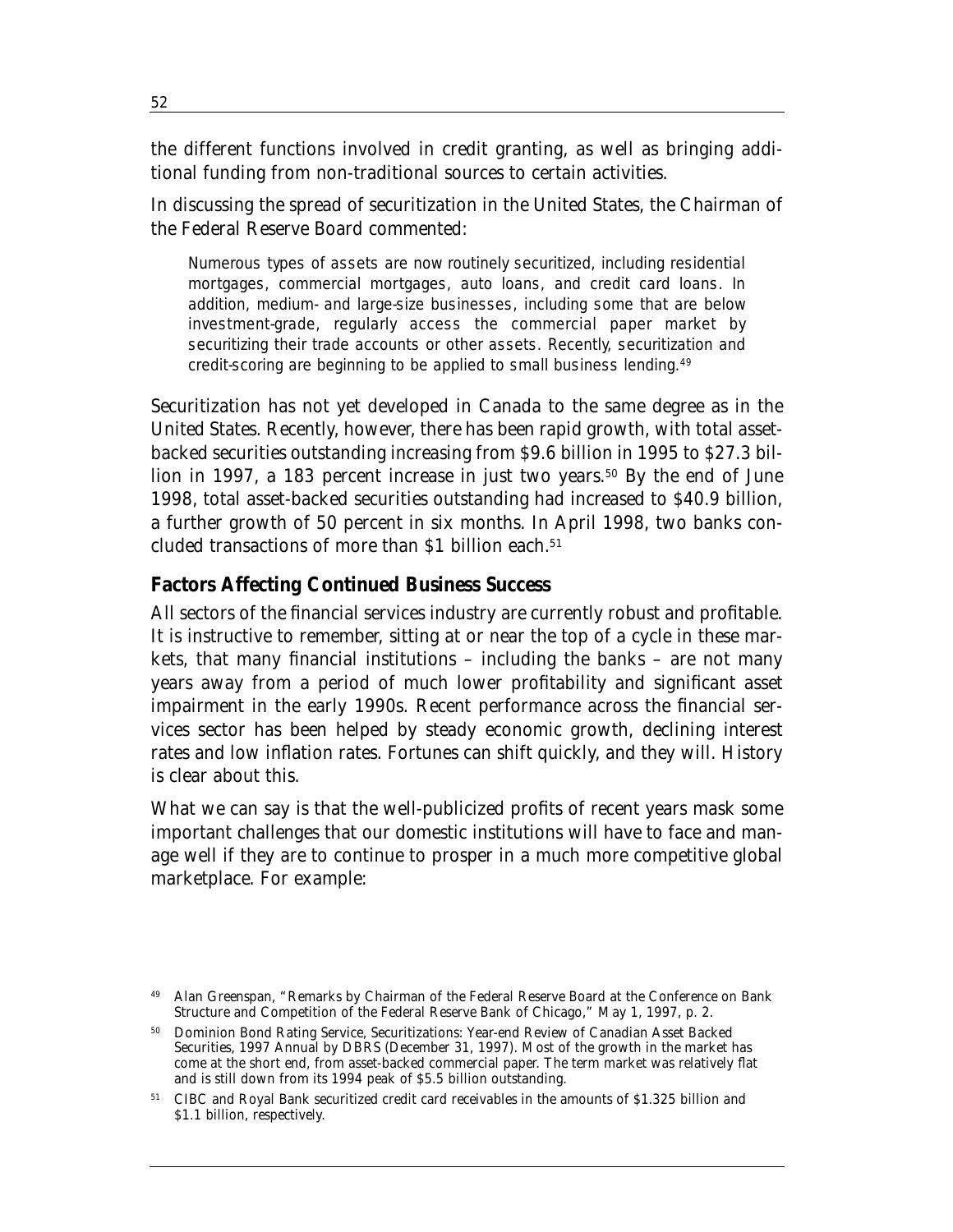the different functions involved in credit granting, as well as bringing additional funding from non-traditional sources to certain activities.

In discussing the spread of securitization in the United States, the Chairman of the Federal Reserve Board commented:

> Numerous types of assets are now routinely securitized, including residential mortgages, commercial mortgages, auto loans, and credit card loans. In addition, medium- and large-size businesses, including some that are below investment-grade, regularly access the commercial paper market by securitizing their trade accounts or other assets. Recently, securitization and credit-scoring are beginning to be applied to small business lending.[49]

Securitization has not yet developed in Canada to the same degree as in the United States. Recently, however, there has been rapid growth, with total asset-backed securities outstanding increasing from $9.6 billion in 1995 to $27.3 billion in 1997, a 183 percent increase in just two years.[50] By the end of June 1998, total asset-backed securities outstanding had increased to $40.9 billion, a further growth of 50 percent in six months. In April 1998, two banks concluded transactions of more than $1 billion each.[51]

## Factors Affecting Continued Business Success

All sectors of the financial services industry are currently robust and profitable. It is instructive to remember, sitting at or near the top of a cycle in these markets, that many financial institutions – including the banks – are not many years away from a period of much lower profitability and significant asset impairment in the early 1990s. Recent performance across the financial services sector has been helped by steady economic growth, declining interest rates and low inflation rates. Fortunes can shift quickly, and they will. History is clear about this.

What we can say is that the well-publicized profits of recent years mask some important challenges that our domestic institutions will have to face and manage well if they are to continue to prosper in a much more competitive global marketplace. For example:

---

[49] Alan Greenspan, "Remarks by Chairman of the Federal Reserve Board at the Conference on Bank Structure and Competition of the Federal Reserve Bank of Chicago," May 1, 1997, p. 2.

[50] Dominion Bond Rating Service, Securitizations: Year-end Review of Canadian Asset Backed Securities, 1997 Annual by DBRS (December 31, 1997). Most of the growth in the market has come at the short end, from asset-backed commercial paper. The term market was relatively flat and is still down from its 1994 peak of $5.5 billion outstanding.

[51] CIBC and Royal Bank securitized credit card receivables in the amounts of $1.325 billion and $1.1 billion, respectively.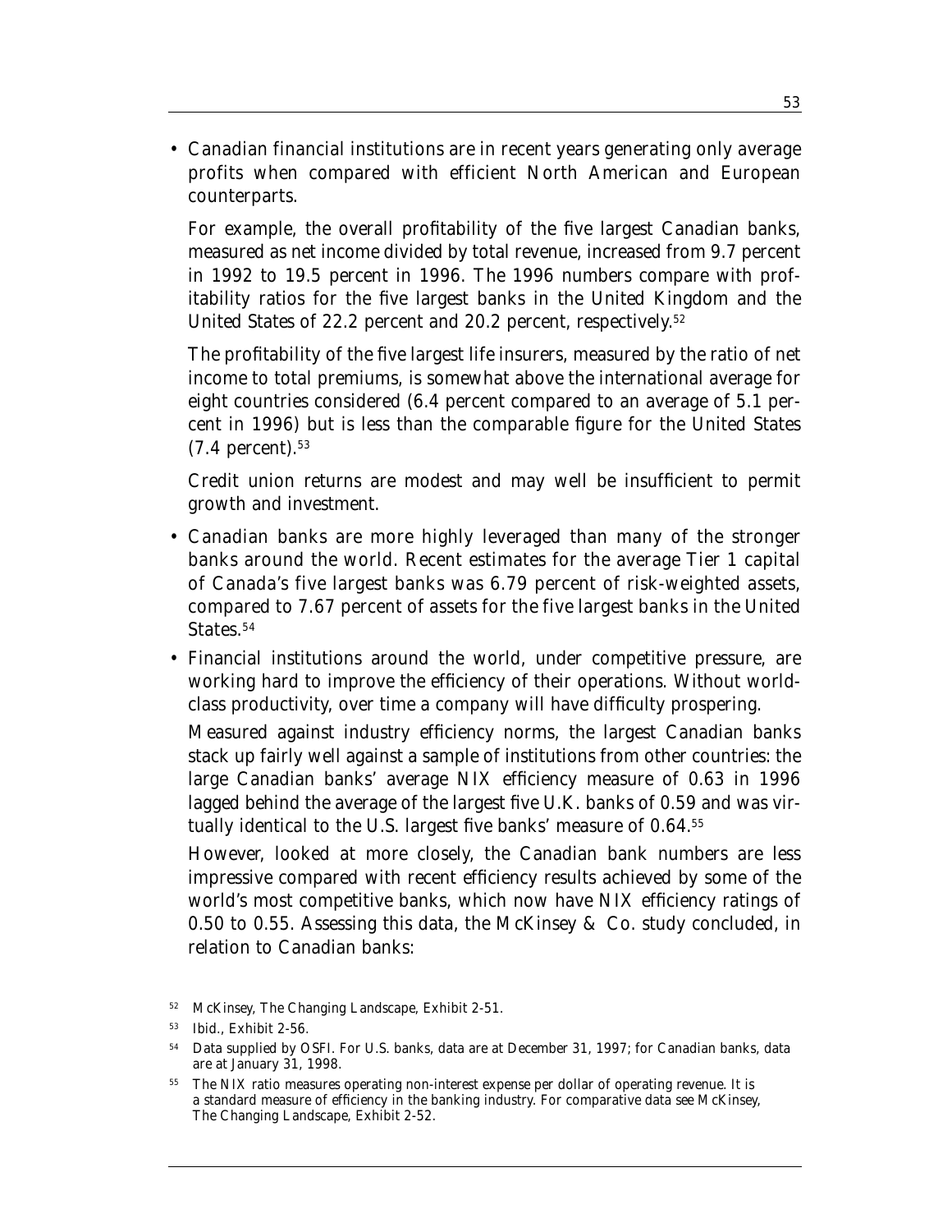- Canadian financial institutions are in recent years generating only average profits when compared with efficient North American and European counterparts.

  For example, the overall profitability of the five largest Canadian banks, measured as net income divided by total revenue, increased from 9.7 percent in 1992 to 19.5 percent in 1996. The 1996 numbers compare with profitability ratios for the five largest banks in the United Kingdom and the United States of 22.2 percent and 20.2 percent, respectively.[52]

  The profitability of the five largest life insurers, measured by the ratio of net income to total premiums, is somewhat above the international average for eight countries considered (6.4 percent compared to an average of 5.1 percent in 1996) but is less than the comparable figure for the United States (7.4 percent).[53]

  Credit union returns are modest and may well be insufficient to permit growth and investment.

- Canadian banks are more highly leveraged than many of the stronger banks around the world. Recent estimates for the average Tier 1 capital of Canada's five largest banks was 6.79 percent of risk-weighted assets, compared to 7.67 percent of assets for the five largest banks in the United States.[54]

- Financial institutions around the world, under competitive pressure, are working hard to improve the efficiency of their operations. Without world-class productivity, over time a company will have difficulty prospering.

  Measured against industry efficiency norms, the largest Canadian banks stack up fairly well against a sample of institutions from other countries: the large Canadian banks' average NIX efficiency measure of 0.63 in 1996 lagged behind the average of the largest five U.K. banks of 0.59 and was virtually identical to the U.S. largest five banks' measure of 0.64.[55]

  However, looked at more closely, the Canadian bank numbers are less impressive compared with recent efficiency results achieved by some of the world's most competitive banks, which now have NIX efficiency ratings of 0.50 to 0.55. Assessing this data, the McKinsey & Co. study concluded, in relation to Canadian banks:

[52] McKinsey, *The Changing Landscape*, Exhibit 2-51.

[53] Ibid., Exhibit 2-56.

[54] Data supplied by OSFI. For U.S. banks, data are at December 31, 1997; for Canadian banks, data are at January 31, 1998.

[55] The NIX ratio measures operating non-interest expense per dollar of operating revenue. It is a standard measure of efficiency in the banking industry. For comparative data see McKinsey, *The Changing Landscape*, Exhibit 2-52.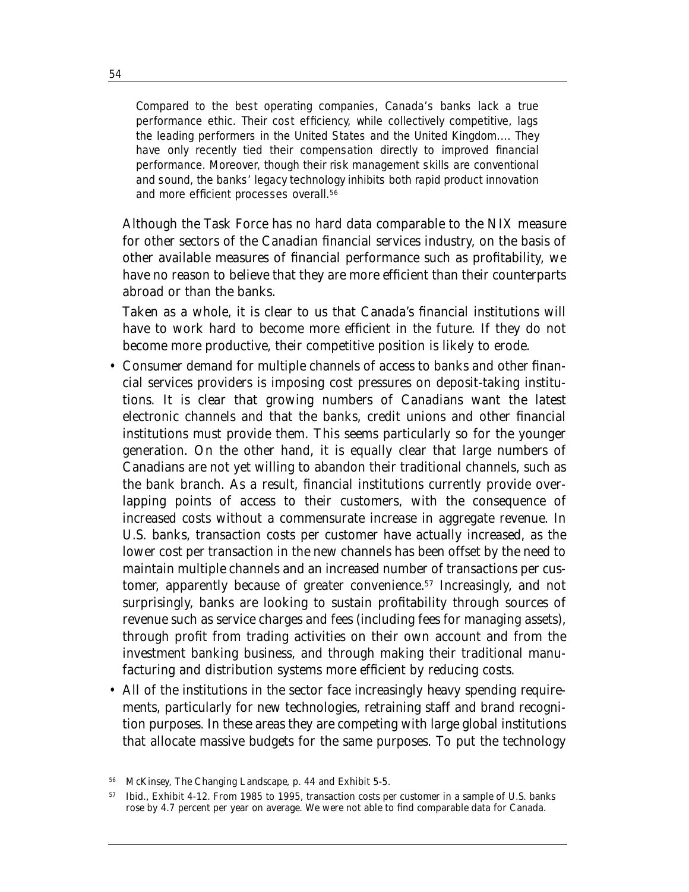> Compared to the best operating companies, Canada's banks lack a true performance ethic. Their cost efficiency, while collectively competitive, lags the leading performers in the United States and the United Kingdom.... They have only recently tied their compensation directly to improved financial performance. Moreover, though their risk management skills are conventional and sound, the banks' legacy technology inhibits both rapid product innovation and more efficient processes overall.[56]

Although the Task Force has no hard data comparable to the NIX measure for other sectors of the Canadian financial services industry, on the basis of other available measures of financial performance such as profitability, we have no reason to believe that they are more efficient than their counterparts abroad or than the banks.

Taken as a whole, it is clear to us that Canada's financial institutions will have to work hard to become more efficient in the future. If they do not become more productive, their competitive position is likely to erode.

- Consumer demand for multiple channels of access to banks and other financial services providers is imposing cost pressures on deposit-taking institutions. It is clear that growing numbers of Canadians want the latest electronic channels and that the banks, credit unions and other financial institutions must provide them. This seems particularly so for the younger generation. On the other hand, it is equally clear that large numbers of Canadians are not yet willing to abandon their traditional channels, such as the bank branch. As a result, financial institutions currently provide overlapping points of access to their customers, with the consequence of increased costs without a commensurate increase in aggregate revenue. In U.S. banks, transaction costs per customer have actually increased, as the lower cost per transaction in the new channels has been offset by the need to maintain multiple channels and an increased number of transactions per customer, apparently because of greater convenience.[57] Increasingly, and not surprisingly, banks are looking to sustain profitability through sources of revenue such as service charges and fees (including fees for managing assets), through profit from trading activities on their own account and from the investment banking business, and through making their traditional manufacturing and distribution systems more efficient by reducing costs.
- All of the institutions in the sector face increasingly heavy spending requirements, particularly for new technologies, retraining staff and brand recognition purposes. In these areas they are competing with large global institutions that allocate massive budgets for the same purposes. To put the technology

[56] McKinsey, *The Changing Landscape*, p. 44 and Exhibit 5-5.

[57] *Ibid.*, Exhibit 4-12. From 1985 to 1995, transaction costs per customer in a sample of U.S. banks rose by 4.7 percent per year on average. We were not able to find comparable data for Canada.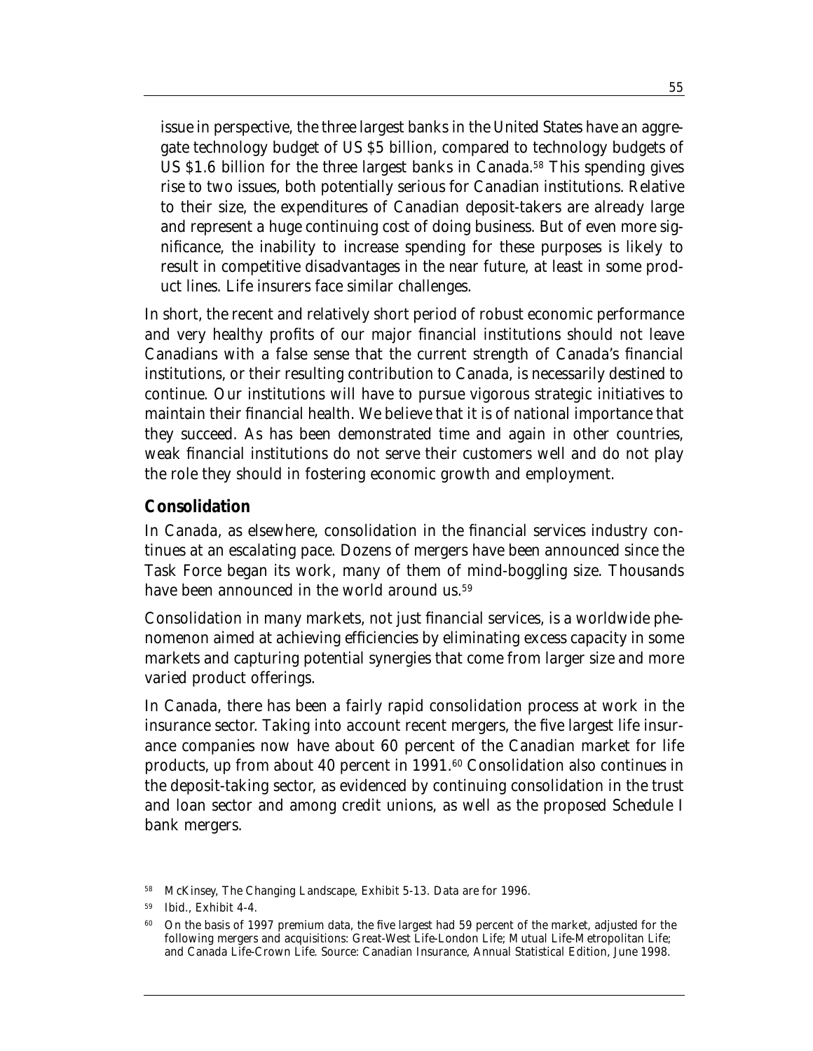issue in perspective, the three largest banks in the United States have an aggregate technology budget of US $5 billion, compared to technology budgets of US $1.6 billion for the three largest banks in Canada.[58] This spending gives rise to two issues, both potentially serious for Canadian institutions. Relative to their size, the expenditures of Canadian deposit-takers are already large and represent a huge continuing cost of doing business. But of even more significance, the inability to increase spending for these purposes is likely to result in competitive disadvantages in the near future, at least in some product lines. Life insurers face similar challenges.

In short, the recent and relatively short period of robust economic performance and very healthy profits of our major financial institutions should not leave Canadians with a false sense that the current strength of Canada's financial institutions, or their resulting contribution to Canada, is necessarily destined to continue. Our institutions will have to pursue vigorous strategic initiatives to maintain their financial health. We believe that it is of national importance that they succeed. As has been demonstrated time and again in other countries, weak financial institutions do not serve their customers well and do not play the role they should in fostering economic growth and employment.

## Consolidation

In Canada, as elsewhere, consolidation in the financial services industry continues at an escalating pace. Dozens of mergers have been announced since the Task Force began its work, many of them of mind-boggling size. Thousands have been announced in the world around us.[59]

Consolidation in many markets, not just financial services, is a worldwide phenomenon aimed at achieving efficiencies by eliminating excess capacity in some markets and capturing potential synergies that come from larger size and more varied product offerings.

In Canada, there has been a fairly rapid consolidation process at work in the insurance sector. Taking into account recent mergers, the five largest life insurance companies now have about 60 percent of the Canadian market for life products, up from about 40 percent in 1991.[60] Consolidation also continues in the deposit-taking sector, as evidenced by continuing consolidation in the trust and loan sector and among credit unions, as well as the proposed Schedule I bank mergers.

[58] McKinsey, *The Changing Landscape*, Exhibit 5-13. Data are for 1996.

[59] Ibid., Exhibit 4-4.

[60] On the basis of 1997 premium data, the five largest had 59 percent of the market, adjusted for the following mergers and acquisitions: Great-West Life-London Life; Mutual Life-Metropolitan Life; and Canada Life-Crown Life. Source: *Canadian Insurance*, Annual Statistical Edition, June 1998.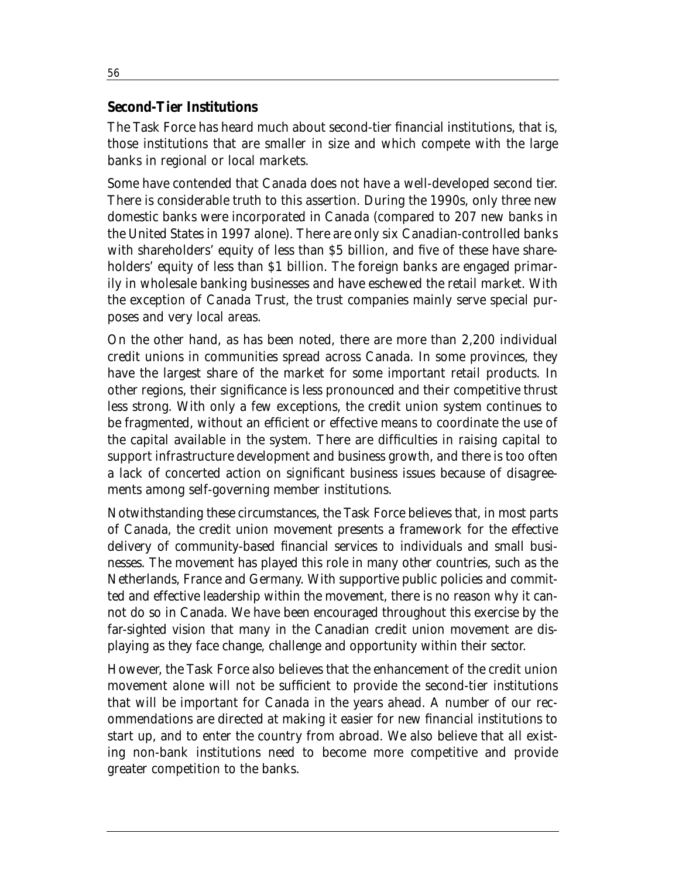## Second-Tier Institutions

The Task Force has heard much about second-tier financial institutions, that is, those institutions that are smaller in size and which compete with the large banks in regional or local markets.

Some have contended that Canada does not have a well-developed second tier. There is considerable truth to this assertion. During the 1990s, only three new domestic banks were incorporated in Canada (compared to 207 new banks in the United States in 1997 alone). There are only six Canadian-controlled banks with shareholders' equity of less than $5 billion, and five of these have shareholders' equity of less than $1 billion. The foreign banks are engaged primarily in wholesale banking businesses and have eschewed the retail market. With the exception of Canada Trust, the trust companies mainly serve special purposes and very local areas.

On the other hand, as has been noted, there are more than 2,200 individual credit unions in communities spread across Canada. In some provinces, they have the largest share of the market for some important retail products. In other regions, their significance is less pronounced and their competitive thrust less strong. With only a few exceptions, the credit union system continues to be fragmented, without an efficient or effective means to coordinate the use of the capital available in the system. There are difficulties in raising capital to support infrastructure development and business growth, and there is too often a lack of concerted action on significant business issues because of disagreements among self-governing member institutions.

Notwithstanding these circumstances, the Task Force believes that, in most parts of Canada, the credit union movement presents a framework for the effective delivery of community-based financial services to individuals and small businesses. The movement has played this role in many other countries, such as the Netherlands, France and Germany. With supportive public policies and committed and effective leadership within the movement, there is no reason why it cannot do so in Canada. We have been encouraged throughout this exercise by the far-sighted vision that many in the Canadian credit union movement are displaying as they face change, challenge and opportunity within their sector.

However, the Task Force also believes that the enhancement of the credit union movement alone will not be sufficient to provide the second-tier institutions that will be important for Canada in the years ahead. A number of our recommendations are directed at making it easier for new financial institutions to start up, and to enter the country from abroad. We also believe that all existing non-bank institutions need to become more competitive and provide greater competition to the banks.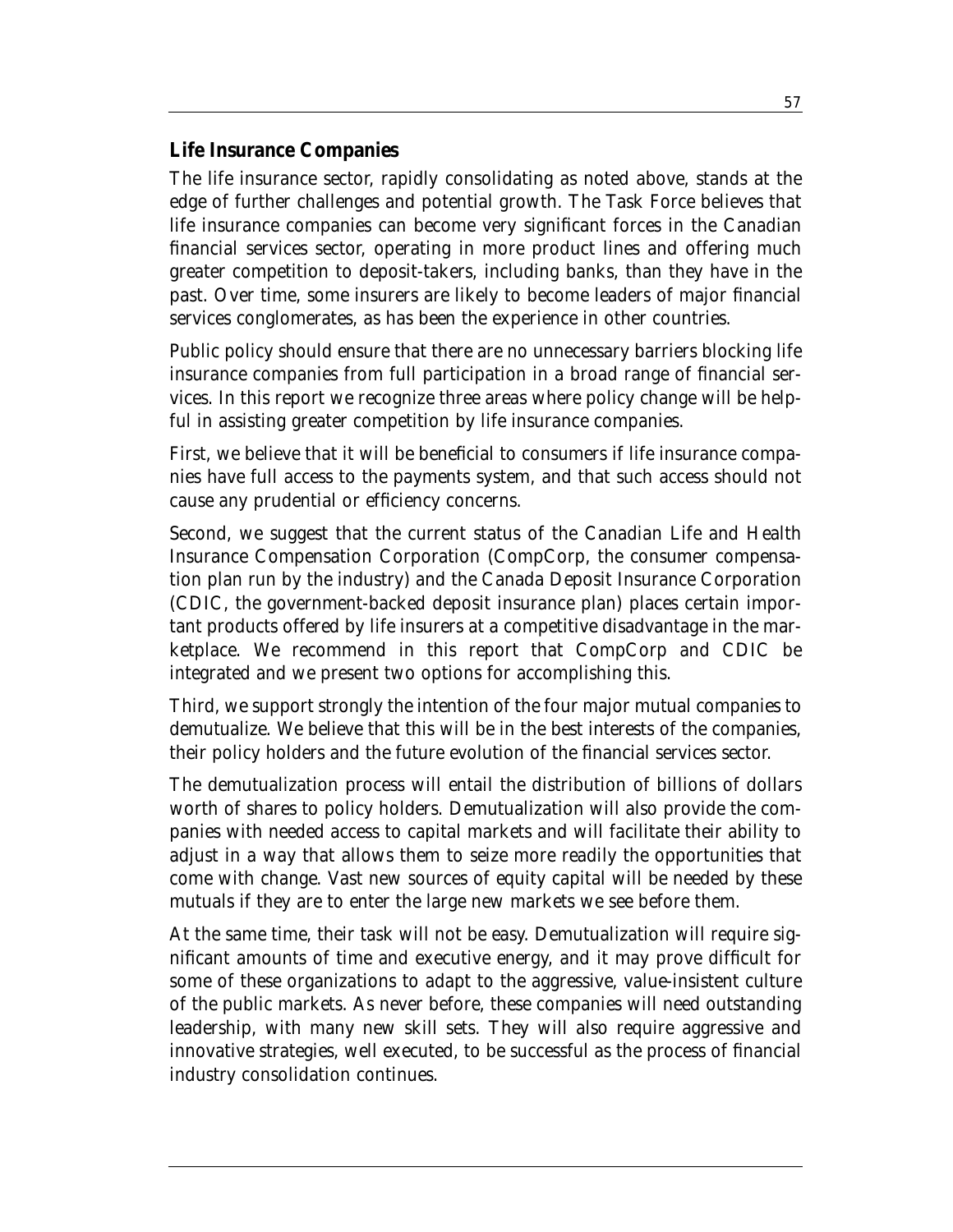## Life Insurance Companies

The life insurance sector, rapidly consolidating as noted above, stands at the edge of further challenges and potential growth. The Task Force believes that life insurance companies can become very significant forces in the Canadian financial services sector, operating in more product lines and offering much greater competition to deposit-takers, including banks, than they have in the past. Over time, some insurers are likely to become leaders of major financial services conglomerates, as has been the experience in other countries.

Public policy should ensure that there are no unnecessary barriers blocking life insurance companies from full participation in a broad range of financial services. In this report we recognize three areas where policy change will be helpful in assisting greater competition by life insurance companies.

First, we believe that it will be beneficial to consumers if life insurance companies have full access to the payments system, and that such access should not cause any prudential or efficiency concerns.

Second, we suggest that the current status of the Canadian Life and Health Insurance Compensation Corporation (CompCorp, the consumer compensation plan run by the industry) and the Canada Deposit Insurance Corporation (CDIC, the government-backed deposit insurance plan) places certain important products offered by life insurers at a competitive disadvantage in the marketplace. We recommend in this report that CompCorp and CDIC be integrated and we present two options for accomplishing this.

Third, we support strongly the intention of the four major mutual companies to demutualize. We believe that this will be in the best interests of the companies, their policy holders and the future evolution of the financial services sector.

The demutualization process will entail the distribution of billions of dollars worth of shares to policy holders. Demutualization will also provide the companies with needed access to capital markets and will facilitate their ability to adjust in a way that allows them to seize more readily the opportunities that come with change. Vast new sources of equity capital will be needed by these mutuals if they are to enter the large new markets we see before them.

At the same time, their task will not be easy. Demutualization will require significant amounts of time and executive energy, and it may prove difficult for some of these organizations to adapt to the aggressive, value-insistent culture of the public markets. As never before, these companies will need outstanding leadership, with many new skill sets. They will also require aggressive and innovative strategies, well executed, to be successful as the process of financial industry consolidation continues.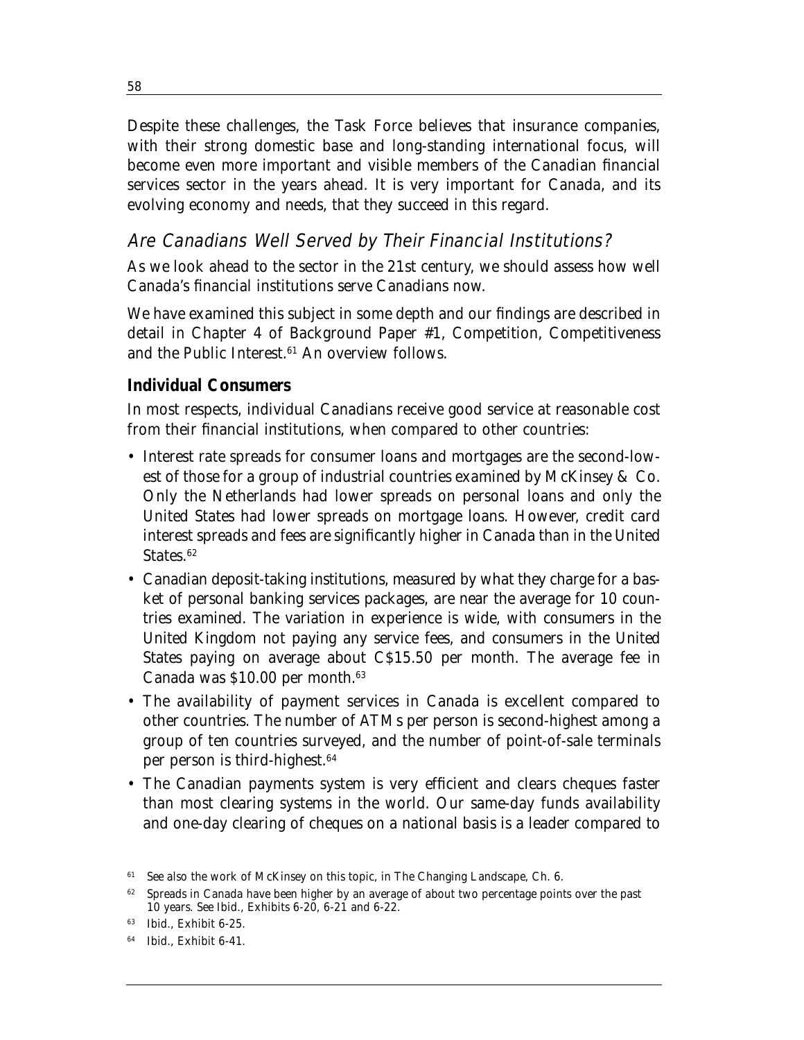Despite these challenges, the Task Force believes that insurance companies, with their strong domestic base and long-standing international focus, will become even more important and visible members of the Canadian financial services sector in the years ahead. It is very important for Canada, and its evolving economy and needs, that they succeed in this regard.

## *Are Canadians Well Served by Their Financial Institutions?*

As we look ahead to the sector in the 21st century, we should assess how well Canada's financial institutions serve Canadians now.

We have examined this subject in some depth and our findings are described in detail in Chapter 4 of Background Paper #1, *Competition, Competitiveness and the Public Interest*.[61] An overview follows.

### Individual Consumers

In most respects, individual Canadians receive good service at reasonable cost from their financial institutions, when compared to other countries:

- Interest rate spreads for consumer loans and mortgages are the second-lowest of those for a group of industrial countries examined by McKinsey & Co. Only the Netherlands had lower spreads on personal loans and only the United States had lower spreads on mortgage loans. However, credit card interest spreads and fees are significantly higher in Canada than in the United States.[62]
- Canadian deposit-taking institutions, measured by what they charge for a basket of personal banking services packages, are near the average for 10 countries examined. The variation in experience is wide, with consumers in the United Kingdom not paying any service fees, and consumers in the United States paying on average about C$15.50 per month. The average fee in Canada was $10.00 per month.[63]
- The availability of payment services in Canada is excellent compared to other countries. The number of ATMs per person is second-highest among a group of ten countries surveyed, and the number of point-of-sale terminals per person is third-highest.[64]
- The Canadian payments system is very efficient and clears cheques faster than most clearing systems in the world. Our same-day funds availability and one-day clearing of cheques on a national basis is a leader compared to

---

[61] See also the work of McKinsey on this topic, in *The Changing Landscape*, Ch. 6.

[62] Spreads in Canada have been higher by an average of about two percentage points over the past 10 years. See *Ibid.*, Exhibits 6-20, 6-21 and 6-22.

[63] *Ibid.*, Exhibit 6-25.

[64] *Ibid.*, Exhibit 6-41.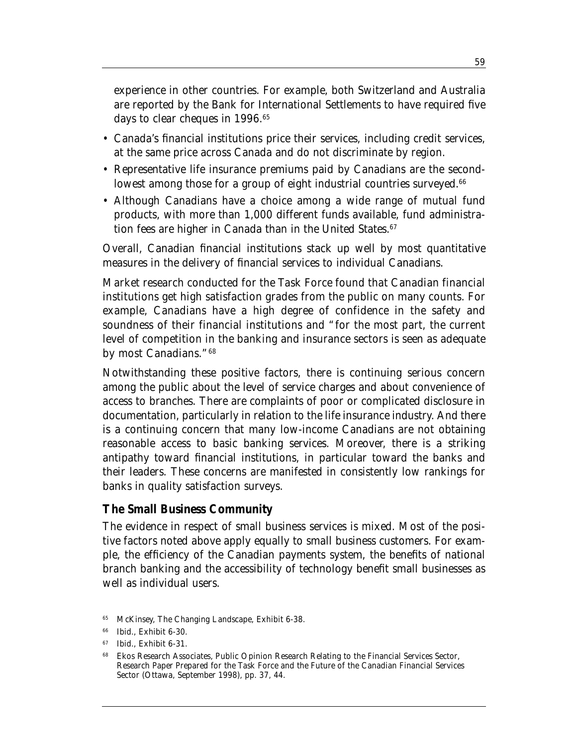experience in other countries. For example, both Switzerland and Australia are reported by the Bank for International Settlements to have required five days to clear cheques in 1996.[65]

- Canada's financial institutions price their services, including credit services, at the same price across Canada and do not discriminate by region.
- Representative life insurance premiums paid by Canadians are the second-lowest among those for a group of eight industrial countries surveyed.[66]
- Although Canadians have a choice among a wide range of mutual fund products, with more than 1,000 different funds available, fund administration fees are higher in Canada than in the United States.[67]

Overall, Canadian financial institutions stack up well by most quantitative measures in the delivery of financial services to individual Canadians.

Market research conducted for the Task Force found that Canadian financial institutions get high satisfaction grades from the public on many counts. For example, Canadians have a high degree of confidence in the safety and soundness of their financial institutions and "for the most part, the current level of competition in the banking and insurance sectors is seen as adequate by most Canadians."[68]

Notwithstanding these positive factors, there is continuing serious concern among the public about the level of service charges and about convenience of access to branches. There are complaints of poor or complicated disclosure in documentation, particularly in relation to the life insurance industry. And there is a continuing concern that many low-income Canadians are not obtaining reasonable access to basic banking services. Moreover, there is a striking antipathy toward financial institutions, in particular toward the banks and their leaders. These concerns are manifested in consistently low rankings for banks in quality satisfaction surveys.

### The Small Business Community

The evidence in respect of small business services is mixed. Most of the positive factors noted above apply equally to small business customers. For example, the efficiency of the Canadian payments system, the benefits of national branch banking and the accessibility of technology benefit small businesses as well as individual users.

---

[65] McKinsey, *The Changing Landscape*, Exhibit 6-38.

[66] *Ibid.*, Exhibit 6-30.

[67] *Ibid.*, Exhibit 6-31.

[68] Ekos Research Associates, *Public Opinion Research Relating to the Financial Services Sector*, Research Paper Prepared for the Task Force and the Future of the Canadian Financial Services Sector (Ottawa, September 1998), pp. 37, 44.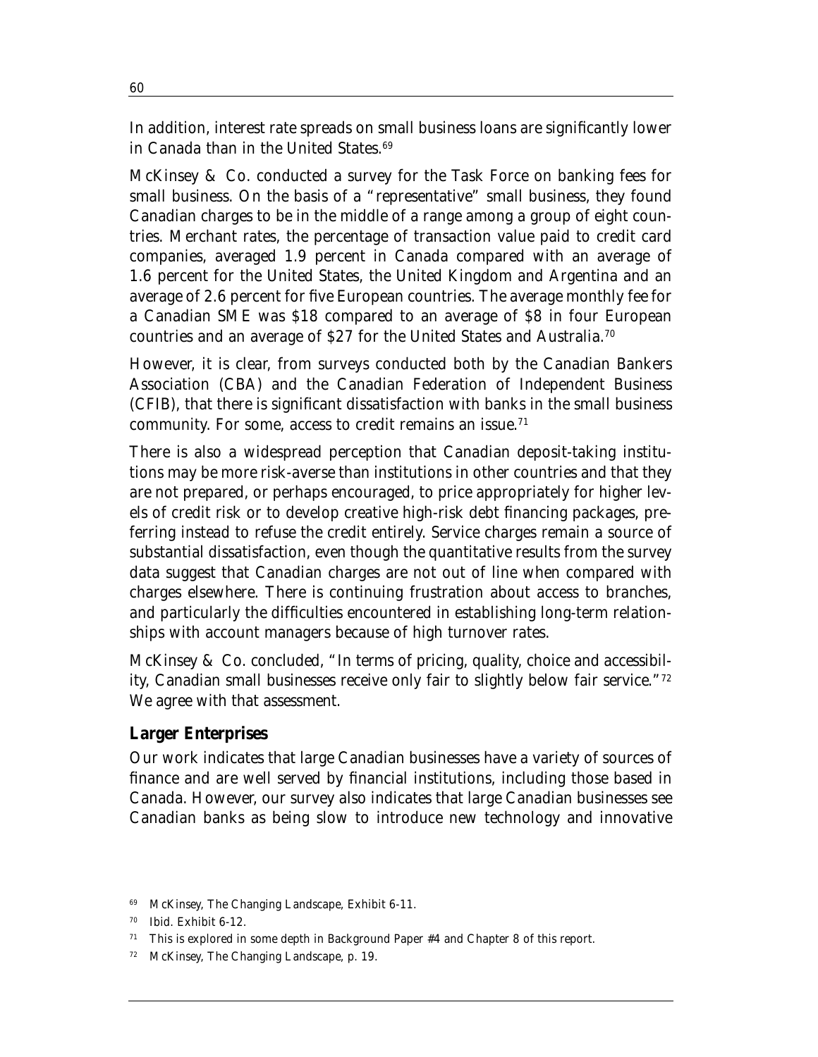In addition, interest rate spreads on small business loans are significantly lower in Canada than in the United States.[69]

McKinsey & Co. conducted a survey for the Task Force on banking fees for small business. On the basis of a "representative" small business, they found Canadian charges to be in the middle of a range among a group of eight countries. Merchant rates, the percentage of transaction value paid to credit card companies, averaged 1.9 percent in Canada compared with an average of 1.6 percent for the United States, the United Kingdom and Argentina and an average of 2.6 percent for five European countries. The average monthly fee for a Canadian SME was $18 compared to an average of $8 in four European countries and an average of $27 for the United States and Australia.[70]

However, it is clear, from surveys conducted both by the Canadian Bankers Association (CBA) and the Canadian Federation of Independent Business (CFIB), that there is significant dissatisfaction with banks in the small business community. For some, access to credit remains an issue.[71]

There is also a widespread perception that Canadian deposit-taking institutions may be more risk-averse than institutions in other countries and that they are not prepared, or perhaps encouraged, to price appropriately for higher levels of credit risk or to develop creative high-risk debt financing packages, preferring instead to refuse the credit entirely. Service charges remain a source of substantial dissatisfaction, even though the quantitative results from the survey data suggest that Canadian charges are not out of line when compared with charges elsewhere. There is continuing frustration about access to branches, and particularly the difficulties encountered in establishing long-term relationships with account managers because of high turnover rates.

McKinsey & Co. concluded, "In terms of pricing, quality, choice and accessibility, Canadian small businesses receive only fair to slightly below fair service."[72] We agree with that assessment.

### Larger Enterprises

Our work indicates that large Canadian businesses have a variety of sources of finance and are well served by financial institutions, including those based in Canada. However, our survey also indicates that large Canadian businesses see Canadian banks as being slow to introduce new technology and innovative

---

[69] McKinsey, *The Changing Landscape*, Exhibit 6-11.

[70] Ibid. Exhibit 6-12.

[71] This is explored in some depth in Background Paper #4 and Chapter 8 of this report.

[72] McKinsey, *The Changing Landscape*, p. 19.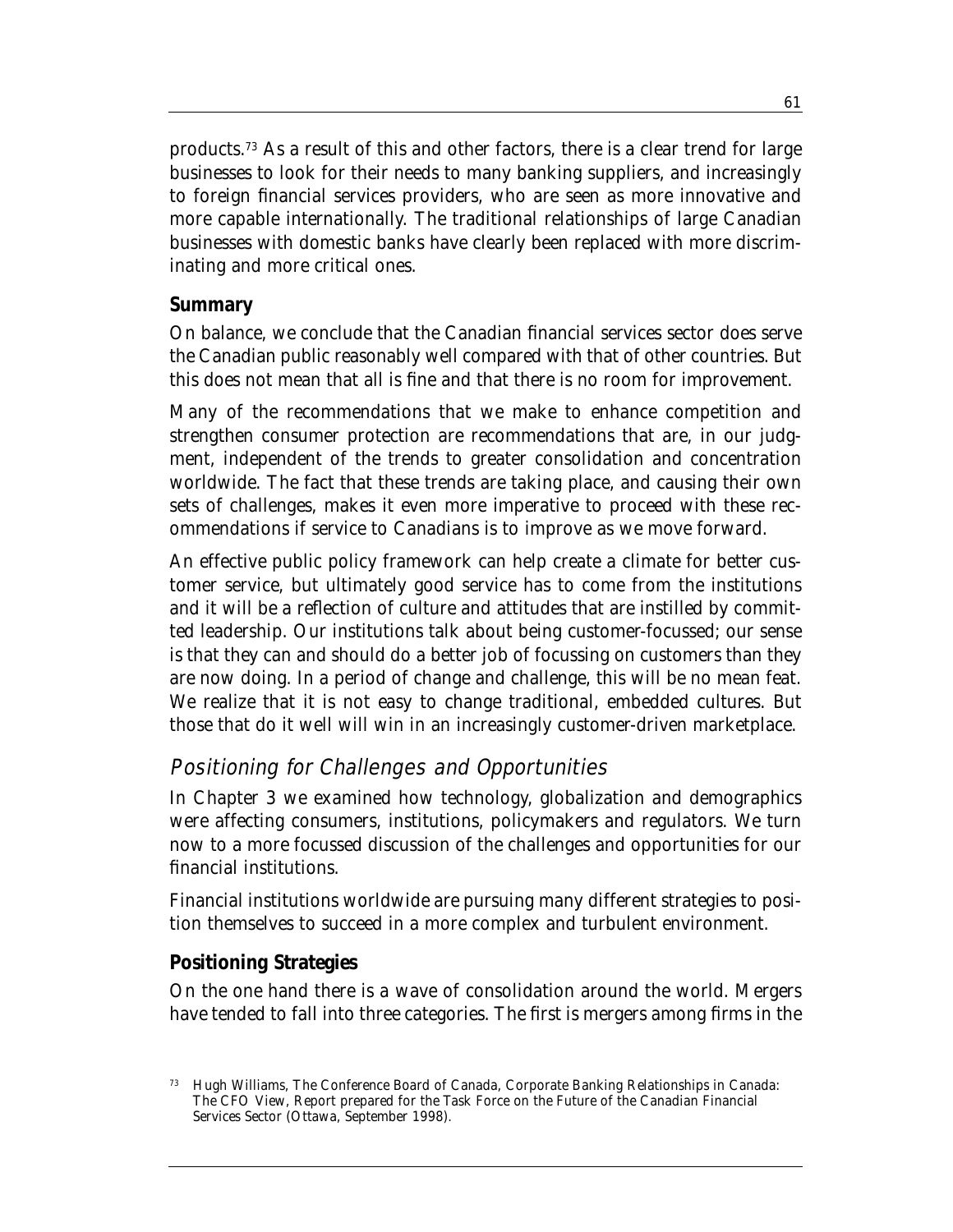products.[73] As a result of this and other factors, there is a clear trend for large businesses to look for their needs to many banking suppliers, and increasingly to foreign financial services providers, who are seen as more innovative and more capable internationally. The traditional relationships of large Canadian businesses with domestic banks have clearly been replaced with more discriminating and more critical ones.

### Summary

On balance, we conclude that the Canadian financial services sector does serve the Canadian public reasonably well compared with that of other countries. But this does not mean that all is fine and that there is no room for improvement.

Many of the recommendations that we make to enhance competition and strengthen consumer protection are recommendations that are, in our judgment, independent of the trends to greater consolidation and concentration worldwide. The fact that these trends are taking place, and causing their own sets of challenges, makes it even more imperative to proceed with these recommendations if service to Canadians is to improve as we move forward.

An effective public policy framework can help create a climate for better customer service, but ultimately good service has to come from the institutions and it will be a reflection of culture and attitudes that are instilled by committed leadership. Our institutions talk about being customer-focussed; our sense is that they can and should do a better job of focussing on customers than they are now doing. In a period of change and challenge, this will be no mean feat. We realize that it is not easy to change traditional, embedded cultures. But those that do it well will win in an increasingly customer-driven marketplace.

## *Positioning for Challenges and Opportunities*

In Chapter 3 we examined how technology, globalization and demographics were affecting consumers, institutions, policymakers and regulators. We turn now to a more focussed discussion of the challenges and opportunities for our financial institutions.

Financial institutions worldwide are pursuing many different strategies to position themselves to succeed in a more complex and turbulent environment.

### Positioning Strategies

On the one hand there is a wave of consolidation around the world. Mergers have tended to fall into three categories. The first is mergers among firms in the

[73] Hugh Williams, The Conference Board of Canada, *Corporate Banking Relationships in Canada: The CFO View*, Report prepared for the Task Force on the Future of the Canadian Financial Services Sector (Ottawa, September 1998).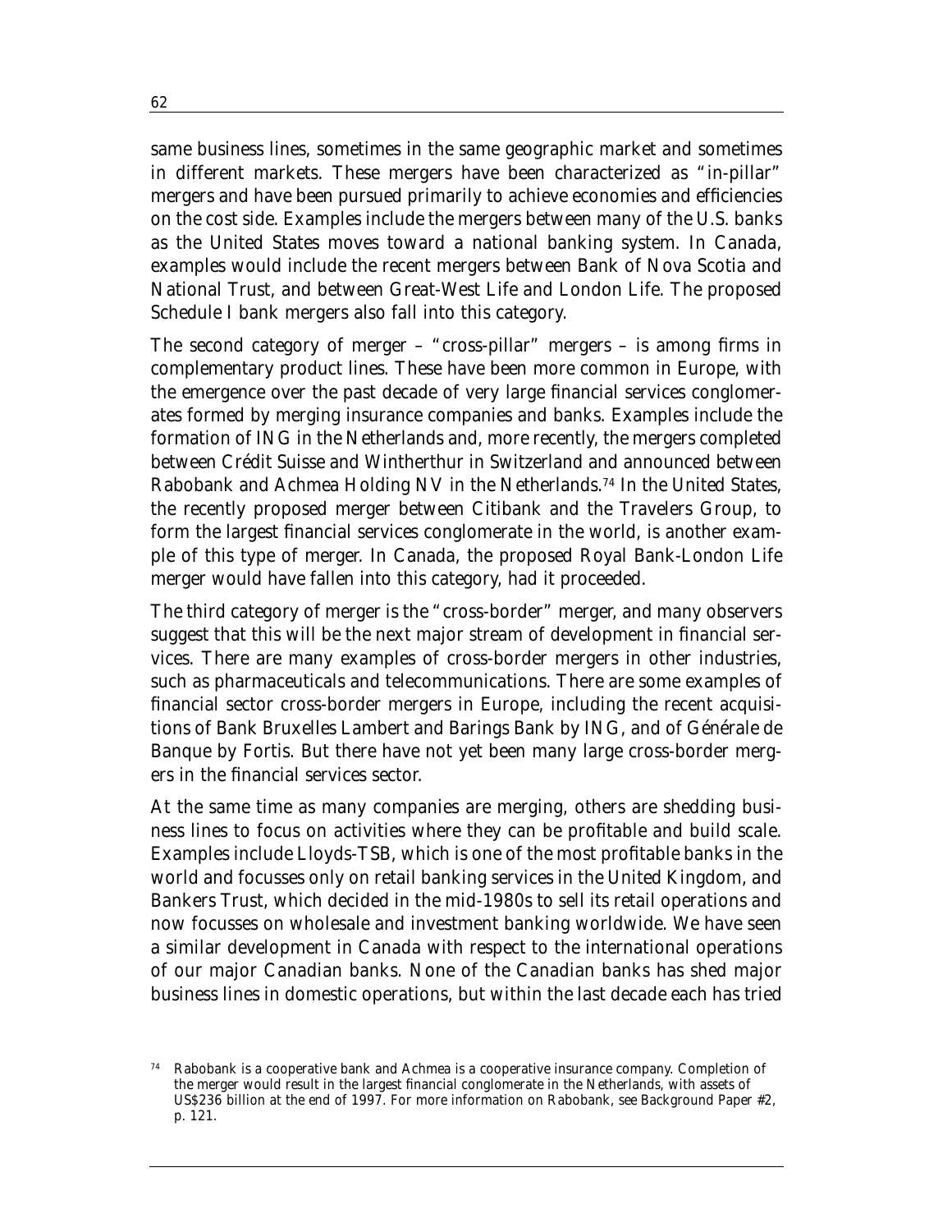same business lines, sometimes in the same geographic market and sometimes in different markets. These mergers have been characterized as "in-pillar" mergers and have been pursued primarily to achieve economies and efficiencies on the cost side. Examples include the mergers between many of the U.S. banks as the United States moves toward a national banking system. In Canada, examples would include the recent mergers between Bank of Nova Scotia and National Trust, and between Great-West Life and London Life. The proposed Schedule I bank mergers also fall into this category.

The second category of merger – "cross-pillar" mergers – is among firms in complementary product lines. These have been more common in Europe, with the emergence over the past decade of very large financial services conglomerates formed by merging insurance companies and banks. Examples include the formation of ING in the Netherlands and, more recently, the mergers completed between Crédit Suisse and Wintherthur in Switzerland and announced between Rabobank and Achmea Holding NV in the Netherlands.[74] In the United States, the recently proposed merger between Citibank and the Travelers Group, to form the largest financial services conglomerate in the world, is another example of this type of merger. In Canada, the proposed Royal Bank-London Life merger would have fallen into this category, had it proceeded.

The third category of merger is the "cross-border" merger, and many observers suggest that this will be the next major stream of development in financial services. There are many examples of cross-border mergers in other industries, such as pharmaceuticals and telecommunications. There are some examples of financial sector cross-border mergers in Europe, including the recent acquisitions of Bank Bruxelles Lambert and Barings Bank by ING, and of Générale de Banque by Fortis. But there have not yet been many large cross-border mergers in the financial services sector.

At the same time as many companies are merging, others are shedding business lines to focus on activities where they can be profitable and build scale. Examples include Lloyds-TSB, which is one of the most profitable banks in the world and focusses only on retail banking services in the United Kingdom, and Bankers Trust, which decided in the mid-1980s to sell its retail operations and now focusses on wholesale and investment banking worldwide. We have seen a similar development in Canada with respect to the international operations of our major Canadian banks. None of the Canadian banks has shed major business lines in domestic operations, but within the last decade each has tried

[74] Rabobank is a cooperative bank and Achmea is a cooperative insurance company. Completion of the merger would result in the largest financial conglomerate in the Netherlands, with assets of US$236 billion at the end of 1997. For more information on Rabobank, see Background Paper #2, p. 121.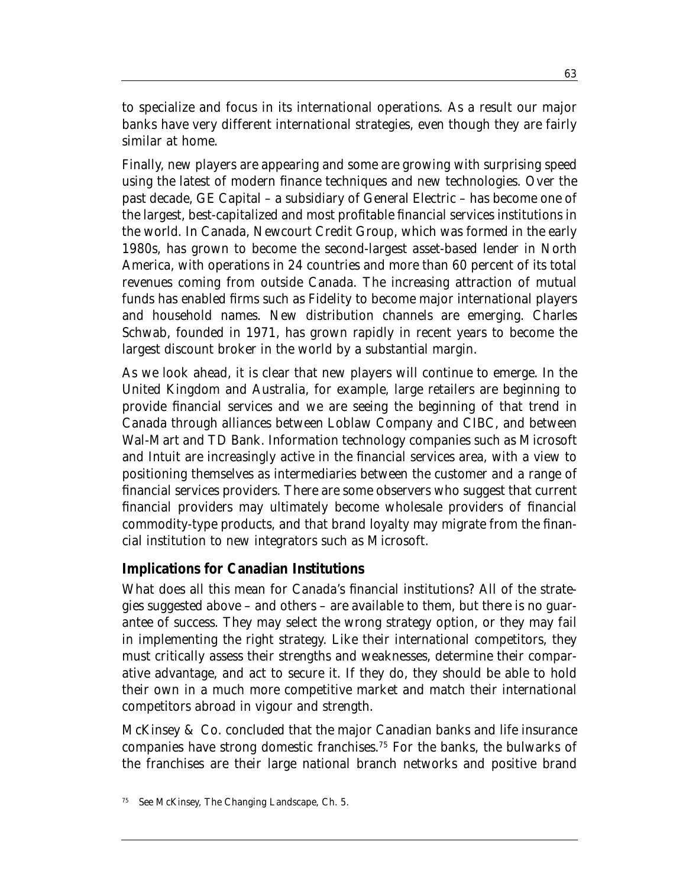to specialize and focus in its international operations. As a result our major banks have very different international strategies, even though they are fairly similar at home.

Finally, new players are appearing and some are growing with surprising speed using the latest of modern finance techniques and new technologies. Over the past decade, GE Capital – a subsidiary of General Electric – has become one of the largest, best-capitalized and most profitable financial services institutions in the world. In Canada, Newcourt Credit Group, which was formed in the early 1980s, has grown to become the second-largest asset-based lender in North America, with operations in 24 countries and more than 60 percent of its total revenues coming from outside Canada. The increasing attraction of mutual funds has enabled firms such as Fidelity to become major international players and household names. New distribution channels are emerging. Charles Schwab, founded in 1971, has grown rapidly in recent years to become the largest discount broker in the world by a substantial margin.

As we look ahead, it is clear that new players will continue to emerge. In the United Kingdom and Australia, for example, large retailers are beginning to provide financial services and we are seeing the beginning of that trend in Canada through alliances between Loblaw Company and CIBC, and between Wal-Mart and TD Bank. Information technology companies such as Microsoft and Intuit are increasingly active in the financial services area, with a view to positioning themselves as intermediaries between the customer and a range of financial services providers. There are some observers who suggest that current financial providers may ultimately become wholesale providers of financial commodity-type products, and that brand loyalty may migrate from the financial institution to new integrators such as Microsoft.

## Implications for Canadian Institutions

What does all this mean for Canada's financial institutions? All of the strategies suggested above – and others – are available to them, but there is no guarantee of success. They may select the wrong strategy option, or they may fail in implementing the right strategy. Like their international competitors, they must critically assess their strengths and weaknesses, determine their comparative advantage, and act to secure it. If they do, they should be able to hold their own in a much more competitive market and match their international competitors abroad in vigour and strength.

McKinsey & Co. concluded that the major Canadian banks and life insurance companies have strong domestic franchises.[75] For the banks, the bulwarks of the franchises are their large national branch networks and positive brand

[75] See McKinsey, *The Changing Landscape*, Ch. 5.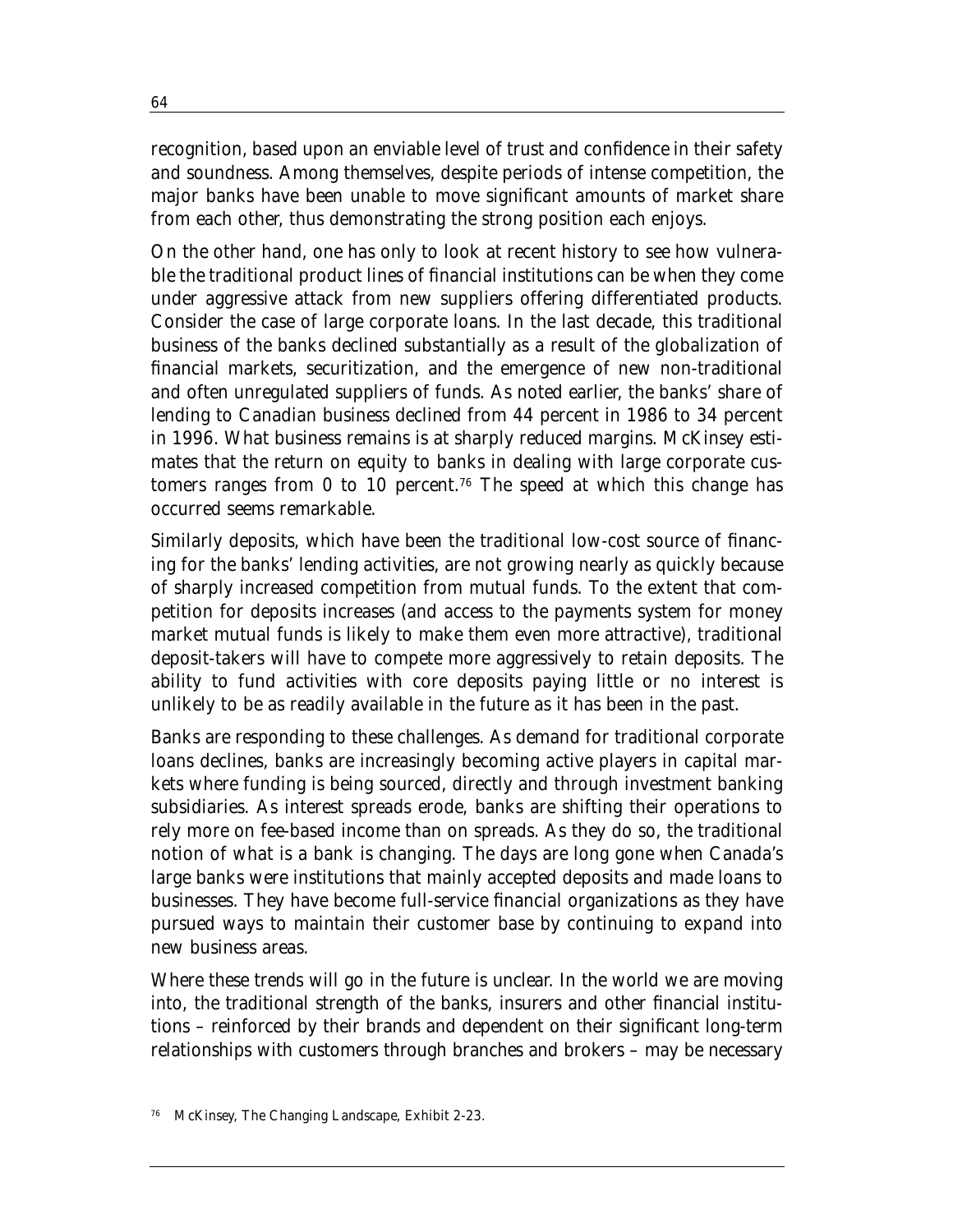recognition, based upon an enviable level of trust and confidence in their safety and soundness. Among themselves, despite periods of intense competition, the major banks have been unable to move significant amounts of market share from each other, thus demonstrating the strong position each enjoys.

On the other hand, one has only to look at recent history to see how vulnerable the traditional product lines of financial institutions can be when they come under aggressive attack from new suppliers offering differentiated products. Consider the case of large corporate loans. In the last decade, this traditional business of the banks declined substantially as a result of the globalization of financial markets, securitization, and the emergence of new non-traditional and often unregulated suppliers of funds. As noted earlier, the banks' share of lending to Canadian business declined from 44 percent in 1986 to 34 percent in 1996. What business remains is at sharply reduced margins. McKinsey estimates that the return on equity to banks in dealing with large corporate customers ranges from 0 to 10 percent.[76] The speed at which this change has occurred seems remarkable.

Similarly deposits, which have been the traditional low-cost source of financing for the banks' lending activities, are not growing nearly as quickly because of sharply increased competition from mutual funds. To the extent that competition for deposits increases (and access to the payments system for money market mutual funds is likely to make them even more attractive), traditional deposit-takers will have to compete more aggressively to retain deposits. The ability to fund activities with core deposits paying little or no interest is unlikely to be as readily available in the future as it has been in the past.

Banks are responding to these challenges. As demand for traditional corporate loans declines, banks are increasingly becoming active players in capital markets where funding is being sourced, directly and through investment banking subsidiaries. As interest spreads erode, banks are shifting their operations to rely more on fee-based income than on spreads. As they do so, the traditional notion of what is a bank is changing. The days are long gone when Canada's large banks were institutions that mainly accepted deposits and made loans to businesses. They have become full-service financial organizations as they have pursued ways to maintain their customer base by continuing to expand into new business areas.

Where these trends will go in the future is unclear. In the world we are moving into, the traditional strength of the banks, insurers and other financial institutions – reinforced by their brands and dependent on their significant long-term relationships with customers through branches and brokers – may be necessary

[76] McKinsey, *The Changing Landscape*, Exhibit 2-23.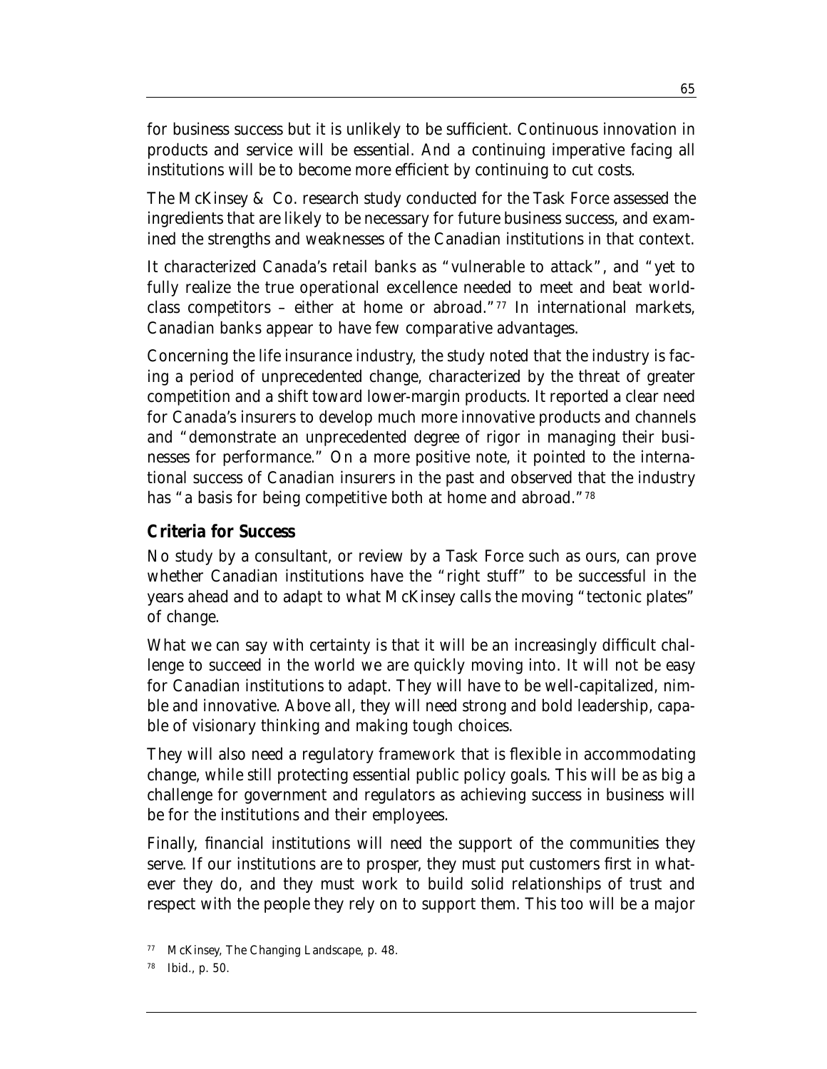for business success but it is unlikely to be sufficient. Continuous innovation in products and service will be essential. And a continuing imperative facing all institutions will be to become more efficient by continuing to cut costs.

The McKinsey & Co. research study conducted for the Task Force assessed the ingredients that are likely to be necessary for future business success, and examined the strengths and weaknesses of the Canadian institutions in that context.

It characterized Canada's retail banks as "vulnerable to attack", and "yet to fully realize the true operational excellence needed to meet and beat world-class competitors – either at home or abroad."[77] In international markets, Canadian banks appear to have few comparative advantages.

Concerning the life insurance industry, the study noted that the industry is facing a period of unprecedented change, characterized by the threat of greater competition and a shift toward lower-margin products. It reported a clear need for Canada's insurers to develop much more innovative products and channels and "demonstrate an unprecedented degree of rigor in managing their businesses for performance." On a more positive note, it pointed to the international success of Canadian insurers in the past and observed that the industry has "a basis for being competitive both at home and abroad."[78]

## Criteria for Success

No study by a consultant, or review by a Task Force such as ours, can prove whether Canadian institutions have the "right stuff" to be successful in the years ahead and to adapt to what McKinsey calls the moving "tectonic plates" of change.

What we can say with certainty is that it will be an increasingly difficult challenge to succeed in the world we are quickly moving into. It will not be easy for Canadian institutions to adapt. They will have to be well-capitalized, nimble and innovative. Above all, they will need strong and bold leadership, capable of visionary thinking and making tough choices.

They will also need a regulatory framework that is flexible in accommodating change, while still protecting essential public policy goals. This will be as big a challenge for government and regulators as achieving success in business will be for the institutions and their employees.

Finally, financial institutions will need the support of the communities they serve. If our institutions are to prosper, they must put customers first in whatever they do, and they must work to build solid relationships of trust and respect with the people they rely on to support them. This too will be a major

[77] McKinsey, *The Changing Landscape*, p. 48.

[78] *Ibid.*, p. 50.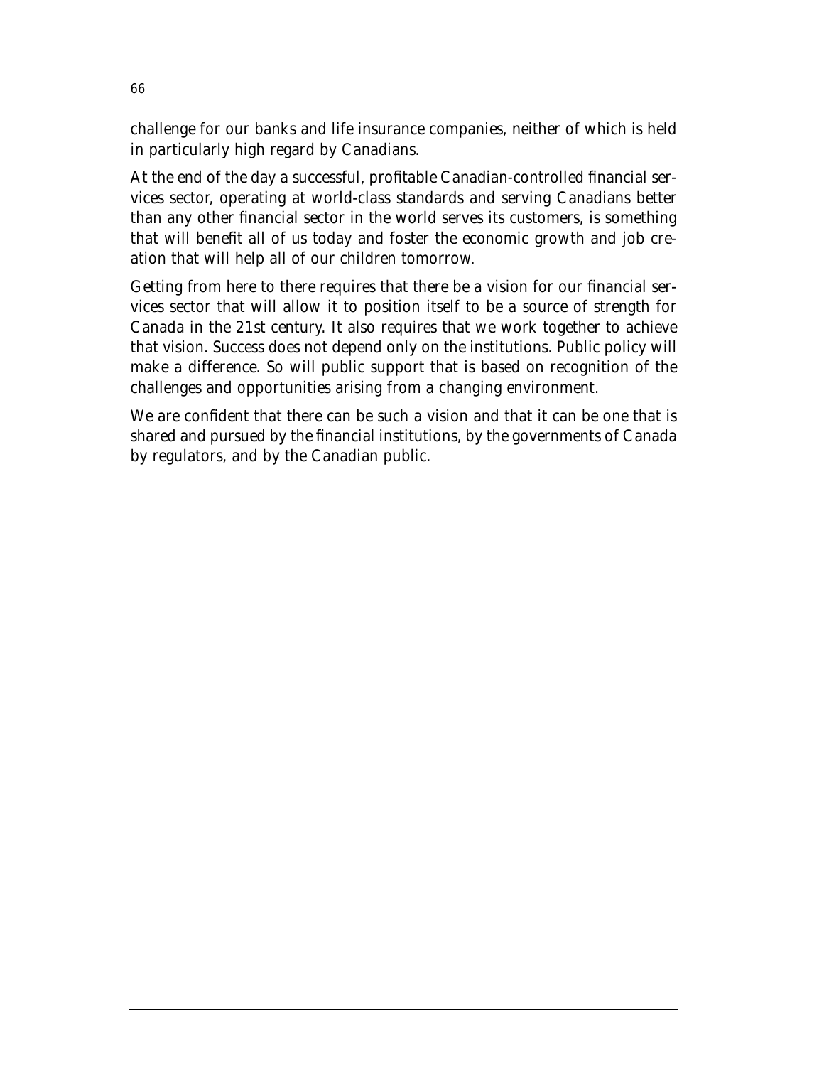challenge for our banks and life insurance companies, neither of which is held in particularly high regard by Canadians.

At the end of the day a successful, profitable Canadian-controlled financial services sector, operating at world-class standards and serving Canadians better than any other financial sector in the world serves its customers, is something that will benefit all of us today and foster the economic growth and job creation that will help all of our children tomorrow.

Getting from here to there requires that there be a vision for our financial services sector that will allow it to position itself to be a source of strength for Canada in the 21st century. It also requires that we work together to achieve that vision. Success does not depend only on the institutions. Public policy will make a difference. So will public support that is based on recognition of the challenges and opportunities arising from a changing environment.

We are confident that there can be such a vision and that it can be one that is shared and pursued by the financial institutions, by the governments of Canada by regulators, and by the Canadian public.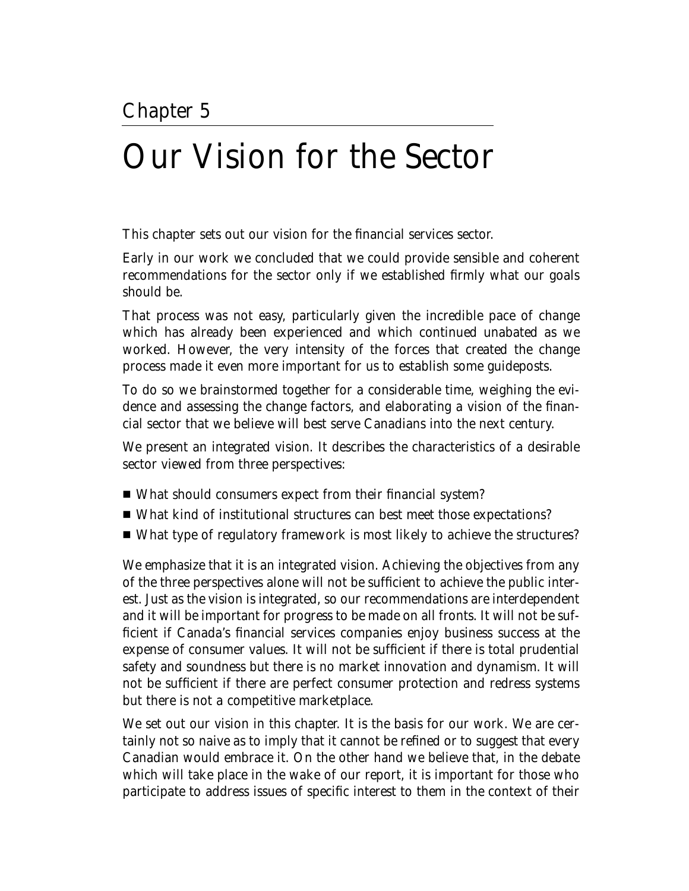# Chapter 5

# Our Vision for the Sector

This chapter sets out our vision for the financial services sector.

Early in our work we concluded that we could provide sensible and coherent recommendations for the sector only if we established firmly what our goals should be.

That process was not easy, particularly given the incredible pace of change which has already been experienced and which continued unabated as we worked. However, the very intensity of the forces that created the change process made it even more important for us to establish some guideposts.

To do so we brainstormed together for a considerable time, weighing the evidence and assessing the change factors, and elaborating a vision of the financial sector that we believe will best serve Canadians into the next century.

We present an integrated vision. It describes the characteristics of a desirable sector viewed from three perspectives:

- What should consumers expect from their financial system?
- What kind of institutional structures can best meet those expectations?
- What type of regulatory framework is most likely to achieve the structures?

We emphasize that it is an integrated vision. Achieving the objectives from any of the three perspectives alone will not be sufficient to achieve the public interest. Just as the vision is integrated, so our recommendations are interdependent and it will be important for progress to be made on all fronts. It will not be sufficient if Canada's financial services companies enjoy business success at the expense of consumer values. It will not be sufficient if there is total prudential safety and soundness but there is no market innovation and dynamism. It will not be sufficient if there are perfect consumer protection and redress systems but there is not a competitive marketplace.

We set out our vision in this chapter. It is the basis for our work. We are certainly not so naive as to imply that it cannot be refined or to suggest that every Canadian would embrace it. On the other hand we believe that, in the debate which will take place in the wake of our report, it is important for those who participate to address issues of specific interest to them in the context of their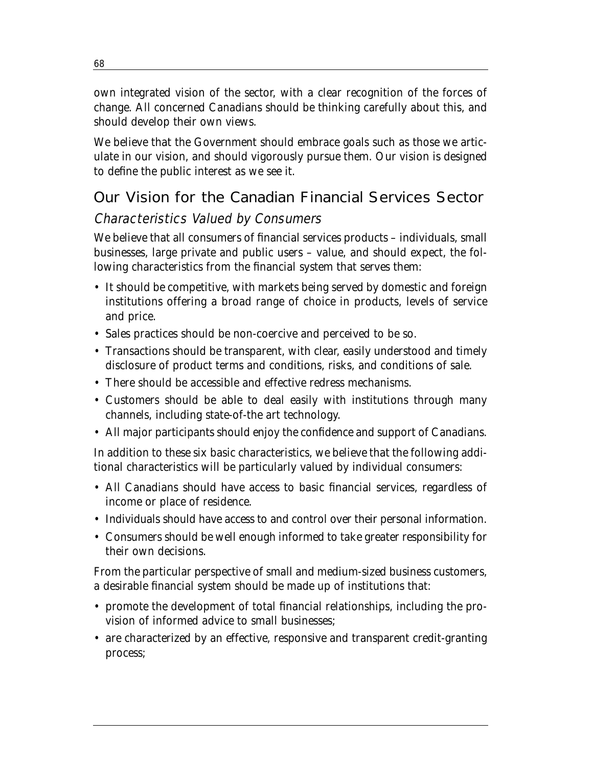own integrated vision of the sector, with a clear recognition of the forces of change. All concerned Canadians should be thinking carefully about this, and should develop their own views.

We believe that the Government should embrace goals such as those we articulate in our vision, and should vigorously pursue them. Our vision is designed to define the public interest as we see it.

## Our Vision for the Canadian Financial Services Sector

### *Characteristics Valued by Consumers*

We believe that all consumers of financial services products – individuals, small businesses, large private and public users – value, and should expect, the following characteristics from the financial system that serves them:

- It should be competitive, with markets being served by domestic and foreign institutions offering a broad range of choice in products, levels of service and price.
- Sales practices should be non-coercive and perceived to be so.
- Transactions should be transparent, with clear, easily understood and timely disclosure of product terms and conditions, risks, and conditions of sale.
- There should be accessible and effective redress mechanisms.
- Customers should be able to deal easily with institutions through many channels, including state-of-the art technology.
- All major participants should enjoy the confidence and support of Canadians.

In addition to these six basic characteristics, we believe that the following additional characteristics will be particularly valued by individual consumers:

- All Canadians should have access to basic financial services, regardless of income or place of residence.
- Individuals should have access to and control over their personal information.
- Consumers should be well enough informed to take greater responsibility for their own decisions.

From the particular perspective of small and medium-sized business customers, a desirable financial system should be made up of institutions that:

- promote the development of total financial relationships, including the provision of informed advice to small businesses;
- are characterized by an effective, responsive and transparent credit-granting process;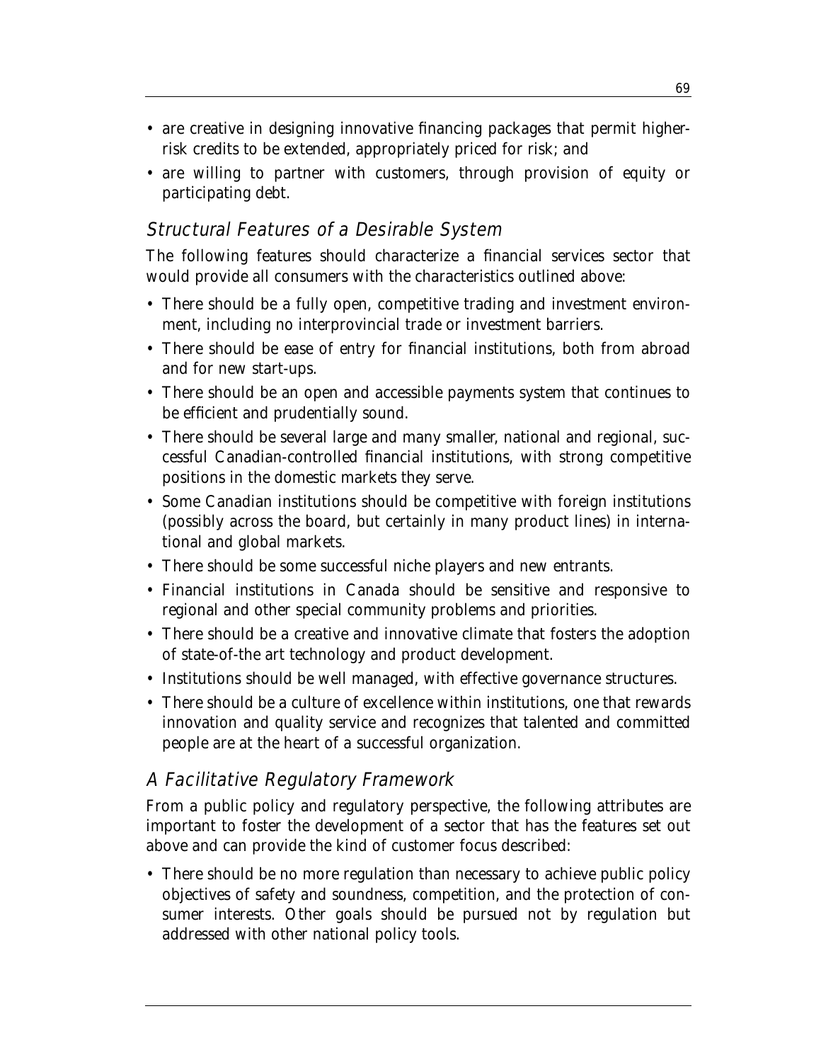- are creative in designing innovative financing packages that permit higher-risk credits to be extended, appropriately priced for risk; and
- are willing to partner with customers, through provision of equity or participating debt.

### *Structural Features of a Desirable System*

The following features should characterize a financial services sector that would provide all consumers with the characteristics outlined above:

- There should be a fully open, competitive trading and investment environment, including no interprovincial trade or investment barriers.
- There should be ease of entry for financial institutions, both from abroad and for new start-ups.
- There should be an open and accessible payments system that continues to be efficient and prudentially sound.
- There should be several large and many smaller, national and regional, successful Canadian-controlled financial institutions, with strong competitive positions in the domestic markets they serve.
- Some Canadian institutions should be competitive with foreign institutions (possibly across the board, but certainly in many product lines) in international and global markets.
- There should be some successful niche players and new entrants.
- Financial institutions in Canada should be sensitive and responsive to regional and other special community problems and priorities.
- There should be a creative and innovative climate that fosters the adoption of state-of-the art technology and product development.
- Institutions should be well managed, with effective governance structures.
- There should be a culture of excellence within institutions, one that rewards innovation and quality service and recognizes that talented and committed people are at the heart of a successful organization.

### *A Facilitative Regulatory Framework*

From a public policy and regulatory perspective, the following attributes are important to foster the development of a sector that has the features set out above and can provide the kind of customer focus described:

- There should be no more regulation than necessary to achieve public policy objectives of safety and soundness, competition, and the protection of consumer interests. Other goals should be pursued not by regulation but addressed with other national policy tools.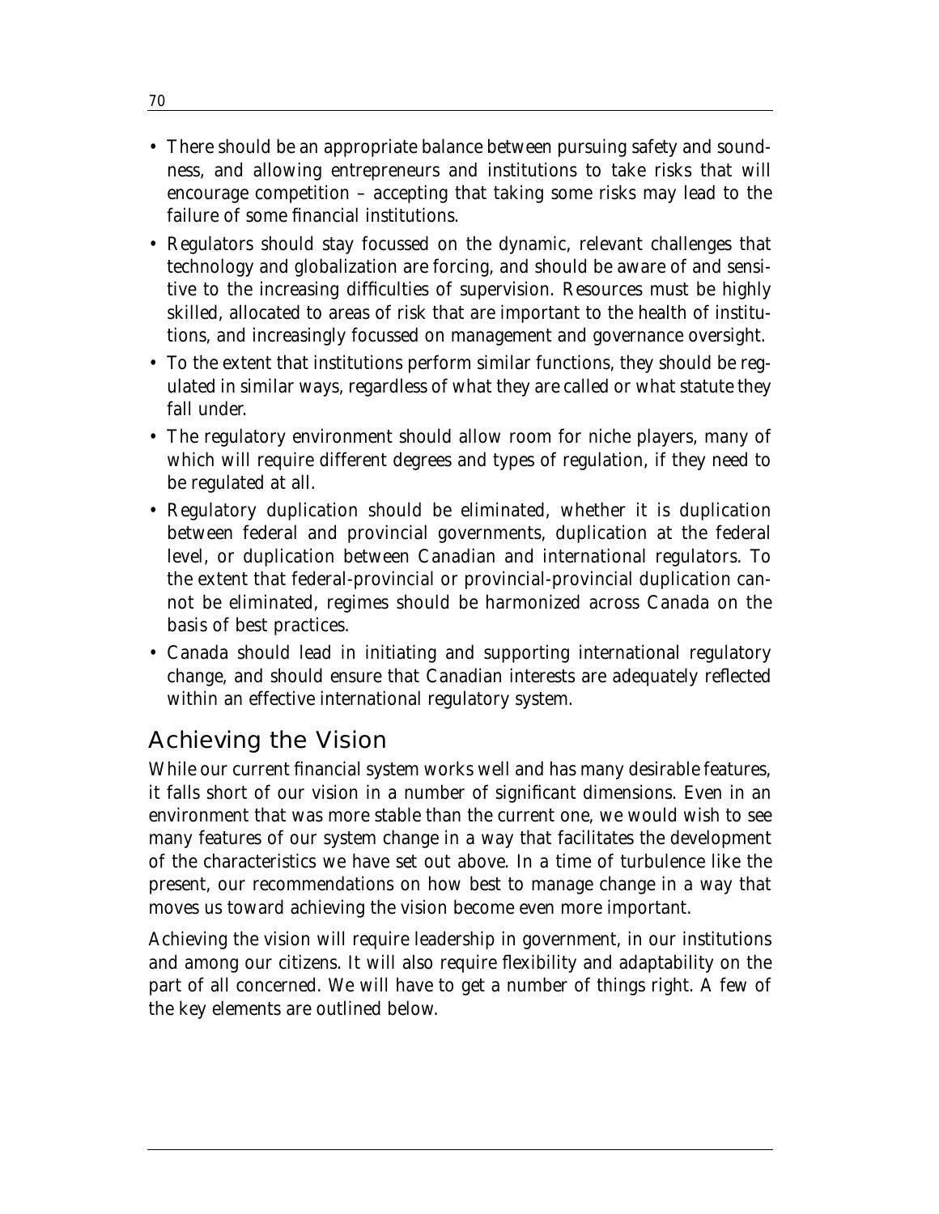- There should be an appropriate balance between pursuing safety and soundness, and allowing entrepreneurs and institutions to take risks that will encourage competition – accepting that taking some risks may lead to the failure of some financial institutions.
- Regulators should stay focussed on the dynamic, relevant challenges that technology and globalization are forcing, and should be aware of and sensitive to the increasing difficulties of supervision. Resources must be highly skilled, allocated to areas of risk that are important to the health of institutions, and increasingly focussed on management and governance oversight.
- To the extent that institutions perform similar functions, they should be regulated in similar ways, regardless of what they are called or what statute they fall under.
- The regulatory environment should allow room for niche players, many of which will require different degrees and types of regulation, if they need to be regulated at all.
- Regulatory duplication should be eliminated, whether it is duplication between federal and provincial governments, duplication at the federal level, or duplication between Canadian and international regulators. To the extent that federal-provincial or provincial-provincial duplication cannot be eliminated, regimes should be harmonized across Canada on the basis of best practices.
- Canada should lead in initiating and supporting international regulatory change, and should ensure that Canadian interests are adequately reflected within an effective international regulatory system.

## Achieving the Vision

While our current financial system works well and has many desirable features, it falls short of our vision in a number of significant dimensions. Even in an environment that was more stable than the current one, we would wish to see many features of our system change in a way that facilitates the development of the characteristics we have set out above. In a time of turbulence like the present, our recommendations on how best to manage change in a way that moves us toward achieving the vision become even more important.

Achieving the vision will require leadership in government, in our institutions and among our citizens. It will also require flexibility and adaptability on the part of all concerned. We will have to get a number of things right. A few of the key elements are outlined below.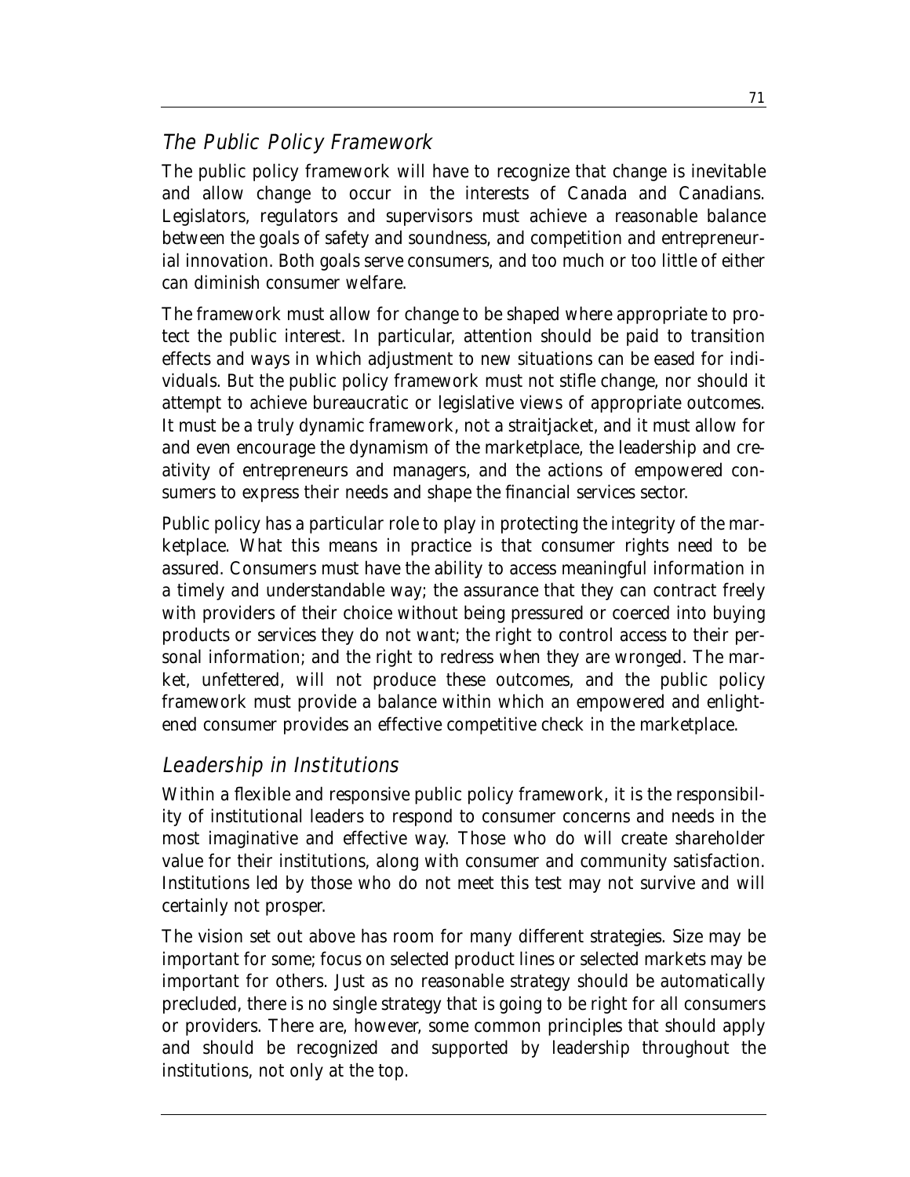## *The Public Policy Framework*

The public policy framework will have to recognize that change is inevitable and allow change to occur in the interests of Canada and Canadians. Legislators, regulators and supervisors must achieve a reasonable balance between the goals of safety and soundness, and competition and entrepreneurial innovation. Both goals serve consumers, and too much or too little of either can diminish consumer welfare.

The framework must allow for change to be shaped where appropriate to protect the public interest. In particular, attention should be paid to transition effects and ways in which adjustment to new situations can be eased for individuals. But the public policy framework must not stifle change, nor should it attempt to achieve bureaucratic or legislative views of appropriate outcomes. It must be a truly dynamic framework, not a straitjacket, and it must allow for and even encourage the dynamism of the marketplace, the leadership and creativity of entrepreneurs and managers, and the actions of empowered consumers to express their needs and shape the financial services sector.

Public policy has a particular role to play in protecting the integrity of the marketplace. What this means in practice is that consumer rights need to be assured. Consumers must have the ability to access meaningful information in a timely and understandable way; the assurance that they can contract freely with providers of their choice without being pressured or coerced into buying products or services they do not want; the right to control access to their personal information; and the right to redress when they are wronged. The market, unfettered, will not produce these outcomes, and the public policy framework must provide a balance within which an empowered and enlightened consumer provides an effective competitive check in the marketplace.

## *Leadership in Institutions*

Within a flexible and responsive public policy framework, it is the responsibility of institutional leaders to respond to consumer concerns and needs in the most imaginative and effective way. Those who do will create shareholder value for their institutions, along with consumer and community satisfaction. Institutions led by those who do not meet this test may not survive and will certainly not prosper.

The vision set out above has room for many different strategies. Size may be important for some; focus on selected product lines or selected markets may be important for others. Just as no reasonable strategy should be automatically precluded, there is no single strategy that is going to be right for all consumers or providers. There are, however, some common principles that should apply and should be recognized and supported by leadership throughout the institutions, not only at the top.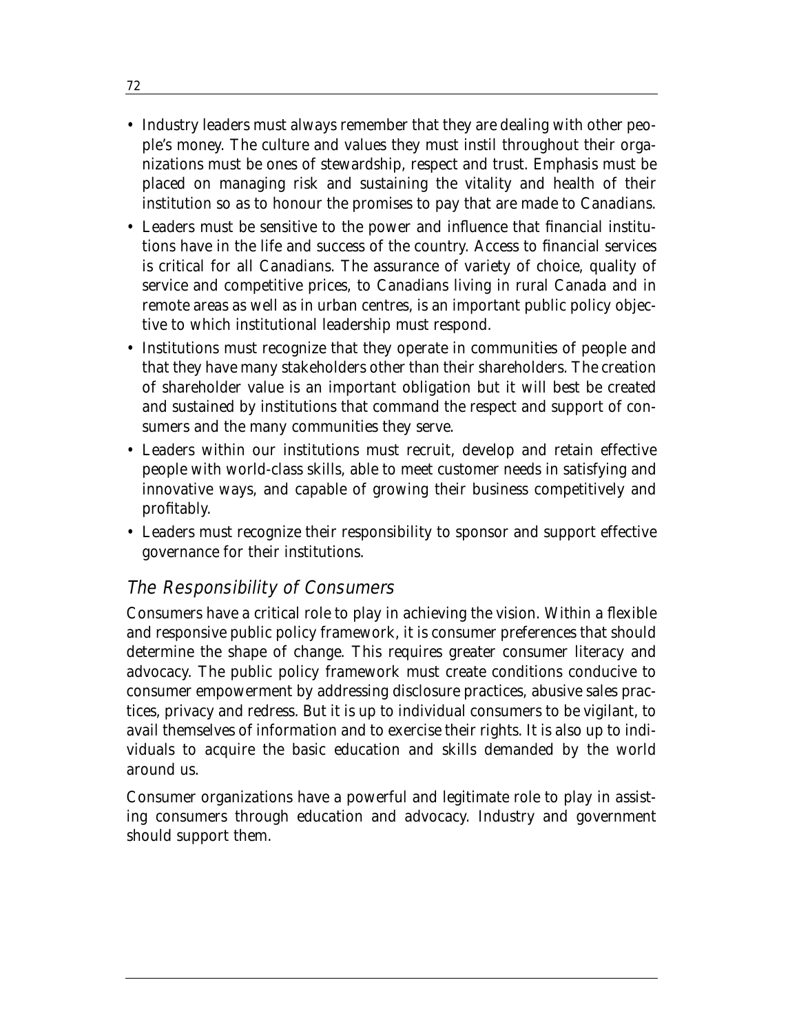- Industry leaders must always remember that they are dealing with other people's money. The culture and values they must instil throughout their organizations must be ones of stewardship, respect and trust. Emphasis must be placed on managing risk and sustaining the vitality and health of their institution so as to honour the promises to pay that are made to Canadians.
- Leaders must be sensitive to the power and influence that financial institutions have in the life and success of the country. Access to financial services is critical for all Canadians. The assurance of variety of choice, quality of service and competitive prices, to Canadians living in rural Canada and in remote areas as well as in urban centres, is an important public policy objective to which institutional leadership must respond.
- Institutions must recognize that they operate in communities of people and that they have many stakeholders other than their shareholders. The creation of shareholder value is an important obligation but it will best be created and sustained by institutions that command the respect and support of consumers and the many communities they serve.
- Leaders within our institutions must recruit, develop and retain effective people with world-class skills, able to meet customer needs in satisfying and innovative ways, and capable of growing their business competitively and profitably.
- Leaders must recognize their responsibility to sponsor and support effective governance for their institutions.

## *The Responsibility of Consumers*

Consumers have a critical role to play in achieving the vision. Within a flexible and responsive public policy framework, it is consumer preferences that should determine the shape of change. This requires greater consumer literacy and advocacy. The public policy framework must create conditions conducive to consumer empowerment by addressing disclosure practices, abusive sales practices, privacy and redress. But it is up to individual consumers to be vigilant, to avail themselves of information and to exercise their rights. It is also up to individuals to acquire the basic education and skills demanded by the world around us.

Consumer organizations have a powerful and legitimate role to play in assisting consumers through education and advocacy. Industry and government should support them.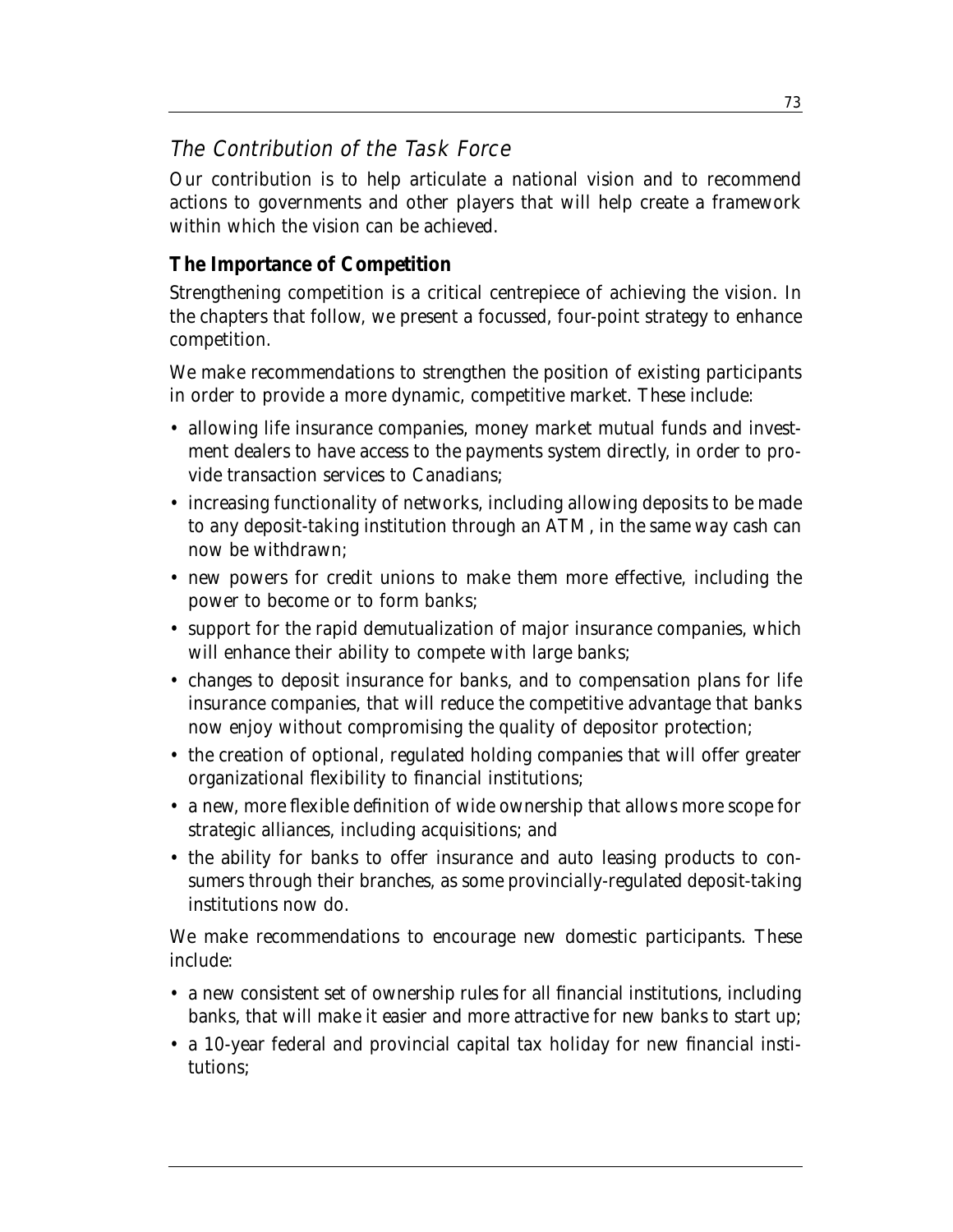## *The Contribution of the Task Force*

Our contribution is to help articulate a national vision and to recommend actions to governments and other players that will help create a framework within which the vision can be achieved.

### The Importance of Competition

Strengthening competition is a critical centrepiece of achieving the vision. In the chapters that follow, we present a focussed, four-point strategy to enhance competition.

We make recommendations to strengthen the position of existing participants in order to provide a more dynamic, competitive market. These include:

- allowing life insurance companies, money market mutual funds and investment dealers to have access to the payments system directly, in order to provide transaction services to Canadians;
- increasing functionality of networks, including allowing deposits to be made to any deposit-taking institution through an ATM, in the same way cash can now be withdrawn;
- new powers for credit unions to make them more effective, including the power to become or to form banks;
- support for the rapid demutualization of major insurance companies, which will enhance their ability to compete with large banks;
- changes to deposit insurance for banks, and to compensation plans for life insurance companies, that will reduce the competitive advantage that banks now enjoy without compromising the quality of depositor protection;
- the creation of optional, regulated holding companies that will offer greater organizational flexibility to financial institutions;
- a new, more flexible definition of wide ownership that allows more scope for strategic alliances, including acquisitions; and
- the ability for banks to offer insurance and auto leasing products to consumers through their branches, as some provincially-regulated deposit-taking institutions now do.

We make recommendations to encourage new domestic participants. These include:

- a new consistent set of ownership rules for all financial institutions, including banks, that will make it easier and more attractive for new banks to start up;
- a 10-year federal and provincial capital tax holiday for new financial institutions;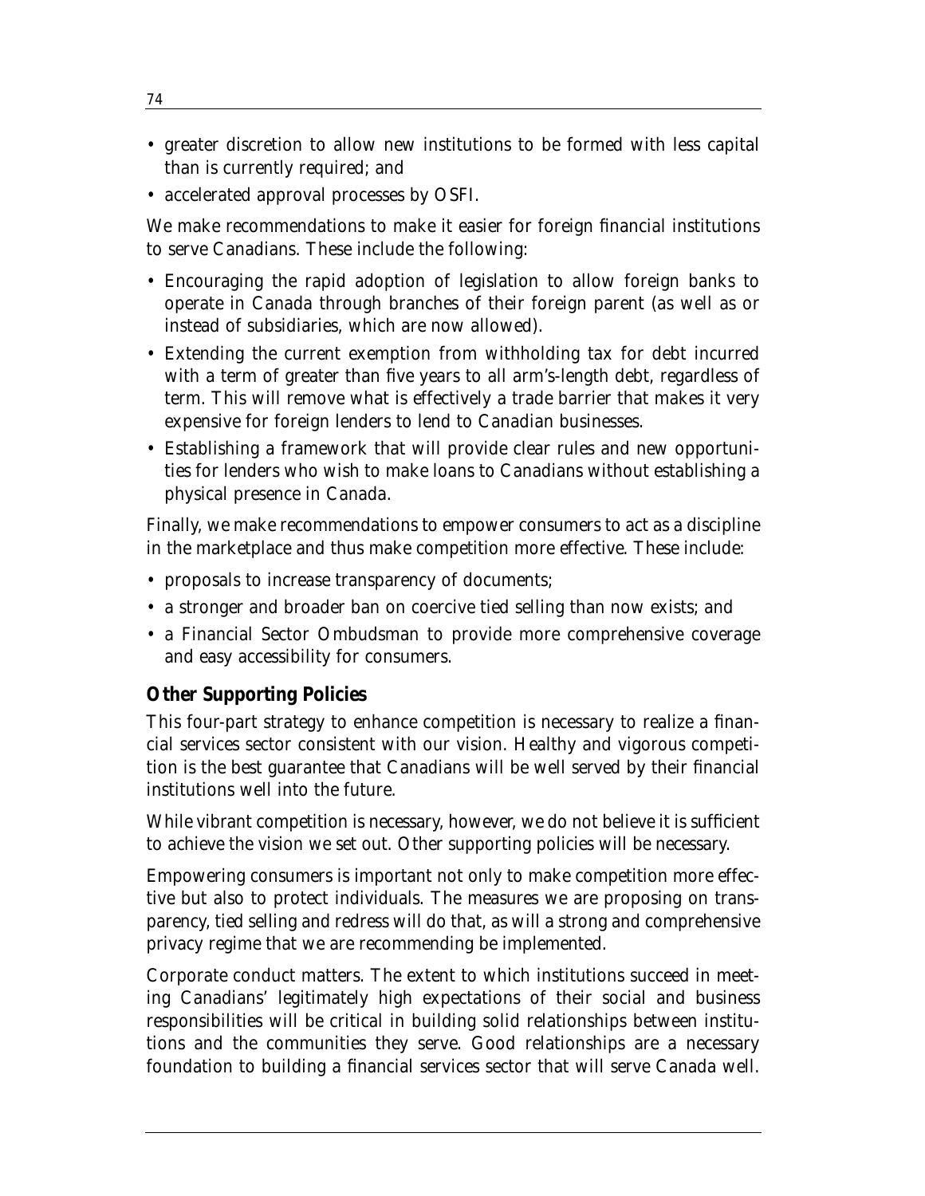- greater discretion to allow new institutions to be formed with less capital than is currently required; and
- accelerated approval processes by OSFI.

We make recommendations to make it easier for foreign financial institutions to serve Canadians. These include the following:

- Encouraging the rapid adoption of legislation to allow foreign banks to operate in Canada through branches of their foreign parent (as well as or instead of subsidiaries, which are now allowed).
- Extending the current exemption from withholding tax for debt incurred with a term of greater than five years to all arm's-length debt, regardless of term. This will remove what is effectively a trade barrier that makes it very expensive for foreign lenders to lend to Canadian businesses.
- Establishing a framework that will provide clear rules and new opportunities for lenders who wish to make loans to Canadians without establishing a physical presence in Canada.

Finally, we make recommendations to empower consumers to act as a discipline in the marketplace and thus make competition more effective. These include:

- proposals to increase transparency of documents;
- a stronger and broader ban on coercive tied selling than now exists; and
- a Financial Sector Ombudsman to provide more comprehensive coverage and easy accessibility for consumers.

### Other Supporting Policies

This four-part strategy to enhance competition is necessary to realize a financial services sector consistent with our vision. Healthy and vigorous competition is the best guarantee that Canadians will be well served by their financial institutions well into the future.

While vibrant competition is necessary, however, we do not believe it is sufficient to achieve the vision we set out. Other supporting policies will be necessary.

Empowering consumers is important not only to make competition more effective but also to protect individuals. The measures we are proposing on transparency, tied selling and redress will do that, as will a strong and comprehensive privacy regime that we are recommending be implemented.

Corporate conduct matters. The extent to which institutions succeed in meeting Canadians' legitimately high expectations of their social and business responsibilities will be critical in building solid relationships between institutions and the communities they serve. Good relationships are a necessary foundation to building a financial services sector that will serve Canada well.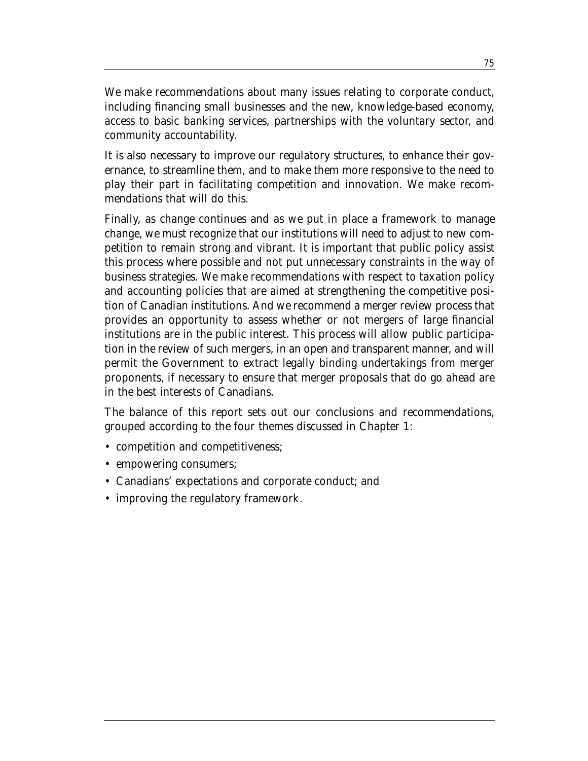We make recommendations about many issues relating to corporate conduct, including financing small businesses and the new, knowledge-based economy, access to basic banking services, partnerships with the voluntary sector, and community accountability.

It is also necessary to improve our regulatory structures, to enhance their governance, to streamline them, and to make them more responsive to the need to play their part in facilitating competition and innovation. We make recommendations that will do this.

Finally, as change continues and as we put in place a framework to manage change, we must recognize that our institutions will need to adjust to new competition to remain strong and vibrant. It is important that public policy assist this process where possible and not put unnecessary constraints in the way of business strategies. We make recommendations with respect to taxation policy and accounting policies that are aimed at strengthening the competitive position of Canadian institutions. And we recommend a merger review process that provides an opportunity to assess whether or not mergers of large financial institutions are in the public interest. This process will allow public participation in the review of such mergers, in an open and transparent manner, and will permit the Government to extract legally binding undertakings from merger proponents, if necessary to ensure that merger proposals that do go ahead are in the best interests of Canadians.

The balance of this report sets out our conclusions and recommendations, grouped according to the four themes discussed in Chapter 1:

- competition and competitiveness;
- empowering consumers;
- Canadians' expectations and corporate conduct; and
- improving the regulatory framework.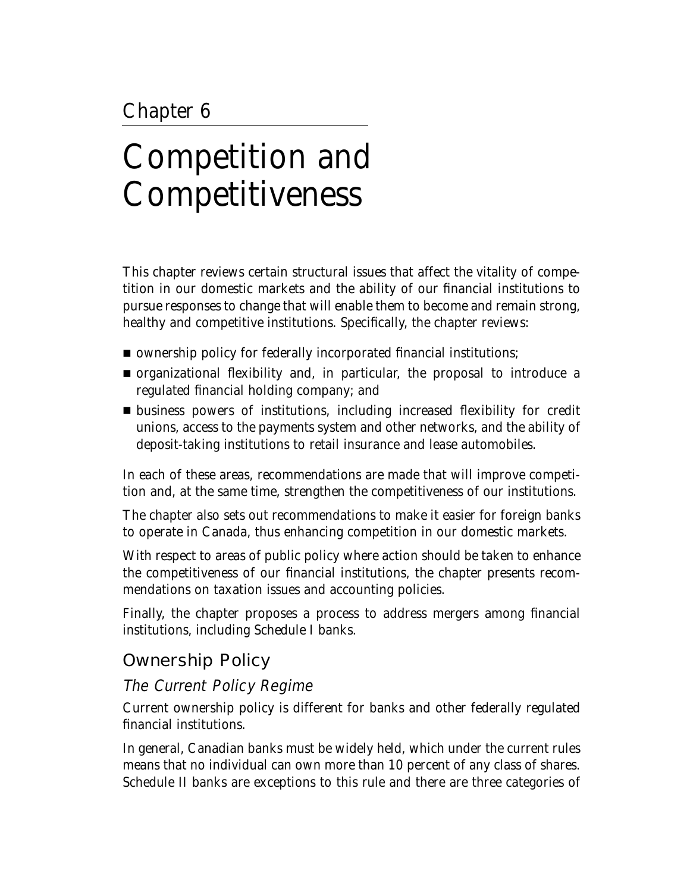Chapter 6

# Competition and Competitiveness

This chapter reviews certain structural issues that affect the vitality of competition in our domestic markets and the ability of our financial institutions to pursue responses to change that will enable them to become and remain strong, healthy and competitive institutions. Specifically, the chapter reviews:

- ownership policy for federally incorporated financial institutions;
- organizational flexibility and, in particular, the proposal to introduce a regulated financial holding company; and
- business powers of institutions, including increased flexibility for credit unions, access to the payments system and other networks, and the ability of deposit-taking institutions to retail insurance and lease automobiles.

In each of these areas, recommendations are made that will improve competition and, at the same time, strengthen the competitiveness of our institutions.

The chapter also sets out recommendations to make it easier for foreign banks to operate in Canada, thus enhancing competition in our domestic markets.

With respect to areas of public policy where action should be taken to enhance the competitiveness of our financial institutions, the chapter presents recommendations on taxation issues and accounting policies.

Finally, the chapter proposes a process to address mergers among financial institutions, including Schedule I banks.

## Ownership Policy

### *The Current Policy Regime*

Current ownership policy is different for banks and other federally regulated financial institutions.

In general, Canadian banks must be widely held, which under the current rules means that no individual can own more than 10 percent of any class of shares. Schedule II banks are exceptions to this rule and there are three categories of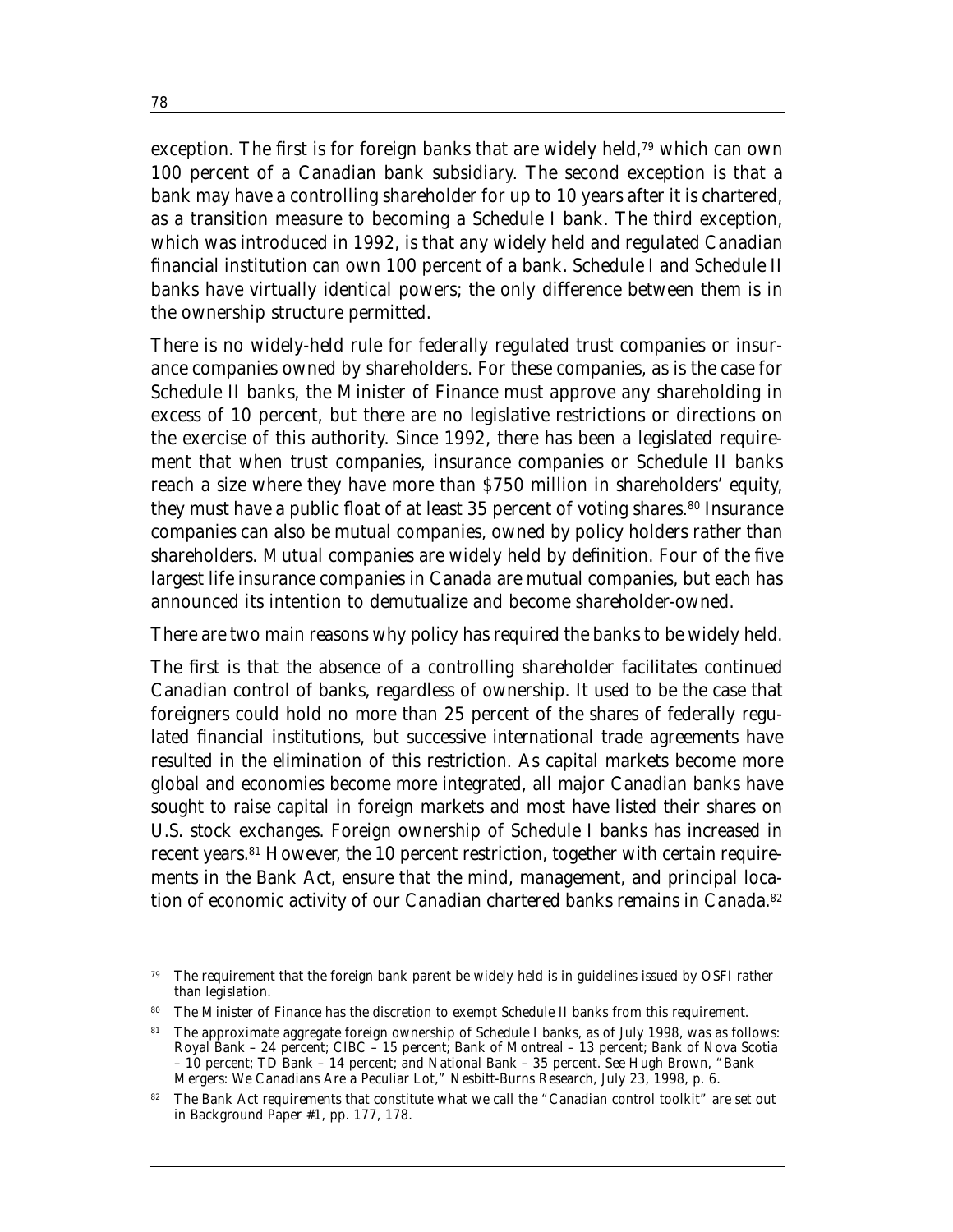exception. The first is for foreign banks that are widely held,[79] which can own 100 percent of a Canadian bank subsidiary. The second exception is that a bank may have a controlling shareholder for up to 10 years after it is chartered, as a transition measure to becoming a Schedule I bank. The third exception, which was introduced in 1992, is that any widely held and regulated Canadian financial institution can own 100 percent of a bank. Schedule I and Schedule II banks have virtually identical powers; the only difference between them is in the ownership structure permitted.

There is no widely-held rule for federally regulated trust companies or insurance companies owned by shareholders. For these companies, as is the case for Schedule II banks, the Minister of Finance must approve any shareholding in excess of 10 percent, but there are no legislative restrictions or directions on the exercise of this authority. Since 1992, there has been a legislated requirement that when trust companies, insurance companies or Schedule II banks reach a size where they have more than $750 million in shareholders' equity, they must have a public float of at least 35 percent of voting shares.[80] Insurance companies can also be mutual companies, owned by policy holders rather than shareholders. Mutual companies are widely held by definition. Four of the five largest life insurance companies in Canada are mutual companies, but each has announced its intention to demutualize and become shareholder-owned.

There are two main reasons why policy has required the banks to be widely held.

The first is that the absence of a controlling shareholder facilitates continued Canadian control of banks, regardless of ownership. It used to be the case that foreigners could hold no more than 25 percent of the shares of federally regulated financial institutions, but successive international trade agreements have resulted in the elimination of this restriction. As capital markets become more global and economies become more integrated, all major Canadian banks have sought to raise capital in foreign markets and most have listed their shares on U.S. stock exchanges. Foreign ownership of Schedule I banks has increased in recent years.[81] However, the 10 percent restriction, together with certain requirements in the Bank Act, ensure that the mind, management, and principal location of economic activity of our Canadian chartered banks remains in Canada.[82]

---

[79] The requirement that the foreign bank parent be widely held is in guidelines issued by OSFI rather than legislation.

[80] The Minister of Finance has the discretion to exempt Schedule II banks from this requirement.

[81] The approximate aggregate foreign ownership of Schedule I banks, as of July 1998, was as follows: Royal Bank – 24 percent; CIBC – 15 percent; Bank of Montreal – 13 percent; Bank of Nova Scotia – 10 percent; TD Bank – 14 percent; and National Bank – 35 percent. See Hugh Brown, "Bank Mergers: We Canadians Are a Peculiar Lot," Nesbitt-Burns Research, July 23, 1998, p. 6.

[82] The Bank Act requirements that constitute what we call the "Canadian control toolkit" are set out in Background Paper #1, pp. 177, 178.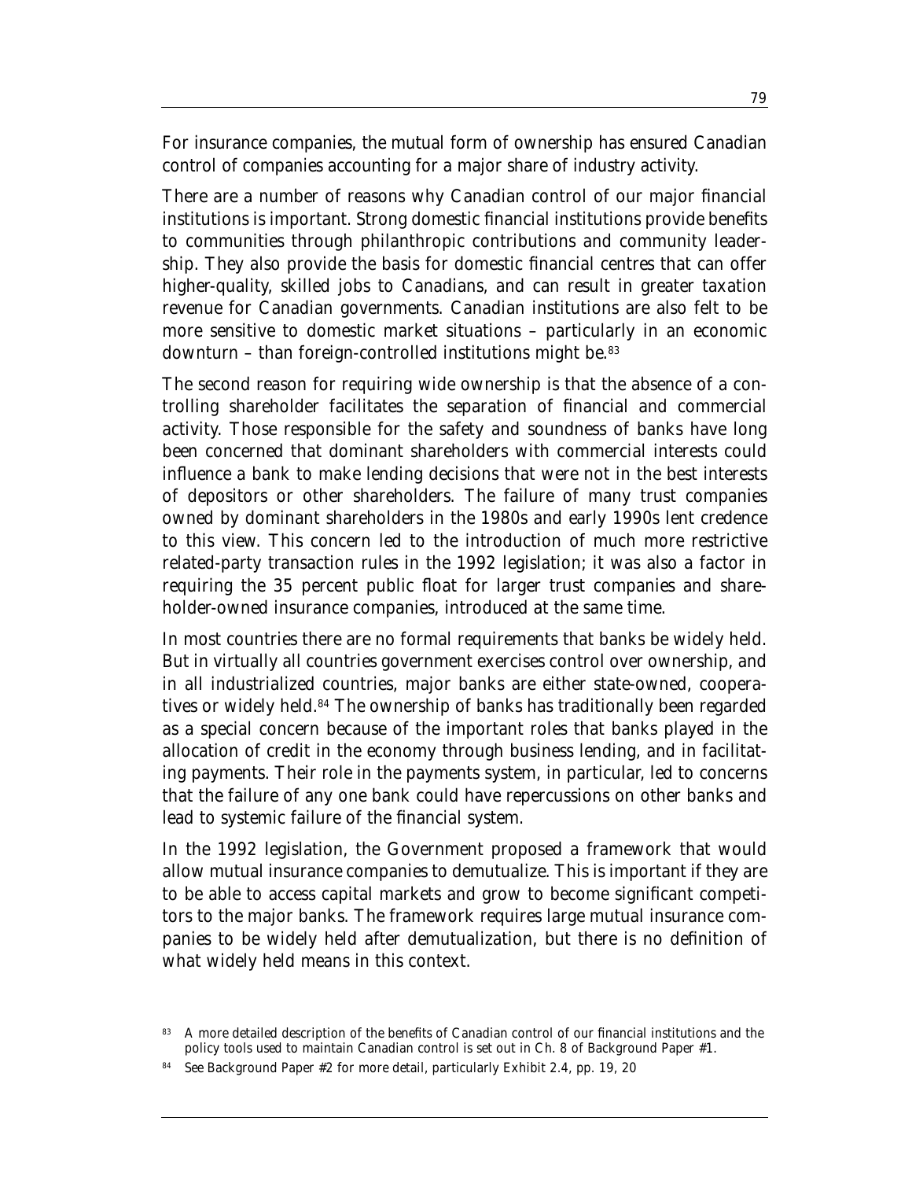For insurance companies, the mutual form of ownership has ensured Canadian control of companies accounting for a major share of industry activity.

There are a number of reasons why Canadian control of our major financial institutions is important. Strong domestic financial institutions provide benefits to communities through philanthropic contributions and community leadership. They also provide the basis for domestic financial centres that can offer higher-quality, skilled jobs to Canadians, and can result in greater taxation revenue for Canadian governments. Canadian institutions are also felt to be more sensitive to domestic market situations – particularly in an economic downturn – than foreign-controlled institutions might be.[83]

The second reason for requiring wide ownership is that the absence of a controlling shareholder facilitates the separation of financial and commercial activity. Those responsible for the safety and soundness of banks have long been concerned that dominant shareholders with commercial interests could influence a bank to make lending decisions that were not in the best interests of depositors or other shareholders. The failure of many trust companies owned by dominant shareholders in the 1980s and early 1990s lent credence to this view. This concern led to the introduction of much more restrictive related-party transaction rules in the 1992 legislation; it was also a factor in requiring the 35 percent public float for larger trust companies and shareholder-owned insurance companies, introduced at the same time.

In most countries there are no formal requirements that banks be widely held. But in virtually all countries government exercises control over ownership, and in all industrialized countries, major banks are either state-owned, cooperatives or widely held.[84] The ownership of banks has traditionally been regarded as a special concern because of the important roles that banks played in the allocation of credit in the economy through business lending, and in facilitating payments. Their role in the payments system, in particular, led to concerns that the failure of any one bank could have repercussions on other banks and lead to systemic failure of the financial system.

In the 1992 legislation, the Government proposed a framework that would allow mutual insurance companies to demutualize. This is important if they are to be able to access capital markets and grow to become significant competitors to the major banks. The framework requires large mutual insurance companies to be widely held after demutualization, but there is no definition of what widely held means in this context.

---

[83] A more detailed description of the benefits of Canadian control of our financial institutions and the policy tools used to maintain Canadian control is set out in Ch. 8 of Background Paper #1.

[84] See Background Paper #2 for more detail, particularly Exhibit 2.4, pp. 19, 20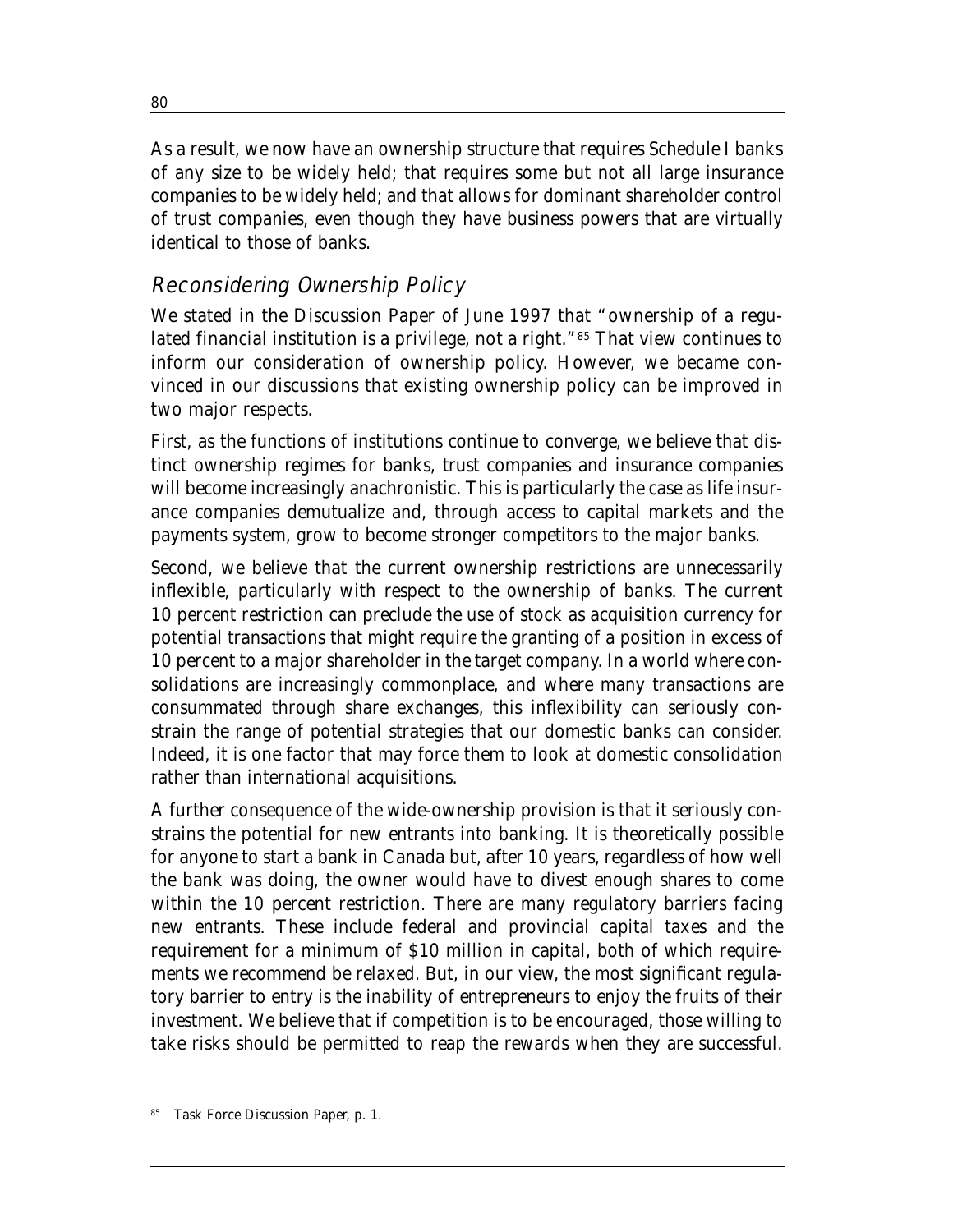As a result, we now have an ownership structure that requires Schedule I banks of any size to be widely held; that requires some but not all large insurance companies to be widely held; and that allows for dominant shareholder control of trust companies, even though they have business powers that are virtually identical to those of banks.

## *Reconsidering Ownership Policy*

We stated in the Discussion Paper of June 1997 that "ownership of a regulated financial institution is a privilege, not a right."[85] That view continues to inform our consideration of ownership policy. However, we became convinced in our discussions that existing ownership policy can be improved in two major respects.

First, as the functions of institutions continue to converge, we believe that distinct ownership regimes for banks, trust companies and insurance companies will become increasingly anachronistic. This is particularly the case as life insurance companies demutualize and, through access to capital markets and the payments system, grow to become stronger competitors to the major banks.

Second, we believe that the current ownership restrictions are unnecessarily inflexible, particularly with respect to the ownership of banks. The current 10 percent restriction can preclude the use of stock as acquisition currency for potential transactions that might require the granting of a position in excess of 10 percent to a major shareholder in the target company. In a world where consolidations are increasingly commonplace, and where many transactions are consummated through share exchanges, this inflexibility can seriously constrain the range of potential strategies that our domestic banks can consider. Indeed, it is one factor that may force them to look at domestic consolidation rather than international acquisitions.

A further consequence of the wide-ownership provision is that it seriously constrains the potential for new entrants into banking. It is theoretically possible for anyone to start a bank in Canada but, after 10 years, regardless of how well the bank was doing, the owner would have to divest enough shares to come within the 10 percent restriction. There are many regulatory barriers facing new entrants. These include federal and provincial capital taxes and the requirement for a minimum of $10 million in capital, both of which requirements we recommend be relaxed. But, in our view, the most significant regulatory barrier to entry is the inability of entrepreneurs to enjoy the fruits of their investment. We believe that if competition is to be encouraged, those willing to take risks should be permitted to reap the rewards when they are successful.

[85] Task Force Discussion Paper, p. 1.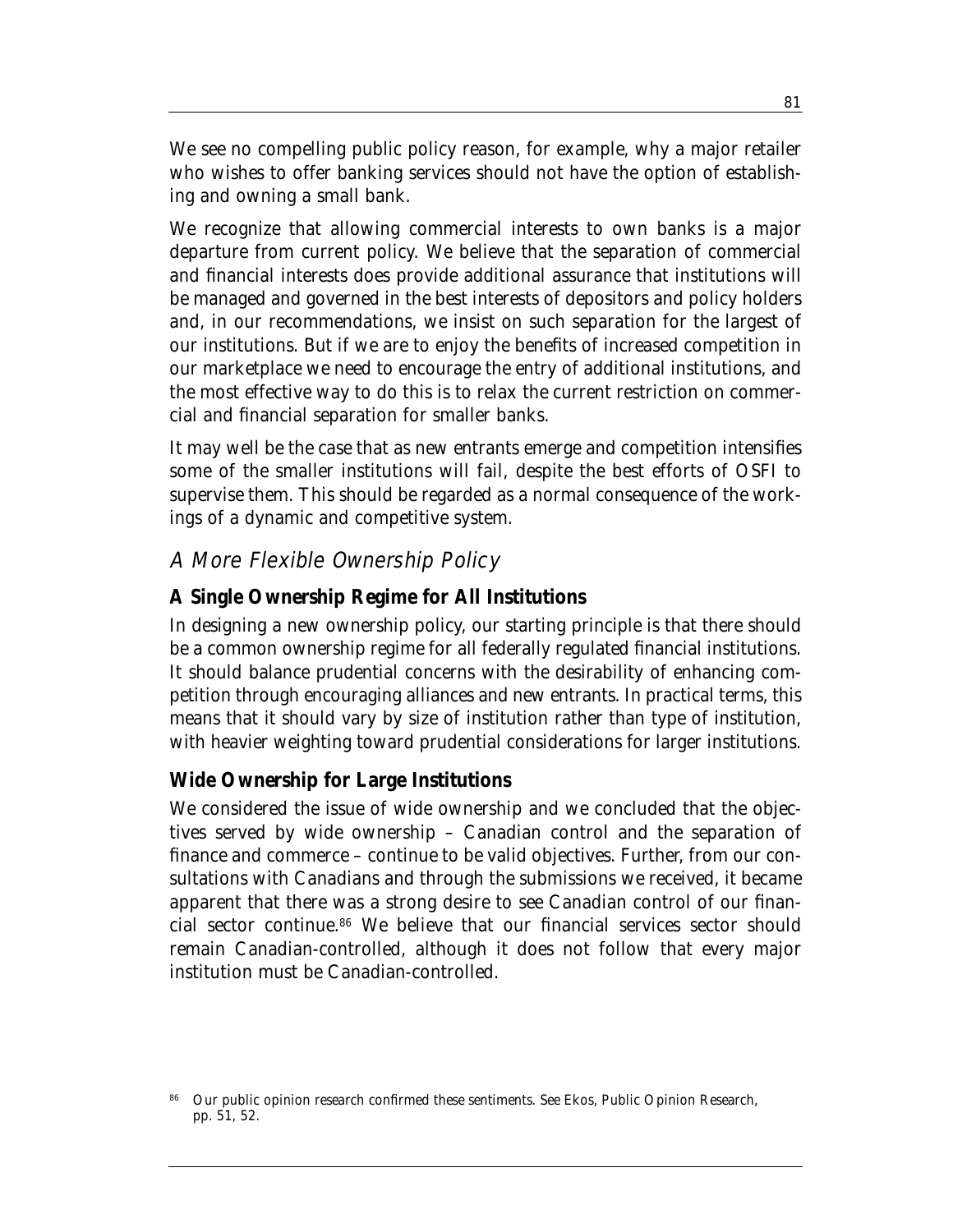We see no compelling public policy reason, for example, why a major retailer who wishes to offer banking services should not have the option of establishing and owning a small bank.

We recognize that allowing commercial interests to own banks is a major departure from current policy. We believe that the separation of commercial and financial interests does provide additional assurance that institutions will be managed and governed in the best interests of depositors and policy holders and, in our recommendations, we insist on such separation for the largest of our institutions. But if we are to enjoy the benefits of increased competition in our marketplace we need to encourage the entry of additional institutions, and the most effective way to do this is to relax the current restriction on commercial and financial separation for smaller banks.

It may well be the case that as new entrants emerge and competition intensifies some of the smaller institutions will fail, despite the best efforts of OSFI to supervise them. This should be regarded as a normal consequence of the workings of a dynamic and competitive system.

## *A More Flexible Ownership Policy*

### A Single Ownership Regime for All Institutions

In designing a new ownership policy, our starting principle is that there should be a common ownership regime for all federally regulated financial institutions. It should balance prudential concerns with the desirability of enhancing competition through encouraging alliances and new entrants. In practical terms, this means that it should vary by size of institution rather than type of institution, with heavier weighting toward prudential considerations for larger institutions.

### Wide Ownership for Large Institutions

We considered the issue of wide ownership and we concluded that the objectives served by wide ownership – Canadian control and the separation of finance and commerce – continue to be valid objectives. Further, from our consultations with Canadians and through the submissions we received, it became apparent that there was a strong desire to see Canadian control of our financial sector continue.[86] We believe that our financial services sector should remain Canadian-controlled, although it does not follow that every major institution must be Canadian-controlled.

[86] Our public opinion research confirmed these sentiments. See Ekos, *Public Opinion Research*, pp. 51, 52.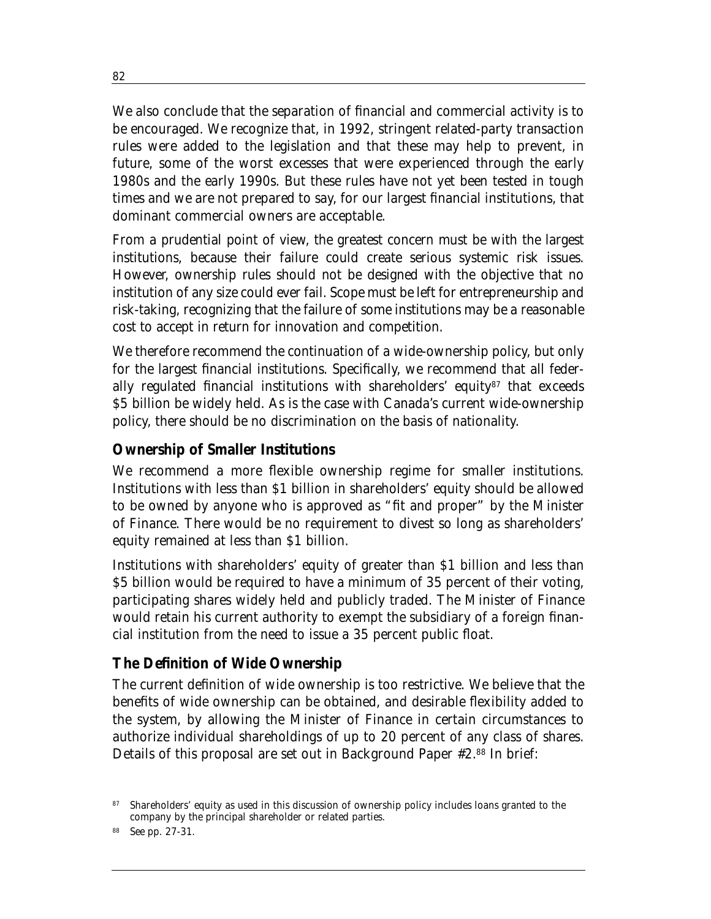We also conclude that the separation of financial and commercial activity is to be encouraged. We recognize that, in 1992, stringent related-party transaction rules were added to the legislation and that these may help to prevent, in future, some of the worst excesses that were experienced through the early 1980s and the early 1990s. But these rules have not yet been tested in tough times and we are not prepared to say, for our largest financial institutions, that dominant commercial owners are acceptable.

From a prudential point of view, the greatest concern must be with the largest institutions, because their failure could create serious systemic risk issues. However, ownership rules should not be designed with the objective that no institution of any size could ever fail. Scope must be left for entrepreneurship and risk-taking, recognizing that the failure of some institutions may be a reasonable cost to accept in return for innovation and competition.

We therefore recommend the continuation of a wide-ownership policy, but only for the largest financial institutions. Specifically, we recommend that all federally regulated financial institutions with shareholders' equity[87] that exceeds $5 billion be widely held. As is the case with Canada's current wide-ownership policy, there should be no discrimination on the basis of nationality.

### Ownership of Smaller Institutions

We recommend a more flexible ownership regime for smaller institutions. Institutions with less than $1 billion in shareholders' equity should be allowed to be owned by anyone who is approved as "fit and proper" by the Minister of Finance. There would be no requirement to divest so long as shareholders' equity remained at less than $1 billion.

Institutions with shareholders' equity of greater than $1 billion and less than $5 billion would be required to have a minimum of 35 percent of their voting, participating shares widely held and publicly traded. The Minister of Finance would retain his current authority to exempt the subsidiary of a foreign financial institution from the need to issue a 35 percent public float.

### The Definition of Wide Ownership

The current definition of wide ownership is too restrictive. We believe that the benefits of wide ownership can be obtained, and desirable flexibility added to the system, by allowing the Minister of Finance in certain circumstances to authorize individual shareholdings of up to 20 percent of any class of shares. Details of this proposal are set out in Background Paper #2.[88] In brief:

---

[87] Shareholders' equity as used in this discussion of ownership policy includes loans granted to the company by the principal shareholder or related parties.

[88] See pp. 27-31.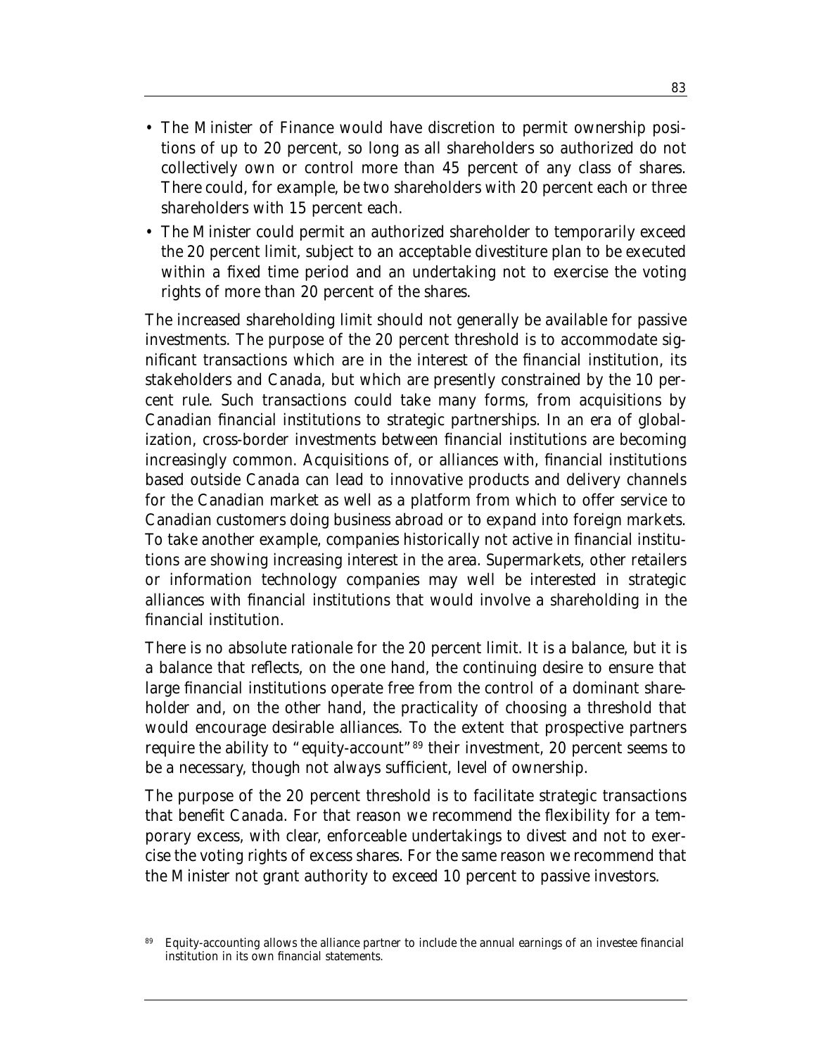- The Minister of Finance would have discretion to permit ownership positions of up to 20 percent, so long as all shareholders so authorized do not collectively own or control more than 45 percent of any class of shares. There could, for example, be two shareholders with 20 percent each or three shareholders with 15 percent each.
- The Minister could permit an authorized shareholder to temporarily exceed the 20 percent limit, subject to an acceptable divestiture plan to be executed within a fixed time period and an undertaking not to exercise the voting rights of more than 20 percent of the shares.

The increased shareholding limit should not generally be available for passive investments. The purpose of the 20 percent threshold is to accommodate significant transactions which are in the interest of the financial institution, its stakeholders and Canada, but which are presently constrained by the 10 percent rule. Such transactions could take many forms, from acquisitions by Canadian financial institutions to strategic partnerships. In an era of globalization, cross-border investments between financial institutions are becoming increasingly common. Acquisitions of, or alliances with, financial institutions based outside Canada can lead to innovative products and delivery channels for the Canadian market as well as a platform from which to offer service to Canadian customers doing business abroad or to expand into foreign markets. To take another example, companies historically not active in financial institutions are showing increasing interest in the area. Supermarkets, other retailers or information technology companies may well be interested in strategic alliances with financial institutions that would involve a shareholding in the financial institution.

There is no absolute rationale for the 20 percent limit. It is a balance, but it is a balance that reflects, on the one hand, the continuing desire to ensure that large financial institutions operate free from the control of a dominant shareholder and, on the other hand, the practicality of choosing a threshold that would encourage desirable alliances. To the extent that prospective partners require the ability to "equity-account"[89] their investment, 20 percent seems to be a necessary, though not always sufficient, level of ownership.

The purpose of the 20 percent threshold is to facilitate strategic transactions that benefit Canada. For that reason we recommend the flexibility for a temporary excess, with clear, enforceable undertakings to divest and not to exercise the voting rights of excess shares. For the same reason we recommend that the Minister not grant authority to exceed 10 percent to passive investors.

[89] Equity-accounting allows the alliance partner to include the annual earnings of an investee financial institution in its own financial statements.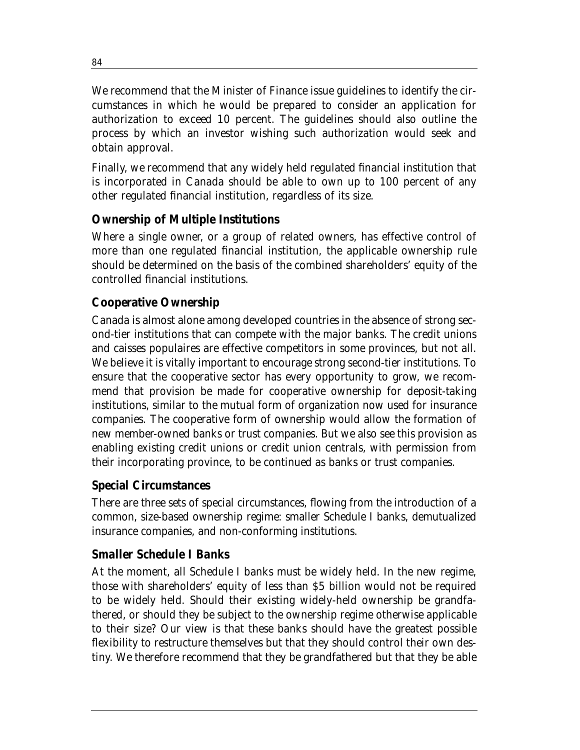We recommend that the Minister of Finance issue guidelines to identify the circumstances in which he would be prepared to consider an application for authorization to exceed 10 percent. The guidelines should also outline the process by which an investor wishing such authorization would seek and obtain approval.

Finally, we recommend that any widely held regulated financial institution that is incorporated in Canada should be able to own up to 100 percent of any other regulated financial institution, regardless of its size.

### Ownership of Multiple Institutions

Where a single owner, or a group of related owners, has effective control of more than one regulated financial institution, the applicable ownership rule should be determined on the basis of the combined shareholders' equity of the controlled financial institutions.

### Cooperative Ownership

Canada is almost alone among developed countries in the absence of strong second-tier institutions that can compete with the major banks. The credit unions and caisses populaires are effective competitors in some provinces, but not all. We believe it is vitally important to encourage strong second-tier institutions. To ensure that the cooperative sector has every opportunity to grow, we recommend that provision be made for cooperative ownership for deposit-taking institutions, similar to the mutual form of organization now used for insurance companies. The cooperative form of ownership would allow the formation of new member-owned banks or trust companies. But we also see this provision as enabling existing credit unions or credit union centrals, with permission from their incorporating province, to be continued as banks or trust companies.

### Special Circumstances

There are three sets of special circumstances, flowing from the introduction of a common, size-based ownership regime: smaller Schedule I banks, demutualized insurance companies, and non-conforming institutions.

### Smaller Schedule I Banks

At the moment, all Schedule I banks must be widely held. In the new regime, those with shareholders' equity of less than $5 billion would not be required to be widely held. Should their existing widely-held ownership be grandfathered, or should they be subject to the ownership regime otherwise applicable to their size? Our view is that these banks should have the greatest possible flexibility to restructure themselves but that they should control their own destiny. We therefore recommend that they be grandfathered but that they be able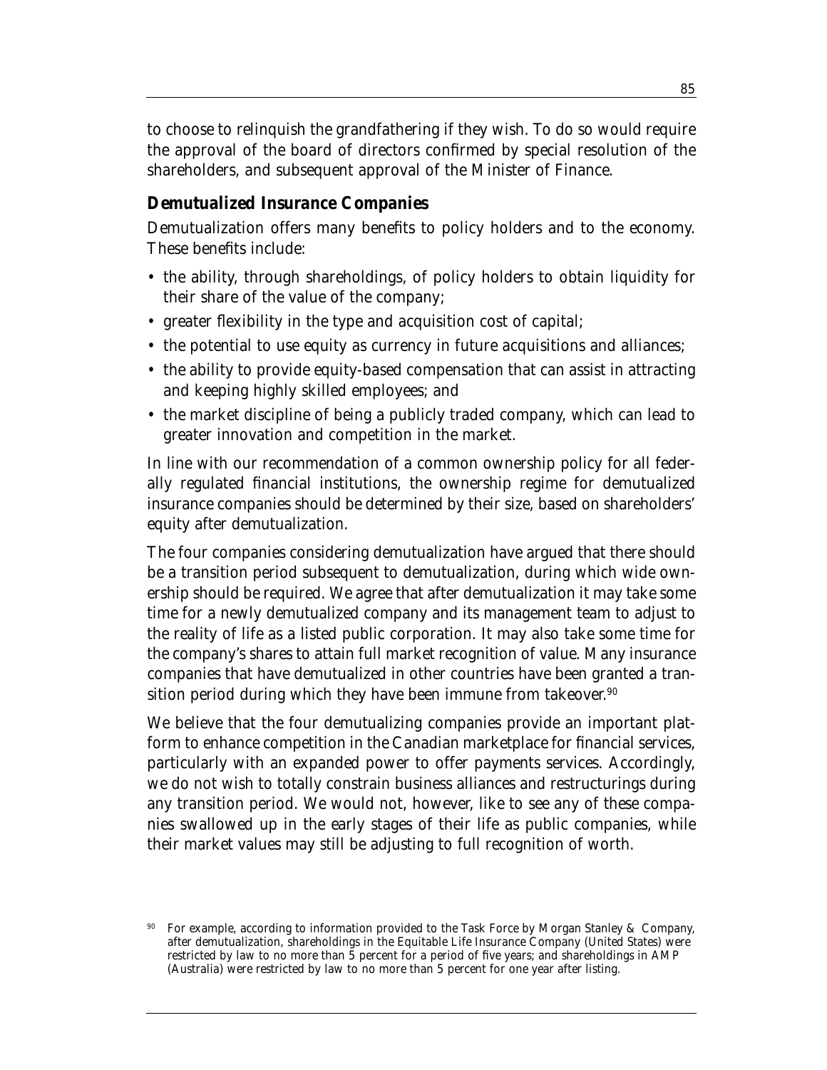to choose to relinquish the grandfathering if they wish. To do so would require the approval of the board of directors confirmed by special resolution of the shareholders, and subsequent approval of the Minister of Finance.

### *Demutualized Insurance Companies*

Demutualization offers many benefits to policy holders and to the economy. These benefits include:

- the ability, through shareholdings, of policy holders to obtain liquidity for their share of the value of the company;
- greater flexibility in the type and acquisition cost of capital;
- the potential to use equity as currency in future acquisitions and alliances;
- the ability to provide equity-based compensation that can assist in attracting and keeping highly skilled employees; and
- the market discipline of being a publicly traded company, which can lead to greater innovation and competition in the market.

In line with our recommendation of a common ownership policy for all federally regulated financial institutions, the ownership regime for demutualized insurance companies should be determined by their size, based on shareholders' equity after demutualization.

The four companies considering demutualization have argued that there should be a transition period subsequent to demutualization, during which wide ownership should be required. We agree that after demutualization it may take some time for a newly demutualized company and its management team to adjust to the reality of life as a listed public corporation. It may also take some time for the company's shares to attain full market recognition of value. Many insurance companies that have demutualized in other countries have been granted a transition period during which they have been immune from takeover.[90]

We believe that the four demutualizing companies provide an important platform to enhance competition in the Canadian marketplace for financial services, particularly with an expanded power to offer payments services. Accordingly, we do not wish to totally constrain business alliances and restructurings during any transition period. We would not, however, like to see any of these companies swallowed up in the early stages of their life as public companies, while their market values may still be adjusting to full recognition of worth.

[90] For example, according to information provided to the Task Force by Morgan Stanley & Company, after demutualization, shareholdings in the Equitable Life Insurance Company (United States) were restricted by law to no more than 5 percent for a period of five years; and shareholdings in AMP (Australia) were restricted by law to no more than 5 percent for one year after listing.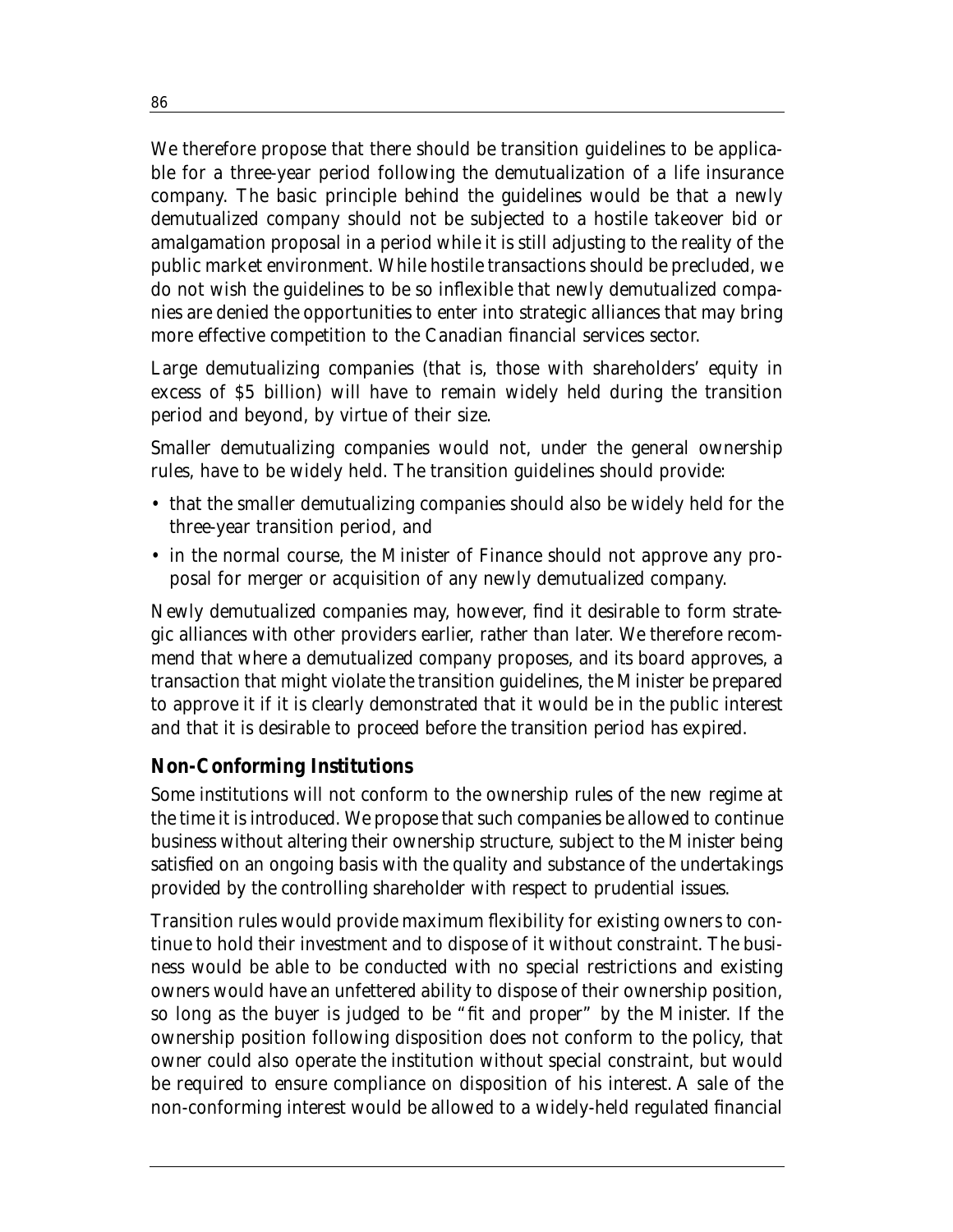We therefore propose that there should be transition guidelines to be applicable for a three-year period following the demutualization of a life insurance company. The basic principle behind the guidelines would be that a newly demutualized company should not be subjected to a hostile takeover bid or amalgamation proposal in a period while it is still adjusting to the reality of the public market environment. While hostile transactions should be precluded, we do not wish the guidelines to be so inflexible that newly demutualized companies are denied the opportunities to enter into strategic alliances that may bring more effective competition to the Canadian financial services sector.

Large demutualizing companies (that is, those with shareholders' equity in excess of $5 billion) will have to remain widely held during the transition period and beyond, by virtue of their size.

Smaller demutualizing companies would not, under the general ownership rules, have to be widely held. The transition guidelines should provide:

- that the smaller demutualizing companies should also be widely held for the three-year transition period, and
- in the normal course, the Minister of Finance should not approve any proposal for merger or acquisition of any newly demutualized company.

Newly demutualized companies may, however, find it desirable to form strategic alliances with other providers earlier, rather than later. We therefore recommend that where a demutualized company proposes, and its board approves, a transaction that might violate the transition guidelines, the Minister be prepared to approve it if it is clearly demonstrated that it would be in the public interest and that it is desirable to proceed before the transition period has expired.

## Non-Conforming Institutions

Some institutions will not conform to the ownership rules of the new regime at the time it is introduced. We propose that such companies be allowed to continue business without altering their ownership structure, subject to the Minister being satisfied on an ongoing basis with the quality and substance of the undertakings provided by the controlling shareholder with respect to prudential issues.

Transition rules would provide maximum flexibility for existing owners to continue to hold their investment and to dispose of it without constraint. The business would be able to be conducted with no special restrictions and existing owners would have an unfettered ability to dispose of their ownership position, so long as the buyer is judged to be "fit and proper" by the Minister. If the ownership position following disposition does not conform to the policy, that owner could also operate the institution without special constraint, but would be required to ensure compliance on disposition of his interest. A sale of the non-conforming interest would be allowed to a widely-held regulated financial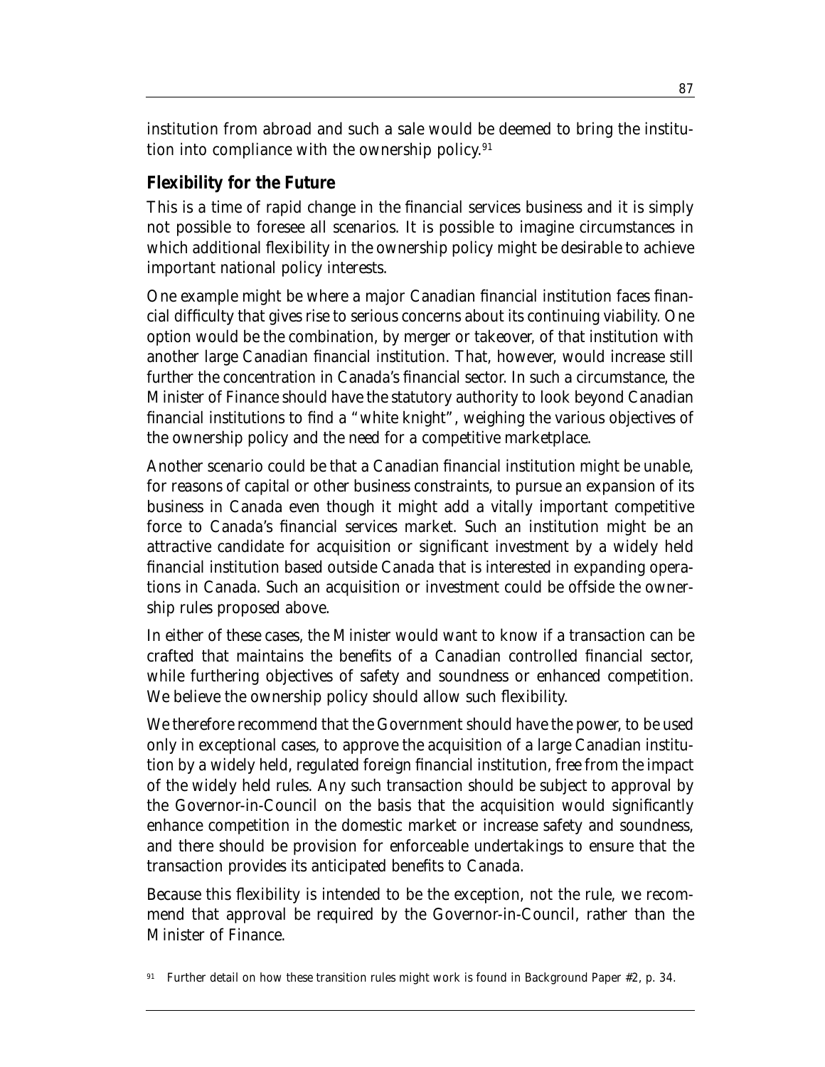institution from abroad and such a sale would be deemed to bring the institution into compliance with the ownership policy.[91]

## Flexibility for the Future

This is a time of rapid change in the financial services business and it is simply not possible to foresee all scenarios. It is possible to imagine circumstances in which additional flexibility in the ownership policy might be desirable to achieve important national policy interests.

One example might be where a major Canadian financial institution faces financial difficulty that gives rise to serious concerns about its continuing viability. One option would be the combination, by merger or takeover, of that institution with another large Canadian financial institution. That, however, would increase still further the concentration in Canada's financial sector. In such a circumstance, the Minister of Finance should have the statutory authority to look beyond Canadian financial institutions to find a "white knight", weighing the various objectives of the ownership policy and the need for a competitive marketplace.

Another scenario could be that a Canadian financial institution might be unable, for reasons of capital or other business constraints, to pursue an expansion of its business in Canada even though it might add a vitally important competitive force to Canada's financial services market. Such an institution might be an attractive candidate for acquisition or significant investment by a widely held financial institution based outside Canada that is interested in expanding operations in Canada. Such an acquisition or investment could be offside the ownership rules proposed above.

In either of these cases, the Minister would want to know if a transaction can be crafted that maintains the benefits of a Canadian controlled financial sector, while furthering objectives of safety and soundness or enhanced competition. We believe the ownership policy should allow such flexibility.

We therefore recommend that the Government should have the power, to be used only in exceptional cases, to approve the acquisition of a large Canadian institution by a widely held, regulated foreign financial institution, free from the impact of the widely held rules. Any such transaction should be subject to approval by the Governor-in-Council on the basis that the acquisition would significantly enhance competition in the domestic market or increase safety and soundness, and there should be provision for enforceable undertakings to ensure that the transaction provides its anticipated benefits to Canada.

Because this flexibility is intended to be the exception, not the rule, we recommend that approval be required by the Governor-in-Council, rather than the Minister of Finance.

[91] Further detail on how these transition rules might work is found in Background Paper #2, p. 34.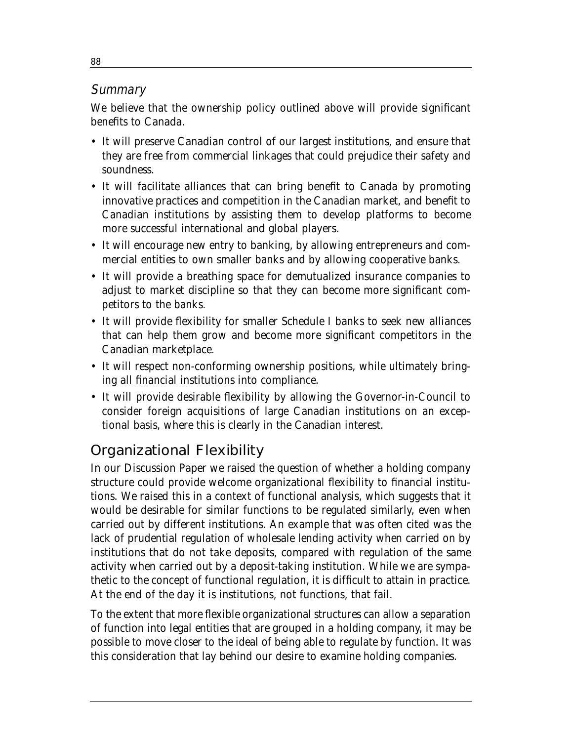### *Summary*

We believe that the ownership policy outlined above will provide significant benefits to Canada.

- It will preserve Canadian control of our largest institutions, and ensure that they are free from commercial linkages that could prejudice their safety and soundness.
- It will facilitate alliances that can bring benefit to Canada by promoting innovative practices and competition in the Canadian market, and benefit to Canadian institutions by assisting them to develop platforms to become more successful international and global players.
- It will encourage new entry to banking, by allowing entrepreneurs and commercial entities to own smaller banks and by allowing cooperative banks.
- It will provide a breathing space for demutualized insurance companies to adjust to market discipline so that they can become more significant competitors to the banks.
- It will provide flexibility for smaller Schedule I banks to seek new alliances that can help them grow and become more significant competitors in the Canadian marketplace.
- It will respect non-conforming ownership positions, while ultimately bringing all financial institutions into compliance.
- It will provide desirable flexibility by allowing the Governor-in-Council to consider foreign acquisitions of large Canadian institutions on an exceptional basis, where this is clearly in the Canadian interest.

## Organizational Flexibility

In our Discussion Paper we raised the question of whether a holding company structure could provide welcome organizational flexibility to financial institutions. We raised this in a context of functional analysis, which suggests that it would be desirable for similar functions to be regulated similarly, even when carried out by different institutions. An example that was often cited was the lack of prudential regulation of wholesale lending activity when carried on by institutions that do not take deposits, compared with regulation of the same activity when carried out by a deposit-taking institution. While we are sympathetic to the concept of functional regulation, it is difficult to attain in practice. At the end of the day it is institutions, not functions, that fail.

To the extent that more flexible organizational structures can allow a separation of function into legal entities that are grouped in a holding company, it may be possible to move closer to the ideal of being able to regulate by function. It was this consideration that lay behind our desire to examine holding companies.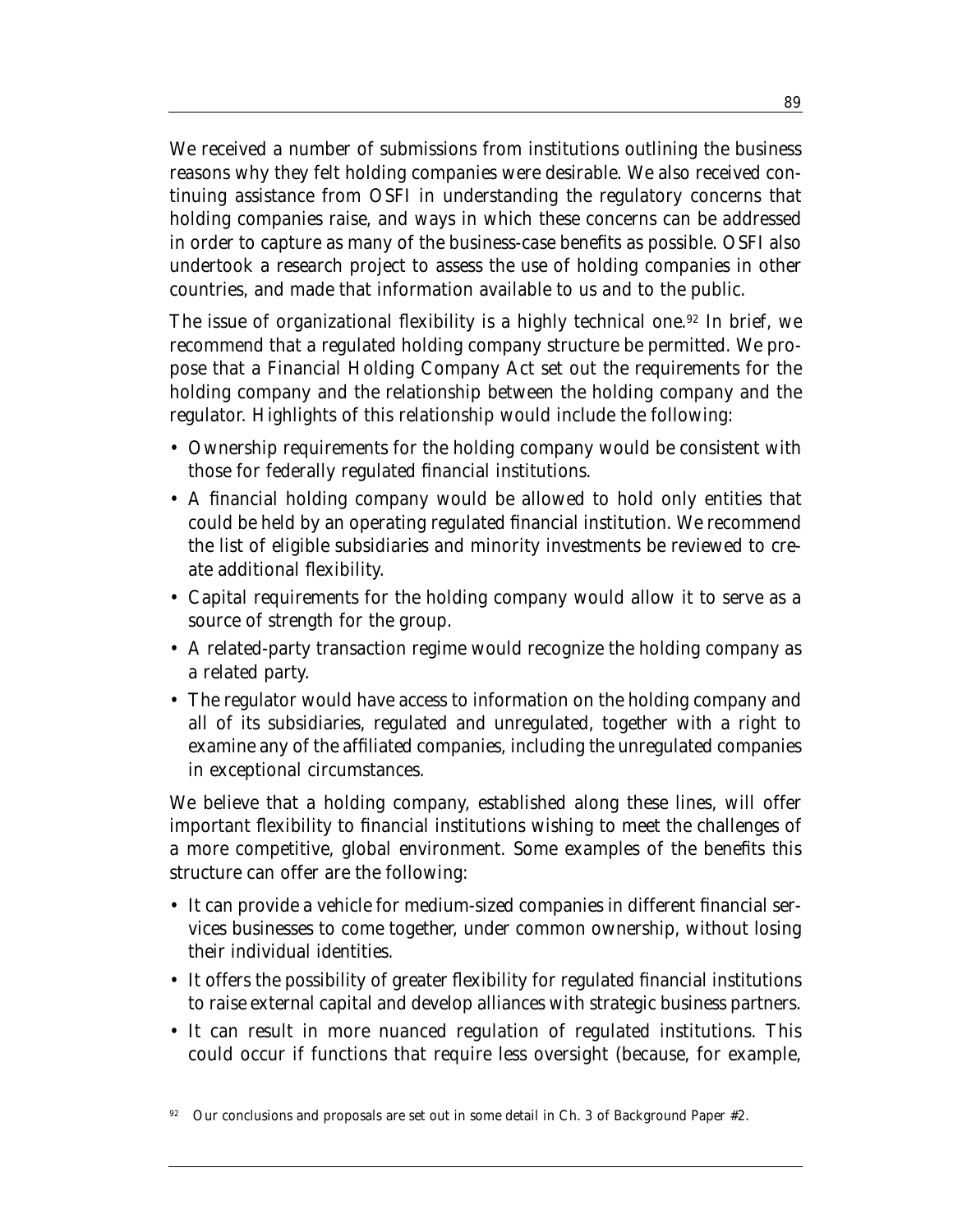We received a number of submissions from institutions outlining the business reasons why they felt holding companies were desirable. We also received continuing assistance from OSFI in understanding the regulatory concerns that holding companies raise, and ways in which these concerns can be addressed in order to capture as many of the business-case benefits as possible. OSFI also undertook a research project to assess the use of holding companies in other countries, and made that information available to us and to the public.

The issue of organizational flexibility is a highly technical one.[92] In brief, we recommend that a regulated holding company structure be permitted. We propose that a Financial Holding Company Act set out the requirements for the holding company and the relationship between the holding company and the regulator. Highlights of this relationship would include the following:

- Ownership requirements for the holding company would be consistent with those for federally regulated financial institutions.
- A financial holding company would be allowed to hold only entities that could be held by an operating regulated financial institution. We recommend the list of eligible subsidiaries and minority investments be reviewed to create additional flexibility.
- Capital requirements for the holding company would allow it to serve as a source of strength for the group.
- A related-party transaction regime would recognize the holding company as a related party.
- The regulator would have access to information on the holding company and all of its subsidiaries, regulated and unregulated, together with a right to examine any of the affiliated companies, including the unregulated companies in exceptional circumstances.

We believe that a holding company, established along these lines, will offer important flexibility to financial institutions wishing to meet the challenges of a more competitive, global environment. Some examples of the benefits this structure can offer are the following:

- It can provide a vehicle for medium-sized companies in different financial services businesses to come together, under common ownership, without losing their individual identities.
- It offers the possibility of greater flexibility for regulated financial institutions to raise external capital and develop alliances with strategic business partners.
- It can result in more nuanced regulation of regulated institutions. This could occur if functions that require less oversight (because, for example,

[92] Our conclusions and proposals are set out in some detail in Ch. 3 of Background Paper #2.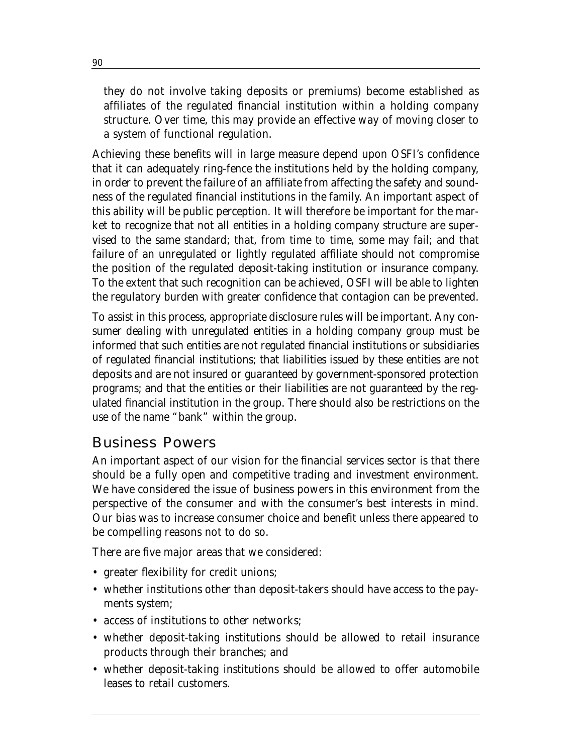they do not involve taking deposits or premiums) become established as affiliates of the regulated financial institution within a holding company structure. Over time, this may provide an effective way of moving closer to a system of functional regulation.

Achieving these benefits will in large measure depend upon OSFI's confidence that it can adequately ring-fence the institutions held by the holding company, in order to prevent the failure of an affiliate from affecting the safety and soundness of the regulated financial institutions in the family. An important aspect of this ability will be public perception. It will therefore be important for the market to recognize that not all entities in a holding company structure are supervised to the same standard; that, from time to time, some may fail; and that failure of an unregulated or lightly regulated affiliate should not compromise the position of the regulated deposit-taking institution or insurance company. To the extent that such recognition can be achieved, OSFI will be able to lighten the regulatory burden with greater confidence that contagion can be prevented.

To assist in this process, appropriate disclosure rules will be important. Any consumer dealing with unregulated entities in a holding company group must be informed that such entities are not regulated financial institutions or subsidiaries of regulated financial institutions; that liabilities issued by these entities are not deposits and are not insured or guaranteed by government-sponsored protection programs; and that the entities or their liabilities are not guaranteed by the regulated financial institution in the group. There should also be restrictions on the use of the name "bank" within the group.

## Business Powers

An important aspect of our vision for the financial services sector is that there should be a fully open and competitive trading and investment environment. We have considered the issue of business powers in this environment from the perspective of the consumer and with the consumer's best interests in mind. Our bias was to increase consumer choice and benefit unless there appeared to be compelling reasons not to do so.

There are five major areas that we considered:

- greater flexibility for credit unions;
- whether institutions other than deposit-takers should have access to the payments system;
- access of institutions to other networks;
- whether deposit-taking institutions should be allowed to retail insurance products through their branches; and
- whether deposit-taking institutions should be allowed to offer automobile leases to retail customers.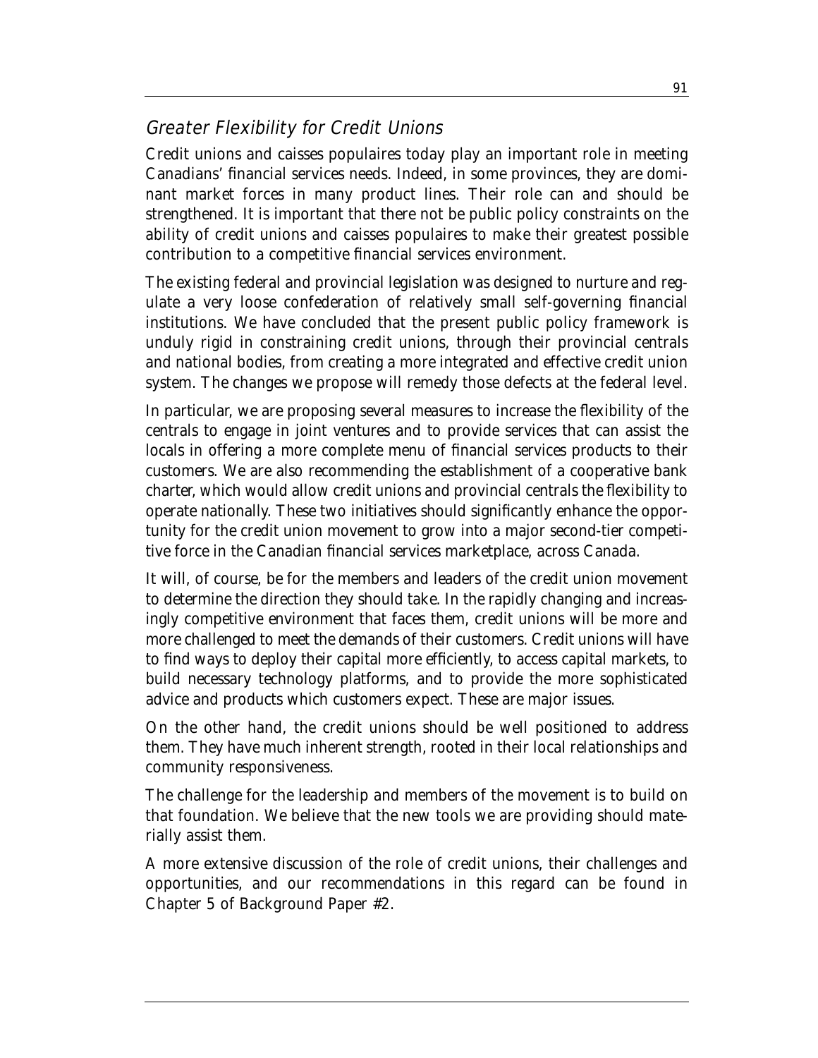## *Greater Flexibility for Credit Unions*

Credit unions and caisses populaires today play an important role in meeting Canadians' financial services needs. Indeed, in some provinces, they are dominant market forces in many product lines. Their role can and should be strengthened. It is important that there not be public policy constraints on the ability of credit unions and caisses populaires to make their greatest possible contribution to a competitive financial services environment.

The existing federal and provincial legislation was designed to nurture and regulate a very loose confederation of relatively small self-governing financial institutions. We have concluded that the present public policy framework is unduly rigid in constraining credit unions, through their provincial centrals and national bodies, from creating a more integrated and effective credit union system. The changes we propose will remedy those defects at the federal level.

In particular, we are proposing several measures to increase the flexibility of the centrals to engage in joint ventures and to provide services that can assist the locals in offering a more complete menu of financial services products to their customers. We are also recommending the establishment of a cooperative bank charter, which would allow credit unions and provincial centrals the flexibility to operate nationally. These two initiatives should significantly enhance the opportunity for the credit union movement to grow into a major second-tier competitive force in the Canadian financial services marketplace, across Canada.

It will, of course, be for the members and leaders of the credit union movement to determine the direction they should take. In the rapidly changing and increasingly competitive environment that faces them, credit unions will be more and more challenged to meet the demands of their customers. Credit unions will have to find ways to deploy their capital more efficiently, to access capital markets, to build necessary technology platforms, and to provide the more sophisticated advice and products which customers expect. These are major issues.

On the other hand, the credit unions should be well positioned to address them. They have much inherent strength, rooted in their local relationships and community responsiveness.

The challenge for the leadership and members of the movement is to build on that foundation. We believe that the new tools we are providing should materially assist them.

A more extensive discussion of the role of credit unions, their challenges and opportunities, and our recommendations in this regard can be found in Chapter 5 of Background Paper #2.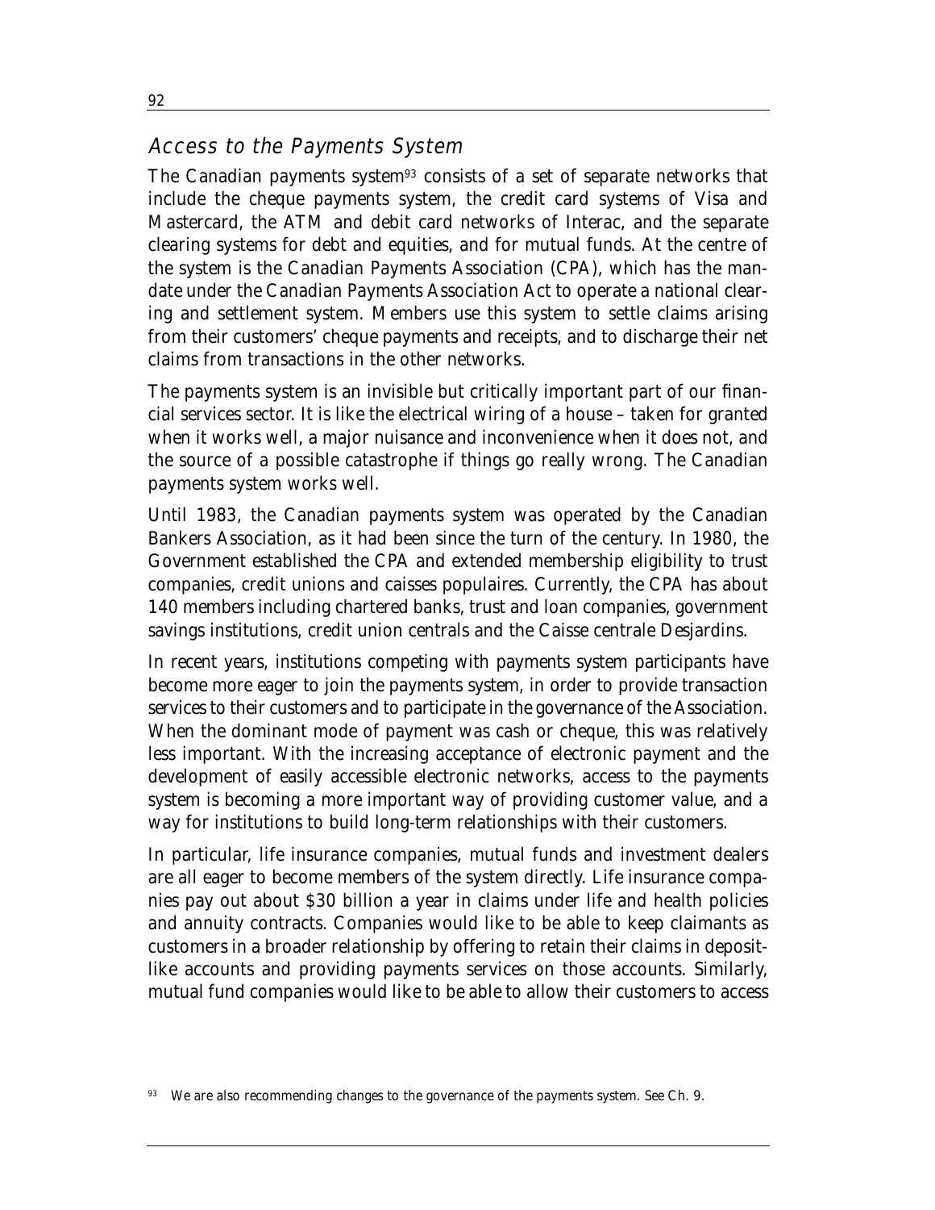## Access to the Payments System

The Canadian payments system[93] consists of a set of separate networks that include the cheque payments system, the credit card systems of Visa and Mastercard, the ATM and debit card networks of Interac, and the separate clearing systems for debt and equities, and for mutual funds. At the centre of the system is the Canadian Payments Association (CPA), which has the mandate under the Canadian Payments Association Act to operate a national clearing and settlement system. Members use this system to settle claims arising from their customers' cheque payments and receipts, and to discharge their net claims from transactions in the other networks.

The payments system is an invisible but critically important part of our financial services sector. It is like the electrical wiring of a house – taken for granted when it works well, a major nuisance and inconvenience when it does not, and the source of a possible catastrophe if things go really wrong. The Canadian payments system works well.

Until 1983, the Canadian payments system was operated by the Canadian Bankers Association, as it had been since the turn of the century. In 1980, the Government established the CPA and extended membership eligibility to trust companies, credit unions and caisses populaires. Currently, the CPA has about 140 members including chartered banks, trust and loan companies, government savings institutions, credit union centrals and the Caisse centrale Desjardins.

In recent years, institutions competing with payments system participants have become more eager to join the payments system, in order to provide transaction services to their customers and to participate in the governance of the Association. When the dominant mode of payment was cash or cheque, this was relatively less important. With the increasing acceptance of electronic payment and the development of easily accessible electronic networks, access to the payments system is becoming a more important way of providing customer value, and a way for institutions to build long-term relationships with their customers.

In particular, life insurance companies, mutual funds and investment dealers are all eager to become members of the system directly. Life insurance companies pay out about $30 billion a year in claims under life and health policies and annuity contracts. Companies would like to be able to keep claimants as customers in a broader relationship by offering to retain their claims in deposit-like accounts and providing payments services on those accounts. Similarly, mutual fund companies would like to be able to allow their customers to access

[93] We are also recommending changes to the governance of the payments system. See Ch. 9.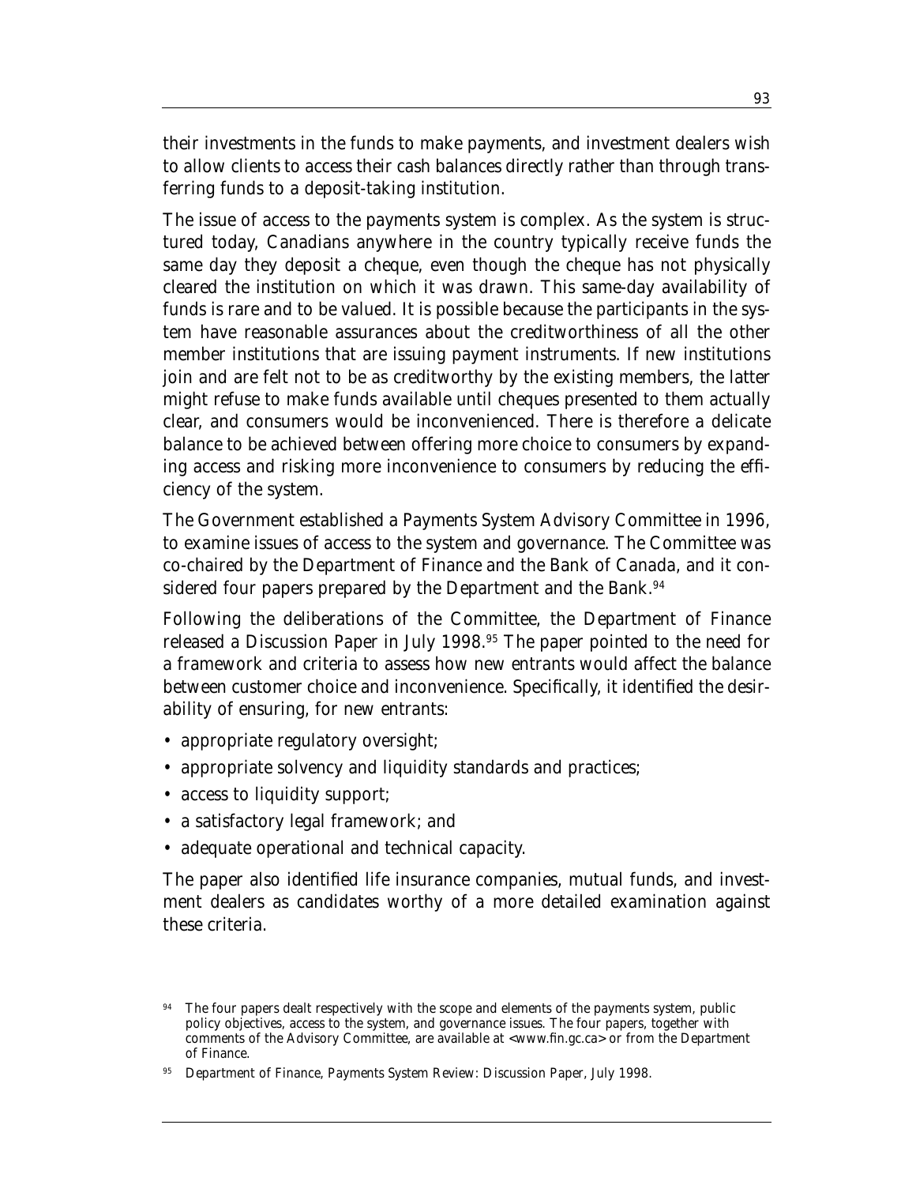their investments in the funds to make payments, and investment dealers wish to allow clients to access their cash balances directly rather than through transferring funds to a deposit-taking institution.

The issue of access to the payments system is complex. As the system is structured today, Canadians anywhere in the country typically receive funds the same day they deposit a cheque, even though the cheque has not physically cleared the institution on which it was drawn. This same-day availability of funds is rare and to be valued. It is possible because the participants in the system have reasonable assurances about the creditworthiness of all the other member institutions that are issuing payment instruments. If new institutions join and are felt not to be as creditworthy by the existing members, the latter might refuse to make funds available until cheques presented to them actually clear, and consumers would be inconvenienced. There is therefore a delicate balance to be achieved between offering more choice to consumers by expanding access and risking more inconvenience to consumers by reducing the efficiency of the system.

The Government established a Payments System Advisory Committee in 1996, to examine issues of access to the system and governance. The Committee was co-chaired by the Department of Finance and the Bank of Canada, and it considered four papers prepared by the Department and the Bank.[94]

Following the deliberations of the Committee, the Department of Finance released a Discussion Paper in July 1998.[95] The paper pointed to the need for a framework and criteria to assess how new entrants would affect the balance between customer choice and inconvenience. Specifically, it identified the desirability of ensuring, for new entrants:

- appropriate regulatory oversight;
- appropriate solvency and liquidity standards and practices;
- access to liquidity support;
- a satisfactory legal framework; and
- adequate operational and technical capacity.

The paper also identified life insurance companies, mutual funds, and investment dealers as candidates worthy of a more detailed examination against these criteria.

[94] The four papers dealt respectively with the scope and elements of the payments system, public policy objectives, access to the system, and governance issues. The four papers, together with comments of the Advisory Committee, are available at <www.fin.gc.ca> or from the Department of Finance.

[95] Department of Finance, *Payments System Review: Discussion Paper*, July 1998.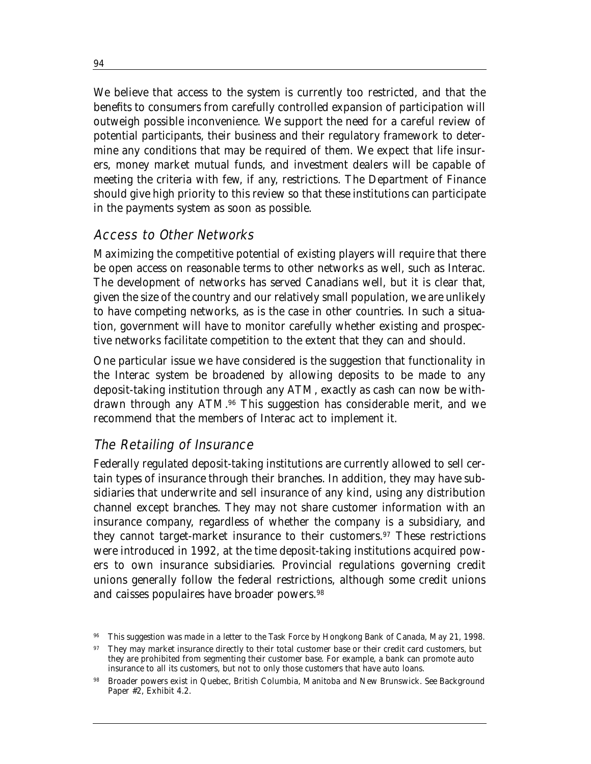We believe that access to the system is currently too restricted, and that the benefits to consumers from carefully controlled expansion of participation will outweigh possible inconvenience. We support the need for a careful review of potential participants, their business and their regulatory framework to determine any conditions that may be required of them. We expect that life insurers, money market mutual funds, and investment dealers will be capable of meeting the criteria with few, if any, restrictions. The Department of Finance should give high priority to this review so that these institutions can participate in the payments system as soon as possible.

## *Access to Other Networks*

Maximizing the competitive potential of existing players will require that there be open access on reasonable terms to other networks as well, such as Interac. The development of networks has served Canadians well, but it is clear that, given the size of the country and our relatively small population, we are unlikely to have competing networks, as is the case in other countries. In such a situation, government will have to monitor carefully whether existing and prospective networks facilitate competition to the extent that they can and should.

One particular issue we have considered is the suggestion that functionality in the Interac system be broadened by allowing deposits to be made to any deposit-taking institution through any ATM, exactly as cash can now be withdrawn through any ATM.[96] This suggestion has considerable merit, and we recommend that the members of Interac act to implement it.

## *The Retailing of Insurance*

Federally regulated deposit-taking institutions are currently allowed to sell certain types of insurance through their branches. In addition, they may have subsidiaries that underwrite and sell insurance of any kind, using any distribution channel except branches. They may not share customer information with an insurance company, regardless of whether the company is a subsidiary, and they cannot target-market insurance to their customers.[97] These restrictions were introduced in 1992, at the time deposit-taking institutions acquired powers to own insurance subsidiaries. Provincial regulations governing credit unions generally follow the federal restrictions, although some credit unions and caisses populaires have broader powers.[98]

---

[96] This suggestion was made in a letter to the Task Force by Hongkong Bank of Canada, May 21, 1998.

[97] They may market insurance directly to their total customer base or their credit card customers, but they are prohibited from segmenting their customer base. For example, a bank can promote auto insurance to all its customers, but not to only those customers that have auto loans.

[98] Broader powers exist in Quebec, British Columbia, Manitoba and New Brunswick. See Background Paper #2, Exhibit 4.2.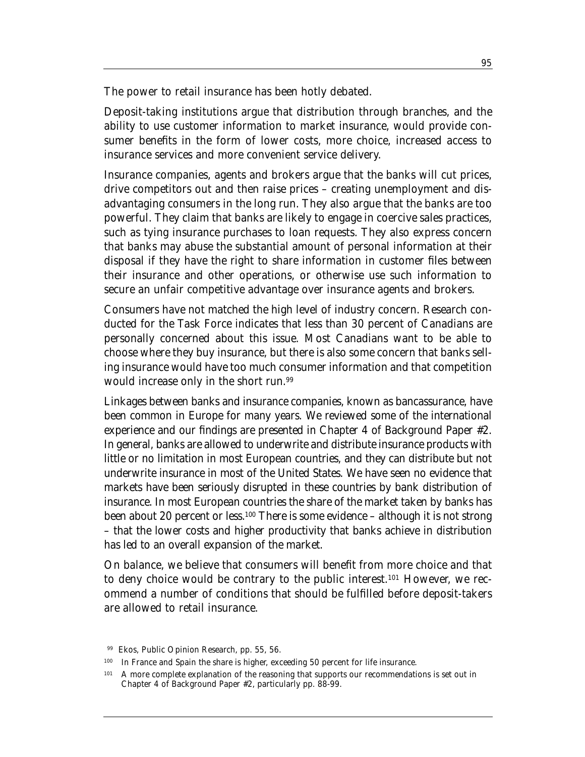The power to retail insurance has been hotly debated.

Deposit-taking institutions argue that distribution through branches, and the ability to use customer information to market insurance, would provide consumer benefits in the form of lower costs, more choice, increased access to insurance services and more convenient service delivery.

Insurance companies, agents and brokers argue that the banks will cut prices, drive competitors out and then raise prices – creating unemployment and disadvantaging consumers in the long run. They also argue that the banks are too powerful. They claim that banks are likely to engage in coercive sales practices, such as tying insurance purchases to loan requests. They also express concern that banks may abuse the substantial amount of personal information at their disposal if they have the right to share information in customer files between their insurance and other operations, or otherwise use such information to secure an unfair competitive advantage over insurance agents and brokers.

Consumers have not matched the high level of industry concern. Research conducted for the Task Force indicates that less than 30 percent of Canadians are personally concerned about this issue. Most Canadians want to be able to choose where they buy insurance, but there is also some concern that banks selling insurance would have too much consumer information and that competition would increase only in the short run.[99]

Linkages between banks and insurance companies, known as bancassurance, have been common in Europe for many years. We reviewed some of the international experience and our findings are presented in Chapter 4 of Background Paper #2. In general, banks are allowed to underwrite and distribute insurance products with little or no limitation in most European countries, and they can distribute but not underwrite insurance in most of the United States. We have seen no evidence that markets have been seriously disrupted in these countries by bank distribution of insurance. In most European countries the share of the market taken by banks has been about 20 percent or less.[100] There is some evidence – although it is not strong – that the lower costs and higher productivity that banks achieve in distribution has led to an overall expansion of the market.

On balance, we believe that consumers will benefit from more choice and that to deny choice would be contrary to the public interest.[101] However, we recommend a number of conditions that should be fulfilled before deposit-takers are allowed to retail insurance.

---

[99] Ekos, Public Opinion Research, pp. 55, 56.

[100] In France and Spain the share is higher, exceeding 50 percent for life insurance.

[101] A more complete explanation of the reasoning that supports our recommendations is set out in Chapter 4 of Background Paper #2, particularly pp. 88-99.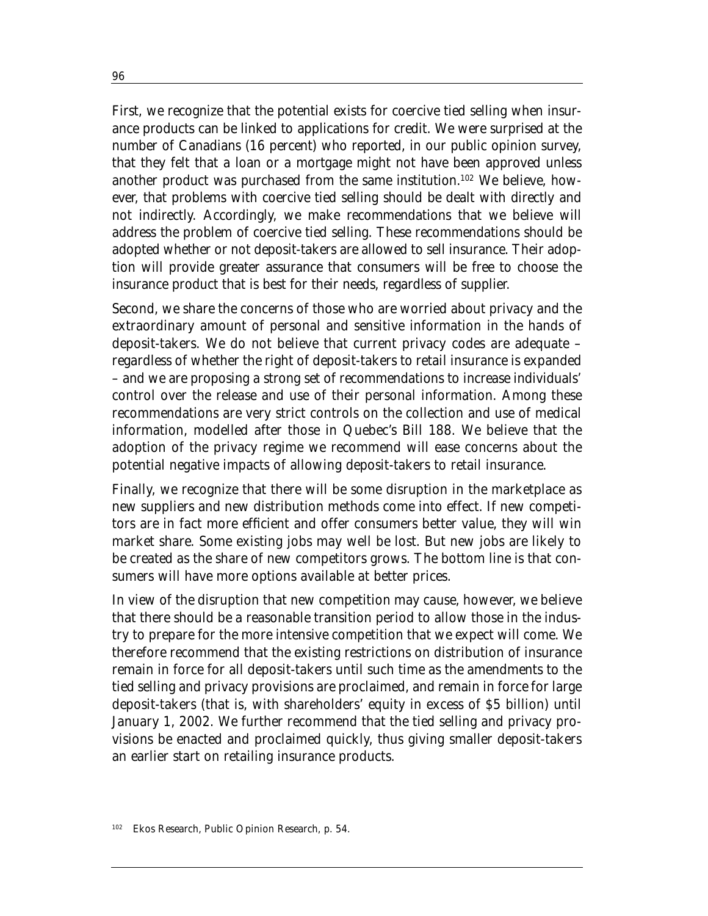First, we recognize that the potential exists for coercive tied selling when insurance products can be linked to applications for credit. We were surprised at the number of Canadians (16 percent) who reported, in our public opinion survey, that they felt that a loan or a mortgage might not have been approved unless another product was purchased from the same institution.[102] We believe, however, that problems with coercive tied selling should be dealt with directly and not indirectly. Accordingly, we make recommendations that we believe will address the problem of coercive tied selling. These recommendations should be adopted whether or not deposit-takers are allowed to sell insurance. Their adoption will provide greater assurance that consumers will be free to choose the insurance product that is best for their needs, regardless of supplier.

Second, we share the concerns of those who are worried about privacy and the extraordinary amount of personal and sensitive information in the hands of deposit-takers. We do not believe that current privacy codes are adequate – regardless of whether the right of deposit-takers to retail insurance is expanded – and we are proposing a strong set of recommendations to increase individuals' control over the release and use of their personal information. Among these recommendations are very strict controls on the collection and use of medical information, modelled after those in Quebec's Bill 188. We believe that the adoption of the privacy regime we recommend will ease concerns about the potential negative impacts of allowing deposit-takers to retail insurance.

Finally, we recognize that there will be some disruption in the marketplace as new suppliers and new distribution methods come into effect. If new competitors are in fact more efficient and offer consumers better value, they will win market share. Some existing jobs may well be lost. But new jobs are likely to be created as the share of new competitors grows. The bottom line is that consumers will have more options available at better prices.

In view of the disruption that new competition may cause, however, we believe that there should be a reasonable transition period to allow those in the industry to prepare for the more intensive competition that we expect will come. We therefore recommend that the existing restrictions on distribution of insurance remain in force for all deposit-takers until such time as the amendments to the tied selling and privacy provisions are proclaimed, and remain in force for large deposit-takers (that is, with shareholders' equity in excess of $5 billion) until January 1, 2002. We further recommend that the tied selling and privacy provisions be enacted and proclaimed quickly, thus giving smaller deposit-takers an earlier start on retailing insurance products.

[102] Ekos Research, *Public Opinion Research*, p. 54.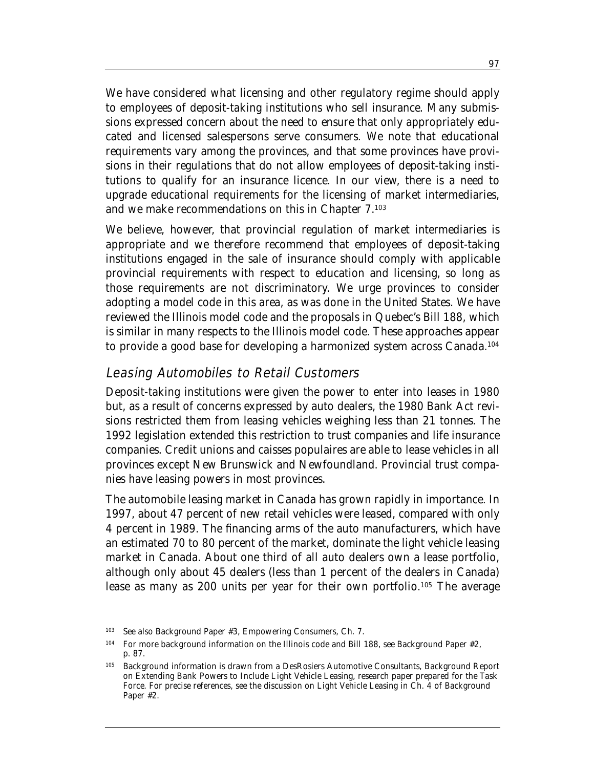We have considered what licensing and other regulatory regime should apply to employees of deposit-taking institutions who sell insurance. Many submissions expressed concern about the need to ensure that only appropriately educated and licensed salespersons serve consumers. We note that educational requirements vary among the provinces, and that some provinces have provisions in their regulations that do not allow employees of deposit-taking institutions to qualify for an insurance licence. In our view, there is a need to upgrade educational requirements for the licensing of market intermediaries, and we make recommendations on this in Chapter 7.[103]

We believe, however, that provincial regulation of market intermediaries is appropriate and we therefore recommend that employees of deposit-taking institutions engaged in the sale of insurance should comply with applicable provincial requirements with respect to education and licensing, so long as those requirements are not discriminatory. We urge provinces to consider adopting a model code in this area, as was done in the United States. We have reviewed the Illinois model code and the proposals in Quebec's Bill 188, which is similar in many respects to the Illinois model code. These approaches appear to provide a good base for developing a harmonized system across Canada.[104]

## *Leasing Automobiles to Retail Customers*

Deposit-taking institutions were given the power to enter into leases in 1980 but, as a result of concerns expressed by auto dealers, the 1980 Bank Act revisions restricted them from leasing vehicles weighing less than 21 tonnes. The 1992 legislation extended this restriction to trust companies and life insurance companies. Credit unions and caisses populaires are able to lease vehicles in all provinces except New Brunswick and Newfoundland. Provincial trust companies have leasing powers in most provinces.

The automobile leasing market in Canada has grown rapidly in importance. In 1997, about 47 percent of new retail vehicles were leased, compared with only 4 percent in 1989. The financing arms of the auto manufacturers, which have an estimated 70 to 80 percent of the market, dominate the light vehicle leasing market in Canada. About one third of all auto dealers own a lease portfolio, although only about 45 dealers (less than 1 percent of the dealers in Canada) lease as many as 200 units per year for their own portfolio.[105] The average

---

[103] See also Background Paper #3, *Empowering Consumers*, Ch. 7.

[104] For more background information on the Illinois code and Bill 188, see Background Paper #2, p. 87.

[105] Background information is drawn from a DesRosiers Automotive Consultants, *Background Report on Extending Bank Powers to Include Light Vehicle Leasing*, research paper prepared for the Task Force. For precise references, see the discussion on Light Vehicle Leasing in Ch. 4 of Background Paper #2.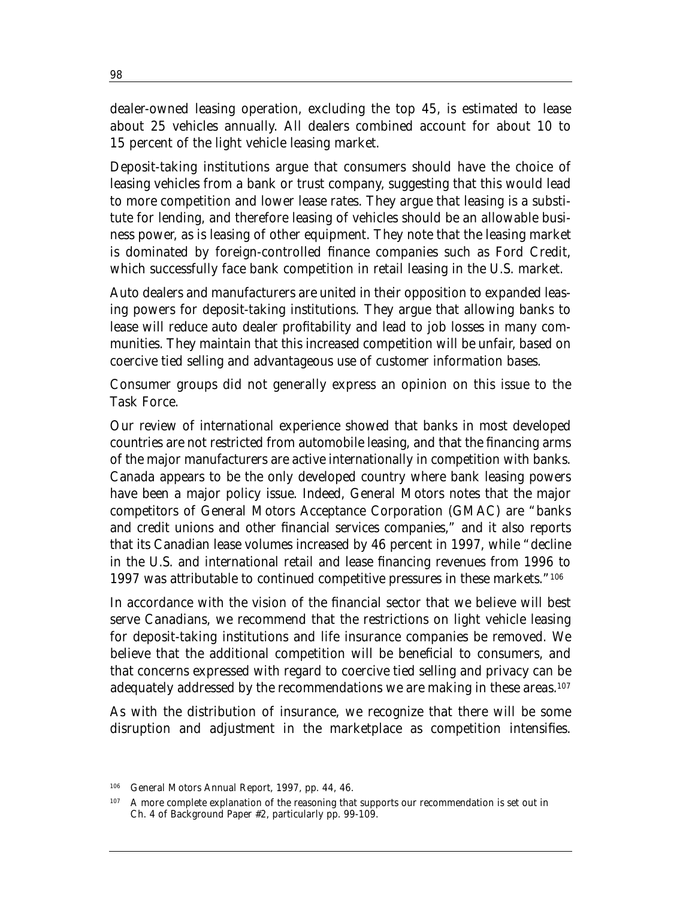dealer-owned leasing operation, excluding the top 45, is estimated to lease about 25 vehicles annually. All dealers combined account for about 10 to 15 percent of the light vehicle leasing market.

Deposit-taking institutions argue that consumers should have the choice of leasing vehicles from a bank or trust company, suggesting that this would lead to more competition and lower lease rates. They argue that leasing is a substitute for lending, and therefore leasing of vehicles should be an allowable business power, as is leasing of other equipment. They note that the leasing market is dominated by foreign-controlled finance companies such as Ford Credit, which successfully face bank competition in retail leasing in the U.S. market.

Auto dealers and manufacturers are united in their opposition to expanded leasing powers for deposit-taking institutions. They argue that allowing banks to lease will reduce auto dealer profitability and lead to job losses in many communities. They maintain that this increased competition will be unfair, based on coercive tied selling and advantageous use of customer information bases.

Consumer groups did not generally express an opinion on this issue to the Task Force.

Our review of international experience showed that banks in most developed countries are not restricted from automobile leasing, and that the financing arms of the major manufacturers are active internationally in competition with banks. Canada appears to be the only developed country where bank leasing powers have been a major policy issue. Indeed, General Motors notes that the major competitors of General Motors Acceptance Corporation (GMAC) are "banks and credit unions and other financial services companies," and it also reports that its Canadian lease volumes increased by 46 percent in 1997, while "decline in the U.S. and international retail and lease financing revenues from 1996 to 1997 was attributable to continued competitive pressures in these markets."[106]

In accordance with the vision of the financial sector that we believe will best serve Canadians, we recommend that the restrictions on light vehicle leasing for deposit-taking institutions and life insurance companies be removed. We believe that the additional competition will be beneficial to consumers, and that concerns expressed with regard to coercive tied selling and privacy can be adequately addressed by the recommendations we are making in these areas.[107]

As with the distribution of insurance, we recognize that there will be some disruption and adjustment in the marketplace as competition intensifies.

[106] General Motors Annual Report, 1997, pp. 44, 46.

[107] A more complete explanation of the reasoning that supports our recommendation is set out in Ch. 4 of Background Paper #2, particularly pp. 99-109.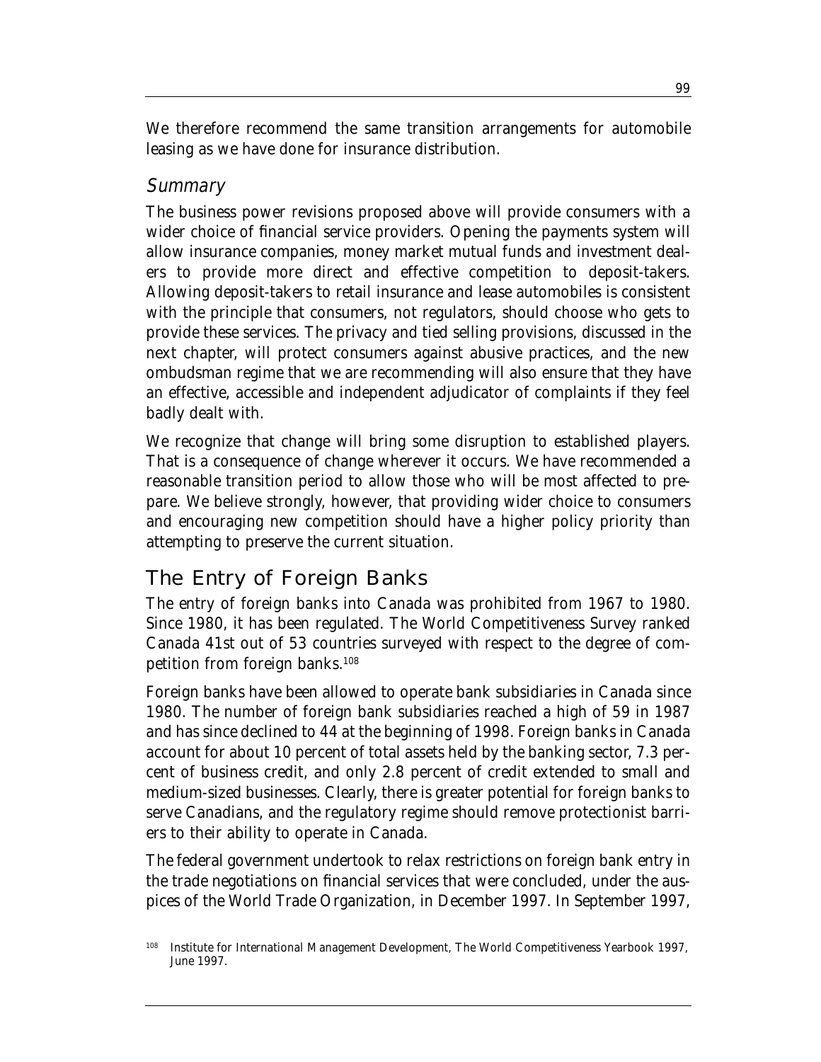We therefore recommend the same transition arrangements for automobile leasing as we have done for insurance distribution.

### *Summary*

The business power revisions proposed above will provide consumers with a wider choice of financial service providers. Opening the payments system will allow insurance companies, money market mutual funds and investment dealers to provide more direct and effective competition to deposit-takers. Allowing deposit-takers to retail insurance and lease automobiles is consistent with the principle that consumers, not regulators, should choose who gets to provide these services. The privacy and tied selling provisions, discussed in the next chapter, will protect consumers against abusive practices, and the new ombudsman regime that we are recommending will also ensure that they have an effective, accessible and independent adjudicator of complaints if they feel badly dealt with.

We recognize that change will bring some disruption to established players. That is a consequence of change wherever it occurs. We have recommended a reasonable transition period to allow those who will be most affected to prepare. We believe strongly, however, that providing wider choice to consumers and encouraging new competition should have a higher policy priority than attempting to preserve the current situation.

## The Entry of Foreign Banks

The entry of foreign banks into Canada was prohibited from 1967 to 1980. Since 1980, it has been regulated. The World Competitiveness Survey ranked Canada 41st out of 53 countries surveyed with respect to the degree of competition from foreign banks.[108]

Foreign banks have been allowed to operate bank subsidiaries in Canada since 1980. The number of foreign bank subsidiaries reached a high of 59 in 1987 and has since declined to 44 at the beginning of 1998. Foreign banks in Canada account for about 10 percent of total assets held by the banking sector, 7.3 percent of business credit, and only 2.8 percent of credit extended to small and medium-sized businesses. Clearly, there is greater potential for foreign banks to serve Canadians, and the regulatory regime should remove protectionist barriers to their ability to operate in Canada.

The federal government undertook to relax restrictions on foreign bank entry in the trade negotiations on financial services that were concluded, under the auspices of the World Trade Organization, in December 1997. In September 1997,

[108] Institute for International Management Development, The World Competitiveness Yearbook 1997, June 1997.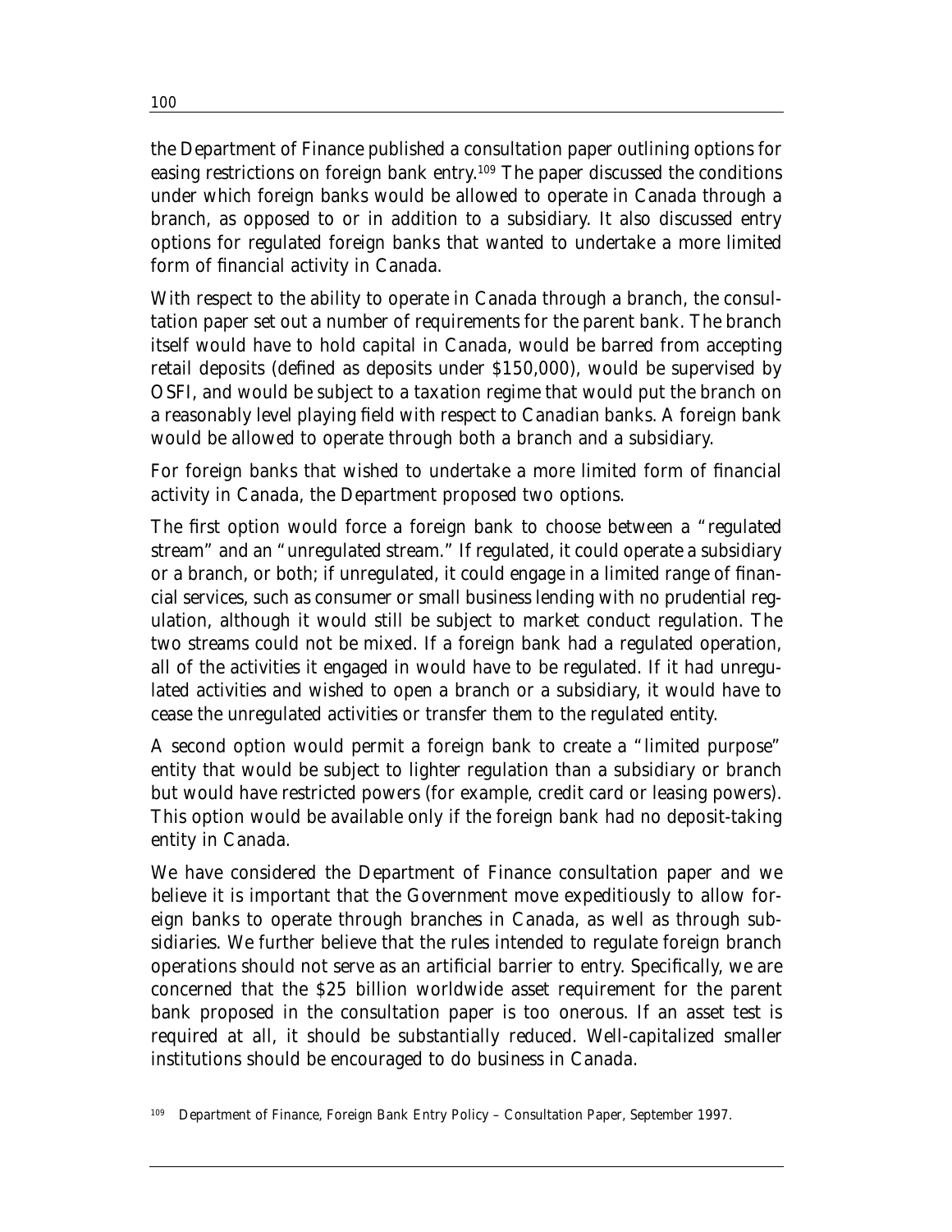the Department of Finance published a consultation paper outlining options for easing restrictions on foreign bank entry.[109] The paper discussed the conditions under which foreign banks would be allowed to operate in Canada through a branch, as opposed to or in addition to a subsidiary. It also discussed entry options for regulated foreign banks that wanted to undertake a more limited form of financial activity in Canada.

With respect to the ability to operate in Canada through a branch, the consultation paper set out a number of requirements for the parent bank. The branch itself would have to hold capital in Canada, would be barred from accepting retail deposits (defined as deposits under $150,000), would be supervised by OSFI, and would be subject to a taxation regime that would put the branch on a reasonably level playing field with respect to Canadian banks. A foreign bank would be allowed to operate through both a branch and a subsidiary.

For foreign banks that wished to undertake a more limited form of financial activity in Canada, the Department proposed two options.

The first option would force a foreign bank to choose between a "regulated stream" and an "unregulated stream." If regulated, it could operate a subsidiary or a branch, or both; if unregulated, it could engage in a limited range of financial services, such as consumer or small business lending with no prudential regulation, although it would still be subject to market conduct regulation. The two streams could not be mixed. If a foreign bank had a regulated operation, all of the activities it engaged in would have to be regulated. If it had unregulated activities and wished to open a branch or a subsidiary, it would have to cease the unregulated activities or transfer them to the regulated entity.

A second option would permit a foreign bank to create a "limited purpose" entity that would be subject to lighter regulation than a subsidiary or branch but would have restricted powers (for example, credit card or leasing powers). This option would be available only if the foreign bank had no deposit-taking entity in Canada.

We have considered the Department of Finance consultation paper and we believe it is important that the Government move expeditiously to allow foreign banks to operate through branches in Canada, as well as through subsidiaries. We further believe that the rules intended to regulate foreign branch operations should not serve as an artificial barrier to entry. Specifically, we are concerned that the $25 billion worldwide asset requirement for the parent bank proposed in the consultation paper is too onerous. If an asset test is required at all, it should be substantially reduced. Well-capitalized smaller institutions should be encouraged to do business in Canada.

[109] Department of Finance, *Foreign Bank Entry Policy – Consultation Paper*, September 1997.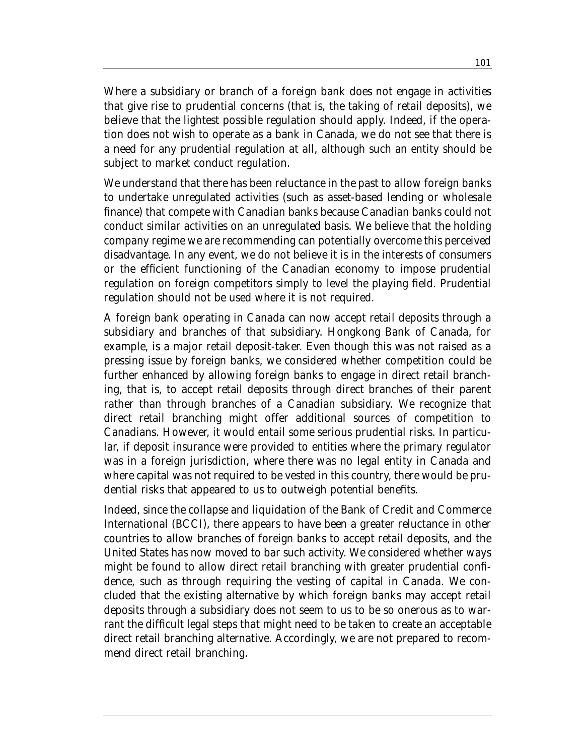Where a subsidiary or branch of a foreign bank does not engage in activities that give rise to prudential concerns (that is, the taking of retail deposits), we believe that the lightest possible regulation should apply. Indeed, if the operation does not wish to operate as a bank in Canada, we do not see that there is a need for any prudential regulation at all, although such an entity should be subject to market conduct regulation.

We understand that there has been reluctance in the past to allow foreign banks to undertake unregulated activities (such as asset-based lending or wholesale finance) that compete with Canadian banks because Canadian banks could not conduct similar activities on an unregulated basis. We believe that the holding company regime we are recommending can potentially overcome this perceived disadvantage. In any event, we do not believe it is in the interests of consumers or the efficient functioning of the Canadian economy to impose prudential regulation on foreign competitors simply to level the playing field. Prudential regulation should not be used where it is not required.

A foreign bank operating in Canada can now accept retail deposits through a subsidiary and branches of that subsidiary. Hongkong Bank of Canada, for example, is a major retail deposit-taker. Even though this was not raised as a pressing issue by foreign banks, we considered whether competition could be further enhanced by allowing foreign banks to engage in direct retail branching, that is, to accept retail deposits through direct branches of their parent rather than through branches of a Canadian subsidiary. We recognize that direct retail branching might offer additional sources of competition to Canadians. However, it would entail some serious prudential risks. In particular, if deposit insurance were provided to entities where the primary regulator was in a foreign jurisdiction, where there was no legal entity in Canada and where capital was not required to be vested in this country, there would be prudential risks that appeared to us to outweigh potential benefits.

Indeed, since the collapse and liquidation of the Bank of Credit and Commerce International (BCCI), there appears to have been a greater reluctance in other countries to allow branches of foreign banks to accept retail deposits, and the United States has now moved to bar such activity. We considered whether ways might be found to allow direct retail branching with greater prudential confidence, such as through requiring the vesting of capital in Canada. We concluded that the existing alternative by which foreign banks may accept retail deposits through a subsidiary does not seem to us to be so onerous as to warrant the difficult legal steps that might need to be taken to create an acceptable direct retail branching alternative. Accordingly, we are not prepared to recommend direct retail branching.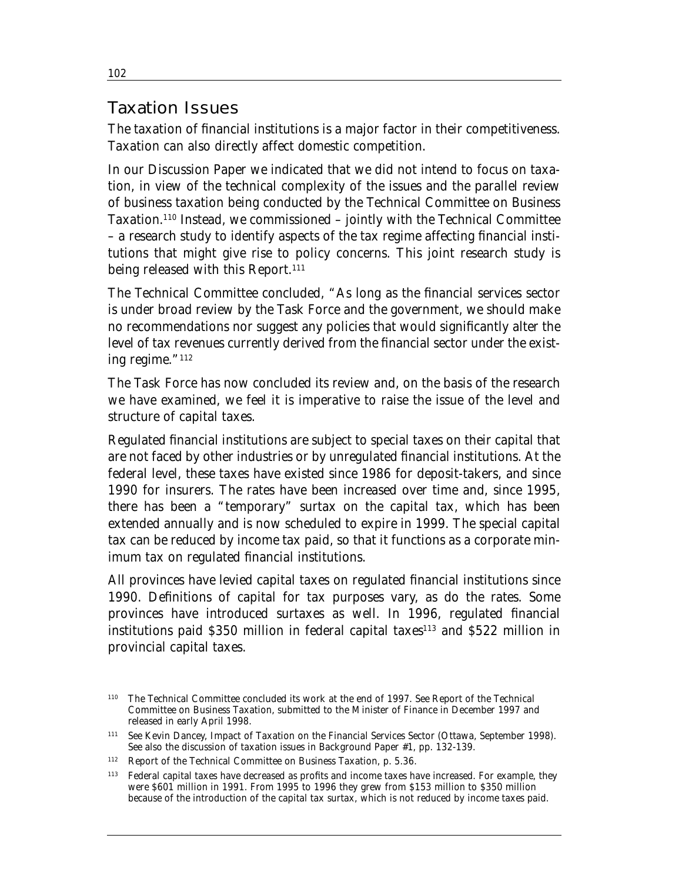## Taxation Issues

The taxation of financial institutions is a major factor in their competitiveness. Taxation can also directly affect domestic competition.

In our Discussion Paper we indicated that we did not intend to focus on taxation, in view of the technical complexity of the issues and the parallel review of business taxation being conducted by the Technical Committee on Business Taxation.[110] Instead, we commissioned – jointly with the Technical Committee – a research study to identify aspects of the tax regime affecting financial institutions that might give rise to policy concerns. This joint research study is being released with this Report.[111]

The Technical Committee concluded, "As long as the financial services sector is under broad review by the Task Force and the government, we should make no recommendations nor suggest any policies that would significantly alter the level of tax revenues currently derived from the financial sector under the existing regime."[112]

The Task Force has now concluded its review and, on the basis of the research we have examined, we feel it is imperative to raise the issue of the level and structure of capital taxes.

Regulated financial institutions are subject to special taxes on their capital that are not faced by other industries or by unregulated financial institutions. At the federal level, these taxes have existed since 1986 for deposit-takers, and since 1990 for insurers. The rates have been increased over time and, since 1995, there has been a "temporary" surtax on the capital tax, which has been extended annually and is now scheduled to expire in 1999. The special capital tax can be reduced by income tax paid, so that it functions as a corporate minimum tax on regulated financial institutions.

All provinces have levied capital taxes on regulated financial institutions since 1990. Definitions of capital for tax purposes vary, as do the rates. Some provinces have introduced surtaxes as well. In 1996, regulated financial institutions paid $350 million in federal capital taxes[113] and $522 million in provincial capital taxes.

---

[110] The Technical Committee concluded its work at the end of 1997. See Report of the Technical Committee on Business Taxation, submitted to the Minister of Finance in December 1997 and released in early April 1998.

[111] See Kevin Dancey, Impact of Taxation on the Financial Services Sector (Ottawa, September 1998). See also the discussion of taxation issues in Background Paper #1, pp. 132-139.

[112] Report of the Technical Committee on Business Taxation, p. 5.36.

[113] Federal capital taxes have decreased as profits and income taxes have increased. For example, they were $601 million in 1991. From 1995 to 1996 they grew from $153 million to $350 million because of the introduction of the capital tax surtax, which is not reduced by income taxes paid.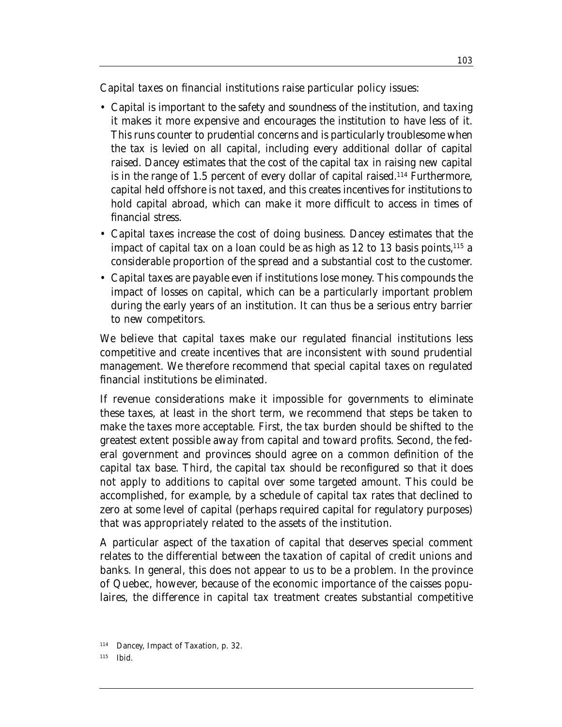Capital taxes on financial institutions raise particular policy issues:

- Capital is important to the safety and soundness of the institution, and taxing it makes it more expensive and encourages the institution to have less of it. This runs counter to prudential concerns and is particularly troublesome when the tax is levied on all capital, including every additional dollar of capital raised. Dancey estimates that the cost of the capital tax in raising new capital is in the range of 1.5 percent of every dollar of capital raised.[114] Furthermore, capital held offshore is not taxed, and this creates incentives for institutions to hold capital abroad, which can make it more difficult to access in times of financial stress.
- Capital taxes increase the cost of doing business. Dancey estimates that the impact of capital tax on a loan could be as high as 12 to 13 basis points,[115] a considerable proportion of the spread and a substantial cost to the customer.
- Capital taxes are payable even if institutions lose money. This compounds the impact of losses on capital, which can be a particularly important problem during the early years of an institution. It can thus be a serious entry barrier to new competitors.

We believe that capital taxes make our regulated financial institutions less competitive and create incentives that are inconsistent with sound prudential management. We therefore recommend that special capital taxes on regulated financial institutions be eliminated.

If revenue considerations make it impossible for governments to eliminate these taxes, at least in the short term, we recommend that steps be taken to make the taxes more acceptable. First, the tax burden should be shifted to the greatest extent possible away from capital and toward profits. Second, the federal government and provinces should agree on a common definition of the capital tax base. Third, the capital tax should be reconfigured so that it does not apply to additions to capital over some targeted amount. This could be accomplished, for example, by a schedule of capital tax rates that declined to zero at some level of capital (perhaps required capital for regulatory purposes) that was appropriately related to the assets of the institution.

A particular aspect of the taxation of capital that deserves special comment relates to the differential between the taxation of capital of credit unions and banks. In general, this does not appear to us to be a problem. In the province of Quebec, however, because of the economic importance of the caisses populaires, the difference in capital tax treatment creates substantial competitive

[114] Dancey, *Impact of Taxation*, p. 32.

[115] *Ibid.*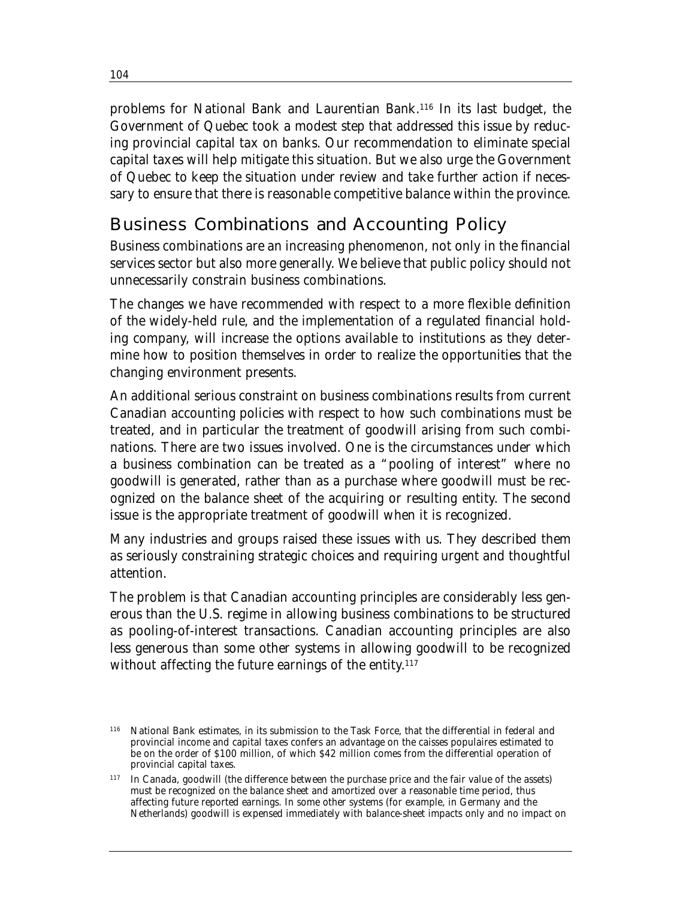problems for National Bank and Laurentian Bank.[116] In its last budget, the Government of Quebec took a modest step that addressed this issue by reducing provincial capital tax on banks. Our recommendation to eliminate special capital taxes will help mitigate this situation. But we also urge the Government of Quebec to keep the situation under review and take further action if necessary to ensure that there is reasonable competitive balance within the province.

## Business Combinations and Accounting Policy

Business combinations are an increasing phenomenon, not only in the financial services sector but also more generally. We believe that public policy should not unnecessarily constrain business combinations.

The changes we have recommended with respect to a more flexible definition of the widely-held rule, and the implementation of a regulated financial holding company, will increase the options available to institutions as they determine how to position themselves in order to realize the opportunities that the changing environment presents.

An additional serious constraint on business combinations results from current Canadian accounting policies with respect to how such combinations must be treated, and in particular the treatment of goodwill arising from such combinations. There are two issues involved. One is the circumstances under which a business combination can be treated as a "pooling of interest" where no goodwill is generated, rather than as a purchase where goodwill must be recognized on the balance sheet of the acquiring or resulting entity. The second issue is the appropriate treatment of goodwill when it is recognized.

Many industries and groups raised these issues with us. They described them as seriously constraining strategic choices and requiring urgent and thoughtful attention.

The problem is that Canadian accounting principles are considerably less generous than the U.S. regime in allowing business combinations to be structured as pooling-of-interest transactions. Canadian accounting principles are also less generous than some other systems in allowing goodwill to be recognized without affecting the future earnings of the entity.[117]

[116] National Bank estimates, in its submission to the Task Force, that the differential in federal and provincial income and capital taxes confers an advantage on the caisses populaires estimated to be on the order of $100 million, of which $42 million comes from the differential operation of provincial capital taxes.

[117] In Canada, goodwill (the difference between the purchase price and the fair value of the assets) must be recognized on the balance sheet and amortized over a reasonable time period, thus affecting future reported earnings. In some other systems (for example, in Germany and the Netherlands) goodwill is expensed immediately with balance-sheet impacts only and no impact on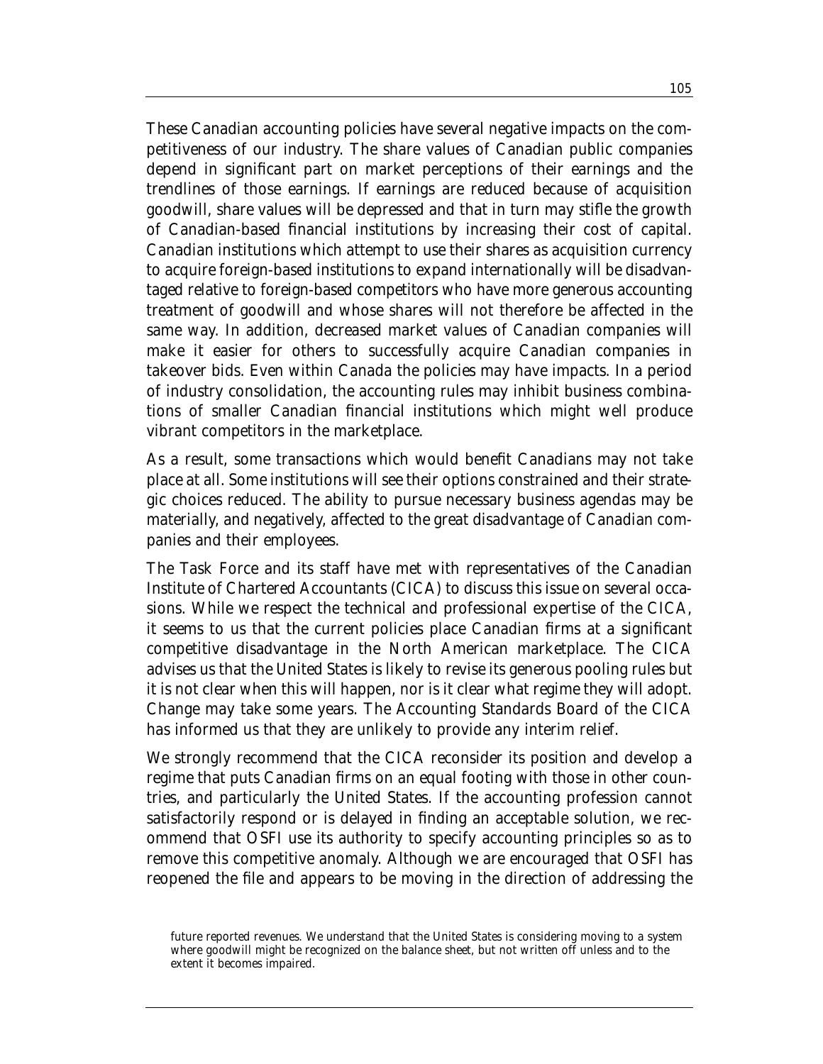These Canadian accounting policies have several negative impacts on the competitiveness of our industry. The share values of Canadian public companies depend in significant part on market perceptions of their earnings and the trendlines of those earnings. If earnings are reduced because of acquisition goodwill, share values will be depressed and that in turn may stifle the growth of Canadian-based financial institutions by increasing their cost of capital. Canadian institutions which attempt to use their shares as acquisition currency to acquire foreign-based institutions to expand internationally will be disadvantaged relative to foreign-based competitors who have more generous accounting treatment of goodwill and whose shares will not therefore be affected in the same way. In addition, decreased market values of Canadian companies will make it easier for others to successfully acquire Canadian companies in takeover bids. Even within Canada the policies may have impacts. In a period of industry consolidation, the accounting rules may inhibit business combinations of smaller Canadian financial institutions which might well produce vibrant competitors in the marketplace.

As a result, some transactions which would benefit Canadians may not take place at all. Some institutions will see their options constrained and their strategic choices reduced. The ability to pursue necessary business agendas may be materially, and negatively, affected to the great disadvantage of Canadian companies and their employees.

The Task Force and its staff have met with representatives of the Canadian Institute of Chartered Accountants (CICA) to discuss this issue on several occasions. While we respect the technical and professional expertise of the CICA, it seems to us that the current policies place Canadian firms at a significant competitive disadvantage in the North American marketplace. The CICA advises us that the United States is likely to revise its generous pooling rules but it is not clear when this will happen, nor is it clear what regime they will adopt. Change may take some years. The Accounting Standards Board of the CICA has informed us that they are unlikely to provide any interim relief.

We strongly recommend that the CICA reconsider its position and develop a regime that puts Canadian firms on an equal footing with those in other countries, and particularly the United States. If the accounting profession cannot satisfactorily respond or is delayed in finding an acceptable solution, we recommend that OSFI use its authority to specify accounting principles so as to remove this competitive anomaly. Although we are encouraged that OSFI has reopened the file and appears to be moving in the direction of addressing the

future reported revenues. We understand that the United States is considering moving to a system where goodwill might be recognized on the balance sheet, but not written off unless and to the extent it becomes impaired.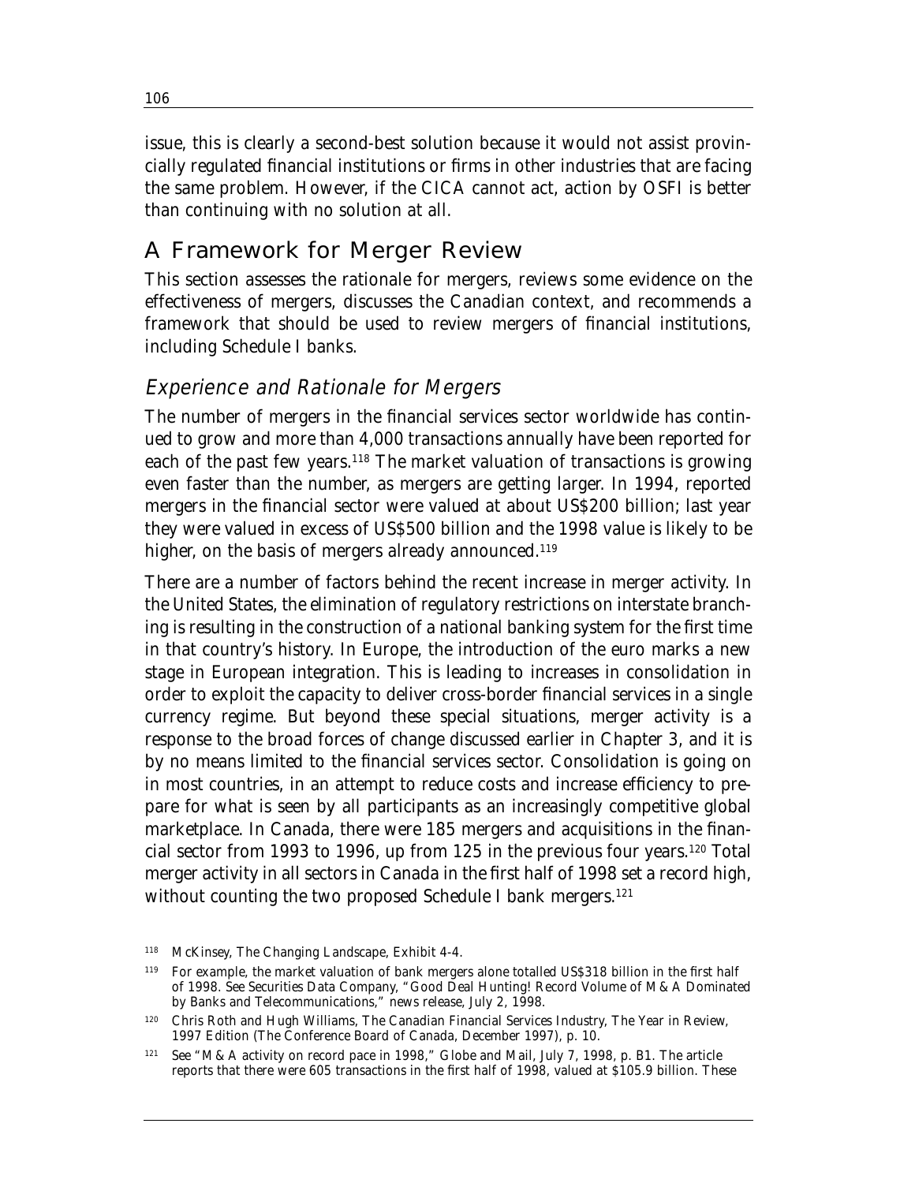issue, this is clearly a second-best solution because it would not assist provincially regulated financial institutions or firms in other industries that are facing the same problem. However, if the CICA cannot act, action by OSFI is better than continuing with no solution at all.

## A Framework for Merger Review

This section assesses the rationale for mergers, reviews some evidence on the effectiveness of mergers, discusses the Canadian context, and recommends a framework that should be used to review mergers of financial institutions, including Schedule I banks.

### *Experience and Rationale for Mergers*

The number of mergers in the financial services sector worldwide has continued to grow and more than 4,000 transactions annually have been reported for each of the past few years.[118] The market valuation of transactions is growing even faster than the number, as mergers are getting larger. In 1994, reported mergers in the financial sector were valued at about US$200 billion; last year they were valued in excess of US$500 billion and the 1998 value is likely to be higher, on the basis of mergers already announced.[119]

There are a number of factors behind the recent increase in merger activity. In the United States, the elimination of regulatory restrictions on interstate branching is resulting in the construction of a national banking system for the first time in that country's history. In Europe, the introduction of the euro marks a new stage in European integration. This is leading to increases in consolidation in order to exploit the capacity to deliver cross-border financial services in a single currency regime. But beyond these special situations, merger activity is a response to the broad forces of change discussed earlier in Chapter 3, and it is by no means limited to the financial services sector. Consolidation is going on in most countries, in an attempt to reduce costs and increase efficiency to prepare for what is seen by all participants as an increasingly competitive global marketplace. In Canada, there were 185 mergers and acquisitions in the financial sector from 1993 to 1996, up from 125 in the previous four years.[120] Total merger activity in all sectors in Canada in the first half of 1998 set a record high, without counting the two proposed Schedule I bank mergers.[121]

---

[118] McKinsey, *The Changing Landscape*, Exhibit 4-4.

[119] For example, the market valuation of bank mergers alone totalled US$318 billion in the first half of 1998. See Securities Data Company, "Good Deal Hunting! Record Volume of M & A Dominated by Banks and Telecommunications," news release, July 2, 1998.

[120] Chris Roth and Hugh Williams, *The Canadian Financial Services Industry, The Year in Review, 1997 Edition* (The Conference Board of Canada, December 1997), p. 10.

[121] See "M & A activity on record pace in 1998," *Globe and Mail*, July 7, 1998, p. B1. The article reports that there were 605 transactions in the first half of 1998, valued at $105.9 billion. These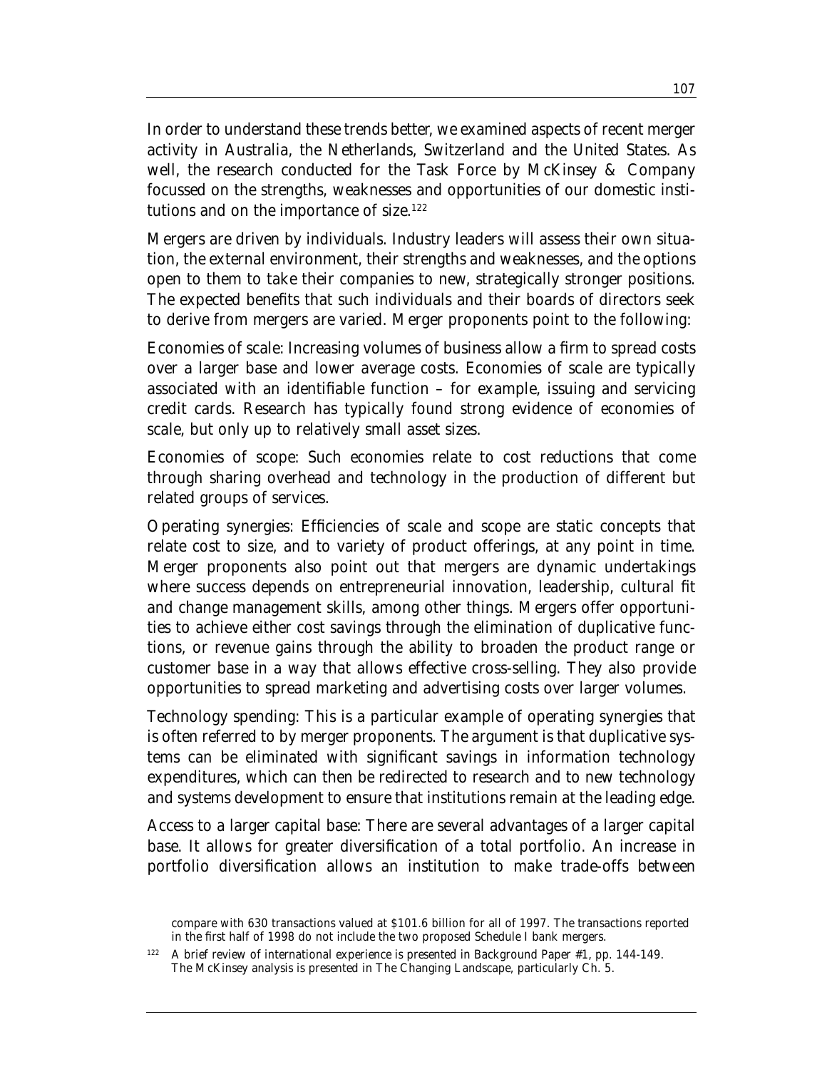In order to understand these trends better, we examined aspects of recent merger activity in Australia, the Netherlands, Switzerland and the United States. As well, the research conducted for the Task Force by McKinsey & Company focussed on the strengths, weaknesses and opportunities of our domestic institutions and on the importance of size.[122]

Mergers are driven by individuals. Industry leaders will assess their own situation, the external environment, their strengths and weaknesses, and the options open to them to take their companies to new, strategically stronger positions. The expected benefits that such individuals and their boards of directors seek to derive from mergers are varied. Merger proponents point to the following:

Economies of scale: Increasing volumes of business allow a firm to spread costs over a larger base and lower average costs. Economies of scale are typically associated with an identifiable function – for example, issuing and servicing credit cards. Research has typically found strong evidence of economies of scale, but only up to relatively small asset sizes.

Economies of scope: Such economies relate to cost reductions that come through sharing overhead and technology in the production of different but related groups of services.

Operating synergies: Efficiencies of scale and scope are static concepts that relate cost to size, and to variety of product offerings, at any point in time. Merger proponents also point out that mergers are dynamic undertakings where success depends on entrepreneurial innovation, leadership, cultural fit and change management skills, among other things. Mergers offer opportunities to achieve either cost savings through the elimination of duplicative functions, or revenue gains through the ability to broaden the product range or customer base in a way that allows effective cross-selling. They also provide opportunities to spread marketing and advertising costs over larger volumes.

Technology spending: This is a particular example of operating synergies that is often referred to by merger proponents. The argument is that duplicative systems can be eliminated with significant savings in information technology expenditures, which can then be redirected to research and to new technology and systems development to ensure that institutions remain at the leading edge.

Access to a larger capital base: There are several advantages of a larger capital base. It allows for greater diversification of a total portfolio. An increase in portfolio diversification allows an institution to make trade-offs between

compare with 630 transactions valued at $101.6 billion for all of 1997. The transactions reported in the first half of 1998 do not include the two proposed Schedule I bank mergers.

[122] A brief review of international experience is presented in Background Paper #1, pp. 144-149. The McKinsey analysis is presented in The Changing Landscape, particularly Ch. 5.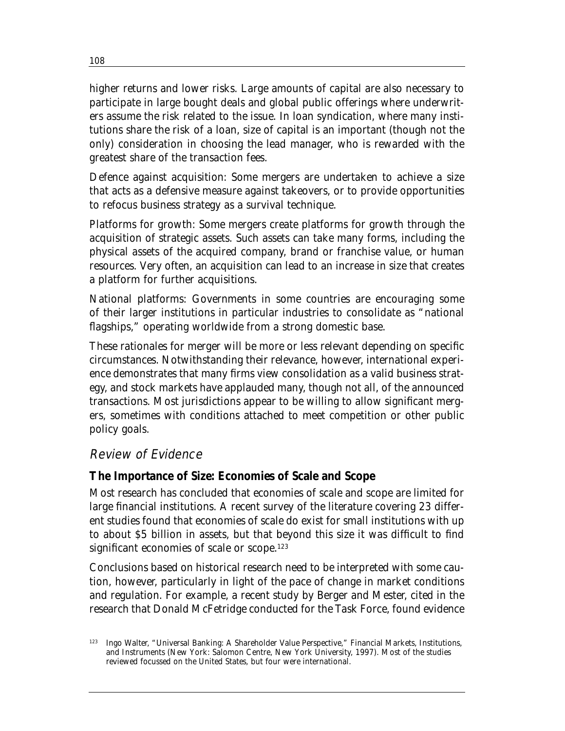higher returns and lower risks. Large amounts of capital are also necessary to participate in large bought deals and global public offerings where underwriters assume the risk related to the issue. In loan syndication, where many institutions share the risk of a loan, size of capital is an important (though not the only) consideration in choosing the lead manager, who is rewarded with the greatest share of the transaction fees.

Defence against acquisition: Some mergers are undertaken to achieve a size that acts as a defensive measure against takeovers, or to provide opportunities to refocus business strategy as a survival technique.

Platforms for growth: Some mergers create platforms for growth through the acquisition of strategic assets. Such assets can take many forms, including the physical assets of the acquired company, brand or franchise value, or human resources. Very often, an acquisition can lead to an increase in size that creates a platform for further acquisitions.

National platforms: Governments in some countries are encouraging some of their larger institutions in particular industries to consolidate as "national flagships," operating worldwide from a strong domestic base.

These rationales for merger will be more or less relevant depending on specific circumstances. Notwithstanding their relevance, however, international experience demonstrates that many firms view consolidation as a valid business strategy, and stock markets have applauded many, though not all, of the announced transactions. Most jurisdictions appear to be willing to allow significant mergers, sometimes with conditions attached to meet competition or other public policy goals.

## *Review of Evidence*

### **The Importance of Size: Economies of Scale and Scope**

Most research has concluded that economies of scale and scope are limited for large financial institutions. A recent survey of the literature covering 23 different studies found that economies of scale do exist for small institutions with up to about $5 billion in assets, but that beyond this size it was difficult to find significant economies of scale or scope.[123]

Conclusions based on historical research need to be interpreted with some caution, however, particularly in light of the pace of change in market conditions and regulation. For example, a recent study by Berger and Mester, cited in the research that Donald McFetridge conducted for the Task Force, found evidence

[123] Ingo Walter, "Universal Banking: A Shareholder Value Perspective," Financial Markets, Institutions, and Instruments (New York: Salomon Centre, New York University, 1997). Most of the studies reviewed focussed on the United States, but four were international.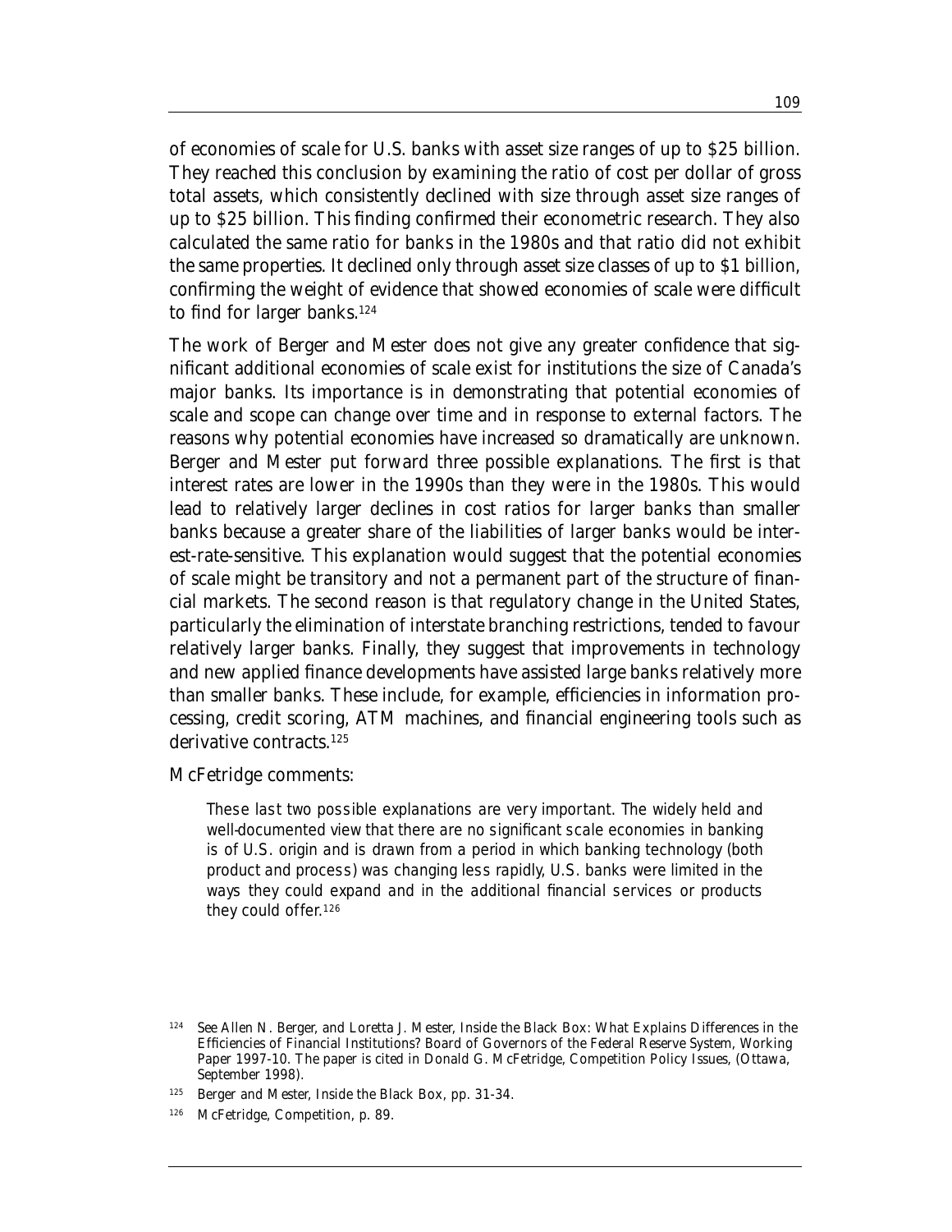of economies of scale for U.S. banks with asset size ranges of up to $25 billion. They reached this conclusion by examining the ratio of cost per dollar of gross total assets, which consistently declined with size through asset size ranges of up to $25 billion. This finding confirmed their econometric research. They also calculated the same ratio for banks in the 1980s and that ratio did not exhibit the same properties. It declined only through asset size classes of up to $1 billion, confirming the weight of evidence that showed economies of scale were difficult to find for larger banks.[124]

The work of Berger and Mester does not give any greater confidence that significant additional economies of scale exist for institutions the size of Canada's major banks. Its importance is in demonstrating that potential economies of scale and scope can change over time and in response to external factors. The reasons why potential economies have increased so dramatically are unknown. Berger and Mester put forward three possible explanations. The first is that interest rates are lower in the 1990s than they were in the 1980s. This would lead to relatively larger declines in cost ratios for larger banks than smaller banks because a greater share of the liabilities of larger banks would be interest-rate-sensitive. This explanation would suggest that the potential economies of scale might be transitory and not a permanent part of the structure of financial markets. The second reason is that regulatory change in the United States, particularly the elimination of interstate branching restrictions, tended to favour relatively larger banks. Finally, they suggest that improvements in technology and new applied finance developments have assisted large banks relatively more than smaller banks. These include, for example, efficiencies in information processing, credit scoring, ATM machines, and financial engineering tools such as derivative contracts.[125]

McFetridge comments:

> These last two possible explanations are very important. The widely held and well-documented view that there are no significant scale economies in banking is of U.S. origin and is drawn from a period in which banking technology (both product and process) was changing less rapidly, U.S. banks were limited in the ways they could expand and in the additional financial services or products they could offer.[126]

---

[124] See Allen N. Berger, and Loretta J. Mester, *Inside the Black Box: What Explains Differences in the Efficiencies of Financial Institutions?* Board of Governors of the Federal Reserve System, Working Paper 1997-10. The paper is cited in Donald G. McFetridge, *Competition Policy Issues*, (Ottawa, September 1998).

[125] Berger and Mester, *Inside the Black Box*, pp. 31-34.

[126] McFetridge, *Competition*, p. 89.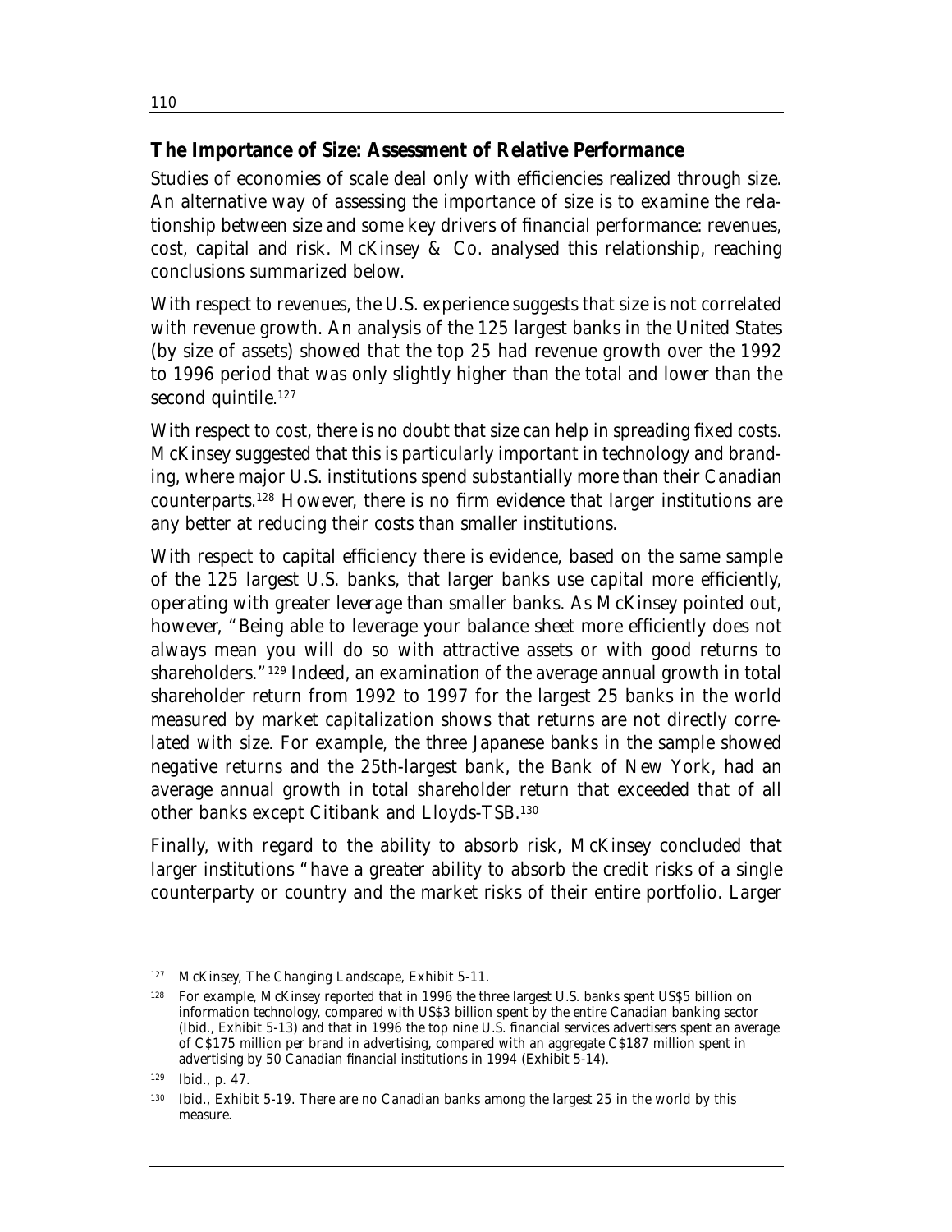## The Importance of Size: Assessment of Relative Performance

Studies of economies of scale deal only with efficiencies realized through size. An alternative way of assessing the importance of size is to examine the relationship between size and some key drivers of financial performance: revenues, cost, capital and risk. McKinsey & Co. analysed this relationship, reaching conclusions summarized below.

With respect to revenues, the U.S. experience suggests that size is not correlated with revenue growth. An analysis of the 125 largest banks in the United States (by size of assets) showed that the top 25 had revenue growth over the 1992 to 1996 period that was only slightly higher than the total and lower than the second quintile.[127]

With respect to cost, there is no doubt that size can help in spreading fixed costs. McKinsey suggested that this is particularly important in technology and branding, where major U.S. institutions spend substantially more than their Canadian counterparts.[128] However, there is no firm evidence that larger institutions are any better at reducing their costs than smaller institutions.

With respect to capital efficiency there is evidence, based on the same sample of the 125 largest U.S. banks, that larger banks use capital more efficiently, operating with greater leverage than smaller banks. As McKinsey pointed out, however, "Being able to leverage your balance sheet more efficiently does not always mean you will do so with attractive assets or with good returns to shareholders."[129] Indeed, an examination of the average annual growth in total shareholder return from 1992 to 1997 for the largest 25 banks in the world measured by market capitalization shows that returns are not directly correlated with size. For example, the three Japanese banks in the sample showed negative returns and the 25th-largest bank, the Bank of New York, had an average annual growth in total shareholder return that exceeded that of all other banks except Citibank and Lloyds-TSB.[130]

Finally, with regard to the ability to absorb risk, McKinsey concluded that larger institutions "have a greater ability to absorb the credit risks of a single counterparty or country and the market risks of their entire portfolio. Larger

---

127 McKinsey, *The Changing Landscape*, Exhibit 5-11.

128 For example, McKinsey reported that in 1996 the three largest U.S. banks spent US$5 billion on information technology, compared with US$3 billion spent by the entire Canadian banking sector (Ibid., Exhibit 5-13) and that in 1996 the top nine U.S. financial services advertisers spent an average of C$175 million per brand in advertising, compared with an aggregate C$187 million spent in advertising by 50 Canadian financial institutions in 1994 (Exhibit 5-14).

129 Ibid., p. 47.

130 Ibid., Exhibit 5-19. There are no Canadian banks among the largest 25 in the world by this measure.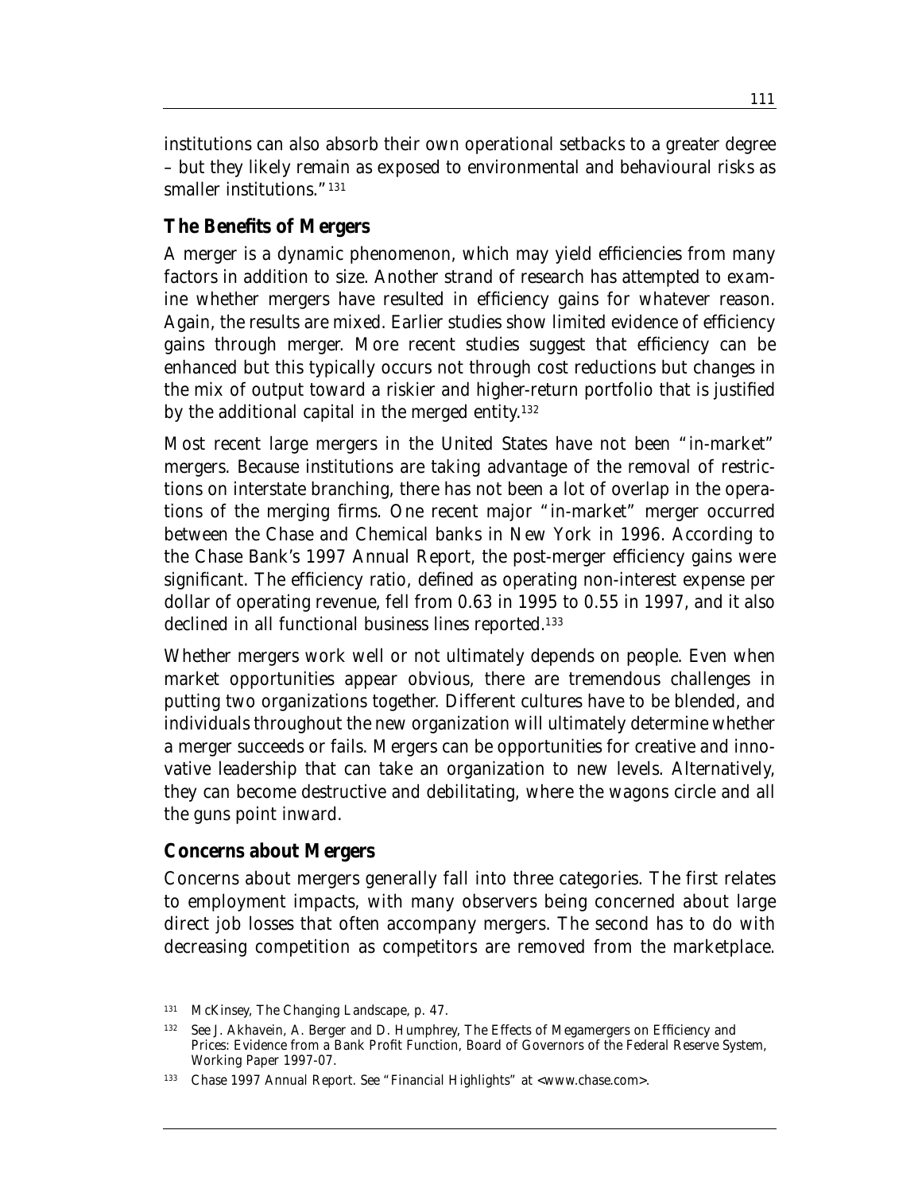institutions can also absorb their own operational setbacks to a greater degree – but they likely remain as exposed to environmental and behavioural risks as smaller institutions."[131]

## The Benefits of Mergers

A merger is a dynamic phenomenon, which may yield efficiencies from many factors in addition to size. Another strand of research has attempted to examine whether mergers have resulted in efficiency gains for whatever reason. Again, the results are mixed. Earlier studies show limited evidence of efficiency gains through merger. More recent studies suggest that efficiency can be enhanced but this typically occurs not through cost reductions but changes in the mix of output toward a riskier and higher-return portfolio that is justified by the additional capital in the merged entity.[132]

Most recent large mergers in the United States have not been "in-market" mergers. Because institutions are taking advantage of the removal of restrictions on interstate branching, there has not been a lot of overlap in the operations of the merging firms. One recent major "in-market" merger occurred between the Chase and Chemical banks in New York in 1996. According to the Chase Bank's 1997 Annual Report, the post-merger efficiency gains were significant. The efficiency ratio, defined as operating non-interest expense per dollar of operating revenue, fell from 0.63 in 1995 to 0.55 in 1997, and it also declined in all functional business lines reported.[133]

Whether mergers work well or not ultimately depends on people. Even when market opportunities appear obvious, there are tremendous challenges in putting two organizations together. Different cultures have to be blended, and individuals throughout the new organization will ultimately determine whether a merger succeeds or fails. Mergers can be opportunities for creative and innovative leadership that can take an organization to new levels. Alternatively, they can become destructive and debilitating, where the wagons circle and all the guns point inward.

## Concerns about Mergers

Concerns about mergers generally fall into three categories. The first relates to employment impacts, with many observers being concerned about large direct job losses that often accompany mergers. The second has to do with decreasing competition as competitors are removed from the marketplace.

---

[131] McKinsey, *The Changing Landscape*, p. 47.

[132] See J. Akhavein, A. Berger and D. Humphrey, *The Effects of Megamergers on Efficiency and Prices: Evidence from a Bank Profit Function*, Board of Governors of the Federal Reserve System, Working Paper 1997-07.

[133] Chase 1997 Annual Report. See "Financial Highlights" at <www.chase.com>.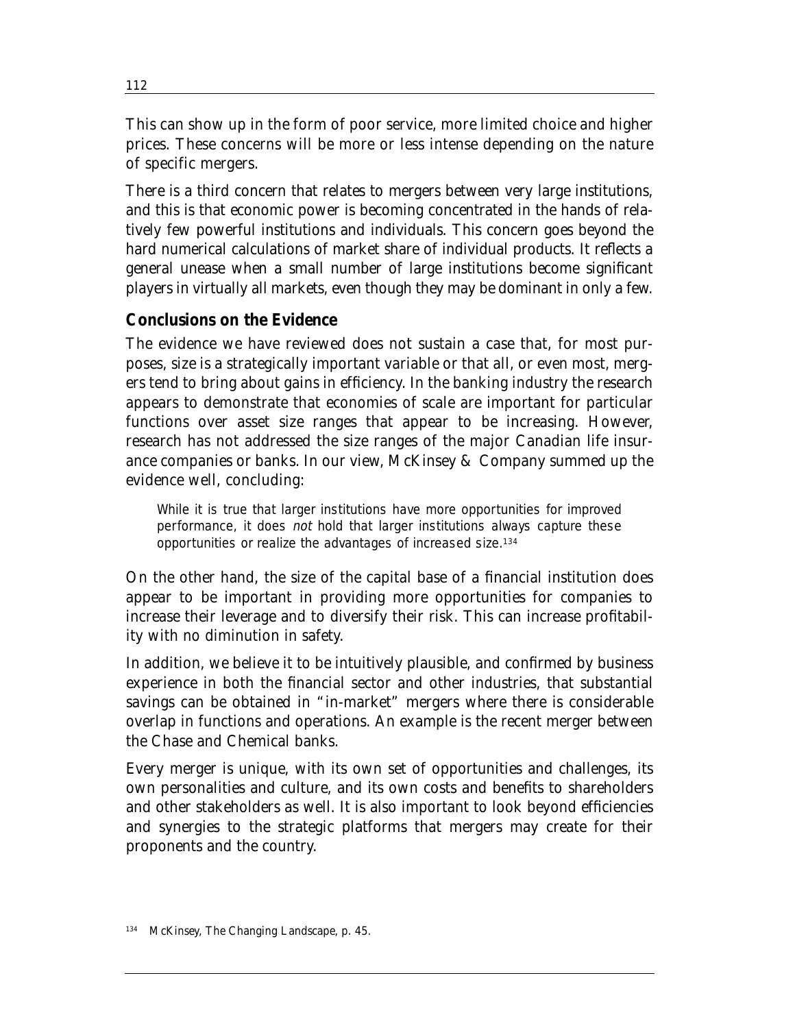This can show up in the form of poor service, more limited choice and higher prices. These concerns will be more or less intense depending on the nature of specific mergers.

There is a third concern that relates to mergers between very large institutions, and this is that economic power is becoming concentrated in the hands of relatively few powerful institutions and individuals. This concern goes beyond the hard numerical calculations of market share of individual products. It reflects a general unease when a small number of large institutions become significant players in virtually all markets, even though they may be dominant in only a few.

## Conclusions on the Evidence

The evidence we have reviewed does not sustain a case that, for most purposes, size is a strategically important variable or that all, or even most, mergers tend to bring about gains in efficiency. In the banking industry the research appears to demonstrate that economies of scale are important for particular functions over asset size ranges that appear to be increasing. However, research has not addressed the size ranges of the major Canadian life insurance companies or banks. In our view, McKinsey & Company summed up the evidence well, concluding:

> While it is true that larger institutions have more opportunities for improved performance, it does *not* hold that larger institutions always capture these opportunities or realize the advantages of increased size.[134]

On the other hand, the size of the capital base of a financial institution does appear to be important in providing more opportunities for companies to increase their leverage and to diversify their risk. This can increase profitability with no diminution in safety.

In addition, we believe it to be intuitively plausible, and confirmed by business experience in both the financial sector and other industries, that substantial savings can be obtained in "in-market" mergers where there is considerable overlap in functions and operations. An example is the recent merger between the Chase and Chemical banks.

Every merger is unique, with its own set of opportunities and challenges, its own personalities and culture, and its own costs and benefits to shareholders and other stakeholders as well. It is also important to look beyond efficiencies and synergies to the strategic platforms that mergers may create for their proponents and the country.

[134] McKinsey, *The Changing Landscape*, p. 45.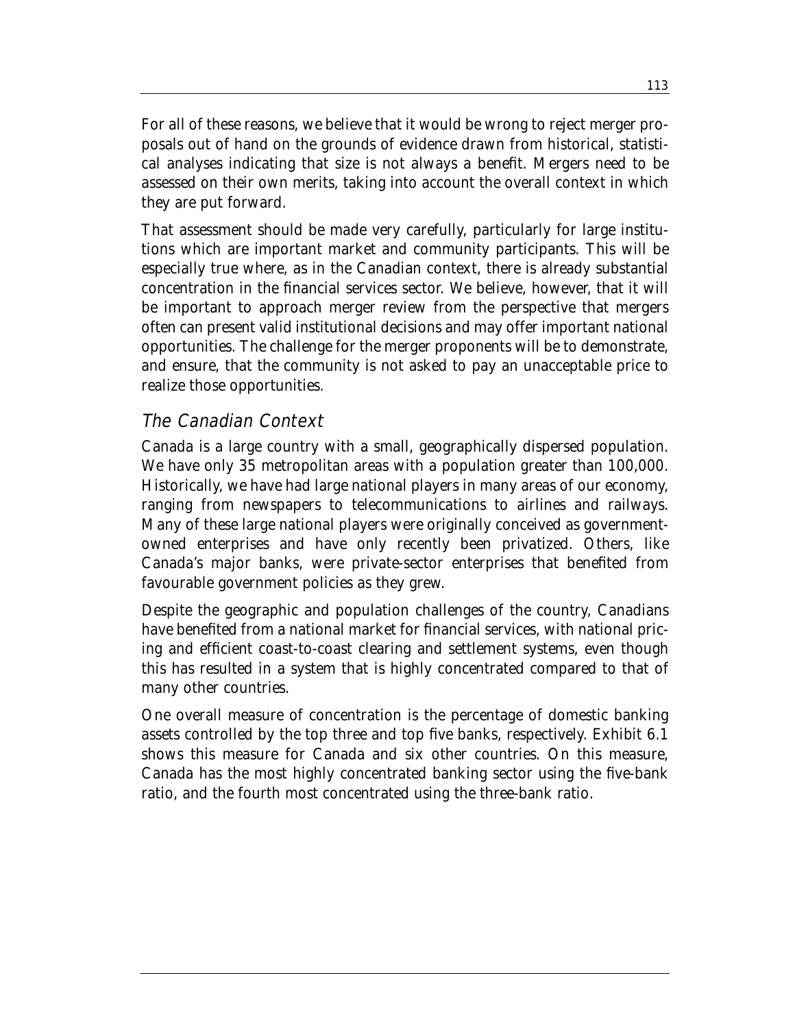For all of these reasons, we believe that it would be wrong to reject merger proposals out of hand on the grounds of evidence drawn from historical, statistical analyses indicating that size is not always a benefit. Mergers need to be assessed on their own merits, taking into account the overall context in which they are put forward.

That assessment should be made very carefully, particularly for large institutions which are important market and community participants. This will be especially true where, as in the Canadian context, there is already substantial concentration in the financial services sector. We believe, however, that it will be important to approach merger review from the perspective that mergers often can present valid institutional decisions and may offer important national opportunities. The challenge for the merger proponents will be to demonstrate, and ensure, that the community is not asked to pay an unacceptable price to realize those opportunities.

## *The Canadian Context*

Canada is a large country with a small, geographically dispersed population. We have only 35 metropolitan areas with a population greater than 100,000. Historically, we have had large national players in many areas of our economy, ranging from newspapers to telecommunications to airlines and railways. Many of these large national players were originally conceived as government-owned enterprises and have only recently been privatized. Others, like Canada's major banks, were private-sector enterprises that benefited from favourable government policies as they grew.

Despite the geographic and population challenges of the country, Canadians have benefited from a national market for financial services, with national pricing and efficient coast-to-coast clearing and settlement systems, even though this has resulted in a system that is highly concentrated compared to that of many other countries.

One overall measure of concentration is the percentage of domestic banking assets controlled by the top three and top five banks, respectively. Exhibit 6.1 shows this measure for Canada and six other countries. On this measure, Canada has the most highly concentrated banking sector using the five-bank ratio, and the fourth most concentrated using the three-bank ratio.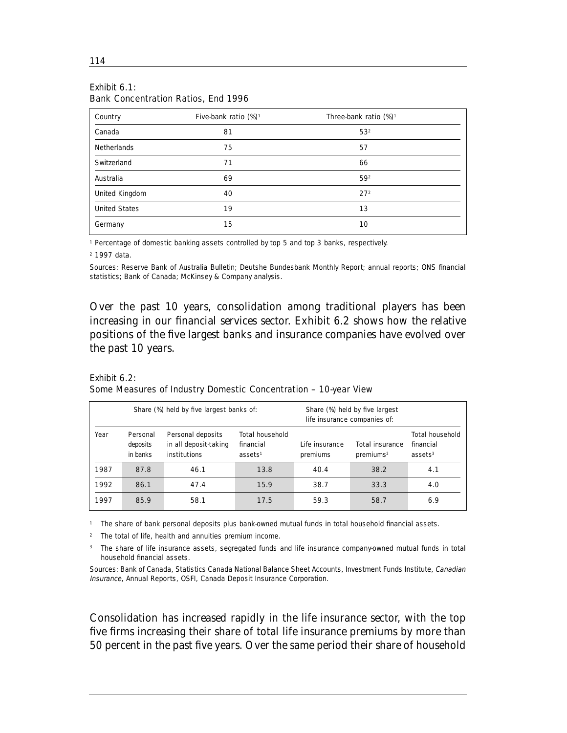Exhibit 6.1:
Bank Concentration Ratios, End 1996

| Country | Five-bank ratio (%)[1] | Three-bank ratio (%)[1] |
|---|---|---|
| Canada | 81 | 53[2] |
| Netherlands | 75 | 57 |
| Switzerland | 71 | 66 |
| Australia | 69 | 59[2] |
| United Kingdom | 40 | 27[2] |
| United States | 19 | 13 |
| Germany | 15 | 10 |

[1] Percentage of domestic banking assets controlled by top 5 and top 3 banks, respectively.

[2] 1997 data.

Sources: Reserve Bank of Australia Bulletin; Deutshe Bundesbank Monthly Report; annual reports; ONS financial statistics; Bank of Canada; McKinsey & Company analysis.

Over the past 10 years, consolidation among traditional players has been increasing in our financial services sector. Exhibit 6.2 shows how the relative positions of the five largest banks and insurance companies have evolved over the past 10 years.

Exhibit 6.2:
Some Measures of Industry Domestic Concentration – 10-year View

| | Share (%) held by five largest banks of: | | | Share (%) held by five largest life insurance companies of: | | |
|---|---|---|---|---|---|---|
| Year | Personal deposits in banks | Personal deposits in all deposit-taking institutions | Total household financial assets[1] | Life insurance premiums | Total insurance premiums[2] | Total household financial assets[3] |
| 1987 | 87.8 | 46.1 | 13.8 | 40.4 | 38.2 | 4.1 |
| 1992 | 86.1 | 47.4 | 15.9 | 38.7 | 33.3 | 4.0 |
| 1997 | 85.9 | 58.1 | 17.5 | 59.3 | 58.7 | 6.9 |

[1] The share of bank personal deposits plus bank-owned mutual funds in total household financial assets.

[2] The total of life, health and annuities premium income.

[3] The share of life insurance assets, segregated funds and life insurance company-owned mutual funds in total household financial assets.

Sources: Bank of Canada, Statistics Canada National Balance Sheet Accounts, Investment Funds Institute, *Canadian Insurance*, Annual Reports, OSFI, Canada Deposit Insurance Corporation.

Consolidation has increased rapidly in the life insurance sector, with the top five firms increasing their share of total life insurance premiums by more than 50 percent in the past five years. Over the same period their share of household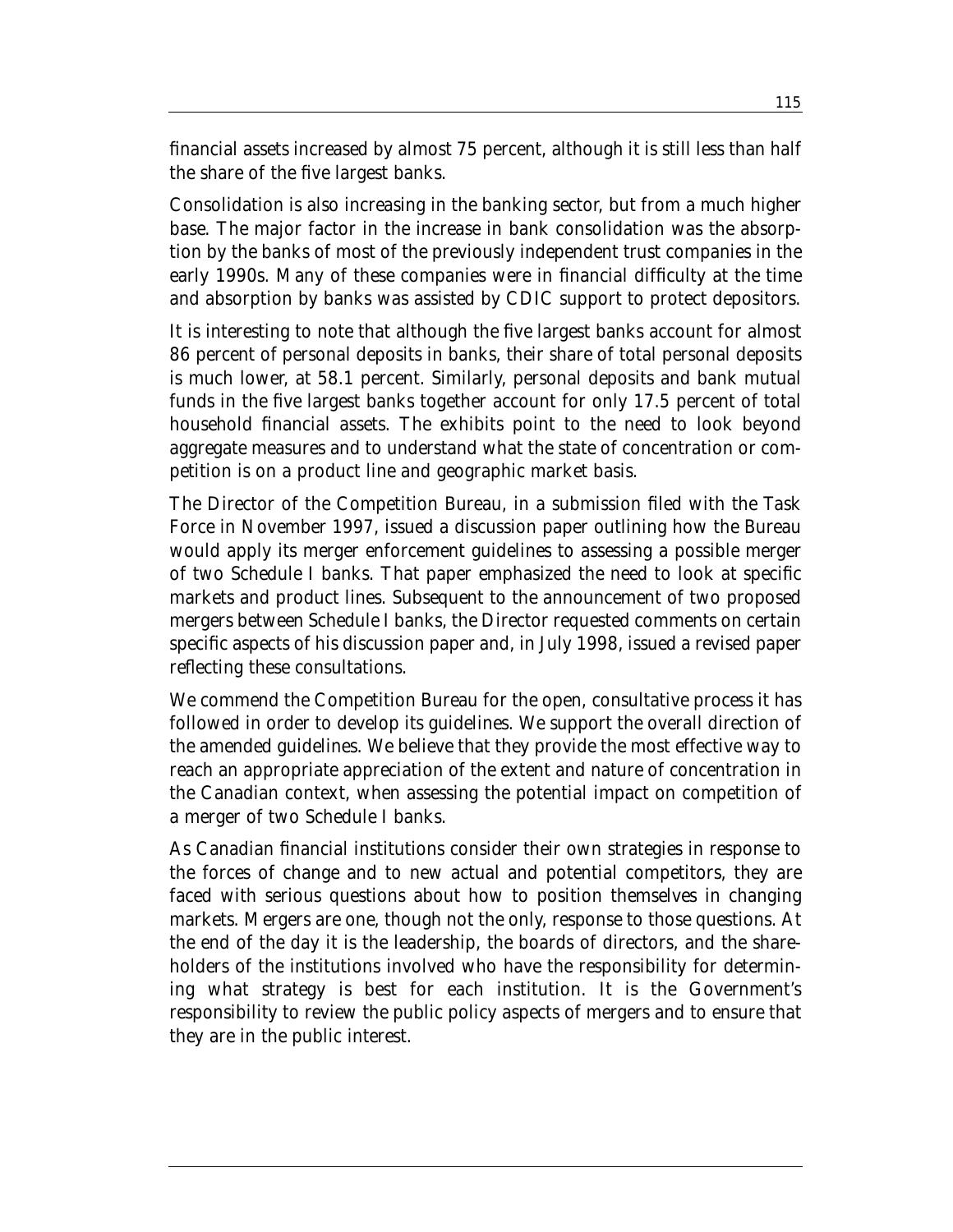financial assets increased by almost 75 percent, although it is still less than half the share of the five largest banks.

Consolidation is also increasing in the banking sector, but from a much higher base. The major factor in the increase in bank consolidation was the absorption by the banks of most of the previously independent trust companies in the early 1990s. Many of these companies were in financial difficulty at the time and absorption by banks was assisted by CDIC support to protect depositors.

It is interesting to note that although the five largest banks account for almost 86 percent of personal deposits in banks, their share of total personal deposits is much lower, at 58.1 percent. Similarly, personal deposits and bank mutual funds in the five largest banks together account for only 17.5 percent of total household financial assets. The exhibits point to the need to look beyond aggregate measures and to understand what the state of concentration or competition is on a product line and geographic market basis.

The Director of the Competition Bureau, in a submission filed with the Task Force in November 1997, issued a discussion paper outlining how the Bureau would apply its merger enforcement guidelines to assessing a possible merger of two Schedule I banks. That paper emphasized the need to look at specific markets and product lines. Subsequent to the announcement of two proposed mergers between Schedule I banks, the Director requested comments on certain specific aspects of his discussion paper and, in July 1998, issued a revised paper reflecting these consultations.

We commend the Competition Bureau for the open, consultative process it has followed in order to develop its guidelines. We support the overall direction of the amended guidelines. We believe that they provide the most effective way to reach an appropriate appreciation of the extent and nature of concentration in the Canadian context, when assessing the potential impact on competition of a merger of two Schedule I banks.

As Canadian financial institutions consider their own strategies in response to the forces of change and to new actual and potential competitors, they are faced with serious questions about how to position themselves in changing markets. Mergers are one, though not the only, response to those questions. At the end of the day it is the leadership, the boards of directors, and the shareholders of the institutions involved who have the responsibility for determining what strategy is best for each institution. It is the Government's responsibility to review the public policy aspects of mergers and to ensure that they are in the public interest.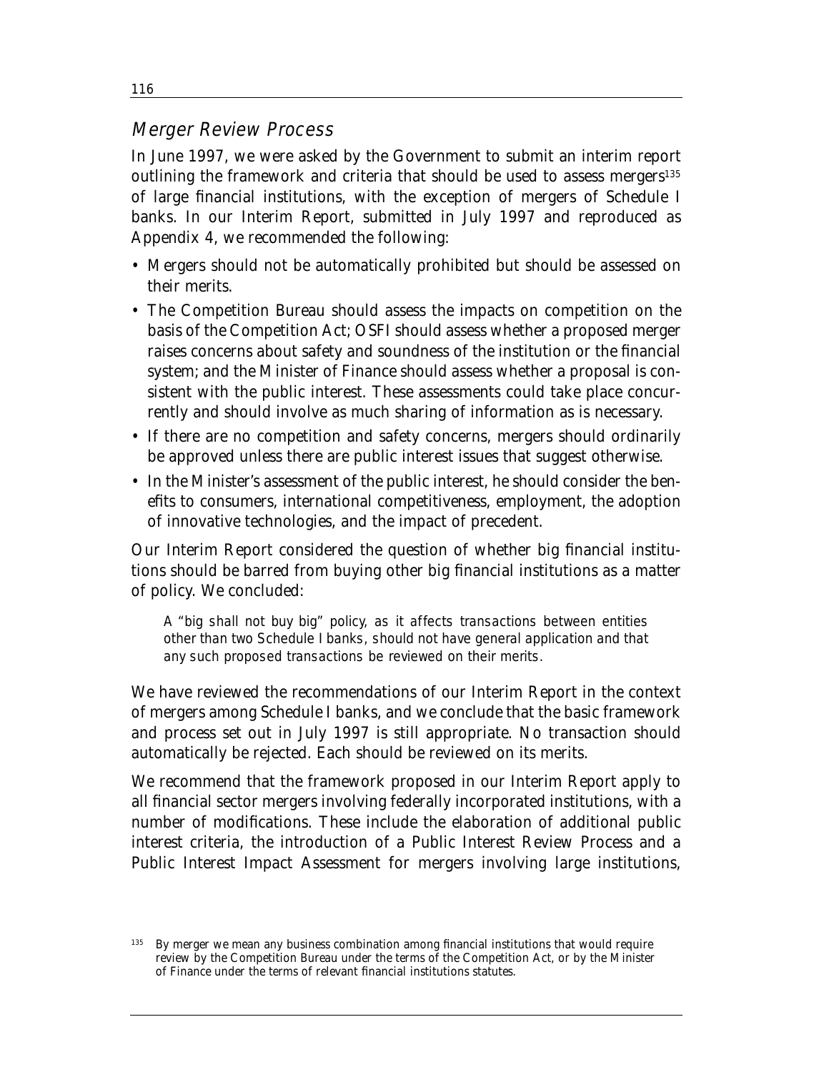## Merger Review Process

In June 1997, we were asked by the Government to submit an interim report outlining the framework and criteria that should be used to assess mergers[135] of large financial institutions, with the exception of mergers of Schedule I banks. In our Interim Report, submitted in July 1997 and reproduced as Appendix 4, we recommended the following:

- Mergers should not be automatically prohibited but should be assessed on their merits.
- The Competition Bureau should assess the impacts on competition on the basis of the Competition Act; OSFI should assess whether a proposed merger raises concerns about safety and soundness of the institution or the financial system; and the Minister of Finance should assess whether a proposal is consistent with the public interest. These assessments could take place concurrently and should involve as much sharing of information as is necessary.
- If there are no competition and safety concerns, mergers should ordinarily be approved unless there are public interest issues that suggest otherwise.
- In the Minister's assessment of the public interest, he should consider the benefits to consumers, international competitiveness, employment, the adoption of innovative technologies, and the impact of precedent.

Our Interim Report considered the question of whether big financial institutions should be barred from buying other big financial institutions as a matter of policy. We concluded:

> *A "big shall not buy big" policy, as it affects transactions between entities other than two Schedule I banks, should not have general application and that any such proposed transactions be reviewed on their merits.*

We have reviewed the recommendations of our Interim Report in the context of mergers among Schedule I banks, and we conclude that the basic framework and process set out in July 1997 is still appropriate. No transaction should automatically be rejected. Each should be reviewed on its merits.

We recommend that the framework proposed in our Interim Report apply to all financial sector mergers involving federally incorporated institutions, with a number of modifications. These include the elaboration of additional public interest criteria, the introduction of a Public Interest Review Process and a Public Interest Impact Assessment for mergers involving large institutions,

[135] By merger we mean any business combination among financial institutions that would require review by the Competition Bureau under the terms of the Competition Act, or by the Minister of Finance under the terms of relevant financial institutions statutes.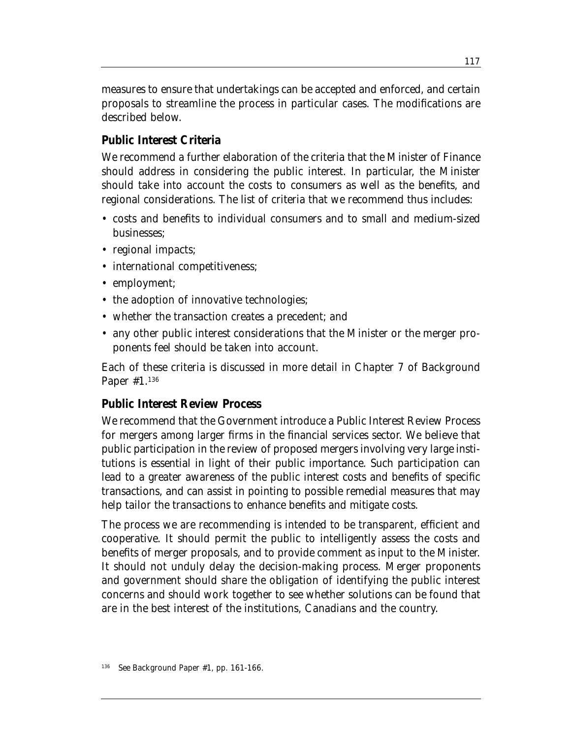measures to ensure that undertakings can be accepted and enforced, and certain proposals to streamline the process in particular cases. The modifications are described below.

### Public Interest Criteria

We recommend a further elaboration of the criteria that the Minister of Finance should address in considering the public interest. In particular, the Minister should take into account the costs to consumers as well as the benefits, and regional considerations. The list of criteria that we recommend thus includes:

- costs and benefits to individual consumers and to small and medium-sized businesses;
- regional impacts;
- international competitiveness;
- employment;
- the adoption of innovative technologies;
- whether the transaction creates a precedent; and
- any other public interest considerations that the Minister or the merger proponents feel should be taken into account.

Each of these criteria is discussed in more detail in Chapter 7 of Background Paper #1.[136]

### Public Interest Review Process

We recommend that the Government introduce a Public Interest Review Process for mergers among larger firms in the financial services sector. We believe that public participation in the review of proposed mergers involving very large institutions is essential in light of their public importance. Such participation can lead to a greater awareness of the public interest costs and benefits of specific transactions, and can assist in pointing to possible remedial measures that may help tailor the transactions to enhance benefits and mitigate costs.

The process we are recommending is intended to be transparent, efficient and cooperative. It should permit the public to intelligently assess the costs and benefits of merger proposals, and to provide comment as input to the Minister. It should not unduly delay the decision-making process. Merger proponents and government should share the obligation of identifying the public interest concerns and should work together to see whether solutions can be found that are in the best interest of the institutions, Canadians and the country.

[136] See Background Paper #1, pp. 161-166.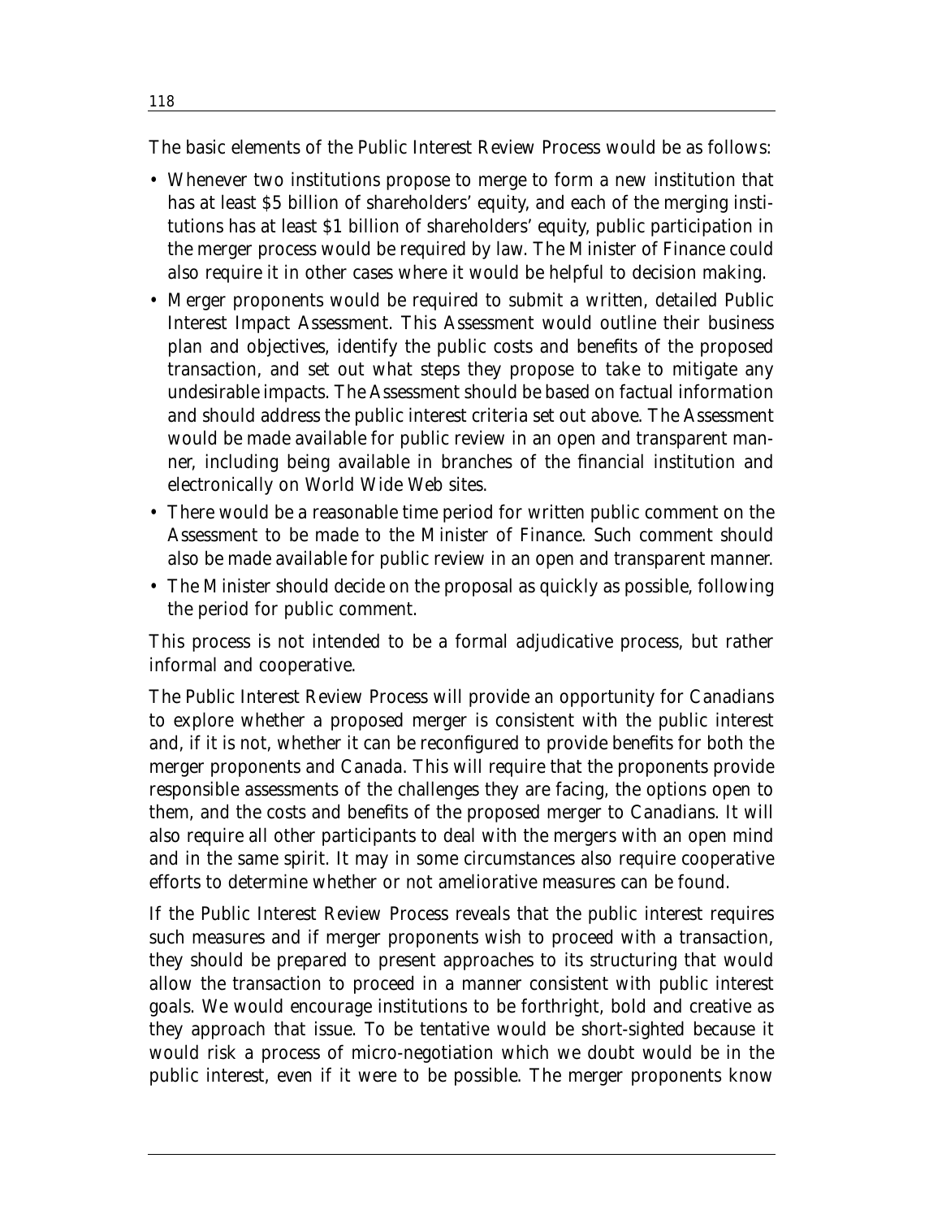The basic elements of the Public Interest Review Process would be as follows:

- Whenever two institutions propose to merge to form a new institution that has at least $5 billion of shareholders' equity, and each of the merging institutions has at least $1 billion of shareholders' equity, public participation in the merger process would be required by law. The Minister of Finance could also require it in other cases where it would be helpful to decision making.
- Merger proponents would be required to submit a written, detailed Public Interest Impact Assessment. This Assessment would outline their business plan and objectives, identify the public costs and benefits of the proposed transaction, and set out what steps they propose to take to mitigate any undesirable impacts. The Assessment should be based on factual information and should address the public interest criteria set out above. The Assessment would be made available for public review in an open and transparent manner, including being available in branches of the financial institution and electronically on World Wide Web sites.
- There would be a reasonable time period for written public comment on the Assessment to be made to the Minister of Finance. Such comment should also be made available for public review in an open and transparent manner.
- The Minister should decide on the proposal as quickly as possible, following the period for public comment.

This process is not intended to be a formal adjudicative process, but rather informal and cooperative.

The Public Interest Review Process will provide an opportunity for Canadians to explore whether a proposed merger is consistent with the public interest and, if it is not, whether it can be reconfigured to provide benefits for both the merger proponents and Canada. This will require that the proponents provide responsible assessments of the challenges they are facing, the options open to them, and the costs and benefits of the proposed merger to Canadians. It will also require all other participants to deal with the mergers with an open mind and in the same spirit. It may in some circumstances also require cooperative efforts to determine whether or not ameliorative measures can be found.

If the Public Interest Review Process reveals that the public interest requires such measures and if merger proponents wish to proceed with a transaction, they should be prepared to present approaches to its structuring that would allow the transaction to proceed in a manner consistent with public interest goals. We would encourage institutions to be forthright, bold and creative as they approach that issue. To be tentative would be short-sighted because it would risk a process of micro-negotiation which we doubt would be in the public interest, even if it were to be possible. The merger proponents know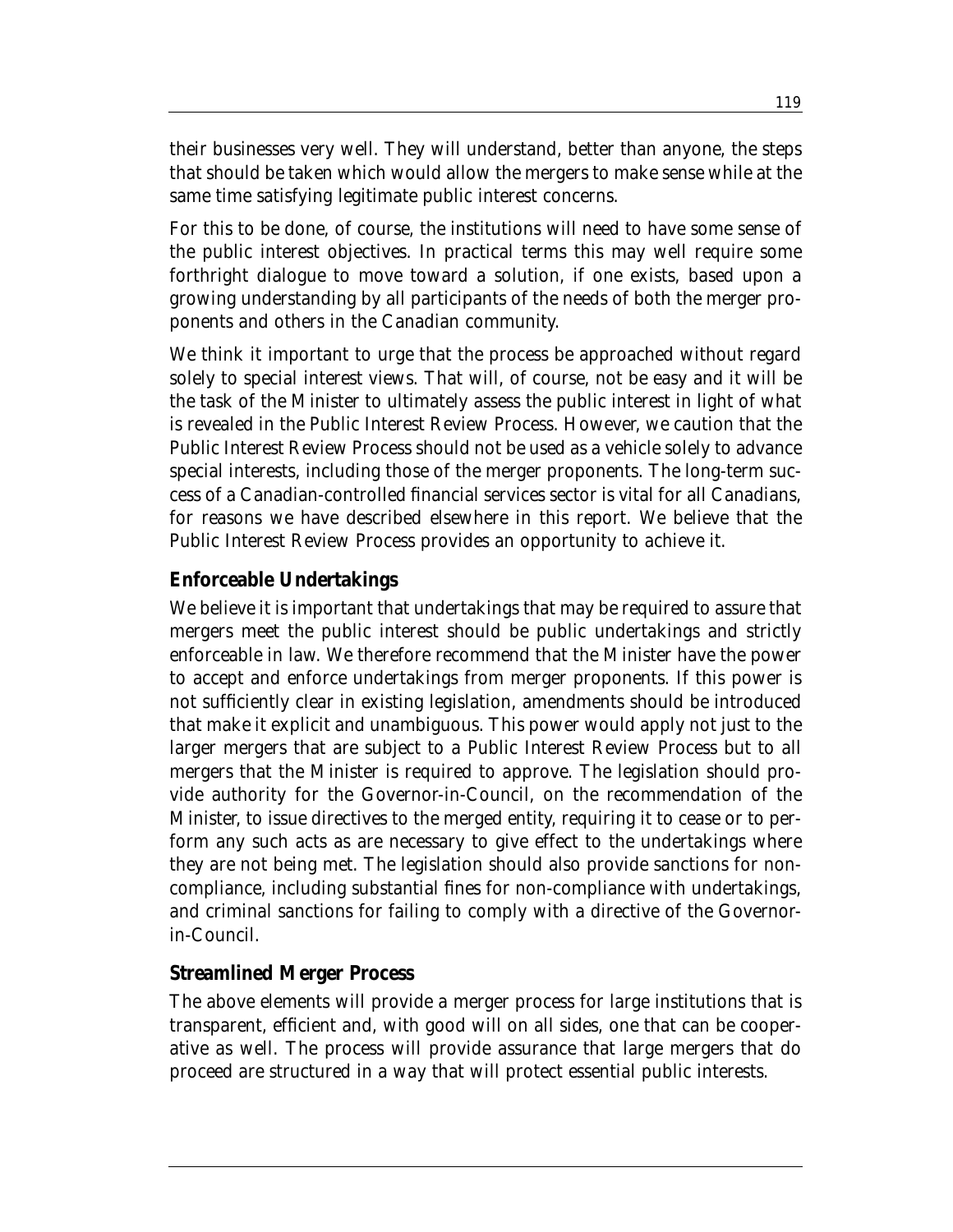their businesses very well. They will understand, better than anyone, the steps that should be taken which would allow the mergers to make sense while at the same time satisfying legitimate public interest concerns.

For this to be done, of course, the institutions will need to have some sense of the public interest objectives. In practical terms this may well require some forthright dialogue to move toward a solution, if one exists, based upon a growing understanding by all participants of the needs of both the merger proponents and others in the Canadian community.

We think it important to urge that the process be approached without regard solely to special interest views. That will, of course, not be easy and it will be the task of the Minister to ultimately assess the public interest in light of what is revealed in the Public Interest Review Process. However, we caution that the Public Interest Review Process should not be used as a vehicle solely to advance special interests, including those of the merger proponents. The long-term success of a Canadian-controlled financial services sector is vital for all Canadians, for reasons we have described elsewhere in this report. We believe that the Public Interest Review Process provides an opportunity to achieve it.

## Enforceable Undertakings

We believe it is important that undertakings that may be required to assure that mergers meet the public interest should be public undertakings and strictly enforceable in law. We therefore recommend that the Minister have the power to accept and enforce undertakings from merger proponents. If this power is not sufficiently clear in existing legislation, amendments should be introduced that make it explicit and unambiguous. This power would apply not just to the larger mergers that are subject to a Public Interest Review Process but to all mergers that the Minister is required to approve. The legislation should provide authority for the Governor-in-Council, on the recommendation of the Minister, to issue directives to the merged entity, requiring it to cease or to perform any such acts as are necessary to give effect to the undertakings where they are not being met. The legislation should also provide sanctions for non-compliance, including substantial fines for non-compliance with undertakings, and criminal sanctions for failing to comply with a directive of the Governor-in-Council.

## Streamlined Merger Process

The above elements will provide a merger process for large institutions that is transparent, efficient and, with good will on all sides, one that can be cooperative as well. The process will provide assurance that large mergers that do proceed are structured in a way that will protect essential public interests.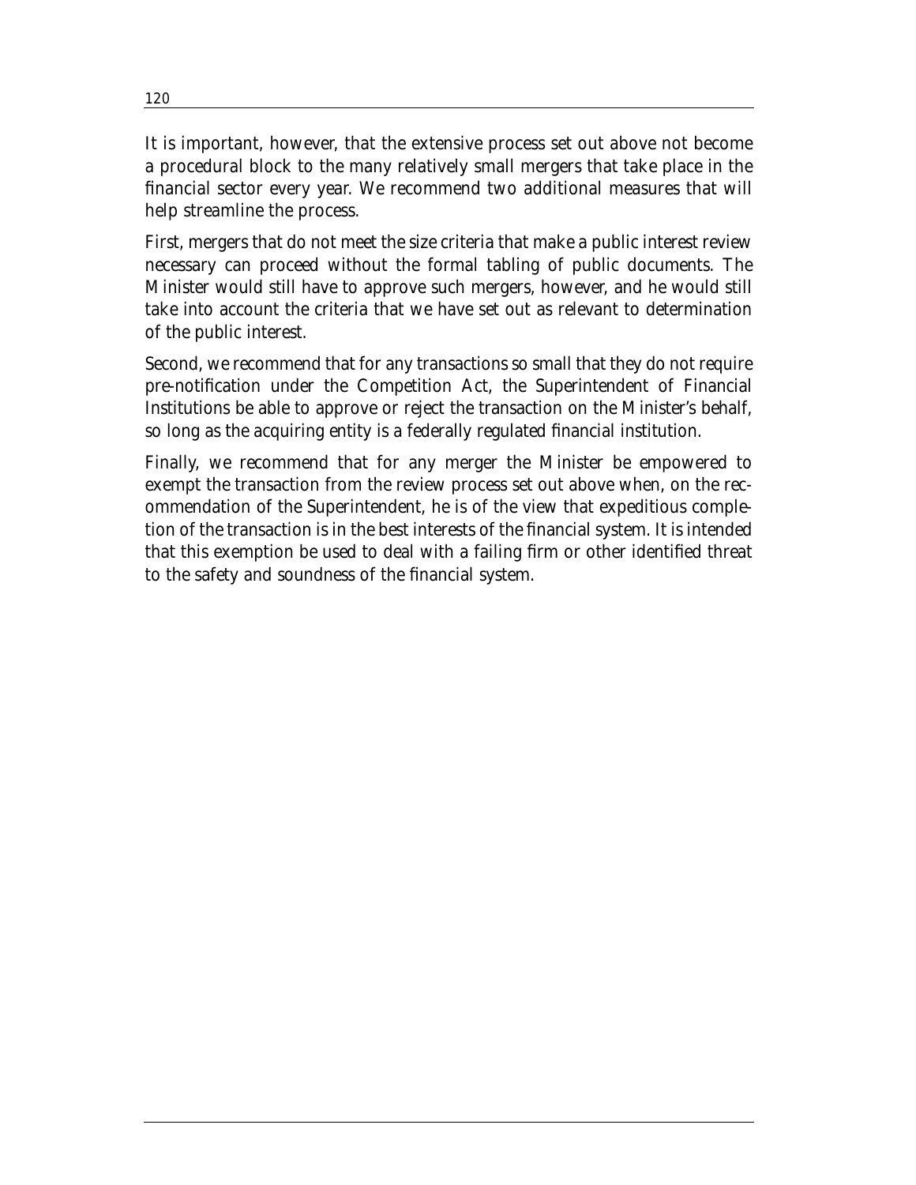It is important, however, that the extensive process set out above not become a procedural block to the many relatively small mergers that take place in the financial sector every year. We recommend two additional measures that will help streamline the process.

First, mergers that do not meet the size criteria that make a public interest review necessary can proceed without the formal tabling of public documents. The Minister would still have to approve such mergers, however, and he would still take into account the criteria that we have set out as relevant to determination of the public interest.

Second, we recommend that for any transactions so small that they do not require pre-notification under the Competition Act, the Superintendent of Financial Institutions be able to approve or reject the transaction on the Minister's behalf, so long as the acquiring entity is a federally regulated financial institution.

Finally, we recommend that for any merger the Minister be empowered to exempt the transaction from the review process set out above when, on the recommendation of the Superintendent, he is of the view that expeditious completion of the transaction is in the best interests of the financial system. It is intended that this exemption be used to deal with a failing firm or other identified threat to the safety and soundness of the financial system.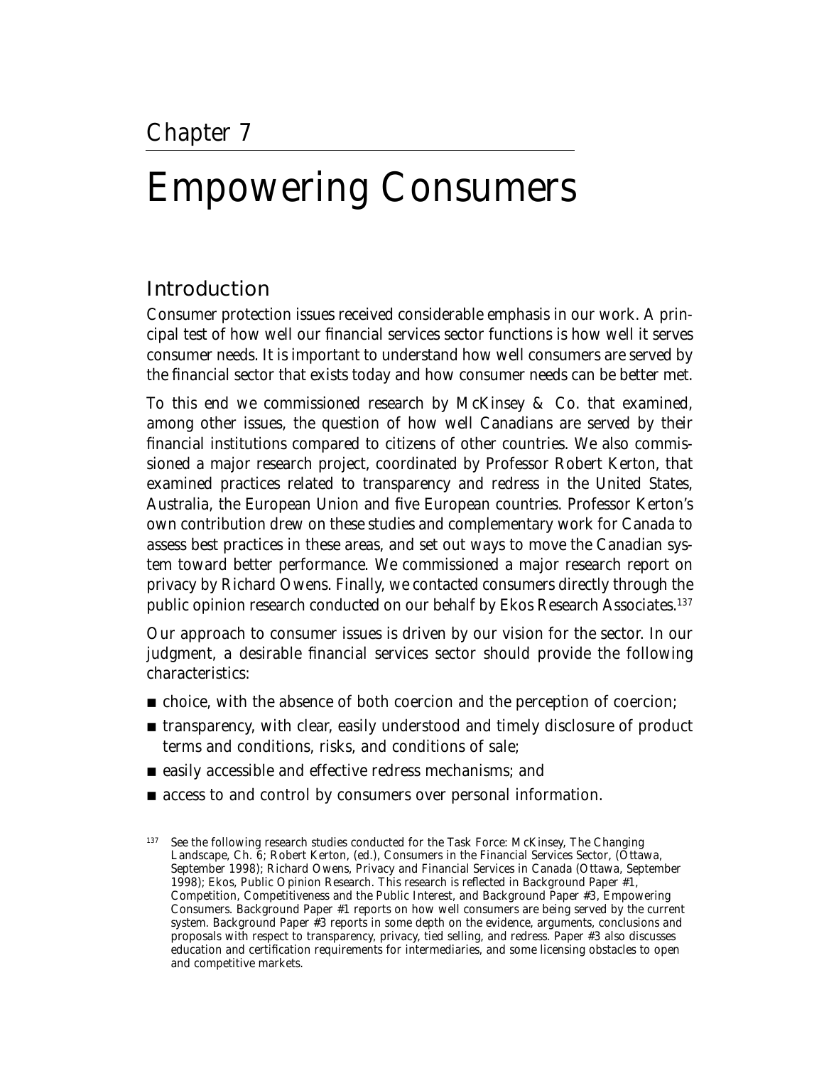Chapter 7

# Empowering Consumers

## Introduction

Consumer protection issues received considerable emphasis in our work. A principal test of how well our financial services sector functions is how well it serves consumer needs. It is important to understand how well consumers are served by the financial sector that exists today and how consumer needs can be better met.

To this end we commissioned research by McKinsey & Co. that examined, among other issues, the question of how well Canadians are served by their financial institutions compared to citizens of other countries. We also commissioned a major research project, coordinated by Professor Robert Kerton, that examined practices related to transparency and redress in the United States, Australia, the European Union and five European countries. Professor Kerton's own contribution drew on these studies and complementary work for Canada to assess best practices in these areas, and set out ways to move the Canadian system toward better performance. We commissioned a major research report on privacy by Richard Owens. Finally, we contacted consumers directly through the public opinion research conducted on our behalf by Ekos Research Associates.[137]

Our approach to consumer issues is driven by our vision for the sector. In our judgment, a desirable financial services sector should provide the following characteristics:

- choice, with the absence of both coercion and the perception of coercion;
- transparency, with clear, easily understood and timely disclosure of product terms and conditions, risks, and conditions of sale;
- easily accessible and effective redress mechanisms; and
- access to and control by consumers over personal information.

[137] See the following research studies conducted for the Task Force: McKinsey, The Changing Landscape, Ch. 6; Robert Kerton, (ed.), Consumers in the Financial Services Sector, (Ottawa, September 1998); Richard Owens, Privacy and Financial Services in Canada (Ottawa, September 1998); Ekos, Public Opinion Research. This research is reflected in Background Paper #1, Competition, Competitiveness and the Public Interest, and Background Paper #3, Empowering Consumers. Background Paper #1 reports on how well consumers are being served by the current system. Background Paper #3 reports in some depth on the evidence, arguments, conclusions and proposals with respect to transparency, privacy, tied selling, and redress. Paper #3 also discusses education and certification requirements for intermediaries, and some licensing obstacles to open and competitive markets.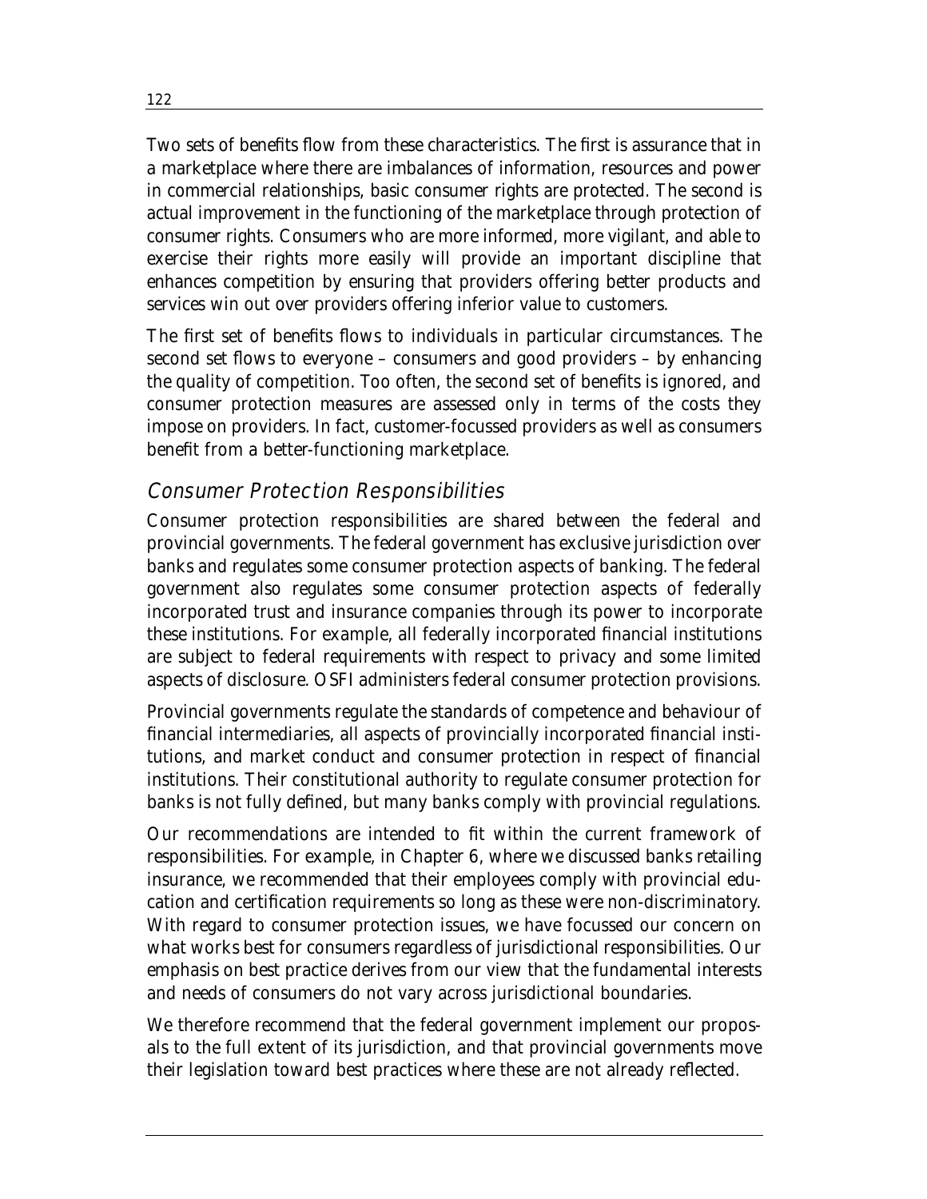Two sets of benefits flow from these characteristics. The first is assurance that in a marketplace where there are imbalances of information, resources and power in commercial relationships, basic consumer rights are protected. The second is actual improvement in the functioning of the marketplace through protection of consumer rights. Consumers who are more informed, more vigilant, and able to exercise their rights more easily will provide an important discipline that enhances competition by ensuring that providers offering better products and services win out over providers offering inferior value to customers.

The first set of benefits flows to individuals in particular circumstances. The second set flows to everyone – consumers and good providers – by enhancing the quality of competition. Too often, the second set of benefits is ignored, and consumer protection measures are assessed only in terms of the costs they impose on providers. In fact, customer-focussed providers as well as consumers benefit from a better-functioning marketplace.

### *Consumer Protection Responsibilities*

Consumer protection responsibilities are shared between the federal and provincial governments. The federal government has exclusive jurisdiction over banks and regulates some consumer protection aspects of banking. The federal government also regulates some consumer protection aspects of federally incorporated trust and insurance companies through its power to incorporate these institutions. For example, all federally incorporated financial institutions are subject to federal requirements with respect to privacy and some limited aspects of disclosure. OSFI administers federal consumer protection provisions.

Provincial governments regulate the standards of competence and behaviour of financial intermediaries, all aspects of provincially incorporated financial institutions, and market conduct and consumer protection in respect of financial institutions. Their constitutional authority to regulate consumer protection for banks is not fully defined, but many banks comply with provincial regulations.

Our recommendations are intended to fit within the current framework of responsibilities. For example, in Chapter 6, where we discussed banks retailing insurance, we recommended that their employees comply with provincial education and certification requirements so long as these were non-discriminatory. With regard to consumer protection issues, we have focussed our concern on what works best for consumers regardless of jurisdictional responsibilities. Our emphasis on best practice derives from our view that the fundamental interests and needs of consumers do not vary across jurisdictional boundaries.

We therefore recommend that the federal government implement our proposals to the full extent of its jurisdiction, and that provincial governments move their legislation toward best practices where these are not already reflected.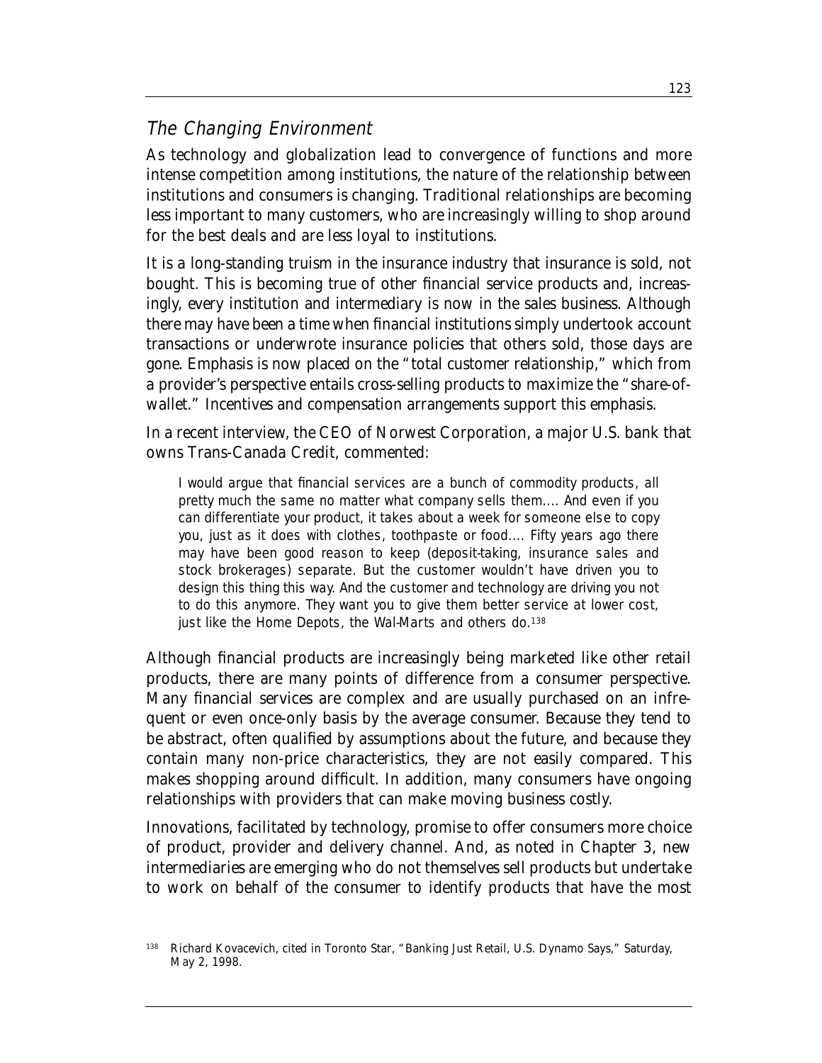## *The Changing Environment*

As technology and globalization lead to convergence of functions and more intense competition among institutions, the nature of the relationship between institutions and consumers is changing. Traditional relationships are becoming less important to many customers, who are increasingly willing to shop around for the best deals and are less loyal to institutions.

It is a long-standing truism in the insurance industry that insurance is sold, not bought. This is becoming true of other financial service products and, increasingly, every institution and intermediary is now in the sales business. Although there may have been a time when financial institutions simply undertook account transactions or underwrote insurance policies that others sold, those days are gone. Emphasis is now placed on the "total customer relationship," which from a provider's perspective entails cross-selling products to maximize the "share-of-wallet." Incentives and compensation arrangements support this emphasis.

In a recent interview, the CEO of Norwest Corporation, a major U.S. bank that owns Trans-Canada Credit, commented:

> I would argue that financial services are a bunch of commodity products, all pretty much the same no matter what company sells them.... And even if you can differentiate your product, it takes about a week for someone else to copy you, just as it does with clothes, toothpaste or food.... Fifty years ago there may have been good reason to keep (deposit-taking, insurance sales and stock brokerages) separate. But the customer wouldn't have driven you to design this thing this way. And the customer and technology are driving you not to do this anymore. They want you to give them better service at lower cost, just like the Home Depots, the Wal-Marts and others do.[138]

Although financial products are increasingly being marketed like other retail products, there are many points of difference from a consumer perspective. Many financial services are complex and are usually purchased on an infrequent or even once-only basis by the average consumer. Because they tend to be abstract, often qualified by assumptions about the future, and because they contain many non-price characteristics, they are not easily compared. This makes shopping around difficult. In addition, many consumers have ongoing relationships with providers that can make moving business costly.

Innovations, facilitated by technology, promise to offer consumers more choice of product, provider and delivery channel. And, as noted in Chapter 3, new intermediaries are emerging who do not themselves sell products but undertake to work on behalf of the consumer to identify products that have the most

[138] Richard Kovacevich, cited in Toronto Star, "Banking Just Retail, U.S. Dynamo Says," Saturday, May 2, 1998.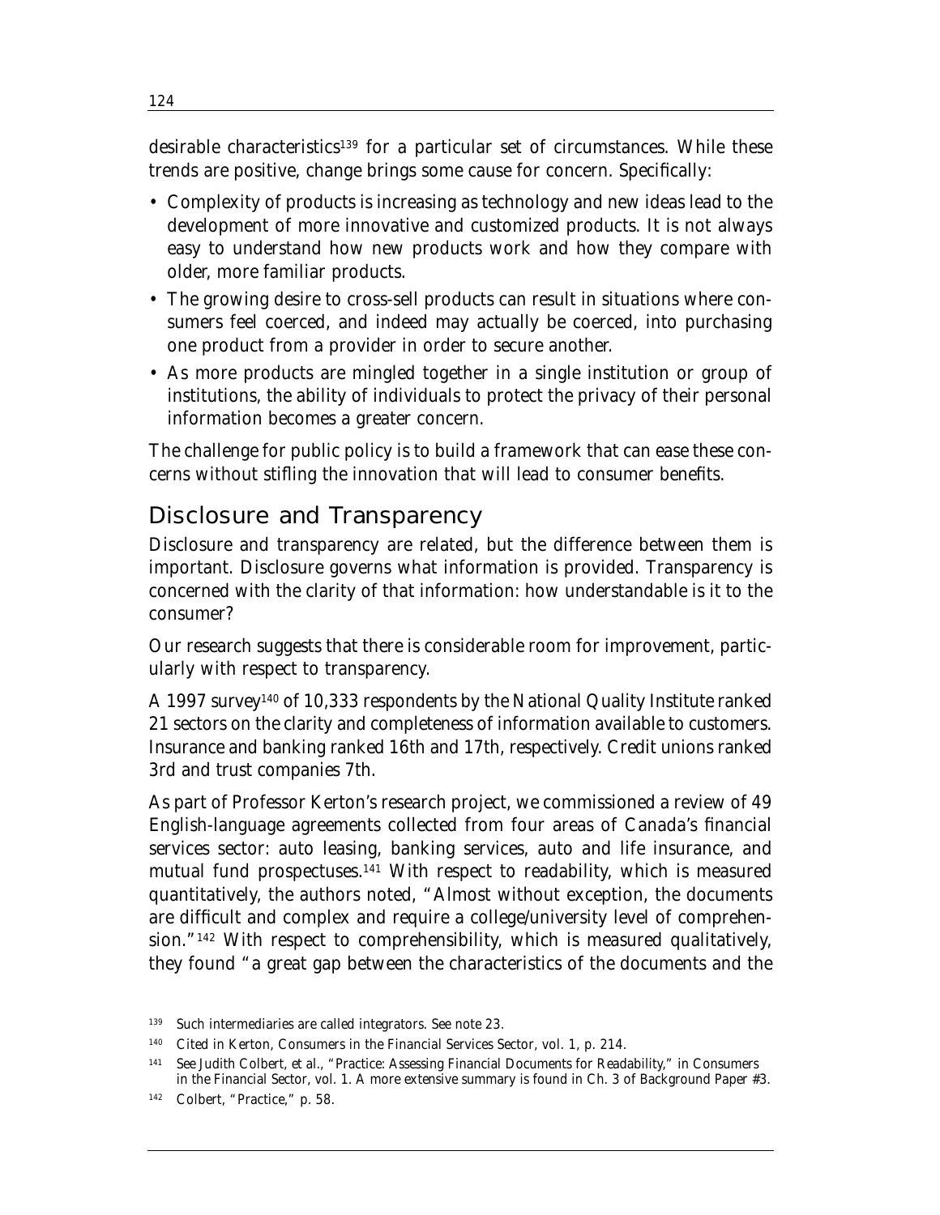desirable characteristics[139] for a particular set of circumstances. While these trends are positive, change brings some cause for concern. Specifically:

- Complexity of products is increasing as technology and new ideas lead to the development of more innovative and customized products. It is not always easy to understand how new products work and how they compare with older, more familiar products.
- The growing desire to cross-sell products can result in situations where consumers feel coerced, and indeed may actually be coerced, into purchasing one product from a provider in order to secure another.
- As more products are mingled together in a single institution or group of institutions, the ability of individuals to protect the privacy of their personal information becomes a greater concern.

The challenge for public policy is to build a framework that can ease these concerns without stifling the innovation that will lead to consumer benefits.

## Disclosure and Transparency

Disclosure and transparency are related, but the difference between them is important. Disclosure governs what information is provided. Transparency is concerned with the clarity of that information: how understandable is it to the consumer?

Our research suggests that there is considerable room for improvement, particularly with respect to transparency.

A 1997 survey[140] of 10,333 respondents by the National Quality Institute ranked 21 sectors on the clarity and completeness of information available to customers. Insurance and banking ranked 16th and 17th, respectively. Credit unions ranked 3rd and trust companies 7th.

As part of Professor Kerton's research project, we commissioned a review of 49 English-language agreements collected from four areas of Canada's financial services sector: auto leasing, banking services, auto and life insurance, and mutual fund prospectuses.[141] With respect to readability, which is measured quantitatively, the authors noted, "Almost without exception, the documents are difficult and complex and require a college/university level of comprehension."[142] With respect to comprehensibility, which is measured qualitatively, they found "a great gap between the characteristics of the documents and the

---

[139] Such intermediaries are called integrators. See note 23.

[140] Cited in Kerton, *Consumers in the Financial Services Sector*, vol. 1, p. 214.

[141] See Judith Colbert, et al., "Practice: Assessing Financial Documents for Readability," in *Consumers in the Financial Sector*, vol. 1. A more extensive summary is found in Ch. 3 of Background Paper #3.

[142] Colbert, "Practice," p. 58.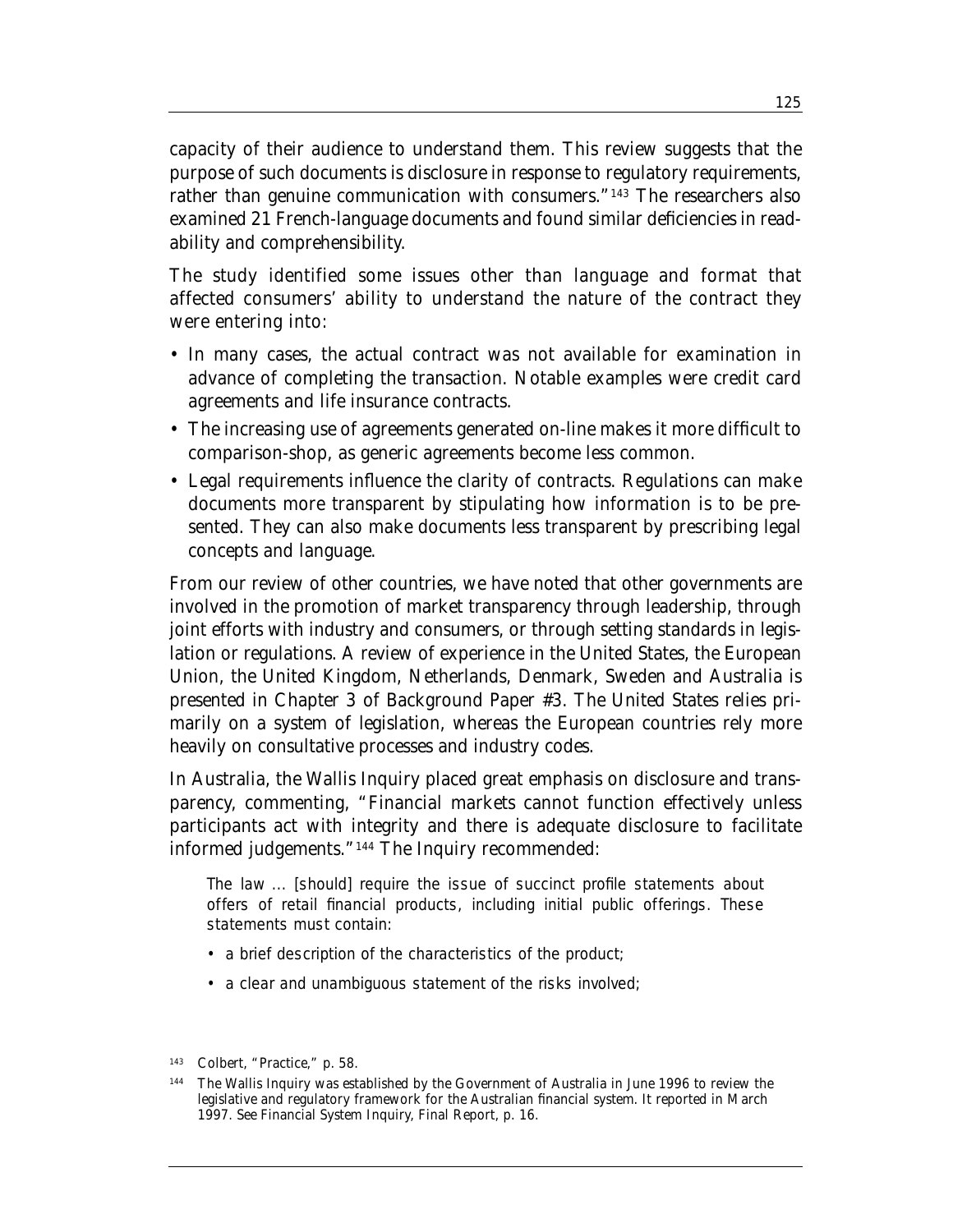capacity of their audience to understand them. This review suggests that the purpose of such documents is disclosure in response to regulatory requirements, rather than genuine communication with consumers."[143] The researchers also examined 21 French-language documents and found similar deficiencies in readability and comprehensibility.

The study identified some issues other than language and format that affected consumers' ability to understand the nature of the contract they were entering into:

- In many cases, the actual contract was not available for examination in advance of completing the transaction. Notable examples were credit card agreements and life insurance contracts.
- The increasing use of agreements generated on-line makes it more difficult to comparison-shop, as generic agreements become less common.
- Legal requirements influence the clarity of contracts. Regulations can make documents more transparent by stipulating how information is to be presented. They can also make documents less transparent by prescribing legal concepts and language.

From our review of other countries, we have noted that other governments are involved in the promotion of market transparency through leadership, through joint efforts with industry and consumers, or through setting standards in legislation or regulations. A review of experience in the United States, the European Union, the United Kingdom, Netherlands, Denmark, Sweden and Australia is presented in Chapter 3 of Background Paper #3. The United States relies primarily on a system of legislation, whereas the European countries rely more heavily on consultative processes and industry codes.

In Australia, the Wallis Inquiry placed great emphasis on disclosure and transparency, commenting, "Financial markets cannot function effectively unless participants act with integrity and there is adequate disclosure to facilitate informed judgements."[144] The Inquiry recommended:

> The law ... [should] require the issue of succinct profile statements about offers of retail financial products, including initial public offerings. These statements must contain:
>
> - a brief description of the characteristics of the product;
> - a clear and unambiguous statement of the risks involved;

[143] Colbert, "Practice," p. 58.

[144] The Wallis Inquiry was established by the Government of Australia in June 1996 to review the legislative and regulatory framework for the Australian financial system. It reported in March 1997. See Financial System Inquiry, *Final Report*, p. 16.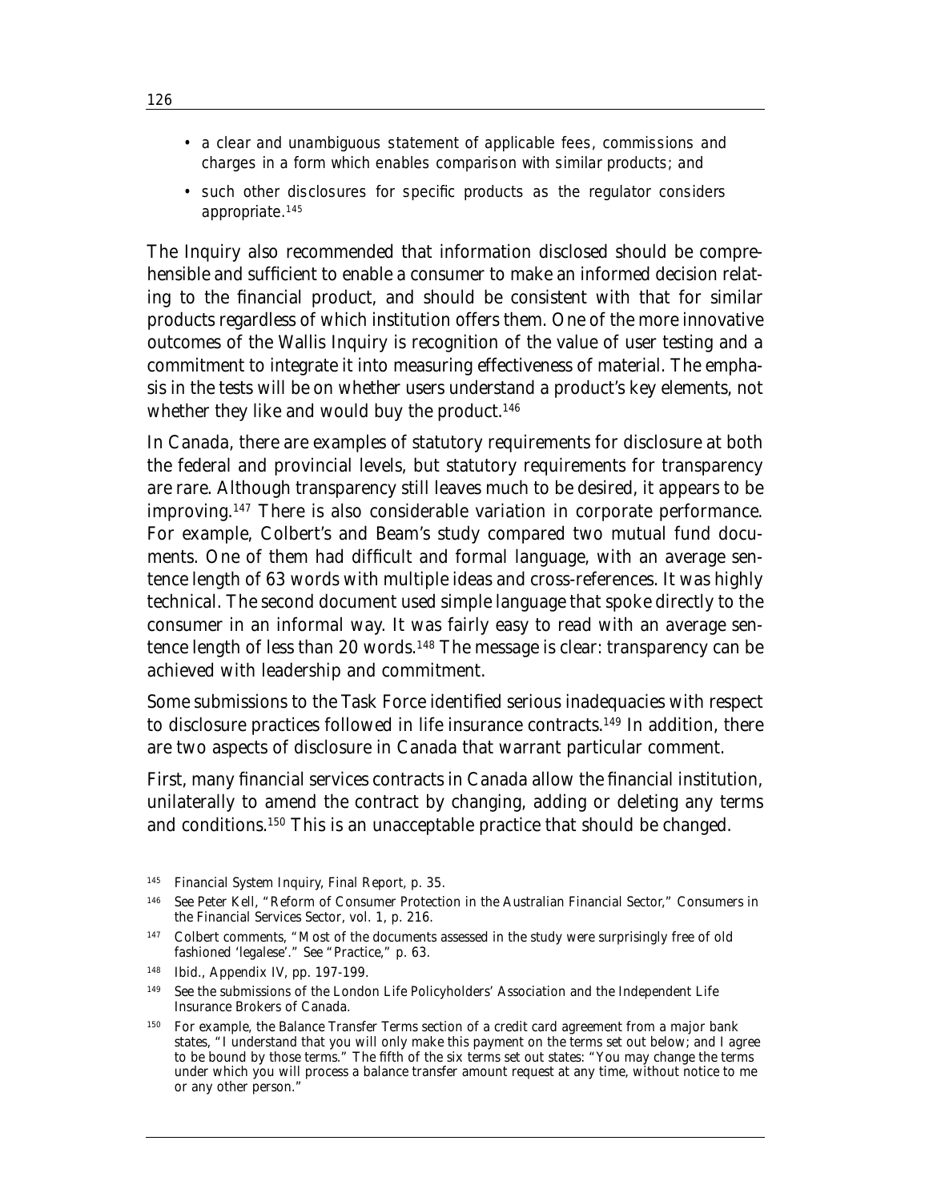- a clear and unambiguous statement of applicable fees, commissions and charges in a form which enables comparison with similar products; and
- such other disclosures for specific products as the regulator considers appropriate.[145]

The Inquiry also recommended that information disclosed should be comprehensible and sufficient to enable a consumer to make an informed decision relating to the financial product, and should be consistent with that for similar products regardless of which institution offers them. One of the more innovative outcomes of the Wallis Inquiry is recognition of the value of user testing and a commitment to integrate it into measuring effectiveness of material. The emphasis in the tests will be on whether users understand a product's key elements, not whether they like and would buy the product.[146]

In Canada, there are examples of statutory requirements for disclosure at both the federal and provincial levels, but statutory requirements for transparency are rare. Although transparency still leaves much to be desired, it appears to be improving.[147] There is also considerable variation in corporate performance. For example, Colbert's and Beam's study compared two mutual fund documents. One of them had difficult and formal language, with an average sentence length of 63 words with multiple ideas and cross-references. It was highly technical. The second document used simple language that spoke directly to the consumer in an informal way. It was fairly easy to read with an average sentence length of less than 20 words.[148] The message is clear: transparency can be achieved with leadership and commitment.

Some submissions to the Task Force identified serious inadequacies with respect to disclosure practices followed in life insurance contracts.[149] In addition, there are two aspects of disclosure in Canada that warrant particular comment.

First, many financial services contracts in Canada allow the financial institution, unilaterally to amend the contract by changing, adding or deleting any terms and conditions.[150] This is an unacceptable practice that should be changed.

---

[145] Financial System Inquiry, *Final Report*, p. 35.

[146] See Peter Kell, "Reform of Consumer Protection in the Australian Financial Sector," *Consumers in the Financial Services Sector*, vol. 1, p. 216.

[147] Colbert comments, "Most of the documents assessed in the study were surprisingly free of old fashioned 'legalese'." See "Practice," p. 63.

[148] Ibid., Appendix IV, pp. 197-199.

[149] See the submissions of the London Life Policyholders' Association and the Independent Life Insurance Brokers of Canada.

[150] For example, the Balance Transfer Terms section of a credit card agreement from a major bank states, "I understand that you will only make this payment on the terms set out below; and I agree to be bound by those terms." The fifth of the six terms set out states: "You may change the terms under which you will process a balance transfer amount request at any time, without notice to me or any other person."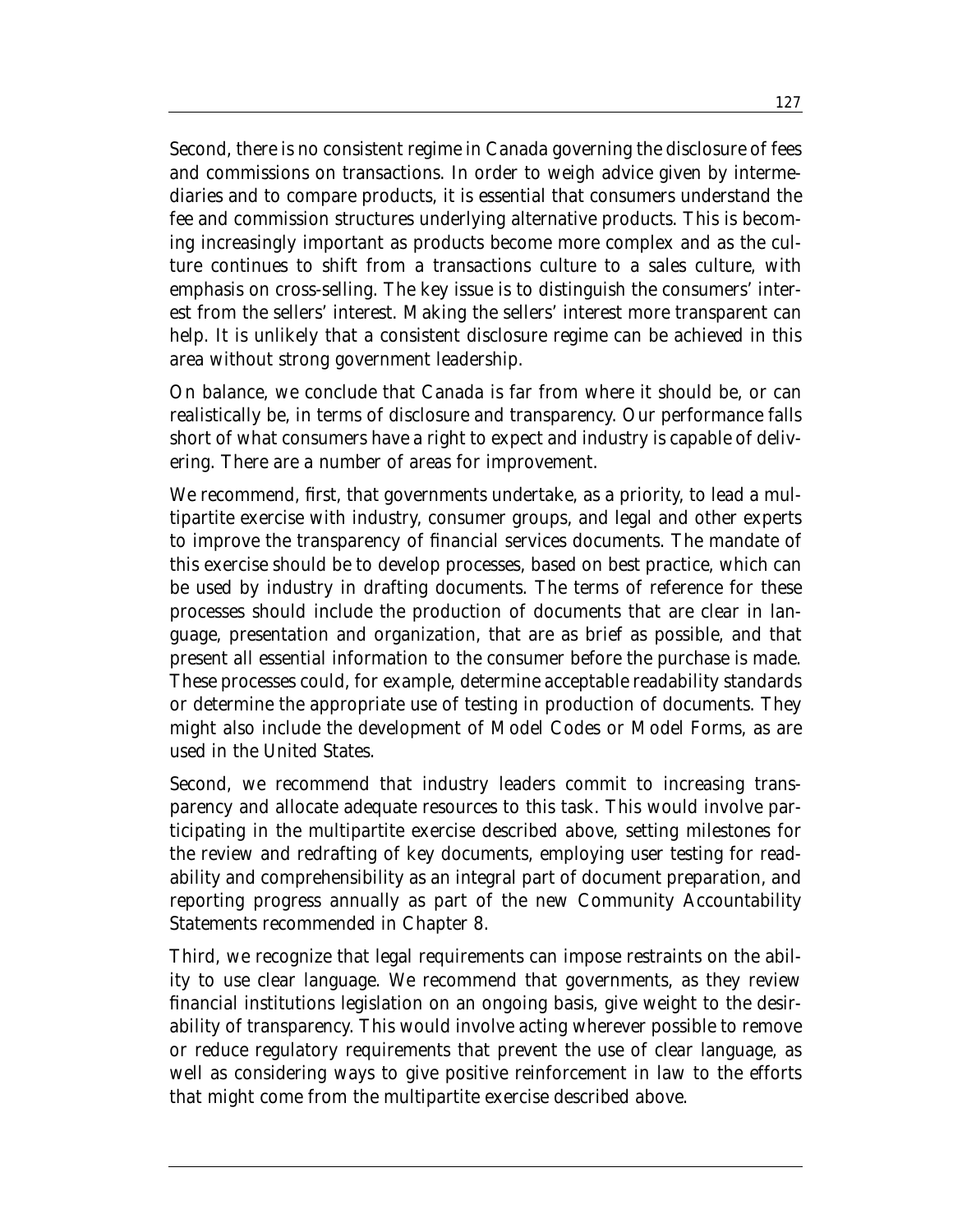Second, there is no consistent regime in Canada governing the disclosure of fees and commissions on transactions. In order to weigh advice given by intermediaries and to compare products, it is essential that consumers understand the fee and commission structures underlying alternative products. This is becoming increasingly important as products become more complex and as the culture continues to shift from a transactions culture to a sales culture, with emphasis on cross-selling. The key issue is to distinguish the consumers' interest from the sellers' interest. Making the sellers' interest more transparent can help. It is unlikely that a consistent disclosure regime can be achieved in this area without strong government leadership.

On balance, we conclude that Canada is far from where it should be, or can realistically be, in terms of disclosure and transparency. Our performance falls short of what consumers have a right to expect and industry is capable of delivering. There are a number of areas for improvement.

We recommend, first, that governments undertake, as a priority, to lead a multipartite exercise with industry, consumer groups, and legal and other experts to improve the transparency of financial services documents. The mandate of this exercise should be to develop processes, based on best practice, which can be used by industry in drafting documents. The terms of reference for these processes should include the production of documents that are clear in language, presentation and organization, that are as brief as possible, and that present all essential information to the consumer before the purchase is made. These processes could, for example, determine acceptable readability standards or determine the appropriate use of testing in production of documents. They might also include the development of Model Codes or Model Forms, as are used in the United States.

Second, we recommend that industry leaders commit to increasing transparency and allocate adequate resources to this task. This would involve participating in the multipartite exercise described above, setting milestones for the review and redrafting of key documents, employing user testing for readability and comprehensibility as an integral part of document preparation, and reporting progress annually as part of the new Community Accountability Statements recommended in Chapter 8.

Third, we recognize that legal requirements can impose restraints on the ability to use clear language. We recommend that governments, as they review financial institutions legislation on an ongoing basis, give weight to the desirability of transparency. This would involve acting wherever possible to remove or reduce regulatory requirements that prevent the use of clear language, as well as considering ways to give positive reinforcement in law to the efforts that might come from the multipartite exercise described above.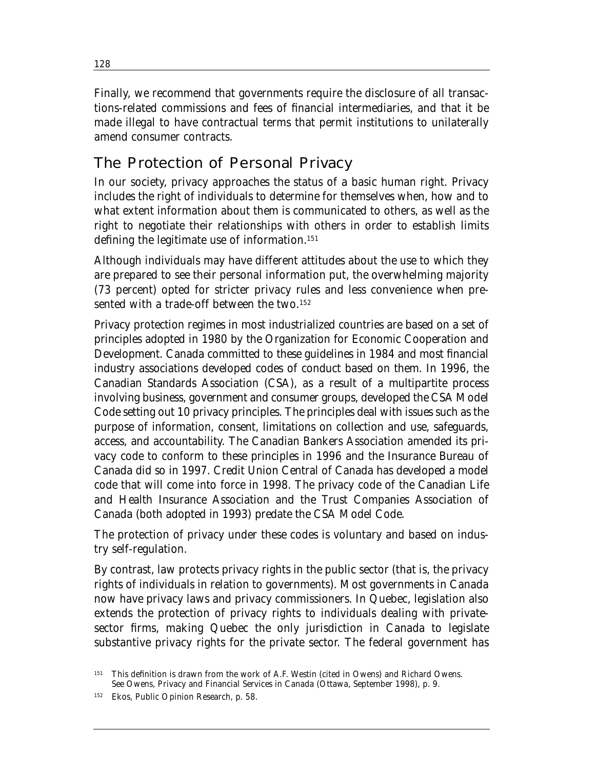Finally, we recommend that governments require the disclosure of all transactions-related commissions and fees of financial intermediaries, and that it be made illegal to have contractual terms that permit institutions to unilaterally amend consumer contracts.

## The Protection of Personal Privacy

In our society, privacy approaches the status of a basic human right. Privacy includes the right of individuals to determine for themselves when, how and to what extent information about them is communicated to others, as well as the right to negotiate their relationships with others in order to establish limits defining the legitimate use of information.[151]

Although individuals may have different attitudes about the use to which they are prepared to see their personal information put, the overwhelming majority (73 percent) opted for stricter privacy rules and less convenience when presented with a trade-off between the two.[152]

Privacy protection regimes in most industrialized countries are based on a set of principles adopted in 1980 by the Organization for Economic Cooperation and Development. Canada committed to these guidelines in 1984 and most financial industry associations developed codes of conduct based on them. In 1996, the Canadian Standards Association (CSA), as a result of a multipartite process involving business, government and consumer groups, developed the CSA Model Code setting out 10 privacy principles. The principles deal with issues such as the purpose of information, consent, limitations on collection and use, safeguards, access, and accountability. The Canadian Bankers Association amended its privacy code to conform to these principles in 1996 and the Insurance Bureau of Canada did so in 1997. Credit Union Central of Canada has developed a model code that will come into force in 1998. The privacy code of the Canadian Life and Health Insurance Association and the Trust Companies Association of Canada (both adopted in 1993) predate the CSA Model Code.

The protection of privacy under these codes is voluntary and based on industry self-regulation.

By contrast, law protects privacy rights in the public sector (that is, the privacy rights of individuals in relation to governments). Most governments in Canada now have privacy laws and privacy commissioners. In Quebec, legislation also extends the protection of privacy rights to individuals dealing with private-sector firms, making Quebec the only jurisdiction in Canada to legislate substantive privacy rights for the private sector. The federal government has

[151] This definition is drawn from the work of A.F. Westin (cited in Owens) and Richard Owens. See Owens, *Privacy and Financial Services in Canada* (Ottawa, September 1998), p. 9.

[152] Ekos, *Public Opinion Research*, p. 58.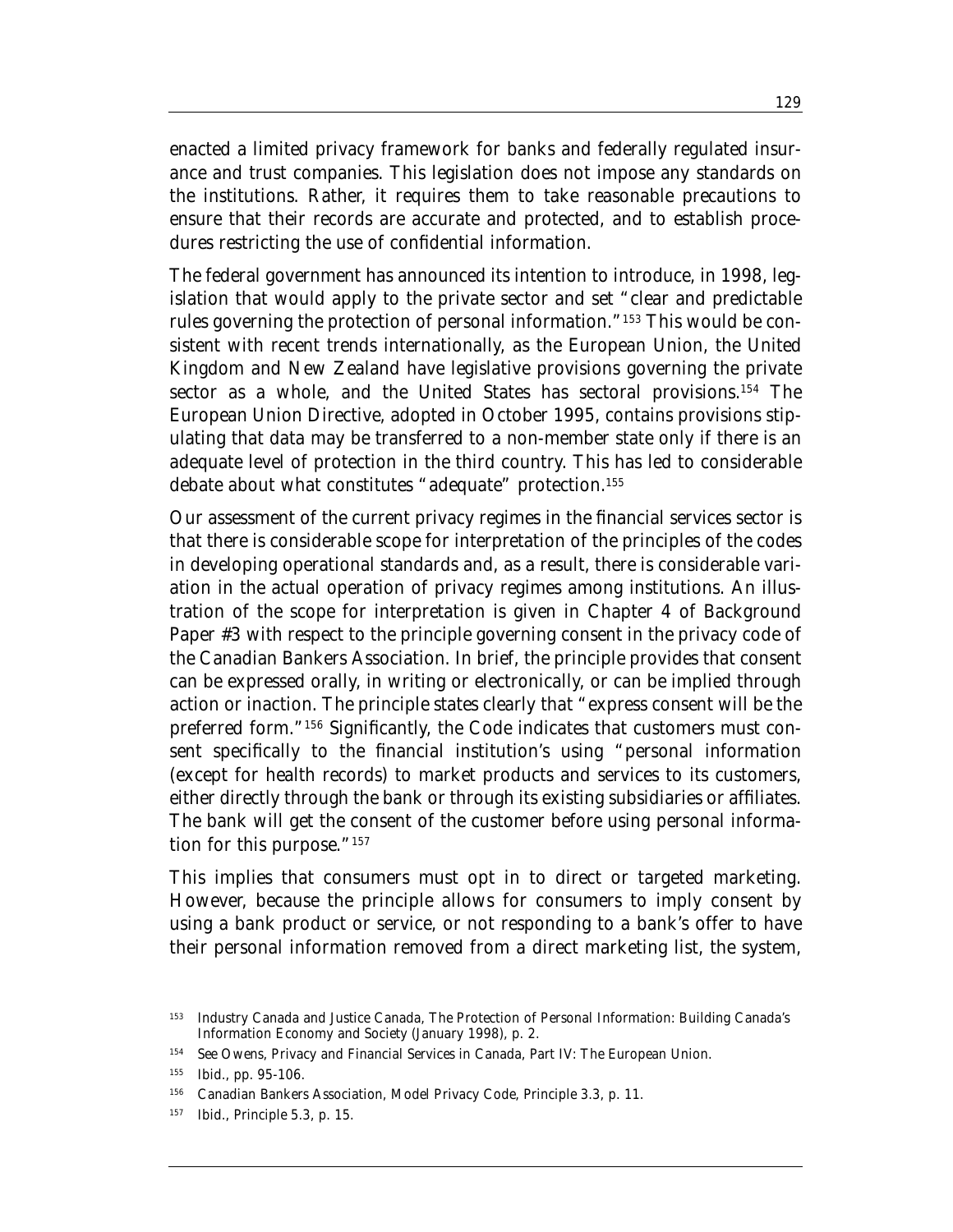enacted a limited privacy framework for banks and federally regulated insurance and trust companies. This legislation does not impose any standards on the institutions. Rather, it requires them to take reasonable precautions to ensure that their records are accurate and protected, and to establish procedures restricting the use of confidential information.

The federal government has announced its intention to introduce, in 1998, legislation that would apply to the private sector and set "clear and predictable rules governing the protection of personal information."[153] This would be consistent with recent trends internationally, as the European Union, the United Kingdom and New Zealand have legislative provisions governing the private sector as a whole, and the United States has sectoral provisions.[154] The European Union Directive, adopted in October 1995, contains provisions stipulating that data may be transferred to a non-member state only if there is an adequate level of protection in the third country. This has led to considerable debate about what constitutes "adequate" protection.[155]

Our assessment of the current privacy regimes in the financial services sector is that there is considerable scope for interpretation of the principles of the codes in developing operational standards and, as a result, there is considerable variation in the actual operation of privacy regimes among institutions. An illustration of the scope for interpretation is given in Chapter 4 of Background Paper #3 with respect to the principle governing consent in the privacy code of the Canadian Bankers Association. In brief, the principle provides that consent can be expressed orally, in writing or electronically, or can be implied through action or inaction. The principle states clearly that "express consent will be the preferred form."[156] Significantly, the Code indicates that customers must consent specifically to the financial institution's using "personal information (except for health records) to market products and services to its customers, either directly through the bank or through its existing subsidiaries or affiliates. The bank will get the consent of the customer before using personal information for this purpose."[157]

This implies that consumers must opt in to direct or targeted marketing. However, because the principle allows for consumers to imply consent by using a bank product or service, or not responding to a bank's offer to have their personal information removed from a direct marketing list, the system,

---

[153] Industry Canada and Justice Canada, *The Protection of Personal Information: Building Canada's Information Economy and Society* (January 1998), p. 2.

[154] See Owens, *Privacy and Financial Services in Canada*, Part IV: The European Union.

[155] *Ibid.*, pp. 95-106.

[156] Canadian Bankers Association, *Model Privacy Code*, Principle 3.3, p. 11.

[157] *Ibid.*, Principle 5.3, p. 15.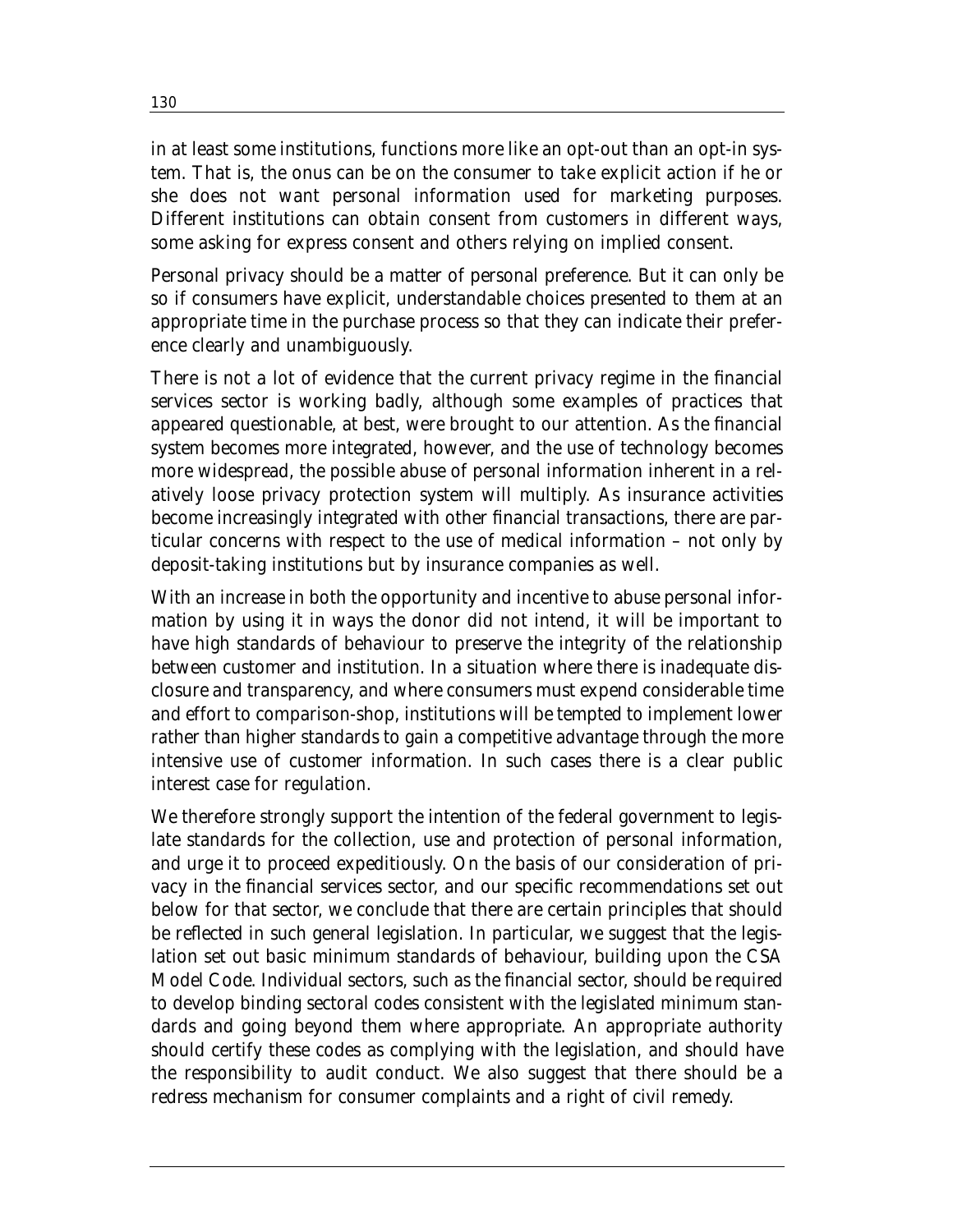in at least some institutions, functions more like an opt-out than an opt-in system. That is, the onus can be on the consumer to take explicit action if he or she does not want personal information used for marketing purposes. Different institutions can obtain consent from customers in different ways, some asking for express consent and others relying on implied consent.

Personal privacy should be a matter of personal preference. But it can only be so if consumers have explicit, understandable choices presented to them at an appropriate time in the purchase process so that they can indicate their preference clearly and unambiguously.

There is not a lot of evidence that the current privacy regime in the financial services sector is working badly, although some examples of practices that appeared questionable, at best, were brought to our attention. As the financial system becomes more integrated, however, and the use of technology becomes more widespread, the possible abuse of personal information inherent in a relatively loose privacy protection system will multiply. As insurance activities become increasingly integrated with other financial transactions, there are particular concerns with respect to the use of medical information – not only by deposit-taking institutions but by insurance companies as well.

With an increase in both the opportunity and incentive to abuse personal information by using it in ways the donor did not intend, it will be important to have high standards of behaviour to preserve the integrity of the relationship between customer and institution. In a situation where there is inadequate disclosure and transparency, and where consumers must expend considerable time and effort to comparison-shop, institutions will be tempted to implement lower rather than higher standards to gain a competitive advantage through the more intensive use of customer information. In such cases there is a clear public interest case for regulation.

We therefore strongly support the intention of the federal government to legislate standards for the collection, use and protection of personal information, and urge it to proceed expeditiously. On the basis of our consideration of privacy in the financial services sector, and our specific recommendations set out below for that sector, we conclude that there are certain principles that should be reflected in such general legislation. In particular, we suggest that the legislation set out basic minimum standards of behaviour, building upon the CSA Model Code. Individual sectors, such as the financial sector, should be required to develop binding sectoral codes consistent with the legislated minimum standards and going beyond them where appropriate. An appropriate authority should certify these codes as complying with the legislation, and should have the responsibility to audit conduct. We also suggest that there should be a redress mechanism for consumer complaints and a right of civil remedy.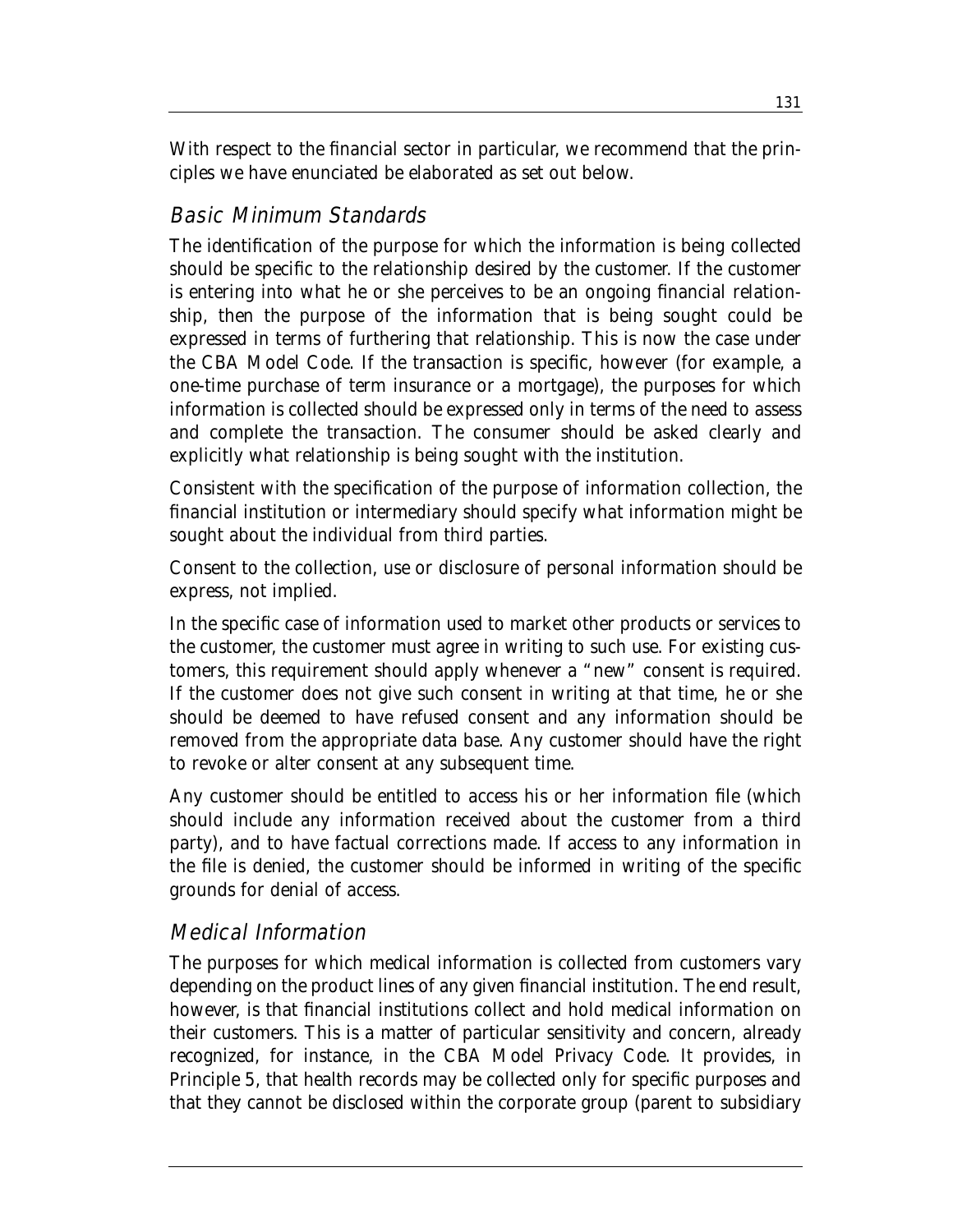With respect to the financial sector in particular, we recommend that the principles we have enunciated be elaborated as set out below.

### *Basic Minimum Standards*

The identification of the purpose for which the information is being collected should be specific to the relationship desired by the customer. If the customer is entering into what he or she perceives to be an ongoing financial relationship, then the purpose of the information that is being sought could be expressed in terms of furthering that relationship. This is now the case under the CBA Model Code. If the transaction is specific, however (for example, a one-time purchase of term insurance or a mortgage), the purposes for which information is collected should be expressed only in terms of the need to assess and complete the transaction. The consumer should be asked clearly and explicitly what relationship is being sought with the institution.

Consistent with the specification of the purpose of information collection, the financial institution or intermediary should specify what information might be sought about the individual from third parties.

Consent to the collection, use or disclosure of personal information should be express, not implied.

In the specific case of information used to market other products or services to the customer, the customer must agree in writing to such use. For existing customers, this requirement should apply whenever a "new" consent is required. If the customer does not give such consent in writing at that time, he or she should be deemed to have refused consent and any information should be removed from the appropriate data base. Any customer should have the right to revoke or alter consent at any subsequent time.

Any customer should be entitled to access his or her information file (which should include any information received about the customer from a third party), and to have factual corrections made. If access to any information in the file is denied, the customer should be informed in writing of the specific grounds for denial of access.

### *Medical Information*

The purposes for which medical information is collected from customers vary depending on the product lines of any given financial institution. The end result, however, is that financial institutions collect and hold medical information on their customers. This is a matter of particular sensitivity and concern, already recognized, for instance, in the CBA Model Privacy Code. It provides, in Principle 5, that health records may be collected only for specific purposes and that they cannot be disclosed within the corporate group (parent to subsidiary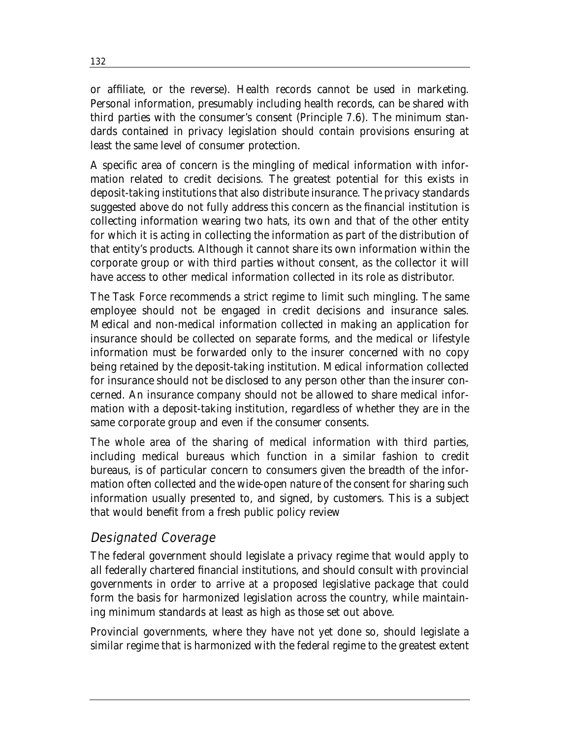or affiliate, or the reverse). Health records cannot be used in marketing. Personal information, presumably including health records, can be shared with third parties with the consumer's consent (Principle 7.6). The minimum standards contained in privacy legislation should contain provisions ensuring at least the same level of consumer protection.

A specific area of concern is the mingling of medical information with information related to credit decisions. The greatest potential for this exists in deposit-taking institutions that also distribute insurance. The privacy standards suggested above do not fully address this concern as the financial institution is collecting information wearing two hats, its own and that of the other entity for which it is acting in collecting the information as part of the distribution of that entity's products. Although it cannot share its own information within the corporate group or with third parties without consent, as the collector it will have access to other medical information collected in its role as distributor.

The Task Force recommends a strict regime to limit such mingling. The same employee should not be engaged in credit decisions and insurance sales. Medical and non-medical information collected in making an application for insurance should be collected on separate forms, and the medical or lifestyle information must be forwarded only to the insurer concerned with no copy being retained by the deposit-taking institution. Medical information collected for insurance should not be disclosed to any person other than the insurer concerned. An insurance company should not be allowed to share medical information with a deposit-taking institution, regardless of whether they are in the same corporate group and even if the consumer consents.

The whole area of the sharing of medical information with third parties, including medical bureaus which function in a similar fashion to credit bureaus, is of particular concern to consumers given the breadth of the information often collected and the wide-open nature of the consent for sharing such information usually presented to, and signed, by customers. This is a subject that would benefit from a fresh public policy review

## *Designated Coverage*

The federal government should legislate a privacy regime that would apply to all federally chartered financial institutions, and should consult with provincial governments in order to arrive at a proposed legislative package that could form the basis for harmonized legislation across the country, while maintaining minimum standards at least as high as those set out above.

Provincial governments, where they have not yet done so, should legislate a similar regime that is harmonized with the federal regime to the greatest extent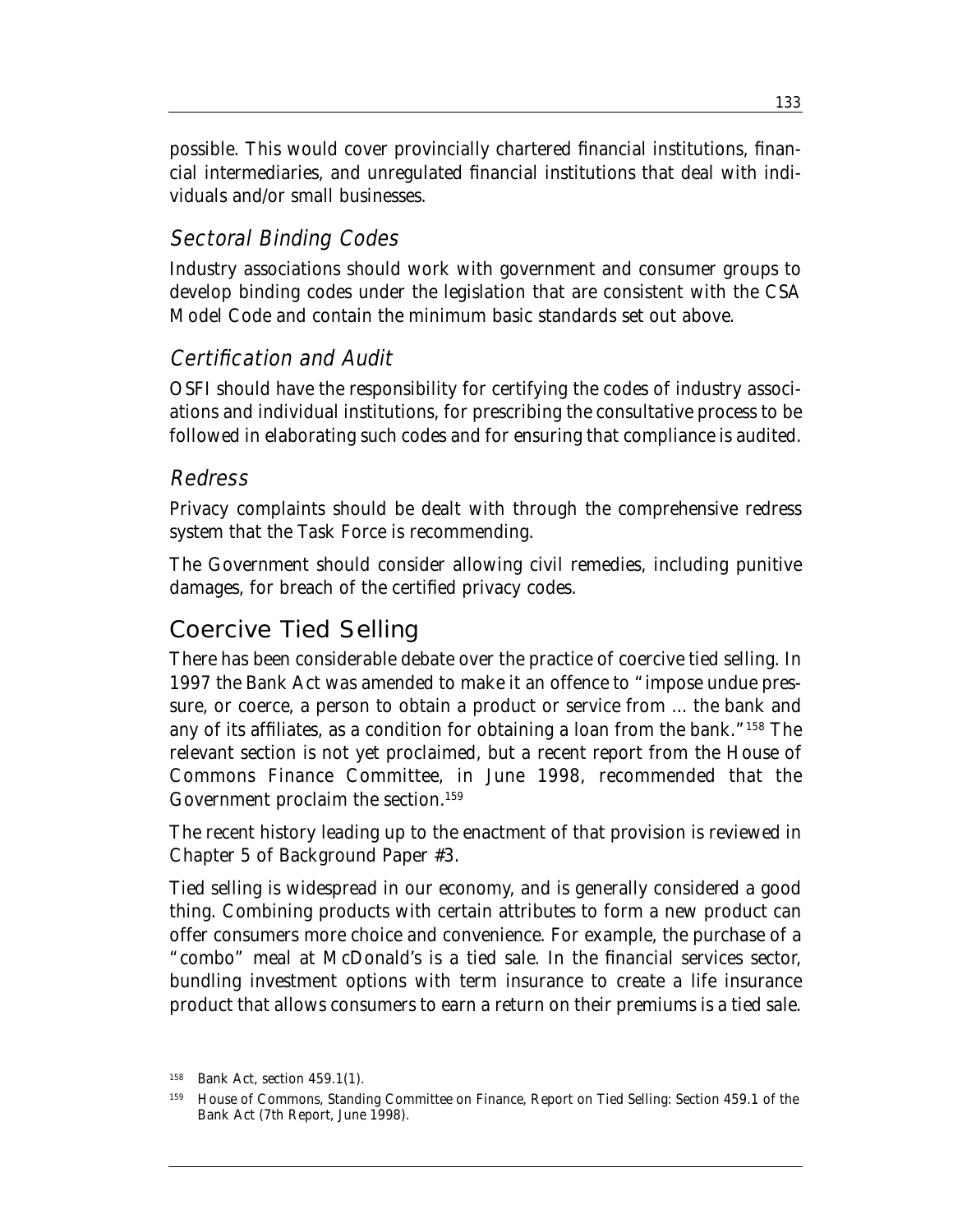possible. This would cover provincially chartered financial institutions, financial intermediaries, and unregulated financial institutions that deal with individuals and/or small businesses.

### *Sectoral Binding Codes*

Industry associations should work with government and consumer groups to develop binding codes under the legislation that are consistent with the CSA Model Code and contain the minimum basic standards set out above.

### *Certification and Audit*

OSFI should have the responsibility for certifying the codes of industry associations and individual institutions, for prescribing the consultative process to be followed in elaborating such codes and for ensuring that compliance is audited.

### *Redress*

Privacy complaints should be dealt with through the comprehensive redress system that the Task Force is recommending.

The Government should consider allowing civil remedies, including punitive damages, for breach of the certified privacy codes.

## Coercive Tied Selling

There has been considerable debate over the practice of coercive tied selling. In 1997 the Bank Act was amended to make it an offence to "impose undue pressure, or coerce, a person to obtain a product or service from ... the bank and any of its affiliates, as a condition for obtaining a loan from the bank."[158] The relevant section is not yet proclaimed, but a recent report from the House of Commons Finance Committee, in June 1998, recommended that the Government proclaim the section.[159]

The recent history leading up to the enactment of that provision is reviewed in Chapter 5 of Background Paper #3.

Tied selling is widespread in our economy, and is generally considered a good thing. Combining products with certain attributes to form a new product can offer consumers more choice and convenience. For example, the purchase of a "combo" meal at McDonald's is a tied sale. In the financial services sector, bundling investment options with term insurance to create a life insurance product that allows consumers to earn a return on their premiums is a tied sale.

[158] *Bank Act*, section 459.1(1).

[159] House of Commons, Standing Committee on Finance, *Report on Tied Selling: Section 459.1 of the Bank Act* (7th Report, June 1998).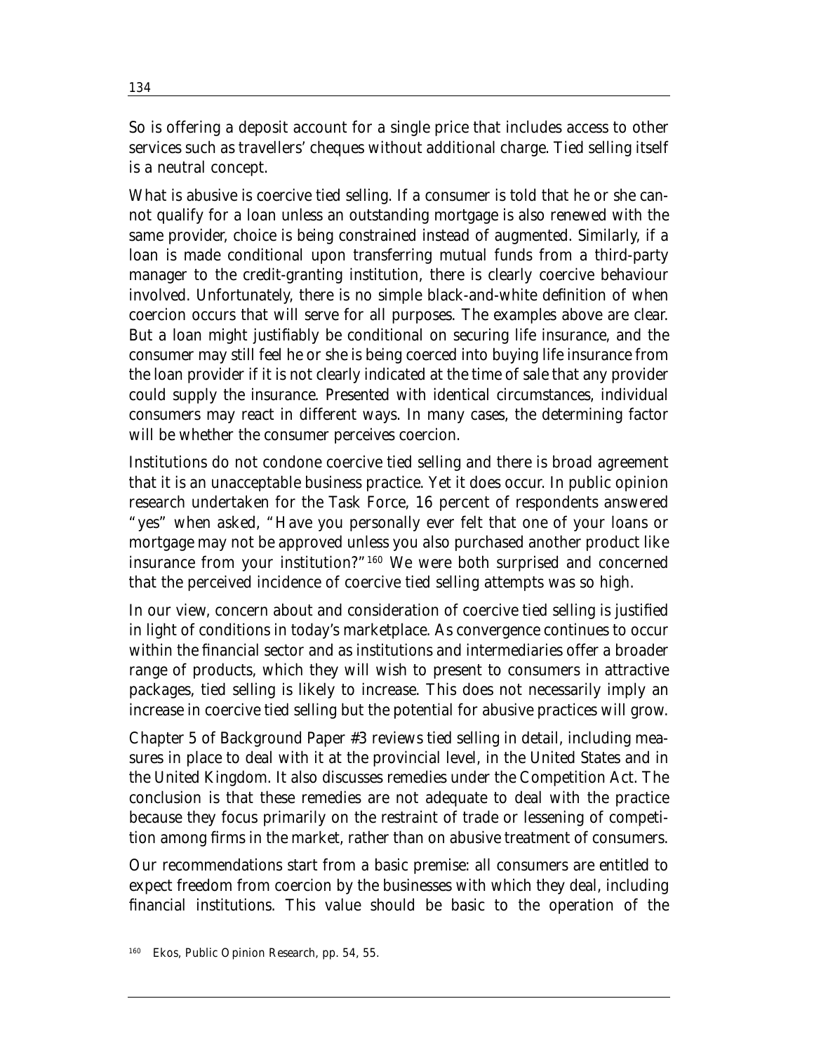So is offering a deposit account for a single price that includes access to other services such as travellers' cheques without additional charge. Tied selling itself is a neutral concept.

What is abusive is coercive tied selling. If a consumer is told that he or she cannot qualify for a loan unless an outstanding mortgage is also renewed with the same provider, choice is being constrained instead of augmented. Similarly, if a loan is made conditional upon transferring mutual funds from a third-party manager to the credit-granting institution, there is clearly coercive behaviour involved. Unfortunately, there is no simple black-and-white definition of when coercion occurs that will serve for all purposes. The examples above are clear. But a loan might justifiably be conditional on securing life insurance, and the consumer may still feel he or she is being coerced into buying life insurance from the loan provider if it is not clearly indicated at the time of sale that any provider could supply the insurance. Presented with identical circumstances, individual consumers may react in different ways. In many cases, the determining factor will be whether the consumer perceives coercion.

Institutions do not condone coercive tied selling and there is broad agreement that it is an unacceptable business practice. Yet it does occur. In public opinion research undertaken for the Task Force, 16 percent of respondents answered "yes" when asked, "Have you personally ever felt that one of your loans or mortgage may not be approved unless you also purchased another product like insurance from your institution?"[160] We were both surprised and concerned that the perceived incidence of coercive tied selling attempts was so high.

In our view, concern about and consideration of coercive tied selling is justified in light of conditions in today's marketplace. As convergence continues to occur within the financial sector and as institutions and intermediaries offer a broader range of products, which they will wish to present to consumers in attractive packages, tied selling is likely to increase. This does not necessarily imply an increase in coercive tied selling but the potential for abusive practices will grow.

Chapter 5 of Background Paper #3 reviews tied selling in detail, including measures in place to deal with it at the provincial level, in the United States and in the United Kingdom. It also discusses remedies under the Competition Act. The conclusion is that these remedies are not adequate to deal with the practice because they focus primarily on the restraint of trade or lessening of competition among firms in the market, rather than on abusive treatment of consumers.

Our recommendations start from a basic premise: all consumers are entitled to expect freedom from coercion by the businesses with which they deal, including financial institutions. This value should be basic to the operation of the

[160] Ekos, Public Opinion Research, pp. 54, 55.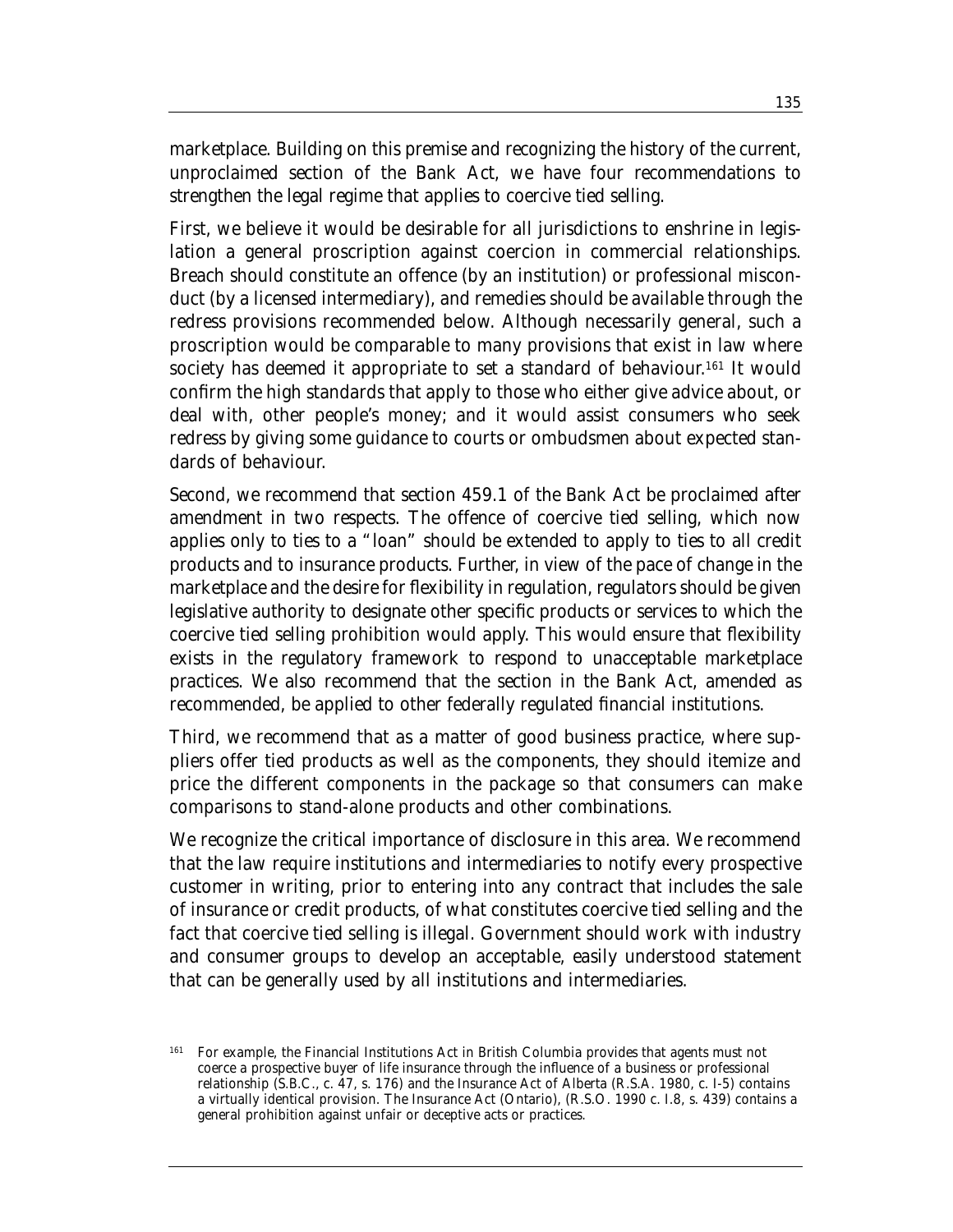marketplace. Building on this premise and recognizing the history of the current, unproclaimed section of the Bank Act, we have four recommendations to strengthen the legal regime that applies to coercive tied selling.

First, we believe it would be desirable for all jurisdictions to enshrine in legislation a general proscription against coercion in commercial relationships. Breach should constitute an offence (by an institution) or professional misconduct (by a licensed intermediary), and remedies should be available through the redress provisions recommended below. Although necessarily general, such a proscription would be comparable to many provisions that exist in law where society has deemed it appropriate to set a standard of behaviour.[161] It would confirm the high standards that apply to those who either give advice about, or deal with, other people's money; and it would assist consumers who seek redress by giving some guidance to courts or ombudsmen about expected standards of behaviour.

Second, we recommend that section 459.1 of the Bank Act be proclaimed after amendment in two respects. The offence of coercive tied selling, which now applies only to ties to a "loan" should be extended to apply to ties to all credit products and to insurance products. Further, in view of the pace of change in the marketplace and the desire for flexibility in regulation, regulators should be given legislative authority to designate other specific products or services to which the coercive tied selling prohibition would apply. This would ensure that flexibility exists in the regulatory framework to respond to unacceptable marketplace practices. We also recommend that the section in the Bank Act, amended as recommended, be applied to other federally regulated financial institutions.

Third, we recommend that as a matter of good business practice, where suppliers offer tied products as well as the components, they should itemize and price the different components in the package so that consumers can make comparisons to stand-alone products and other combinations.

We recognize the critical importance of disclosure in this area. We recommend that the law require institutions and intermediaries to notify every prospective customer in writing, prior to entering into any contract that includes the sale of insurance or credit products, of what constitutes coercive tied selling and the fact that coercive tied selling is illegal. Government should work with industry and consumer groups to develop an acceptable, easily understood statement that can be generally used by all institutions and intermediaries.

[161] For example, the Financial Institutions Act in British Columbia provides that agents must not coerce a prospective buyer of life insurance through the influence of a business or professional relationship (S.B.C., c. 47, s. 176) and the Insurance Act of Alberta (R.S.A. 1980, c. I-5) contains a virtually identical provision. The Insurance Act (Ontario), (R.S.O. 1990 c. I.8, s. 439) contains a general prohibition against unfair or deceptive acts or practices.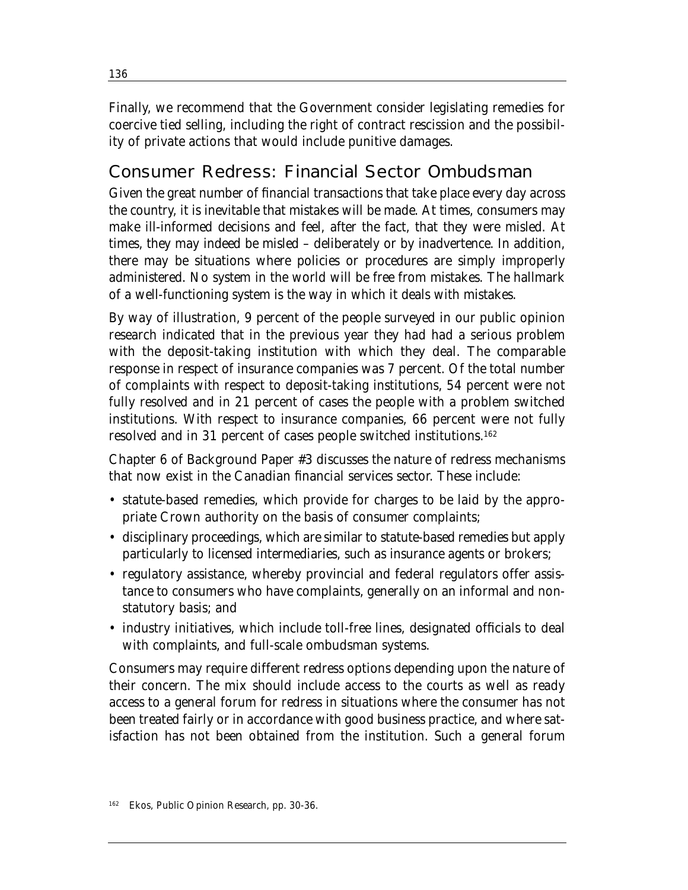Finally, we recommend that the Government consider legislating remedies for coercive tied selling, including the right of contract rescission and the possibility of private actions that would include punitive damages.

## Consumer Redress: Financial Sector Ombudsman

Given the great number of financial transactions that take place every day across the country, it is inevitable that mistakes will be made. At times, consumers may make ill-informed decisions and feel, after the fact, that they were misled. At times, they may indeed be misled – deliberately or by inadvertence. In addition, there may be situations where policies or procedures are simply improperly administered. No system in the world will be free from mistakes. The hallmark of a well-functioning system is the way in which it deals with mistakes.

By way of illustration, 9 percent of the people surveyed in our public opinion research indicated that in the previous year they had had a serious problem with the deposit-taking institution with which they deal. The comparable response in respect of insurance companies was 7 percent. Of the total number of complaints with respect to deposit-taking institutions, 54 percent were not fully resolved and in 21 percent of cases the people with a problem switched institutions. With respect to insurance companies, 66 percent were not fully resolved and in 31 percent of cases people switched institutions.[162]

Chapter 6 of Background Paper #3 discusses the nature of redress mechanisms that now exist in the Canadian financial services sector. These include:

- statute-based remedies, which provide for charges to be laid by the appropriate Crown authority on the basis of consumer complaints;
- disciplinary proceedings, which are similar to statute-based remedies but apply particularly to licensed intermediaries, such as insurance agents or brokers;
- regulatory assistance, whereby provincial and federal regulators offer assistance to consumers who have complaints, generally on an informal and non-statutory basis; and
- industry initiatives, which include toll-free lines, designated officials to deal with complaints, and full-scale ombudsman systems.

Consumers may require different redress options depending upon the nature of their concern. The mix should include access to the courts as well as ready access to a general forum for redress in situations where the consumer has not been treated fairly or in accordance with good business practice, and where satisfaction has not been obtained from the institution. Such a general forum

[162] Ekos, Public Opinion Research, pp. 30-36.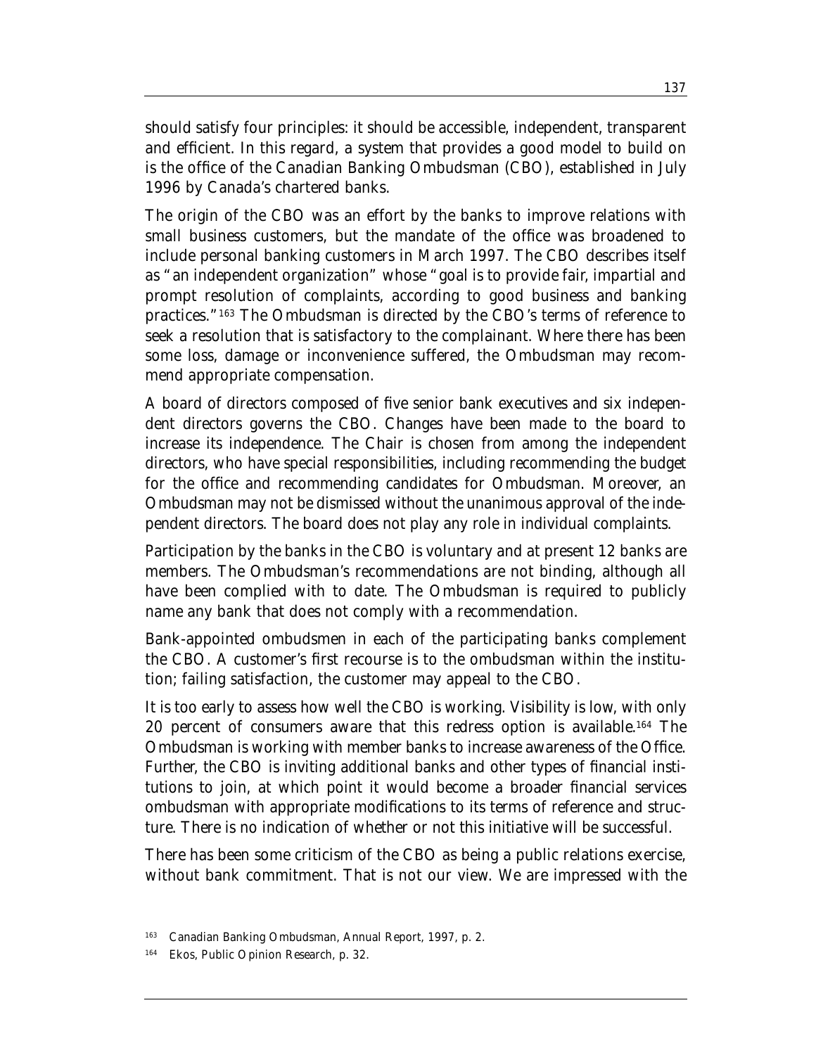should satisfy four principles: it should be accessible, independent, transparent and efficient. In this regard, a system that provides a good model to build on is the office of the Canadian Banking Ombudsman (CBO), established in July 1996 by Canada's chartered banks.

The origin of the CBO was an effort by the banks to improve relations with small business customers, but the mandate of the office was broadened to include personal banking customers in March 1997. The CBO describes itself as "an independent organization" whose "goal is to provide fair, impartial and prompt resolution of complaints, according to good business and banking practices."[163] The Ombudsman is directed by the CBO's terms of reference to seek a resolution that is satisfactory to the complainant. Where there has been some loss, damage or inconvenience suffered, the Ombudsman may recommend appropriate compensation.

A board of directors composed of five senior bank executives and six independent directors governs the CBO. Changes have been made to the board to increase its independence. The Chair is chosen from among the independent directors, who have special responsibilities, including recommending the budget for the office and recommending candidates for Ombudsman. Moreover, an Ombudsman may not be dismissed without the unanimous approval of the independent directors. The board does not play any role in individual complaints.

Participation by the banks in the CBO is voluntary and at present 12 banks are members. The Ombudsman's recommendations are not binding, although all have been complied with to date. The Ombudsman is required to publicly name any bank that does not comply with a recommendation.

Bank-appointed ombudsmen in each of the participating banks complement the CBO. A customer's first recourse is to the ombudsman within the institution; failing satisfaction, the customer may appeal to the CBO.

It is too early to assess how well the CBO is working. Visibility is low, with only 20 percent of consumers aware that this redress option is available.[164] The Ombudsman is working with member banks to increase awareness of the Office. Further, the CBO is inviting additional banks and other types of financial institutions to join, at which point it would become a broader financial services ombudsman with appropriate modifications to its terms of reference and structure. There is no indication of whether or not this initiative will be successful.

There has been some criticism of the CBO as being a public relations exercise, without bank commitment. That is not our view. We are impressed with the

[163] Canadian Banking Ombudsman, *Annual Report*, 1997, p. 2.

[164] Ekos, *Public Opinion Research*, p. 32.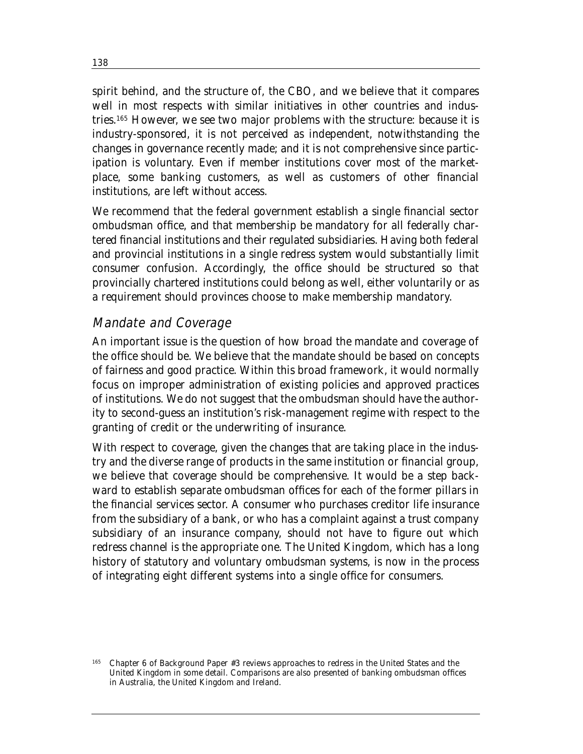spirit behind, and the structure of, the CBO, and we believe that it compares well in most respects with similar initiatives in other countries and industries.[165] However, we see two major problems with the structure: because it is industry-sponsored, it is not perceived as independent, notwithstanding the changes in governance recently made; and it is not comprehensive since participation is voluntary. Even if member institutions cover most of the marketplace, some banking customers, as well as customers of other financial institutions, are left without access.

We recommend that the federal government establish a single financial sector ombudsman office, and that membership be mandatory for all federally chartered financial institutions and their regulated subsidiaries. Having both federal and provincial institutions in a single redress system would substantially limit consumer confusion. Accordingly, the office should be structured so that provincially chartered institutions could belong as well, either voluntarily or as a requirement should provinces choose to make membership mandatory.

## *Mandate and Coverage*

An important issue is the question of how broad the mandate and coverage of the office should be. We believe that the mandate should be based on concepts of fairness and good practice. Within this broad framework, it would normally focus on improper administration of existing policies and approved practices of institutions. We do not suggest that the ombudsman should have the authority to second-guess an institution's risk-management regime with respect to the granting of credit or the underwriting of insurance.

With respect to coverage, given the changes that are taking place in the industry and the diverse range of products in the same institution or financial group, we believe that coverage should be comprehensive. It would be a step backward to establish separate ombudsman offices for each of the former pillars in the financial services sector. A consumer who purchases creditor life insurance from the subsidiary of a bank, or who has a complaint against a trust company subsidiary of an insurance company, should not have to figure out which redress channel is the appropriate one. The United Kingdom, which has a long history of statutory and voluntary ombudsman systems, is now in the process of integrating eight different systems into a single office for consumers.

[165] Chapter 6 of Background Paper #3 reviews approaches to redress in the United States and the United Kingdom in some detail. Comparisons are also presented of banking ombudsman offices in Australia, the United Kingdom and Ireland.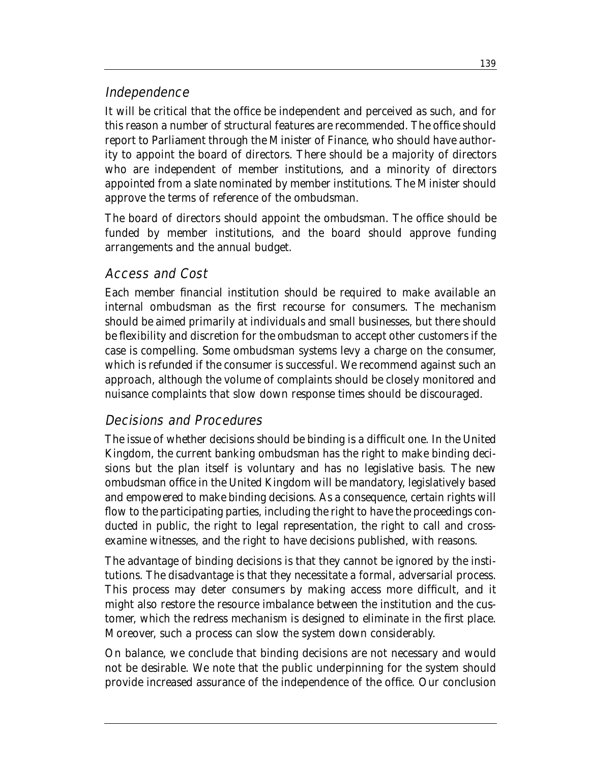### *Independence*

It will be critical that the office be independent and perceived as such, and for this reason a number of structural features are recommended. The office should report to Parliament through the Minister of Finance, who should have authority to appoint the board of directors. There should be a majority of directors who are independent of member institutions, and a minority of directors appointed from a slate nominated by member institutions. The Minister should approve the terms of reference of the ombudsman.

The board of directors should appoint the ombudsman. The office should be funded by member institutions, and the board should approve funding arrangements and the annual budget.

### *Access and Cost*

Each member financial institution should be required to make available an internal ombudsman as the first recourse for consumers. The mechanism should be aimed primarily at individuals and small businesses, but there should be flexibility and discretion for the ombudsman to accept other customers if the case is compelling. Some ombudsman systems levy a charge on the consumer, which is refunded if the consumer is successful. We recommend against such an approach, although the volume of complaints should be closely monitored and nuisance complaints that slow down response times should be discouraged.

### *Decisions and Procedures*

The issue of whether decisions should be binding is a difficult one. In the United Kingdom, the current banking ombudsman has the right to make binding decisions but the plan itself is voluntary and has no legislative basis. The new ombudsman office in the United Kingdom will be mandatory, legislatively based and empowered to make binding decisions. As a consequence, certain rights will flow to the participating parties, including the right to have the proceedings conducted in public, the right to legal representation, the right to call and cross-examine witnesses, and the right to have decisions published, with reasons.

The advantage of binding decisions is that they cannot be ignored by the institutions. The disadvantage is that they necessitate a formal, adversarial process. This process may deter consumers by making access more difficult, and it might also restore the resource imbalance between the institution and the customer, which the redress mechanism is designed to eliminate in the first place. Moreover, such a process can slow the system down considerably.

On balance, we conclude that binding decisions are not necessary and would not be desirable. We note that the public underpinning for the system should provide increased assurance of the independence of the office. Our conclusion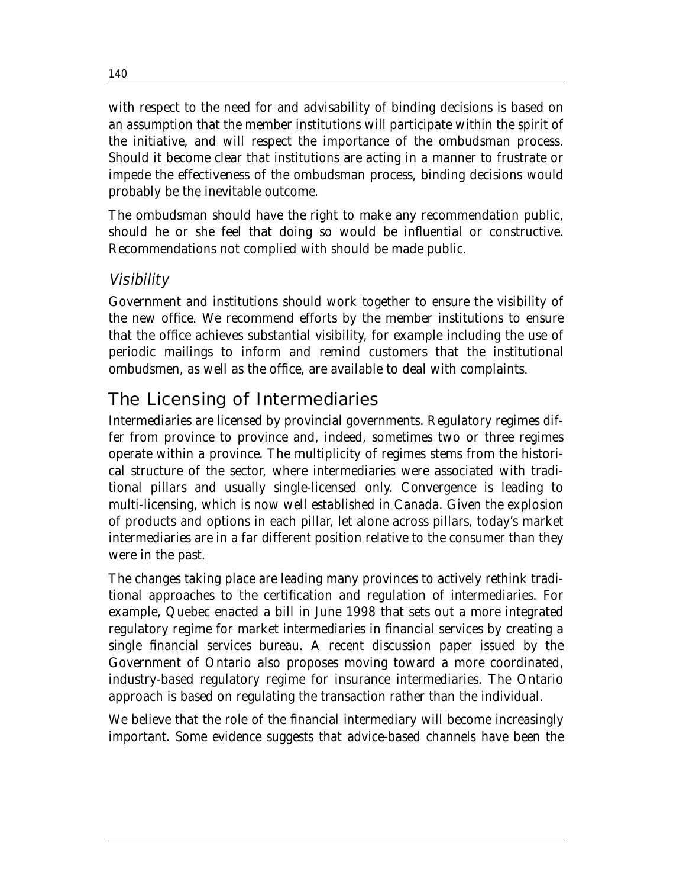with respect to the need for and advisability of binding decisions is based on an assumption that the member institutions will participate within the spirit of the initiative, and will respect the importance of the ombudsman process. Should it become clear that institutions are acting in a manner to frustrate or impede the effectiveness of the ombudsman process, binding decisions would probably be the inevitable outcome.

The ombudsman should have the right to make any recommendation public, should he or she feel that doing so would be influential or constructive. Recommendations not complied with should be made public.

### *Visibility*

Government and institutions should work together to ensure the visibility of the new office. We recommend efforts by the member institutions to ensure that the office achieves substantial visibility, for example including the use of periodic mailings to inform and remind customers that the institutional ombudsmen, as well as the office, are available to deal with complaints.

## The Licensing of Intermediaries

Intermediaries are licensed by provincial governments. Regulatory regimes differ from province to province and, indeed, sometimes two or three regimes operate within a province. The multiplicity of regimes stems from the historical structure of the sector, where intermediaries were associated with traditional pillars and usually single-licensed only. Convergence is leading to multi-licensing, which is now well established in Canada. Given the explosion of products and options in each pillar, let alone across pillars, today's market intermediaries are in a far different position relative to the consumer than they were in the past.

The changes taking place are leading many provinces to actively rethink traditional approaches to the certification and regulation of intermediaries. For example, Quebec enacted a bill in June 1998 that sets out a more integrated regulatory regime for market intermediaries in financial services by creating a single financial services bureau. A recent discussion paper issued by the Government of Ontario also proposes moving toward a more coordinated, industry-based regulatory regime for insurance intermediaries. The Ontario approach is based on regulating the transaction rather than the individual.

We believe that the role of the financial intermediary will become increasingly important. Some evidence suggests that advice-based channels have been the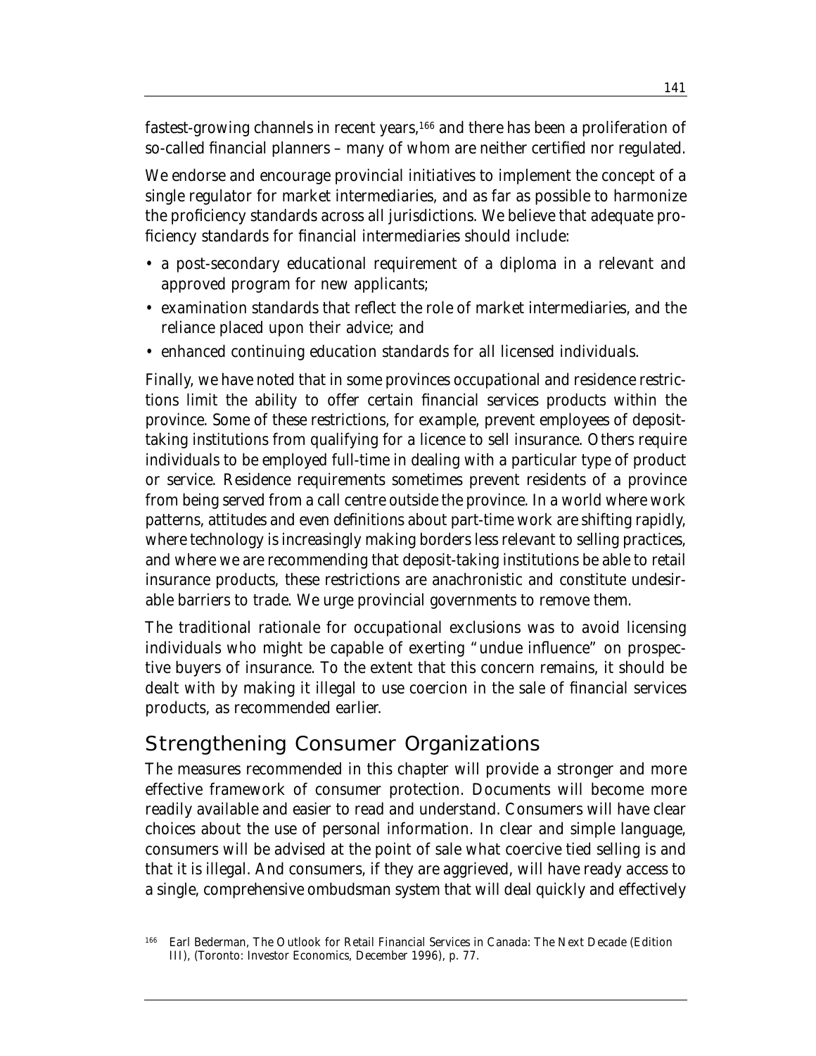fastest-growing channels in recent years,[166] and there has been a proliferation of so-called financial planners – many of whom are neither certified nor regulated.

We endorse and encourage provincial initiatives to implement the concept of a single regulator for market intermediaries, and as far as possible to harmonize the proficiency standards across all jurisdictions. We believe that adequate proficiency standards for financial intermediaries should include:

- a post-secondary educational requirement of a diploma in a relevant and approved program for new applicants;
- examination standards that reflect the role of market intermediaries, and the reliance placed upon their advice; and
- enhanced continuing education standards for all licensed individuals.

Finally, we have noted that in some provinces occupational and residence restrictions limit the ability to offer certain financial services products within the province. Some of these restrictions, for example, prevent employees of deposit-taking institutions from qualifying for a licence to sell insurance. Others require individuals to be employed full-time in dealing with a particular type of product or service. Residence requirements sometimes prevent residents of a province from being served from a call centre outside the province. In a world where work patterns, attitudes and even definitions about part-time work are shifting rapidly, where technology is increasingly making borders less relevant to selling practices, and where we are recommending that deposit-taking institutions be able to retail insurance products, these restrictions are anachronistic and constitute undesirable barriers to trade. We urge provincial governments to remove them.

The traditional rationale for occupational exclusions was to avoid licensing individuals who might be capable of exerting "undue influence" on prospective buyers of insurance. To the extent that this concern remains, it should be dealt with by making it illegal to use coercion in the sale of financial services products, as recommended earlier.

## Strengthening Consumer Organizations

The measures recommended in this chapter will provide a stronger and more effective framework of consumer protection. Documents will become more readily available and easier to read and understand. Consumers will have clear choices about the use of personal information. In clear and simple language, consumers will be advised at the point of sale what coercive tied selling is and that it is illegal. And consumers, if they are aggrieved, will have ready access to a single, comprehensive ombudsman system that will deal quickly and effectively

[166] Earl Bederman, *The Outlook for Retail Financial Services in Canada: The Next Decade (Edition III)*, (Toronto: Investor Economics, December 1996), p. 77.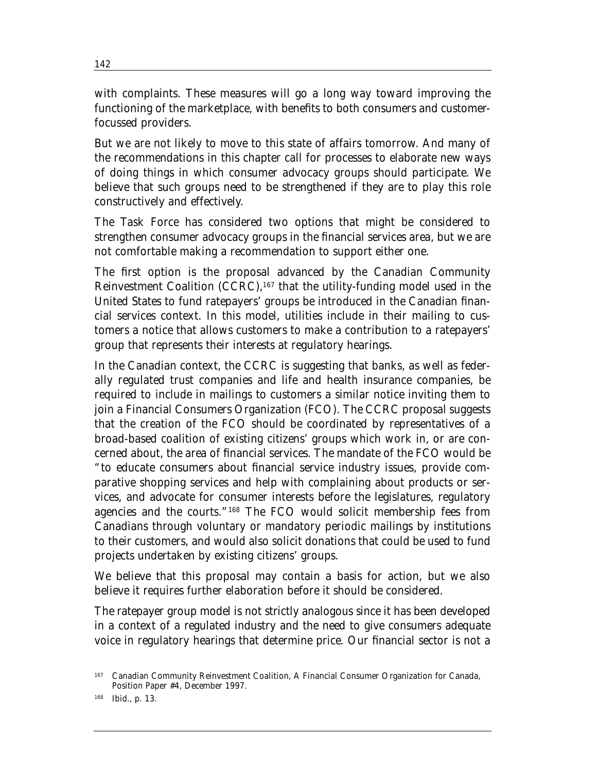with complaints. These measures will go a long way toward improving the functioning of the marketplace, with benefits to both consumers and customer-focussed providers.

But we are not likely to move to this state of affairs tomorrow. And many of the recommendations in this chapter call for processes to elaborate new ways of doing things in which consumer advocacy groups should participate. We believe that such groups need to be strengthened if they are to play this role constructively and effectively.

The Task Force has considered two options that might be considered to strengthen consumer advocacy groups in the financial services area, but we are not comfortable making a recommendation to support either one.

The first option is the proposal advanced by the Canadian Community Reinvestment Coalition (CCRC),[167] that the utility-funding model used in the United States to fund ratepayers' groups be introduced in the Canadian financial services context. In this model, utilities include in their mailing to customers a notice that allows customers to make a contribution to a ratepayers' group that represents their interests at regulatory hearings.

In the Canadian context, the CCRC is suggesting that banks, as well as federally regulated trust companies and life and health insurance companies, be required to include in mailings to customers a similar notice inviting them to join a Financial Consumers Organization (FCO). The CCRC proposal suggests that the creation of the FCO should be coordinated by representatives of a broad-based coalition of existing citizens' groups which work in, or are concerned about, the area of financial services. The mandate of the FCO would be "to educate consumers about financial service industry issues, provide comparative shopping services and help with complaining about products or services, and advocate for consumer interests before the legislatures, regulatory agencies and the courts."[168] The FCO would solicit membership fees from Canadians through voluntary or mandatory periodic mailings by institutions to their customers, and would also solicit donations that could be used to fund projects undertaken by existing citizens' groups.

We believe that this proposal may contain a basis for action, but we also believe it requires further elaboration before it should be considered.

The ratepayer group model is not strictly analogous since it has been developed in a context of a regulated industry and the need to give consumers adequate voice in regulatory hearings that determine price. Our financial sector is not a

---

[167] Canadian Community Reinvestment Coalition, *A Financial Consumer Organization for Canada*, Position Paper #4, December 1997.

[168] *Ibid.*, p. 13.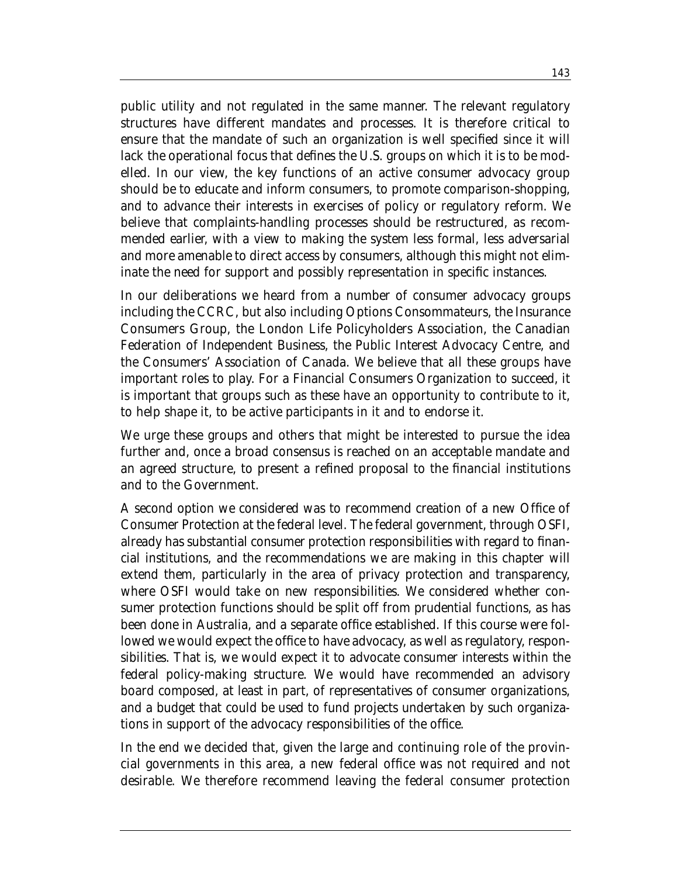public utility and not regulated in the same manner. The relevant regulatory structures have different mandates and processes. It is therefore critical to ensure that the mandate of such an organization is well specified since it will lack the operational focus that defines the U.S. groups on which it is to be modelled. In our view, the key functions of an active consumer advocacy group should be to educate and inform consumers, to promote comparison-shopping, and to advance their interests in exercises of policy or regulatory reform. We believe that complaints-handling processes should be restructured, as recommended earlier, with a view to making the system less formal, less adversarial and more amenable to direct access by consumers, although this might not eliminate the need for support and possibly representation in specific instances.

In our deliberations we heard from a number of consumer advocacy groups including the CCRC, but also including Options Consommateurs, the Insurance Consumers Group, the London Life Policyholders Association, the Canadian Federation of Independent Business, the Public Interest Advocacy Centre, and the Consumers' Association of Canada. We believe that all these groups have important roles to play. For a Financial Consumers Organization to succeed, it is important that groups such as these have an opportunity to contribute to it, to help shape it, to be active participants in it and to endorse it.

We urge these groups and others that might be interested to pursue the idea further and, once a broad consensus is reached on an acceptable mandate and an agreed structure, to present a refined proposal to the financial institutions and to the Government.

A second option we considered was to recommend creation of a new Office of Consumer Protection at the federal level. The federal government, through OSFI, already has substantial consumer protection responsibilities with regard to financial institutions, and the recommendations we are making in this chapter will extend them, particularly in the area of privacy protection and transparency, where OSFI would take on new responsibilities. We considered whether consumer protection functions should be split off from prudential functions, as has been done in Australia, and a separate office established. If this course were followed we would expect the office to have advocacy, as well as regulatory, responsibilities. That is, we would expect it to advocate consumer interests within the federal policy-making structure. We would have recommended an advisory board composed, at least in part, of representatives of consumer organizations, and a budget that could be used to fund projects undertaken by such organizations in support of the advocacy responsibilities of the office.

In the end we decided that, given the large and continuing role of the provincial governments in this area, a new federal office was not required and not desirable. We therefore recommend leaving the federal consumer protection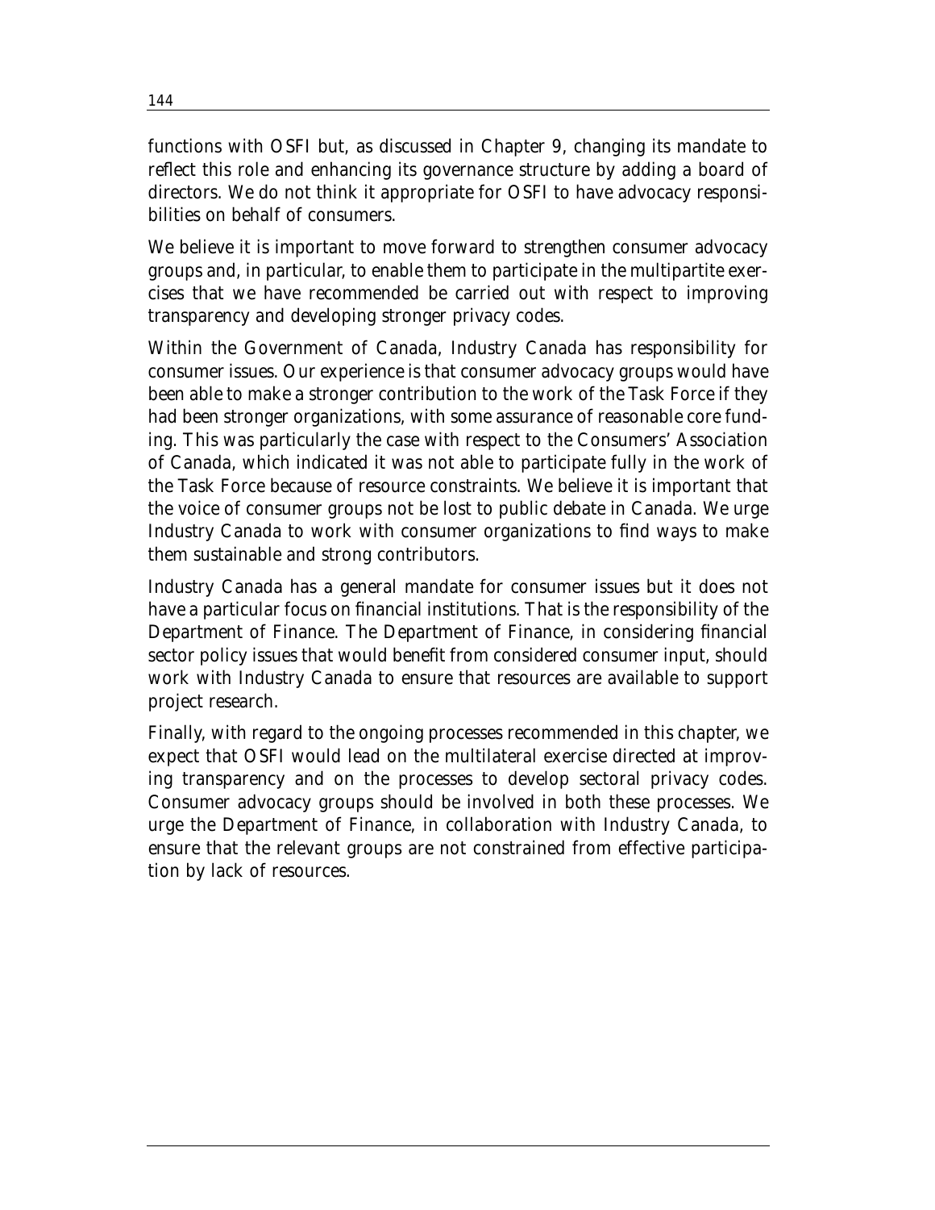functions with OSFI but, as discussed in Chapter 9, changing its mandate to reflect this role and enhancing its governance structure by adding a board of directors. We do not think it appropriate for OSFI to have advocacy responsibilities on behalf of consumers.

We believe it is important to move forward to strengthen consumer advocacy groups and, in particular, to enable them to participate in the multipartite exercises that we have recommended be carried out with respect to improving transparency and developing stronger privacy codes.

Within the Government of Canada, Industry Canada has responsibility for consumer issues. Our experience is that consumer advocacy groups would have been able to make a stronger contribution to the work of the Task Force if they had been stronger organizations, with some assurance of reasonable core funding. This was particularly the case with respect to the Consumers' Association of Canada, which indicated it was not able to participate fully in the work of the Task Force because of resource constraints. We believe it is important that the voice of consumer groups not be lost to public debate in Canada. We urge Industry Canada to work with consumer organizations to find ways to make them sustainable and strong contributors.

Industry Canada has a general mandate for consumer issues but it does not have a particular focus on financial institutions. That is the responsibility of the Department of Finance. The Department of Finance, in considering financial sector policy issues that would benefit from considered consumer input, should work with Industry Canada to ensure that resources are available to support project research.

Finally, with regard to the ongoing processes recommended in this chapter, we expect that OSFI would lead on the multilateral exercise directed at improving transparency and on the processes to develop sectoral privacy codes. Consumer advocacy groups should be involved in both these processes. We urge the Department of Finance, in collaboration with Industry Canada, to ensure that the relevant groups are not constrained from effective participation by lack of resources.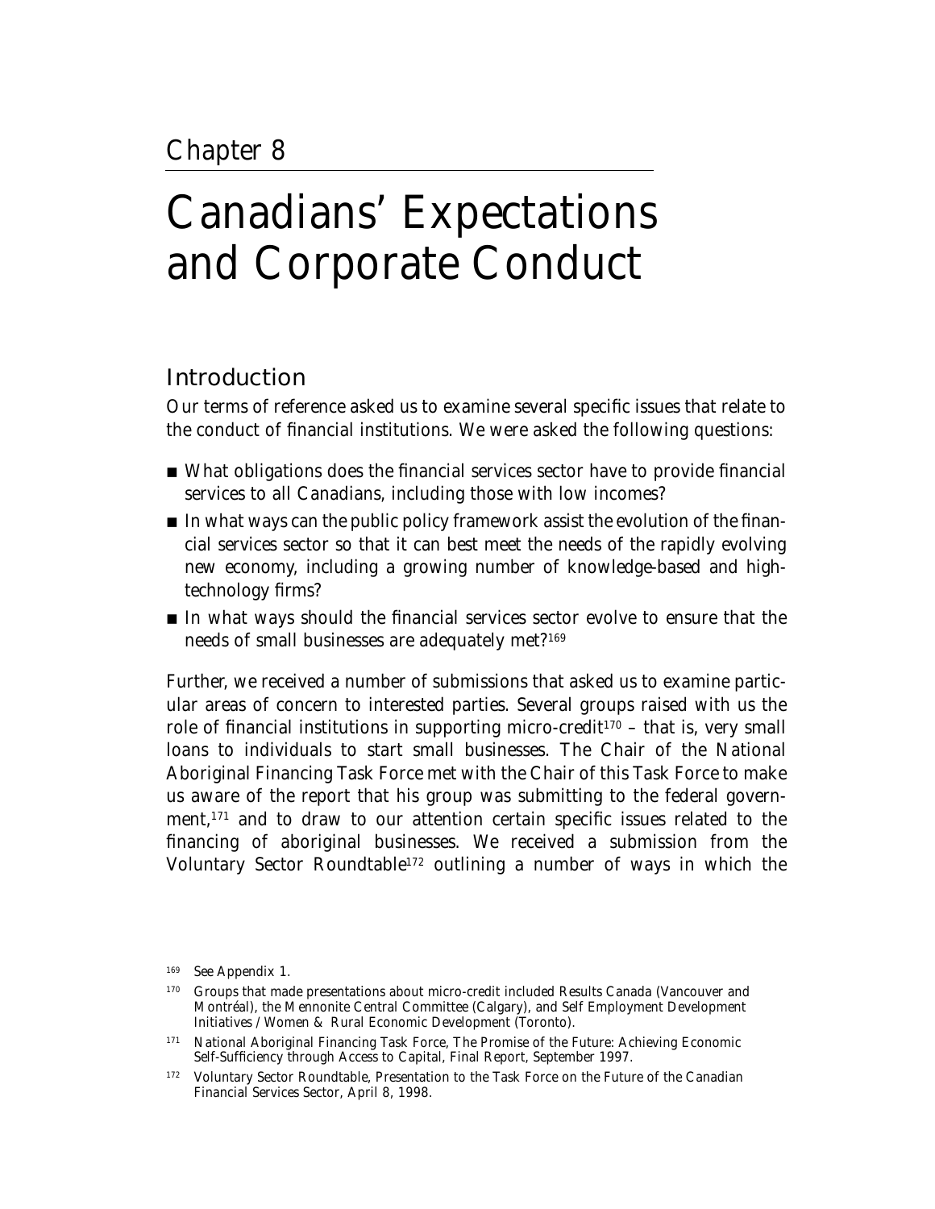Chapter 8

# Canadians' Expectations and Corporate Conduct

## Introduction

Our terms of reference asked us to examine several specific issues that relate to the conduct of financial institutions. We were asked the following questions:

- What obligations does the financial services sector have to provide financial services to all Canadians, including those with low incomes?
- In what ways can the public policy framework assist the evolution of the financial services sector so that it can best meet the needs of the rapidly evolving new economy, including a growing number of knowledge-based and high-technology firms?
- In what ways should the financial services sector evolve to ensure that the needs of small businesses are adequately met?[169]

Further, we received a number of submissions that asked us to examine particular areas of concern to interested parties. Several groups raised with us the role of financial institutions in supporting micro-credit[170] – that is, very small loans to individuals to start small businesses. The Chair of the National Aboriginal Financing Task Force met with the Chair of this Task Force to make us aware of the report that his group was submitting to the federal government,[171] and to draw to our attention certain specific issues related to the financing of aboriginal businesses. We received a submission from the Voluntary Sector Roundtable[172] outlining a number of ways in which the

[169] See Appendix 1.

[170] Groups that made presentations about micro-credit included Results Canada (Vancouver and Montréal), the Mennonite Central Committee (Calgary), and Self Employment Development Initiatives / Women & Rural Economic Development (Toronto).

[171] National Aboriginal Financing Task Force, The Promise of the Future: Achieving Economic Self-Sufficiency through Access to Capital, Final Report, September 1997.

[172] Voluntary Sector Roundtable, Presentation to the Task Force on the Future of the Canadian Financial Services Sector, April 8, 1998.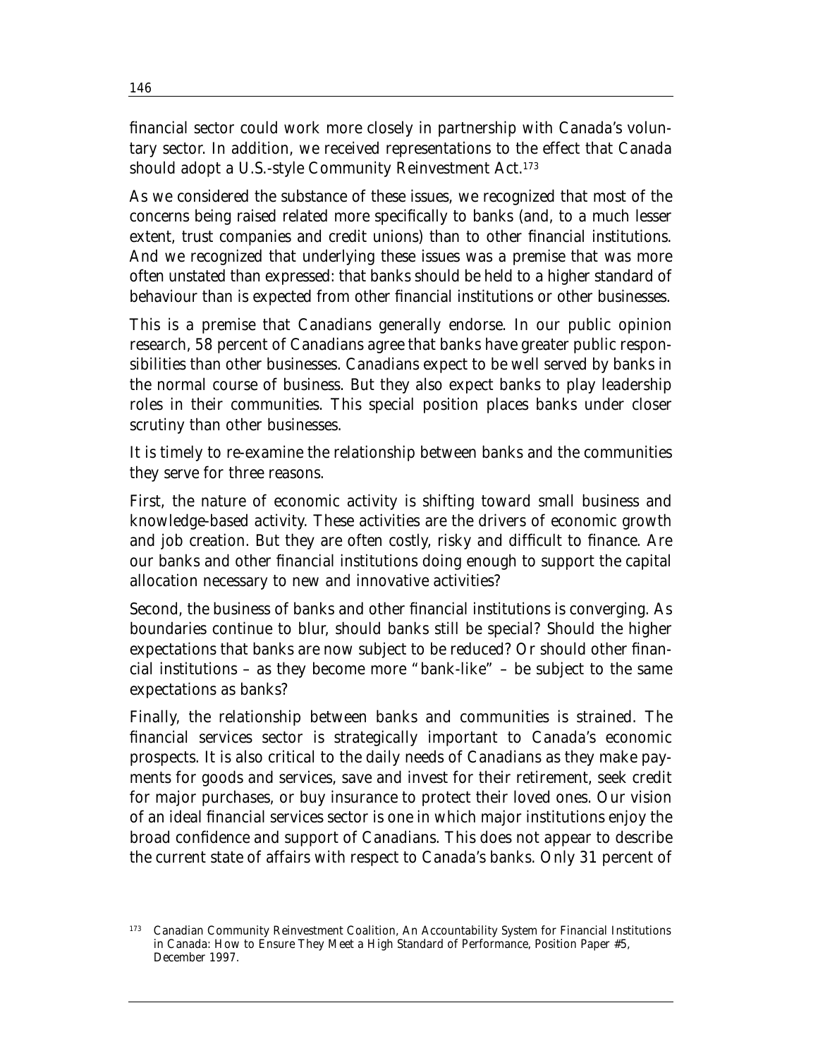financial sector could work more closely in partnership with Canada's voluntary sector. In addition, we received representations to the effect that Canada should adopt a U.S.-style Community Reinvestment Act.[173]

As we considered the substance of these issues, we recognized that most of the concerns being raised related more specifically to banks (and, to a much lesser extent, trust companies and credit unions) than to other financial institutions. And we recognized that underlying these issues was a premise that was more often unstated than expressed: that banks should be held to a higher standard of behaviour than is expected from other financial institutions or other businesses.

This is a premise that Canadians generally endorse. In our public opinion research, 58 percent of Canadians agree that banks have greater public responsibilities than other businesses. Canadians expect to be well served by banks in the normal course of business. But they also expect banks to play leadership roles in their communities. This special position places banks under closer scrutiny than other businesses.

It is timely to re-examine the relationship between banks and the communities they serve for three reasons.

First, the nature of economic activity is shifting toward small business and knowledge-based activity. These activities are the drivers of economic growth and job creation. But they are often costly, risky and difficult to finance. Are our banks and other financial institutions doing enough to support the capital allocation necessary to new and innovative activities?

Second, the business of banks and other financial institutions is converging. As boundaries continue to blur, should banks still be special? Should the higher expectations that banks are now subject to be reduced? Or should other financial institutions – as they become more "bank-like" – be subject to the same expectations as banks?

Finally, the relationship between banks and communities is strained. The financial services sector is strategically important to Canada's economic prospects. It is also critical to the daily needs of Canadians as they make payments for goods and services, save and invest for their retirement, seek credit for major purchases, or buy insurance to protect their loved ones. Our vision of an ideal financial services sector is one in which major institutions enjoy the broad confidence and support of Canadians. This does not appear to describe the current state of affairs with respect to Canada's banks. Only 31 percent of

---

[173] Canadian Community Reinvestment Coalition, *An Accountability System for Financial Institutions in Canada: How to Ensure They Meet a High Standard of Performance*, Position Paper #5, December 1997.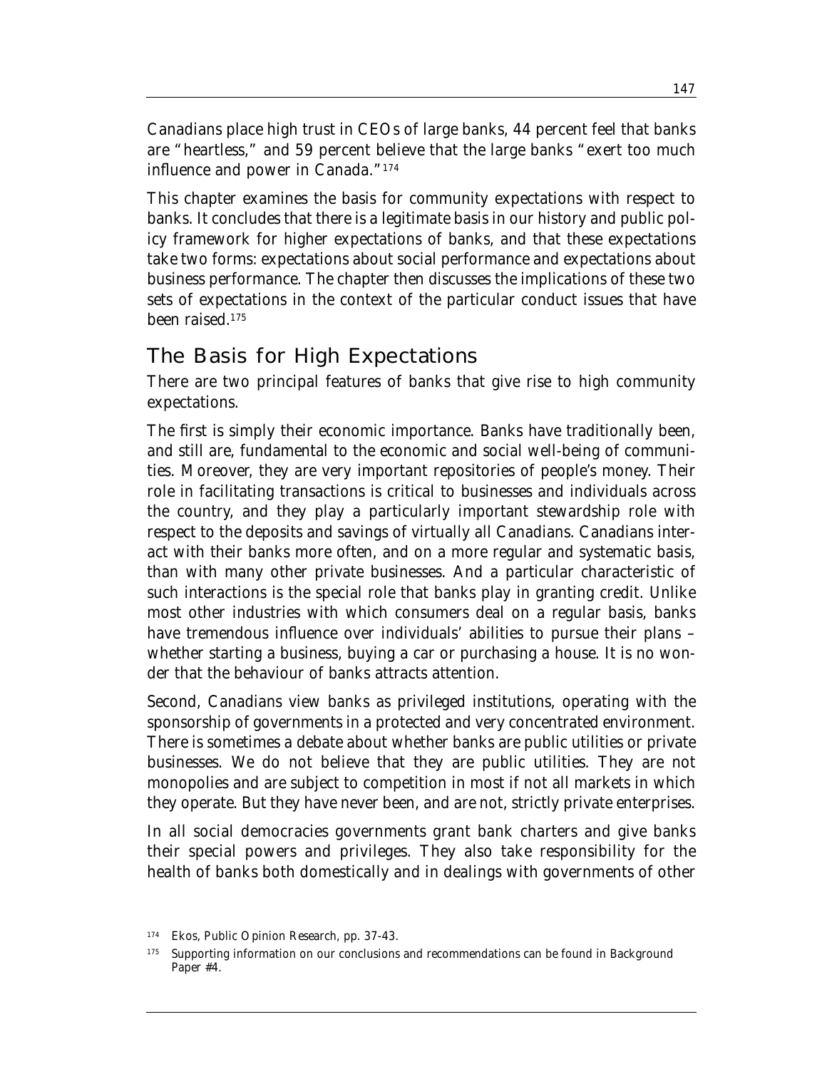Canadians place high trust in CEOs of large banks, 44 percent feel that banks are "heartless," and 59 percent believe that the large banks "exert too much influence and power in Canada."[174]

This chapter examines the basis for community expectations with respect to banks. It concludes that there is a legitimate basis in our history and public policy framework for higher expectations of banks, and that these expectations take two forms: expectations about social performance and expectations about business performance. The chapter then discusses the implications of these two sets of expectations in the context of the particular conduct issues that have been raised.[175]

## The Basis for High Expectations

There are two principal features of banks that give rise to high community expectations.

The first is simply their economic importance. Banks have traditionally been, and still are, fundamental to the economic and social well-being of communities. Moreover, they are very important repositories of people's money. Their role in facilitating transactions is critical to businesses and individuals across the country, and they play a particularly important stewardship role with respect to the deposits and savings of virtually all Canadians. Canadians interact with their banks more often, and on a more regular and systematic basis, than with many other private businesses. And a particular characteristic of such interactions is the special role that banks play in granting credit. Unlike most other industries with which consumers deal on a regular basis, banks have tremendous influence over individuals' abilities to pursue their plans – whether starting a business, buying a car or purchasing a house. It is no wonder that the behaviour of banks attracts attention.

Second, Canadians view banks as privileged institutions, operating with the sponsorship of governments in a protected and very concentrated environment. There is sometimes a debate about whether banks are public utilities or private businesses. We do not believe that they are public utilities. They are not monopolies and are subject to competition in most if not all markets in which they operate. But they have never been, and are not, strictly private enterprises.

In all social democracies governments grant bank charters and give banks their special powers and privileges. They also take responsibility for the health of banks both domestically and in dealings with governments of other

[174] Ekos, Public Opinion Research, pp. 37-43.

[175] Supporting information on our conclusions and recommendations can be found in Background Paper #4.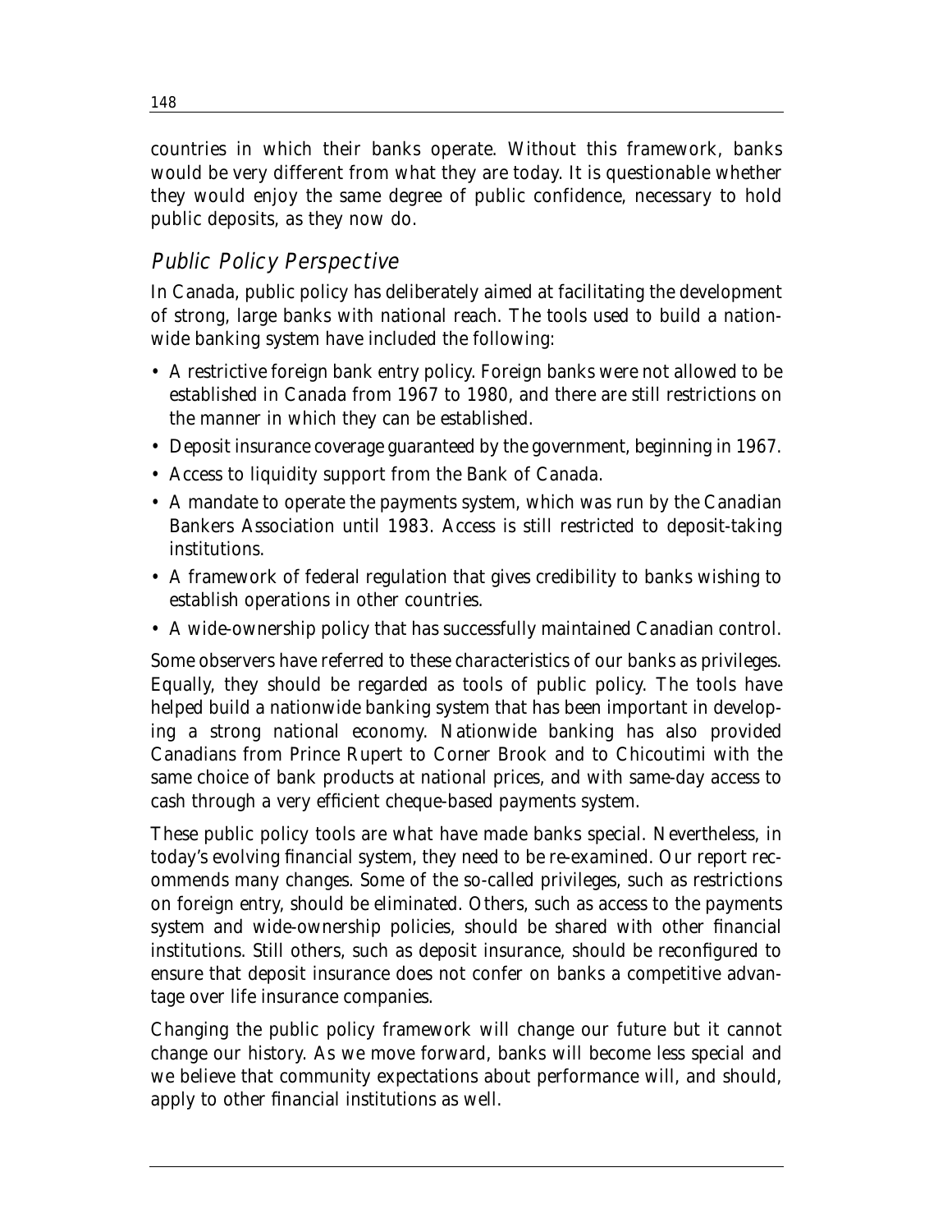countries in which their banks operate. Without this framework, banks would be very different from what they are today. It is questionable whether they would enjoy the same degree of public confidence, necessary to hold public deposits, as they now do.

## *Public Policy Perspective*

In Canada, public policy has deliberately aimed at facilitating the development of strong, large banks with national reach. The tools used to build a nationwide banking system have included the following:

- A restrictive foreign bank entry policy. Foreign banks were not allowed to be established in Canada from 1967 to 1980, and there are still restrictions on the manner in which they can be established.
- Deposit insurance coverage guaranteed by the government, beginning in 1967.
- Access to liquidity support from the Bank of Canada.
- A mandate to operate the payments system, which was run by the Canadian Bankers Association until 1983. Access is still restricted to deposit-taking institutions.
- A framework of federal regulation that gives credibility to banks wishing to establish operations in other countries.
- A wide-ownership policy that has successfully maintained Canadian control.

Some observers have referred to these characteristics of our banks as privileges. Equally, they should be regarded as tools of public policy. The tools have helped build a nationwide banking system that has been important in developing a strong national economy. Nationwide banking has also provided Canadians from Prince Rupert to Corner Brook and to Chicoutimi with the same choice of bank products at national prices, and with same-day access to cash through a very efficient cheque-based payments system.

These public policy tools are what have made banks special. Nevertheless, in today's evolving financial system, they need to be re-examined. Our report recommends many changes. Some of the so-called privileges, such as restrictions on foreign entry, should be eliminated. Others, such as access to the payments system and wide-ownership policies, should be shared with other financial institutions. Still others, such as deposit insurance, should be reconfigured to ensure that deposit insurance does not confer on banks a competitive advantage over life insurance companies.

Changing the public policy framework will change our future but it cannot change our history. As we move forward, banks will become less special and we believe that community expectations about performance will, and should, apply to other financial institutions as well.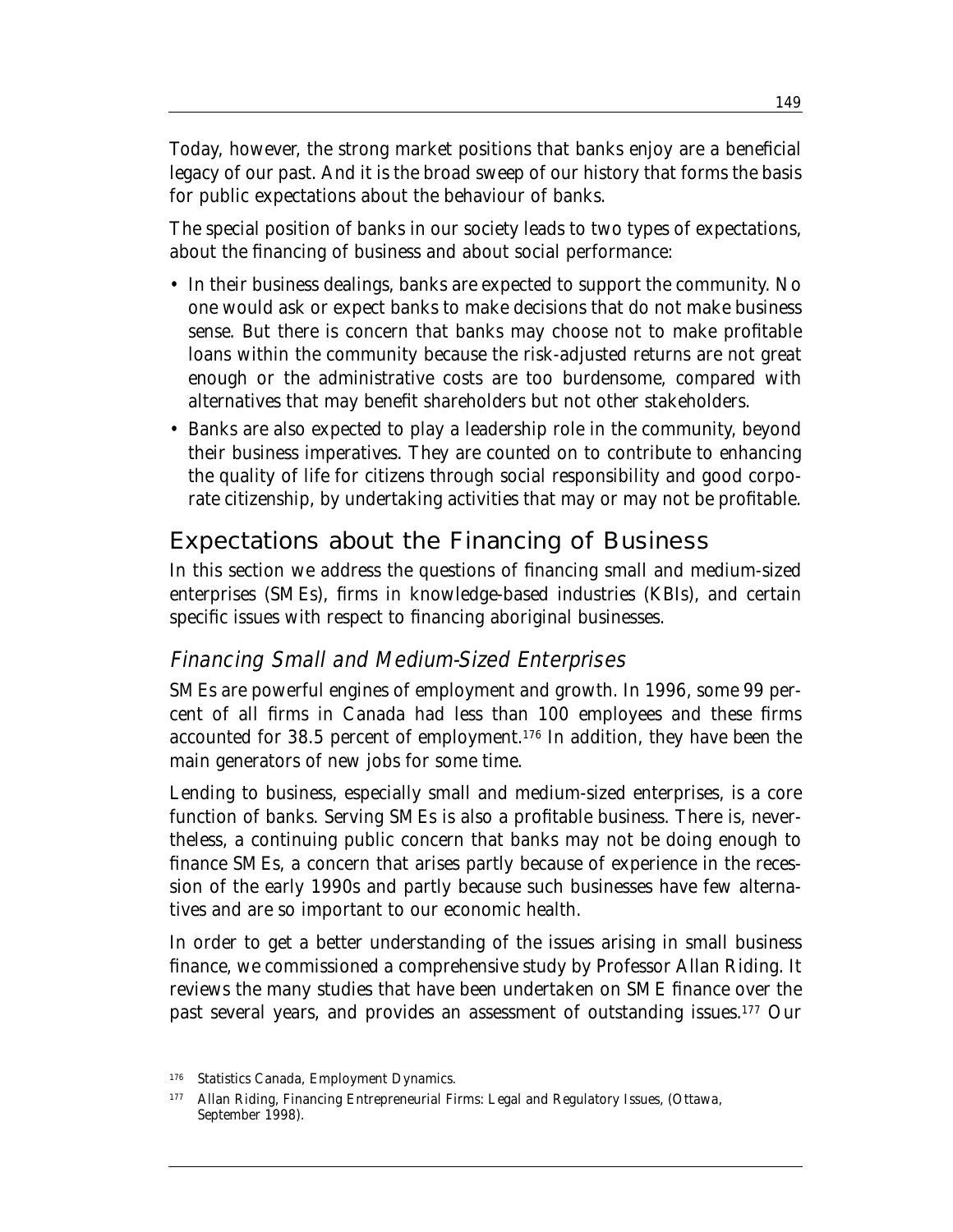Today, however, the strong market positions that banks enjoy are a beneficial legacy of our past. And it is the broad sweep of our history that forms the basis for public expectations about the behaviour of banks.

The special position of banks in our society leads to two types of expectations, about the financing of business and about social performance:

- In their business dealings, banks are expected to support the community. No one would ask or expect banks to make decisions that do not make business sense. But there is concern that banks may choose not to make profitable loans within the community because the risk-adjusted returns are not great enough or the administrative costs are too burdensome, compared with alternatives that may benefit shareholders but not other stakeholders.
- Banks are also expected to play a leadership role in the community, beyond their business imperatives. They are counted on to contribute to enhancing the quality of life for citizens through social responsibility and good corporate citizenship, by undertaking activities that may or may not be profitable.

## Expectations about the Financing of Business

In this section we address the questions of financing small and medium-sized enterprises (SMEs), firms in knowledge-based industries (KBIs), and certain specific issues with respect to financing aboriginal businesses.

### *Financing Small and Medium-Sized Enterprises*

SMEs are powerful engines of employment and growth. In 1996, some 99 percent of all firms in Canada had less than 100 employees and these firms accounted for 38.5 percent of employment.[176] In addition, they have been the main generators of new jobs for some time.

Lending to business, especially small and medium-sized enterprises, is a core function of banks. Serving SMEs is also a profitable business. There is, nevertheless, a continuing public concern that banks may not be doing enough to finance SMEs, a concern that arises partly because of experience in the recession of the early 1990s and partly because such businesses have few alternatives and are so important to our economic health.

In order to get a better understanding of the issues arising in small business finance, we commissioned a comprehensive study by Professor Allan Riding. It reviews the many studies that have been undertaken on SME finance over the past several years, and provides an assessment of outstanding issues.[177] Our

[176] Statistics Canada, *Employment Dynamics*.

[177] Allan Riding, *Financing Entrepreneurial Firms: Legal and Regulatory Issues*, (Ottawa, September 1998).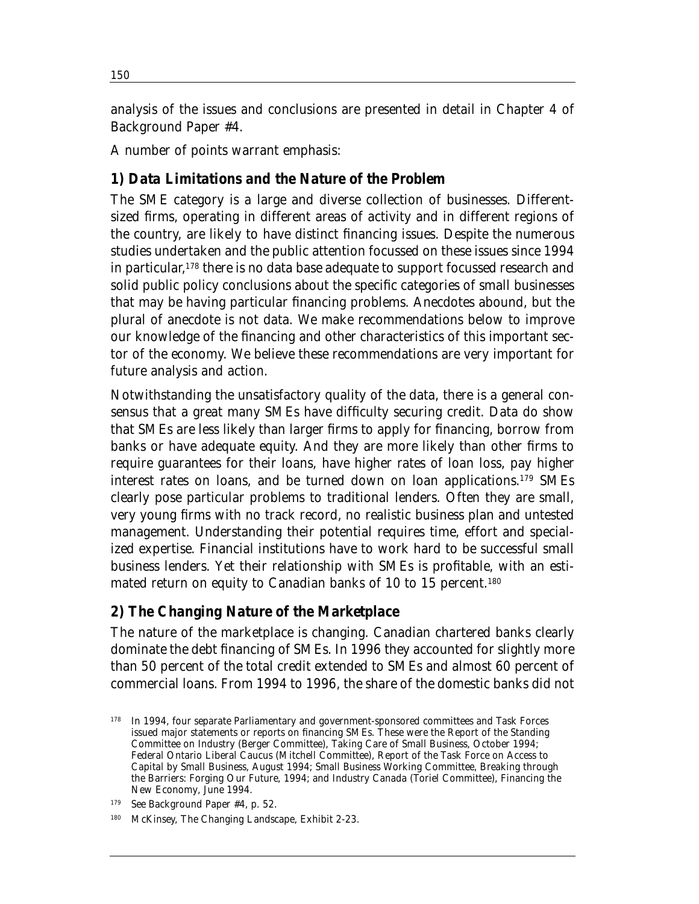analysis of the issues and conclusions are presented in detail in Chapter 4 of Background Paper #4.

A number of points warrant emphasis:

### 1) Data Limitations and the Nature of the Problem

The SME category is a large and diverse collection of businesses. Different-sized firms, operating in different areas of activity and in different regions of the country, are likely to have distinct financing issues. Despite the numerous studies undertaken and the public attention focussed on these issues since 1994 in particular,[178] there is no data base adequate to support focussed research and solid public policy conclusions about the specific categories of small businesses that may be having particular financing problems. Anecdotes abound, but the plural of anecdote is not data. We make recommendations below to improve our knowledge of the financing and other characteristics of this important sector of the economy. We believe these recommendations are very important for future analysis and action.

Notwithstanding the unsatisfactory quality of the data, there is a general consensus that a great many SMEs have difficulty securing credit. Data do show that SMEs are less likely than larger firms to apply for financing, borrow from banks or have adequate equity. And they are more likely than other firms to require guarantees for their loans, have higher rates of loan loss, pay higher interest rates on loans, and be turned down on loan applications.[179] SMEs clearly pose particular problems to traditional lenders. Often they are small, very young firms with no track record, no realistic business plan and untested management. Understanding their potential requires time, effort and specialized expertise. Financial institutions have to work hard to be successful small business lenders. Yet their relationship with SMEs is profitable, with an estimated return on equity to Canadian banks of 10 to 15 percent.[180]

### 2) The Changing Nature of the Marketplace

The nature of the marketplace is changing. Canadian chartered banks clearly dominate the debt financing of SMEs. In 1996 they accounted for slightly more than 50 percent of the total credit extended to SMEs and almost 60 percent of commercial loans. From 1994 to 1996, the share of the domestic banks did not

---

[178] In 1994, four separate Parliamentary and government-sponsored committees and Task Forces issued major statements or reports on financing SMEs. These were the Report of the Standing Committee on Industry (Berger Committee), Taking Care of Small Business, October 1994; Federal Ontario Liberal Caucus (Mitchell Committee), Report of the Task Force on Access to Capital by Small Business, August 1994; Small Business Working Committee, Breaking through the Barriers: Forging Our Future, 1994; and Industry Canada (Toriel Committee), Financing the New Economy, June 1994.

[179] See Background Paper #4, p. 52.

[180] McKinsey, The Changing Landscape, Exhibit 2-23.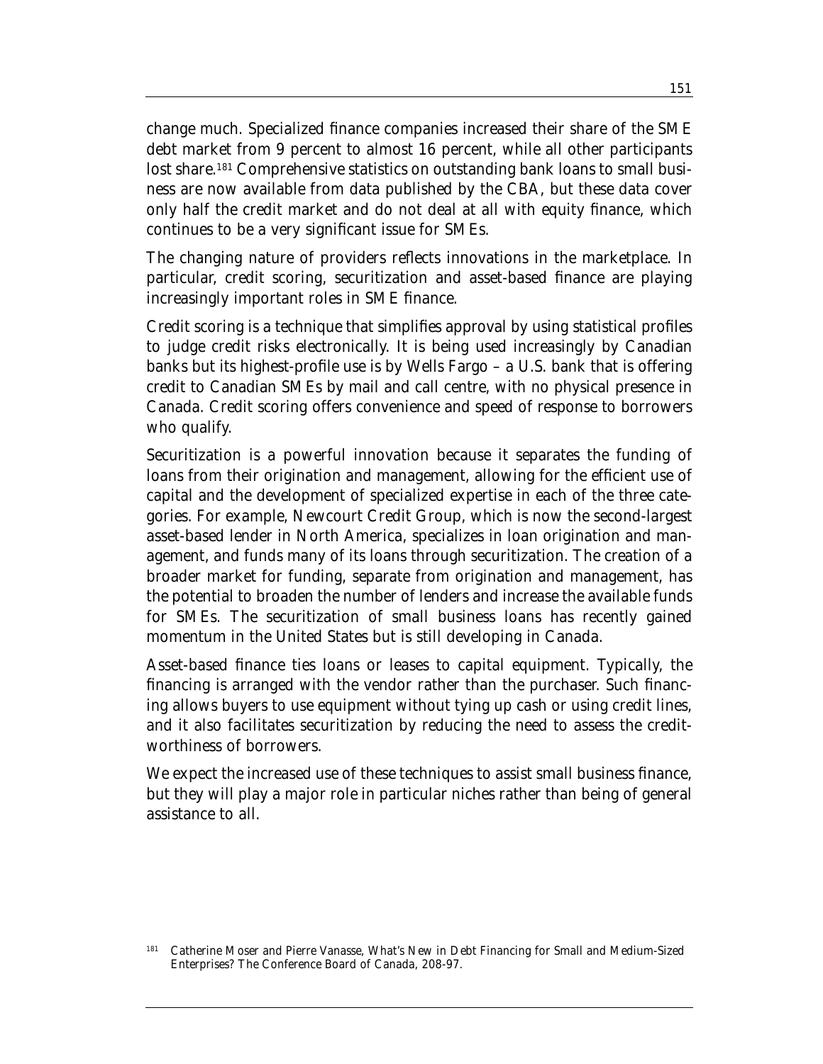change much. Specialized finance companies increased their share of the SME debt market from 9 percent to almost 16 percent, while all other participants lost share.[181] Comprehensive statistics on outstanding bank loans to small business are now available from data published by the CBA, but these data cover only half the credit market and do not deal at all with equity finance, which continues to be a very significant issue for SMEs.

The changing nature of providers reflects innovations in the marketplace. In particular, credit scoring, securitization and asset-based finance are playing increasingly important roles in SME finance.

Credit scoring is a technique that simplifies approval by using statistical profiles to judge credit risks electronically. It is being used increasingly by Canadian banks but its highest-profile use is by Wells Fargo – a U.S. bank that is offering credit to Canadian SMEs by mail and call centre, with no physical presence in Canada. Credit scoring offers convenience and speed of response to borrowers who qualify.

Securitization is a powerful innovation because it separates the funding of loans from their origination and management, allowing for the efficient use of capital and the development of specialized expertise in each of the three categories. For example, Newcourt Credit Group, which is now the second-largest asset-based lender in North America, specializes in loan origination and management, and funds many of its loans through securitization. The creation of a broader market for funding, separate from origination and management, has the potential to broaden the number of lenders and increase the available funds for SMEs. The securitization of small business loans has recently gained momentum in the United States but is still developing in Canada.

Asset-based finance ties loans or leases to capital equipment. Typically, the financing is arranged with the vendor rather than the purchaser. Such financing allows buyers to use equipment without tying up cash or using credit lines, and it also facilitates securitization by reducing the need to assess the creditworthiness of borrowers.

We expect the increased use of these techniques to assist small business finance, but they will play a major role in particular niches rather than being of general assistance to all.

[181] Catherine Moser and Pierre Vanasse, *What's New in Debt Financing for Small and Medium-Sized Enterprises?* The Conference Board of Canada, 208-97.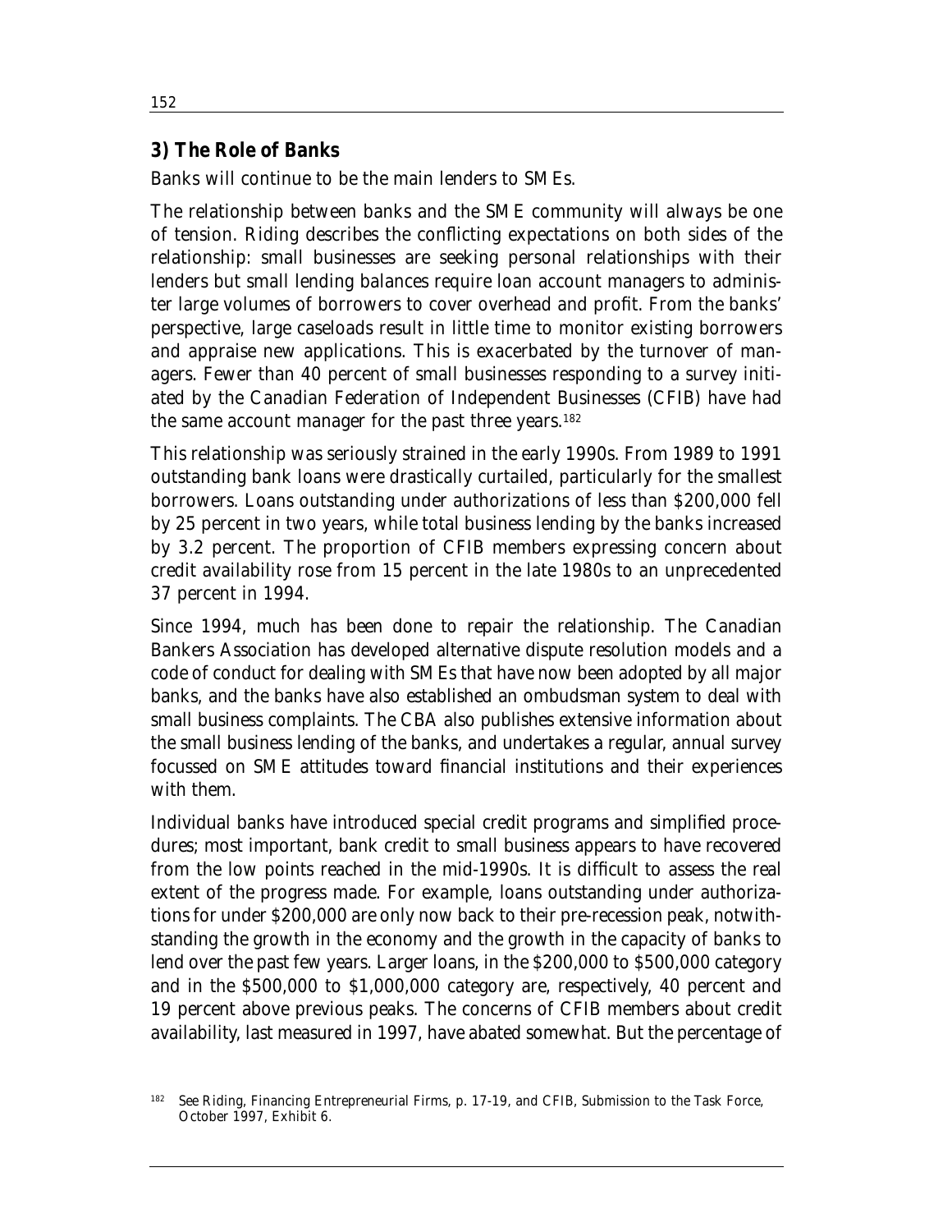## 3) The Role of Banks

Banks will continue to be the main lenders to SMEs.

The relationship between banks and the SME community will always be one of tension. Riding describes the conflicting expectations on both sides of the relationship: small businesses are seeking personal relationships with their lenders but small lending balances require loan account managers to administer large volumes of borrowers to cover overhead and profit. From the banks' perspective, large caseloads result in little time to monitor existing borrowers and appraise new applications. This is exacerbated by the turnover of managers. Fewer than 40 percent of small businesses responding to a survey initiated by the Canadian Federation of Independent Businesses (CFIB) have had the same account manager for the past three years.[182]

This relationship was seriously strained in the early 1990s. From 1989 to 1991 outstanding bank loans were drastically curtailed, particularly for the smallest borrowers. Loans outstanding under authorizations of less than $200,000 fell by 25 percent in two years, while total business lending by the banks increased by 3.2 percent. The proportion of CFIB members expressing concern about credit availability rose from 15 percent in the late 1980s to an unprecedented 37 percent in 1994.

Since 1994, much has been done to repair the relationship. The Canadian Bankers Association has developed alternative dispute resolution models and a code of conduct for dealing with SMEs that have now been adopted by all major banks, and the banks have also established an ombudsman system to deal with small business complaints. The CBA also publishes extensive information about the small business lending of the banks, and undertakes a regular, annual survey focussed on SME attitudes toward financial institutions and their experiences with them.

Individual banks have introduced special credit programs and simplified procedures; most important, bank credit to small business appears to have recovered from the low points reached in the mid-1990s. It is difficult to assess the real extent of the progress made. For example, loans outstanding under authorizations for under $200,000 are only now back to their pre-recession peak, notwithstanding the growth in the economy and the growth in the capacity of banks to lend over the past few years. Larger loans, in the $200,000 to $500,000 category and in the $500,000 to $1,000,000 category are, respectively, 40 percent and 19 percent above previous peaks. The concerns of CFIB members about credit availability, last measured in 1997, have abated somewhat. But the percentage of

---

[182] See Riding, *Financing Entrepreneurial Firms*, p. 17-19, and CFIB, *Submission to the Task Force*, October 1997, Exhibit 6.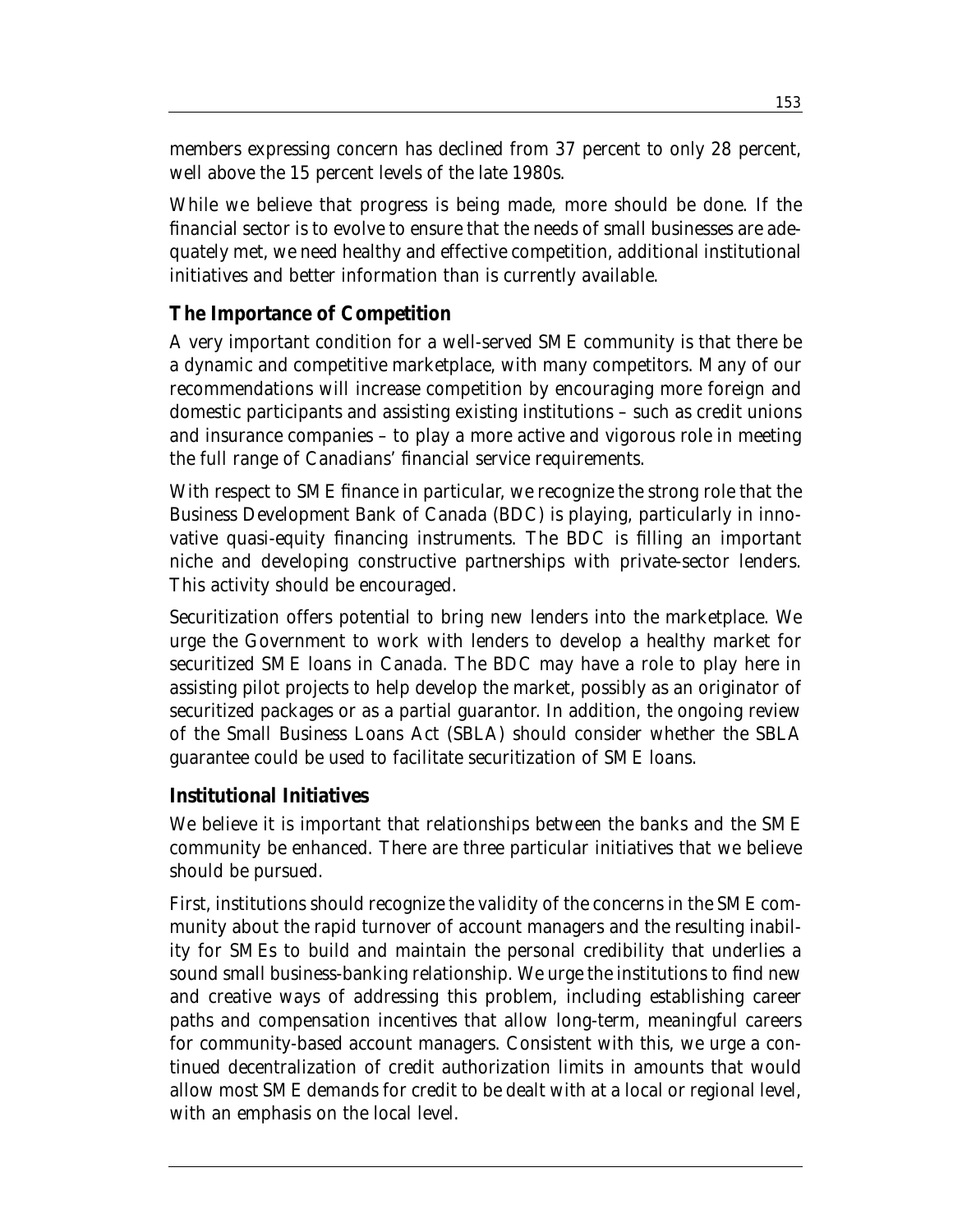members expressing concern has declined from 37 percent to only 28 percent, well above the 15 percent levels of the late 1980s.

While we believe that progress is being made, more should be done. If the financial sector is to evolve to ensure that the needs of small businesses are adequately met, we need healthy and effective competition, additional institutional initiatives and better information than is currently available.

## The Importance of Competition

A very important condition for a well-served SME community is that there be a dynamic and competitive marketplace, with many competitors. Many of our recommendations will increase competition by encouraging more foreign and domestic participants and assisting existing institutions – such as credit unions and insurance companies – to play a more active and vigorous role in meeting the full range of Canadians' financial service requirements.

With respect to SME finance in particular, we recognize the strong role that the Business Development Bank of Canada (BDC) is playing, particularly in innovative quasi-equity financing instruments. The BDC is filling an important niche and developing constructive partnerships with private-sector lenders. This activity should be encouraged.

Securitization offers potential to bring new lenders into the marketplace. We urge the Government to work with lenders to develop a healthy market for securitized SME loans in Canada. The BDC may have a role to play here in assisting pilot projects to help develop the market, possibly as an originator of securitized packages or as a partial guarantor. In addition, the ongoing review of the Small Business Loans Act (SBLA) should consider whether the SBLA guarantee could be used to facilitate securitization of SME loans.

## Institutional Initiatives

We believe it is important that relationships between the banks and the SME community be enhanced. There are three particular initiatives that we believe should be pursued.

First, institutions should recognize the validity of the concerns in the SME community about the rapid turnover of account managers and the resulting inability for SMEs to build and maintain the personal credibility that underlies a sound small business-banking relationship. We urge the institutions to find new and creative ways of addressing this problem, including establishing career paths and compensation incentives that allow long-term, meaningful careers for community-based account managers. Consistent with this, we urge a continued decentralization of credit authorization limits in amounts that would allow most SME demands for credit to be dealt with at a local or regional level, with an emphasis on the local level.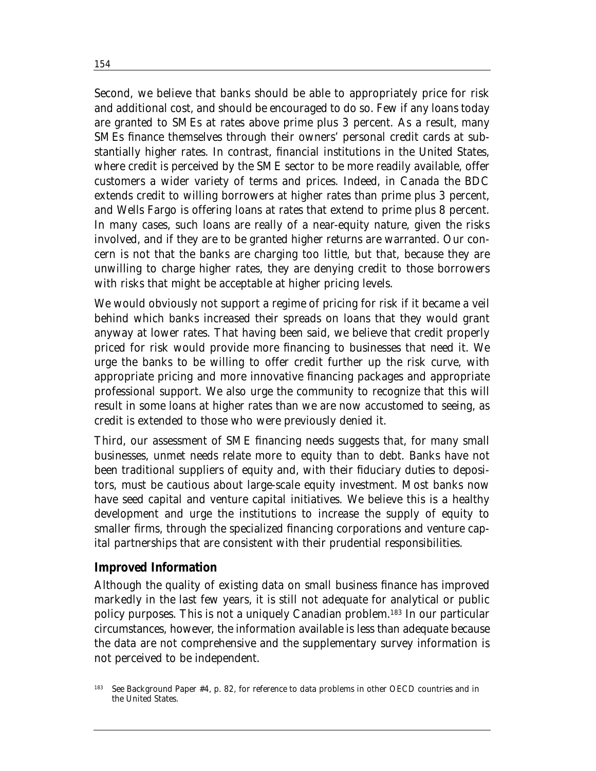Second, we believe that banks should be able to appropriately price for risk and additional cost, and should be encouraged to do so. Few if any loans today are granted to SMEs at rates above prime plus 3 percent. As a result, many SMEs finance themselves through their owners' personal credit cards at substantially higher rates. In contrast, financial institutions in the United States, where credit is perceived by the SME sector to be more readily available, offer customers a wider variety of terms and prices. Indeed, in Canada the BDC extends credit to willing borrowers at higher rates than prime plus 3 percent, and Wells Fargo is offering loans at rates that extend to prime plus 8 percent. In many cases, such loans are really of a near-equity nature, given the risks involved, and if they are to be granted higher returns are warranted. Our concern is not that the banks are charging too little, but that, because they are unwilling to charge higher rates, they are denying credit to those borrowers with risks that might be acceptable at higher pricing levels.

We would obviously not support a regime of pricing for risk if it became a veil behind which banks increased their spreads on loans that they would grant anyway at lower rates. That having been said, we believe that credit properly priced for risk would provide more financing to businesses that need it. We urge the banks to be willing to offer credit further up the risk curve, with appropriate pricing and more innovative financing packages and appropriate professional support. We also urge the community to recognize that this will result in some loans at higher rates than we are now accustomed to seeing, as credit is extended to those who were previously denied it.

Third, our assessment of SME financing needs suggests that, for many small businesses, unmet needs relate more to equity than to debt. Banks have not been traditional suppliers of equity and, with their fiduciary duties to depositors, must be cautious about large-scale equity investment. Most banks now have seed capital and venture capital initiatives. We believe this is a healthy development and urge the institutions to increase the supply of equity to smaller firms, through the specialized financing corporations and venture capital partnerships that are consistent with their prudential responsibilities.

## Improved Information

Although the quality of existing data on small business finance has improved markedly in the last few years, it is still not adequate for analytical or public policy purposes. This is not a uniquely Canadian problem.[183] In our particular circumstances, however, the information available is less than adequate because the data are not comprehensive and the supplementary survey information is not perceived to be independent.

[183] See Background Paper #4, p. 82, for reference to data problems in other OECD countries and in the United States.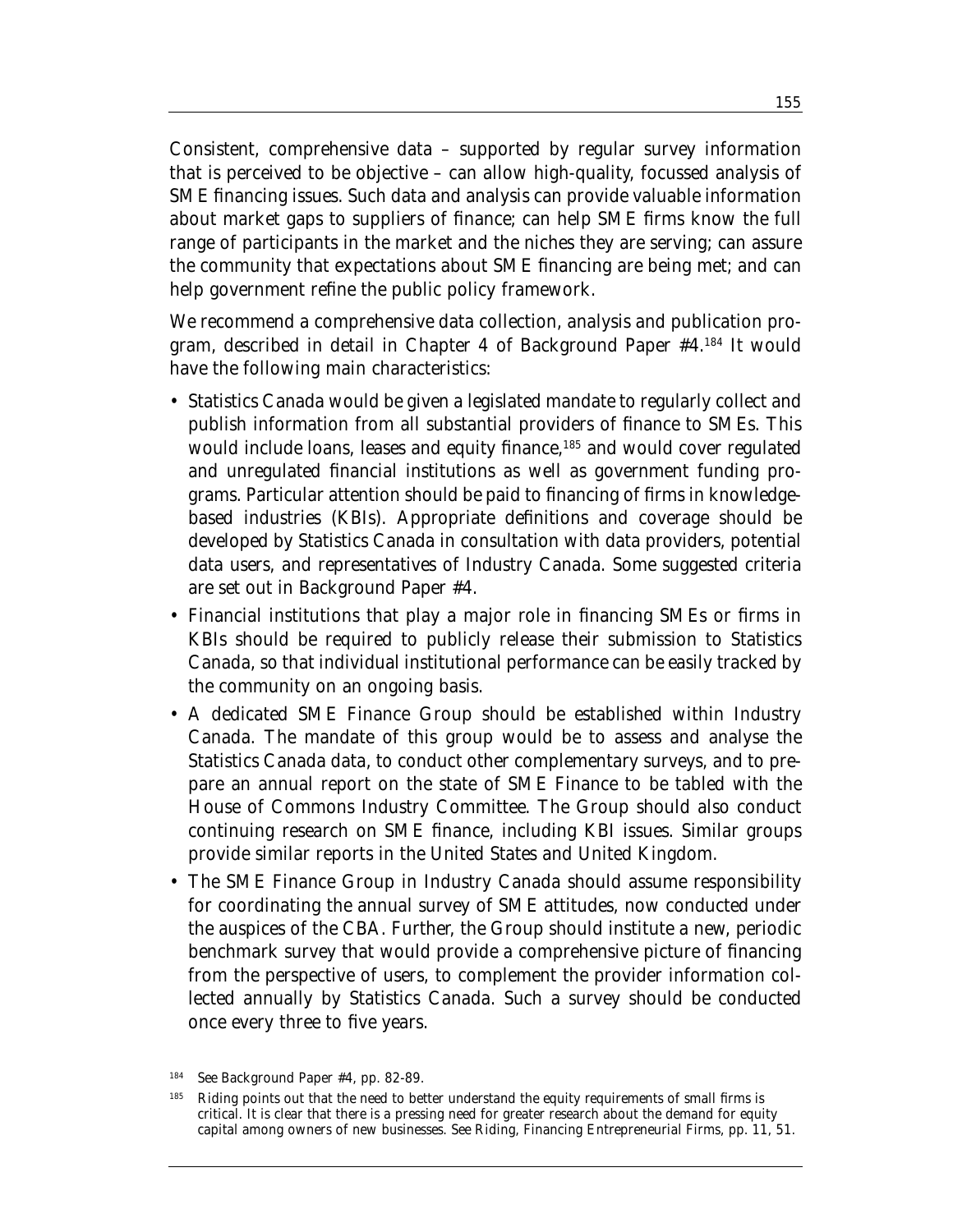Consistent, comprehensive data – supported by regular survey information that is perceived to be objective – can allow high-quality, focussed analysis of SME financing issues. Such data and analysis can provide valuable information about market gaps to suppliers of finance; can help SME firms know the full range of participants in the market and the niches they are serving; can assure the community that expectations about SME financing are being met; and can help government refine the public policy framework.

We recommend a comprehensive data collection, analysis and publication program, described in detail in Chapter 4 of Background Paper #4.[184] It would have the following main characteristics:

- Statistics Canada would be given a legislated mandate to regularly collect and publish information from all substantial providers of finance to SMEs. This would include loans, leases and equity finance,[185] and would cover regulated and unregulated financial institutions as well as government funding programs. Particular attention should be paid to financing of firms in knowledge-based industries (KBIs). Appropriate definitions and coverage should be developed by Statistics Canada in consultation with data providers, potential data users, and representatives of Industry Canada. Some suggested criteria are set out in Background Paper #4.
- Financial institutions that play a major role in financing SMEs or firms in KBIs should be required to publicly release their submission to Statistics Canada, so that individual institutional performance can be easily tracked by the community on an ongoing basis.
- A dedicated SME Finance Group should be established within Industry Canada. The mandate of this group would be to assess and analyse the Statistics Canada data, to conduct other complementary surveys, and to prepare an annual report on the state of SME Finance to be tabled with the House of Commons Industry Committee. The Group should also conduct continuing research on SME finance, including KBI issues. Similar groups provide similar reports in the United States and United Kingdom.
- The SME Finance Group in Industry Canada should assume responsibility for coordinating the annual survey of SME attitudes, now conducted under the auspices of the CBA. Further, the Group should institute a new, periodic benchmark survey that would provide a comprehensive picture of financing from the perspective of users, to complement the provider information collected annually by Statistics Canada. Such a survey should be conducted once every three to five years.

[184] See Background Paper #4, pp. 82-89.

[185] Riding points out that the need to better understand the equity requirements of small firms is critical. It is clear that there is a pressing need for greater research about the demand for equity capital among owners of new businesses. See Riding, *Financing Entrepreneurial Firms*, pp. 11, 51.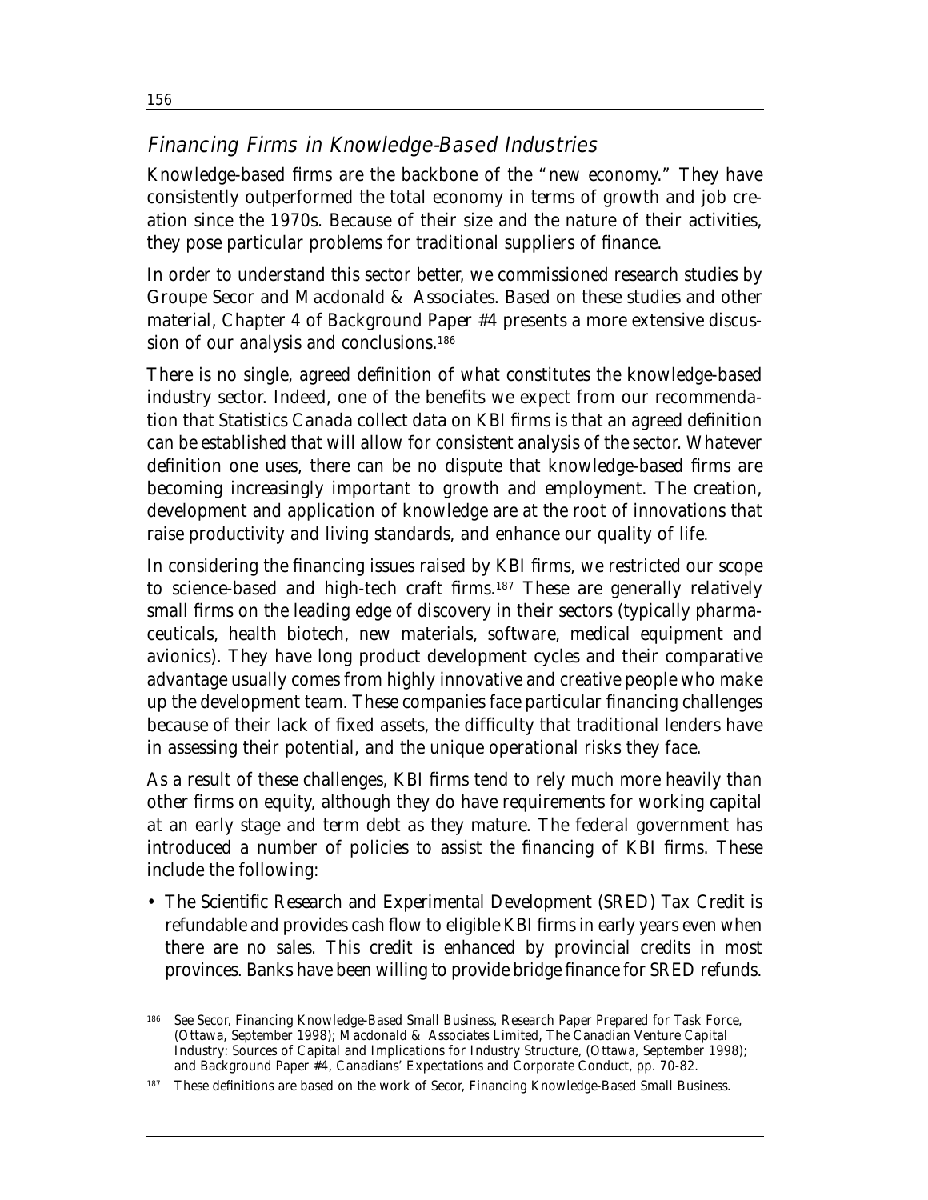## *Financing Firms in Knowledge-Based Industries*

Knowledge-based firms are the backbone of the "new economy." They have consistently outperformed the total economy in terms of growth and job creation since the 1970s. Because of their size and the nature of their activities, they pose particular problems for traditional suppliers of finance.

In order to understand this sector better, we commissioned research studies by Groupe Secor and Macdonald & Associates. Based on these studies and other material, Chapter 4 of Background Paper #4 presents a more extensive discussion of our analysis and conclusions.[186]

There is no single, agreed definition of what constitutes the knowledge-based industry sector. Indeed, one of the benefits we expect from our recommendation that Statistics Canada collect data on KBI firms is that an agreed definition can be established that will allow for consistent analysis of the sector. Whatever definition one uses, there can be no dispute that knowledge-based firms are becoming increasingly important to growth and employment. The creation, development and application of knowledge are at the root of innovations that raise productivity and living standards, and enhance our quality of life.

In considering the financing issues raised by KBI firms, we restricted our scope to science-based and high-tech craft firms.[187] These are generally relatively small firms on the leading edge of discovery in their sectors (typically pharmaceuticals, health biotech, new materials, software, medical equipment and avionics). They have long product development cycles and their comparative advantage usually comes from highly innovative and creative people who make up the development team. These companies face particular financing challenges because of their lack of fixed assets, the difficulty that traditional lenders have in assessing their potential, and the unique operational risks they face.

As a result of these challenges, KBI firms tend to rely much more heavily than other firms on equity, although they do have requirements for working capital at an early stage and term debt as they mature. The federal government has introduced a number of policies to assist the financing of KBI firms. These include the following:

- The Scientific Research and Experimental Development (SRED) Tax Credit is refundable and provides cash flow to eligible KBI firms in early years even when there are no sales. This credit is enhanced by provincial credits in most provinces. Banks have been willing to provide bridge finance for SRED refunds.

---

186 See Secor, Financing Knowledge-Based Small Business, Research Paper Prepared for Task Force, (Ottawa, September 1998); Macdonald & Associates Limited, The Canadian Venture Capital Industry: Sources of Capital and Implications for Industry Structure, (Ottawa, September 1998); and Background Paper #4, Canadians' Expectations and Corporate Conduct, pp. 70-82.

187 These definitions are based on the work of Secor, Financing Knowledge-Based Small Business.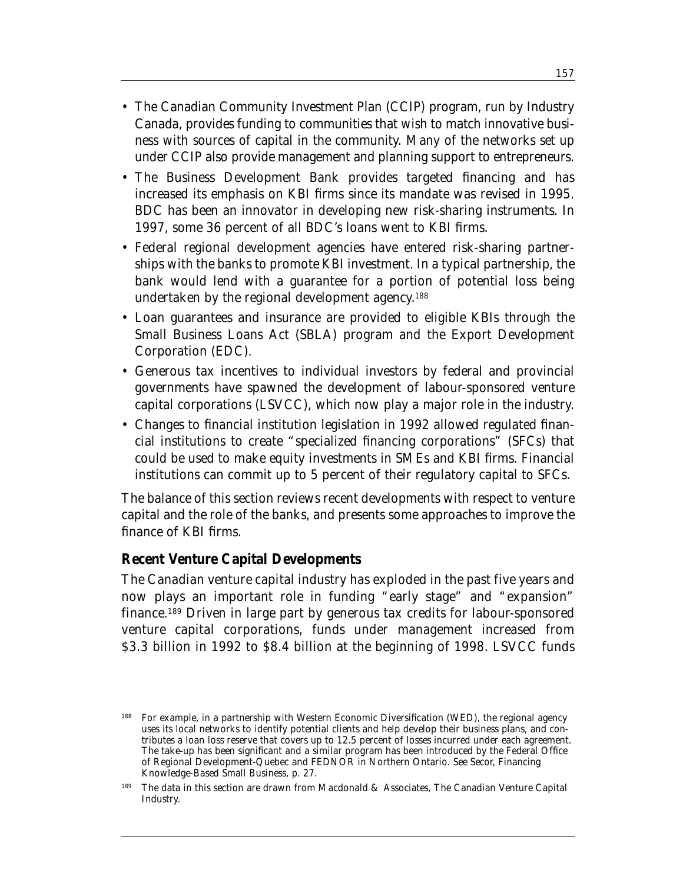- The Canadian Community Investment Plan (CCIP) program, run by Industry Canada, provides funding to communities that wish to match innovative business with sources of capital in the community. Many of the networks set up under CCIP also provide management and planning support to entrepreneurs.
- The Business Development Bank provides targeted financing and has increased its emphasis on KBI firms since its mandate was revised in 1995. BDC has been an innovator in developing new risk-sharing instruments. In 1997, some 36 percent of all BDC's loans went to KBI firms.
- Federal regional development agencies have entered risk-sharing partnerships with the banks to promote KBI investment. In a typical partnership, the bank would lend with a guarantee for a portion of potential loss being undertaken by the regional development agency.[188]
- Loan guarantees and insurance are provided to eligible KBIs through the Small Business Loans Act (SBLA) program and the Export Development Corporation (EDC).
- Generous tax incentives to individual investors by federal and provincial governments have spawned the development of labour-sponsored venture capital corporations (LSVCC), which now play a major role in the industry.
- Changes to financial institution legislation in 1992 allowed regulated financial institutions to create "specialized financing corporations" (SFCs) that could be used to make equity investments in SMEs and KBI firms. Financial institutions can commit up to 5 percent of their regulatory capital to SFCs.

The balance of this section reviews recent developments with respect to venture capital and the role of the banks, and presents some approaches to improve the finance of KBI firms.

### Recent Venture Capital Developments

The Canadian venture capital industry has exploded in the past five years and now plays an important role in funding "early stage" and "expansion" finance.[189] Driven in large part by generous tax credits for labour-sponsored venture capital corporations, funds under management increased from $3.3 billion in 1992 to $8.4 billion at the beginning of 1998. LSVCC funds

---

[188] For example, in a partnership with Western Economic Diversification (WED), the regional agency uses its local networks to identify potential clients and help develop their business plans, and contributes a loan loss reserve that covers up to 12.5 percent of losses incurred under each agreement. The take-up has been significant and a similar program has been introduced by the Federal Office of Regional Development-Quebec and FEDNOR in Northern Ontario. See Secor, Financing Knowledge-Based Small Business, p. 27.

[189] The data in this section are drawn from Macdonald & Associates, The Canadian Venture Capital Industry.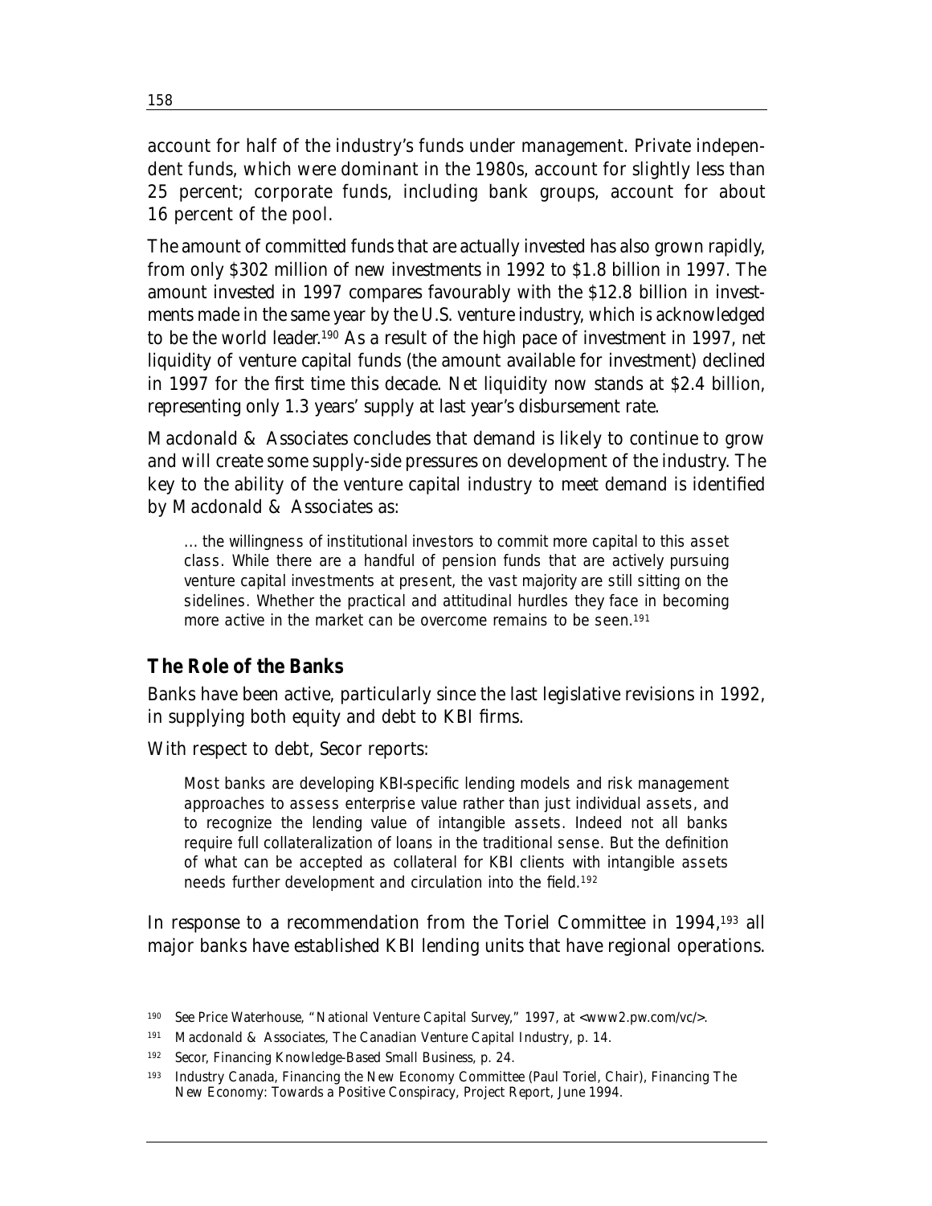account for half of the industry's funds under management. Private independent funds, which were dominant in the 1980s, account for slightly less than 25 percent; corporate funds, including bank groups, account for about 16 percent of the pool.

The amount of committed funds that are actually invested has also grown rapidly, from only $302 million of new investments in 1992 to $1.8 billion in 1997. The amount invested in 1997 compares favourably with the $12.8 billion in investments made in the same year by the U.S. venture industry, which is acknowledged to be the world leader.[190] As a result of the high pace of investment in 1997, net liquidity of venture capital funds (the amount available for investment) declined in 1997 for the first time this decade. Net liquidity now stands at $2.4 billion, representing only 1.3 years' supply at last year's disbursement rate.

Macdonald & Associates concludes that demand is likely to continue to grow and will create some supply-side pressures on development of the industry. The key to the ability of the venture capital industry to meet demand is identified by Macdonald & Associates as:

> … the willingness of institutional investors to commit more capital to this asset class. While there are a handful of pension funds that are actively pursuing venture capital investments at present, the vast majority are still sitting on the sidelines. Whether the practical and attitudinal hurdles they face in becoming more active in the market can be overcome remains to be seen.[191]

## The Role of the Banks

Banks have been active, particularly since the last legislative revisions in 1992, in supplying both equity and debt to KBI firms.

With respect to debt, Secor reports:

> Most banks are developing KBI-specific lending models and risk management approaches to assess enterprise value rather than just individual assets, and to recognize the lending value of intangible assets. Indeed not all banks require full collateralization of loans in the traditional sense. But the definition of what can be accepted as collateral for KBI clients with intangible assets needs further development and circulation into the field.[192]

In response to a recommendation from the Toriel Committee in 1994,[193] all major banks have established KBI lending units that have regional operations.

---

[190] See Price Waterhouse, "National Venture Capital Survey," 1997, at <www2.pw.com/vc/>.

[191] Macdonald & Associates, *The Canadian Venture Capital Industry*, p. 14.

[192] Secor, *Financing Knowledge-Based Small Business*, p. 24.

[193] Industry Canada, Financing the New Economy Committee (Paul Toriel, Chair), *Financing The New Economy: Towards a Positive Conspiracy*, Project Report, June 1994.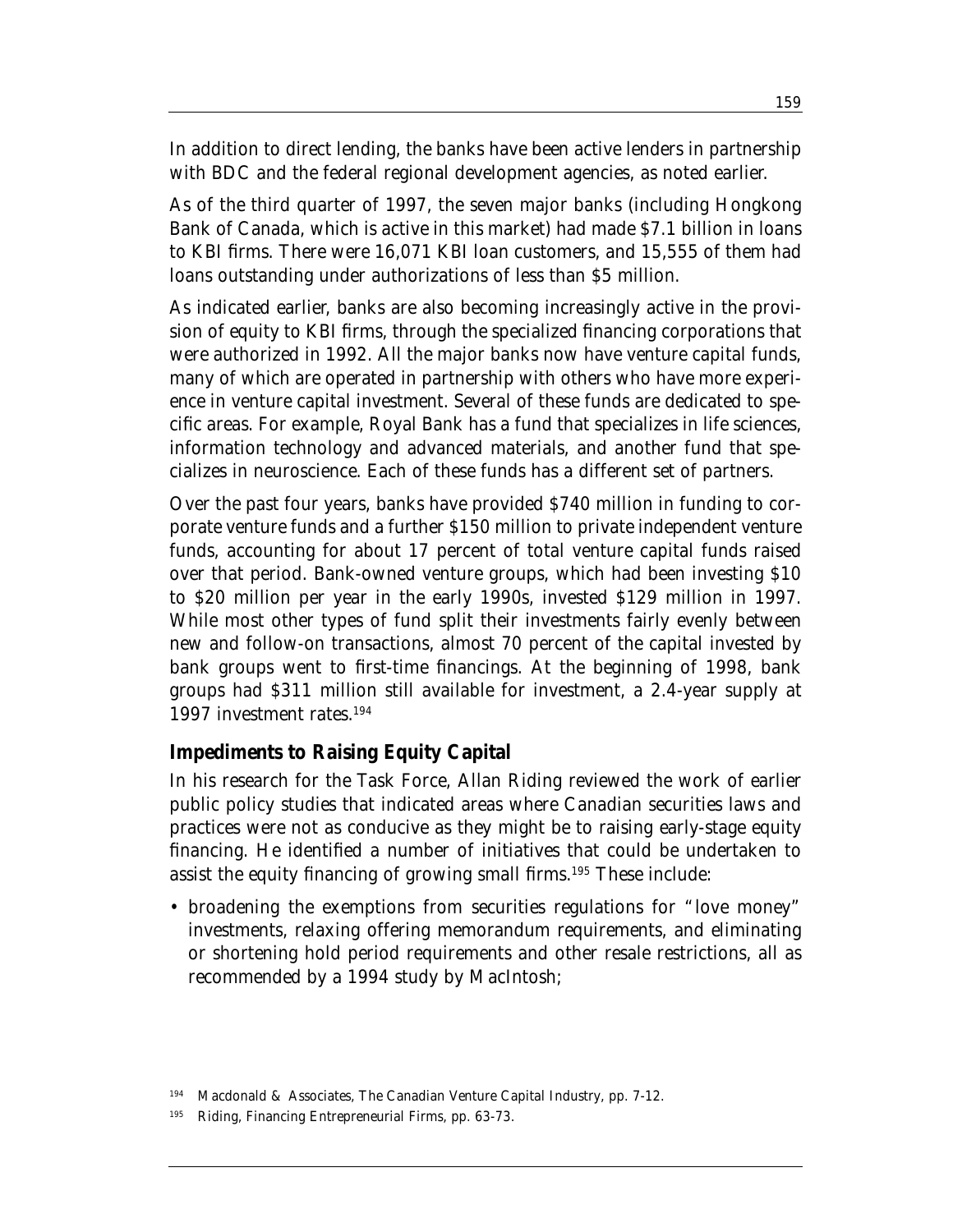In addition to direct lending, the banks have been active lenders in partnership with BDC and the federal regional development agencies, as noted earlier.

As of the third quarter of 1997, the seven major banks (including Hongkong Bank of Canada, which is active in this market) had made $7.1 billion in loans to KBI firms. There were 16,071 KBI loan customers, and 15,555 of them had loans outstanding under authorizations of less than $5 million.

As indicated earlier, banks are also becoming increasingly active in the provision of equity to KBI firms, through the specialized financing corporations that were authorized in 1992. All the major banks now have venture capital funds, many of which are operated in partnership with others who have more experience in venture capital investment. Several of these funds are dedicated to specific areas. For example, Royal Bank has a fund that specializes in life sciences, information technology and advanced materials, and another fund that specializes in neuroscience. Each of these funds has a different set of partners.

Over the past four years, banks have provided $740 million in funding to corporate venture funds and a further $150 million to private independent venture funds, accounting for about 17 percent of total venture capital funds raised over that period. Bank-owned venture groups, which had been investing $10 to $20 million per year in the early 1990s, invested $129 million in 1997. While most other types of fund split their investments fairly evenly between new and follow-on transactions, almost 70 percent of the capital invested by bank groups went to first-time financings. At the beginning of 1998, bank groups had $311 million still available for investment, a 2.4-year supply at 1997 investment rates.[194]

### Impediments to Raising Equity Capital

In his research for the Task Force, Allan Riding reviewed the work of earlier public policy studies that indicated areas where Canadian securities laws and practices were not as conducive as they might be to raising early-stage equity financing. He identified a number of initiatives that could be undertaken to assist the equity financing of growing small firms.[195] These include:

- broadening the exemptions from securities regulations for "love money" investments, relaxing offering memorandum requirements, and eliminating or shortening hold period requirements and other resale restrictions, all as recommended by a 1994 study by MacIntosh;

---

[194] Macdonald & Associates, *The Canadian Venture Capital Industry*, pp. 7-12.

[195] Riding, *Financing Entrepreneurial Firms*, pp. 63-73.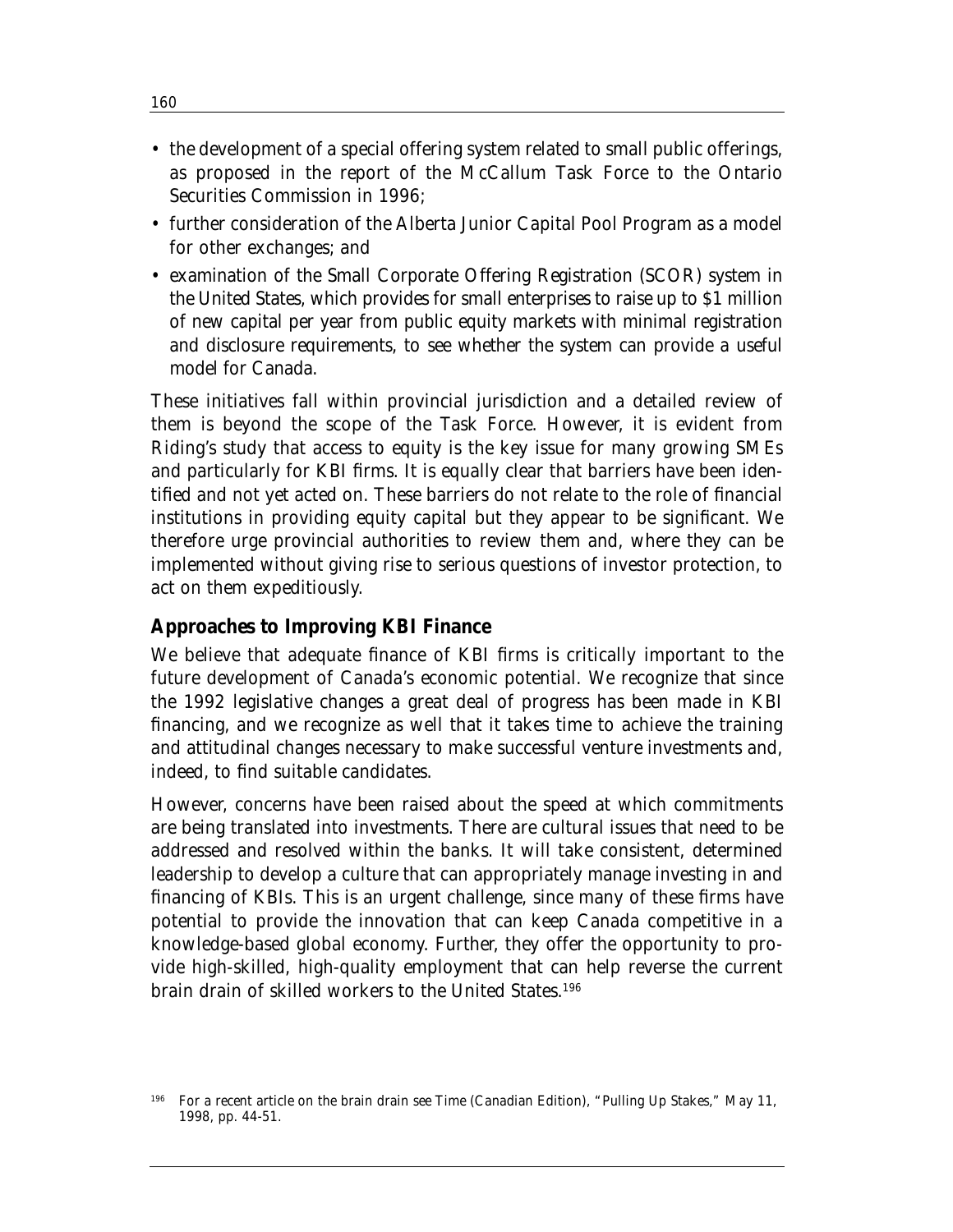- the development of a special offering system related to small public offerings, as proposed in the report of the McCallum Task Force to the Ontario Securities Commission in 1996;
- further consideration of the Alberta Junior Capital Pool Program as a model for other exchanges; and
- examination of the Small Corporate Offering Registration (SCOR) system in the United States, which provides for small enterprises to raise up to $1 million of new capital per year from public equity markets with minimal registration and disclosure requirements, to see whether the system can provide a useful model for Canada.

These initiatives fall within provincial jurisdiction and a detailed review of them is beyond the scope of the Task Force. However, it is evident from Riding's study that access to equity is the key issue for many growing SMEs and particularly for KBI firms. It is equally clear that barriers have been identified and not yet acted on. These barriers do not relate to the role of financial institutions in providing equity capital but they appear to be significant. We therefore urge provincial authorities to review them and, where they can be implemented without giving rise to serious questions of investor protection, to act on them expeditiously.

## Approaches to Improving KBI Finance

We believe that adequate finance of KBI firms is critically important to the future development of Canada's economic potential. We recognize that since the 1992 legislative changes a great deal of progress has been made in KBI financing, and we recognize as well that it takes time to achieve the training and attitudinal changes necessary to make successful venture investments and, indeed, to find suitable candidates.

However, concerns have been raised about the speed at which commitments are being translated into investments. There are cultural issues that need to be addressed and resolved within the banks. It will take consistent, determined leadership to develop a culture that can appropriately manage investing in and financing of KBIs. This is an urgent challenge, since many of these firms have potential to provide the innovation that can keep Canada competitive in a knowledge-based global economy. Further, they offer the opportunity to provide high-skilled, high-quality employment that can help reverse the current brain drain of skilled workers to the United States.[196]

[196] For a recent article on the brain drain see *Time* (Canadian Edition), "Pulling Up Stakes," May 11, 1998, pp. 44-51.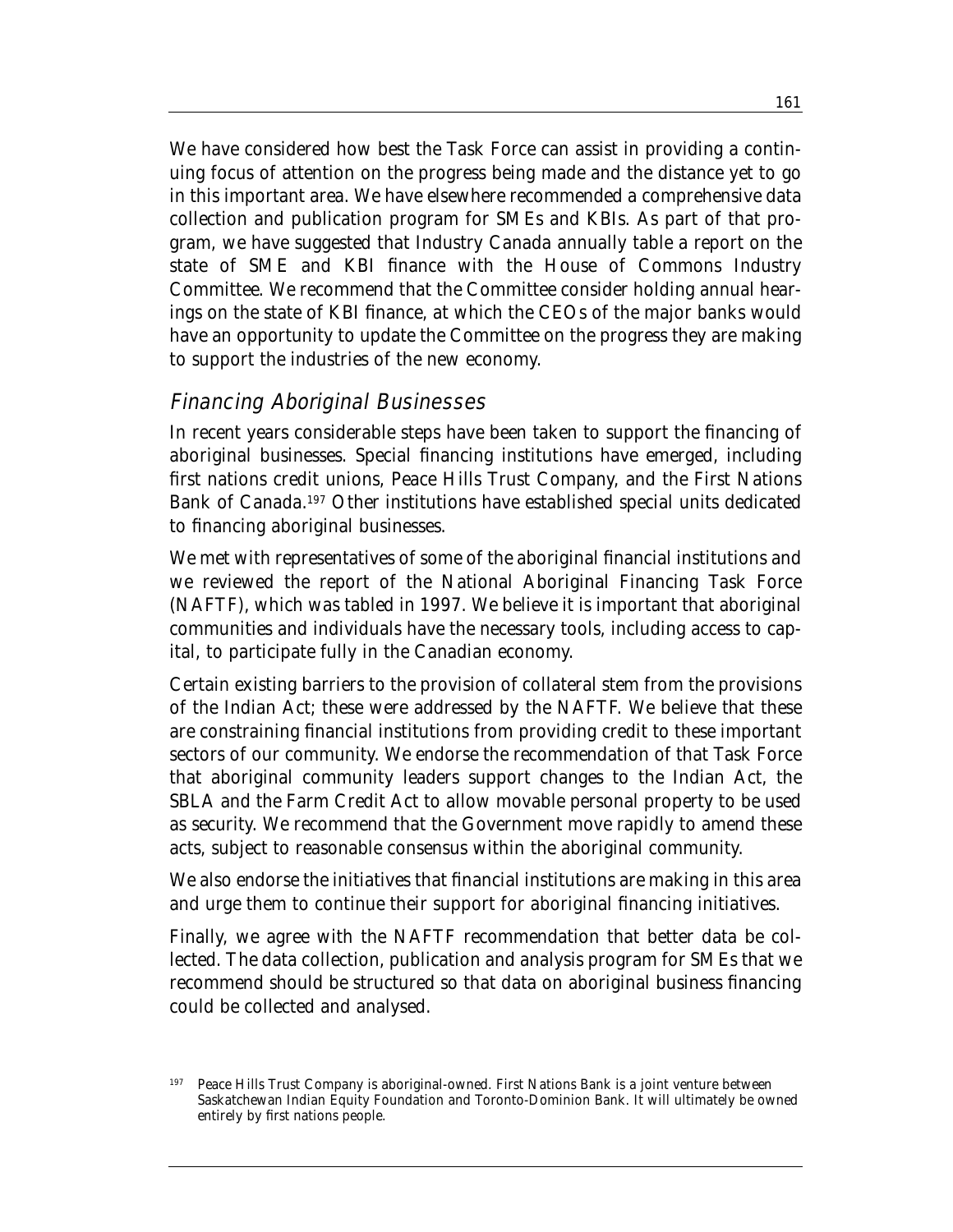We have considered how best the Task Force can assist in providing a continuing focus of attention on the progress being made and the distance yet to go in this important area. We have elsewhere recommended a comprehensive data collection and publication program for SMEs and KBIs. As part of that program, we have suggested that Industry Canada annually table a report on the state of SME and KBI finance with the House of Commons Industry Committee. We recommend that the Committee consider holding annual hearings on the state of KBI finance, at which the CEOs of the major banks would have an opportunity to update the Committee on the progress they are making to support the industries of the new economy.

## *Financing Aboriginal Businesses*

In recent years considerable steps have been taken to support the financing of aboriginal businesses. Special financing institutions have emerged, including first nations credit unions, Peace Hills Trust Company, and the First Nations Bank of Canada.[197] Other institutions have established special units dedicated to financing aboriginal businesses.

We met with representatives of some of the aboriginal financial institutions and we reviewed the report of the National Aboriginal Financing Task Force (NAFTF), which was tabled in 1997. We believe it is important that aboriginal communities and individuals have the necessary tools, including access to capital, to participate fully in the Canadian economy.

Certain existing barriers to the provision of collateral stem from the provisions of the Indian Act; these were addressed by the NAFTF. We believe that these are constraining financial institutions from providing credit to these important sectors of our community. We endorse the recommendation of that Task Force that aboriginal community leaders support changes to the Indian Act, the SBLA and the Farm Credit Act to allow movable personal property to be used as security. We recommend that the Government move rapidly to amend these acts, subject to reasonable consensus within the aboriginal community.

We also endorse the initiatives that financial institutions are making in this area and urge them to continue their support for aboriginal financing initiatives.

Finally, we agree with the NAFTF recommendation that better data be collected. The data collection, publication and analysis program for SMEs that we recommend should be structured so that data on aboriginal business financing could be collected and analysed.

---

[197] Peace Hills Trust Company is aboriginal-owned. First Nations Bank is a joint venture between Saskatchewan Indian Equity Foundation and Toronto-Dominion Bank. It will ultimately be owned entirely by first nations people.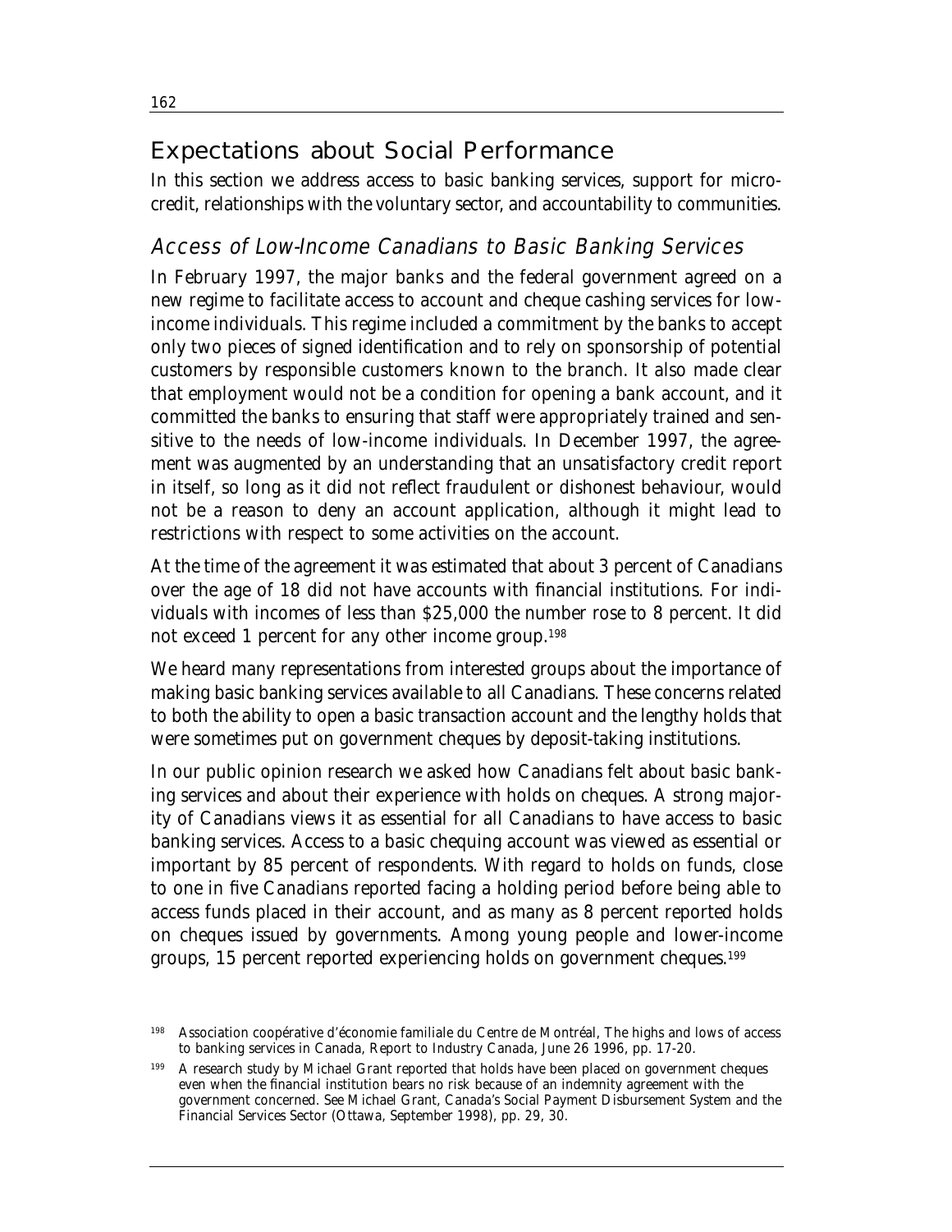## Expectations about Social Performance

In this section we address access to basic banking services, support for micro-credit, relationships with the voluntary sector, and accountability to communities.

### *Access of Low-Income Canadians to Basic Banking Services*

In February 1997, the major banks and the federal government agreed on a new regime to facilitate access to account and cheque cashing services for low-income individuals. This regime included a commitment by the banks to accept only two pieces of signed identification and to rely on sponsorship of potential customers by responsible customers known to the branch. It also made clear that employment would not be a condition for opening a bank account, and it committed the banks to ensuring that staff were appropriately trained and sensitive to the needs of low-income individuals. In December 1997, the agreement was augmented by an understanding that an unsatisfactory credit report in itself, so long as it did not reflect fraudulent or dishonest behaviour, would not be a reason to deny an account application, although it might lead to restrictions with respect to some activities on the account.

At the time of the agreement it was estimated that about 3 percent of Canadians over the age of 18 did not have accounts with financial institutions. For individuals with incomes of less than $25,000 the number rose to 8 percent. It did not exceed 1 percent for any other income group.[198]

We heard many representations from interested groups about the importance of making basic banking services available to all Canadians. These concerns related to both the ability to open a basic transaction account and the lengthy holds that were sometimes put on government cheques by deposit-taking institutions.

In our public opinion research we asked how Canadians felt about basic banking services and about their experience with holds on cheques. A strong majority of Canadians views it as essential for all Canadians to have access to basic banking services. Access to a basic chequing account was viewed as essential or important by 85 percent of respondents. With regard to holds on funds, close to one in five Canadians reported facing a holding period before being able to access funds placed in their account, and as many as 8 percent reported holds on cheques issued by governments. Among young people and lower-income groups, 15 percent reported experiencing holds on government cheques.[199]

---

[198] Association coopérative d'économie familiale du Centre de Montréal, *The highs and lows of access to banking services in Canada*, Report to Industry Canada, June 26 1996, pp. 17-20.

[199] A research study by Michael Grant reported that holds have been placed on government cheques even when the financial institution bears no risk because of an indemnity agreement with the government concerned. See Michael Grant, *Canada's Social Payment Disbursement System and the Financial Services Sector* (Ottawa, September 1998), pp. 29, 30.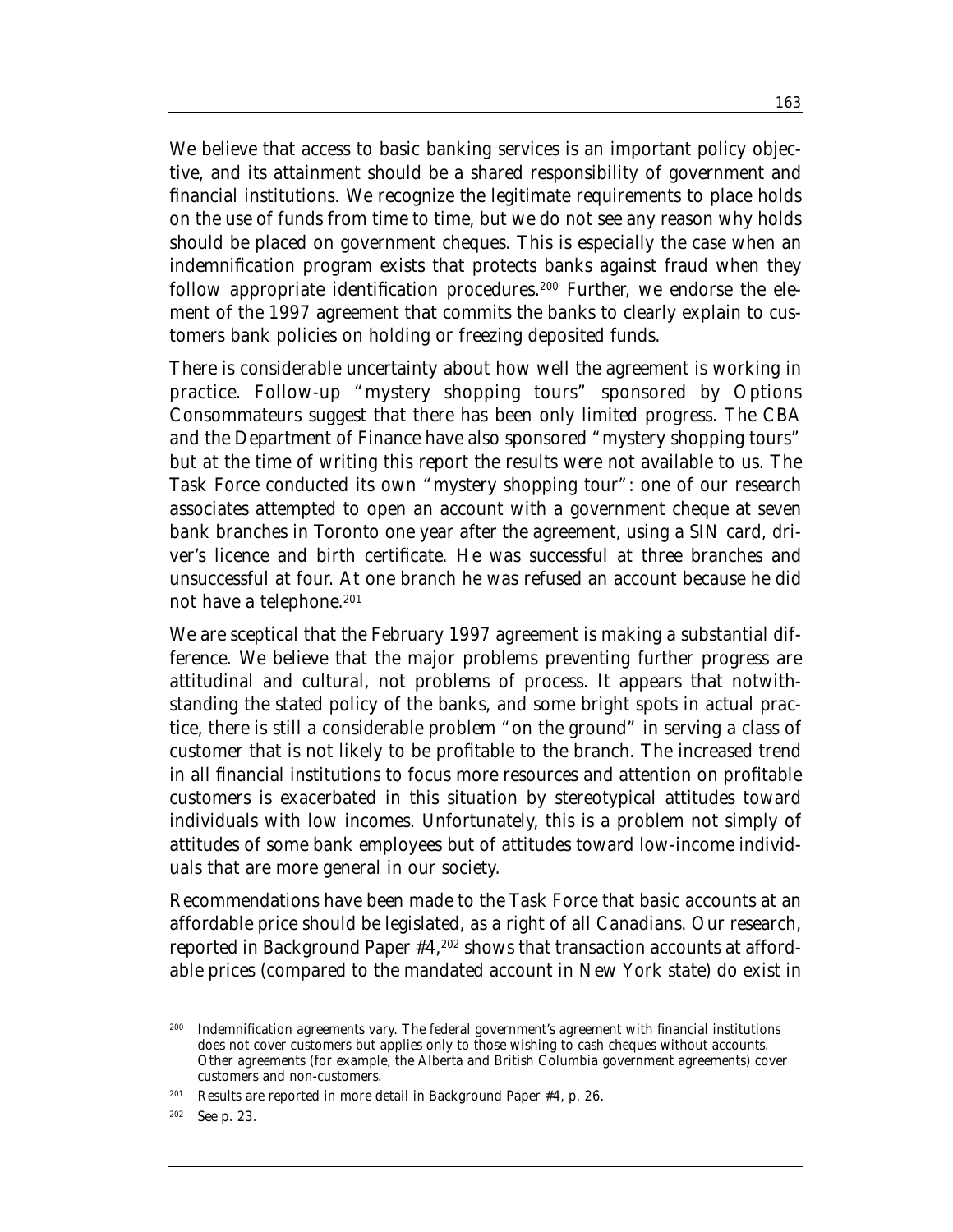We believe that access to basic banking services is an important policy objective, and its attainment should be a shared responsibility of government and financial institutions. We recognize the legitimate requirements to place holds on the use of funds from time to time, but we do not see any reason why holds should be placed on government cheques. This is especially the case when an indemnification program exists that protects banks against fraud when they follow appropriate identification procedures.[200] Further, we endorse the element of the 1997 agreement that commits the banks to clearly explain to customers bank policies on holding or freezing deposited funds.

There is considerable uncertainty about how well the agreement is working in practice. Follow-up "mystery shopping tours" sponsored by Options Consommateurs suggest that there has been only limited progress. The CBA and the Department of Finance have also sponsored "mystery shopping tours" but at the time of writing this report the results were not available to us. The Task Force conducted its own "mystery shopping tour": one of our research associates attempted to open an account with a government cheque at seven bank branches in Toronto one year after the agreement, using a SIN card, driver's licence and birth certificate. He was successful at three branches and unsuccessful at four. At one branch he was refused an account because he did not have a telephone.[201]

We are sceptical that the February 1997 agreement is making a substantial difference. We believe that the major problems preventing further progress are attitudinal and cultural, not problems of process. It appears that notwithstanding the stated policy of the banks, and some bright spots in actual practice, there is still a considerable problem "on the ground" in serving a class of customer that is not likely to be profitable to the branch. The increased trend in all financial institutions to focus more resources and attention on profitable customers is exacerbated in this situation by stereotypical attitudes toward individuals with low incomes. Unfortunately, this is a problem not simply of attitudes of some bank employees but of attitudes toward low-income individuals that are more general in our society.

Recommendations have been made to the Task Force that basic accounts at an affordable price should be legislated, as a right of all Canadians. Our research, reported in Background Paper #4,[202] shows that transaction accounts at affordable prices (compared to the mandated account in New York state) do exist in

---

[200] Indemnification agreements vary. The federal government's agreement with financial institutions does not cover customers but applies only to those wishing to cash cheques without accounts. Other agreements (for example, the Alberta and British Columbia government agreements) cover customers and non-customers.

[201] Results are reported in more detail in Background Paper #4, p. 26.

[202] See p. 23.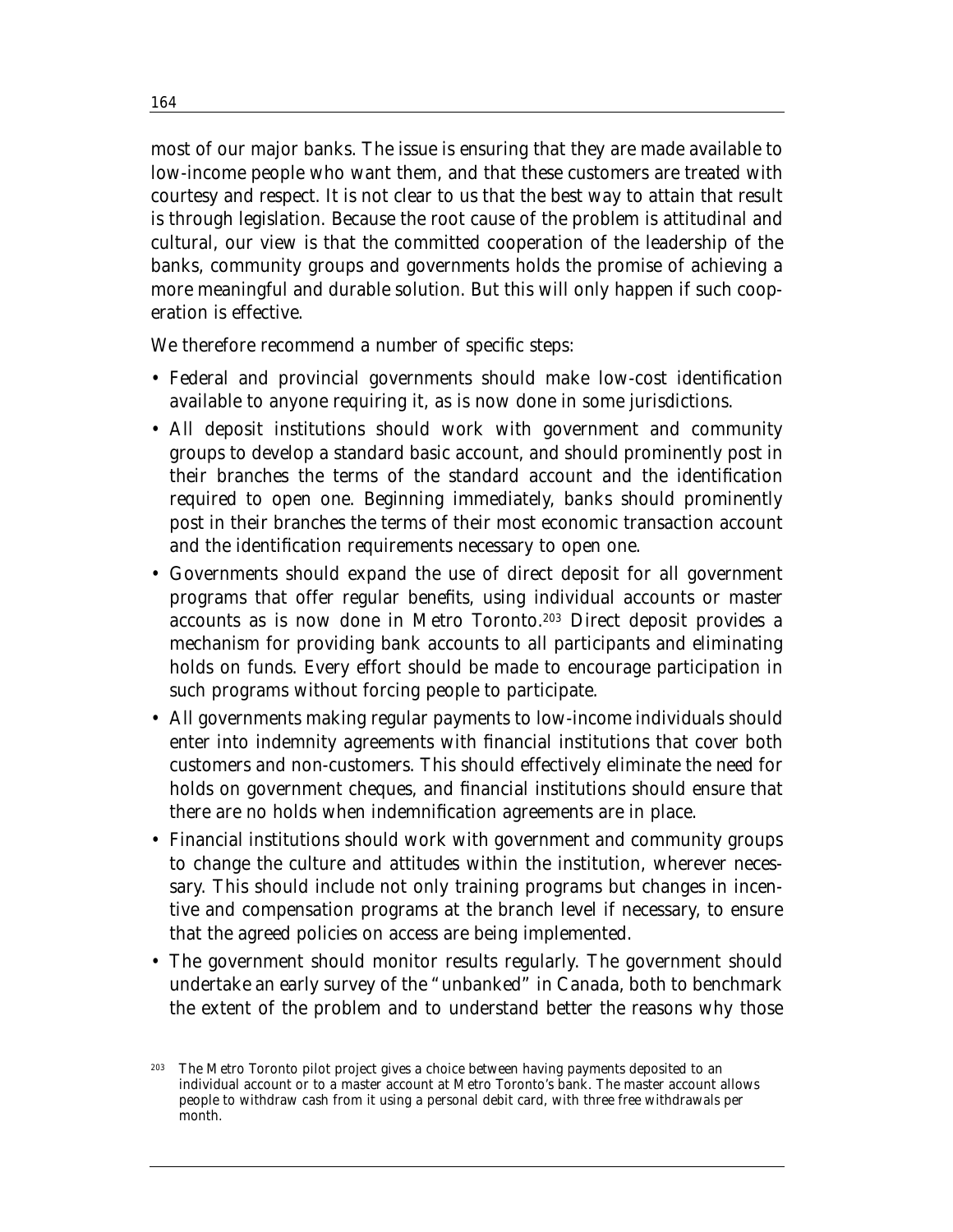most of our major banks. The issue is ensuring that they are made available to low-income people who want them, and that these customers are treated with courtesy and respect. It is not clear to us that the best way to attain that result is through legislation. Because the root cause of the problem is attitudinal and cultural, our view is that the committed cooperation of the leadership of the banks, community groups and governments holds the promise of achieving a more meaningful and durable solution. But this will only happen if such cooperation is effective.

We therefore recommend a number of specific steps:

- Federal and provincial governments should make low-cost identification available to anyone requiring it, as is now done in some jurisdictions.
- All deposit institutions should work with government and community groups to develop a standard basic account, and should prominently post in their branches the terms of the standard account and the identification required to open one. Beginning immediately, banks should prominently post in their branches the terms of their most economic transaction account and the identification requirements necessary to open one.
- Governments should expand the use of direct deposit for all government programs that offer regular benefits, using individual accounts or master accounts as is now done in Metro Toronto.[203] Direct deposit provides a mechanism for providing bank accounts to all participants and eliminating holds on funds. Every effort should be made to encourage participation in such programs without forcing people to participate.
- All governments making regular payments to low-income individuals should enter into indemnity agreements with financial institutions that cover both customers and non-customers. This should effectively eliminate the need for holds on government cheques, and financial institutions should ensure that there are no holds when indemnification agreements are in place.
- Financial institutions should work with government and community groups to change the culture and attitudes within the institution, wherever necessary. This should include not only training programs but changes in incentive and compensation programs at the branch level if necessary, to ensure that the agreed policies on access are being implemented.
- The government should monitor results regularly. The government should undertake an early survey of the "unbanked" in Canada, both to benchmark the extent of the problem and to understand better the reasons why those

[203] The Metro Toronto pilot project gives a choice between having payments deposited to an individual account or to a master account at Metro Toronto's bank. The master account allows people to withdraw cash from it using a personal debit card, with three free withdrawals per month.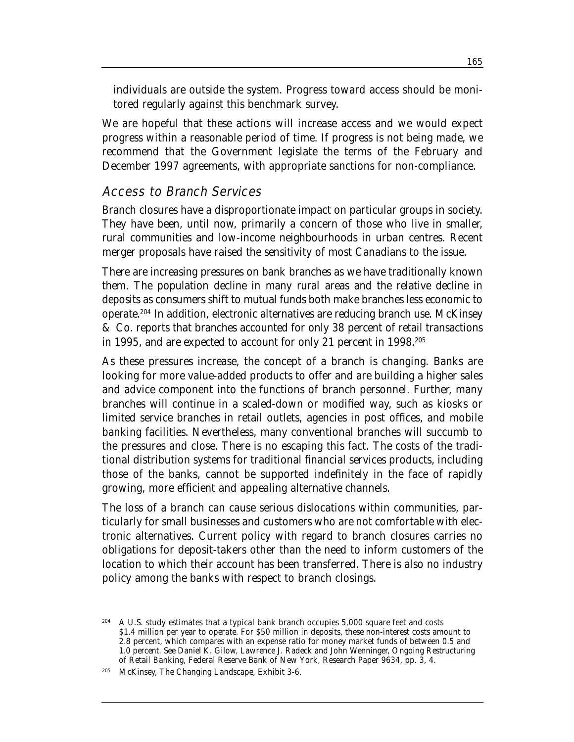individuals are outside the system. Progress toward access should be monitored regularly against this benchmark survey.

We are hopeful that these actions will increase access and we would expect progress within a reasonable period of time. If progress is not being made, we recommend that the Government legislate the terms of the February and December 1997 agreements, with appropriate sanctions for non-compliance.

### *Access to Branch Services*

Branch closures have a disproportionate impact on particular groups in society. They have been, until now, primarily a concern of those who live in smaller, rural communities and low-income neighbourhoods in urban centres. Recent merger proposals have raised the sensitivity of most Canadians to the issue.

There are increasing pressures on bank branches as we have traditionally known them. The population decline in many rural areas and the relative decline in deposits as consumers shift to mutual funds both make branches less economic to operate.[204] In addition, electronic alternatives are reducing branch use. McKinsey & Co. reports that branches accounted for only 38 percent of retail transactions in 1995, and are expected to account for only 21 percent in 1998.[205]

As these pressures increase, the concept of a branch is changing. Banks are looking for more value-added products to offer and are building a higher sales and advice component into the functions of branch personnel. Further, many branches will continue in a scaled-down or modified way, such as kiosks or limited service branches in retail outlets, agencies in post offices, and mobile banking facilities. Nevertheless, many conventional branches will succumb to the pressures and close. There is no escaping this fact. The costs of the traditional distribution systems for traditional financial services products, including those of the banks, cannot be supported indefinitely in the face of rapidly growing, more efficient and appealing alternative channels.

The loss of a branch can cause serious dislocations within communities, particularly for small businesses and customers who are not comfortable with electronic alternatives. Current policy with regard to branch closures carries no obligations for deposit-takers other than the need to inform customers of the location to which their account has been transferred. There is also no industry policy among the banks with respect to branch closings.

---

[204] A U.S. study estimates that a typical bank branch occupies 5,000 square feet and costs $1.4 million per year to operate. For $50 million in deposits, these non-interest costs amount to 2.8 percent, which compares with an expense ratio for money market funds of between 0.5 and 1.0 percent. See Daniel K. Gilow, Lawrence J. Radeck and John Wenninger, *Ongoing Restructuring of Retail Banking*, Federal Reserve Bank of New York, Research Paper 9634, pp. 3, 4.

[205] McKinsey, *The Changing Landscape*, Exhibit 3-6.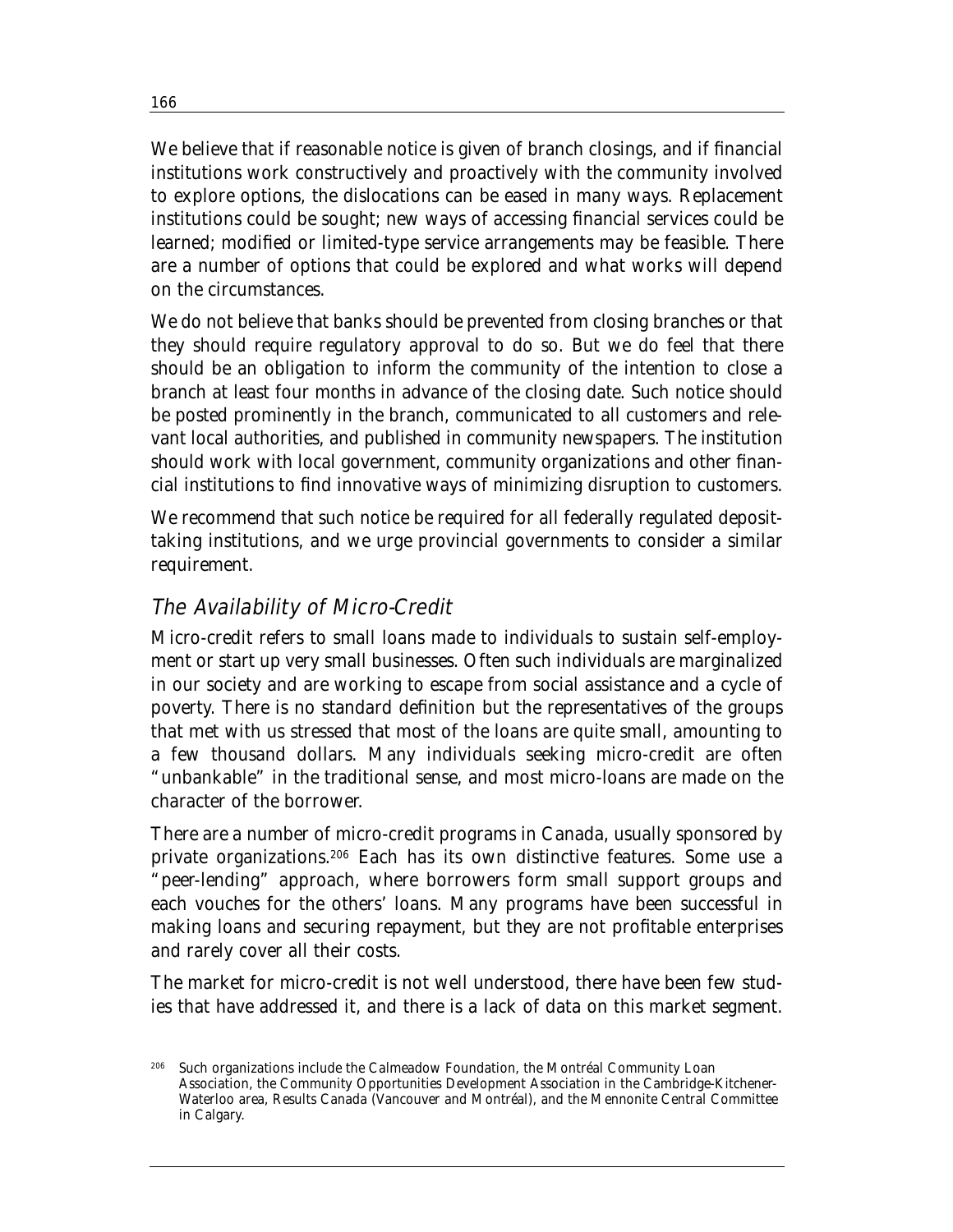We believe that if reasonable notice is given of branch closings, and if financial institutions work constructively and proactively with the community involved to explore options, the dislocations can be eased in many ways. Replacement institutions could be sought; new ways of accessing financial services could be learned; modified or limited-type service arrangements may be feasible. There are a number of options that could be explored and what works will depend on the circumstances.

We do not believe that banks should be prevented from closing branches or that they should require regulatory approval to do so. But we do feel that there should be an obligation to inform the community of the intention to close a branch at least four months in advance of the closing date. Such notice should be posted prominently in the branch, communicated to all customers and relevant local authorities, and published in community newspapers. The institution should work with local government, community organizations and other financial institutions to find innovative ways of minimizing disruption to customers.

We recommend that such notice be required for all federally regulated deposit-taking institutions, and we urge provincial governments to consider a similar requirement.

## The Availability of Micro-Credit

Micro-credit refers to small loans made to individuals to sustain self-employment or start up very small businesses. Often such individuals are marginalized in our society and are working to escape from social assistance and a cycle of poverty. There is no standard definition but the representatives of the groups that met with us stressed that most of the loans are quite small, amounting to a few thousand dollars. Many individuals seeking micro-credit are often "unbankable" in the traditional sense, and most micro-loans are made on the character of the borrower.

There are a number of micro-credit programs in Canada, usually sponsored by private organizations.[206] Each has its own distinctive features. Some use a "peer-lending" approach, where borrowers form small support groups and each vouches for the others' loans. Many programs have been successful in making loans and securing repayment, but they are not profitable enterprises and rarely cover all their costs.

The market for micro-credit is not well understood, there have been few studies that have addressed it, and there is a lack of data on this market segment.

[206] Such organizations include the Calmeadow Foundation, the Montréal Community Loan Association, the Community Opportunities Development Association in the Cambridge-Kitchener-Waterloo area, Results Canada (Vancouver and Montréal), and the Mennonite Central Committee in Calgary.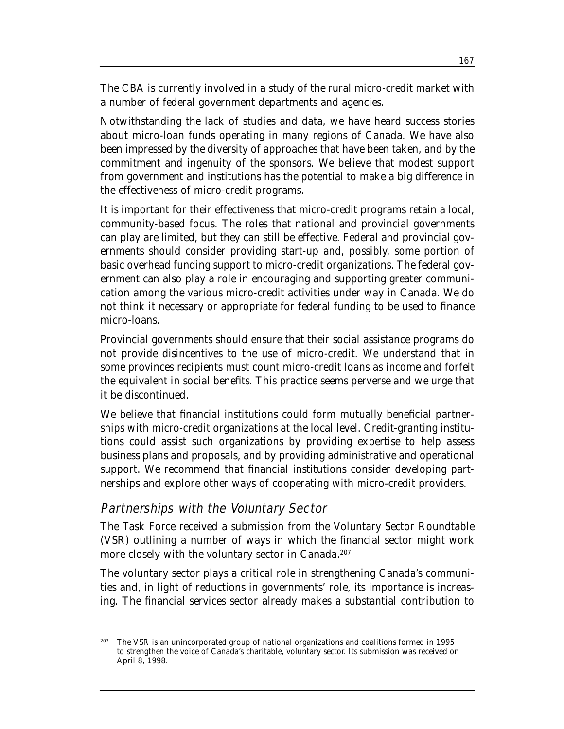The CBA is currently involved in a study of the rural micro-credit market with a number of federal government departments and agencies.

Notwithstanding the lack of studies and data, we have heard success stories about micro-loan funds operating in many regions of Canada. We have also been impressed by the diversity of approaches that have been taken, and by the commitment and ingenuity of the sponsors. We believe that modest support from government and institutions has the potential to make a big difference in the effectiveness of micro-credit programs.

It is important for their effectiveness that micro-credit programs retain a local, community-based focus. The roles that national and provincial governments can play are limited, but they can still be effective. Federal and provincial governments should consider providing start-up and, possibly, some portion of basic overhead funding support to micro-credit organizations. The federal government can also play a role in encouraging and supporting greater communication among the various micro-credit activities under way in Canada. We do not think it necessary or appropriate for federal funding to be used to finance micro-loans.

Provincial governments should ensure that their social assistance programs do not provide disincentives to the use of micro-credit. We understand that in some provinces recipients must count micro-credit loans as income and forfeit the equivalent in social benefits. This practice seems perverse and we urge that it be discontinued.

We believe that financial institutions could form mutually beneficial partnerships with micro-credit organizations at the local level. Credit-granting institutions could assist such organizations by providing expertise to help assess business plans and proposals, and by providing administrative and operational support. We recommend that financial institutions consider developing partnerships and explore other ways of cooperating with micro-credit providers.

### *Partnerships with the Voluntary Sector*

The Task Force received a submission from the Voluntary Sector Roundtable (VSR) outlining a number of ways in which the financial sector might work more closely with the voluntary sector in Canada.[207]

The voluntary sector plays a critical role in strengthening Canada's communities and, in light of reductions in governments' role, its importance is increasing. The financial services sector already makes a substantial contribution to

[207] The VSR is an unincorporated group of national organizations and coalitions formed in 1995 to strengthen the voice of Canada's charitable, voluntary sector. Its submission was received on April 8, 1998.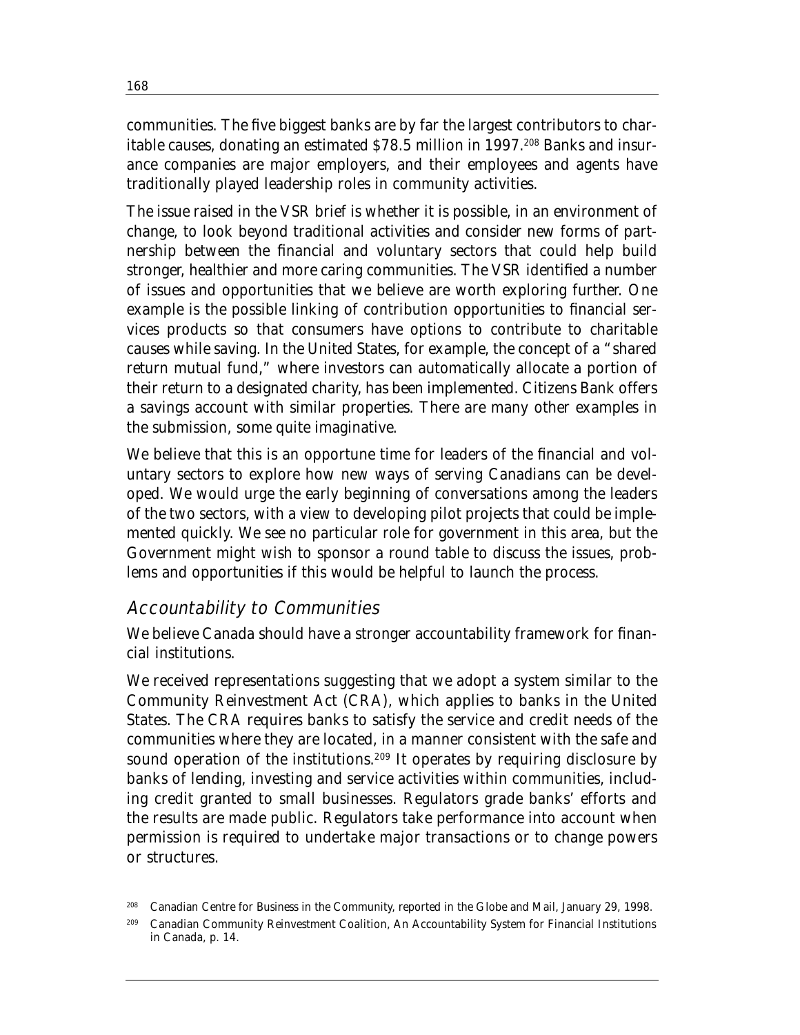communities. The five biggest banks are by far the largest contributors to charitable causes, donating an estimated $78.5 million in 1997.[208] Banks and insurance companies are major employers, and their employees and agents have traditionally played leadership roles in community activities.

The issue raised in the VSR brief is whether it is possible, in an environment of change, to look beyond traditional activities and consider new forms of partnership between the financial and voluntary sectors that could help build stronger, healthier and more caring communities. The VSR identified a number of issues and opportunities that we believe are worth exploring further. One example is the possible linking of contribution opportunities to financial services products so that consumers have options to contribute to charitable causes while saving. In the United States, for example, the concept of a "shared return mutual fund," where investors can automatically allocate a portion of their return to a designated charity, has been implemented. Citizens Bank offers a savings account with similar properties. There are many other examples in the submission, some quite imaginative.

We believe that this is an opportune time for leaders of the financial and voluntary sectors to explore how new ways of serving Canadians can be developed. We would urge the early beginning of conversations among the leaders of the two sectors, with a view to developing pilot projects that could be implemented quickly. We see no particular role for government in this area, but the Government might wish to sponsor a round table to discuss the issues, problems and opportunities if this would be helpful to launch the process.

## Accountability to Communities

We believe Canada should have a stronger accountability framework for financial institutions.

We received representations suggesting that we adopt a system similar to the Community Reinvestment Act (CRA), which applies to banks in the United States. The CRA requires banks to satisfy the service and credit needs of the communities where they are located, in a manner consistent with the safe and sound operation of the institutions.[209] It operates by requiring disclosure by banks of lending, investing and service activities within communities, including credit granted to small businesses. Regulators grade banks' efforts and the results are made public. Regulators take performance into account when permission is required to undertake major transactions or to change powers or structures.

[208] Canadian Centre for Business in the Community, reported in the *Globe and Mail*, January 29, 1998.

[209] Canadian Community Reinvestment Coalition, *An Accountability System for Financial Institutions in Canada*, p. 14.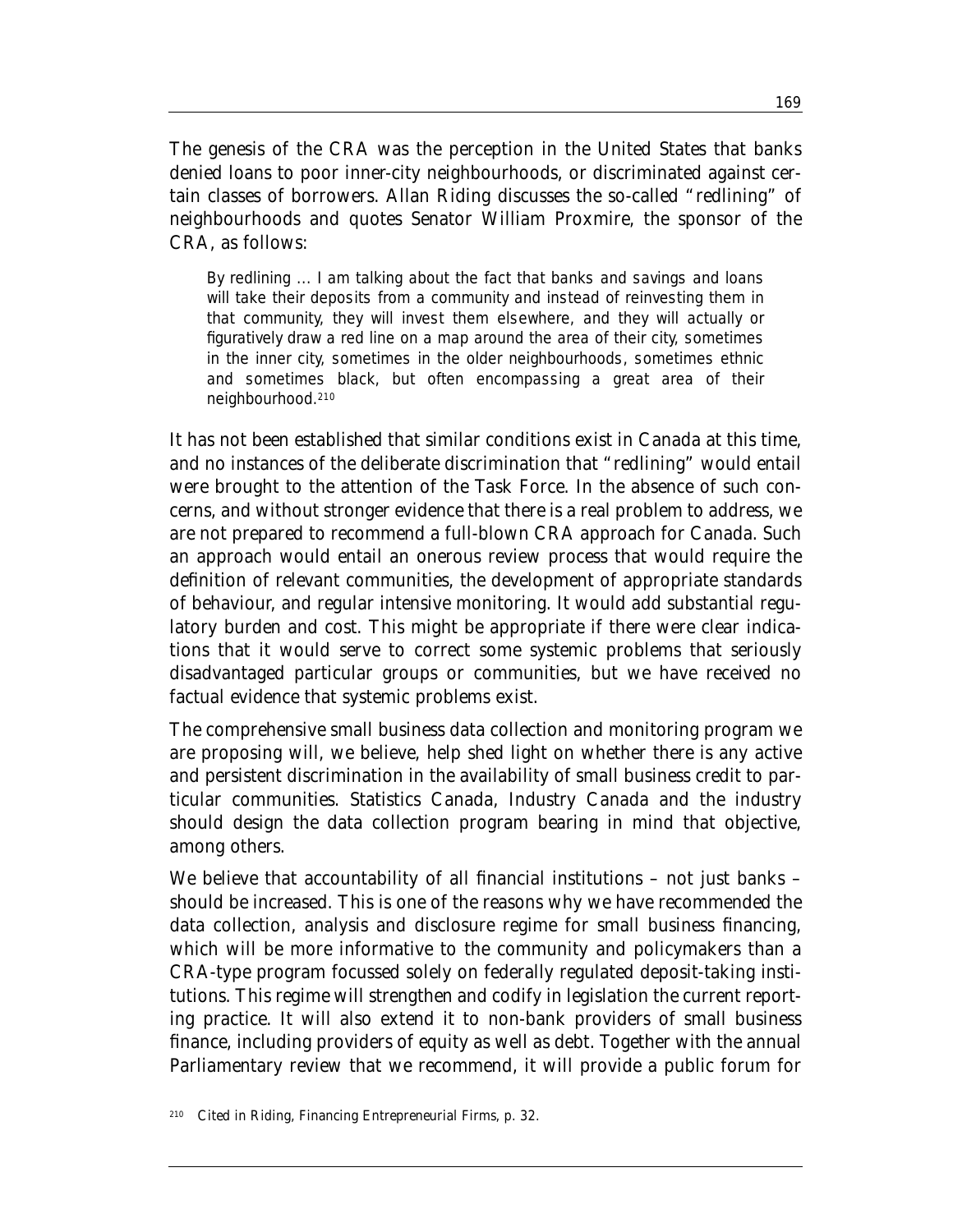The genesis of the CRA was the perception in the United States that banks denied loans to poor inner-city neighbourhoods, or discriminated against certain classes of borrowers. Allan Riding discusses the so-called "redlining" of neighbourhoods and quotes Senator William Proxmire, the sponsor of the CRA, as follows:

> By redlining ... I am talking about the fact that banks and savings and loans will take their deposits from a community and instead of reinvesting them in that community, they will invest them elsewhere, and they will actually or figuratively draw a red line on a map around the area of their city, sometimes in the inner city, sometimes in the older neighbourhoods, sometimes ethnic and sometimes black, but often encompassing a great area of their neighbourhood.[210]

It has not been established that similar conditions exist in Canada at this time, and no instances of the deliberate discrimination that "redlining" would entail were brought to the attention of the Task Force. In the absence of such concerns, and without stronger evidence that there is a real problem to address, we are not prepared to recommend a full-blown CRA approach for Canada. Such an approach would entail an onerous review process that would require the definition of relevant communities, the development of appropriate standards of behaviour, and regular intensive monitoring. It would add substantial regulatory burden and cost. This might be appropriate if there were clear indications that it would serve to correct some systemic problems that seriously disadvantaged particular groups or communities, but we have received no factual evidence that systemic problems exist.

The comprehensive small business data collection and monitoring program we are proposing will, we believe, help shed light on whether there is any active and persistent discrimination in the availability of small business credit to particular communities. Statistics Canada, Industry Canada and the industry should design the data collection program bearing in mind that objective, among others.

We believe that accountability of all financial institutions – not just banks – should be increased. This is one of the reasons why we have recommended the data collection, analysis and disclosure regime for small business financing, which will be more informative to the community and policymakers than a CRA-type program focussed solely on federally regulated deposit-taking institutions. This regime will strengthen and codify in legislation the current reporting practice. It will also extend it to non-bank providers of small business finance, including providers of equity as well as debt. Together with the annual Parliamentary review that we recommend, it will provide a public forum for

[210] Cited in Riding, *Financing Entrepreneurial Firms*, p. 32.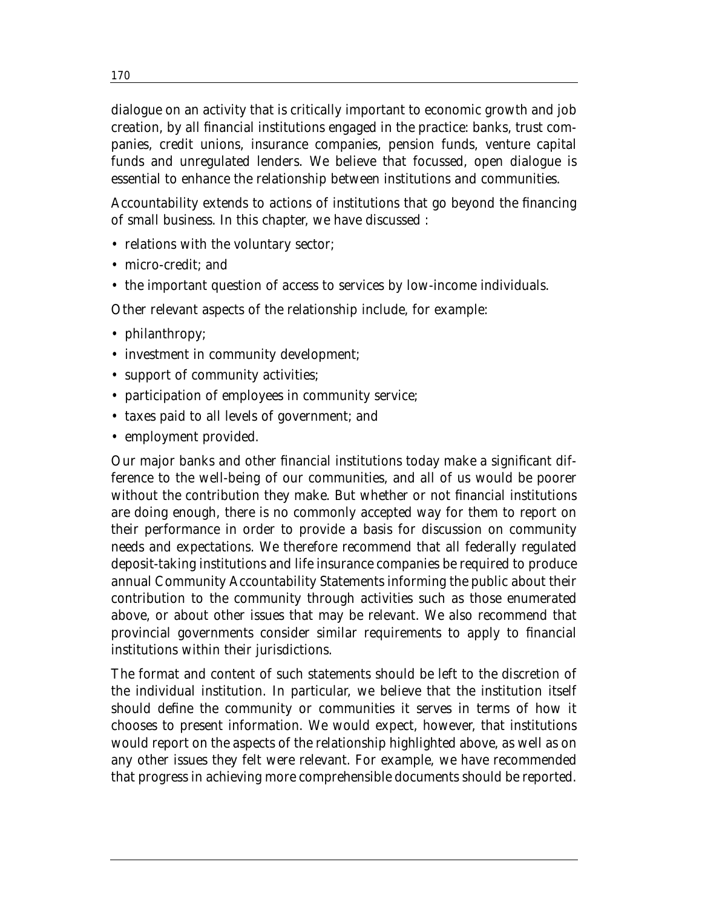dialogue on an activity that is critically important to economic growth and job creation, by all financial institutions engaged in the practice: banks, trust companies, credit unions, insurance companies, pension funds, venture capital funds and unregulated lenders. We believe that focussed, open dialogue is essential to enhance the relationship between institutions and communities.

Accountability extends to actions of institutions that go beyond the financing of small business. In this chapter, we have discussed :

- relations with the voluntary sector;
- micro-credit; and
- the important question of access to services by low-income individuals.

Other relevant aspects of the relationship include, for example:

- philanthropy;
- investment in community development;
- support of community activities;
- participation of employees in community service;
- taxes paid to all levels of government; and
- employment provided.

Our major banks and other financial institutions today make a significant difference to the well-being of our communities, and all of us would be poorer without the contribution they make. But whether or not financial institutions are doing enough, there is no commonly accepted way for them to report on their performance in order to provide a basis for discussion on community needs and expectations. We therefore recommend that all federally regulated deposit-taking institutions and life insurance companies be required to produce annual Community Accountability Statements informing the public about their contribution to the community through activities such as those enumerated above, or about other issues that may be relevant. We also recommend that provincial governments consider similar requirements to apply to financial institutions within their jurisdictions.

The format and content of such statements should be left to the discretion of the individual institution. In particular, we believe that the institution itself should define the community or communities it serves in terms of how it chooses to present information. We would expect, however, that institutions would report on the aspects of the relationship highlighted above, as well as on any other issues they felt were relevant. For example, we have recommended that progress in achieving more comprehensible documents should be reported.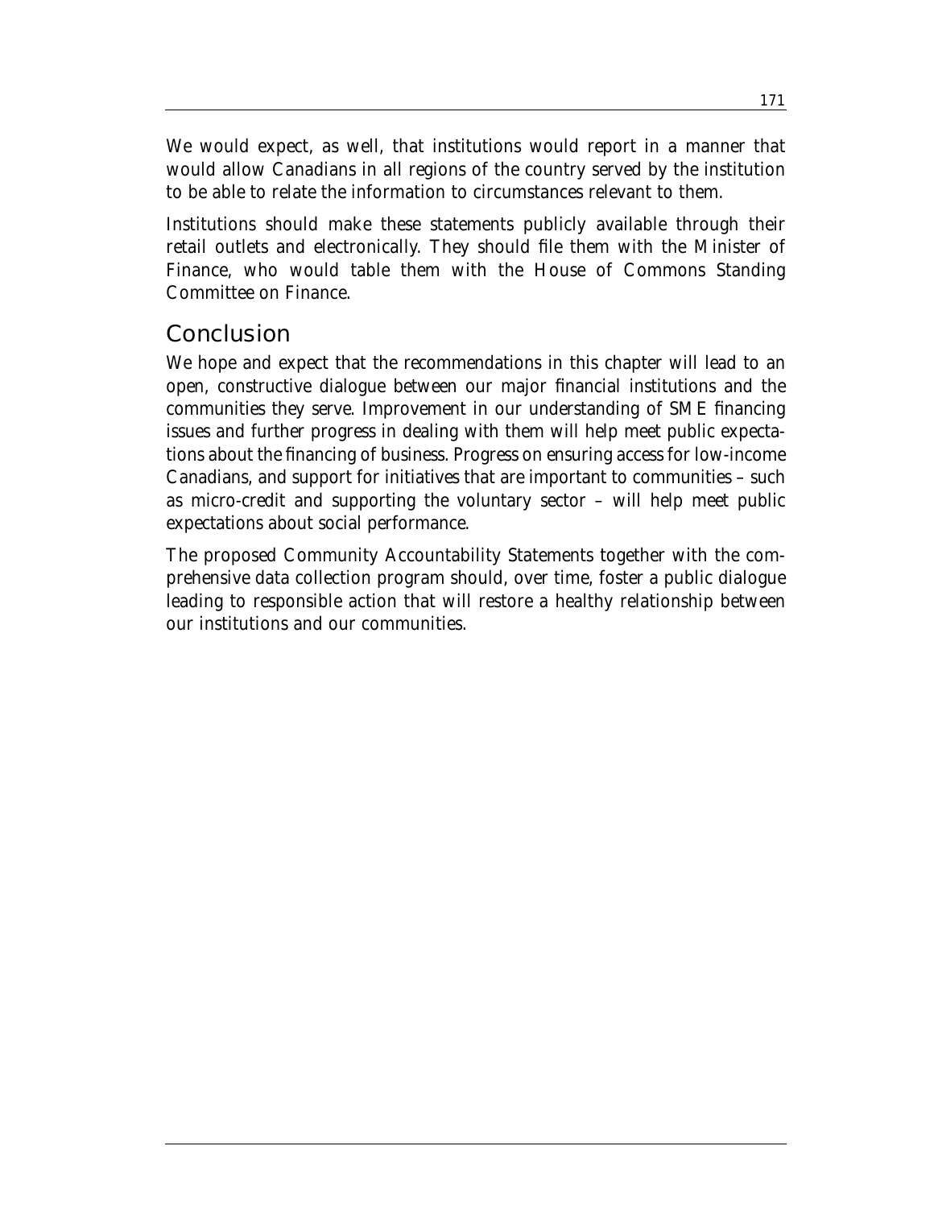We would expect, as well, that institutions would report in a manner that would allow Canadians in all regions of the country served by the institution to be able to relate the information to circumstances relevant to them.

Institutions should make these statements publicly available through their retail outlets and electronically. They should file them with the Minister of Finance, who would table them with the House of Commons Standing Committee on Finance.

## Conclusion

We hope and expect that the recommendations in this chapter will lead to an open, constructive dialogue between our major financial institutions and the communities they serve. Improvement in our understanding of SME financing issues and further progress in dealing with them will help meet public expectations about the financing of business. Progress on ensuring access for low-income Canadians, and support for initiatives that are important to communities – such as micro-credit and supporting the voluntary sector – will help meet public expectations about social performance.

The proposed Community Accountability Statements together with the comprehensive data collection program should, over time, foster a public dialogue leading to responsible action that will restore a healthy relationship between our institutions and our communities.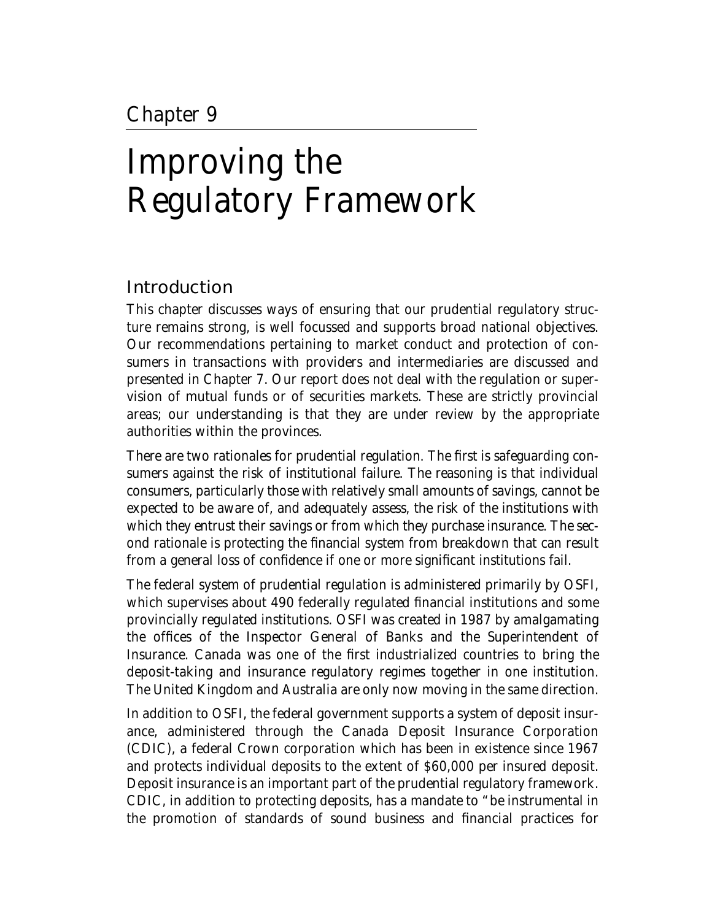# Chapter 9

# Improving the Regulatory Framework

## Introduction

This chapter discusses ways of ensuring that our prudential regulatory structure remains strong, is well focussed and supports broad national objectives. Our recommendations pertaining to market conduct and protection of consumers in transactions with providers and intermediaries are discussed and presented in Chapter 7. Our report does not deal with the regulation or supervision of mutual funds or of securities markets. These are strictly provincial areas; our understanding is that they are under review by the appropriate authorities within the provinces.

There are two rationales for prudential regulation. The first is safeguarding consumers against the risk of institutional failure. The reasoning is that individual consumers, particularly those with relatively small amounts of savings, cannot be expected to be aware of, and adequately assess, the risk of the institutions with which they entrust their savings or from which they purchase insurance. The second rationale is protecting the financial system from breakdown that can result from a general loss of confidence if one or more significant institutions fail.

The federal system of prudential regulation is administered primarily by OSFI, which supervises about 490 federally regulated financial institutions and some provincially regulated institutions. OSFI was created in 1987 by amalgamating the offices of the Inspector General of Banks and the Superintendent of Insurance. Canada was one of the first industrialized countries to bring the deposit-taking and insurance regulatory regimes together in one institution. The United Kingdom and Australia are only now moving in the same direction.

In addition to OSFI, the federal government supports a system of deposit insurance, administered through the Canada Deposit Insurance Corporation (CDIC), a federal Crown corporation which has been in existence since 1967 and protects individual deposits to the extent of $60,000 per insured deposit. Deposit insurance is an important part of the prudential regulatory framework. CDIC, in addition to protecting deposits, has a mandate to "be instrumental in the promotion of standards of sound business and financial practices for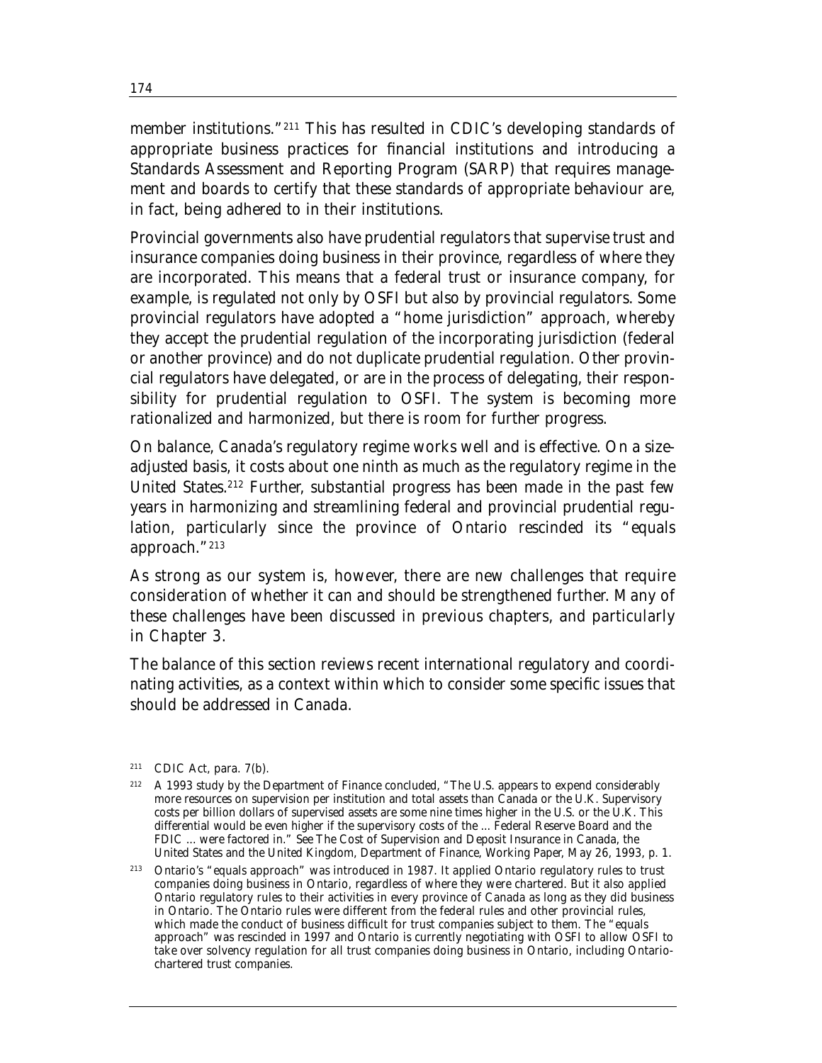member institutions."[211] This has resulted in CDIC's developing standards of appropriate business practices for financial institutions and introducing a Standards Assessment and Reporting Program (SARP) that requires management and boards to certify that these standards of appropriate behaviour are, in fact, being adhered to in their institutions.

Provincial governments also have prudential regulators that supervise trust and insurance companies doing business in their province, regardless of where they are incorporated. This means that a federal trust or insurance company, for example, is regulated not only by OSFI but also by provincial regulators. Some provincial regulators have adopted a "home jurisdiction" approach, whereby they accept the prudential regulation of the incorporating jurisdiction (federal or another province) and do not duplicate prudential regulation. Other provincial regulators have delegated, or are in the process of delegating, their responsibility for prudential regulation to OSFI. The system is becoming more rationalized and harmonized, but there is room for further progress.

On balance, Canada's regulatory regime works well and is effective. On a size-adjusted basis, it costs about one ninth as much as the regulatory regime in the United States.[212] Further, substantial progress has been made in the past few years in harmonizing and streamlining federal and provincial prudential regulation, particularly since the province of Ontario rescinded its "equals approach."[213]

As strong as our system is, however, there are new challenges that require consideration of whether it can and should be strengthened further. Many of these challenges have been discussed in previous chapters, and particularly in Chapter 3.

The balance of this section reviews recent international regulatory and coordinating activities, as a context within which to consider some specific issues that should be addressed in Canada.

---

[211] CDIC Act, para. 7(b).

[212] A 1993 study by the Department of Finance concluded, "The U.S. appears to expend considerably more resources on supervision per institution and total assets than Canada or the U.K. Supervisory costs per billion dollars of supervised assets are some nine times higher in the U.S. or the U.K. This differential would be even higher if the supervisory costs of the ... Federal Reserve Board and the FDIC ... were factored in." See *The Cost of Supervision and Deposit Insurance in Canada, the United States and the United Kingdom*, Department of Finance, Working Paper, May 26, 1993, p. 1.

[213] Ontario's "equals approach" was introduced in 1987. It applied Ontario regulatory rules to trust companies doing business in Ontario, regardless of where they were chartered. But it also applied Ontario regulatory rules to their activities in every province of Canada as long as they did business in Ontario. The Ontario rules were different from the federal rules and other provincial rules, which made the conduct of business difficult for trust companies subject to them. The "equals approach" was rescinded in 1997 and Ontario is currently negotiating with OSFI to allow OSFI to take over solvency regulation for all trust companies doing business in Ontario, including Ontario-chartered trust companies.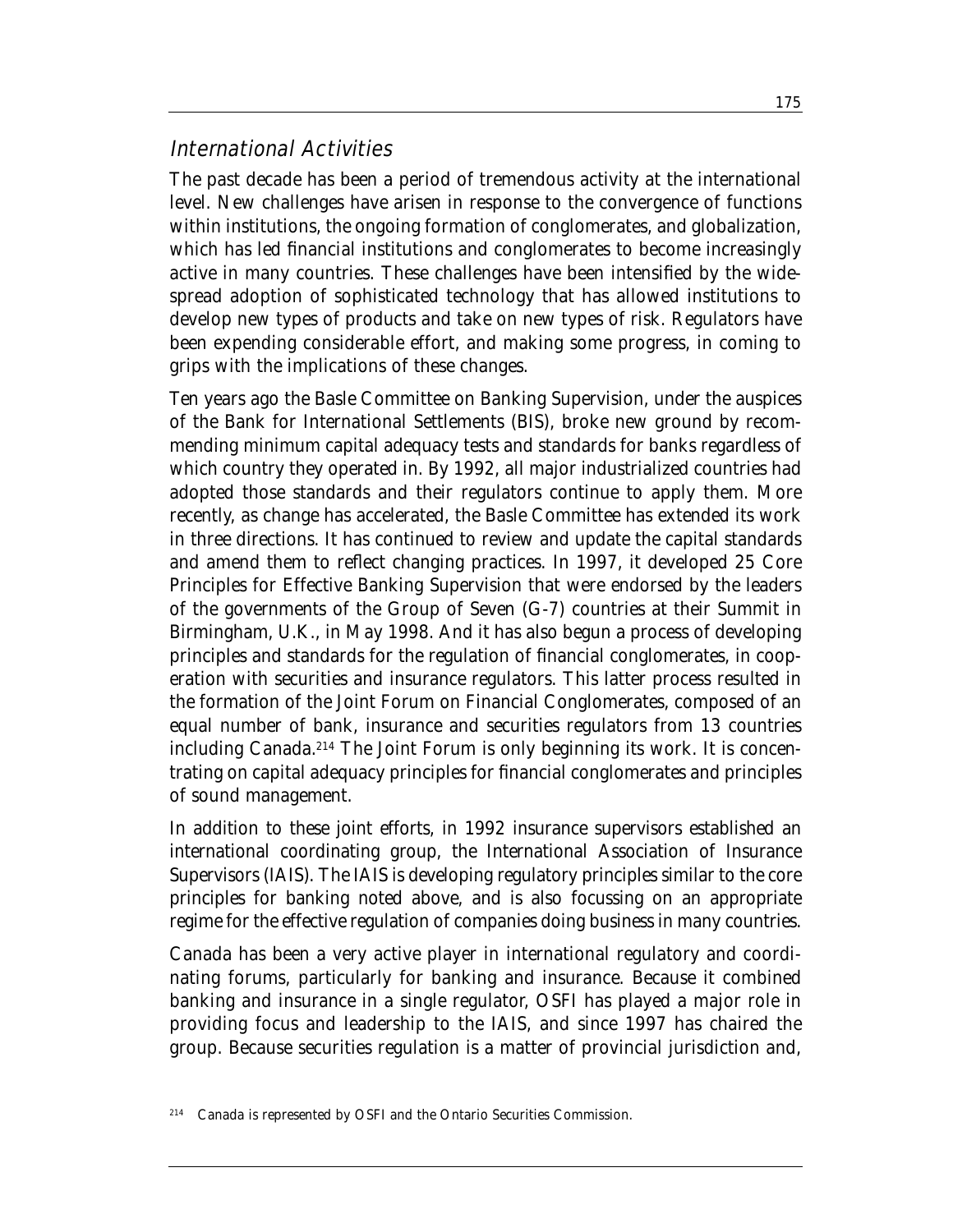## International Activities

The past decade has been a period of tremendous activity at the international level. New challenges have arisen in response to the convergence of functions within institutions, the ongoing formation of conglomerates, and globalization, which has led financial institutions and conglomerates to become increasingly active in many countries. These challenges have been intensified by the widespread adoption of sophisticated technology that has allowed institutions to develop new types of products and take on new types of risk. Regulators have been expending considerable effort, and making some progress, in coming to grips with the implications of these changes.

Ten years ago the Basle Committee on Banking Supervision, under the auspices of the Bank for International Settlements (BIS), broke new ground by recommending minimum capital adequacy tests and standards for banks regardless of which country they operated in. By 1992, all major industrialized countries had adopted those standards and their regulators continue to apply them. More recently, as change has accelerated, the Basle Committee has extended its work in three directions. It has continued to review and update the capital standards and amend them to reflect changing practices. In 1997, it developed 25 Core Principles for Effective Banking Supervision that were endorsed by the leaders of the governments of the Group of Seven (G-7) countries at their Summit in Birmingham, U.K., in May 1998. And it has also begun a process of developing principles and standards for the regulation of financial conglomerates, in cooperation with securities and insurance regulators. This latter process resulted in the formation of the Joint Forum on Financial Conglomerates, composed of an equal number of bank, insurance and securities regulators from 13 countries including Canada.[214] The Joint Forum is only beginning its work. It is concentrating on capital adequacy principles for financial conglomerates and principles of sound management.

In addition to these joint efforts, in 1992 insurance supervisors established an international coordinating group, the International Association of Insurance Supervisors (IAIS). The IAIS is developing regulatory principles similar to the core principles for banking noted above, and is also focussing on an appropriate regime for the effective regulation of companies doing business in many countries.

Canada has been a very active player in international regulatory and coordinating forums, particularly for banking and insurance. Because it combined banking and insurance in a single regulator, OSFI has played a major role in providing focus and leadership to the IAIS, and since 1997 has chaired the group. Because securities regulation is a matter of provincial jurisdiction and,

[214] Canada is represented by OSFI and the Ontario Securities Commission.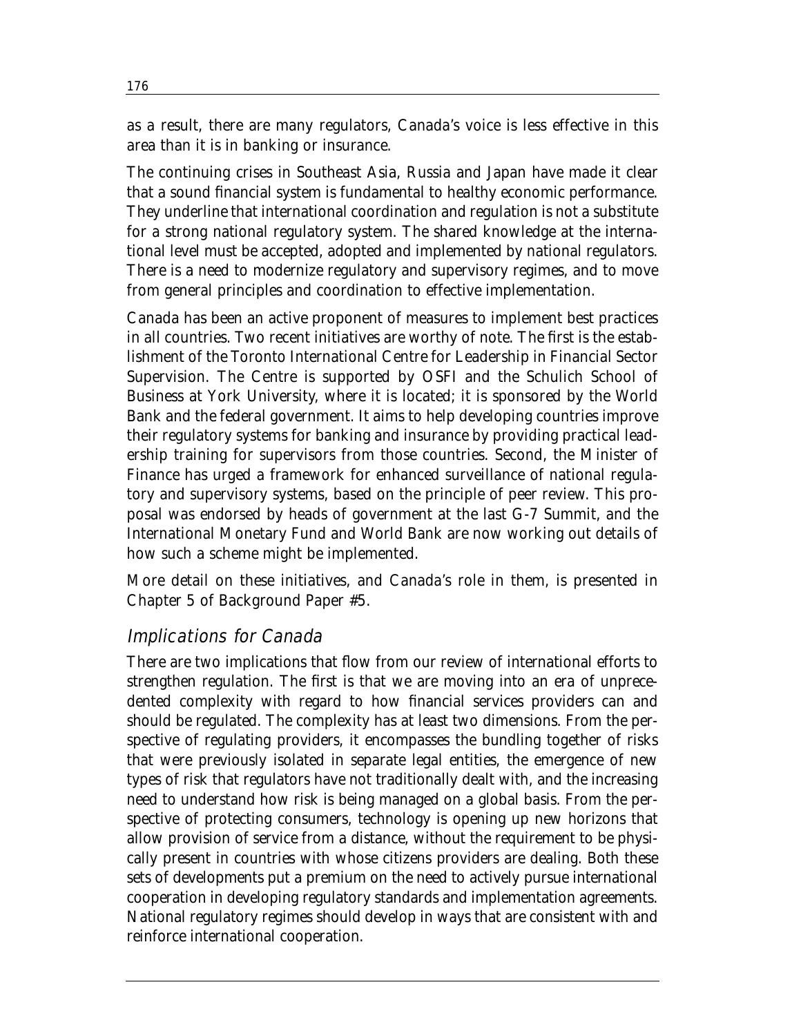as a result, there are many regulators, Canada's voice is less effective in this area than it is in banking or insurance.

The continuing crises in Southeast Asia, Russia and Japan have made it clear that a sound financial system is fundamental to healthy economic performance. They underline that international coordination and regulation is not a substitute for a strong national regulatory system. The shared knowledge at the international level must be accepted, adopted and implemented by national regulators. There is a need to modernize regulatory and supervisory regimes, and to move from general principles and coordination to effective implementation.

Canada has been an active proponent of measures to implement best practices in all countries. Two recent initiatives are worthy of note. The first is the establishment of the Toronto International Centre for Leadership in Financial Sector Supervision. The Centre is supported by OSFI and the Schulich School of Business at York University, where it is located; it is sponsored by the World Bank and the federal government. It aims to help developing countries improve their regulatory systems for banking and insurance by providing practical leadership training for supervisors from those countries. Second, the Minister of Finance has urged a framework for enhanced surveillance of national regulatory and supervisory systems, based on the principle of peer review. This proposal was endorsed by heads of government at the last G-7 Summit, and the International Monetary Fund and World Bank are now working out details of how such a scheme might be implemented.

More detail on these initiatives, and Canada's role in them, is presented in Chapter 5 of Background Paper #5.

## *Implications for Canada*

There are two implications that flow from our review of international efforts to strengthen regulation. The first is that we are moving into an era of unprecedented complexity with regard to how financial services providers can and should be regulated. The complexity has at least two dimensions. From the perspective of regulating providers, it encompasses the bundling together of risks that were previously isolated in separate legal entities, the emergence of new types of risk that regulators have not traditionally dealt with, and the increasing need to understand how risk is being managed on a global basis. From the perspective of protecting consumers, technology is opening up new horizons that allow provision of service from a distance, without the requirement to be physically present in countries with whose citizens providers are dealing. Both these sets of developments put a premium on the need to actively pursue international cooperation in developing regulatory standards and implementation agreements. National regulatory regimes should develop in ways that are consistent with and reinforce international cooperation.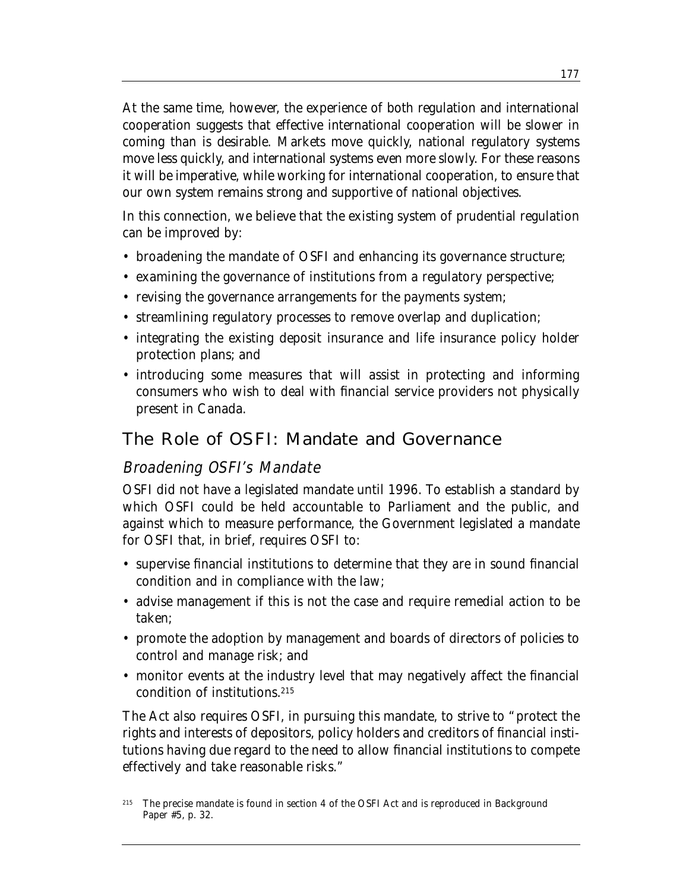At the same time, however, the experience of both regulation and international cooperation suggests that effective international cooperation will be slower in coming than is desirable. Markets move quickly, national regulatory systems move less quickly, and international systems even more slowly. For these reasons it will be imperative, while working for international cooperation, to ensure that our own system remains strong and supportive of national objectives.

In this connection, we believe that the existing system of prudential regulation can be improved by:

- broadening the mandate of OSFI and enhancing its governance structure;
- examining the governance of institutions from a regulatory perspective;
- revising the governance arrangements for the payments system;
- streamlining regulatory processes to remove overlap and duplication;
- integrating the existing deposit insurance and life insurance policy holder protection plans; and
- introducing some measures that will assist in protecting and informing consumers who wish to deal with financial service providers not physically present in Canada.

## The Role of OSFI: Mandate and Governance

### *Broadening OSFI's Mandate*

OSFI did not have a legislated mandate until 1996. To establish a standard by which OSFI could be held accountable to Parliament and the public, and against which to measure performance, the Government legislated a mandate for OSFI that, in brief, requires OSFI to:

- supervise financial institutions to determine that they are in sound financial condition and in compliance with the law;
- advise management if this is not the case and require remedial action to be taken;
- promote the adoption by management and boards of directors of policies to control and manage risk; and
- monitor events at the industry level that may negatively affect the financial condition of institutions.[215]

The Act also requires OSFI, in pursuing this mandate, to strive to "protect the rights and interests of depositors, policy holders and creditors of financial institutions having due regard to the need to allow financial institutions to compete effectively and take reasonable risks."

[215] The precise mandate is found in section 4 of the OSFI Act and is reproduced in Background Paper #5, p. 32.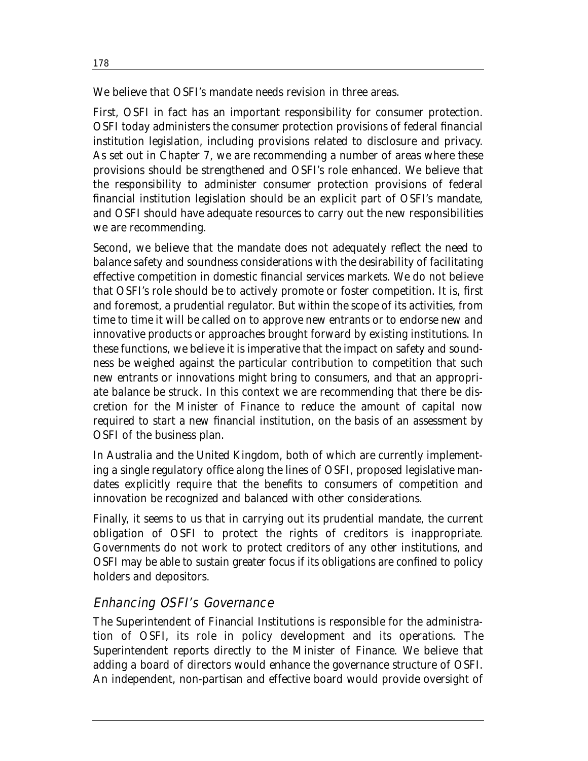We believe that OSFI's mandate needs revision in three areas.

First, OSFI in fact has an important responsibility for consumer protection. OSFI today administers the consumer protection provisions of federal financial institution legislation, including provisions related to disclosure and privacy. As set out in Chapter 7, we are recommending a number of areas where these provisions should be strengthened and OSFI's role enhanced. We believe that the responsibility to administer consumer protection provisions of federal financial institution legislation should be an explicit part of OSFI's mandate, and OSFI should have adequate resources to carry out the new responsibilities we are recommending.

Second, we believe that the mandate does not adequately reflect the need to balance safety and soundness considerations with the desirability of facilitating effective competition in domestic financial services markets. We do not believe that OSFI's role should be to actively promote or foster competition. It is, first and foremost, a prudential regulator. But within the scope of its activities, from time to time it will be called on to approve new entrants or to endorse new and innovative products or approaches brought forward by existing institutions. In these functions, we believe it is imperative that the impact on safety and soundness be weighed against the particular contribution to competition that such new entrants or innovations might bring to consumers, and that an appropriate balance be struck. In this context we are recommending that there be discretion for the Minister of Finance to reduce the amount of capital now required to start a new financial institution, on the basis of an assessment by OSFI of the business plan.

In Australia and the United Kingdom, both of which are currently implementing a single regulatory office along the lines of OSFI, proposed legislative mandates explicitly require that the benefits to consumers of competition and innovation be recognized and balanced with other considerations.

Finally, it seems to us that in carrying out its prudential mandate, the current obligation of OSFI to protect the rights of creditors is inappropriate. Governments do not work to protect creditors of any other institutions, and OSFI may be able to sustain greater focus if its obligations are confined to policy holders and depositors.

## *Enhancing OSFI's Governance*

The Superintendent of Financial Institutions is responsible for the administration of OSFI, its role in policy development and its operations. The Superintendent reports directly to the Minister of Finance. We believe that adding a board of directors would enhance the governance structure of OSFI. An independent, non-partisan and effective board would provide oversight of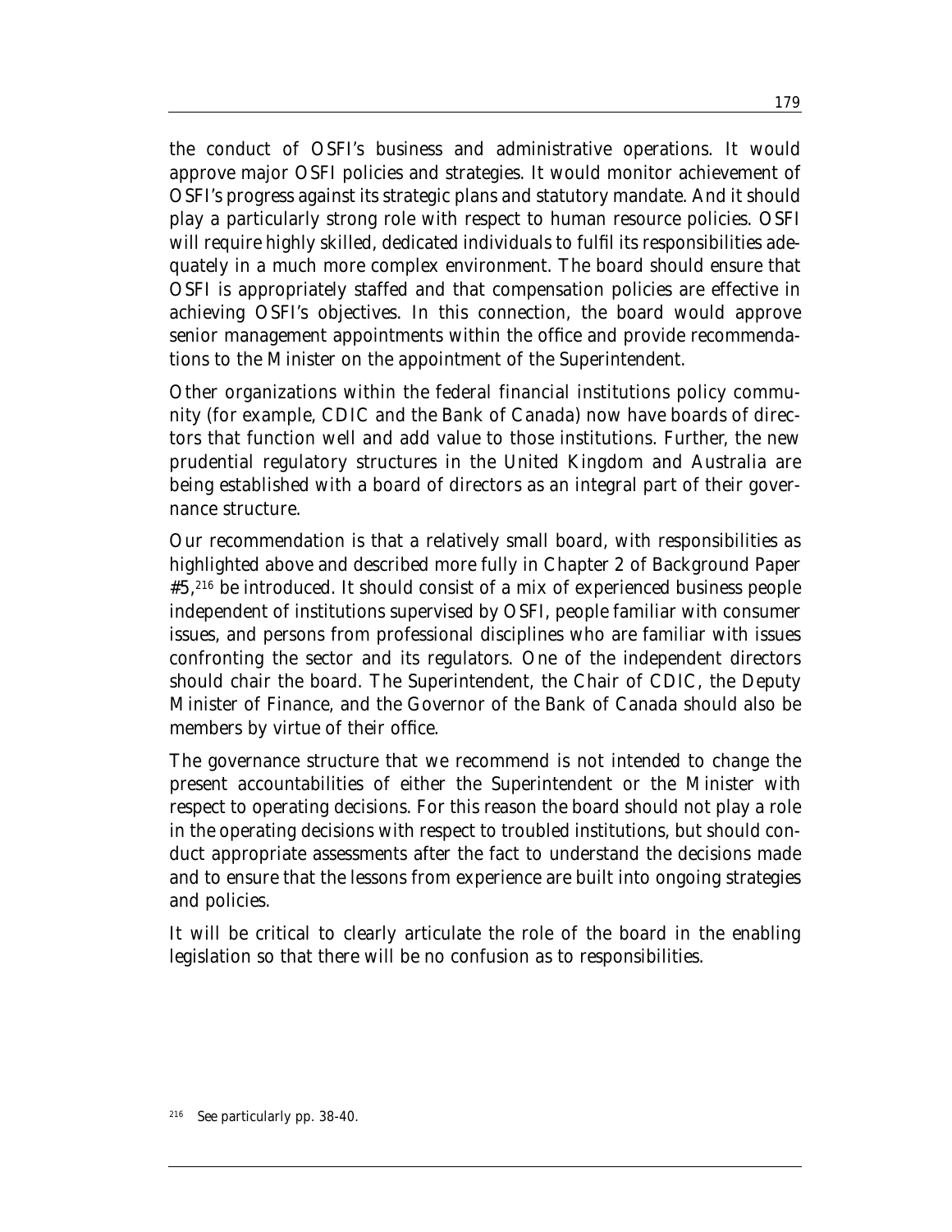the conduct of OSFI's business and administrative operations. It would approve major OSFI policies and strategies. It would monitor achievement of OSFI's progress against its strategic plans and statutory mandate. And it should play a particularly strong role with respect to human resource policies. OSFI will require highly skilled, dedicated individuals to fulfil its responsibilities adequately in a much more complex environment. The board should ensure that OSFI is appropriately staffed and that compensation policies are effective in achieving OSFI's objectives. In this connection, the board would approve senior management appointments within the office and provide recommendations to the Minister on the appointment of the Superintendent.

Other organizations within the federal financial institutions policy community (for example, CDIC and the Bank of Canada) now have boards of directors that function well and add value to those institutions. Further, the new prudential regulatory structures in the United Kingdom and Australia are being established with a board of directors as an integral part of their governance structure.

Our recommendation is that a relatively small board, with responsibilities as highlighted above and described more fully in Chapter 2 of Background Paper #5,[216] be introduced. It should consist of a mix of experienced business people independent of institutions supervised by OSFI, people familiar with consumer issues, and persons from professional disciplines who are familiar with issues confronting the sector and its regulators. One of the independent directors should chair the board. The Superintendent, the Chair of CDIC, the Deputy Minister of Finance, and the Governor of the Bank of Canada should also be members by virtue of their office.

The governance structure that we recommend is not intended to change the present accountabilities of either the Superintendent or the Minister with respect to operating decisions. For this reason the board should not play a role in the operating decisions with respect to troubled institutions, but should conduct appropriate assessments after the fact to understand the decisions made and to ensure that the lessons from experience are built into ongoing strategies and policies.

It will be critical to clearly articulate the role of the board in the enabling legislation so that there will be no confusion as to responsibilities.

[216] See particularly pp. 38-40.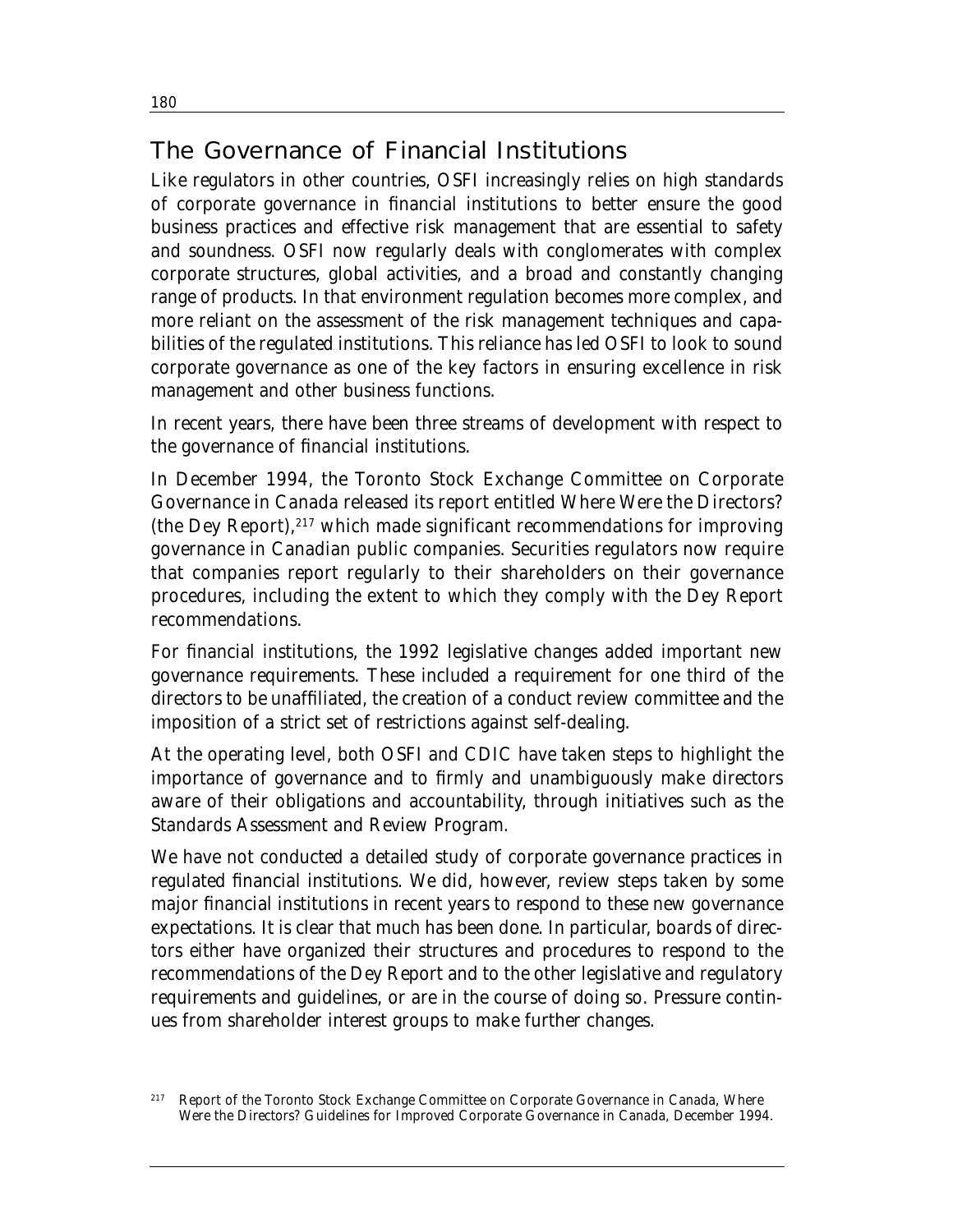## The Governance of Financial Institutions

Like regulators in other countries, OSFI increasingly relies on high standards of corporate governance in financial institutions to better ensure the good business practices and effective risk management that are essential to safety and soundness. OSFI now regularly deals with conglomerates with complex corporate structures, global activities, and a broad and constantly changing range of products. In that environment regulation becomes more complex, and more reliant on the assessment of the risk management techniques and capabilities of the regulated institutions. This reliance has led OSFI to look to sound corporate governance as one of the key factors in ensuring excellence in risk management and other business functions.

In recent years, there have been three streams of development with respect to the governance of financial institutions.

In December 1994, the Toronto Stock Exchange Committee on Corporate Governance in Canada released its report entitled *Where Were the Directors?* (the Dey Report),[217] which made significant recommendations for improving governance in Canadian public companies. Securities regulators now require that companies report regularly to their shareholders on their governance procedures, including the extent to which they comply with the Dey Report recommendations.

For financial institutions, the 1992 legislative changes added important new governance requirements. These included a requirement for one third of the directors to be unaffiliated, the creation of a conduct review committee and the imposition of a strict set of restrictions against self-dealing.

At the operating level, both OSFI and CDIC have taken steps to highlight the importance of governance and to firmly and unambiguously make directors aware of their obligations and accountability, through initiatives such as the Standards Assessment and Review Program.

We have not conducted a detailed study of corporate governance practices in regulated financial institutions. We did, however, review steps taken by some major financial institutions in recent years to respond to these new governance expectations. It is clear that much has been done. In particular, boards of directors either have organized their structures and procedures to respond to the recommendations of the Dey Report and to the other legislative and regulatory requirements and guidelines, or are in the course of doing so. Pressure continues from shareholder interest groups to make further changes.

[217] Report of the Toronto Stock Exchange Committee on Corporate Governance in Canada, *Where Were the Directors? Guidelines for Improved Corporate Governance in Canada*, December 1994.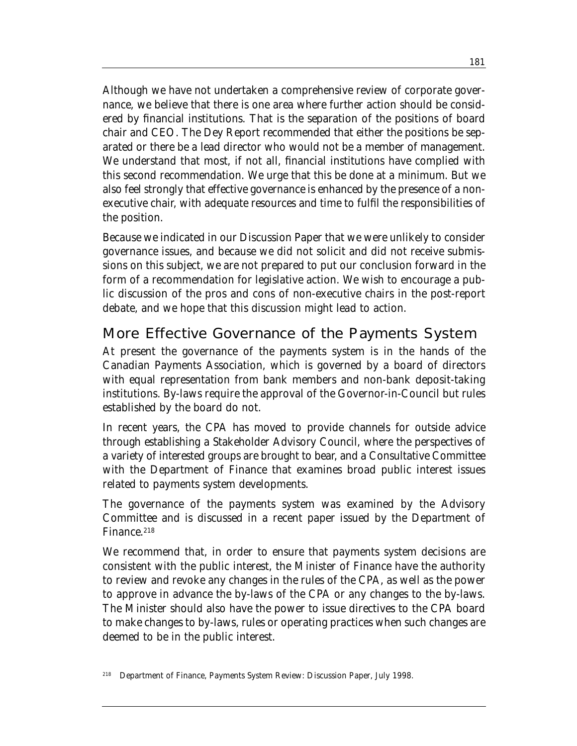Although we have not undertaken a comprehensive review of corporate governance, we believe that there is one area where further action should be considered by financial institutions. That is the separation of the positions of board chair and CEO. The Dey Report recommended that either the positions be separated or there be a lead director who would not be a member of management. We understand that most, if not all, financial institutions have complied with this second recommendation. We urge that this be done at a minimum. But we also feel strongly that effective governance is enhanced by the presence of a non-executive chair, with adequate resources and time to fulfil the responsibilities of the position.

Because we indicated in our Discussion Paper that we were unlikely to consider governance issues, and because we did not solicit and did not receive submissions on this subject, we are not prepared to put our conclusion forward in the form of a recommendation for legislative action. We wish to encourage a public discussion of the pros and cons of non-executive chairs in the post-report debate, and we hope that this discussion might lead to action.

## More Effective Governance of the Payments System

At present the governance of the payments system is in the hands of the Canadian Payments Association, which is governed by a board of directors with equal representation from bank members and non-bank deposit-taking institutions. By-laws require the approval of the Governor-in-Council but rules established by the board do not.

In recent years, the CPA has moved to provide channels for outside advice through establishing a Stakeholder Advisory Council, where the perspectives of a variety of interested groups are brought to bear, and a Consultative Committee with the Department of Finance that examines broad public interest issues related to payments system developments.

The governance of the payments system was examined by the Advisory Committee and is discussed in a recent paper issued by the Department of Finance.[218]

We recommend that, in order to ensure that payments system decisions are consistent with the public interest, the Minister of Finance have the authority to review and revoke any changes in the rules of the CPA, as well as the power to approve in advance the by-laws of the CPA or any changes to the by-laws. The Minister should also have the power to issue directives to the CPA board to make changes to by-laws, rules or operating practices when such changes are deemed to be in the public interest.

[218] Department of Finance, *Payments System Review: Discussion Paper*, July 1998.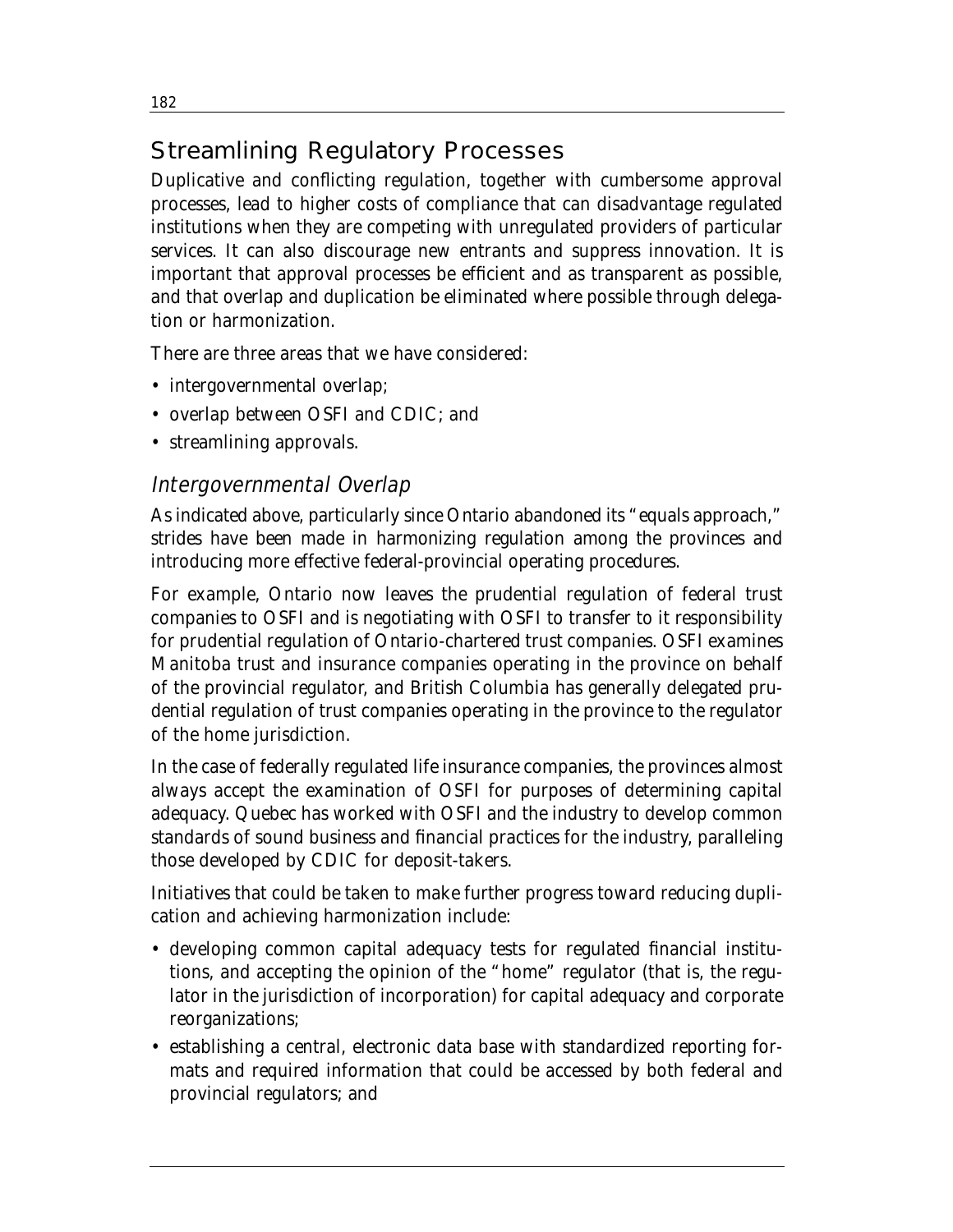## Streamlining Regulatory Processes

Duplicative and conflicting regulation, together with cumbersome approval processes, lead to higher costs of compliance that can disadvantage regulated institutions when they are competing with unregulated providers of particular services. It can also discourage new entrants and suppress innovation. It is important that approval processes be efficient and as transparent as possible, and that overlap and duplication be eliminated where possible through delegation or harmonization.

There are three areas that we have considered:

- intergovernmental overlap;
- overlap between OSFI and CDIC; and
- streamlining approvals.

### *Intergovernmental Overlap*

As indicated above, particularly since Ontario abandoned its "equals approach," strides have been made in harmonizing regulation among the provinces and introducing more effective federal-provincial operating procedures.

For example, Ontario now leaves the prudential regulation of federal trust companies to OSFI and is negotiating with OSFI to transfer to it responsibility for prudential regulation of Ontario-chartered trust companies. OSFI examines Manitoba trust and insurance companies operating in the province on behalf of the provincial regulator, and British Columbia has generally delegated prudential regulation of trust companies operating in the province to the regulator of the home jurisdiction.

In the case of federally regulated life insurance companies, the provinces almost always accept the examination of OSFI for purposes of determining capital adequacy. Quebec has worked with OSFI and the industry to develop common standards of sound business and financial practices for the industry, paralleling those developed by CDIC for deposit-takers.

Initiatives that could be taken to make further progress toward reducing duplication and achieving harmonization include:

- developing common capital adequacy tests for regulated financial institutions, and accepting the opinion of the "home" regulator (that is, the regulator in the jurisdiction of incorporation) for capital adequacy and corporate reorganizations;
- establishing a central, electronic data base with standardized reporting formats and required information that could be accessed by both federal and provincial regulators; and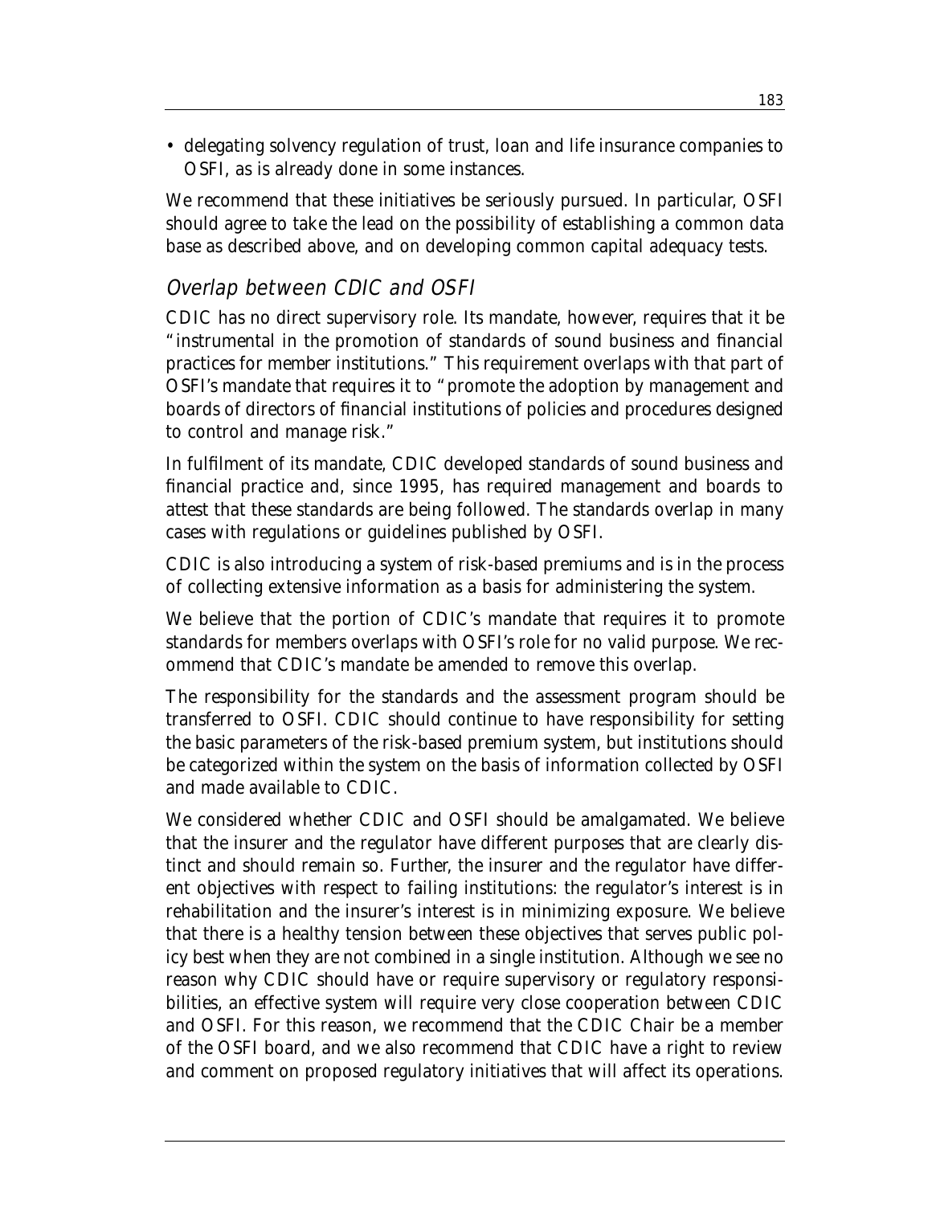- delegating solvency regulation of trust, loan and life insurance companies to OSFI, as is already done in some instances.

We recommend that these initiatives be seriously pursued. In particular, OSFI should agree to take the lead on the possibility of establishing a common data base as described above, and on developing common capital adequacy tests.

### *Overlap between CDIC and OSFI*

CDIC has no direct supervisory role. Its mandate, however, requires that it be "instrumental in the promotion of standards of sound business and financial practices for member institutions." This requirement overlaps with that part of OSFI's mandate that requires it to "promote the adoption by management and boards of directors of financial institutions of policies and procedures designed to control and manage risk."

In fulfilment of its mandate, CDIC developed standards of sound business and financial practice and, since 1995, has required management and boards to attest that these standards are being followed. The standards overlap in many cases with regulations or guidelines published by OSFI.

CDIC is also introducing a system of risk-based premiums and is in the process of collecting extensive information as a basis for administering the system.

We believe that the portion of CDIC's mandate that requires it to promote standards for members overlaps with OSFI's role for no valid purpose. We recommend that CDIC's mandate be amended to remove this overlap.

The responsibility for the standards and the assessment program should be transferred to OSFI. CDIC should continue to have responsibility for setting the basic parameters of the risk-based premium system, but institutions should be categorized within the system on the basis of information collected by OSFI and made available to CDIC.

We considered whether CDIC and OSFI should be amalgamated. We believe that the insurer and the regulator have different purposes that are clearly distinct and should remain so. Further, the insurer and the regulator have different objectives with respect to failing institutions: the regulator's interest is in rehabilitation and the insurer's interest is in minimizing exposure. We believe that there is a healthy tension between these objectives that serves public policy best when they are not combined in a single institution. Although we see no reason why CDIC should have or require supervisory or regulatory responsibilities, an effective system will require very close cooperation between CDIC and OSFI. For this reason, we recommend that the CDIC Chair be a member of the OSFI board, and we also recommend that CDIC have a right to review and comment on proposed regulatory initiatives that will affect its operations.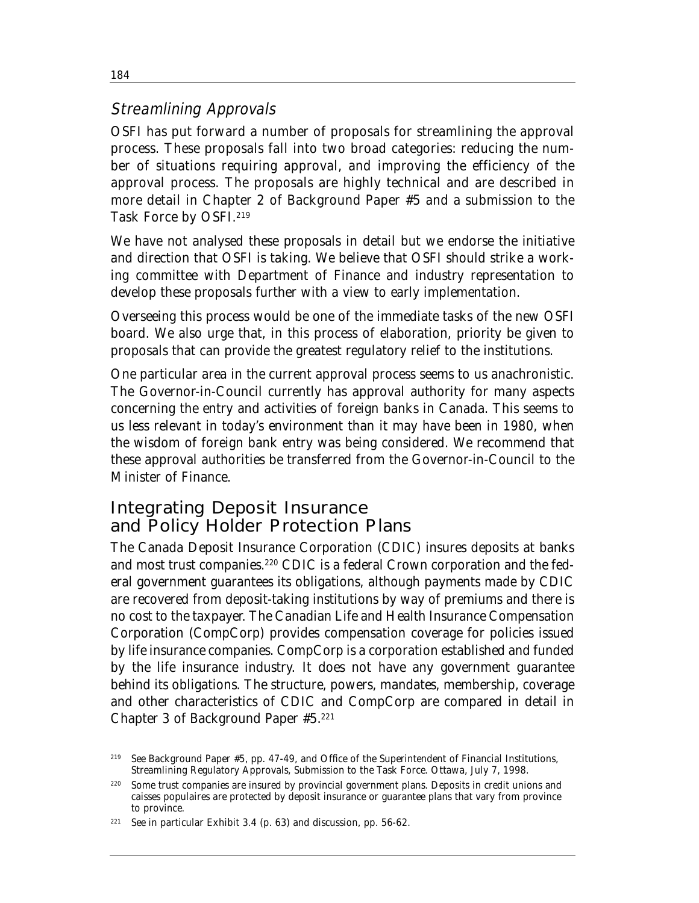### *Streamlining Approvals*

OSFI has put forward a number of proposals for streamlining the approval process. These proposals fall into two broad categories: reducing the number of situations requiring approval, and improving the efficiency of the approval process. The proposals are highly technical and are described in more detail in Chapter 2 of Background Paper #5 and a submission to the Task Force by OSFI.[219]

We have not analysed these proposals in detail but we endorse the initiative and direction that OSFI is taking. We believe that OSFI should strike a working committee with Department of Finance and industry representation to develop these proposals further with a view to early implementation.

Overseeing this process would be one of the immediate tasks of the new OSFI board. We also urge that, in this process of elaboration, priority be given to proposals that can provide the greatest regulatory relief to the institutions.

One particular area in the current approval process seems to us anachronistic. The Governor-in-Council currently has approval authority for many aspects concerning the entry and activities of foreign banks in Canada. This seems to us less relevant in today's environment than it may have been in 1980, when the wisdom of foreign bank entry was being considered. We recommend that these approval authorities be transferred from the Governor-in-Council to the Minister of Finance.

## Integrating Deposit Insurance and Policy Holder Protection Plans

The Canada Deposit Insurance Corporation (CDIC) insures deposits at banks and most trust companies.[220] CDIC is a federal Crown corporation and the federal government guarantees its obligations, although payments made by CDIC are recovered from deposit-taking institutions by way of premiums and there is no cost to the taxpayer. The Canadian Life and Health Insurance Compensation Corporation (CompCorp) provides compensation coverage for policies issued by life insurance companies. CompCorp is a corporation established and funded by the life insurance industry. It does not have any government guarantee behind its obligations. The structure, powers, mandates, membership, coverage and other characteristics of CDIC and CompCorp are compared in detail in Chapter 3 of Background Paper #5.[221]

---

[219] See Background Paper #5, pp. 47-49, and Office of the Superintendent of Financial Institutions, *Streamlining Regulatory Approvals*, Submission to the Task Force. Ottawa, July 7, 1998.

[220] Some trust companies are insured by provincial government plans. Deposits in credit unions and caisses populaires are protected by deposit insurance or guarantee plans that vary from province to province.

[221] See in particular Exhibit 3.4 (p. 63) and discussion, pp. 56-62.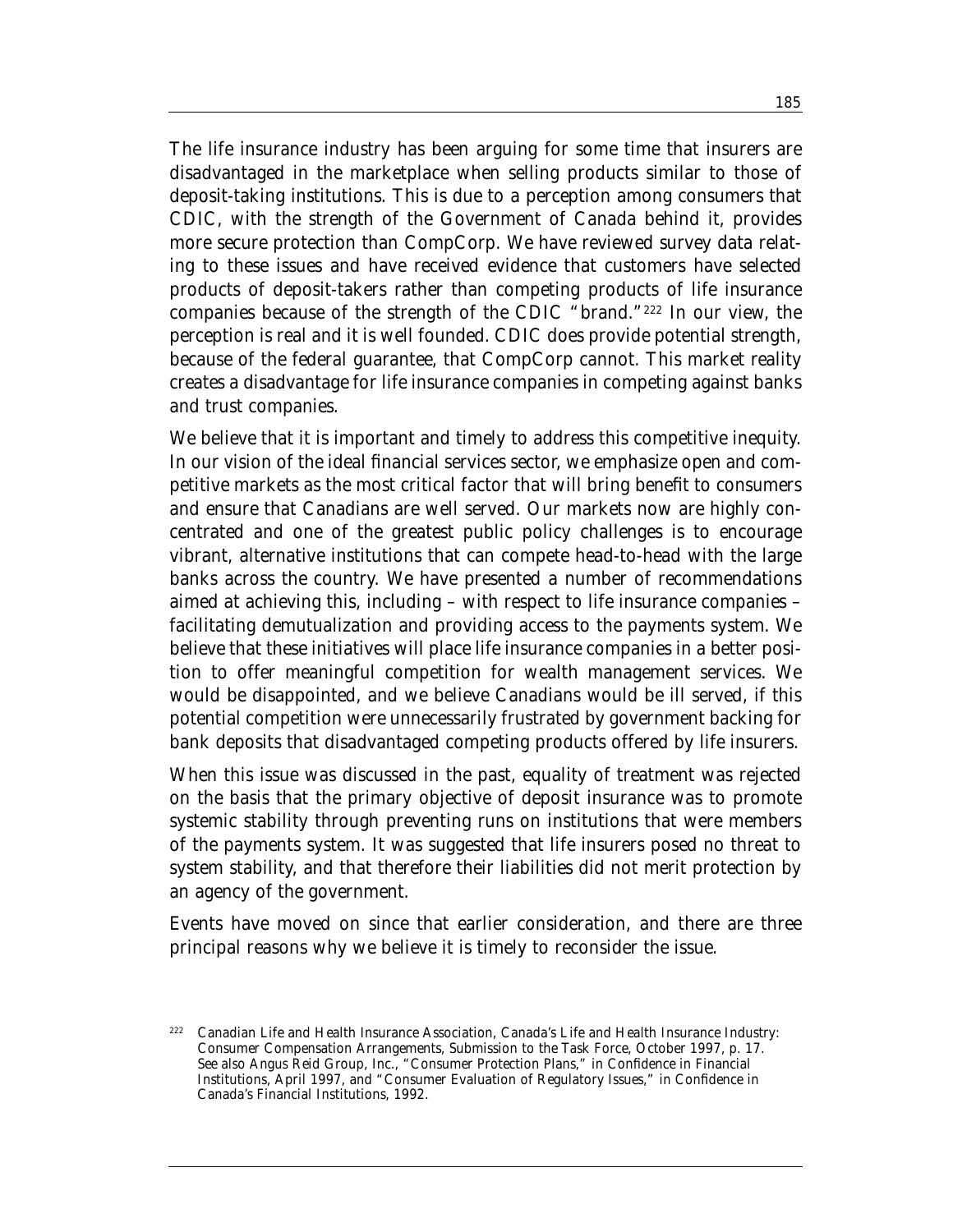The life insurance industry has been arguing for some time that insurers are disadvantaged in the marketplace when selling products similar to those of deposit-taking institutions. This is due to a perception among consumers that CDIC, with the strength of the Government of Canada behind it, provides more secure protection than CompCorp. We have reviewed survey data relating to these issues and have received evidence that customers have selected products of deposit-takers rather than competing products of life insurance companies because of the strength of the CDIC "brand."[222] In our view, the perception is real and it is well founded. CDIC does provide potential strength, because of the federal guarantee, that CompCorp cannot. This market reality creates a disadvantage for life insurance companies in competing against banks and trust companies.

We believe that it is important and timely to address this competitive inequity. In our vision of the ideal financial services sector, we emphasize open and competitive markets as the most critical factor that will bring benefit to consumers and ensure that Canadians are well served. Our markets now are highly concentrated and one of the greatest public policy challenges is to encourage vibrant, alternative institutions that can compete head-to-head with the large banks across the country. We have presented a number of recommendations aimed at achieving this, including – with respect to life insurance companies – facilitating demutualization and providing access to the payments system. We believe that these initiatives will place life insurance companies in a better position to offer meaningful competition for wealth management services. We would be disappointed, and we believe Canadians would be ill served, if this potential competition were unnecessarily frustrated by government backing for bank deposits that disadvantaged competing products offered by life insurers.

When this issue was discussed in the past, equality of treatment was rejected on the basis that the primary objective of deposit insurance was to promote systemic stability through preventing runs on institutions that were members of the payments system. It was suggested that life insurers posed no threat to system stability, and that therefore their liabilities did not merit protection by an agency of the government.

Events have moved on since that earlier consideration, and there are three principal reasons why we believe it is timely to reconsider the issue.

---

[222] Canadian Life and Health Insurance Association, *Canada's Life and Health Insurance Industry: Consumer Compensation Arrangements*, Submission to the Task Force, October 1997, p. 17. See also Angus Reid Group, Inc., "Consumer Protection Plans," in *Confidence in Financial Institutions*, April 1997, and "Consumer Evaluation of Regulatory Issues," in *Confidence in Canada's Financial Institutions*, 1992.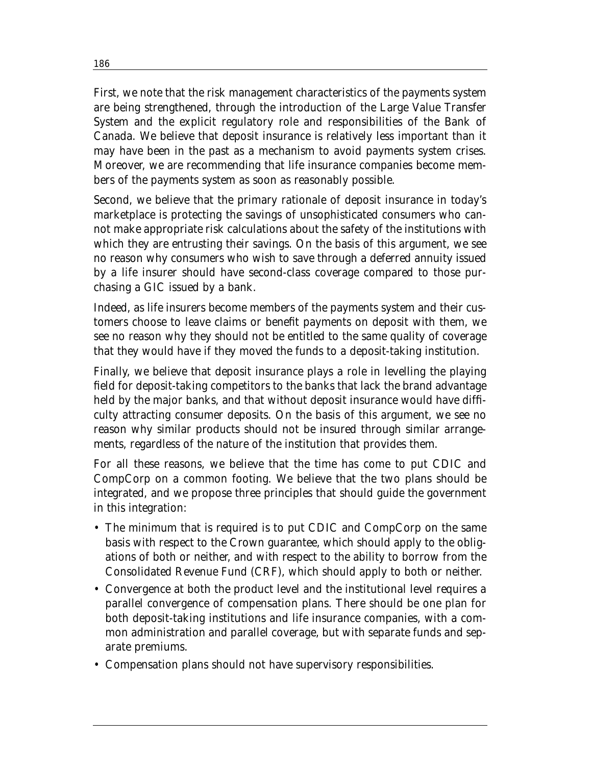First, we note that the risk management characteristics of the payments system are being strengthened, through the introduction of the Large Value Transfer System and the explicit regulatory role and responsibilities of the Bank of Canada. We believe that deposit insurance is relatively less important than it may have been in the past as a mechanism to avoid payments system crises. Moreover, we are recommending that life insurance companies become members of the payments system as soon as reasonably possible.

Second, we believe that the primary rationale of deposit insurance in today's marketplace is protecting the savings of unsophisticated consumers who cannot make appropriate risk calculations about the safety of the institutions with which they are entrusting their savings. On the basis of this argument, we see no reason why consumers who wish to save through a deferred annuity issued by a life insurer should have second-class coverage compared to those purchasing a GIC issued by a bank.

Indeed, as life insurers become members of the payments system and their customers choose to leave claims or benefit payments on deposit with them, we see no reason why they should not be entitled to the same quality of coverage that they would have if they moved the funds to a deposit-taking institution.

Finally, we believe that deposit insurance plays a role in levelling the playing field for deposit-taking competitors to the banks that lack the brand advantage held by the major banks, and that without deposit insurance would have difficulty attracting consumer deposits. On the basis of this argument, we see no reason why similar products should not be insured through similar arrangements, regardless of the nature of the institution that provides them.

For all these reasons, we believe that the time has come to put CDIC and CompCorp on a common footing. We believe that the two plans should be integrated, and we propose three principles that should guide the government in this integration:

- The minimum that is required is to put CDIC and CompCorp on the same basis with respect to the Crown guarantee, which should apply to the obligations of both or neither, and with respect to the ability to borrow from the Consolidated Revenue Fund (CRF), which should apply to both or neither.
- Convergence at both the product level and the institutional level requires a parallel convergence of compensation plans. There should be one plan for both deposit-taking institutions and life insurance companies, with a common administration and parallel coverage, but with separate funds and separate premiums.
- Compensation plans should not have supervisory responsibilities.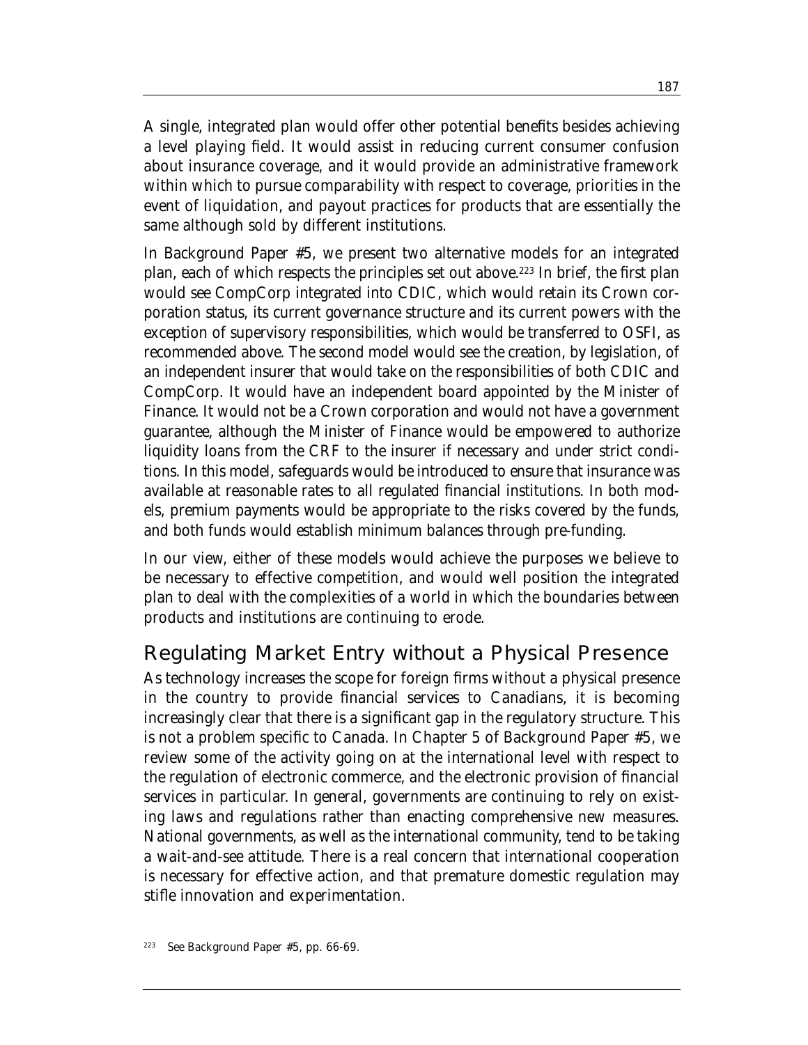A single, integrated plan would offer other potential benefits besides achieving a level playing field. It would assist in reducing current consumer confusion about insurance coverage, and it would provide an administrative framework within which to pursue comparability with respect to coverage, priorities in the event of liquidation, and payout practices for products that are essentially the same although sold by different institutions.

In Background Paper #5, we present two alternative models for an integrated plan, each of which respects the principles set out above.[223] In brief, the first plan would see CompCorp integrated into CDIC, which would retain its Crown corporation status, its current governance structure and its current powers with the exception of supervisory responsibilities, which would be transferred to OSFI, as recommended above. The second model would see the creation, by legislation, of an independent insurer that would take on the responsibilities of both CDIC and CompCorp. It would have an independent board appointed by the Minister of Finance. It would not be a Crown corporation and would not have a government guarantee, although the Minister of Finance would be empowered to authorize liquidity loans from the CRF to the insurer if necessary and under strict conditions. In this model, safeguards would be introduced to ensure that insurance was available at reasonable rates to all regulated financial institutions. In both models, premium payments would be appropriate to the risks covered by the funds, and both funds would establish minimum balances through pre-funding.

In our view, either of these models would achieve the purposes we believe to be necessary to effective competition, and would well position the integrated plan to deal with the complexities of a world in which the boundaries between products and institutions are continuing to erode.

## Regulating Market Entry without a Physical Presence

As technology increases the scope for foreign firms without a physical presence in the country to provide financial services to Canadians, it is becoming increasingly clear that there is a significant gap in the regulatory structure. This is not a problem specific to Canada. In Chapter 5 of Background Paper #5, we review some of the activity going on at the international level with respect to the regulation of electronic commerce, and the electronic provision of financial services in particular. In general, governments are continuing to rely on existing laws and regulations rather than enacting comprehensive new measures. National governments, as well as the international community, tend to be taking a wait-and-see attitude. There is a real concern that international cooperation is necessary for effective action, and that premature domestic regulation may stifle innovation and experimentation.

[223] See Background Paper #5, pp. 66-69.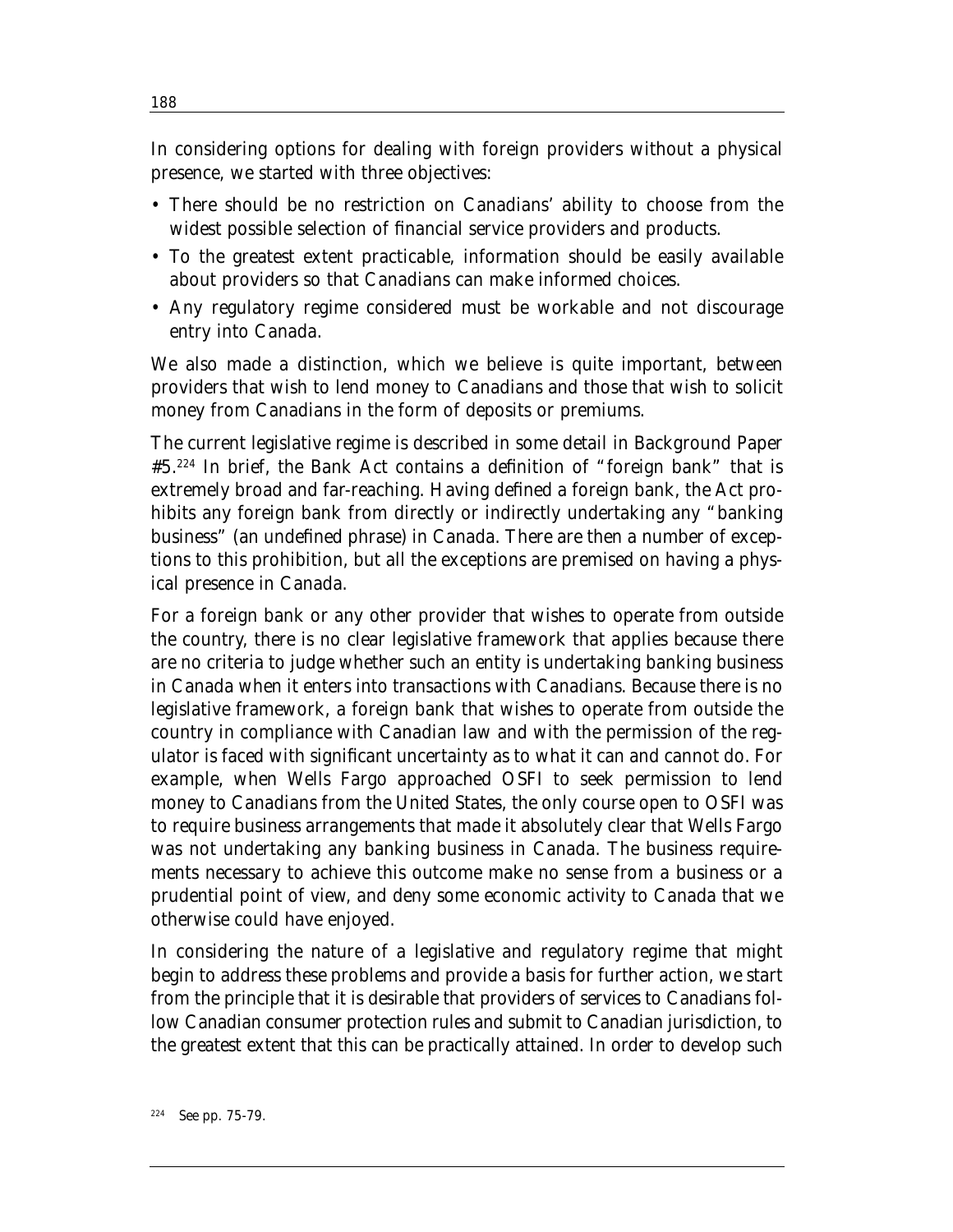In considering options for dealing with foreign providers without a physical presence, we started with three objectives:

- There should be no restriction on Canadians' ability to choose from the widest possible selection of financial service providers and products.
- To the greatest extent practicable, information should be easily available about providers so that Canadians can make informed choices.
- Any regulatory regime considered must be workable and not discourage entry into Canada.

We also made a distinction, which we believe is quite important, between providers that wish to lend money to Canadians and those that wish to solicit money from Canadians in the form of deposits or premiums.

The current legislative regime is described in some detail in Background Paper #5.[224] In brief, the Bank Act contains a definition of "foreign bank" that is extremely broad and far-reaching. Having defined a foreign bank, the Act prohibits any foreign bank from directly or indirectly undertaking any "banking business" (an undefined phrase) in Canada. There are then a number of exceptions to this prohibition, but all the exceptions are premised on having a physical presence in Canada.

For a foreign bank or any other provider that wishes to operate from outside the country, there is no clear legislative framework that applies because there are no criteria to judge whether such an entity is undertaking banking business in Canada when it enters into transactions with Canadians. Because there is no legislative framework, a foreign bank that wishes to operate from outside the country in compliance with Canadian law and with the permission of the regulator is faced with significant uncertainty as to what it can and cannot do. For example, when Wells Fargo approached OSFI to seek permission to lend money to Canadians from the United States, the only course open to OSFI was to require business arrangements that made it absolutely clear that Wells Fargo was not undertaking any banking business in Canada. The business requirements necessary to achieve this outcome make no sense from a business or a prudential point of view, and deny some economic activity to Canada that we otherwise could have enjoyed.

In considering the nature of a legislative and regulatory regime that might begin to address these problems and provide a basis for further action, we start from the principle that it is desirable that providers of services to Canadians follow Canadian consumer protection rules and submit to Canadian jurisdiction, to the greatest extent that this can be practically attained. In order to develop such

[224] See pp. 75-79.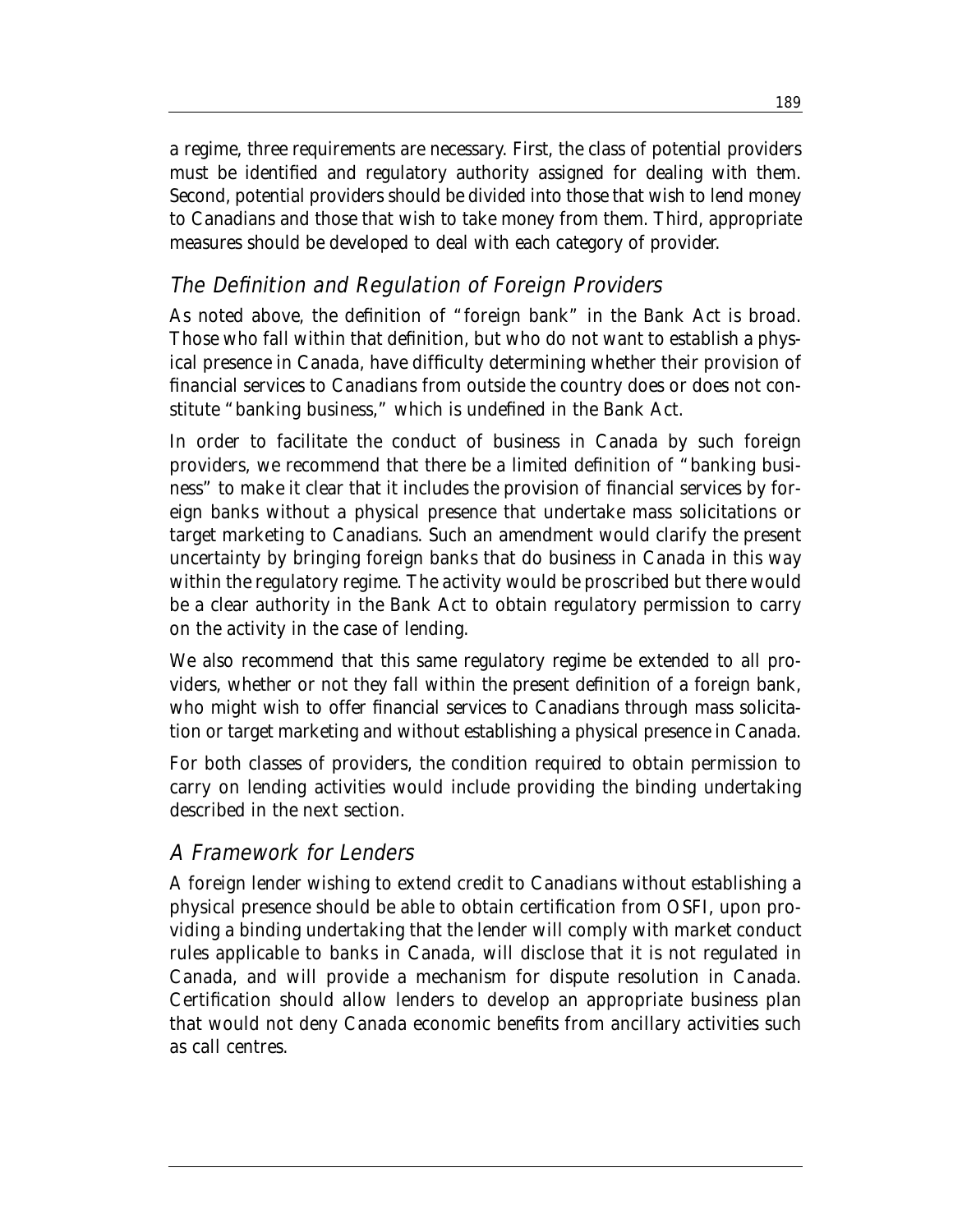a regime, three requirements are necessary. First, the class of potential providers must be identified and regulatory authority assigned for dealing with them. Second, potential providers should be divided into those that wish to lend money to Canadians and those that wish to take money from them. Third, appropriate measures should be developed to deal with each category of provider.

### *The Definition and Regulation of Foreign Providers*

As noted above, the definition of "foreign bank" in the Bank Act is broad. Those who fall within that definition, but who do not want to establish a physical presence in Canada, have difficulty determining whether their provision of financial services to Canadians from outside the country does or does not constitute "banking business," which is undefined in the Bank Act.

In order to facilitate the conduct of business in Canada by such foreign providers, we recommend that there be a limited definition of "banking business" to make it clear that it includes the provision of financial services by foreign banks without a physical presence that undertake mass solicitations or target marketing to Canadians. Such an amendment would clarify the present uncertainty by bringing foreign banks that do business in Canada in this way within the regulatory regime. The activity would be proscribed but there would be a clear authority in the Bank Act to obtain regulatory permission to carry on the activity in the case of lending.

We also recommend that this same regulatory regime be extended to all providers, whether or not they fall within the present definition of a foreign bank, who might wish to offer financial services to Canadians through mass solicitation or target marketing and without establishing a physical presence in Canada.

For both classes of providers, the condition required to obtain permission to carry on lending activities would include providing the binding undertaking described in the next section.

### *A Framework for Lenders*

A foreign lender wishing to extend credit to Canadians without establishing a physical presence should be able to obtain certification from OSFI, upon providing a binding undertaking that the lender will comply with market conduct rules applicable to banks in Canada, will disclose that it is not regulated in Canada, and will provide a mechanism for dispute resolution in Canada. Certification should allow lenders to develop an appropriate business plan that would not deny Canada economic benefits from ancillary activities such as call centres.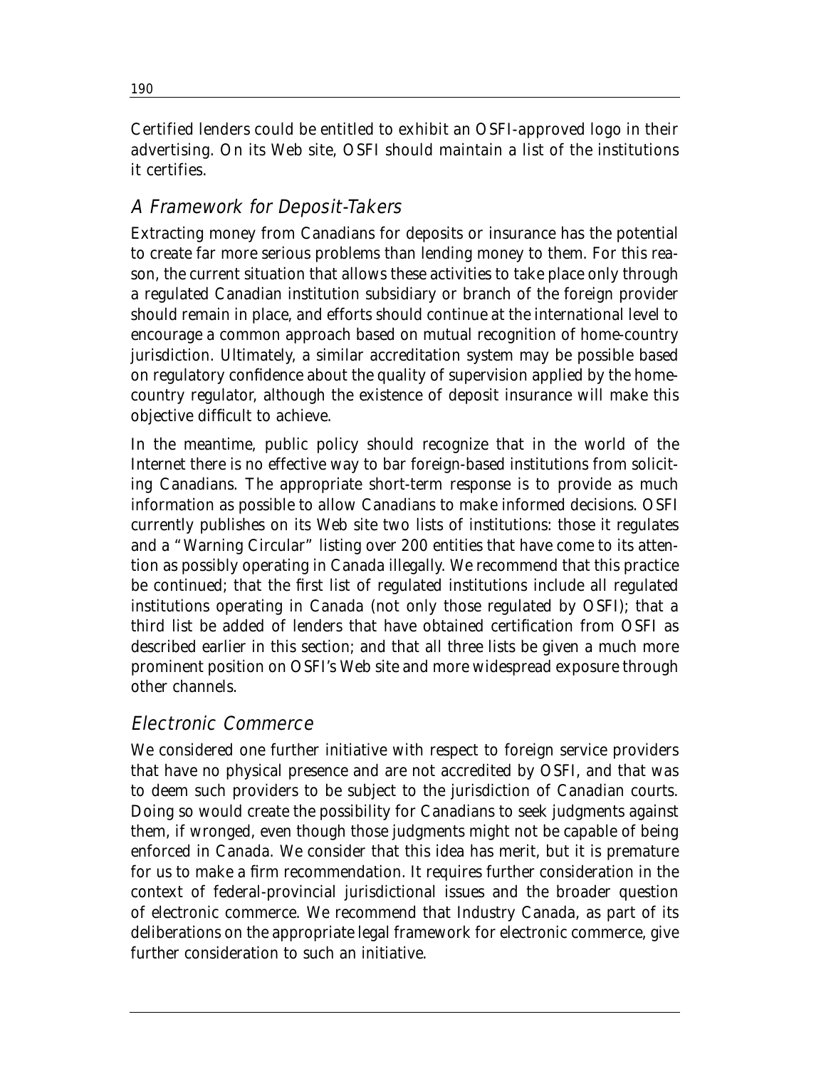Certified lenders could be entitled to exhibit an OSFI-approved logo in their advertising. On its Web site, OSFI should maintain a list of the institutions it certifies.

## *A Framework for Deposit-Takers*

Extracting money from Canadians for deposits or insurance has the potential to create far more serious problems than lending money to them. For this reason, the current situation that allows these activities to take place only through a regulated Canadian institution subsidiary or branch of the foreign provider should remain in place, and efforts should continue at the international level to encourage a common approach based on mutual recognition of home-country jurisdiction. Ultimately, a similar accreditation system may be possible based on regulatory confidence about the quality of supervision applied by the home-country regulator, although the existence of deposit insurance will make this objective difficult to achieve.

In the meantime, public policy should recognize that in the world of the Internet there is no effective way to bar foreign-based institutions from soliciting Canadians. The appropriate short-term response is to provide as much information as possible to allow Canadians to make informed decisions. OSFI currently publishes on its Web site two lists of institutions: those it regulates and a "Warning Circular" listing over 200 entities that have come to its attention as possibly operating in Canada illegally. We recommend that this practice be continued; that the first list of regulated institutions include all regulated institutions operating in Canada (not only those regulated by OSFI); that a third list be added of lenders that have obtained certification from OSFI as described earlier in this section; and that all three lists be given a much more prominent position on OSFI's Web site and more widespread exposure through other channels.

## *Electronic Commerce*

We considered one further initiative with respect to foreign service providers that have no physical presence and are not accredited by OSFI, and that was to deem such providers to be subject to the jurisdiction of Canadian courts. Doing so would create the possibility for Canadians to seek judgments against them, if wronged, even though those judgments might not be capable of being enforced in Canada. We consider that this idea has merit, but it is premature for us to make a firm recommendation. It requires further consideration in the context of federal-provincial jurisdictional issues and the broader question of electronic commerce. We recommend that Industry Canada, as part of its deliberations on the appropriate legal framework for electronic commerce, give further consideration to such an initiative.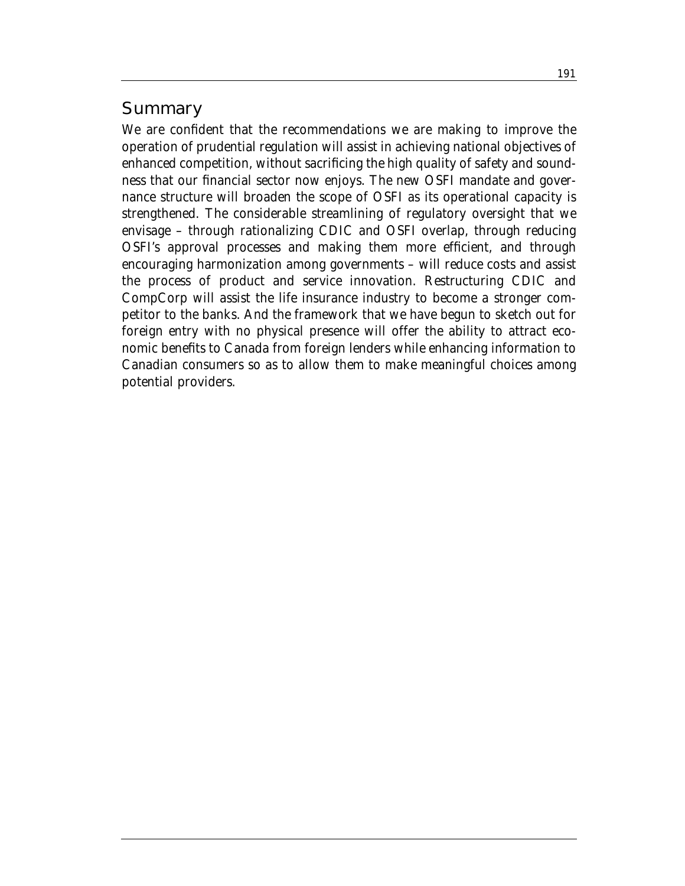## Summary

We are confident that the recommendations we are making to improve the operation of prudential regulation will assist in achieving national objectives of enhanced competition, without sacrificing the high quality of safety and soundness that our financial sector now enjoys. The new OSFI mandate and governance structure will broaden the scope of OSFI as its operational capacity is strengthened. The considerable streamlining of regulatory oversight that we envisage – through rationalizing CDIC and OSFI overlap, through reducing OSFI's approval processes and making them more efficient, and through encouraging harmonization among governments – will reduce costs and assist the process of product and service innovation. Restructuring CDIC and CompCorp will assist the life insurance industry to become a stronger competitor to the banks. And the framework that we have begun to sketch out for foreign entry with no physical presence will offer the ability to attract economic benefits to Canada from foreign lenders while enhancing information to Canadian consumers so as to allow them to make meaningful choices among potential providers.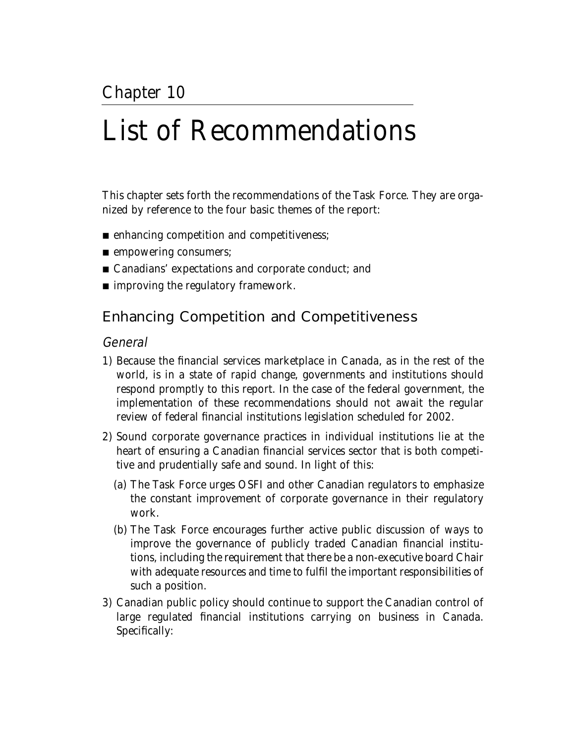Chapter 10

# List of Recommendations

This chapter sets forth the recommendations of the Task Force. They are organized by reference to the four basic themes of the report:

- enhancing competition and competitiveness;
- empowering consumers;
- Canadians' expectations and corporate conduct; and
- improving the regulatory framework.

## Enhancing Competition and Competitiveness

### *General*

1) Because the financial services marketplace in Canada, as in the rest of the world, is in a state of rapid change, governments and institutions should respond promptly to this report. In the case of the federal government, the implementation of these recommendations should not await the regular review of federal financial institutions legislation scheduled for 2002.

2) Sound corporate governance practices in individual institutions lie at the heart of ensuring a Canadian financial services sector that is both competitive and prudentially safe and sound. In light of this:

   (a) The Task Force urges OSFI and other Canadian regulators to emphasize the constant improvement of corporate governance in their regulatory work.

   (b) The Task Force encourages further active public discussion of ways to improve the governance of publicly traded Canadian financial institutions, including the requirement that there be a non-executive board Chair with adequate resources and time to fulfil the important responsibilities of such a position.

3) Canadian public policy should continue to support the Canadian control of large regulated financial institutions carrying on business in Canada. Specifically: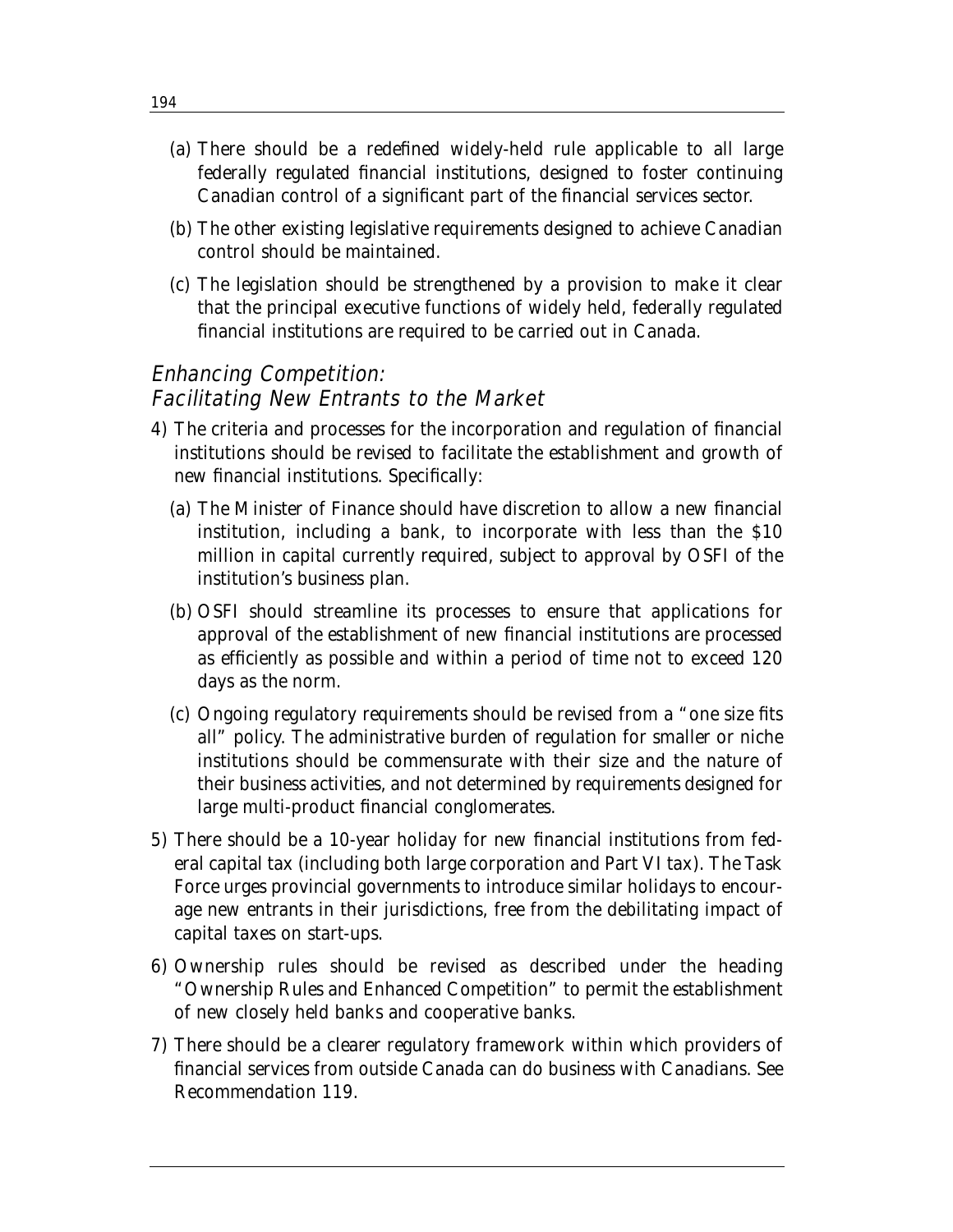(a) There should be a redefined widely-held rule applicable to all large federally regulated financial institutions, designed to foster continuing Canadian control of a significant part of the financial services sector.

(b) The other existing legislative requirements designed to achieve Canadian control should be maintained.

(c) The legislation should be strengthened by a provision to make it clear that the principal executive functions of widely held, federally regulated financial institutions are required to be carried out in Canada.

## *Enhancing Competition: Facilitating New Entrants to the Market*

4) The criteria and processes for the incorporation and regulation of financial institutions should be revised to facilitate the establishment and growth of new financial institutions. Specifically:

   (a) The Minister of Finance should have discretion to allow a new financial institution, including a bank, to incorporate with less than the $10 million in capital currently required, subject to approval by OSFI of the institution's business plan.

   (b) OSFI should streamline its processes to ensure that applications for approval of the establishment of new financial institutions are processed as efficiently as possible and within a period of time not to exceed 120 days as the norm.

   (c) Ongoing regulatory requirements should be revised from a "one size fits all" policy. The administrative burden of regulation for smaller or niche institutions should be commensurate with their size and the nature of their business activities, and not determined by requirements designed for large multi-product financial conglomerates.

5) There should be a 10-year holiday for new financial institutions from federal capital tax (including both large corporation and Part VI tax). The Task Force urges provincial governments to introduce similar holidays to encourage new entrants in their jurisdictions, free from the debilitating impact of capital taxes on start-ups.

6) Ownership rules should be revised as described under the heading "Ownership Rules and Enhanced Competition" to permit the establishment of new closely held banks and cooperative banks.

7) There should be a clearer regulatory framework within which providers of financial services from outside Canada can do business with Canadians. See Recommendation 119.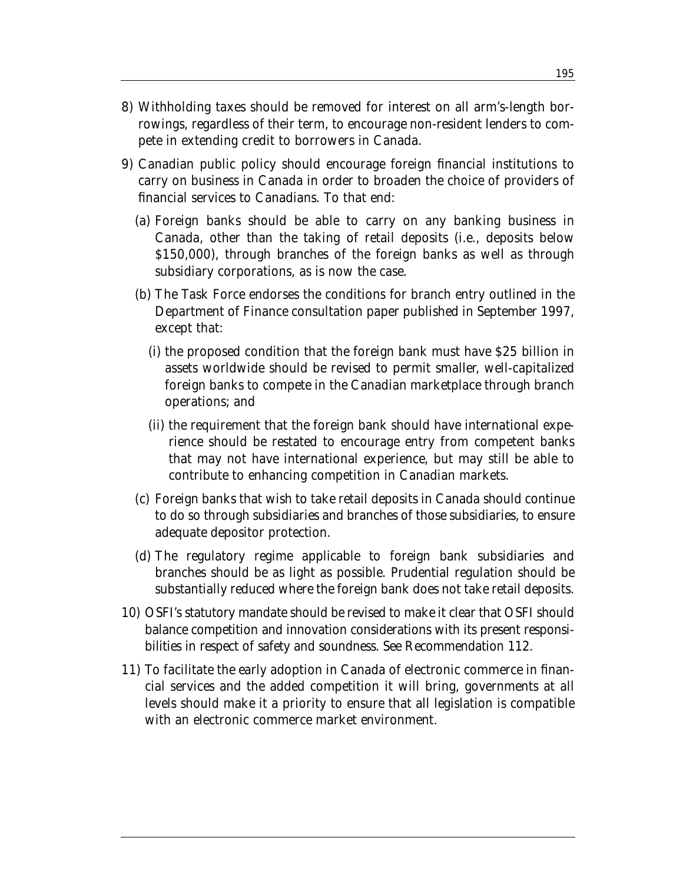8) Withholding taxes should be removed for interest on all arm's-length borrowings, regardless of their term, to encourage non-resident lenders to compete in extending credit to borrowers in Canada.

9) Canadian public policy should encourage foreign financial institutions to carry on business in Canada in order to broaden the choice of providers of financial services to Canadians. To that end:

   (a) Foreign banks should be able to carry on any banking business in Canada, other than the taking of retail deposits (i.e., deposits below $150,000), through branches of the foreign banks as well as through subsidiary corporations, as is now the case.

   (b) The Task Force endorses the conditions for branch entry outlined in the Department of Finance consultation paper published in September 1997, except that:

      (i) the proposed condition that the foreign bank must have $25 billion in assets worldwide should be revised to permit smaller, well-capitalized foreign banks to compete in the Canadian marketplace through branch operations; and

      (ii) the requirement that the foreign bank should have international experience should be restated to encourage entry from competent banks that may not have international experience, but may still be able to contribute to enhancing competition in Canadian markets.

   (c) Foreign banks that wish to take retail deposits in Canada should continue to do so through subsidiaries and branches of those subsidiaries, to ensure adequate depositor protection.

   (d) The regulatory regime applicable to foreign bank subsidiaries and branches should be as light as possible. Prudential regulation should be substantially reduced where the foreign bank does not take retail deposits.

10) OSFI's statutory mandate should be revised to make it clear that OSFI should balance competition and innovation considerations with its present responsibilities in respect of safety and soundness. See Recommendation 112.

11) To facilitate the early adoption in Canada of electronic commerce in financial services and the added competition it will bring, governments at all levels should make it a priority to ensure that all legislation is compatible with an electronic commerce market environment.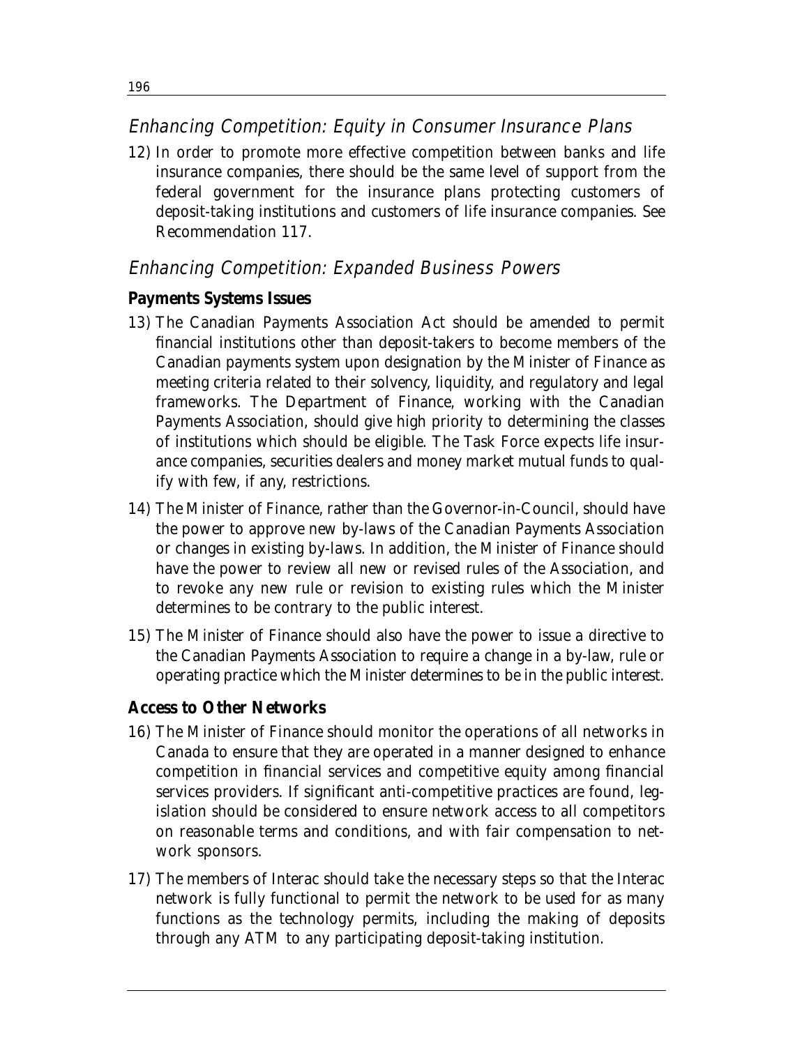## *Enhancing Competition: Equity in Consumer Insurance Plans*

12) In order to promote more effective competition between banks and life insurance companies, there should be the same level of support from the federal government for the insurance plans protecting customers of deposit-taking institutions and customers of life insurance companies. See Recommendation 117.

## *Enhancing Competition: Expanded Business Powers*

### **Payments Systems Issues**

13) The Canadian Payments Association Act should be amended to permit financial institutions other than deposit-takers to become members of the Canadian payments system upon designation by the Minister of Finance as meeting criteria related to their solvency, liquidity, and regulatory and legal frameworks. The Department of Finance, working with the Canadian Payments Association, should give high priority to determining the classes of institutions which should be eligible. The Task Force expects life insurance companies, securities dealers and money market mutual funds to qualify with few, if any, restrictions.

14) The Minister of Finance, rather than the Governor-in-Council, should have the power to approve new by-laws of the Canadian Payments Association or changes in existing by-laws. In addition, the Minister of Finance should have the power to review all new or revised rules of the Association, and to revoke any new rule or revision to existing rules which the Minister determines to be contrary to the public interest.

15) The Minister of Finance should also have the power to issue a directive to the Canadian Payments Association to require a change in a by-law, rule or operating practice which the Minister determines to be in the public interest.

### **Access to Other Networks**

16) The Minister of Finance should monitor the operations of all networks in Canada to ensure that they are operated in a manner designed to enhance competition in financial services and competitive equity among financial services providers. If significant anti-competitive practices are found, legislation should be considered to ensure network access to all competitors on reasonable terms and conditions, and with fair compensation to network sponsors.

17) The members of Interac should take the necessary steps so that the Interac network is fully functional to permit the network to be used for as many functions as the technology permits, including the making of deposits through any ATM to any participating deposit-taking institution.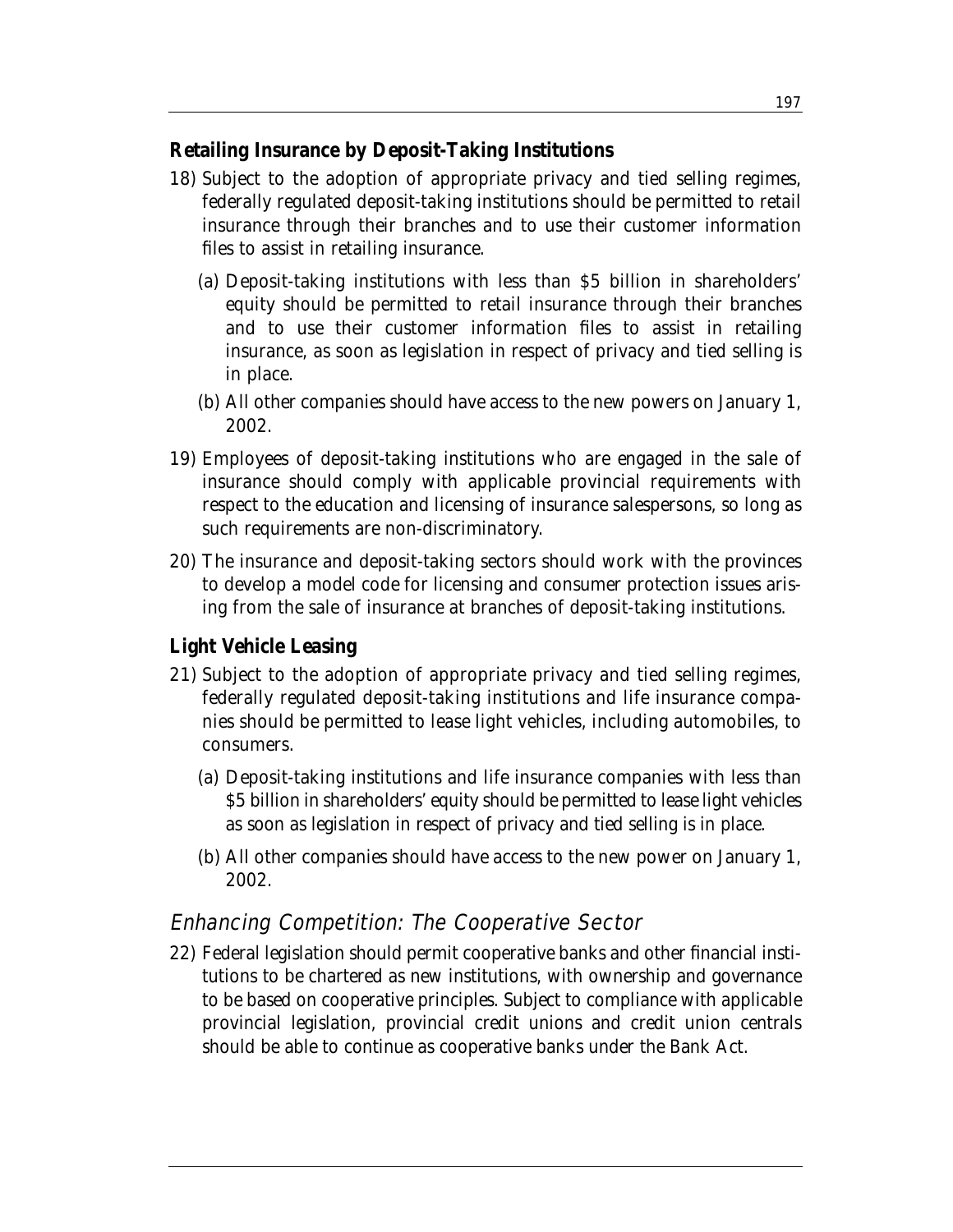### Retailing Insurance by Deposit-Taking Institutions

18) Subject to the adoption of appropriate privacy and tied selling regimes, federally regulated deposit-taking institutions should be permitted to retail insurance through their branches and to use their customer information files to assist in retailing insurance.

    (a) Deposit-taking institutions with less than $5 billion in shareholders' equity should be permitted to retail insurance through their branches and to use their customer information files to assist in retailing insurance, as soon as legislation in respect of privacy and tied selling is in place.

    (b) All other companies should have access to the new powers on January 1, 2002.

19) Employees of deposit-taking institutions who are engaged in the sale of insurance should comply with applicable provincial requirements with respect to the education and licensing of insurance salespersons, so long as such requirements are non-discriminatory.

20) The insurance and deposit-taking sectors should work with the provinces to develop a model code for licensing and consumer protection issues arising from the sale of insurance at branches of deposit-taking institutions.

### Light Vehicle Leasing

21) Subject to the adoption of appropriate privacy and tied selling regimes, federally regulated deposit-taking institutions and life insurance companies should be permitted to lease light vehicles, including automobiles, to consumers.

    (a) Deposit-taking institutions and life insurance companies with less than $5 billion in shareholders' equity should be permitted to lease light vehicles as soon as legislation in respect of privacy and tied selling is in place.

    (b) All other companies should have access to the new power on January 1, 2002.

## *Enhancing Competition: The Cooperative Sector*

22) Federal legislation should permit cooperative banks and other financial institutions to be chartered as new institutions, with ownership and governance to be based on cooperative principles. Subject to compliance with applicable provincial legislation, provincial credit unions and credit union centrals should be able to continue as cooperative banks under the Bank Act.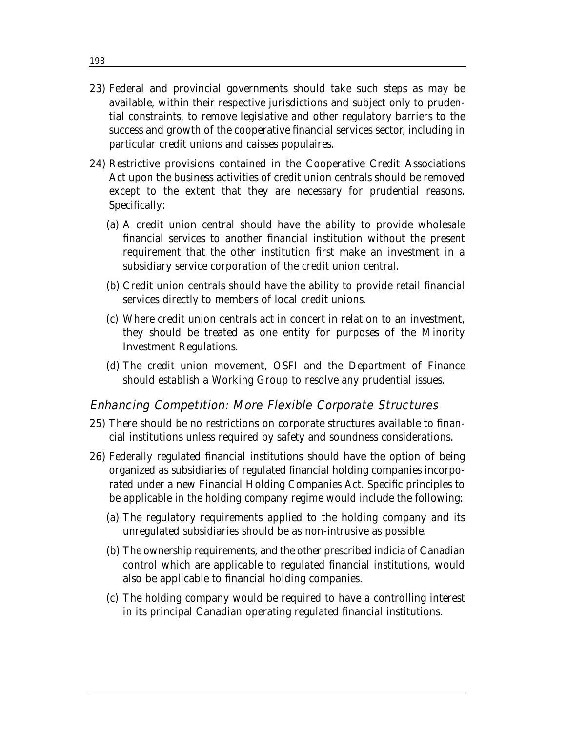23) Federal and provincial governments should take such steps as may be available, within their respective jurisdictions and subject only to prudential constraints, to remove legislative and other regulatory barriers to the success and growth of the cooperative financial services sector, including in particular credit unions and caisses populaires.

24) Restrictive provisions contained in the Cooperative Credit Associations Act upon the business activities of credit union centrals should be removed except to the extent that they are necessary for prudential reasons. Specifically:

    (a) A credit union central should have the ability to provide wholesale financial services to another financial institution without the present requirement that the other institution first make an investment in a subsidiary service corporation of the credit union central.

    (b) Credit union centrals should have the ability to provide retail financial services directly to members of local credit unions.

    (c) Where credit union centrals act in concert in relation to an investment, they should be treated as one entity for purposes of the Minority Investment Regulations.

    (d) The credit union movement, OSFI and the Department of Finance should establish a Working Group to resolve any prudential issues.

## *Enhancing Competition: More Flexible Corporate Structures*

25) There should be no restrictions on corporate structures available to financial institutions unless required by safety and soundness considerations.

26) Federally regulated financial institutions should have the option of being organized as subsidiaries of regulated financial holding companies incorporated under a new Financial Holding Companies Act. Specific principles to be applicable in the holding company regime would include the following:

    (a) The regulatory requirements applied to the holding company and its unregulated subsidiaries should be as non-intrusive as possible.

    (b) The ownership requirements, and the other prescribed indicia of Canadian control which are applicable to regulated financial institutions, would also be applicable to financial holding companies.

    (c) The holding company would be required to have a controlling interest in its principal Canadian operating regulated financial institutions.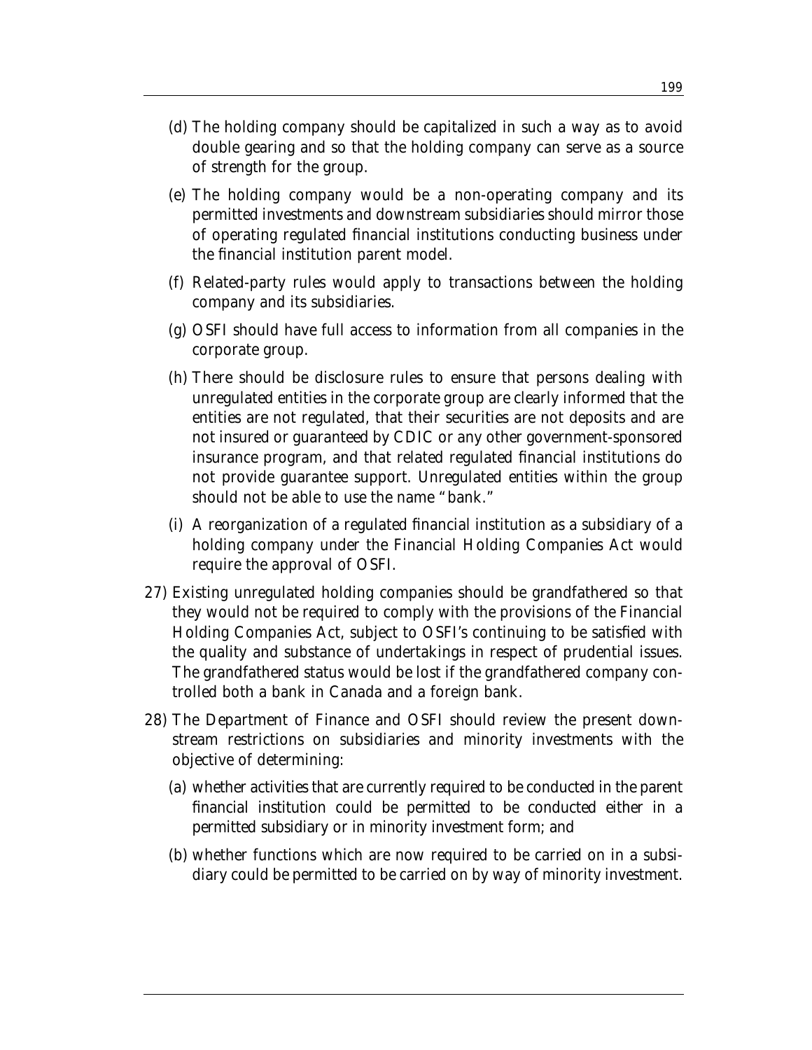(d) The holding company should be capitalized in such a way as to avoid double gearing and so that the holding company can serve as a source of strength for the group.

(e) The holding company would be a non-operating company and its permitted investments and downstream subsidiaries should mirror those of operating regulated financial institutions conducting business under the financial institution parent model.

(f) Related-party rules would apply to transactions between the holding company and its subsidiaries.

(g) OSFI should have full access to information from all companies in the corporate group.

(h) There should be disclosure rules to ensure that persons dealing with unregulated entities in the corporate group are clearly informed that the entities are not regulated, that their securities are not deposits and are not insured or guaranteed by CDIC or any other government-sponsored insurance program, and that related regulated financial institutions do not provide guarantee support. Unregulated entities within the group should not be able to use the name "bank."

(i) A reorganization of a regulated financial institution as a subsidiary of a holding company under the Financial Holding Companies Act would require the approval of OSFI.

27) Existing unregulated holding companies should be grandfathered so that they would not be required to comply with the provisions of the Financial Holding Companies Act, subject to OSFI's continuing to be satisfied with the quality and substance of undertakings in respect of prudential issues. The grandfathered status would be lost if the grandfathered company controlled both a bank in Canada and a foreign bank.

28) The Department of Finance and OSFI should review the present downstream restrictions on subsidiaries and minority investments with the objective of determining:

(a) whether activities that are currently required to be conducted in the parent financial institution could be permitted to be conducted either in a permitted subsidiary or in minority investment form; and

(b) whether functions which are now required to be carried on in a subsidiary could be permitted to be carried on by way of minority investment.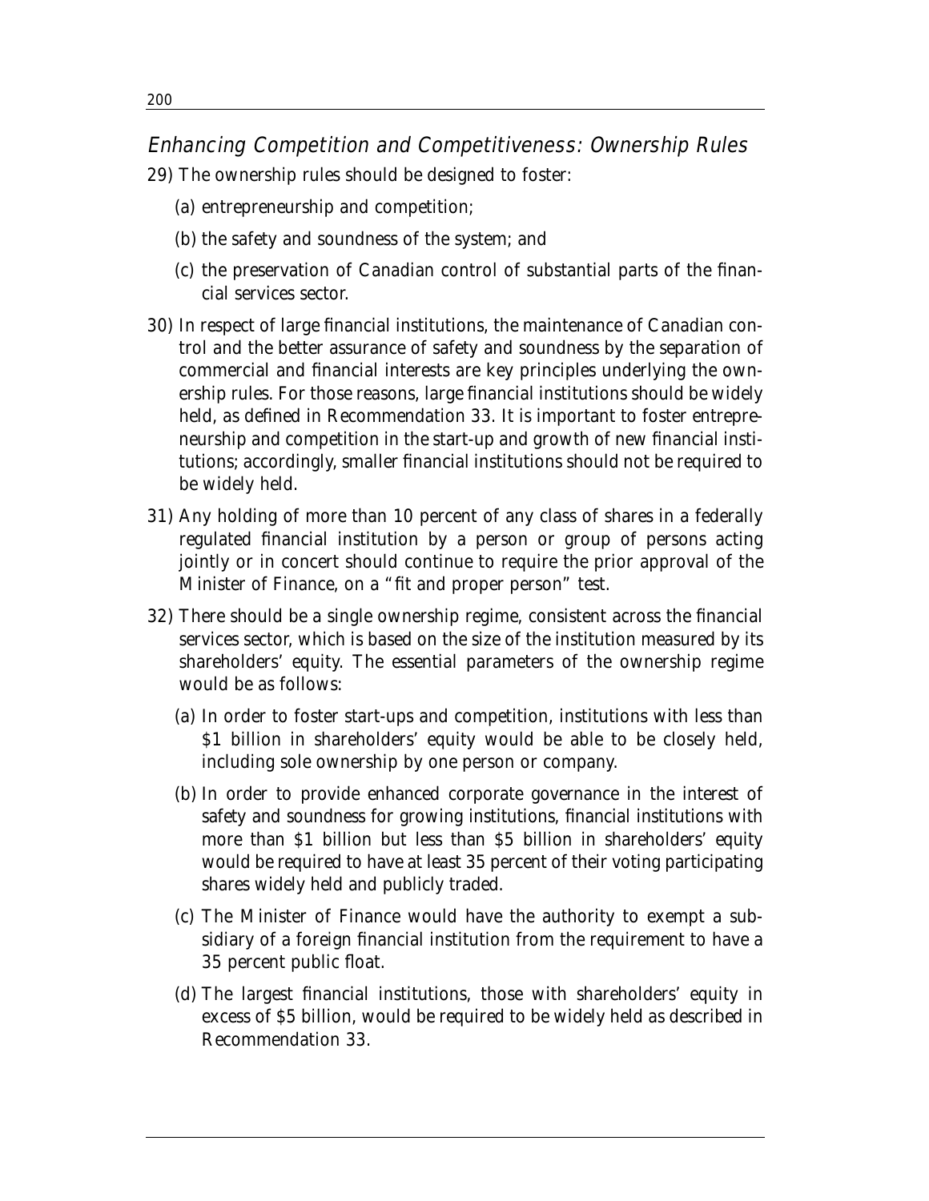## *Enhancing Competition and Competitiveness: Ownership Rules*

29) The ownership rules should be designed to foster:

   (a) entrepreneurship and competition;

   (b) the safety and soundness of the system; and

   (c) the preservation of Canadian control of substantial parts of the financial services sector.

30) In respect of large financial institutions, the maintenance of Canadian control and the better assurance of safety and soundness by the separation of commercial and financial interests are key principles underlying the ownership rules. For those reasons, large financial institutions should be widely held, as defined in Recommendation 33. It is important to foster entrepreneurship and competition in the start-up and growth of new financial institutions; accordingly, smaller financial institutions should not be required to be widely held.

31) Any holding of more than 10 percent of any class of shares in a federally regulated financial institution by a person or group of persons acting jointly or in concert should continue to require the prior approval of the Minister of Finance, on a "fit and proper person" test.

32) There should be a single ownership regime, consistent across the financial services sector, which is based on the size of the institution measured by its shareholders' equity. The essential parameters of the ownership regime would be as follows:

   (a) In order to foster start-ups and competition, institutions with less than $1 billion in shareholders' equity would be able to be closely held, including sole ownership by one person or company.

   (b) In order to provide enhanced corporate governance in the interest of safety and soundness for growing institutions, financial institutions with more than $1 billion but less than $5 billion in shareholders' equity would be required to have at least 35 percent of their voting participating shares widely held and publicly traded.

   (c) The Minister of Finance would have the authority to exempt a subsidiary of a foreign financial institution from the requirement to have a 35 percent public float.

   (d) The largest financial institutions, those with shareholders' equity in excess of $5 billion, would be required to be widely held as described in Recommendation 33.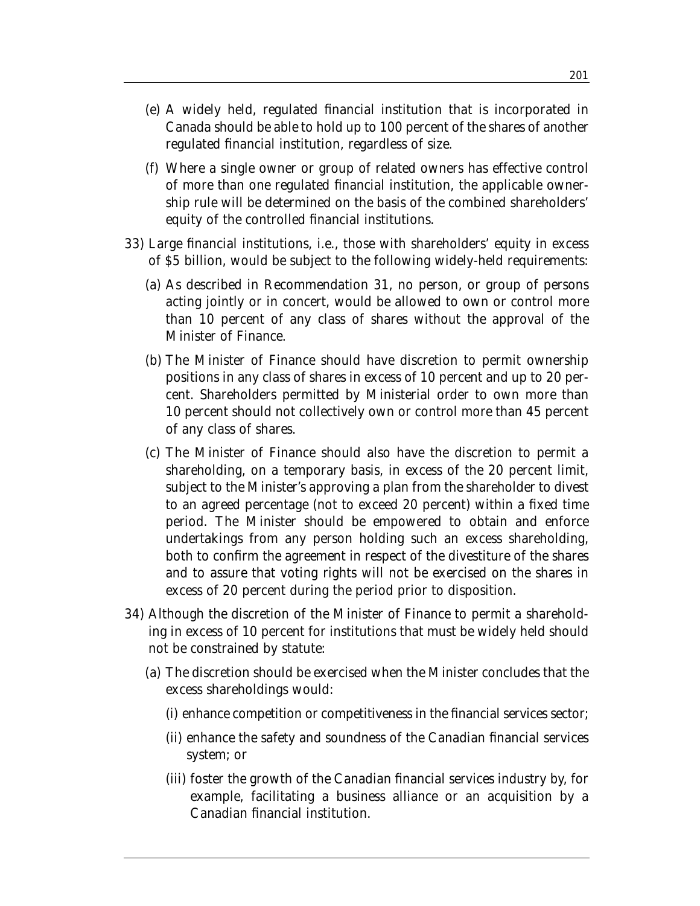(e) A widely held, regulated financial institution that is incorporated in Canada should be able to hold up to 100 percent of the shares of another regulated financial institution, regardless of size.

(f) Where a single owner or group of related owners has effective control of more than one regulated financial institution, the applicable ownership rule will be determined on the basis of the combined shareholders' equity of the controlled financial institutions.

33) Large financial institutions, i.e., those with shareholders' equity in excess of $5 billion, would be subject to the following widely-held requirements:

(a) As described in Recommendation 31, no person, or group of persons acting jointly or in concert, would be allowed to own or control more than 10 percent of any class of shares without the approval of the Minister of Finance.

(b) The Minister of Finance should have discretion to permit ownership positions in any class of shares in excess of 10 percent and up to 20 percent. Shareholders permitted by Ministerial order to own more than 10 percent should not collectively own or control more than 45 percent of any class of shares.

(c) The Minister of Finance should also have the discretion to permit a shareholding, on a temporary basis, in excess of the 20 percent limit, subject to the Minister's approving a plan from the shareholder to divest to an agreed percentage (not to exceed 20 percent) within a fixed time period. The Minister should be empowered to obtain and enforce undertakings from any person holding such an excess shareholding, both to confirm the agreement in respect of the divestiture of the shares and to assure that voting rights will not be exercised on the shares in excess of 20 percent during the period prior to disposition.

34) Although the discretion of the Minister of Finance to permit a shareholding in excess of 10 percent for institutions that must be widely held should not be constrained by statute:

(a) The discretion should be exercised when the Minister concludes that the excess shareholdings would:

(i) enhance competition or competitiveness in the financial services sector;

(ii) enhance the safety and soundness of the Canadian financial services system; or

(iii) foster the growth of the Canadian financial services industry by, for example, facilitating a business alliance or an acquisition by a Canadian financial institution.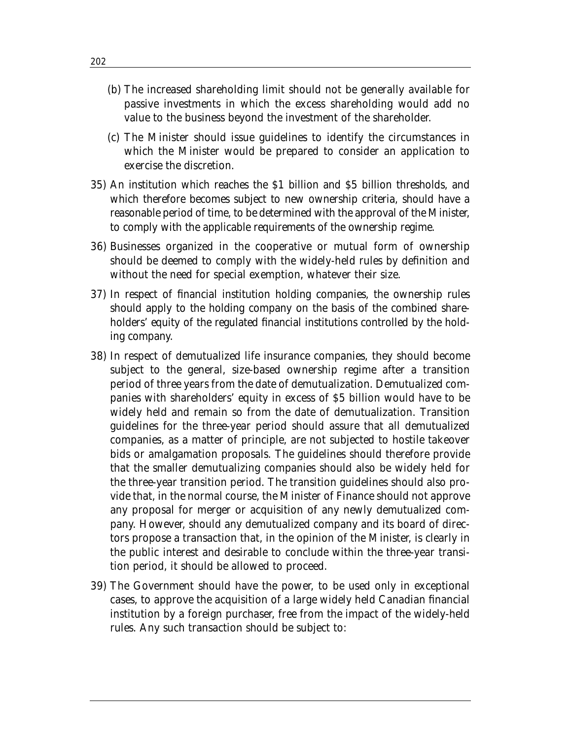(b) The increased shareholding limit should not be generally available for passive investments in which the excess shareholding would add no value to the business beyond the investment of the shareholder.

(c) The Minister should issue guidelines to identify the circumstances in which the Minister would be prepared to consider an application to exercise the discretion.

35) An institution which reaches the $1 billion and $5 billion thresholds, and which therefore becomes subject to new ownership criteria, should have a reasonable period of time, to be determined with the approval of the Minister, to comply with the applicable requirements of the ownership regime.

36) Businesses organized in the cooperative or mutual form of ownership should be deemed to comply with the widely-held rules by definition and without the need for special exemption, whatever their size.

37) In respect of financial institution holding companies, the ownership rules should apply to the holding company on the basis of the combined shareholders' equity of the regulated financial institutions controlled by the holding company.

38) In respect of demutualized life insurance companies, they should become subject to the general, size-based ownership regime after a transition period of three years from the date of demutualization. Demutualized companies with shareholders' equity in excess of $5 billion would have to be widely held and remain so from the date of demutualization. Transition guidelines for the three-year period should assure that all demutualized companies, as a matter of principle, are not subjected to hostile takeover bids or amalgamation proposals. The guidelines should therefore provide that the smaller demutualizing companies should also be widely held for the three-year transition period. The transition guidelines should also provide that, in the normal course, the Minister of Finance should not approve any proposal for merger or acquisition of any newly demutualized company. However, should any demutualized company and its board of directors propose a transaction that, in the opinion of the Minister, is clearly in the public interest and desirable to conclude within the three-year transition period, it should be allowed to proceed.

39) The Government should have the power, to be used only in exceptional cases, to approve the acquisition of a large widely held Canadian financial institution by a foreign purchaser, free from the impact of the widely-held rules. Any such transaction should be subject to: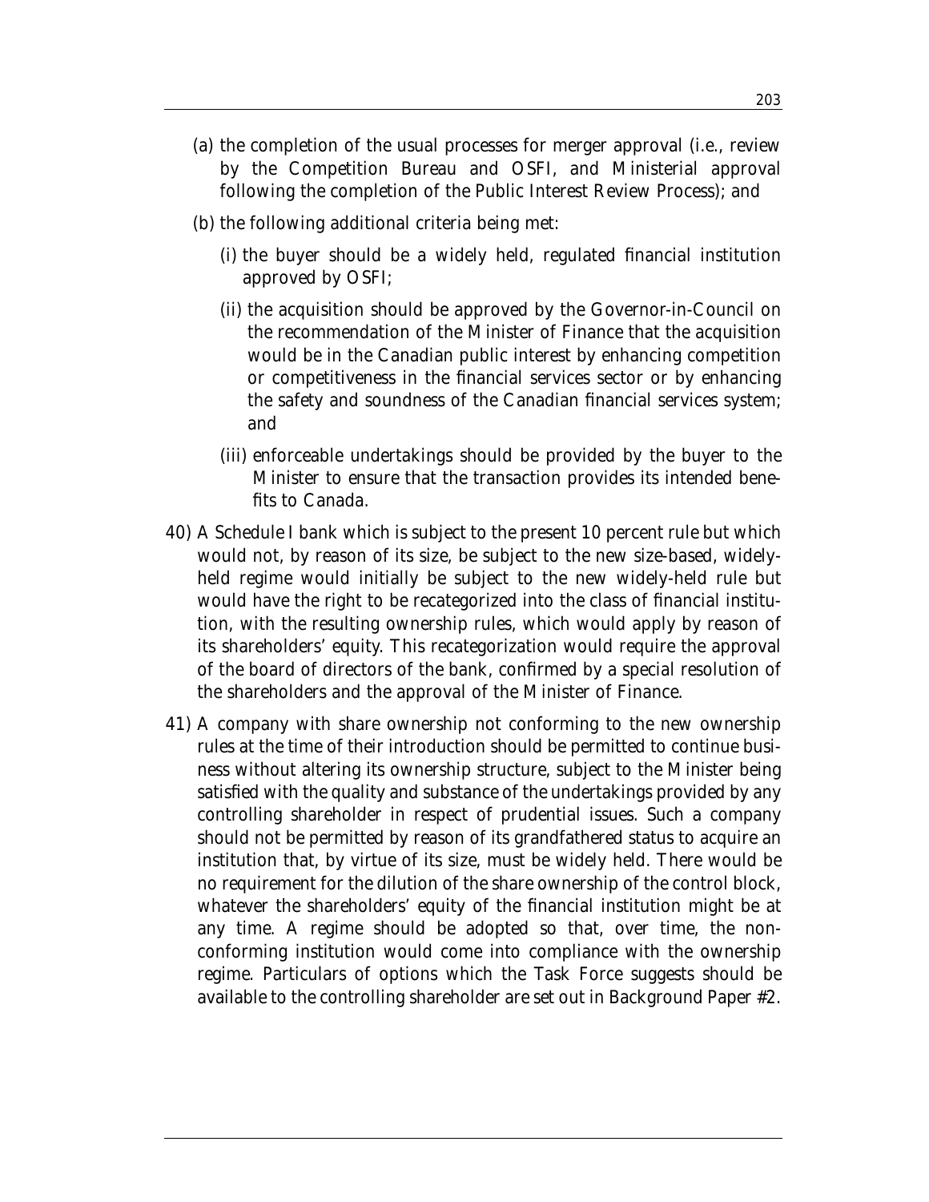(a) the completion of the usual processes for merger approval (i.e., review by the Competition Bureau and OSFI, and Ministerial approval following the completion of the Public Interest Review Process); and

(b) the following additional criteria being met:

   (i) the buyer should be a widely held, regulated financial institution approved by OSFI;

   (ii) the acquisition should be approved by the Governor-in-Council on the recommendation of the Minister of Finance that the acquisition would be in the Canadian public interest by enhancing competition or competitiveness in the financial services sector or by enhancing the safety and soundness of the Canadian financial services system; and

   (iii) enforceable undertakings should be provided by the buyer to the Minister to ensure that the transaction provides its intended benefits to Canada.

40) A Schedule I bank which is subject to the present 10 percent rule but which would not, by reason of its size, be subject to the new size-based, widely-held regime would initially be subject to the new widely-held rule but would have the right to be recategorized into the class of financial institution, with the resulting ownership rules, which would apply by reason of its shareholders' equity. This recategorization would require the approval of the board of directors of the bank, confirmed by a special resolution of the shareholders and the approval of the Minister of Finance.

41) A company with share ownership not conforming to the new ownership rules at the time of their introduction should be permitted to continue business without altering its ownership structure, subject to the Minister being satisfied with the quality and substance of the undertakings provided by any controlling shareholder in respect of prudential issues. Such a company should not be permitted by reason of its grandfathered status to acquire an institution that, by virtue of its size, must be widely held. There would be no requirement for the dilution of the share ownership of the control block, whatever the shareholders' equity of the financial institution might be at any time. A regime should be adopted so that, over time, the non-conforming institution would come into compliance with the ownership regime. Particulars of options which the Task Force suggests should be available to the controlling shareholder are set out in Background Paper #2.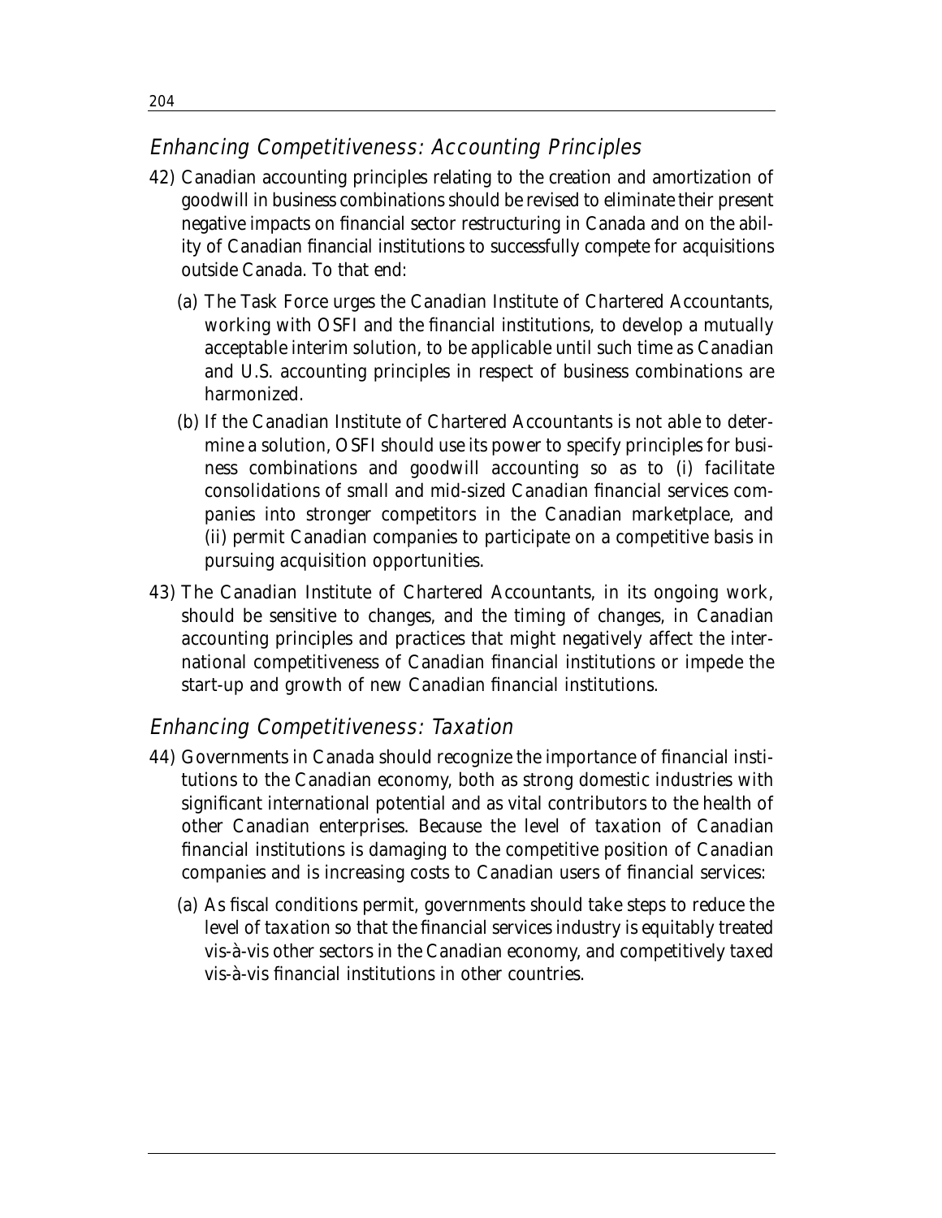## Enhancing Competitiveness: Accounting Principles

42) Canadian accounting principles relating to the creation and amortization of goodwill in business combinations should be revised to eliminate their present negative impacts on financial sector restructuring in Canada and on the ability of Canadian financial institutions to successfully compete for acquisitions outside Canada. To that end:

   (a) The Task Force urges the Canadian Institute of Chartered Accountants, working with OSFI and the financial institutions, to develop a mutually acceptable interim solution, to be applicable until such time as Canadian and U.S. accounting principles in respect of business combinations are harmonized.

   (b) If the Canadian Institute of Chartered Accountants is not able to determine a solution, OSFI should use its power to specify principles for business combinations and goodwill accounting so as to (i) facilitate consolidations of small and mid-sized Canadian financial services companies into stronger competitors in the Canadian marketplace, and (ii) permit Canadian companies to participate on a competitive basis in pursuing acquisition opportunities.

43) The Canadian Institute of Chartered Accountants, in its ongoing work, should be sensitive to changes, and the timing of changes, in Canadian accounting principles and practices that might negatively affect the international competitiveness of Canadian financial institutions or impede the start-up and growth of new Canadian financial institutions.

## Enhancing Competitiveness: Taxation

44) Governments in Canada should recognize the importance of financial institutions to the Canadian economy, both as strong domestic industries with significant international potential and as vital contributors to the health of other Canadian enterprises. Because the level of taxation of Canadian financial institutions is damaging to the competitive position of Canadian companies and is increasing costs to Canadian users of financial services:

   (a) As fiscal conditions permit, governments should take steps to reduce the level of taxation so that the financial services industry is equitably treated vis-à-vis other sectors in the Canadian economy, and competitively taxed vis-à-vis financial institutions in other countries.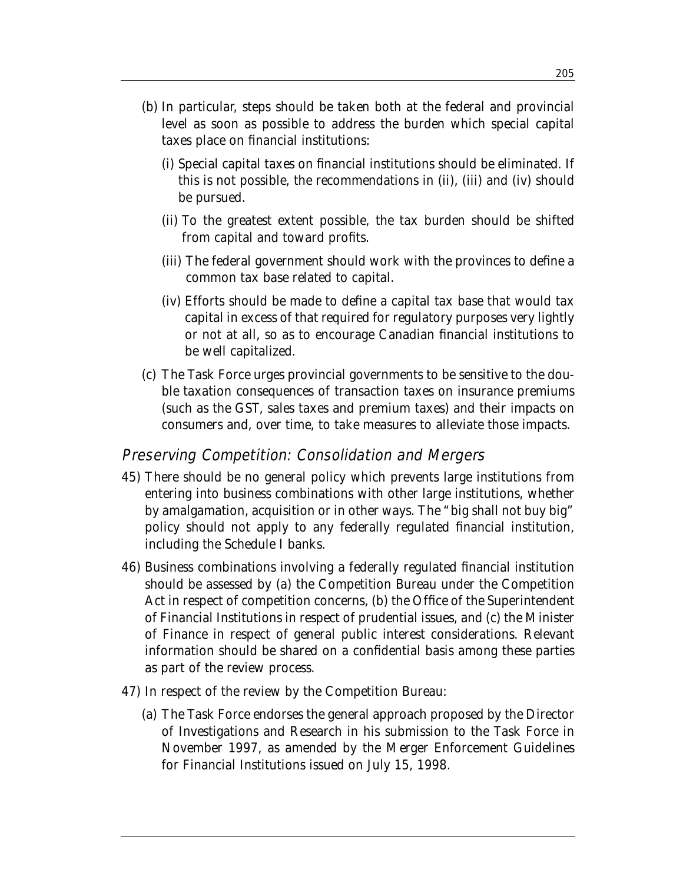(b) In particular, steps should be taken both at the federal and provincial level as soon as possible to address the burden which special capital taxes place on financial institutions:

   (i) Special capital taxes on financial institutions should be eliminated. If this is not possible, the recommendations in (ii), (iii) and (iv) should be pursued.

   (ii) To the greatest extent possible, the tax burden should be shifted from capital and toward profits.

   (iii) The federal government should work with the provinces to define a common tax base related to capital.

   (iv) Efforts should be made to define a capital tax base that would tax capital in excess of that required for regulatory purposes very lightly or not at all, so as to encourage Canadian financial institutions to be well capitalized.

(c) The Task Force urges provincial governments to be sensitive to the double taxation consequences of transaction taxes on insurance premiums (such as the GST, sales taxes and premium taxes) and their impacts on consumers and, over time, to take measures to alleviate those impacts.

## *Preserving Competition: Consolidation and Mergers*

45) There should be no general policy which prevents large institutions from entering into business combinations with other large institutions, whether by amalgamation, acquisition or in other ways. The "big shall not buy big" policy should not apply to any federally regulated financial institution, including the Schedule I banks.

46) Business combinations involving a federally regulated financial institution should be assessed by (a) the Competition Bureau under the Competition Act in respect of competition concerns, (b) the Office of the Superintendent of Financial Institutions in respect of prudential issues, and (c) the Minister of Finance in respect of general public interest considerations. Relevant information should be shared on a confidential basis among these parties as part of the review process.

47) In respect of the review by the Competition Bureau:

   (a) The Task Force endorses the general approach proposed by the Director of Investigations and Research in his submission to the Task Force in November 1997, as amended by the Merger Enforcement Guidelines for Financial Institutions issued on July 15, 1998.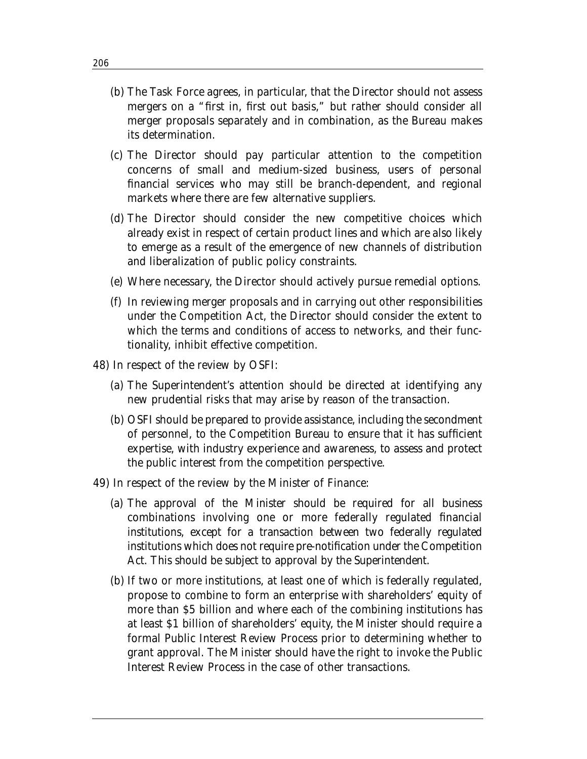(b) The Task Force agrees, in particular, that the Director should not assess mergers on a "first in, first out basis," but rather should consider all merger proposals separately and in combination, as the Bureau makes its determination.

(c) The Director should pay particular attention to the competition concerns of small and medium-sized business, users of personal financial services who may still be branch-dependent, and regional markets where there are few alternative suppliers.

(d) The Director should consider the new competitive choices which already exist in respect of certain product lines and which are also likely to emerge as a result of the emergence of new channels of distribution and liberalization of public policy constraints.

(e) Where necessary, the Director should actively pursue remedial options.

(f) In reviewing merger proposals and in carrying out other responsibilities under the Competition Act, the Director should consider the extent to which the terms and conditions of access to networks, and their functionality, inhibit effective competition.

48) In respect of the review by OSFI:

(a) The Superintendent's attention should be directed at identifying any new prudential risks that may arise by reason of the transaction.

(b) OSFI should be prepared to provide assistance, including the secondment of personnel, to the Competition Bureau to ensure that it has sufficient expertise, with industry experience and awareness, to assess and protect the public interest from the competition perspective.

49) In respect of the review by the Minister of Finance:

(a) The approval of the Minister should be required for all business combinations involving one or more federally regulated financial institutions, except for a transaction between two federally regulated institutions which does not require pre-notification under the Competition Act. This should be subject to approval by the Superintendent.

(b) If two or more institutions, at least one of which is federally regulated, propose to combine to form an enterprise with shareholders' equity of more than \$5 billion and where each of the combining institutions has at least \$1 billion of shareholders' equity, the Minister should require a formal Public Interest Review Process prior to determining whether to grant approval. The Minister should have the right to invoke the Public Interest Review Process in the case of other transactions.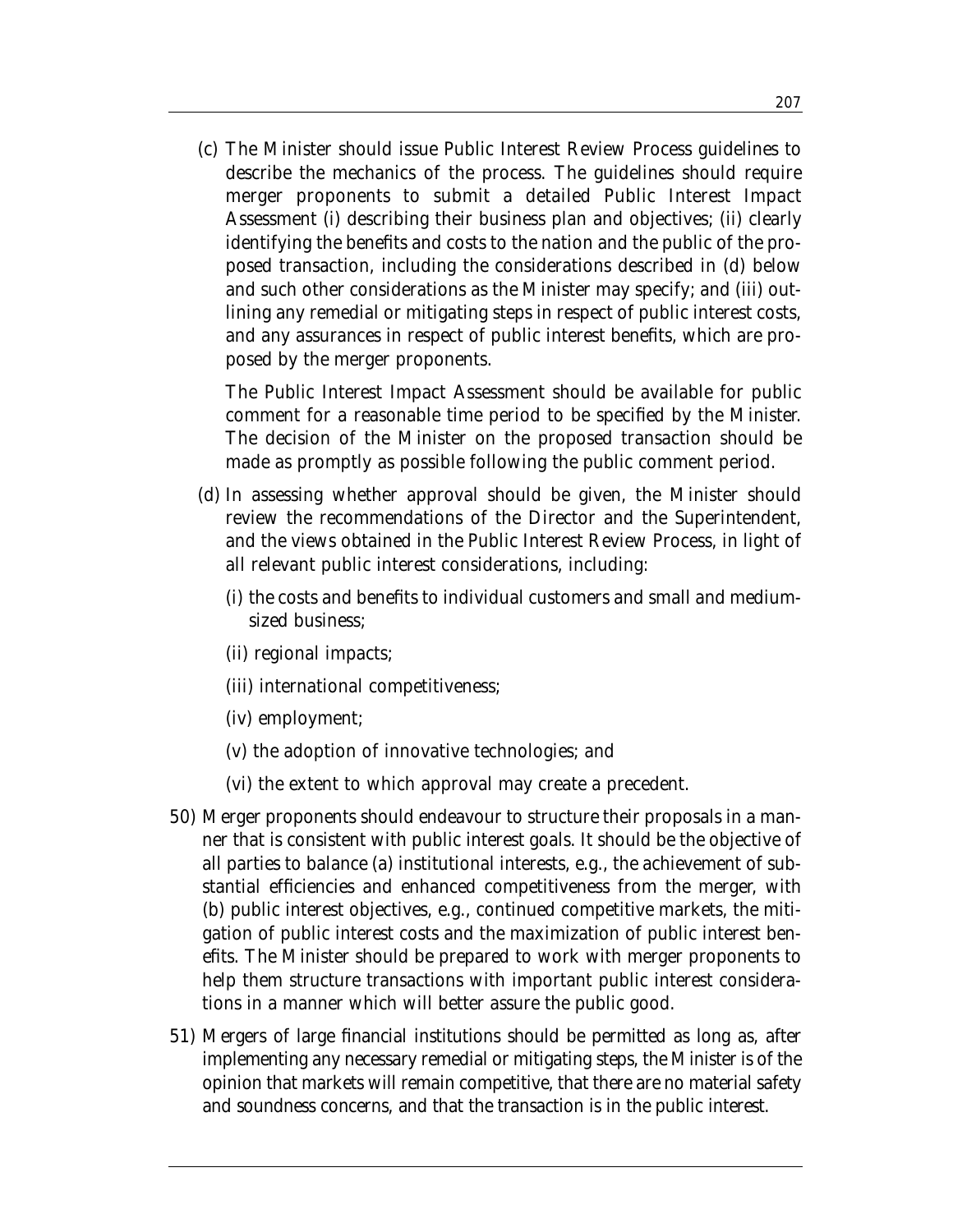(c) The Minister should issue Public Interest Review Process guidelines to describe the mechanics of the process. The guidelines should require merger proponents to submit a detailed Public Interest Impact Assessment (i) describing their business plan and objectives; (ii) clearly identifying the benefits and costs to the nation and the public of the proposed transaction, including the considerations described in (d) below and such other considerations as the Minister may specify; and (iii) outlining any remedial or mitigating steps in respect of public interest costs, and any assurances in respect of public interest benefits, which are proposed by the merger proponents.

The Public Interest Impact Assessment should be available for public comment for a reasonable time period to be specified by the Minister. The decision of the Minister on the proposed transaction should be made as promptly as possible following the public comment period.

(d) In assessing whether approval should be given, the Minister should review the recommendations of the Director and the Superintendent, and the views obtained in the Public Interest Review Process, in light of all relevant public interest considerations, including:

(i) the costs and benefits to individual customers and small and medium-sized business;

(ii) regional impacts;

(iii) international competitiveness;

(iv) employment;

(v) the adoption of innovative technologies; and

(vi) the extent to which approval may create a precedent.

50) Merger proponents should endeavour to structure their proposals in a manner that is consistent with public interest goals. It should be the objective of all parties to balance (a) institutional interests, e.g., the achievement of substantial efficiencies and enhanced competitiveness from the merger, with (b) public interest objectives, e.g., continued competitive markets, the mitigation of public interest costs and the maximization of public interest benefits. The Minister should be prepared to work with merger proponents to help them structure transactions with important public interest considerations in a manner which will better assure the public good.

51) Mergers of large financial institutions should be permitted as long as, after implementing any necessary remedial or mitigating steps, the Minister is of the opinion that markets will remain competitive, that there are no material safety and soundness concerns, and that the transaction is in the public interest.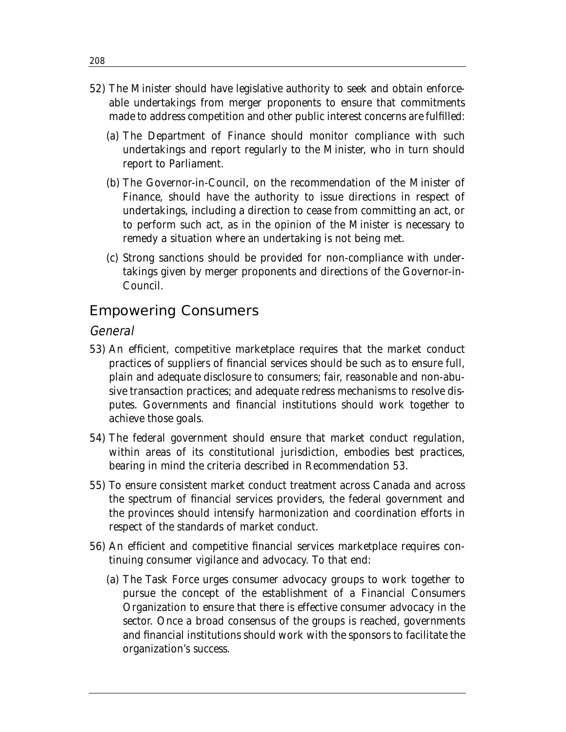52) The Minister should have legislative authority to seek and obtain enforceable undertakings from merger proponents to ensure that commitments made to address competition and other public interest concerns are fulfilled:

   (a) The Department of Finance should monitor compliance with such undertakings and report regularly to the Minister, who in turn should report to Parliament.

   (b) The Governor-in-Council, on the recommendation of the Minister of Finance, should have the authority to issue directions in respect of undertakings, including a direction to cease from committing an act, or to perform such act, as in the opinion of the Minister is necessary to remedy a situation where an undertaking is not being met.

   (c) Strong sanctions should be provided for non-compliance with undertakings given by merger proponents and directions of the Governor-in-Council.

## Empowering Consumers

### *General*

53) An efficient, competitive marketplace requires that the market conduct practices of suppliers of financial services should be such as to ensure full, plain and adequate disclosure to consumers; fair, reasonable and non-abusive transaction practices; and adequate redress mechanisms to resolve disputes. Governments and financial institutions should work together to achieve those goals.

54) The federal government should ensure that market conduct regulation, within areas of its constitutional jurisdiction, embodies best practices, bearing in mind the criteria described in Recommendation 53.

55) To ensure consistent market conduct treatment across Canada and across the spectrum of financial services providers, the federal government and the provinces should intensify harmonization and coordination efforts in respect of the standards of market conduct.

56) An efficient and competitive financial services marketplace requires continuing consumer vigilance and advocacy. To that end:

   (a) The Task Force urges consumer advocacy groups to work together to pursue the concept of the establishment of a Financial Consumers Organization to ensure that there is effective consumer advocacy in the sector. Once a broad consensus of the groups is reached, governments and financial institutions should work with the sponsors to facilitate the organization's success.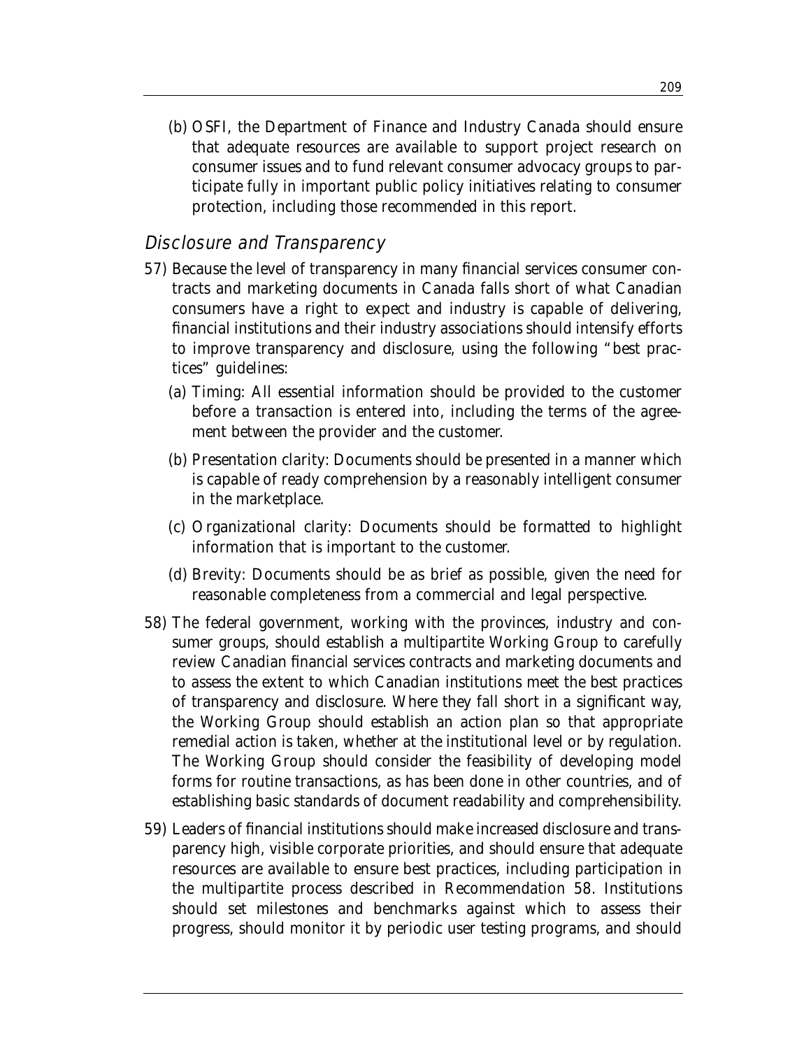(b) OSFI, the Department of Finance and Industry Canada should ensure that adequate resources are available to support project research on consumer issues and to fund relevant consumer advocacy groups to participate fully in important public policy initiatives relating to consumer protection, including those recommended in this report.

### *Disclosure and Transparency*

57) Because the level of transparency in many financial services consumer contracts and marketing documents in Canada falls short of what Canadian consumers have a right to expect and industry is capable of delivering, financial institutions and their industry associations should intensify efforts to improve transparency and disclosure, using the following "best practices" guidelines:

   (a) Timing: All essential information should be provided to the customer before a transaction is entered into, including the terms of the agreement between the provider and the customer.

   (b) Presentation clarity: Documents should be presented in a manner which is capable of ready comprehension by a reasonably intelligent consumer in the marketplace.

   (c) Organizational clarity: Documents should be formatted to highlight information that is important to the customer.

   (d) Brevity: Documents should be as brief as possible, given the need for reasonable completeness from a commercial and legal perspective.

58) The federal government, working with the provinces, industry and consumer groups, should establish a multipartite Working Group to carefully review Canadian financial services contracts and marketing documents and to assess the extent to which Canadian institutions meet the best practices of transparency and disclosure. Where they fall short in a significant way, the Working Group should establish an action plan so that appropriate remedial action is taken, whether at the institutional level or by regulation. The Working Group should consider the feasibility of developing model forms for routine transactions, as has been done in other countries, and of establishing basic standards of document readability and comprehensibility.

59) Leaders of financial institutions should make increased disclosure and transparency high, visible corporate priorities, and should ensure that adequate resources are available to ensure best practices, including participation in the multipartite process described in Recommendation 58. Institutions should set milestones and benchmarks against which to assess their progress, should monitor it by periodic user testing programs, and should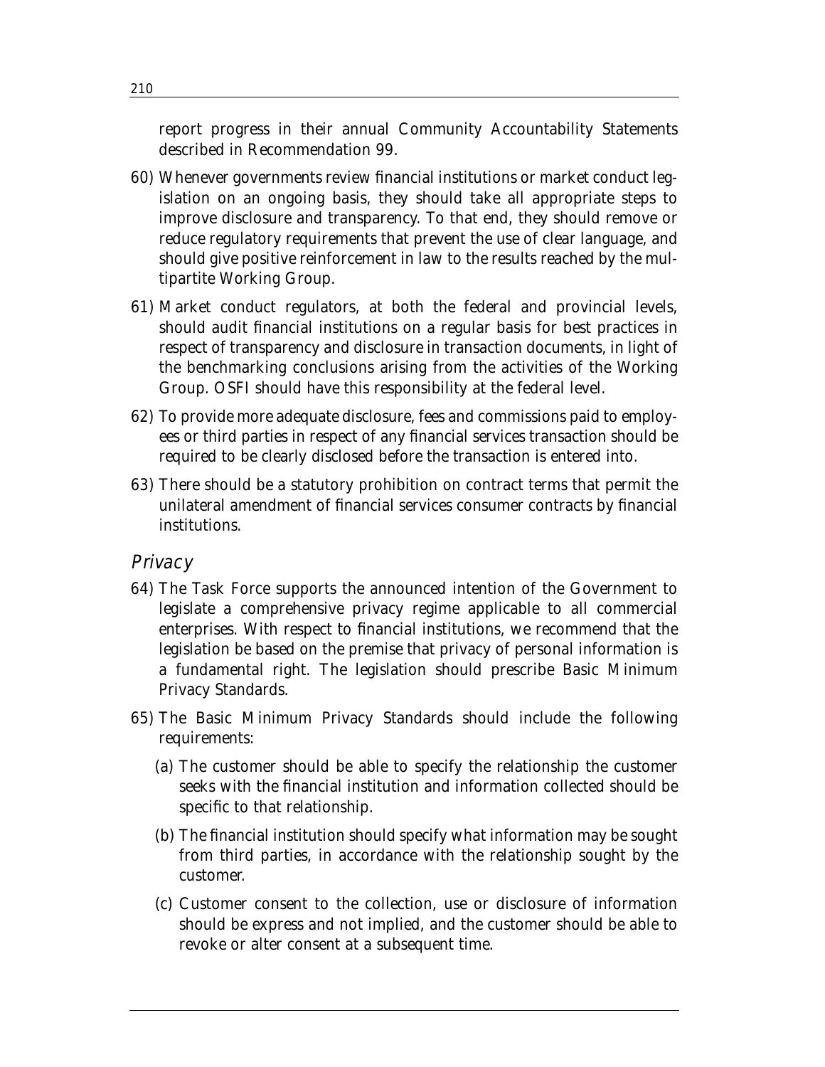report progress in their annual Community Accountability Statements described in Recommendation 99.

60) Whenever governments review financial institutions or market conduct legislation on an ongoing basis, they should take all appropriate steps to improve disclosure and transparency. To that end, they should remove or reduce regulatory requirements that prevent the use of clear language, and should give positive reinforcement in law to the results reached by the multipartite Working Group.

61) Market conduct regulators, at both the federal and provincial levels, should audit financial institutions on a regular basis for best practices in respect of transparency and disclosure in transaction documents, in light of the benchmarking conclusions arising from the activities of the Working Group. OSFI should have this responsibility at the federal level.

62) To provide more adequate disclosure, fees and commissions paid to employees or third parties in respect of any financial services transaction should be required to be clearly disclosed before the transaction is entered into.

63) There should be a statutory prohibition on contract terms that permit the unilateral amendment of financial services consumer contracts by financial institutions.

## *Privacy*

64) The Task Force supports the announced intention of the Government to legislate a comprehensive privacy regime applicable to all commercial enterprises. With respect to financial institutions, we recommend that the legislation be based on the premise that privacy of personal information is a fundamental right. The legislation should prescribe Basic Minimum Privacy Standards.

65) The Basic Minimum Privacy Standards should include the following requirements:

   (a) The customer should be able to specify the relationship the customer seeks with the financial institution and information collected should be specific to that relationship.

   (b) The financial institution should specify what information may be sought from third parties, in accordance with the relationship sought by the customer.

   (c) Customer consent to the collection, use or disclosure of information should be express and not implied, and the customer should be able to revoke or alter consent at a subsequent time.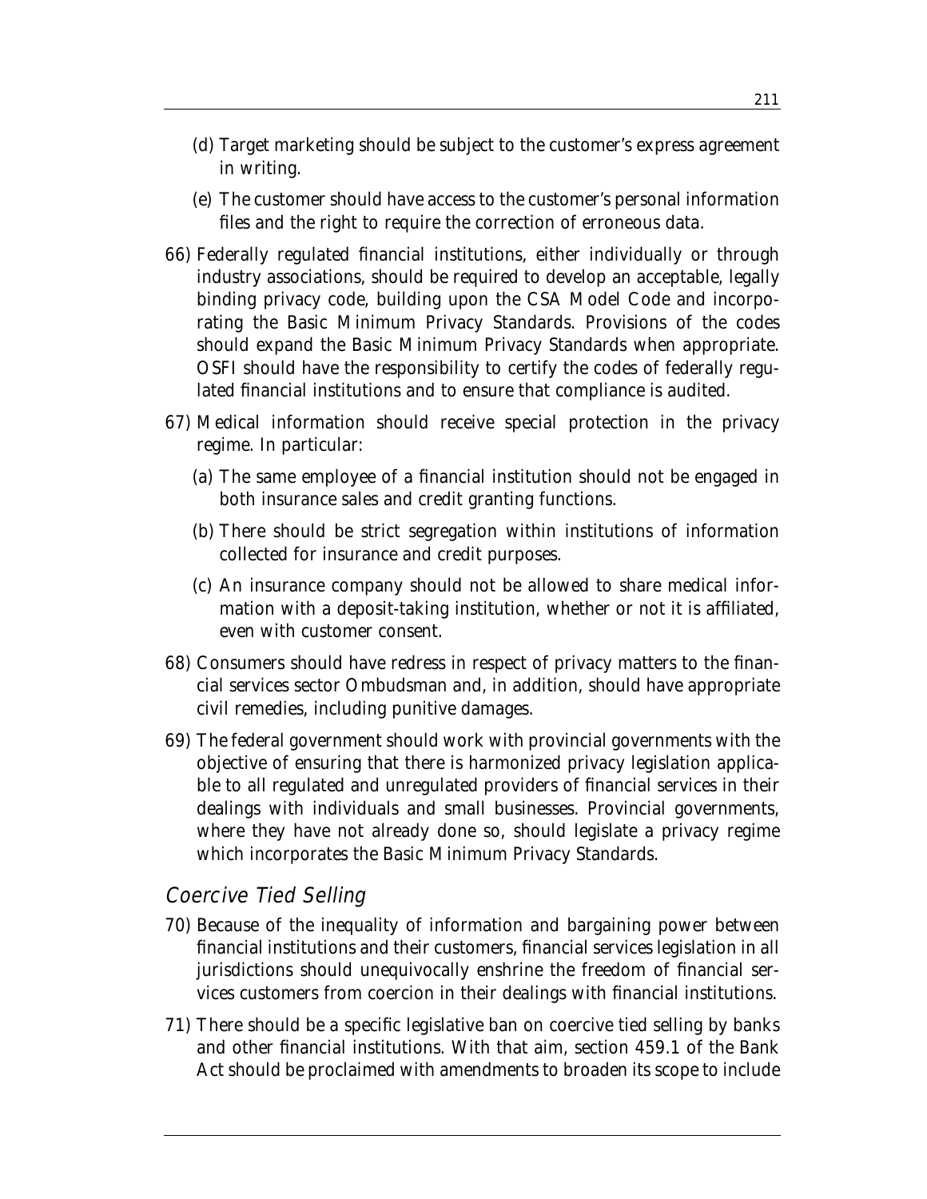(d) Target marketing should be subject to the customer's express agreement in writing.

(e) The customer should have access to the customer's personal information files and the right to require the correction of erroneous data.

66) Federally regulated financial institutions, either individually or through industry associations, should be required to develop an acceptable, legally binding privacy code, building upon the CSA Model Code and incorporating the Basic Minimum Privacy Standards. Provisions of the codes should expand the Basic Minimum Privacy Standards when appropriate. OSFI should have the responsibility to certify the codes of federally regulated financial institutions and to ensure that compliance is audited.

67) Medical information should receive special protection in the privacy regime. In particular:

(a) The same employee of a financial institution should not be engaged in both insurance sales and credit granting functions.

(b) There should be strict segregation within institutions of information collected for insurance and credit purposes.

(c) An insurance company should not be allowed to share medical information with a deposit-taking institution, whether or not it is affiliated, even with customer consent.

68) Consumers should have redress in respect of privacy matters to the financial services sector Ombudsman and, in addition, should have appropriate civil remedies, including punitive damages.

69) The federal government should work with provincial governments with the objective of ensuring that there is harmonized privacy legislation applicable to all regulated and unregulated providers of financial services in their dealings with individuals and small businesses. Provincial governments, where they have not already done so, should legislate a privacy regime which incorporates the Basic Minimum Privacy Standards.

### *Coercive Tied Selling*

70) Because of the inequality of information and bargaining power between financial institutions and their customers, financial services legislation in all jurisdictions should unequivocally enshrine the freedom of financial services customers from coercion in their dealings with financial institutions.

71) There should be a specific legislative ban on coercive tied selling by banks and other financial institutions. With that aim, section 459.1 of the Bank Act should be proclaimed with amendments to broaden its scope to include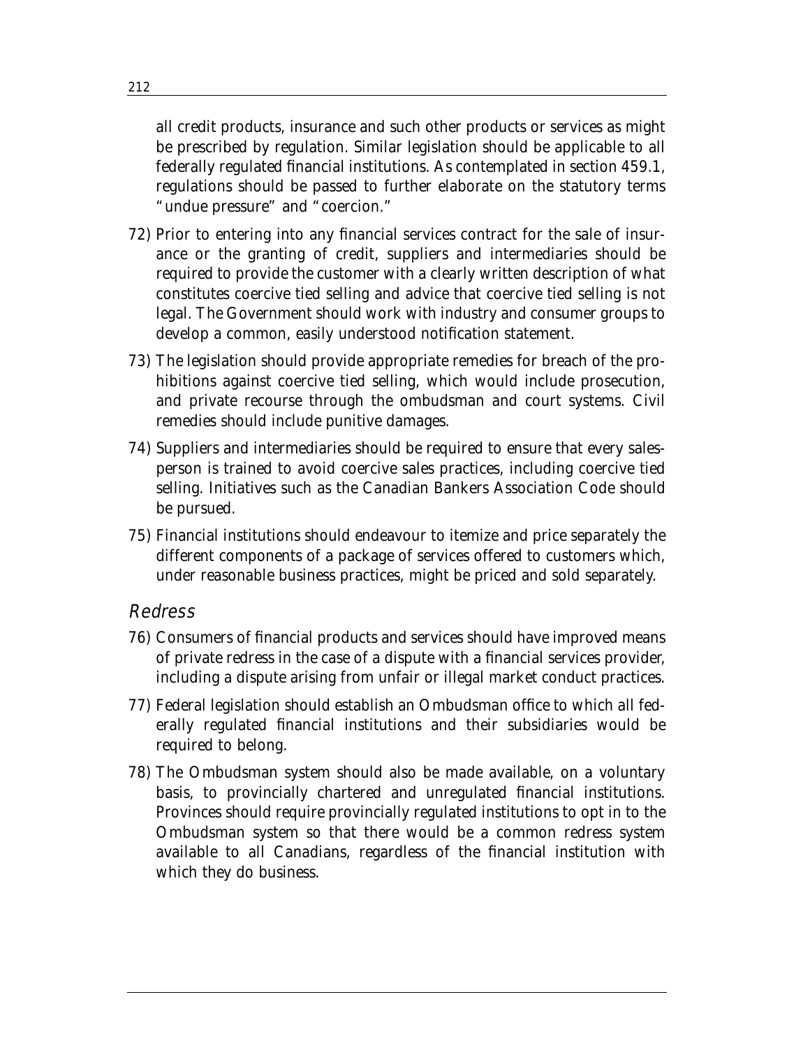all credit products, insurance and such other products or services as might be prescribed by regulation. Similar legislation should be applicable to all federally regulated financial institutions. As contemplated in section 459.1, regulations should be passed to further elaborate on the statutory terms "undue pressure" and "coercion."

72) Prior to entering into any financial services contract for the sale of insurance or the granting of credit, suppliers and intermediaries should be required to provide the customer with a clearly written description of what constitutes coercive tied selling and advice that coercive tied selling is not legal. The Government should work with industry and consumer groups to develop a common, easily understood notification statement.

73) The legislation should provide appropriate remedies for breach of the prohibitions against coercive tied selling, which would include prosecution, and private recourse through the ombudsman and court systems. Civil remedies should include punitive damages.

74) Suppliers and intermediaries should be required to ensure that every salesperson is trained to avoid coercive sales practices, including coercive tied selling. Initiatives such as the Canadian Bankers Association Code should be pursued.

75) Financial institutions should endeavour to itemize and price separately the different components of a package of services offered to customers which, under reasonable business practices, might be priced and sold separately.

## Redress

76) Consumers of financial products and services should have improved means of private redress in the case of a dispute with a financial services provider, including a dispute arising from unfair or illegal market conduct practices.

77) Federal legislation should establish an Ombudsman office to which all federally regulated financial institutions and their subsidiaries would be required to belong.

78) The Ombudsman system should also be made available, on a voluntary basis, to provincially chartered and unregulated financial institutions. Provinces should require provincially regulated institutions to opt in to the Ombudsman system so that there would be a common redress system available to all Canadians, regardless of the financial institution with which they do business.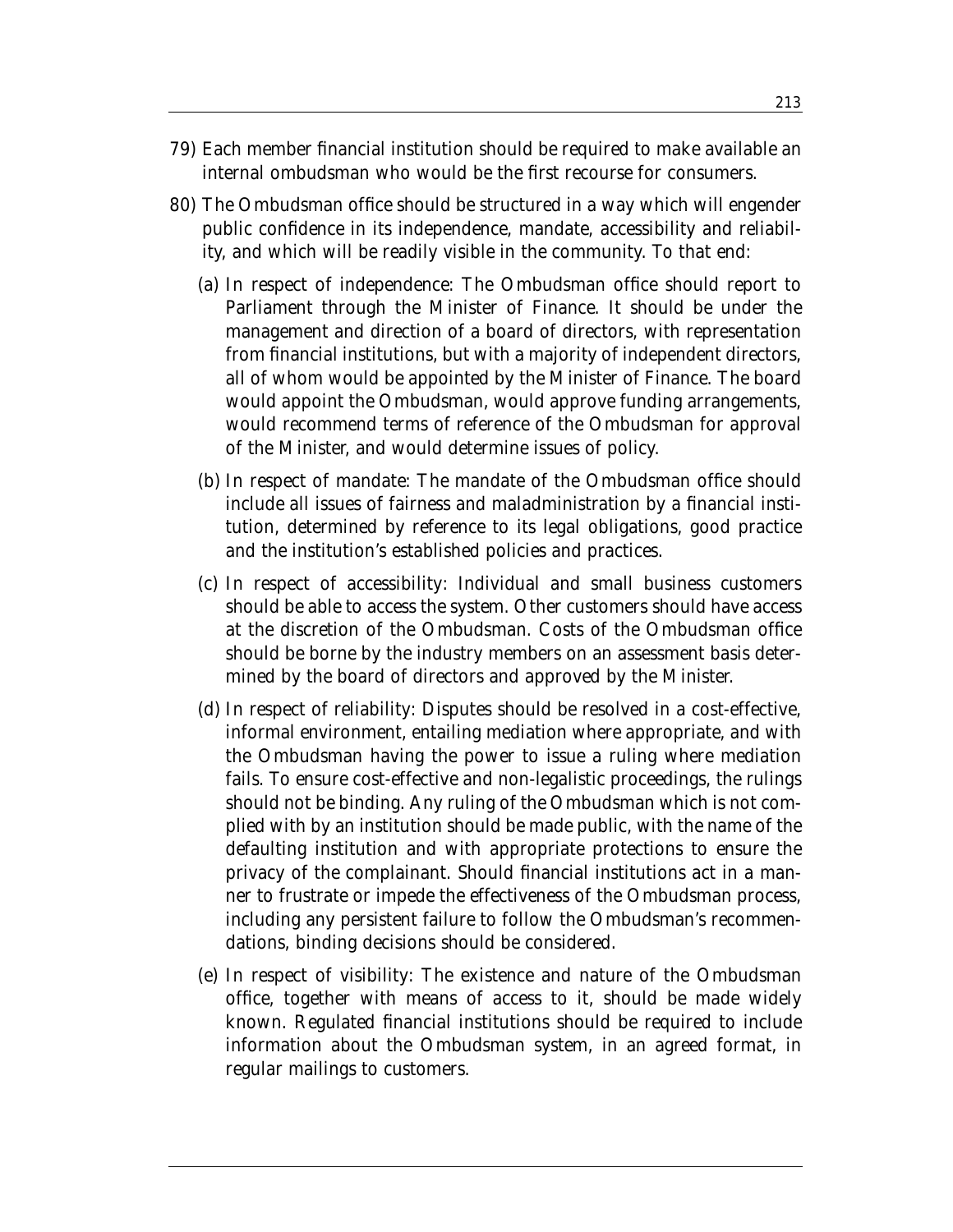79) Each member financial institution should be required to make available an internal ombudsman who would be the first recourse for consumers.

80) The Ombudsman office should be structured in a way which will engender public confidence in its independence, mandate, accessibility and reliability, and which will be readily visible in the community. To that end:

   (a) In respect of independence: The Ombudsman office should report to Parliament through the Minister of Finance. It should be under the management and direction of a board of directors, with representation from financial institutions, but with a majority of independent directors, all of whom would be appointed by the Minister of Finance. The board would appoint the Ombudsman, would approve funding arrangements, would recommend terms of reference of the Ombudsman for approval of the Minister, and would determine issues of policy.

   (b) In respect of mandate: The mandate of the Ombudsman office should include all issues of fairness and maladministration by a financial institution, determined by reference to its legal obligations, good practice and the institution's established policies and practices.

   (c) In respect of accessibility: Individual and small business customers should be able to access the system. Other customers should have access at the discretion of the Ombudsman. Costs of the Ombudsman office should be borne by the industry members on an assessment basis determined by the board of directors and approved by the Minister.

   (d) In respect of reliability: Disputes should be resolved in a cost-effective, informal environment, entailing mediation where appropriate, and with the Ombudsman having the power to issue a ruling where mediation fails. To ensure cost-effective and non-legalistic proceedings, the rulings should not be binding. Any ruling of the Ombudsman which is not complied with by an institution should be made public, with the name of the defaulting institution and with appropriate protections to ensure the privacy of the complainant. Should financial institutions act in a manner to frustrate or impede the effectiveness of the Ombudsman process, including any persistent failure to follow the Ombudsman's recommendations, binding decisions should be considered.

   (e) In respect of visibility: The existence and nature of the Ombudsman office, together with means of access to it, should be made widely known. Regulated financial institutions should be required to include information about the Ombudsman system, in an agreed format, in regular mailings to customers.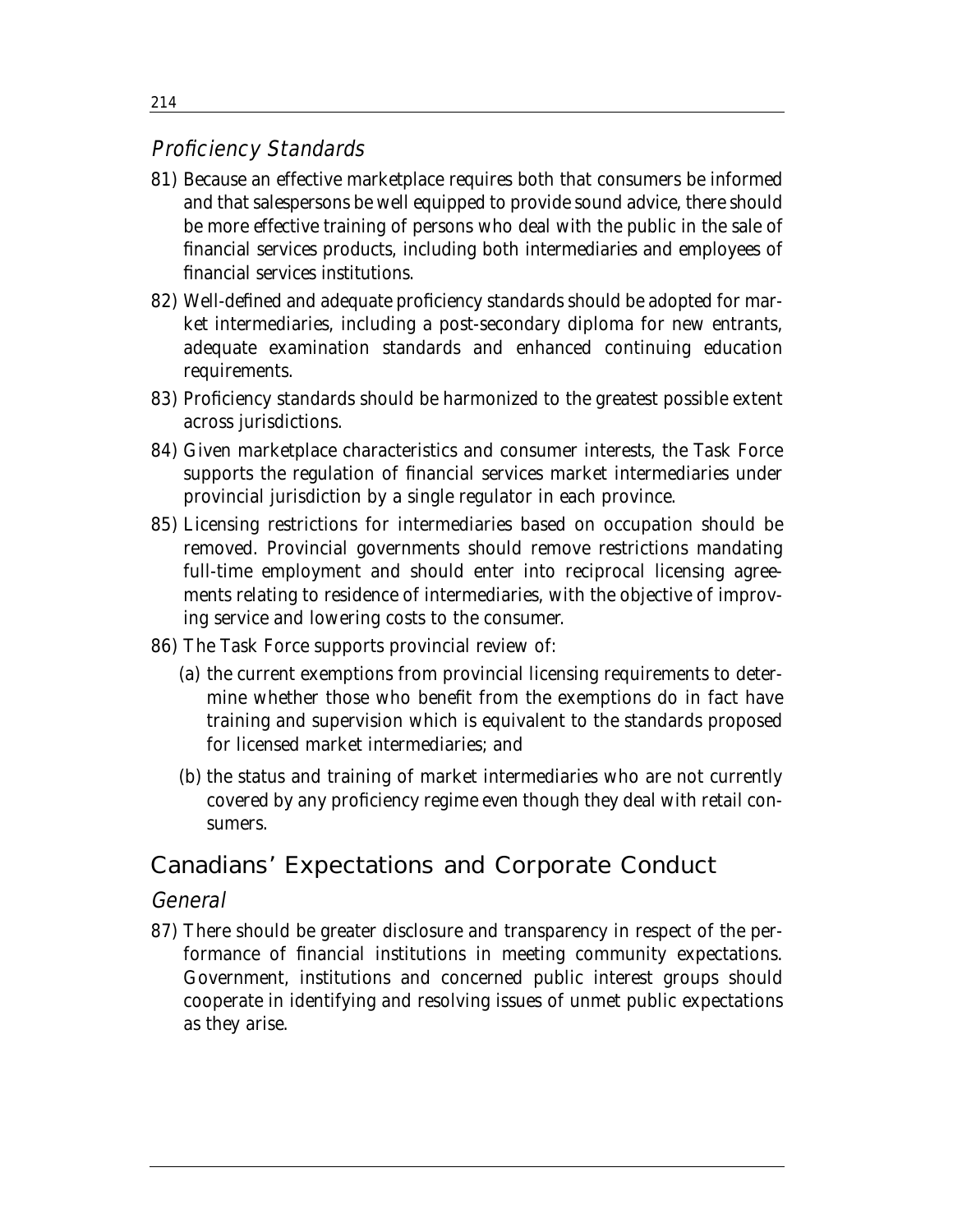### *Proficiency Standards*

81) Because an effective marketplace requires both that consumers be informed and that salespersons be well equipped to provide sound advice, there should be more effective training of persons who deal with the public in the sale of financial services products, including both intermediaries and employees of financial services institutions.

82) Well-defined and adequate proficiency standards should be adopted for market intermediaries, including a post-secondary diploma for new entrants, adequate examination standards and enhanced continuing education requirements.

83) Proficiency standards should be harmonized to the greatest possible extent across jurisdictions.

84) Given marketplace characteristics and consumer interests, the Task Force supports the regulation of financial services market intermediaries under provincial jurisdiction by a single regulator in each province.

85) Licensing restrictions for intermediaries based on occupation should be removed. Provincial governments should remove restrictions mandating full-time employment and should enter into reciprocal licensing agreements relating to residence of intermediaries, with the objective of improving service and lowering costs to the consumer.

86) The Task Force supports provincial review of:

   (a) the current exemptions from provincial licensing requirements to determine whether those who benefit from the exemptions do in fact have training and supervision which is equivalent to the standards proposed for licensed market intermediaries; and

   (b) the status and training of market intermediaries who are not currently covered by any proficiency regime even though they deal with retail consumers.

## Canadians' Expectations and Corporate Conduct

### *General*

87) There should be greater disclosure and transparency in respect of the performance of financial institutions in meeting community expectations. Government, institutions and concerned public interest groups should cooperate in identifying and resolving issues of unmet public expectations as they arise.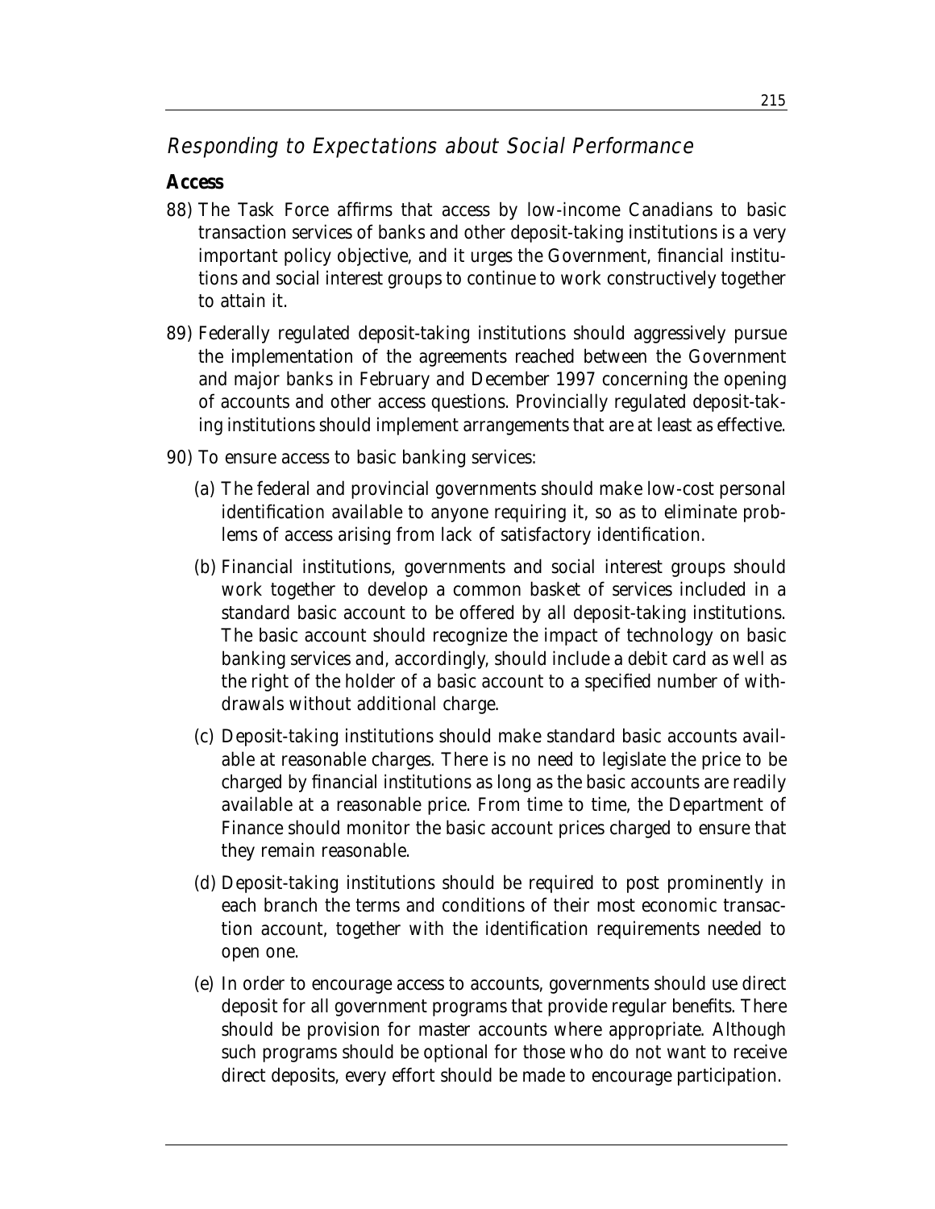## *Responding to Expectations about Social Performance*

### Access

88) The Task Force affirms that access by low-income Canadians to basic transaction services of banks and other deposit-taking institutions is a very important policy objective, and it urges the Government, financial institutions and social interest groups to continue to work constructively together to attain it.

89) Federally regulated deposit-taking institutions should aggressively pursue the implementation of the agreements reached between the Government and major banks in February and December 1997 concerning the opening of accounts and other access questions. Provincially regulated deposit-taking institutions should implement arrangements that are at least as effective.

90) To ensure access to basic banking services:

   (a) The federal and provincial governments should make low-cost personal identification available to anyone requiring it, so as to eliminate problems of access arising from lack of satisfactory identification.

   (b) Financial institutions, governments and social interest groups should work together to develop a common basket of services included in a standard basic account to be offered by all deposit-taking institutions. The basic account should recognize the impact of technology on basic banking services and, accordingly, should include a debit card as well as the right of the holder of a basic account to a specified number of withdrawals without additional charge.

   (c) Deposit-taking institutions should make standard basic accounts available at reasonable charges. There is no need to legislate the price to be charged by financial institutions as long as the basic accounts are readily available at a reasonable price. From time to time, the Department of Finance should monitor the basic account prices charged to ensure that they remain reasonable.

   (d) Deposit-taking institutions should be required to post prominently in each branch the terms and conditions of their most economic transaction account, together with the identification requirements needed to open one.

   (e) In order to encourage access to accounts, governments should use direct deposit for all government programs that provide regular benefits. There should be provision for master accounts where appropriate. Although such programs should be optional for those who do not want to receive direct deposits, every effort should be made to encourage participation.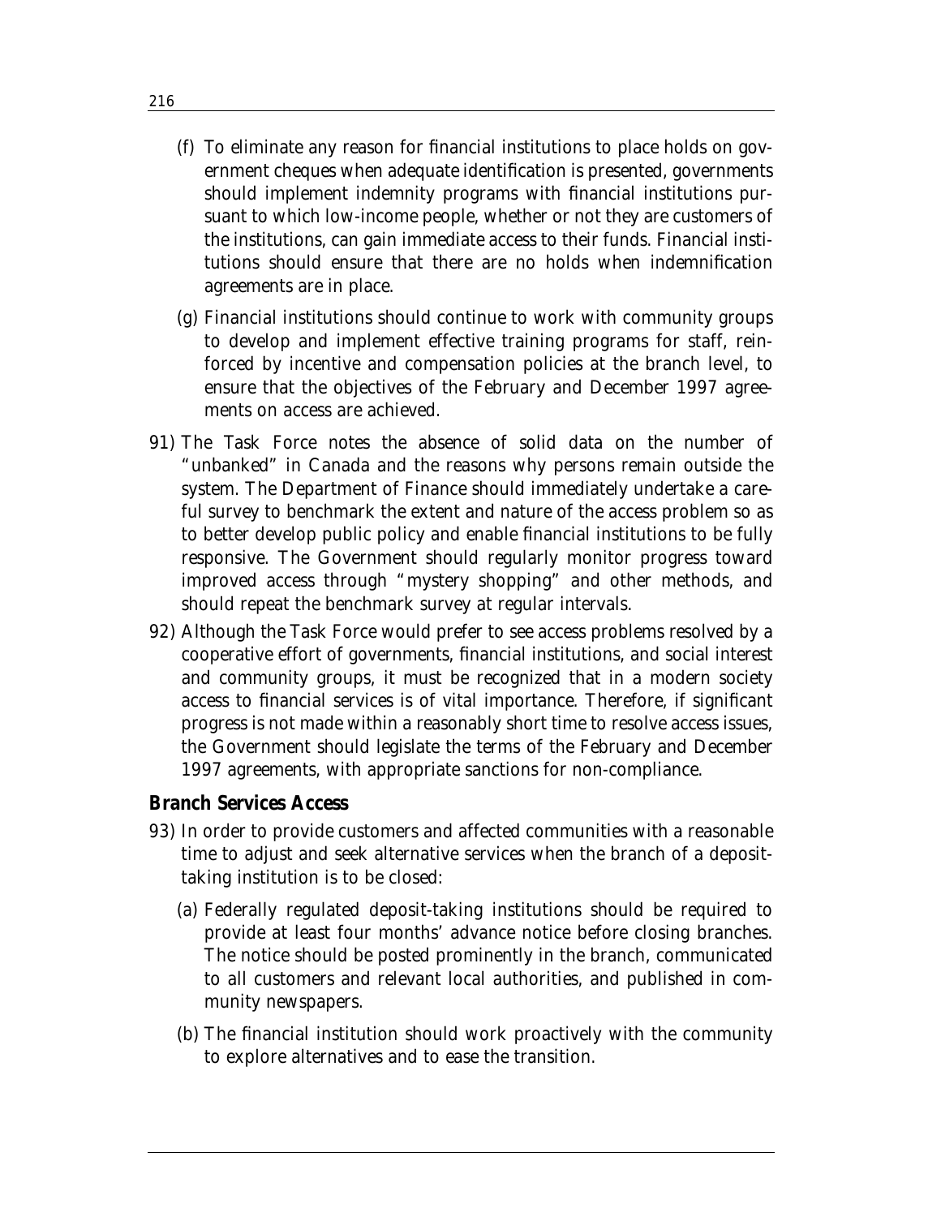(f) To eliminate any reason for financial institutions to place holds on government cheques when adequate identification is presented, governments should implement indemnity programs with financial institutions pursuant to which low-income people, whether or not they are customers of the institutions, can gain immediate access to their funds. Financial institutions should ensure that there are no holds when indemnification agreements are in place.

(g) Financial institutions should continue to work with community groups to develop and implement effective training programs for staff, reinforced by incentive and compensation policies at the branch level, to ensure that the objectives of the February and December 1997 agreements on access are achieved.

91) The Task Force notes the absence of solid data on the number of "unbanked" in Canada and the reasons why persons remain outside the system. The Department of Finance should immediately undertake a careful survey to benchmark the extent and nature of the access problem so as to better develop public policy and enable financial institutions to be fully responsive. The Government should regularly monitor progress toward improved access through "mystery shopping" and other methods, and should repeat the benchmark survey at regular intervals.

92) Although the Task Force would prefer to see access problems resolved by a cooperative effort of governments, financial institutions, and social interest and community groups, it must be recognized that in a modern society access to financial services is of vital importance. Therefore, if significant progress is not made within a reasonably short time to resolve access issues, the Government should legislate the terms of the February and December 1997 agreements, with appropriate sanctions for non-compliance.

### Branch Services Access

93) In order to provide customers and affected communities with a reasonable time to adjust and seek alternative services when the branch of a deposit-taking institution is to be closed:

(a) Federally regulated deposit-taking institutions should be required to provide at least four months' advance notice before closing branches. The notice should be posted prominently in the branch, communicated to all customers and relevant local authorities, and published in community newspapers.

(b) The financial institution should work proactively with the community to explore alternatives and to ease the transition.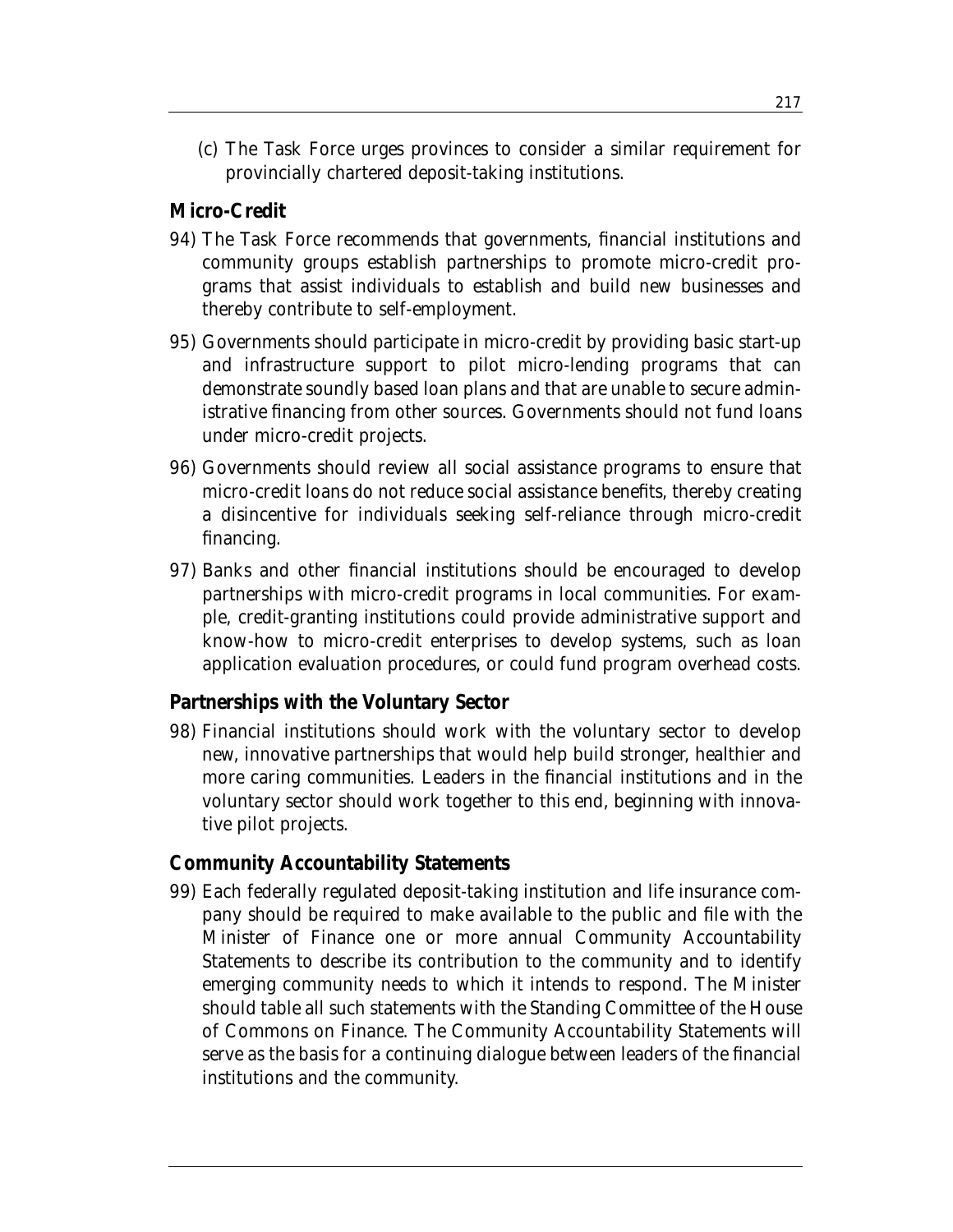(c) The Task Force urges provinces to consider a similar requirement for provincially chartered deposit-taking institutions.

## Micro-Credit

94) The Task Force recommends that governments, financial institutions and community groups establish partnerships to promote micro-credit programs that assist individuals to establish and build new businesses and thereby contribute to self-employment.

95) Governments should participate in micro-credit by providing basic start-up and infrastructure support to pilot micro-lending programs that can demonstrate soundly based loan plans and that are unable to secure administrative financing from other sources. Governments should not fund loans under micro-credit projects.

96) Governments should review all social assistance programs to ensure that micro-credit loans do not reduce social assistance benefits, thereby creating a disincentive for individuals seeking self-reliance through micro-credit financing.

97) Banks and other financial institutions should be encouraged to develop partnerships with micro-credit programs in local communities. For example, credit-granting institutions could provide administrative support and know-how to micro-credit enterprises to develop systems, such as loan application evaluation procedures, or could fund program overhead costs.

## Partnerships with the Voluntary Sector

98) Financial institutions should work with the voluntary sector to develop new, innovative partnerships that would help build stronger, healthier and more caring communities. Leaders in the financial institutions and in the voluntary sector should work together to this end, beginning with innovative pilot projects.

## Community Accountability Statements

99) Each federally regulated deposit-taking institution and life insurance company should be required to make available to the public and file with the Minister of Finance one or more annual Community Accountability Statements to describe its contribution to the community and to identify emerging community needs to which it intends to respond. The Minister should table all such statements with the Standing Committee of the House of Commons on Finance. The Community Accountability Statements will serve as the basis for a continuing dialogue between leaders of the financial institutions and the community.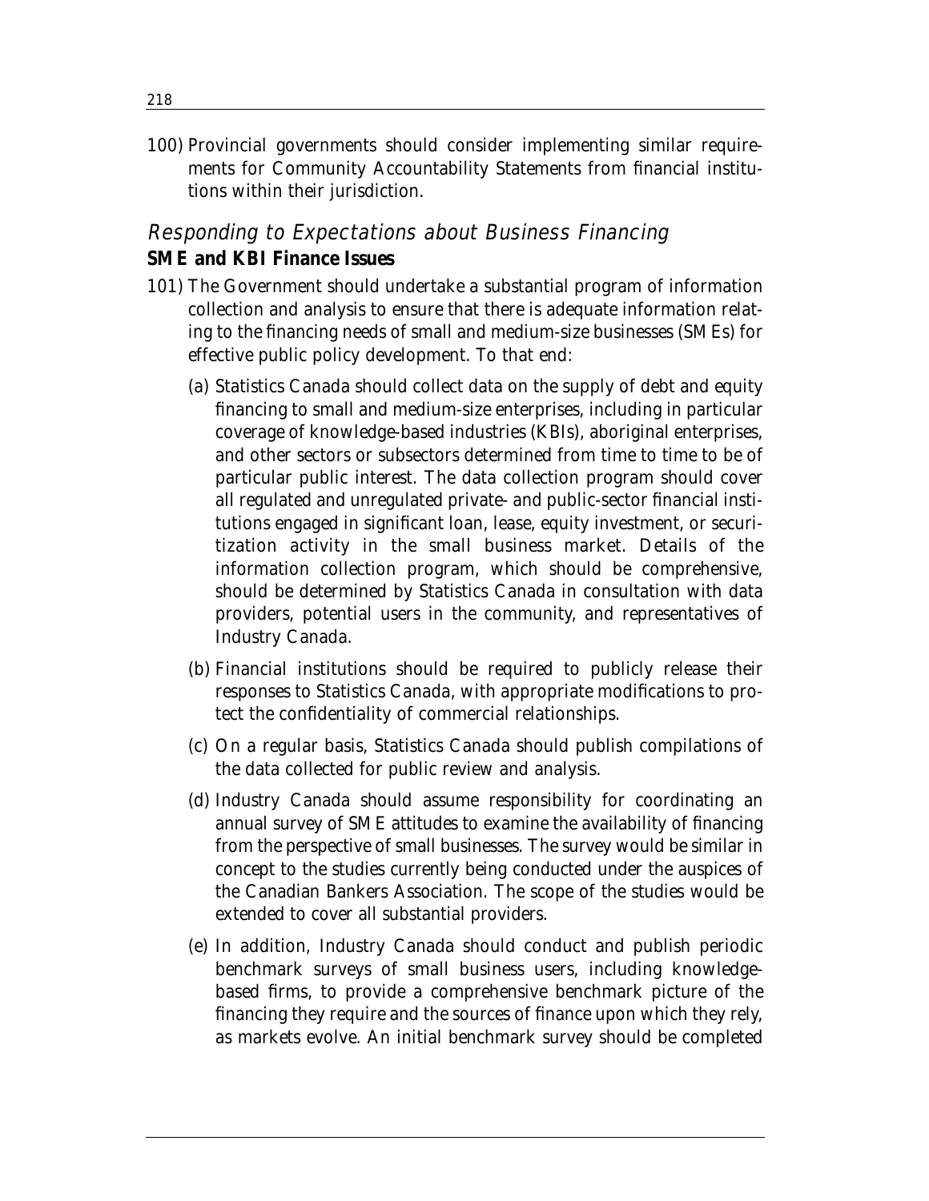100) Provincial governments should consider implementing similar requirements for Community Accountability Statements from financial institutions within their jurisdiction.

## *Responding to Expectations about Business Financing*

### SME and KBI Finance Issues

101) The Government should undertake a substantial program of information collection and analysis to ensure that there is adequate information relating to the financing needs of small and medium-size businesses (SMEs) for effective public policy development. To that end:

   (a) Statistics Canada should collect data on the supply of debt and equity financing to small and medium-size enterprises, including in particular coverage of knowledge-based industries (KBIs), aboriginal enterprises, and other sectors or subsectors determined from time to time to be of particular public interest. The data collection program should cover all regulated and unregulated private- and public-sector financial institutions engaged in significant loan, lease, equity investment, or securitization activity in the small business market. Details of the information collection program, which should be comprehensive, should be determined by Statistics Canada in consultation with data providers, potential users in the community, and representatives of Industry Canada.

   (b) Financial institutions should be required to publicly release their responses to Statistics Canada, with appropriate modifications to protect the confidentiality of commercial relationships.

   (c) On a regular basis, Statistics Canada should publish compilations of the data collected for public review and analysis.

   (d) Industry Canada should assume responsibility for coordinating an annual survey of SME attitudes to examine the availability of financing from the perspective of small businesses. The survey would be similar in concept to the studies currently being conducted under the auspices of the Canadian Bankers Association. The scope of the studies would be extended to cover all substantial providers.

   (e) In addition, Industry Canada should conduct and publish periodic benchmark surveys of small business users, including knowledge-based firms, to provide a comprehensive benchmark picture of the financing they require and the sources of finance upon which they rely, as markets evolve. An initial benchmark survey should be completed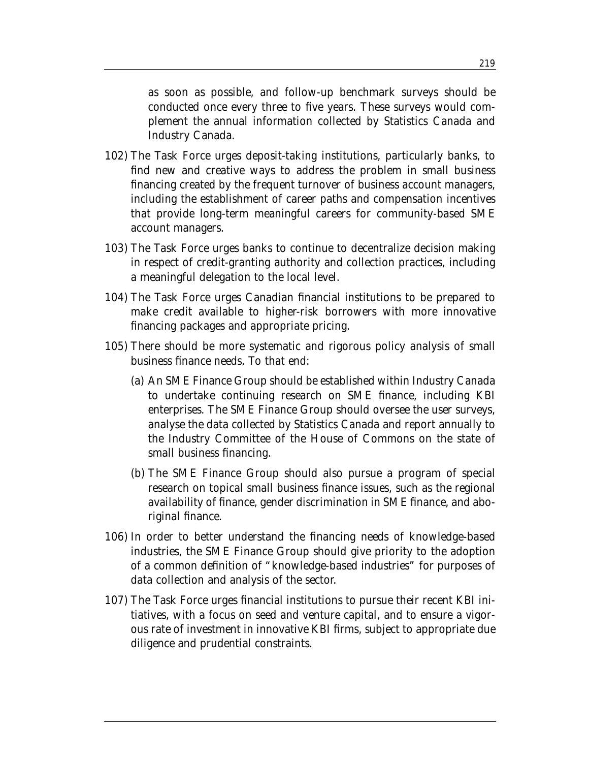as soon as possible, and follow-up benchmark surveys should be conducted once every three to five years. These surveys would complement the annual information collected by Statistics Canada and Industry Canada.

102) The Task Force urges deposit-taking institutions, particularly banks, to find new and creative ways to address the problem in small business financing created by the frequent turnover of business account managers, including the establishment of career paths and compensation incentives that provide long-term meaningful careers for community-based SME account managers.

103) The Task Force urges banks to continue to decentralize decision making in respect of credit-granting authority and collection practices, including a meaningful delegation to the local level.

104) The Task Force urges Canadian financial institutions to be prepared to make credit available to higher-risk borrowers with more innovative financing packages and appropriate pricing.

105) There should be more systematic and rigorous policy analysis of small business finance needs. To that end:

   (a) An SME Finance Group should be established within Industry Canada to undertake continuing research on SME finance, including KBI enterprises. The SME Finance Group should oversee the user surveys, analyse the data collected by Statistics Canada and report annually to the Industry Committee of the House of Commons on the state of small business financing.

   (b) The SME Finance Group should also pursue a program of special research on topical small business finance issues, such as the regional availability of finance, gender discrimination in SME finance, and aboriginal finance.

106) In order to better understand the financing needs of knowledge-based industries, the SME Finance Group should give priority to the adoption of a common definition of "knowledge-based industries" for purposes of data collection and analysis of the sector.

107) The Task Force urges financial institutions to pursue their recent KBI initiatives, with a focus on seed and venture capital, and to ensure a vigorous rate of investment in innovative KBI firms, subject to appropriate due diligence and prudential constraints.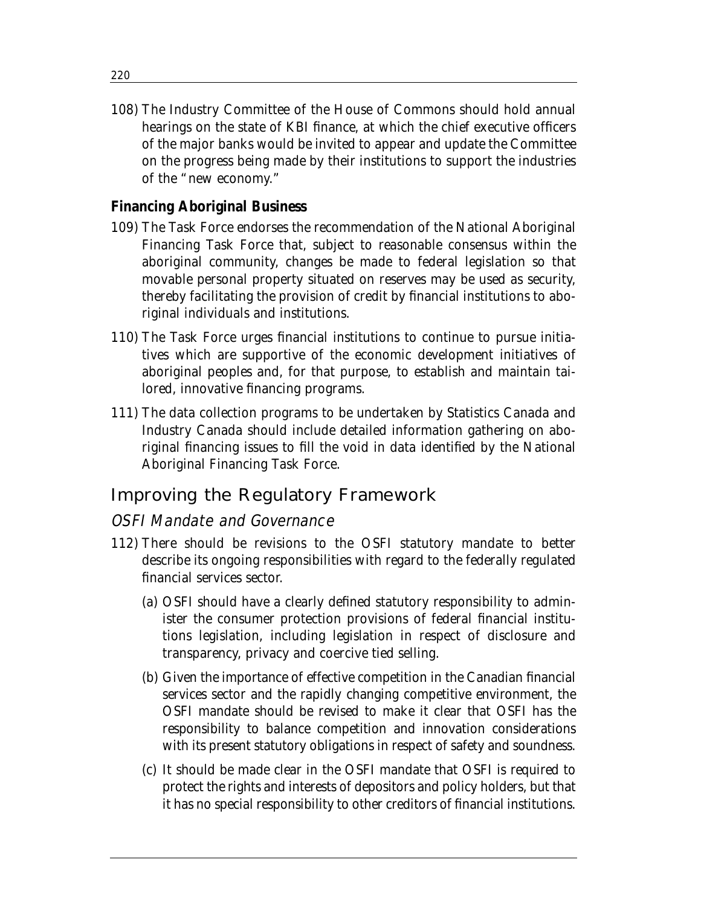108) The Industry Committee of the House of Commons should hold annual hearings on the state of KBI finance, at which the chief executive officers of the major banks would be invited to appear and update the Committee on the progress being made by their institutions to support the industries of the "new economy."

**Financing Aboriginal Business**

109) The Task Force endorses the recommendation of the National Aboriginal Financing Task Force that, subject to reasonable consensus within the aboriginal community, changes be made to federal legislation so that movable personal property situated on reserves may be used as security, thereby facilitating the provision of credit by financial institutions to aboriginal individuals and institutions.

110) The Task Force urges financial institutions to continue to pursue initiatives which are supportive of the economic development initiatives of aboriginal peoples and, for that purpose, to establish and maintain tailored, innovative financing programs.

111) The data collection programs to be undertaken by Statistics Canada and Industry Canada should include detailed information gathering on aboriginal financing issues to fill the void in data identified by the National Aboriginal Financing Task Force.

## Improving the Regulatory Framework

### *OSFI Mandate and Governance*

112) There should be revisions to the OSFI statutory mandate to better describe its ongoing responsibilities with regard to the federally regulated financial services sector.

(a) OSFI should have a clearly defined statutory responsibility to administer the consumer protection provisions of federal financial institutions legislation, including legislation in respect of disclosure and transparency, privacy and coercive tied selling.

(b) Given the importance of effective competition in the Canadian financial services sector and the rapidly changing competitive environment, the OSFI mandate should be revised to make it clear that OSFI has the responsibility to balance competition and innovation considerations with its present statutory obligations in respect of safety and soundness.

(c) It should be made clear in the OSFI mandate that OSFI is required to protect the rights and interests of depositors and policy holders, but that it has no special responsibility to other creditors of financial institutions.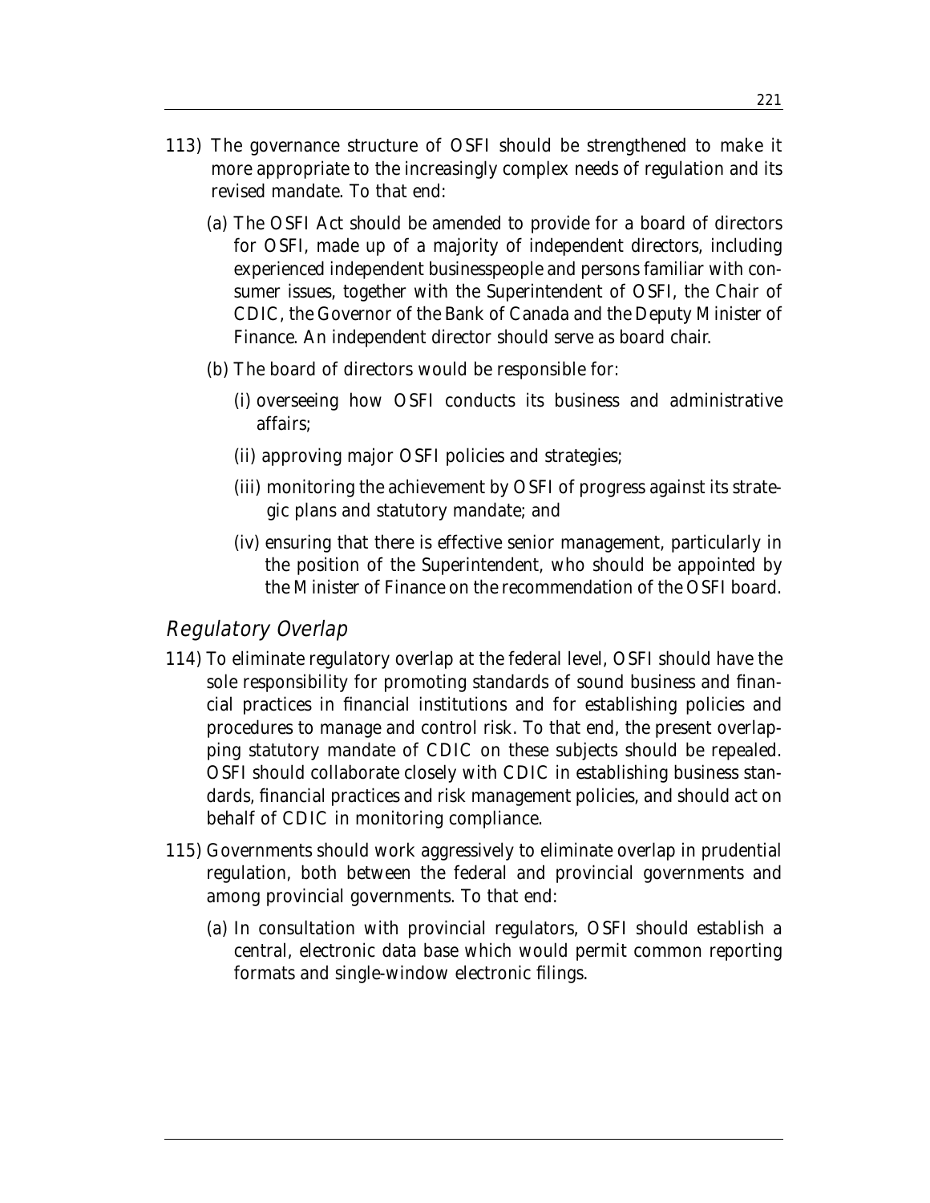113) The governance structure of OSFI should be strengthened to make it more appropriate to the increasingly complex needs of regulation and its revised mandate. To that end:

    (a) The OSFI Act should be amended to provide for a board of directors for OSFI, made up of a majority of independent directors, including experienced independent businesspeople and persons familiar with consumer issues, together with the Superintendent of OSFI, the Chair of CDIC, the Governor of the Bank of Canada and the Deputy Minister of Finance. An independent director should serve as board chair.

    (b) The board of directors would be responsible for:

        (i) overseeing how OSFI conducts its business and administrative affairs;

        (ii) approving major OSFI policies and strategies;

        (iii) monitoring the achievement by OSFI of progress against its strategic plans and statutory mandate; and

        (iv) ensuring that there is effective senior management, particularly in the position of the Superintendent, who should be appointed by the Minister of Finance on the recommendation of the OSFI board.

### *Regulatory Overlap*

114) To eliminate regulatory overlap at the federal level, OSFI should have the sole responsibility for promoting standards of sound business and financial practices in financial institutions and for establishing policies and procedures to manage and control risk. To that end, the present overlapping statutory mandate of CDIC on these subjects should be repealed. OSFI should collaborate closely with CDIC in establishing business standards, financial practices and risk management policies, and should act on behalf of CDIC in monitoring compliance.

115) Governments should work aggressively to eliminate overlap in prudential regulation, both between the federal and provincial governments and among provincial governments. To that end:

    (a) In consultation with provincial regulators, OSFI should establish a central, electronic data base which would permit common reporting formats and single-window electronic filings.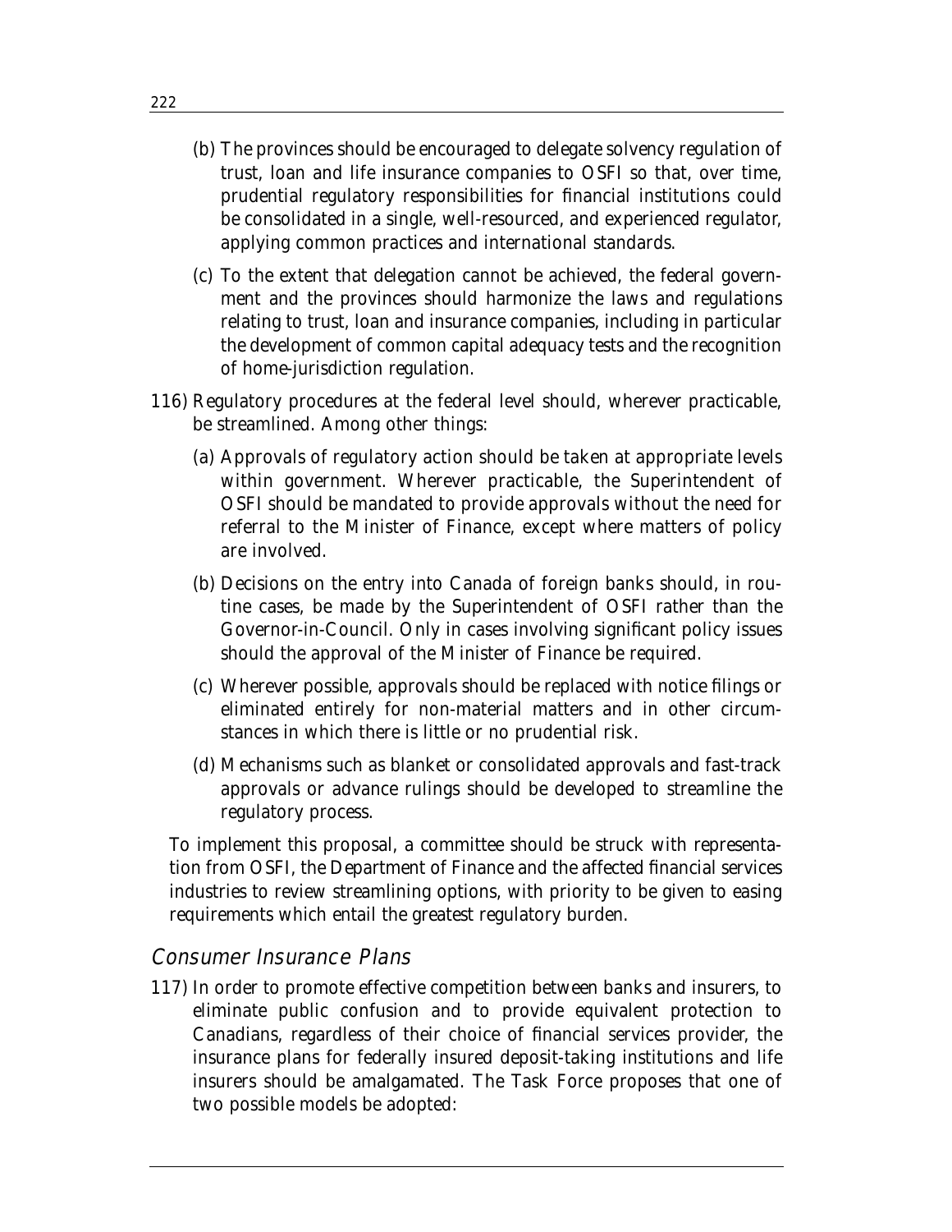(b) The provinces should be encouraged to delegate solvency regulation of trust, loan and life insurance companies to OSFI so that, over time, prudential regulatory responsibilities for financial institutions could be consolidated in a single, well-resourced, and experienced regulator, applying common practices and international standards.

(c) To the extent that delegation cannot be achieved, the federal government and the provinces should harmonize the laws and regulations relating to trust, loan and insurance companies, including in particular the development of common capital adequacy tests and the recognition of home-jurisdiction regulation.

116) Regulatory procedures at the federal level should, wherever practicable, be streamlined. Among other things:

(a) Approvals of regulatory action should be taken at appropriate levels within government. Wherever practicable, the Superintendent of OSFI should be mandated to provide approvals without the need for referral to the Minister of Finance, except where matters of policy are involved.

(b) Decisions on the entry into Canada of foreign banks should, in routine cases, be made by the Superintendent of OSFI rather than the Governor-in-Council. Only in cases involving significant policy issues should the approval of the Minister of Finance be required.

(c) Wherever possible, approvals should be replaced with notice filings or eliminated entirely for non-material matters and in other circumstances in which there is little or no prudential risk.

(d) Mechanisms such as blanket or consolidated approvals and fast-track approvals or advance rulings should be developed to streamline the regulatory process.

To implement this proposal, a committee should be struck with representation from OSFI, the Department of Finance and the affected financial services industries to review streamlining options, with priority to be given to easing requirements which entail the greatest regulatory burden.

## Consumer Insurance Plans

117) In order to promote effective competition between banks and insurers, to eliminate public confusion and to provide equivalent protection to Canadians, regardless of their choice of financial services provider, the insurance plans for federally insured deposit-taking institutions and life insurers should be amalgamated. The Task Force proposes that one of two possible models be adopted: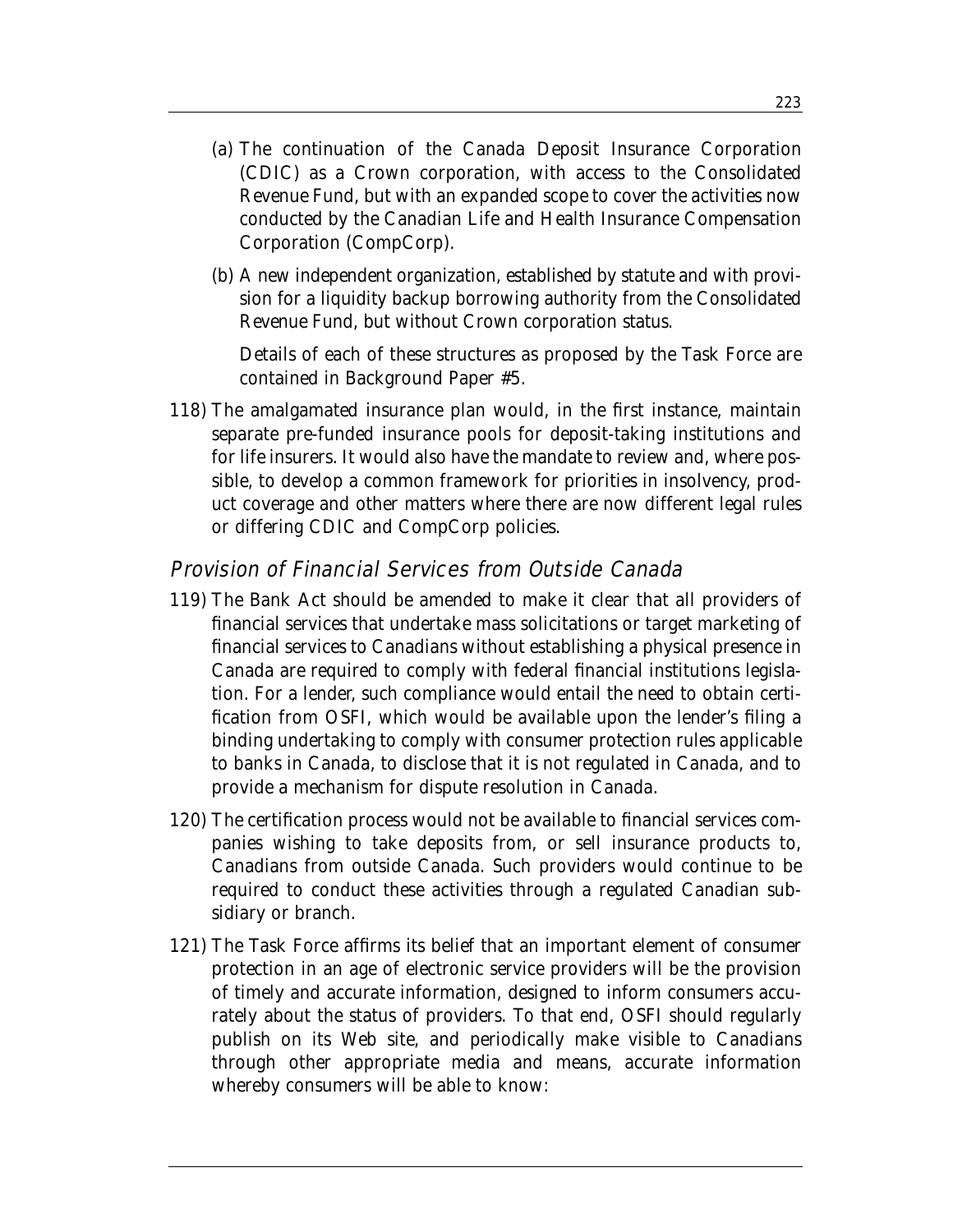(a) The continuation of the Canada Deposit Insurance Corporation (CDIC) as a Crown corporation, with access to the Consolidated Revenue Fund, but with an expanded scope to cover the activities now conducted by the Canadian Life and Health Insurance Compensation Corporation (CompCorp).

(b) A new independent organization, established by statute and with provision for a liquidity backup borrowing authority from the Consolidated Revenue Fund, but without Crown corporation status.

Details of each of these structures as proposed by the Task Force are contained in Background Paper #5.

118) The amalgamated insurance plan would, in the first instance, maintain separate pre-funded insurance pools for deposit-taking institutions and for life insurers. It would also have the mandate to review and, where possible, to develop a common framework for priorities in insolvency, product coverage and other matters where there are now different legal rules or differing CDIC and CompCorp policies.

## *Provision of Financial Services from Outside Canada*

119) The *Bank Act* should be amended to make it clear that all providers of financial services that undertake mass solicitations or target marketing of financial services to Canadians without establishing a physical presence in Canada are required to comply with federal financial institutions legislation. For a lender, such compliance would entail the need to obtain certification from OSFI, which would be available upon the lender's filing a binding undertaking to comply with consumer protection rules applicable to banks in Canada, to disclose that it is not regulated in Canada, and to provide a mechanism for dispute resolution in Canada.

120) The certification process would not be available to financial services companies wishing to take deposits from, or sell insurance products to, Canadians from outside Canada. Such providers would continue to be required to conduct these activities through a regulated Canadian subsidiary or branch.

121) The Task Force affirms its belief that an important element of consumer protection in an age of electronic service providers will be the provision of timely and accurate information, designed to inform consumers accurately about the status of providers. To that end, OSFI should regularly publish on its Web site, and periodically make visible to Canadians through other appropriate media and means, accurate information whereby consumers will be able to know: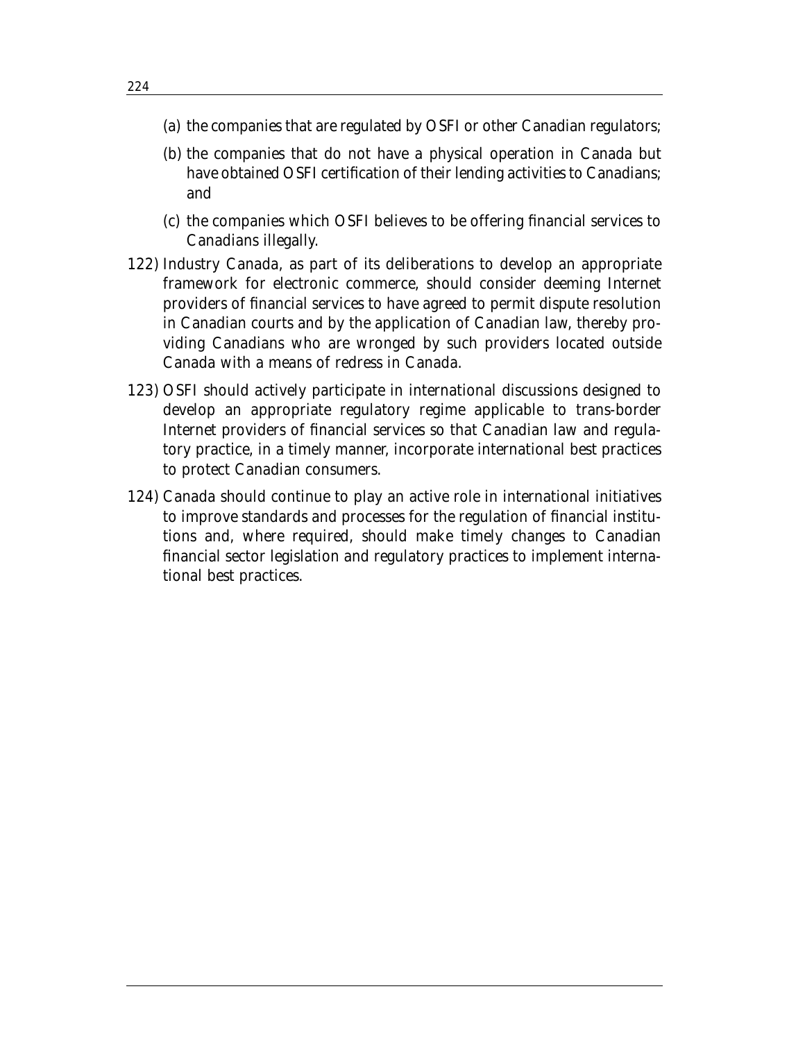(a) the companies that are regulated by OSFI or other Canadian regulators;

(b) the companies that do not have a physical operation in Canada but have obtained OSFI certification of their lending activities to Canadians; and

(c) the companies which OSFI believes to be offering financial services to Canadians illegally.

122) Industry Canada, as part of its deliberations to develop an appropriate framework for electronic commerce, should consider deeming Internet providers of financial services to have agreed to permit dispute resolution in Canadian courts and by the application of Canadian law, thereby providing Canadians who are wronged by such providers located outside Canada with a means of redress in Canada.

123) OSFI should actively participate in international discussions designed to develop an appropriate regulatory regime applicable to trans-border Internet providers of financial services so that Canadian law and regulatory practice, in a timely manner, incorporate international best practices to protect Canadian consumers.

124) Canada should continue to play an active role in international initiatives to improve standards and processes for the regulation of financial institutions and, where required, should make timely changes to Canadian financial sector legislation and regulatory practices to implement international best practices.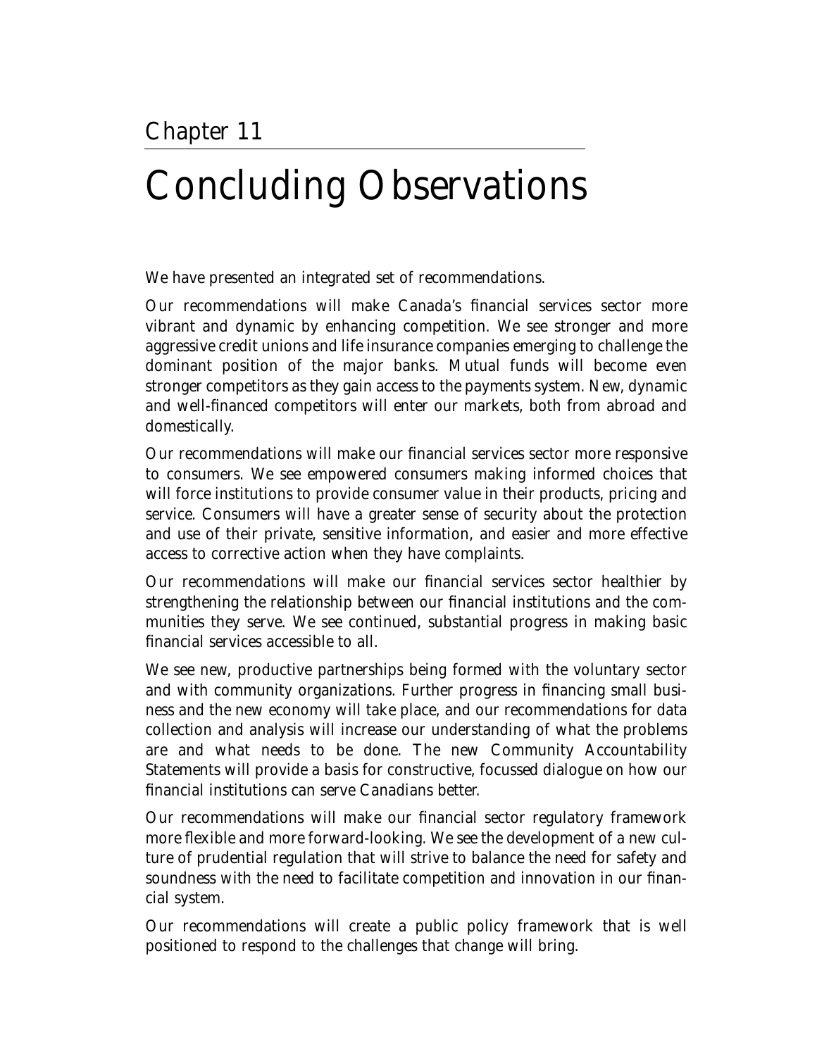Chapter 11

# Concluding Observations

We have presented an integrated set of recommendations.

Our recommendations will make Canada's financial services sector more vibrant and dynamic by enhancing competition. We see stronger and more aggressive credit unions and life insurance companies emerging to challenge the dominant position of the major banks. Mutual funds will become even stronger competitors as they gain access to the payments system. New, dynamic and well-financed competitors will enter our markets, both from abroad and domestically.

Our recommendations will make our financial services sector more responsive to consumers. We see empowered consumers making informed choices that will force institutions to provide consumer value in their products, pricing and service. Consumers will have a greater sense of security about the protection and use of their private, sensitive information, and easier and more effective access to corrective action when they have complaints.

Our recommendations will make our financial services sector healthier by strengthening the relationship between our financial institutions and the communities they serve. We see continued, substantial progress in making basic financial services accessible to all.

We see new, productive partnerships being formed with the voluntary sector and with community organizations. Further progress in financing small business and the new economy will take place, and our recommendations for data collection and analysis will increase our understanding of what the problems are and what needs to be done. The new Community Accountability Statements will provide a basis for constructive, focussed dialogue on how our financial institutions can serve Canadians better.

Our recommendations will make our financial sector regulatory framework more flexible and more forward-looking. We see the development of a new culture of prudential regulation that will strive to balance the need for safety and soundness with the need to facilitate competition and innovation in our financial system.

Our recommendations will create a public policy framework that is well positioned to respond to the challenges that change will bring.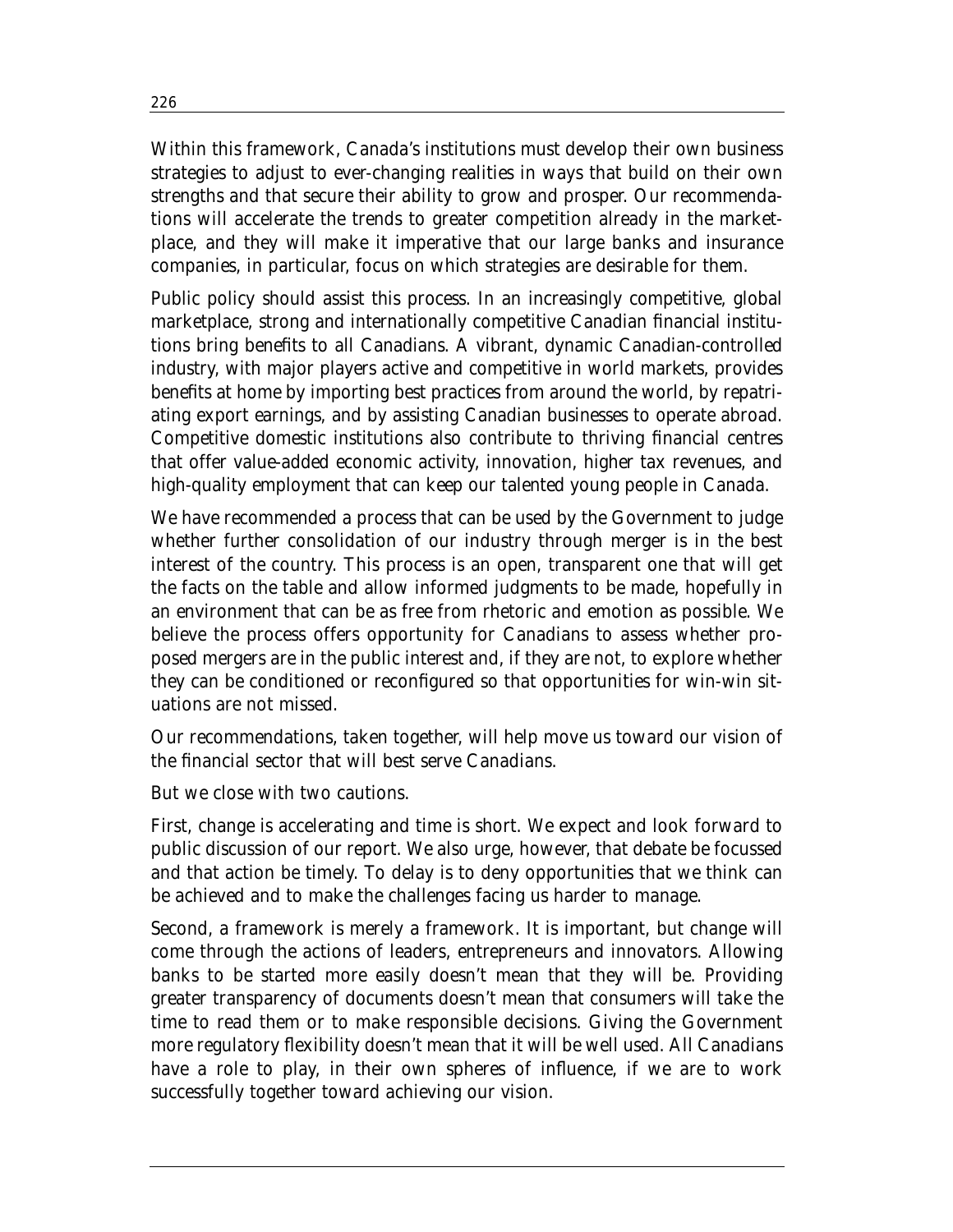Within this framework, Canada's institutions must develop their own business strategies to adjust to ever-changing realities in ways that build on their own strengths and that secure their ability to grow and prosper. Our recommendations will accelerate the trends to greater competition already in the marketplace, and they will make it imperative that our large banks and insurance companies, in particular, focus on which strategies are desirable for them.

Public policy should assist this process. In an increasingly competitive, global marketplace, strong and internationally competitive Canadian financial institutions bring benefits to all Canadians. A vibrant, dynamic Canadian-controlled industry, with major players active and competitive in world markets, provides benefits at home by importing best practices from around the world, by repatriating export earnings, and by assisting Canadian businesses to operate abroad. Competitive domestic institutions also contribute to thriving financial centres that offer value-added economic activity, innovation, higher tax revenues, and high-quality employment that can keep our talented young people in Canada.

We have recommended a process that can be used by the Government to judge whether further consolidation of our industry through merger is in the best interest of the country. This process is an open, transparent one that will get the facts on the table and allow informed judgments to be made, hopefully in an environment that can be as free from rhetoric and emotion as possible. We believe the process offers opportunity for Canadians to assess whether proposed mergers are in the public interest and, if they are not, to explore whether they can be conditioned or reconfigured so that opportunities for win-win situations are not missed.

Our recommendations, taken together, will help move us toward our vision of the financial sector that will best serve Canadians.

But we close with two cautions.

First, change is accelerating and time is short. We expect and look forward to public discussion of our report. We also urge, however, that debate be focussed and that action be timely. To delay is to deny opportunities that we think can be achieved and to make the challenges facing us harder to manage.

Second, a framework is merely a framework. It is important, but change will come through the actions of leaders, entrepreneurs and innovators. Allowing banks to be started more easily doesn't mean that they will be. Providing greater transparency of documents doesn't mean that consumers will take the time to read them or to make responsible decisions. Giving the Government more regulatory flexibility doesn't mean that it will be well used. All Canadians have a role to play, in their own spheres of influence, if we are to work successfully together toward achieving our vision.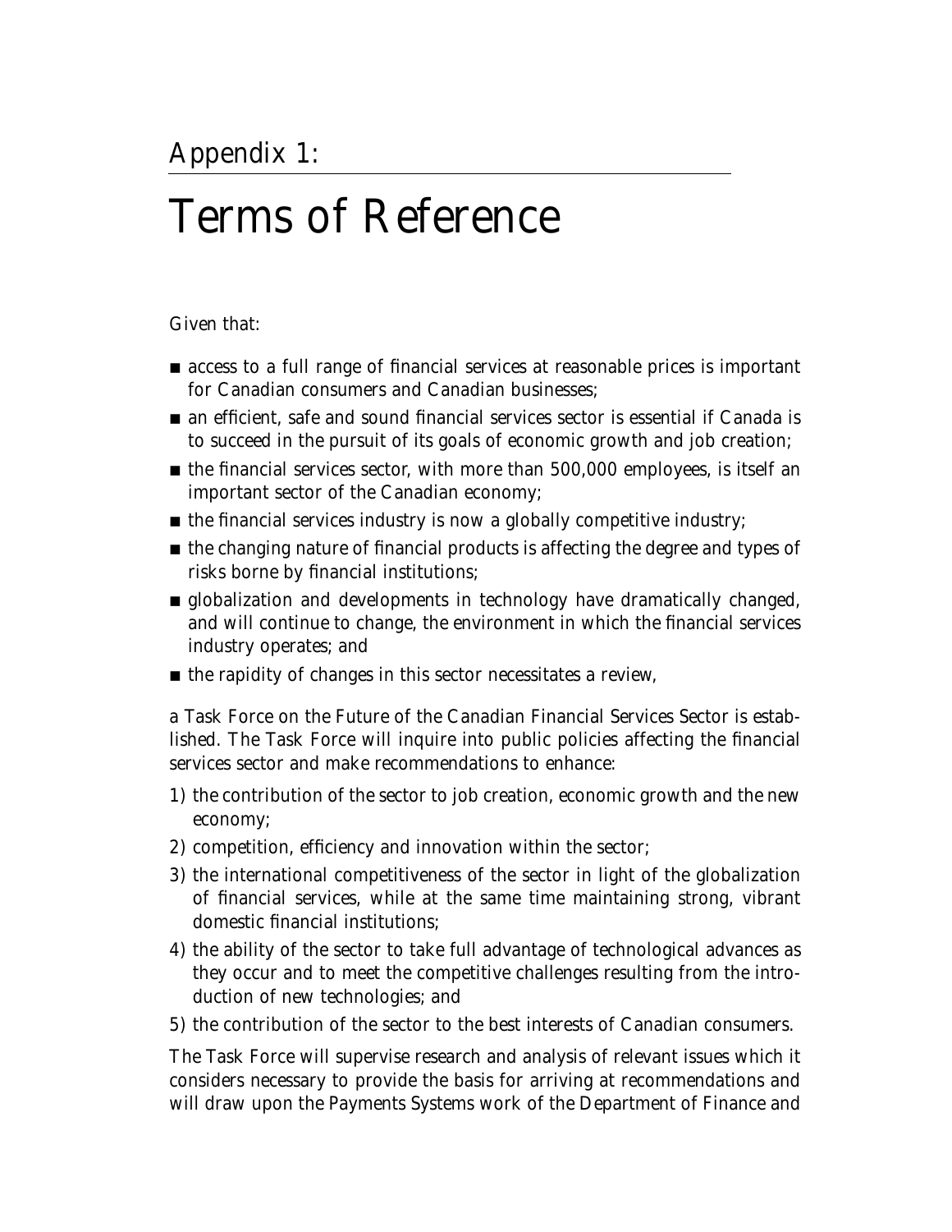## Appendix 1:

# Terms of Reference

Given that:

- access to a full range of financial services at reasonable prices is important for Canadian consumers and Canadian businesses;
- an efficient, safe and sound financial services sector is essential if Canada is to succeed in the pursuit of its goals of economic growth and job creation;
- the financial services sector, with more than 500,000 employees, is itself an important sector of the Canadian economy;
- the financial services industry is now a globally competitive industry;
- the changing nature of financial products is affecting the degree and types of risks borne by financial institutions;
- globalization and developments in technology have dramatically changed, and will continue to change, the environment in which the financial services industry operates; and
- the rapidity of changes in this sector necessitates a review,

a Task Force on the Future of the Canadian Financial Services Sector is established. The Task Force will inquire into public policies affecting the financial services sector and make recommendations to enhance:

1) the contribution of the sector to job creation, economic growth and the new economy;
2) competition, efficiency and innovation within the sector;
3) the international competitiveness of the sector in light of the globalization of financial services, while at the same time maintaining strong, vibrant domestic financial institutions;
4) the ability of the sector to take full advantage of technological advances as they occur and to meet the competitive challenges resulting from the introduction of new technologies; and
5) the contribution of the sector to the best interests of Canadian consumers.

The Task Force will supervise research and analysis of relevant issues which it considers necessary to provide the basis for arriving at recommendations and will draw upon the Payments Systems work of the Department of Finance and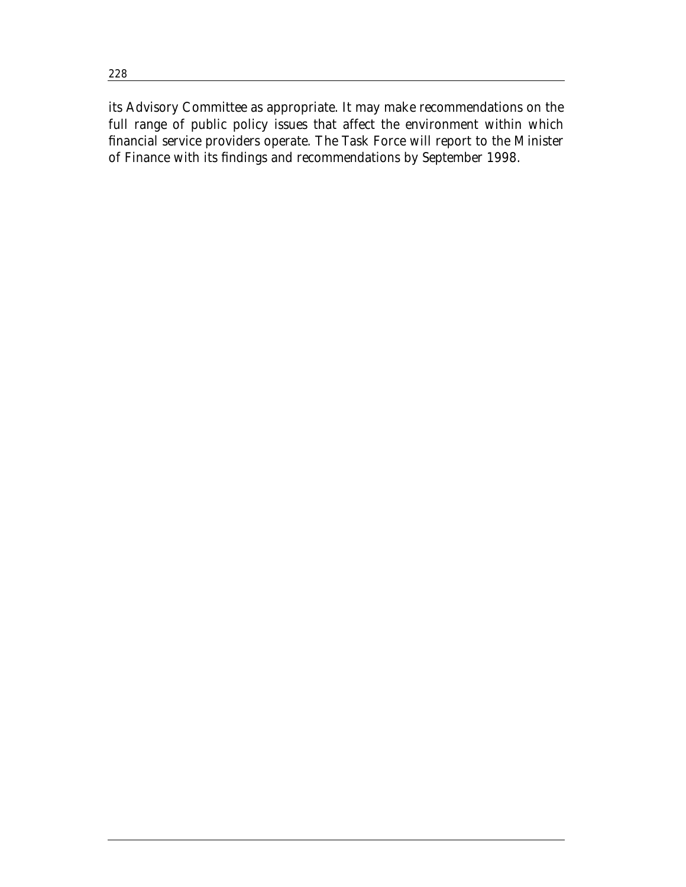its Advisory Committee as appropriate. It may make recommendations on the full range of public policy issues that affect the environment within which financial service providers operate. The Task Force will report to the Minister of Finance with its findings and recommendations by September 1998.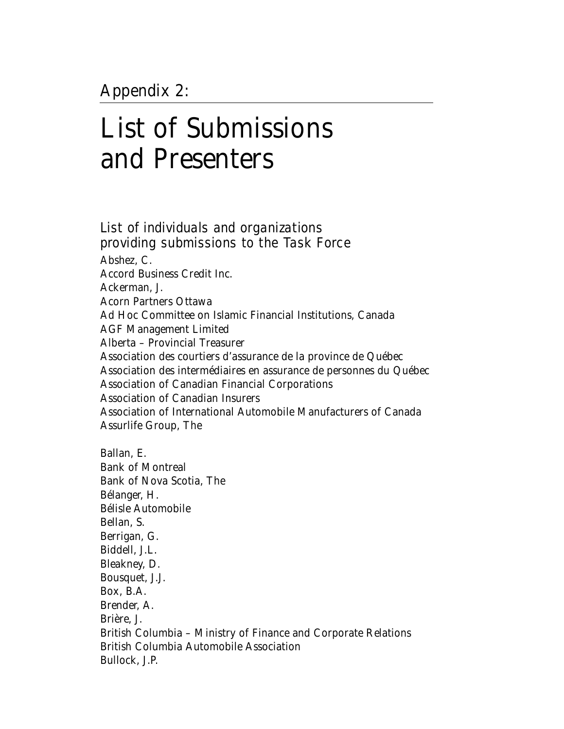Appendix 2:

# List of Submissions and Presenters

## *List of individuals and organizations providing submissions to the Task Force*

Abshez, C.
Accord Business Credit Inc.
Ackerman, J.
Acorn Partners Ottawa
Ad Hoc Committee on Islamic Financial Institutions, Canada
AGF Management Limited
Alberta – Provincial Treasurer
Association des courtiers d'assurance de la province de Québec
Association des intermédiaires en assurance de personnes du Québec
Association of Canadian Financial Corporations
Association of Canadian Insurers
Association of International Automobile Manufacturers of Canada
Assurlife Group, The

Ballan, E.
Bank of Montreal
Bank of Nova Scotia, The
Bélanger, H.
Bélisle Automobile
Bellan, S.
Berrigan, G.
Biddell, J.L.
Bleakney, D.
Bousquet, J.J.
Box, B.A.
Brender, A.
Brière, J.
British Columbia – Ministry of Finance and Corporate Relations
British Columbia Automobile Association
Bullock, J.P.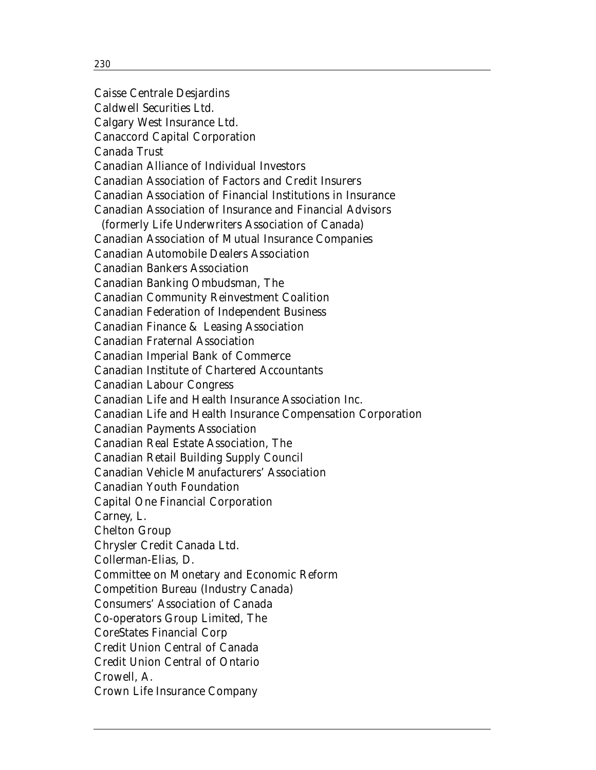Caisse Centrale Desjardins
Caldwell Securities Ltd.
Calgary West Insurance Ltd.
Canaccord Capital Corporation
Canada Trust
Canadian Alliance of Individual Investors
Canadian Association of Factors and Credit Insurers
Canadian Association of Financial Institutions in Insurance
Canadian Association of Insurance and Financial Advisors
  (formerly Life Underwriters Association of Canada)
Canadian Association of Mutual Insurance Companies
Canadian Automobile Dealers Association
Canadian Bankers Association
Canadian Banking Ombudsman, The
Canadian Community Reinvestment Coalition
Canadian Federation of Independent Business
Canadian Finance & Leasing Association
Canadian Fraternal Association
Canadian Imperial Bank of Commerce
Canadian Institute of Chartered Accountants
Canadian Labour Congress
Canadian Life and Health Insurance Association Inc.
Canadian Life and Health Insurance Compensation Corporation
Canadian Payments Association
Canadian Real Estate Association, The
Canadian Retail Building Supply Council
Canadian Vehicle Manufacturers' Association
Canadian Youth Foundation
Capital One Financial Corporation
Carney, L.
Chelton Group
Chrysler Credit Canada Ltd.
Collerman-Elias, D.
Committee on Monetary and Economic Reform
Competition Bureau (Industry Canada)
Consumers' Association of Canada
Co-operators Group Limited, The
CoreStates Financial Corp
Credit Union Central of Canada
Credit Union Central of Ontario
Crowell, A.
Crown Life Insurance Company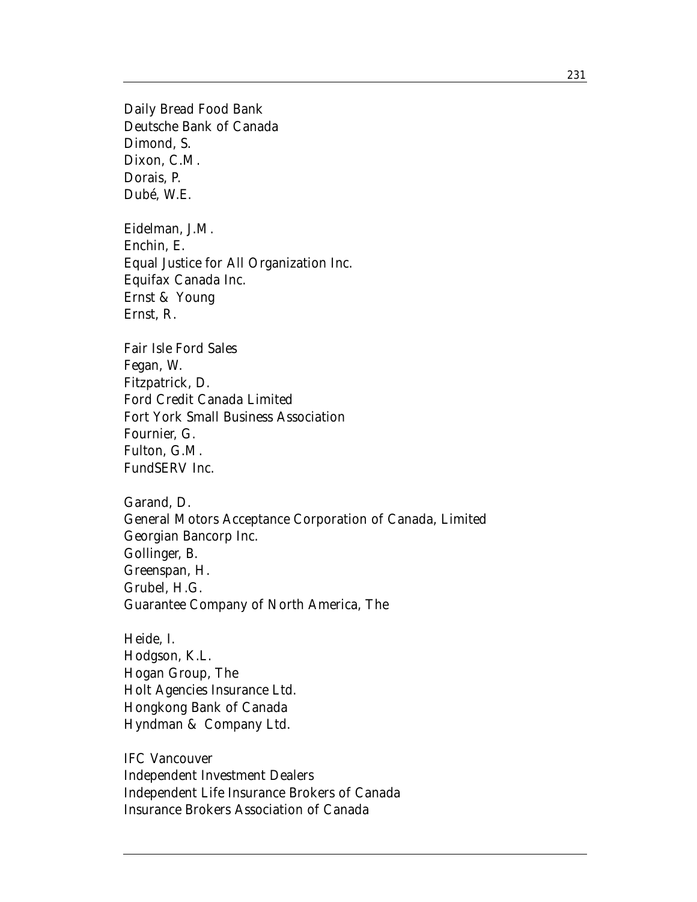Daily Bread Food Bank
Deutsche Bank of Canada
Dimond, S.
Dixon, C.M.
Dorais, P.
Dubé, W.E.

Eidelman, J.M.
Enchin, E.
Equal Justice for All Organization Inc.
Equifax Canada Inc.
Ernst & Young
Ernst, R.

Fair Isle Ford Sales
Fegan, W.
Fitzpatrick, D.
Ford Credit Canada Limited
Fort York Small Business Association
Fournier, G.
Fulton, G.M.
FundSERV Inc.

Garand, D.
General Motors Acceptance Corporation of Canada, Limited
Georgian Bancorp Inc.
Gollinger, B.
Greenspan, H.
Grubel, H.G.
Guarantee Company of North America, The

Heide, I.
Hodgson, K.L.
Hogan Group, The
Holt Agencies Insurance Ltd.
Hongkong Bank of Canada
Hyndman & Company Ltd.

IFC Vancouver
Independent Investment Dealers
Independent Life Insurance Brokers of Canada
Insurance Brokers Association of Canada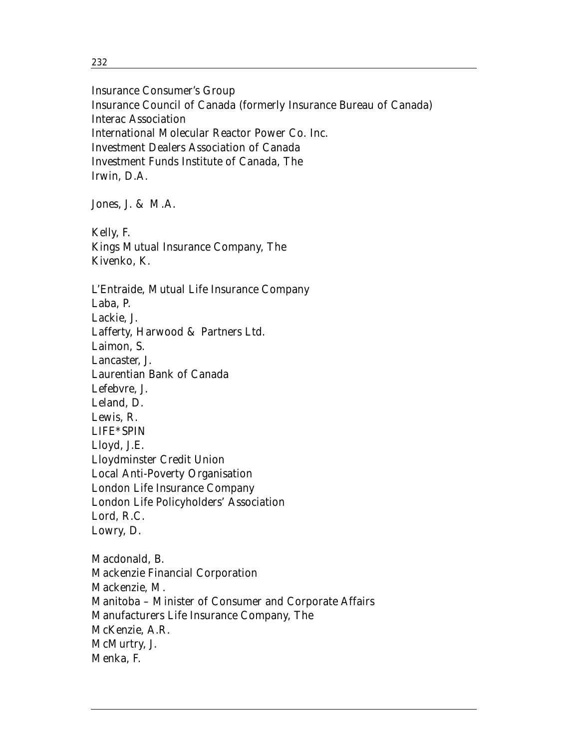Insurance Consumer's Group
Insurance Council of Canada (formerly Insurance Bureau of Canada)
Interac Association
International Molecular Reactor Power Co. Inc.
Investment Dealers Association of Canada
Investment Funds Institute of Canada, The
Irwin, D.A.

Jones, J. & M.A.

Kelly, F.
Kings Mutual Insurance Company, The
Kivenko, K.

L'Entraide, Mutual Life Insurance Company
Laba, P.
Lackie, J.
Lafferty, Harwood & Partners Ltd.
Laimon, S.
Lancaster, J.
Laurentian Bank of Canada
Lefebvre, J.
Leland, D.
Lewis, R.
LIFE*SPIN
Lloyd, J.E.
Lloydminster Credit Union
Local Anti-Poverty Organisation
London Life Insurance Company
London Life Policyholders' Association
Lord, R.C.
Lowry, D.

Macdonald, B.
Mackenzie Financial Corporation
Mackenzie, M.
Manitoba – Minister of Consumer and Corporate Affairs
Manufacturers Life Insurance Company, The
McKenzie, A.R.
McMurtry, J.
Menka, F.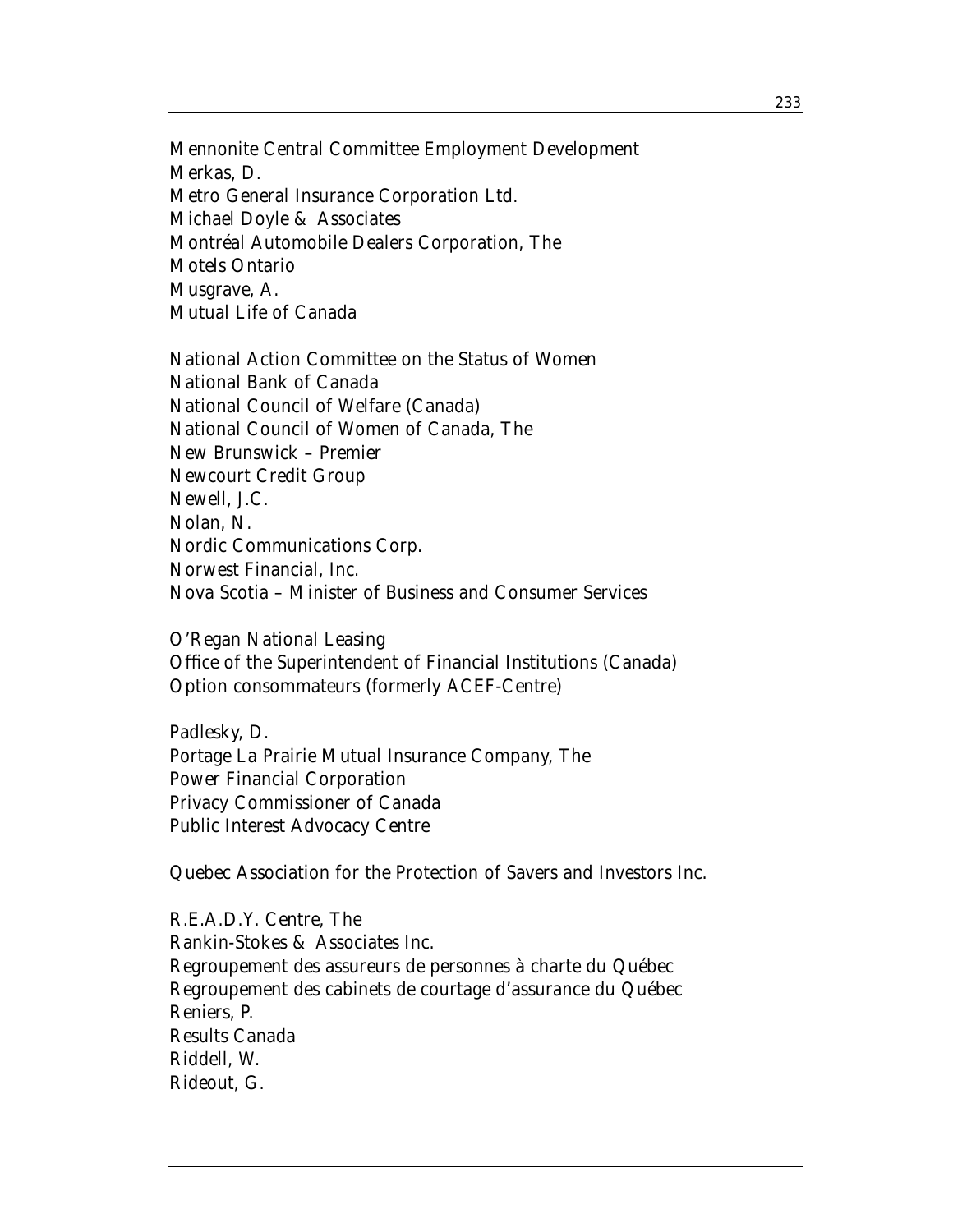Mennonite Central Committee Employment Development
Merkas, D.
Metro General Insurance Corporation Ltd.
Michael Doyle & Associates
Montréal Automobile Dealers Corporation, The
Motels Ontario
Musgrave, A.
Mutual Life of Canada

National Action Committee on the Status of Women
National Bank of Canada
National Council of Welfare (Canada)
National Council of Women of Canada, The
New Brunswick – Premier
Newcourt Credit Group
Newell, J.C.
Nolan, N.
Nordic Communications Corp.
Norwest Financial, Inc.
Nova Scotia – Minister of Business and Consumer Services

O'Regan National Leasing
Office of the Superintendent of Financial Institutions (Canada)
Option consommateurs (formerly ACEF-Centre)

Padlesky, D.
Portage La Prairie Mutual Insurance Company, The
Power Financial Corporation
Privacy Commissioner of Canada
Public Interest Advocacy Centre

Quebec Association for the Protection of Savers and Investors Inc.

R.E.A.D.Y. Centre, The
Rankin-Stokes & Associates Inc.
Regroupement des assureurs de personnes à charte du Québec
Regroupement des cabinets de courtage d'assurance du Québec
Reniers, P.
Results Canada
Riddell, W.
Rideout, G.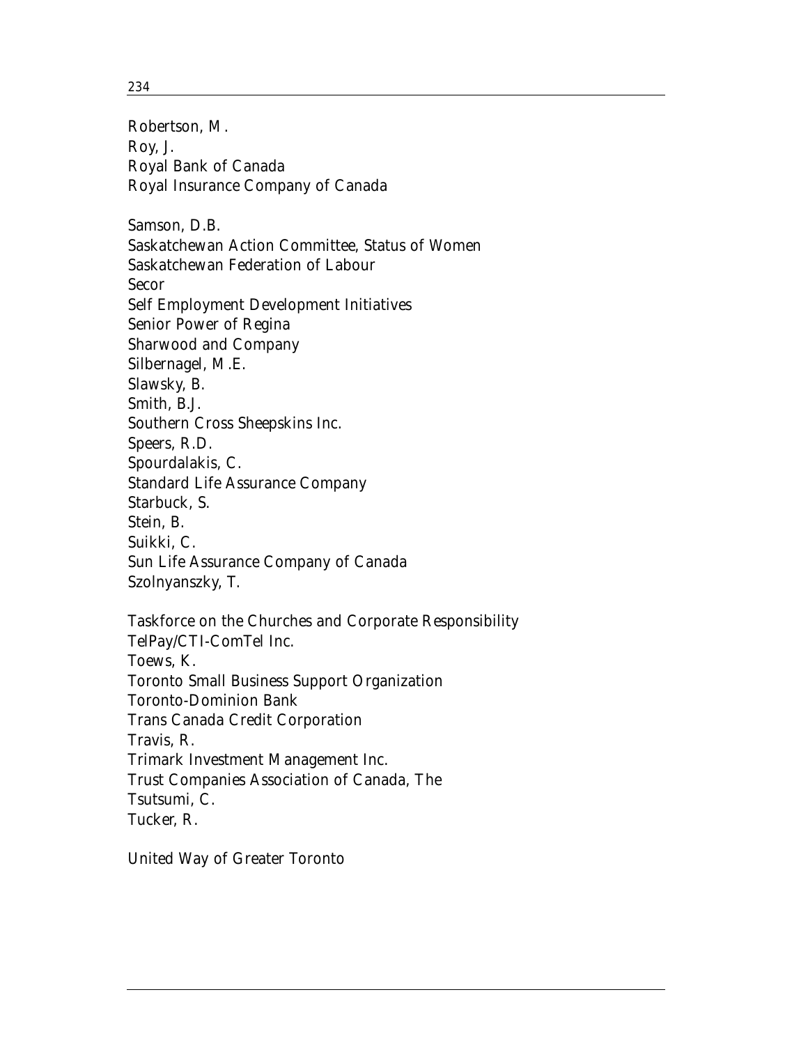Robertson, M.
Roy, J.
Royal Bank of Canada
Royal Insurance Company of Canada

Samson, D.B.
Saskatchewan Action Committee, Status of Women
Saskatchewan Federation of Labour
Secor
Self Employment Development Initiatives
Senior Power of Regina
Sharwood and Company
Silbernagel, M.E.
Slawsky, B.
Smith, B.J.
Southern Cross Sheepskins Inc.
Speers, R.D.
Spourdalakis, C.
Standard Life Assurance Company
Starbuck, S.
Stein, B.
Suikki, C.
Sun Life Assurance Company of Canada
Szolnyanszky, T.

Taskforce on the Churches and Corporate Responsibility
TelPay/CTI-ComTel Inc.
Toews, K.
Toronto Small Business Support Organization
Toronto-Dominion Bank
Trans Canada Credit Corporation
Travis, R.
Trimark Investment Management Inc.
Trust Companies Association of Canada, The
Tsutsumi, C.
Tucker, R.

United Way of Greater Toronto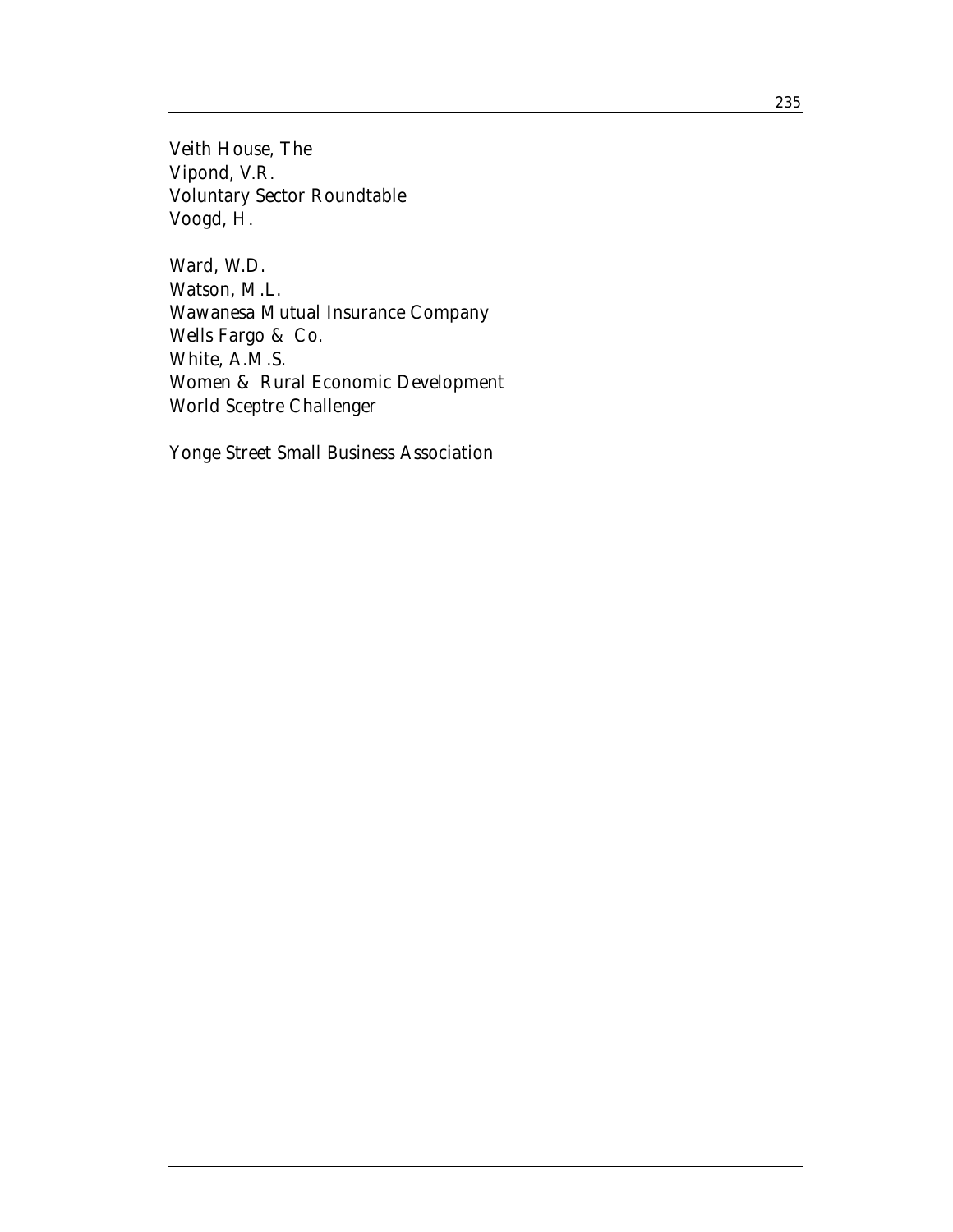Veith House, The
Vipond, V.R.
Voluntary Sector Roundtable
Voogd, H.

Ward, W.D.
Watson, M.L.
Wawanesa Mutual Insurance Company
Wells Fargo & Co.
White, A.M.S.
Women & Rural Economic Development
World Sceptre Challenger

Yonge Street Small Business Association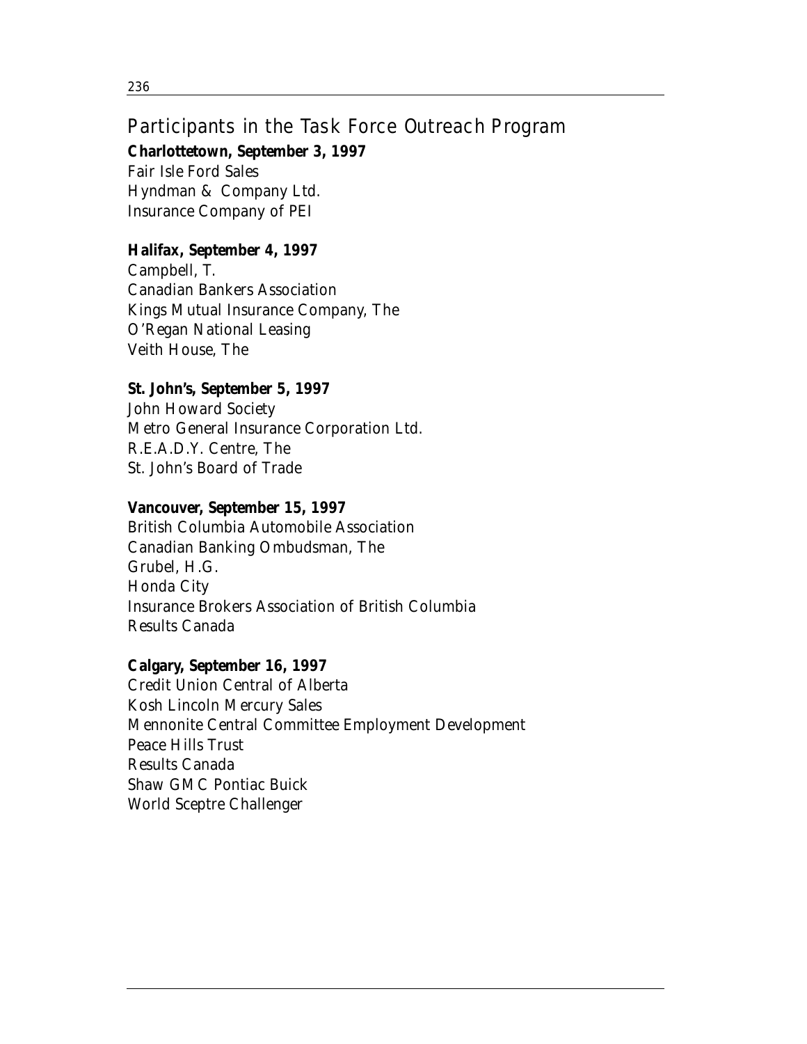## Participants in the Task Force Outreach Program

**Charlottetown, September 3, 1997**

Fair Isle Ford Sales
Hyndman & Company Ltd.
Insurance Company of PEI

**Halifax, September 4, 1997**

Campbell, T.
Canadian Bankers Association
Kings Mutual Insurance Company, The
O'Regan National Leasing
Veith House, The

**St. John's, September 5, 1997**

John Howard Society
Metro General Insurance Corporation Ltd.
R.E.A.D.Y. Centre, The
St. John's Board of Trade

**Vancouver, September 15, 1997**

British Columbia Automobile Association
Canadian Banking Ombudsman, The
Grubel, H.G.
Honda City
Insurance Brokers Association of British Columbia
Results Canada

**Calgary, September 16, 1997**

Credit Union Central of Alberta
Kosh Lincoln Mercury Sales
Mennonite Central Committee Employment Development
Peace Hills Trust
Results Canada
Shaw GMC Pontiac Buick
World Sceptre Challenger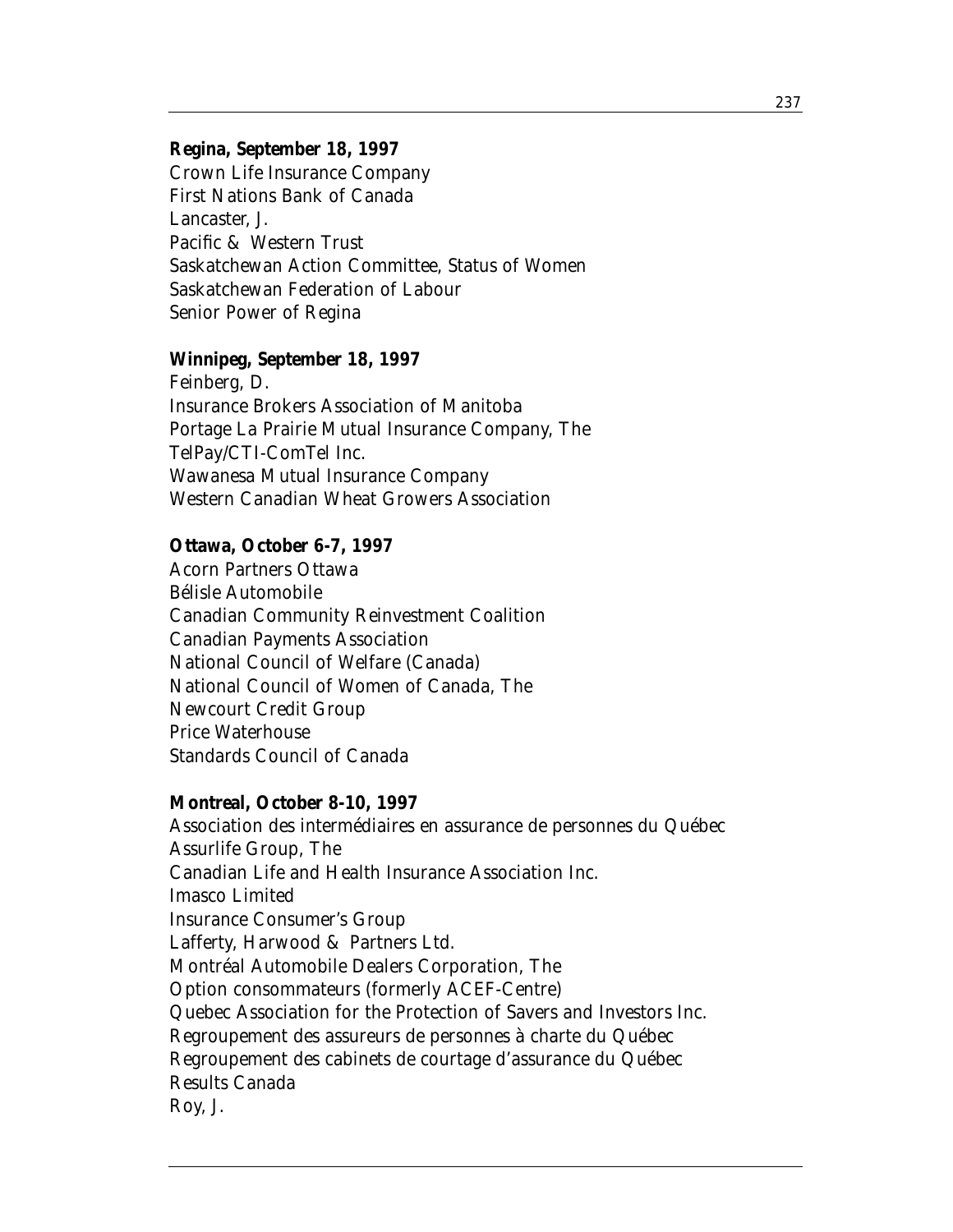**Regina, September 18, 1997**

Crown Life Insurance Company
First Nations Bank of Canada
Lancaster, J.
Pacific & Western Trust
Saskatchewan Action Committee, Status of Women
Saskatchewan Federation of Labour
Senior Power of Regina

**Winnipeg, September 18, 1997**

Feinberg, D.
Insurance Brokers Association of Manitoba
Portage La Prairie Mutual Insurance Company, The
TelPay/CTI-ComTel Inc.
Wawanesa Mutual Insurance Company
Western Canadian Wheat Growers Association

**Ottawa, October 6-7, 1997**

Acorn Partners Ottawa
Bélisle Automobile
Canadian Community Reinvestment Coalition
Canadian Payments Association
National Council of Welfare (Canada)
National Council of Women of Canada, The
Newcourt Credit Group
Price Waterhouse
Standards Council of Canada

**Montreal, October 8-10, 1997**

Association des intermédiaires en assurance de personnes du Québec
Assurlife Group, The
Canadian Life and Health Insurance Association Inc.
Imasco Limited
Insurance Consumer's Group
Lafferty, Harwood & Partners Ltd.
Montréal Automobile Dealers Corporation, The
Option consommateurs (formerly ACEF-Centre)
Quebec Association for the Protection of Savers and Investors Inc.
Regroupement des assureurs de personnes à charte du Québec
Regroupement des cabinets de courtage d'assurance du Québec
Results Canada
Roy, J.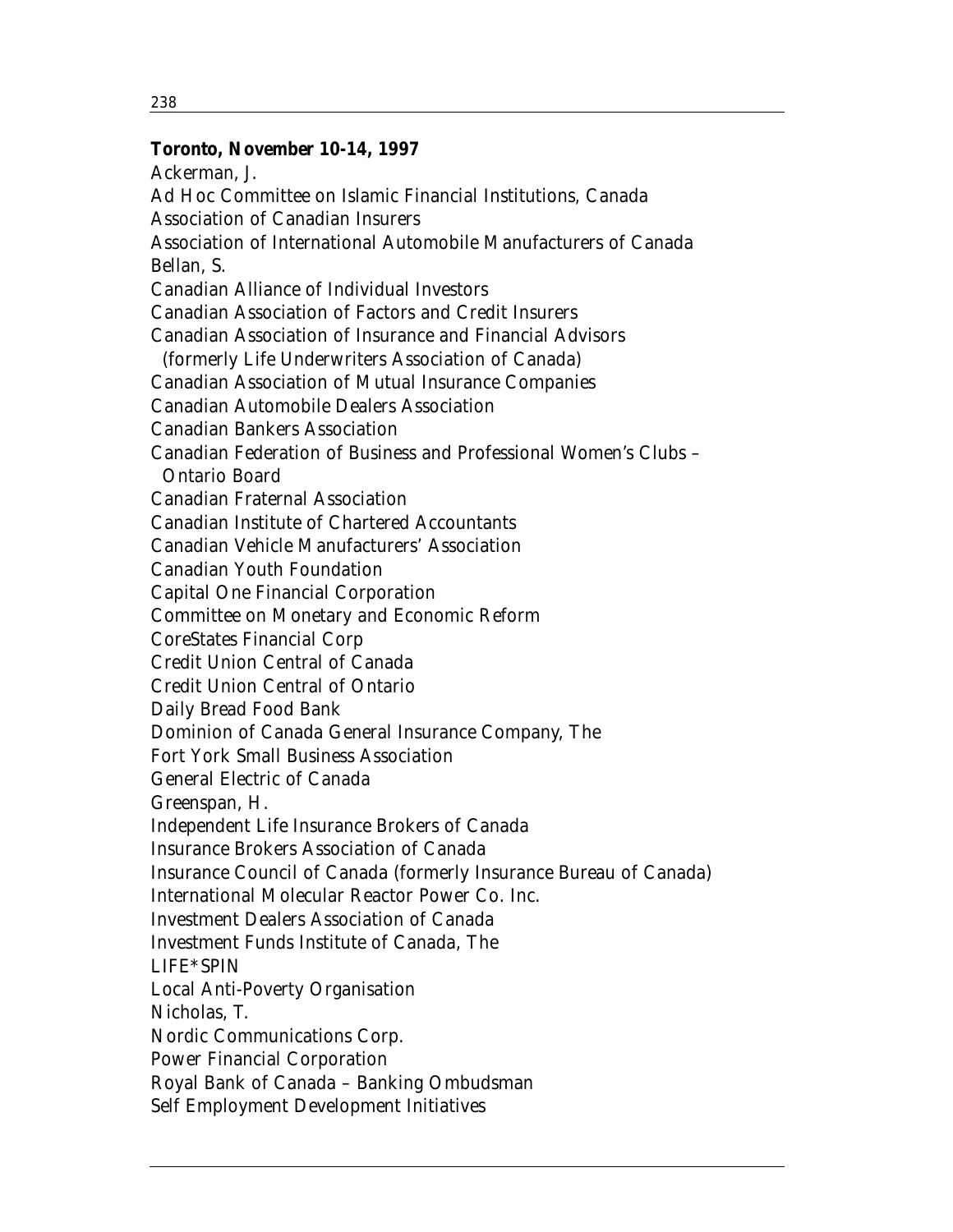**Toronto, November 10-14, 1997**

Ackerman, J.

Ad Hoc Committee on Islamic Financial Institutions, Canada

Association of Canadian Insurers

Association of International Automobile Manufacturers of Canada

Bellan, S.

Canadian Alliance of Individual Investors

Canadian Association of Factors and Credit Insurers

Canadian Association of Insurance and Financial Advisors
  (formerly Life Underwriters Association of Canada)

Canadian Association of Mutual Insurance Companies

Canadian Automobile Dealers Association

Canadian Bankers Association

Canadian Federation of Business and Professional Women's Clubs –
  Ontario Board

Canadian Fraternal Association

Canadian Institute of Chartered Accountants

Canadian Vehicle Manufacturers' Association

Canadian Youth Foundation

Capital One Financial Corporation

Committee on Monetary and Economic Reform

CoreStates Financial Corp

Credit Union Central of Canada

Credit Union Central of Ontario

Daily Bread Food Bank

Dominion of Canada General Insurance Company, The

Fort York Small Business Association

General Electric of Canada

Greenspan, H.

Independent Life Insurance Brokers of Canada

Insurance Brokers Association of Canada

Insurance Council of Canada (formerly Insurance Bureau of Canada)

International Molecular Reactor Power Co. Inc.

Investment Dealers Association of Canada

Investment Funds Institute of Canada, The

LIFE*SPIN

Local Anti-Poverty Organisation

Nicholas, T.

Nordic Communications Corp.

Power Financial Corporation

Royal Bank of Canada – Banking Ombudsman

Self Employment Development Initiatives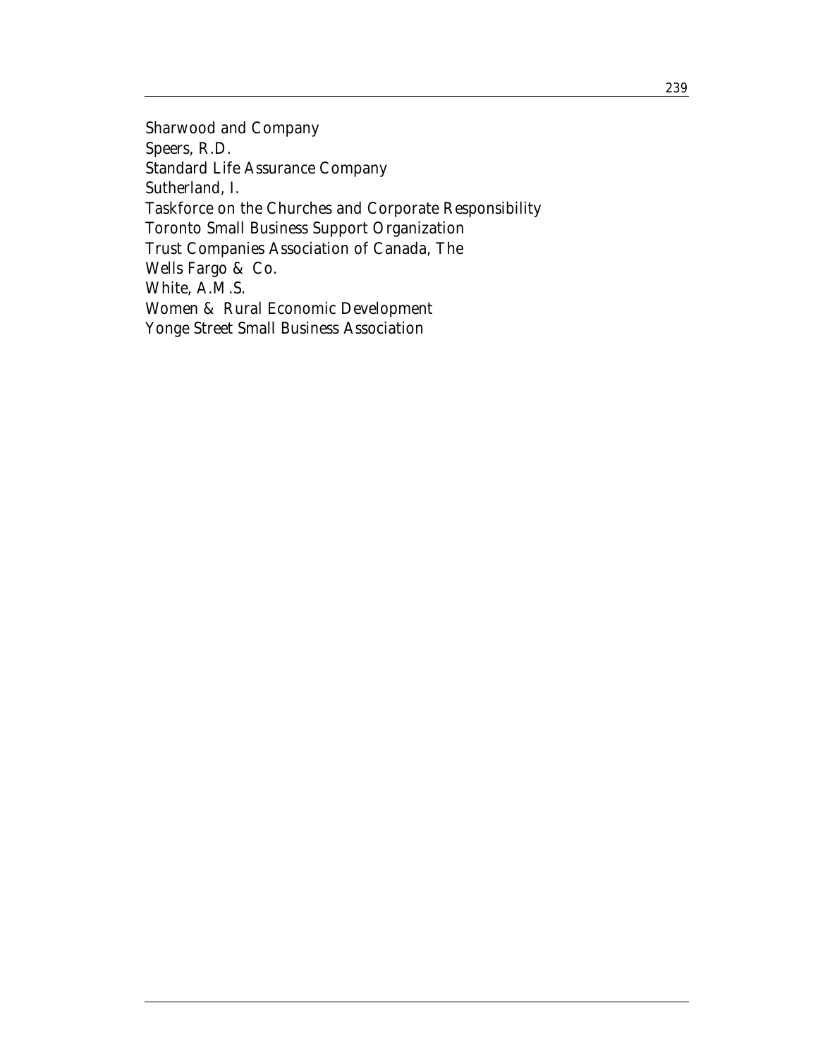Sharwood and Company
Speers, R.D.
Standard Life Assurance Company
Sutherland, I.
Taskforce on the Churches and Corporate Responsibility
Toronto Small Business Support Organization
Trust Companies Association of Canada, The
Wells Fargo & Co.
White, A.M.S.
Women & Rural Economic Development
Yonge Street Small Business Association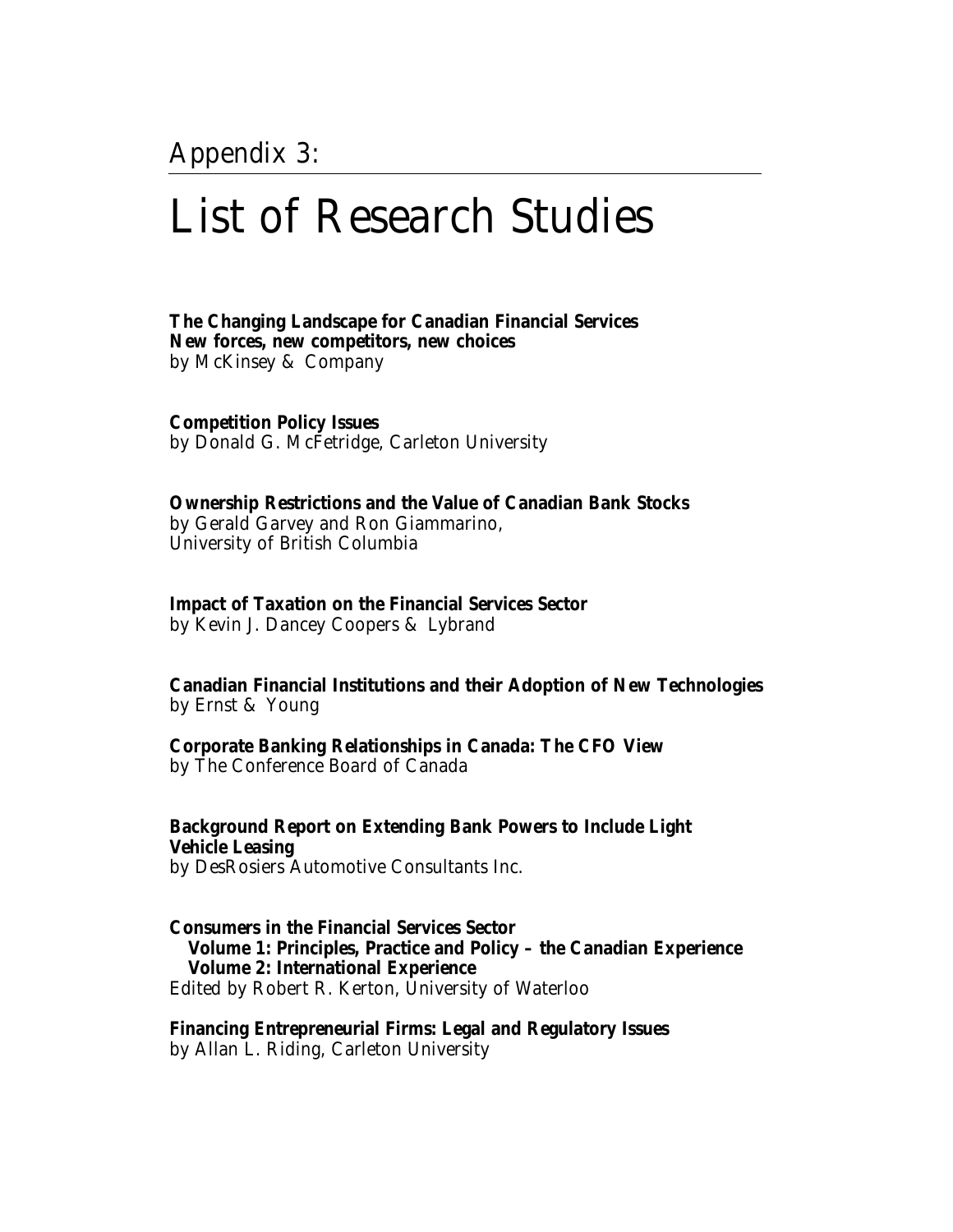# Appendix 3:

# List of Research Studies

**The Changing Landscape for Canadian Financial Services**
**New forces, new competitors, new choices**
by McKinsey & Company

**Competition Policy Issues**
by Donald G. McFetridge, Carleton University

**Ownership Restrictions and the Value of Canadian Bank Stocks**
by Gerald Garvey and Ron Giammarino,
University of British Columbia

**Impact of Taxation on the Financial Services Sector**
by Kevin J. Dancey Coopers & Lybrand

**Canadian Financial Institutions and their Adoption of New Technologies**
by Ernst & Young

**Corporate Banking Relationships in Canada: The CFO View**
by The Conference Board of Canada

**Background Report on Extending Bank Powers to Include Light Vehicle Leasing**
by DesRosiers Automotive Consultants Inc.

**Consumers in the Financial Services Sector**
**Volume 1: Principles, Practice and Policy – the Canadian Experience**
**Volume 2: International Experience**
Edited by Robert R. Kerton, University of Waterloo

**Financing Entrepreneurial Firms: Legal and Regulatory Issues**
by Allan L. Riding, Carleton University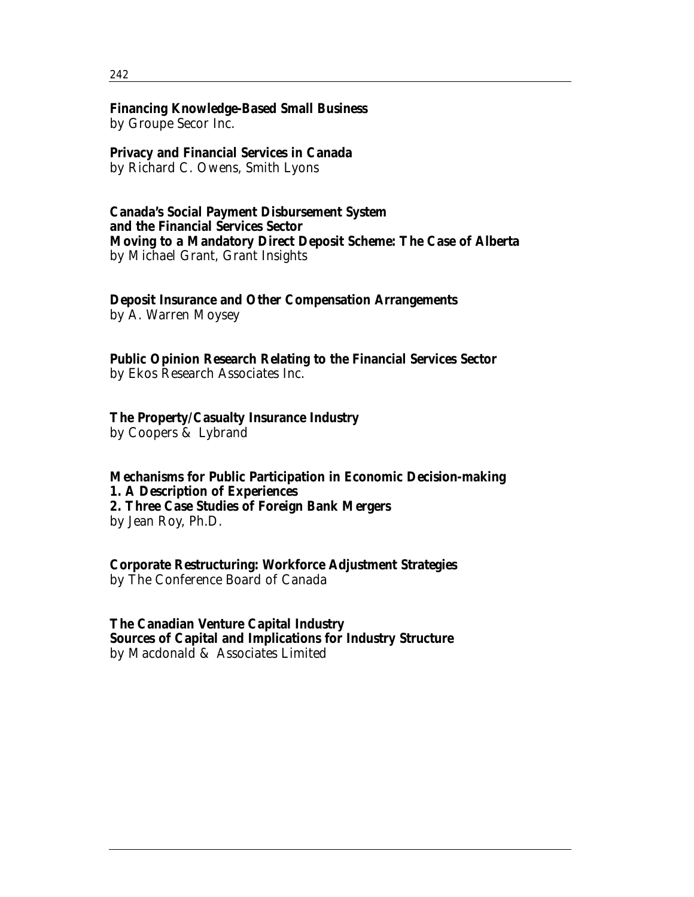**Financing Knowledge-Based Small Business**
by Groupe Secor Inc.

**Privacy and Financial Services in Canada**
by Richard C. Owens, Smith Lyons

**Canada's Social Payment Disbursement System and the Financial Services Sector**
**Moving to a Mandatory Direct Deposit Scheme: The Case of Alberta**
by Michael Grant, Grant Insights

**Deposit Insurance and Other Compensation Arrangements**
by A. Warren Moysey

**Public Opinion Research Relating to the Financial Services Sector**
by Ekos Research Associates Inc.

**The Property/Casualty Insurance Industry**
by Coopers & Lybrand

**Mechanisms for Public Participation in Economic Decision-making**
**1. A Description of Experiences**
**2. Three Case Studies of Foreign Bank Mergers**
by Jean Roy, Ph.D.

**Corporate Restructuring: Workforce Adjustment Strategies**
by The Conference Board of Canada

**The Canadian Venture Capital Industry**
**Sources of Capital and Implications for Industry Structure**
by Macdonald & Associates Limited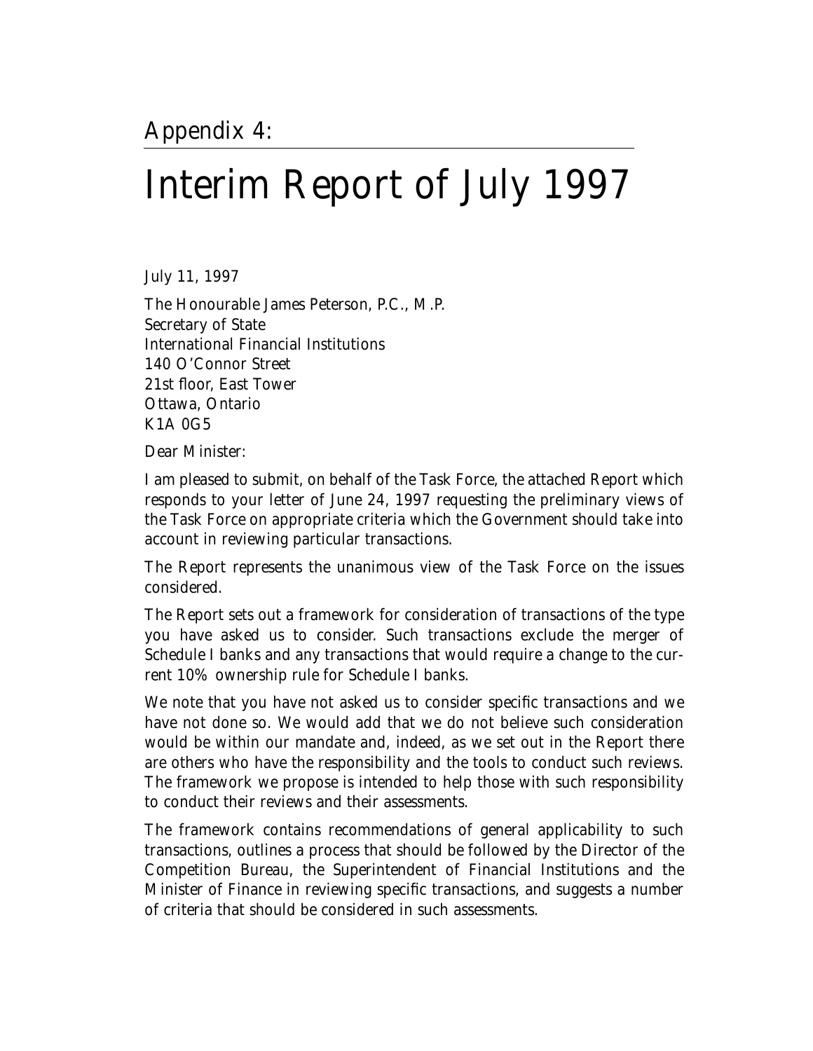# Appendix 4:

# Interim Report of July 1997

July 11, 1997

The Honourable James Peterson, P.C., M.P.
Secretary of State
International Financial Institutions
140 O'Connor Street
21st floor, East Tower
Ottawa, Ontario
K1A 0G5

Dear Minister:

I am pleased to submit, on behalf of the Task Force, the attached Report which responds to your letter of June 24, 1997 requesting the preliminary views of the Task Force on appropriate criteria which the Government should take into account in reviewing particular transactions.

The Report represents the unanimous view of the Task Force on the issues considered.

The Report sets out a framework for consideration of transactions of the type you have asked us to consider. Such transactions exclude the merger of Schedule I banks and any transactions that would require a change to the current 10% ownership rule for Schedule I banks.

We note that you have not asked us to consider specific transactions and we have not done so. We would add that we do not believe such consideration would be within our mandate and, indeed, as we set out in the Report there are others who have the responsibility and the tools to conduct such reviews. The framework we propose is intended to help those with such responsibility to conduct their reviews and their assessments.

The framework contains recommendations of general applicability to such transactions, outlines a process that should be followed by the Director of the Competition Bureau, the Superintendent of Financial Institutions and the Minister of Finance in reviewing specific transactions, and suggests a number of criteria that should be considered in such assessments.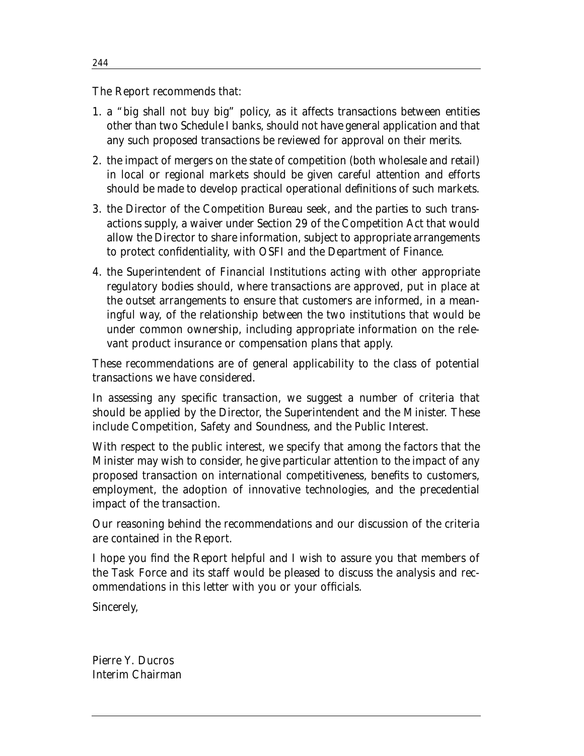The Report recommends that:

1. a "big shall not buy big" policy, as it affects transactions between entities other than two Schedule I banks, should not have general application and that any such proposed transactions be reviewed for approval on their merits.
2. the impact of mergers on the state of competition (both wholesale and retail) in local or regional markets should be given careful attention and efforts should be made to develop practical operational definitions of such markets.
3. the Director of the Competition Bureau seek, and the parties to such transactions supply, a waiver under Section 29 of the Competition Act that would allow the Director to share information, subject to appropriate arrangements to protect confidentiality, with OSFI and the Department of Finance.
4. the Superintendent of Financial Institutions acting with other appropriate regulatory bodies should, where transactions are approved, put in place at the outset arrangements to ensure that customers are informed, in a meaningful way, of the relationship between the two institutions that would be under common ownership, including appropriate information on the relevant product insurance or compensation plans that apply.

These recommendations are of general applicability to the class of potential transactions we have considered.

In assessing any specific transaction, we suggest a number of criteria that should be applied by the Director, the Superintendent and the Minister. These include Competition, Safety and Soundness, and the Public Interest.

With respect to the public interest, we specify that among the factors that the Minister may wish to consider, he give particular attention to the impact of any proposed transaction on international competitiveness, benefits to customers, employment, the adoption of innovative technologies, and the precedential impact of the transaction.

Our reasoning behind the recommendations and our discussion of the criteria are contained in the Report.

I hope you find the Report helpful and I wish to assure you that members of the Task Force and its staff would be pleased to discuss the analysis and recommendations in this letter with you or your officials.

Sincerely,

Pierre Y. Ducros
Interim Chairman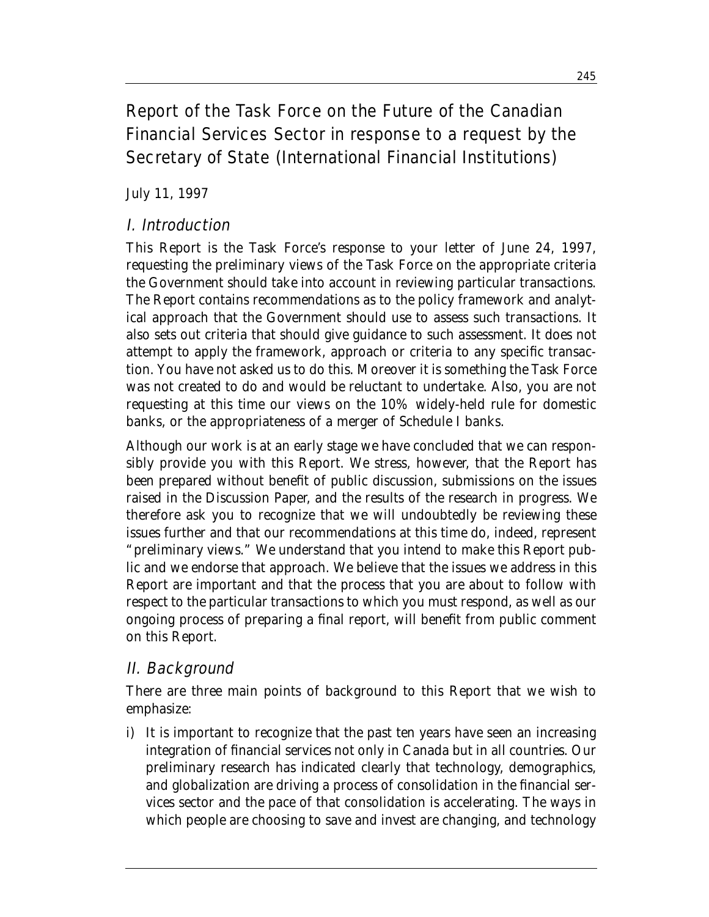# Report of the Task Force on the Future of the Canadian Financial Services Sector in response to a request by the Secretary of State (International Financial Institutions)

July 11, 1997

## I. Introduction

This Report is the Task Force's response to your letter of June 24, 1997, requesting the preliminary views of the Task Force on the appropriate criteria the Government should take into account in reviewing particular transactions. The Report contains recommendations as to the policy framework and analytical approach that the Government should use to assess such transactions. It also sets out criteria that should give guidance to such assessment. It does not attempt to apply the framework, approach or criteria to any specific transaction. You have not asked us to do this. Moreover it is something the Task Force was not created to do and would be reluctant to undertake. Also, you are not requesting at this time our views on the 10% widely-held rule for domestic banks, or the appropriateness of a merger of Schedule I banks.

Although our work is at an early stage we have concluded that we can responsibly provide you with this Report. We stress, however, that the Report has been prepared without benefit of public discussion, submissions on the issues raised in the Discussion Paper, and the results of the research in progress. We therefore ask you to recognize that we will undoubtedly be reviewing these issues further and that our recommendations at this time do, indeed, represent "preliminary views." We understand that you intend to make this Report public and we endorse that approach. We believe that the issues we address in this Report are important and that the process that you are about to follow with respect to the particular transactions to which you must respond, as well as our ongoing process of preparing a final report, will benefit from public comment on this Report.

## II. Background

There are three main points of background to this Report that we wish to emphasize:

i) It is important to recognize that the past ten years have seen an increasing integration of financial services not only in Canada but in all countries. Our preliminary research has indicated clearly that technology, demographics, and globalization are driving a process of consolidation in the financial services sector and the pace of that consolidation is accelerating. The ways in which people are choosing to save and invest are changing, and technology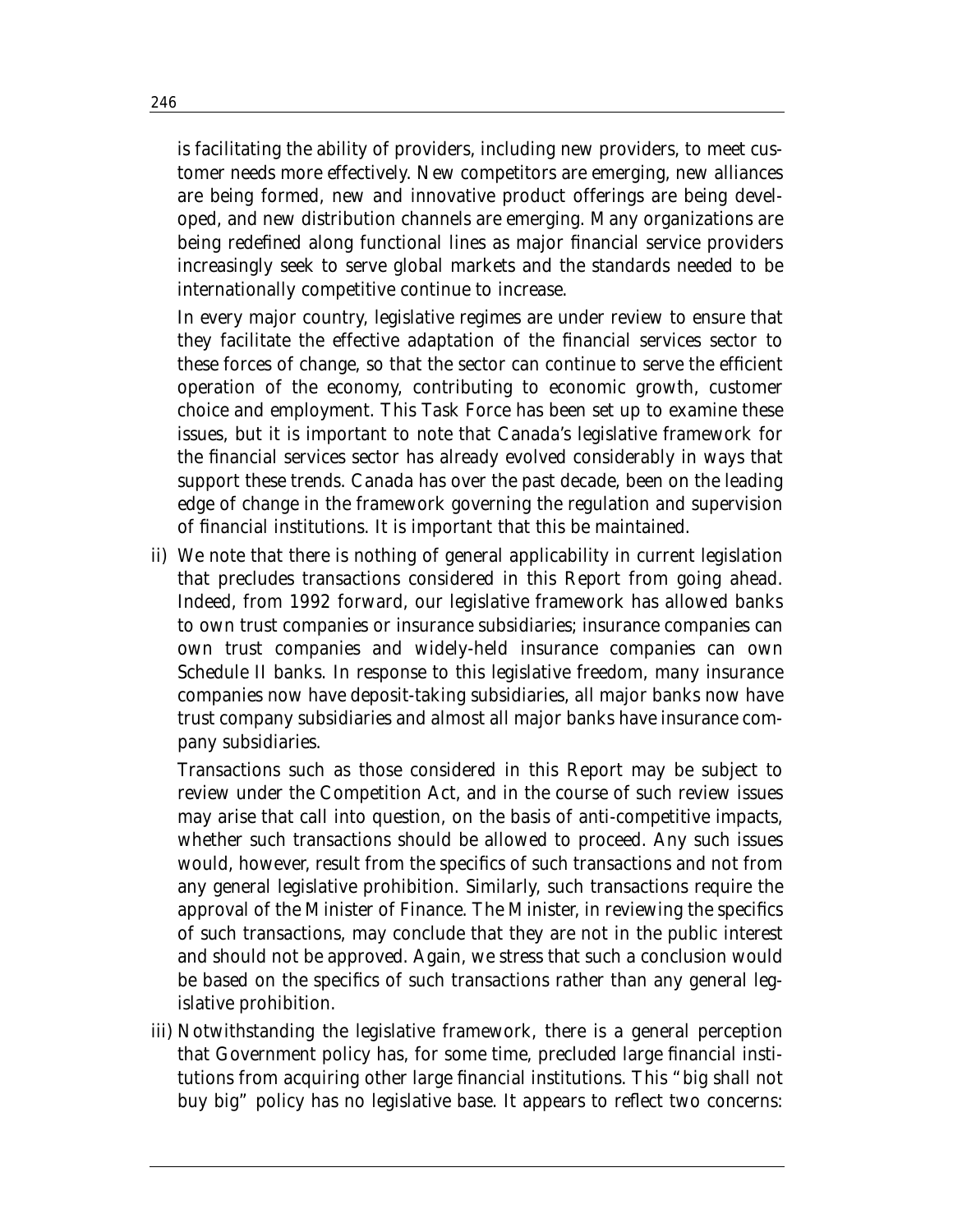is facilitating the ability of providers, including new providers, to meet customer needs more effectively. New competitors are emerging, new alliances are being formed, new and innovative product offerings are being developed, and new distribution channels are emerging. Many organizations are being redefined along functional lines as major financial service providers increasingly seek to serve global markets and the standards needed to be internationally competitive continue to increase.

In every major country, legislative regimes are under review to ensure that they facilitate the effective adaptation of the financial services sector to these forces of change, so that the sector can continue to serve the efficient operation of the economy, contributing to economic growth, customer choice and employment. This Task Force has been set up to examine these issues, but it is important to note that Canada's legislative framework for the financial services sector has already evolved considerably in ways that support these trends. Canada has over the past decade, been on the leading edge of change in the framework governing the regulation and supervision of financial institutions. It is important that this be maintained.

ii) We note that there is nothing of general applicability in current legislation that precludes transactions considered in this Report from going ahead. Indeed, from 1992 forward, our legislative framework has allowed banks to own trust companies or insurance subsidiaries; insurance companies can own trust companies and widely-held insurance companies can own Schedule II banks. In response to this legislative freedom, many insurance companies now have deposit-taking subsidiaries, all major banks now have trust company subsidiaries and almost all major banks have insurance company subsidiaries.

Transactions such as those considered in this Report may be subject to review under the Competition Act, and in the course of such review issues may arise that call into question, on the basis of anti-competitive impacts, whether such transactions should be allowed to proceed. Any such issues would, however, result from the specifics of such transactions and not from any general legislative prohibition. Similarly, such transactions require the approval of the Minister of Finance. The Minister, in reviewing the specifics of such transactions, may conclude that they are not in the public interest and should not be approved. Again, we stress that such a conclusion would be based on the specifics of such transactions rather than any general legislative prohibition.

iii) Notwithstanding the legislative framework, there is a general perception that Government policy has, for some time, precluded large financial institutions from acquiring other large financial institutions. This "big shall not buy big" policy has no legislative base. It appears to reflect two concerns: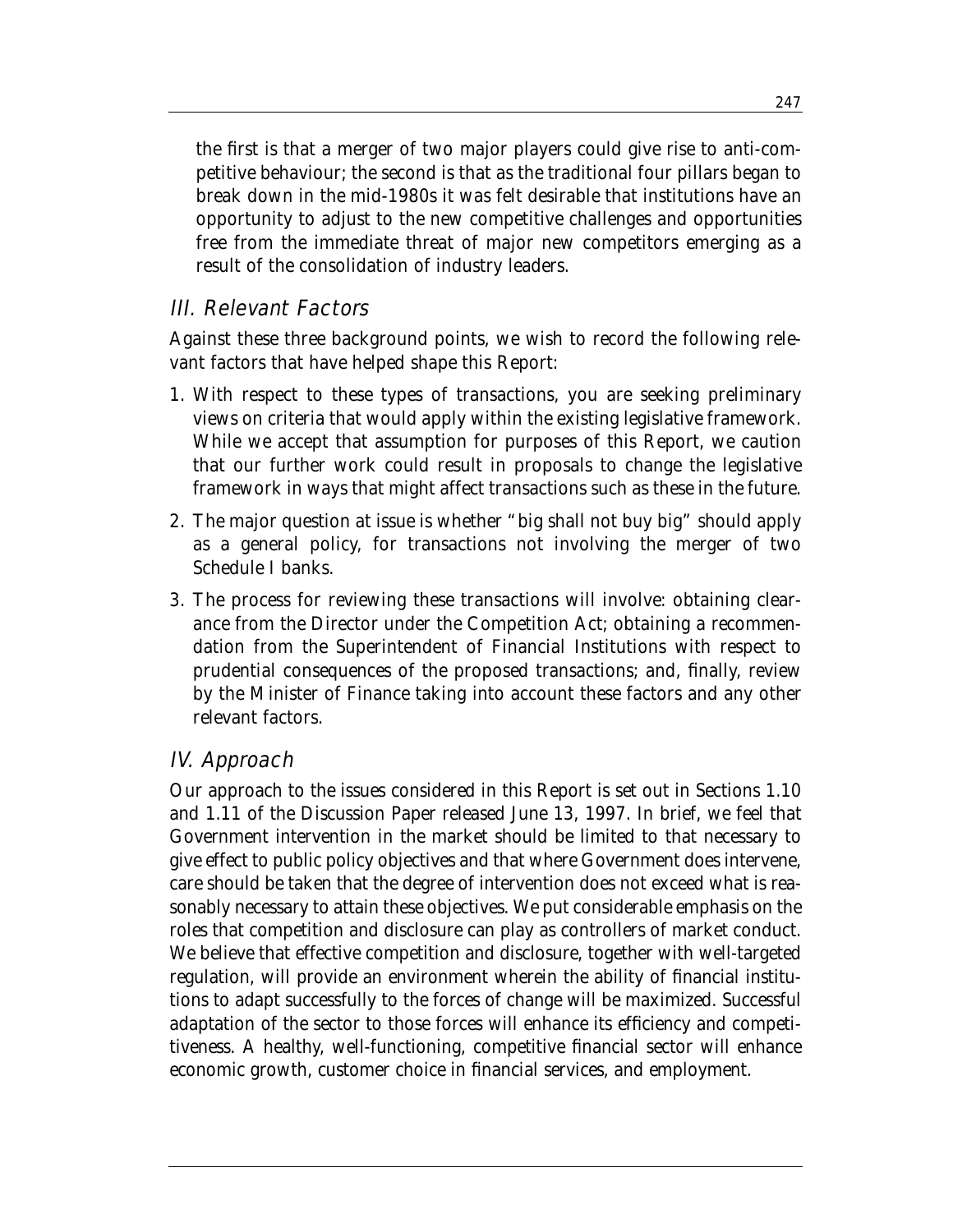the first is that a merger of two major players could give rise to anti-competitive behaviour; the second is that as the traditional four pillars began to break down in the mid-1980s it was felt desirable that institutions have an opportunity to adjust to the new competitive challenges and opportunities free from the immediate threat of major new competitors emerging as a result of the consolidation of industry leaders.

## *III. Relevant Factors*

Against these three background points, we wish to record the following relevant factors that have helped shape this Report:

1. With respect to these types of transactions, you are seeking preliminary views on criteria that would apply within the existing legislative framework. While we accept that assumption for purposes of this Report, we caution that our further work could result in proposals to change the legislative framework in ways that might affect transactions such as these in the future.
2. The major question at issue is whether "big shall not buy big" should apply as a general policy, for transactions not involving the merger of two Schedule I banks.
3. The process for reviewing these transactions will involve: obtaining clearance from the Director under the Competition Act; obtaining a recommendation from the Superintendent of Financial Institutions with respect to prudential consequences of the proposed transactions; and, finally, review by the Minister of Finance taking into account these factors and any other relevant factors.

## *IV. Approach*

Our approach to the issues considered in this Report is set out in Sections 1.10 and 1.11 of the Discussion Paper released June 13, 1997. In brief, we feel that Government intervention in the market should be limited to that necessary to give effect to public policy objectives and that where Government does intervene, care should be taken that the degree of intervention does not exceed what is reasonably necessary to attain these objectives. We put considerable emphasis on the roles that competition and disclosure can play as controllers of market conduct. We believe that effective competition and disclosure, together with well-targeted regulation, will provide an environment wherein the ability of financial institutions to adapt successfully to the forces of change will be maximized. Successful adaptation of the sector to those forces will enhance its efficiency and competitiveness. A healthy, well-functioning, competitive financial sector will enhance economic growth, customer choice in financial services, and employment.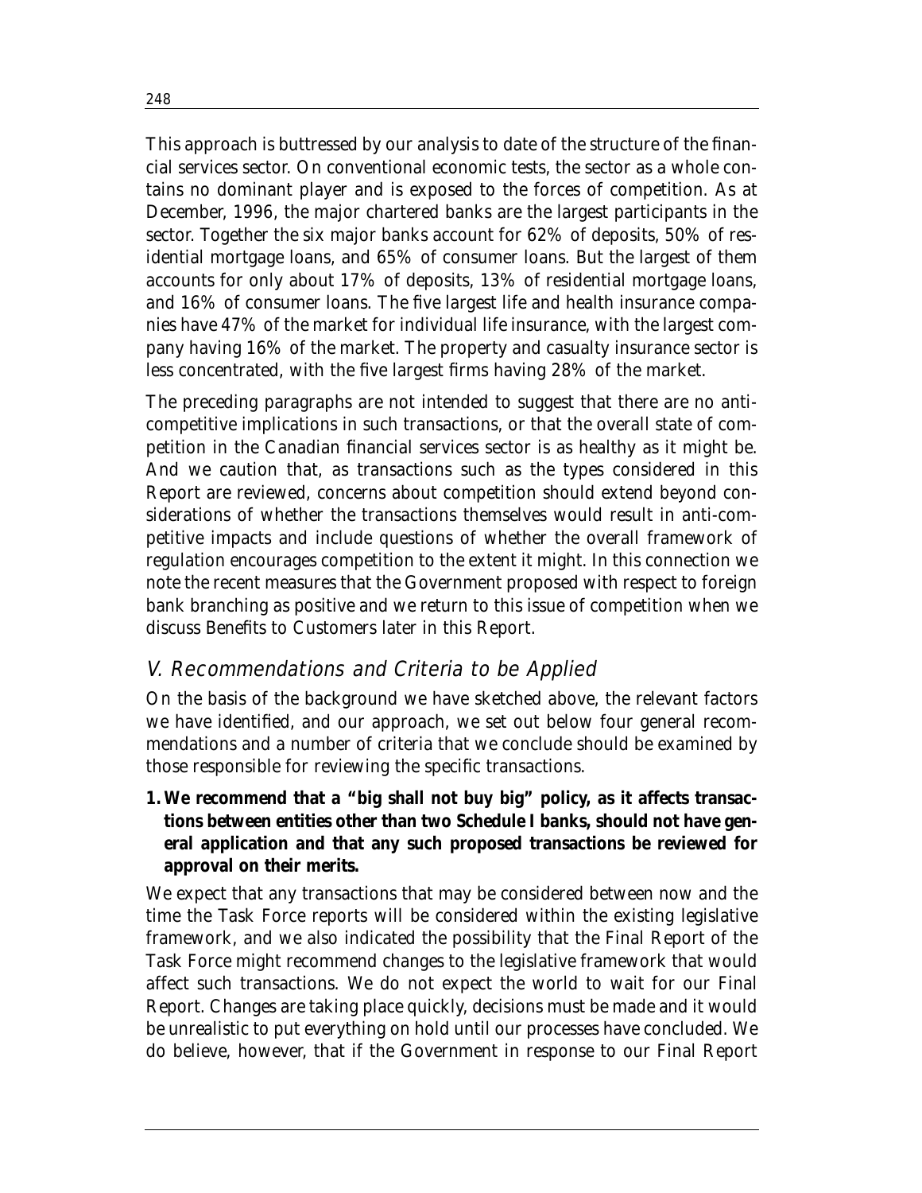This approach is buttressed by our analysis to date of the structure of the financial services sector. On conventional economic tests, the sector as a whole contains no dominant player and is exposed to the forces of competition. As at December, 1996, the major chartered banks are the largest participants in the sector. Together the six major banks account for 62% of deposits, 50% of residential mortgage loans, and 65% of consumer loans. But the largest of them accounts for only about 17% of deposits, 13% of residential mortgage loans, and 16% of consumer loans. The five largest life and health insurance companies have 47% of the market for individual life insurance, with the largest company having 16% of the market. The property and casualty insurance sector is less concentrated, with the five largest firms having 28% of the market.

The preceding paragraphs are not intended to suggest that there are no anti-competitive implications in such transactions, or that the overall state of competition in the Canadian financial services sector is as healthy as it might be. And we caution that, as transactions such as the types considered in this Report are reviewed, concerns about competition should extend beyond considerations of whether the transactions themselves would result in anti-competitive impacts and include questions of whether the overall framework of regulation encourages competition to the extent it might. In this connection we note the recent measures that the Government proposed with respect to foreign bank branching as positive and we return to this issue of competition when we discuss Benefits to Customers later in this Report.

## *V. Recommendations and Criteria to be Applied*

On the basis of the background we have sketched above, the relevant factors we have identified, and our approach, we set out below four general recommendations and a number of criteria that we conclude should be examined by those responsible for reviewing the specific transactions.

1. **We recommend that a "big shall not buy big" policy, as it affects transactions between entities other than two Schedule I banks, should not have general application and that any such proposed transactions be reviewed for approval on their merits.**

We expect that any transactions that may be considered between now and the time the Task Force reports will be considered within the existing legislative framework, and we also indicated the possibility that the Final Report of the Task Force might recommend changes to the legislative framework that would affect such transactions. We do not expect the world to wait for our Final Report. Changes are taking place quickly, decisions must be made and it would be unrealistic to put everything on hold until our processes have concluded. We do believe, however, that if the Government in response to our Final Report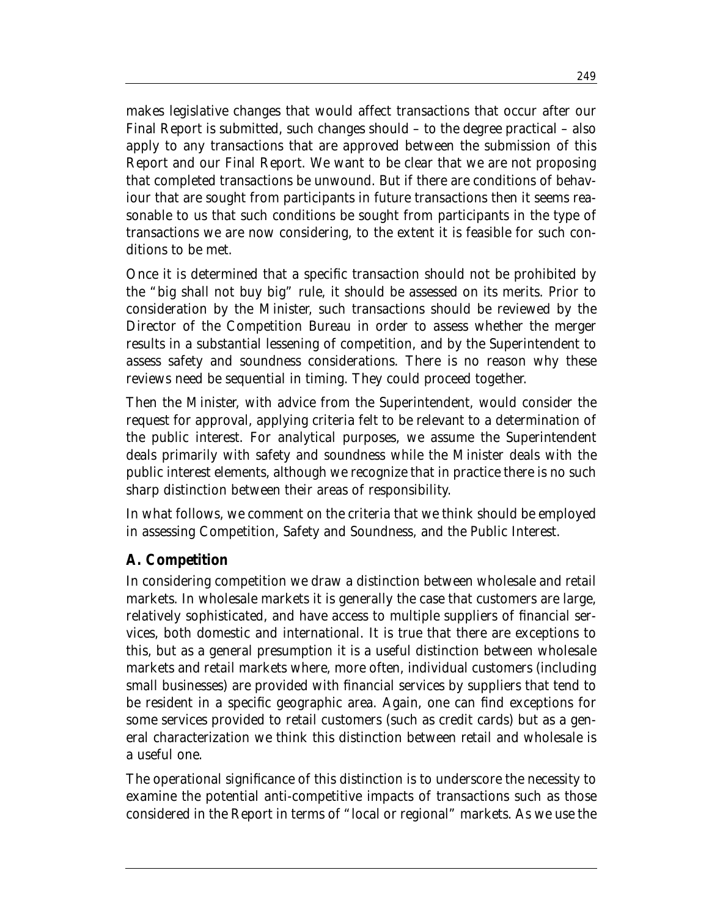makes legislative changes that would affect transactions that occur after our Final Report is submitted, such changes should – to the degree practical – also apply to any transactions that are approved between the submission of this Report and our Final Report. We want to be clear that we are not proposing that completed transactions be unwound. But if there are conditions of behaviour that are sought from participants in future transactions then it seems reasonable to us that such conditions be sought from participants in the type of transactions we are now considering, to the extent it is feasible for such conditions to be met.

Once it is determined that a specific transaction should not be prohibited by the "big shall not buy big" rule, it should be assessed on its merits. Prior to consideration by the Minister, such transactions should be reviewed by the Director of the Competition Bureau in order to assess whether the merger results in a substantial lessening of competition, and by the Superintendent to assess safety and soundness considerations. There is no reason why these reviews need be sequential in timing. They could proceed together.

Then the Minister, with advice from the Superintendent, would consider the request for approval, applying criteria felt to be relevant to a determination of the public interest. For analytical purposes, we assume the Superintendent deals primarily with safety and soundness while the Minister deals with the public interest elements, although we recognize that in practice there is no such sharp distinction between their areas of responsibility.

In what follows, we comment on the criteria that we think should be employed in assessing Competition, Safety and Soundness, and the Public Interest.

## A. Competition

In considering competition we draw a distinction between wholesale and retail markets. In wholesale markets it is generally the case that customers are large, relatively sophisticated, and have access to multiple suppliers of financial services, both domestic and international. It is true that there are exceptions to this, but as a general presumption it is a useful distinction between wholesale markets and retail markets where, more often, individual customers (including small businesses) are provided with financial services by suppliers that tend to be resident in a specific geographic area. Again, one can find exceptions for some services provided to retail customers (such as credit cards) but as a general characterization we think this distinction between retail and wholesale is a useful one.

The operational significance of this distinction is to underscore the necessity to examine the potential anti-competitive impacts of transactions such as those considered in the Report in terms of "local or regional" markets. As we use the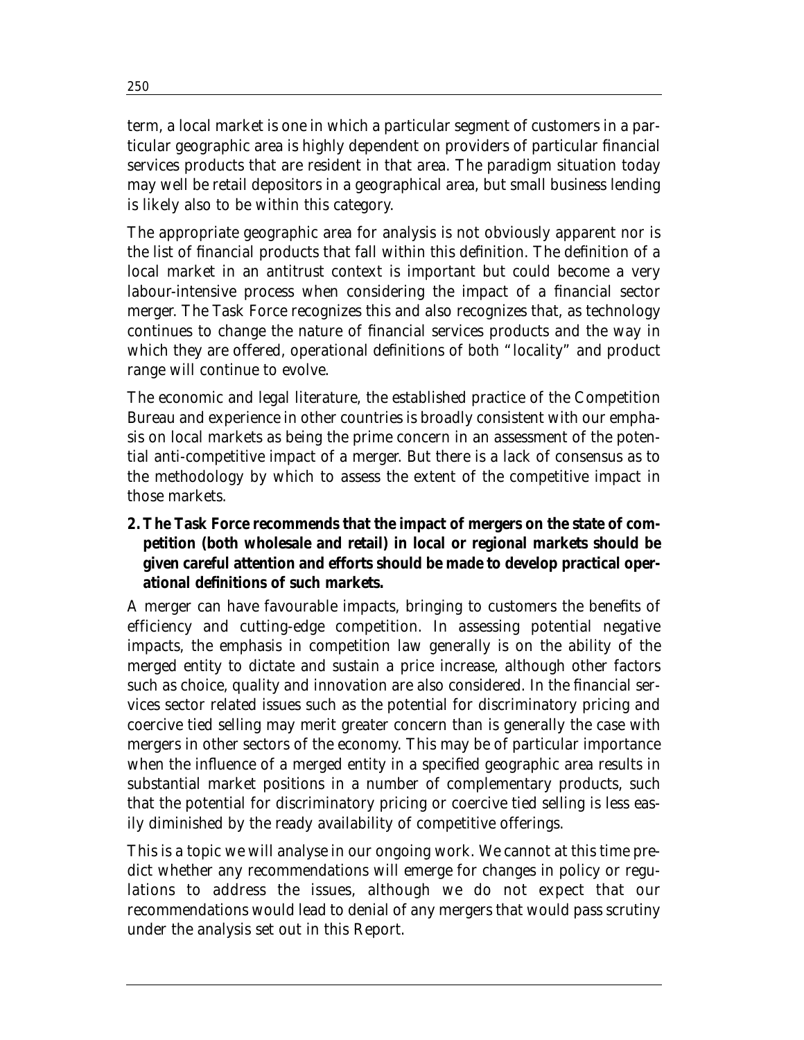term, a local market is one in which a particular segment of customers in a particular geographic area is highly dependent on providers of particular financial services products that are resident in that area. The paradigm situation today may well be retail depositors in a geographical area, but small business lending is likely also to be within this category.

The appropriate geographic area for analysis is not obviously apparent nor is the list of financial products that fall within this definition. The definition of a local market in an antitrust context is important but could become a very labour-intensive process when considering the impact of a financial sector merger. The Task Force recognizes this and also recognizes that, as technology continues to change the nature of financial services products and the way in which they are offered, operational definitions of both "locality" and product range will continue to evolve.

The economic and legal literature, the established practice of the Competition Bureau and experience in other countries is broadly consistent with our emphasis on local markets as being the prime concern in an assessment of the potential anti-competitive impact of a merger. But there is a lack of consensus as to the methodology by which to assess the extent of the competitive impact in those markets.

**2. The Task Force recommends that the impact of mergers on the state of competition (both wholesale and retail) in local or regional markets should be given careful attention and efforts should be made to develop practical operational definitions of such markets.**

A merger can have favourable impacts, bringing to customers the benefits of efficiency and cutting-edge competition. In assessing potential negative impacts, the emphasis in competition law generally is on the ability of the merged entity to dictate and sustain a price increase, although other factors such as choice, quality and innovation are also considered. In the financial services sector related issues such as the potential for discriminatory pricing and coercive tied selling may merit greater concern than is generally the case with mergers in other sectors of the economy. This may be of particular importance when the influence of a merged entity in a specified geographic area results in substantial market positions in a number of complementary products, such that the potential for discriminatory pricing or coercive tied selling is less easily diminished by the ready availability of competitive offerings.

This is a topic we will analyse in our ongoing work. We cannot at this time predict whether any recommendations will emerge for changes in policy or regulations to address the issues, although we do not expect that our recommendations would lead to denial of any mergers that would pass scrutiny under the analysis set out in this Report.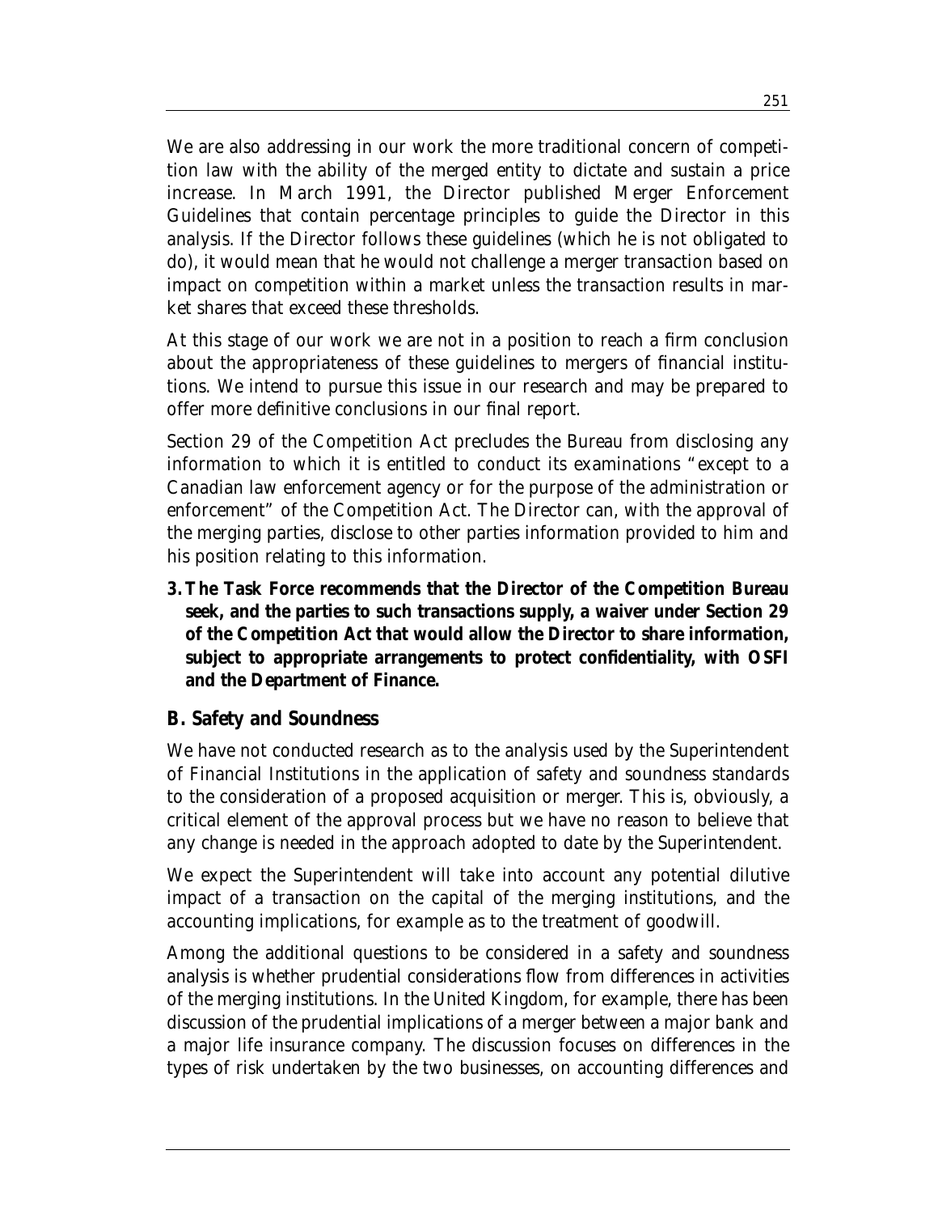We are also addressing in our work the more traditional concern of competition law with the ability of the merged entity to dictate and sustain a price increase. In March 1991, the Director published Merger Enforcement Guidelines that contain percentage principles to guide the Director in this analysis. If the Director follows these guidelines (which he is not obligated to do), it would mean that he would not challenge a merger transaction based on impact on competition within a market unless the transaction results in market shares that exceed these thresholds.

At this stage of our work we are not in a position to reach a firm conclusion about the appropriateness of these guidelines to mergers of financial institutions. We intend to pursue this issue in our research and may be prepared to offer more definitive conclusions in our final report.

Section 29 of the Competition Act precludes the Bureau from disclosing any information to which it is entitled to conduct its examinations "except to a Canadian law enforcement agency or for the purpose of the administration or enforcement" of the Competition Act. The Director can, with the approval of the merging parties, disclose to other parties information provided to him and his position relating to this information.

**3. The Task Force recommends that the Director of the Competition Bureau seek, and the parties to such transactions supply, a waiver under Section 29 of the Competition Act that would allow the Director to share information, subject to appropriate arrangements to protect confidentiality, with OSFI and the Department of Finance.**

## B. Safety and Soundness

We have not conducted research as to the analysis used by the Superintendent of Financial Institutions in the application of safety and soundness standards to the consideration of a proposed acquisition or merger. This is, obviously, a critical element of the approval process but we have no reason to believe that any change is needed in the approach adopted to date by the Superintendent.

We expect the Superintendent will take into account any potential dilutive impact of a transaction on the capital of the merging institutions, and the accounting implications, for example as to the treatment of goodwill.

Among the additional questions to be considered in a safety and soundness analysis is whether prudential considerations flow from differences in activities of the merging institutions. In the United Kingdom, for example, there has been discussion of the prudential implications of a merger between a major bank and a major life insurance company. The discussion focuses on differences in the types of risk undertaken by the two businesses, on accounting differences and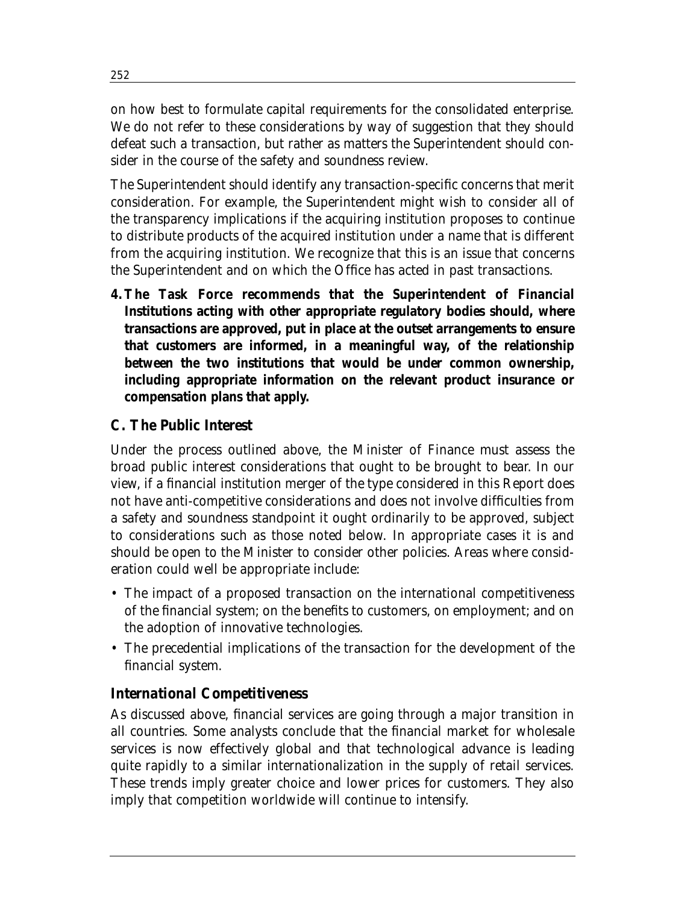on how best to formulate capital requirements for the consolidated enterprise. We do not refer to these considerations by way of suggestion that they should defeat such a transaction, but rather as matters the Superintendent should consider in the course of the safety and soundness review.

The Superintendent should identify any transaction-specific concerns that merit consideration. For example, the Superintendent might wish to consider all of the transparency implications if the acquiring institution proposes to continue to distribute products of the acquired institution under a name that is different from the acquiring institution. We recognize that this is an issue that concerns the Superintendent and on which the Office has acted in past transactions.

4. **The Task Force recommends that the Superintendent of Financial Institutions acting with other appropriate regulatory bodies should, where transactions are approved, put in place at the outset arrangements to ensure that customers are informed, in a meaningful way, of the relationship between the two institutions that would be under common ownership, including appropriate information on the relevant product insurance or compensation plans that apply.**

## C. The Public Interest

Under the process outlined above, the Minister of Finance must assess the broad public interest considerations that ought to be brought to bear. In our view, if a financial institution merger of the type considered in this Report does not have anti-competitive considerations and does not involve difficulties from a safety and soundness standpoint it ought ordinarily to be approved, subject to considerations such as those noted below. In appropriate cases it is and should be open to the Minister to consider other policies. Areas where consideration could well be appropriate include:

- The impact of a proposed transaction on the international competitiveness of the financial system; on the benefits to customers, on employment; and on the adoption of innovative technologies.
- The precedential implications of the transaction for the development of the financial system.

### International Competitiveness

As discussed above, financial services are going through a major transition in all countries. Some analysts conclude that the financial market for wholesale services is now effectively global and that technological advance is leading quite rapidly to a similar internationalization in the supply of retail services. These trends imply greater choice and lower prices for customers. They also imply that competition worldwide will continue to intensify.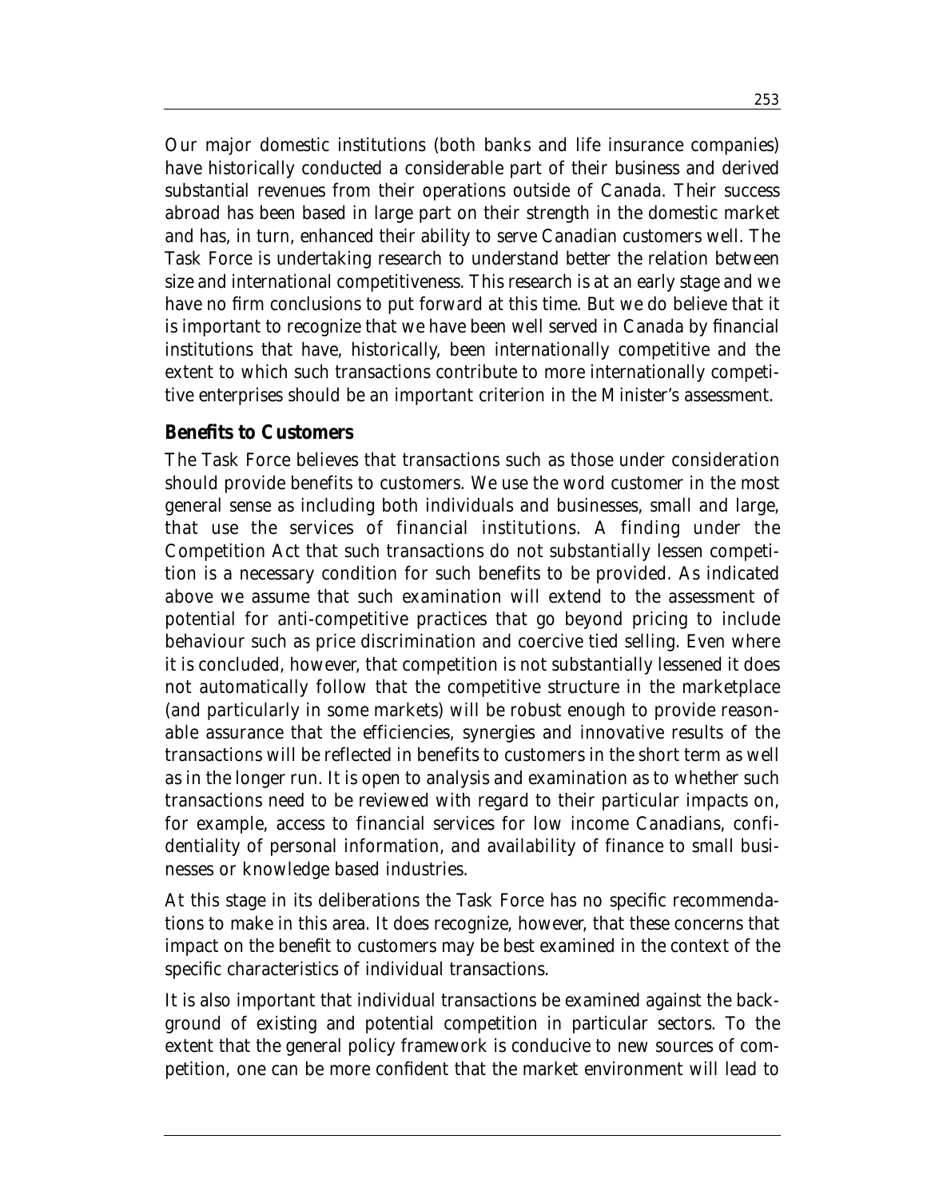Our major domestic institutions (both banks and life insurance companies) have historically conducted a considerable part of their business and derived substantial revenues from their operations outside of Canada. Their success abroad has been based in large part on their strength in the domestic market and has, in turn, enhanced their ability to serve Canadian customers well. The Task Force is undertaking research to understand better the relation between size and international competitiveness. This research is at an early stage and we have no firm conclusions to put forward at this time. But we do believe that it is important to recognize that we have been well served in Canada by financial institutions that have, historically, been internationally competitive and the extent to which such transactions contribute to more internationally competitive enterprises should be an important criterion in the Minister's assessment.

### Benefits to Customers

The Task Force believes that transactions such as those under consideration should provide benefits to customers. We use the word customer in the most general sense as including both individuals and businesses, small and large, that use the services of financial institutions. A finding under the Competition Act that such transactions do not substantially lessen competition is a necessary condition for such benefits to be provided. As indicated above we assume that such examination will extend to the assessment of potential for anti-competitive practices that go beyond pricing to include behaviour such as price discrimination and coercive tied selling. Even where it is concluded, however, that competition is not substantially lessened it does not automatically follow that the competitive structure in the marketplace (and particularly in some markets) will be robust enough to provide reasonable assurance that the efficiencies, synergies and innovative results of the transactions will be reflected in benefits to customers in the short term as well as in the longer run. It is open to analysis and examination as to whether such transactions need to be reviewed with regard to their particular impacts on, for example, access to financial services for low income Canadians, confidentiality of personal information, and availability of finance to small businesses or knowledge based industries.

At this stage in its deliberations the Task Force has no specific recommendations to make in this area. It does recognize, however, that these concerns that impact on the benefit to customers may be best examined in the context of the specific characteristics of individual transactions.

It is also important that individual transactions be examined against the background of existing and potential competition in particular sectors. To the extent that the general policy framework is conducive to new sources of competition, one can be more confident that the market environment will lead to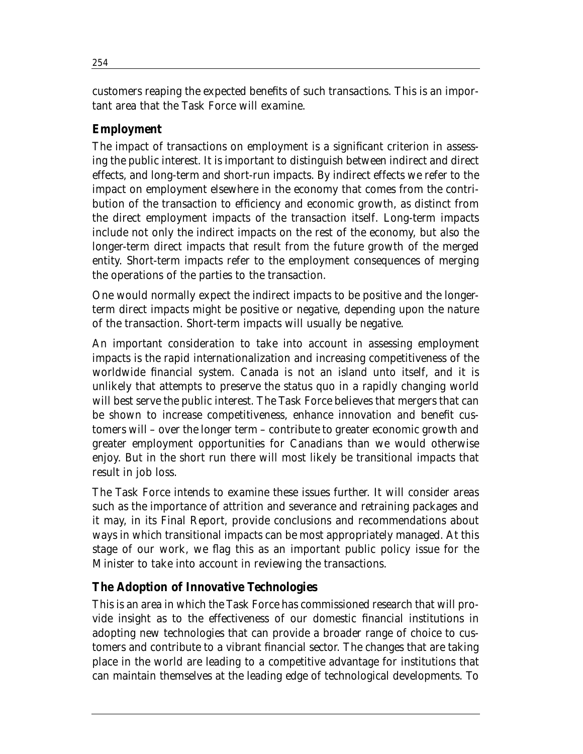customers reaping the expected benefits of such transactions. This is an important area that the Task Force will examine.

### Employment

The impact of transactions on employment is a significant criterion in assessing the public interest. It is important to distinguish between indirect and direct effects, and long-term and short-run impacts. By indirect effects we refer to the impact on employment elsewhere in the economy that comes from the contribution of the transaction to efficiency and economic growth, as distinct from the direct employment impacts of the transaction itself. Long-term impacts include not only the indirect impacts on the rest of the economy, but also the longer-term direct impacts that result from the future growth of the merged entity. Short-term impacts refer to the employment consequences of merging the operations of the parties to the transaction.

One would normally expect the indirect impacts to be positive and the longer-term direct impacts might be positive or negative, depending upon the nature of the transaction. Short-term impacts will usually be negative.

An important consideration to take into account in assessing employment impacts is the rapid internationalization and increasing competitiveness of the worldwide financial system. Canada is not an island unto itself, and it is unlikely that attempts to preserve the status quo in a rapidly changing world will best serve the public interest. The Task Force believes that mergers that can be shown to increase competitiveness, enhance innovation and benefit customers will – over the longer term – contribute to greater economic growth and greater employment opportunities for Canadians than we would otherwise enjoy. But in the short run there will most likely be transitional impacts that result in job loss.

The Task Force intends to examine these issues further. It will consider areas such as the importance of attrition and severance and retraining packages and it may, in its Final Report, provide conclusions and recommendations about ways in which transitional impacts can be most appropriately managed. At this stage of our work, we flag this as an important public policy issue for the Minister to take into account in reviewing the transactions.

### The Adoption of Innovative Technologies

This is an area in which the Task Force has commissioned research that will provide insight as to the effectiveness of our domestic financial institutions in adopting new technologies that can provide a broader range of choice to customers and contribute to a vibrant financial sector. The changes that are taking place in the world are leading to a competitive advantage for institutions that can maintain themselves at the leading edge of technological developments. To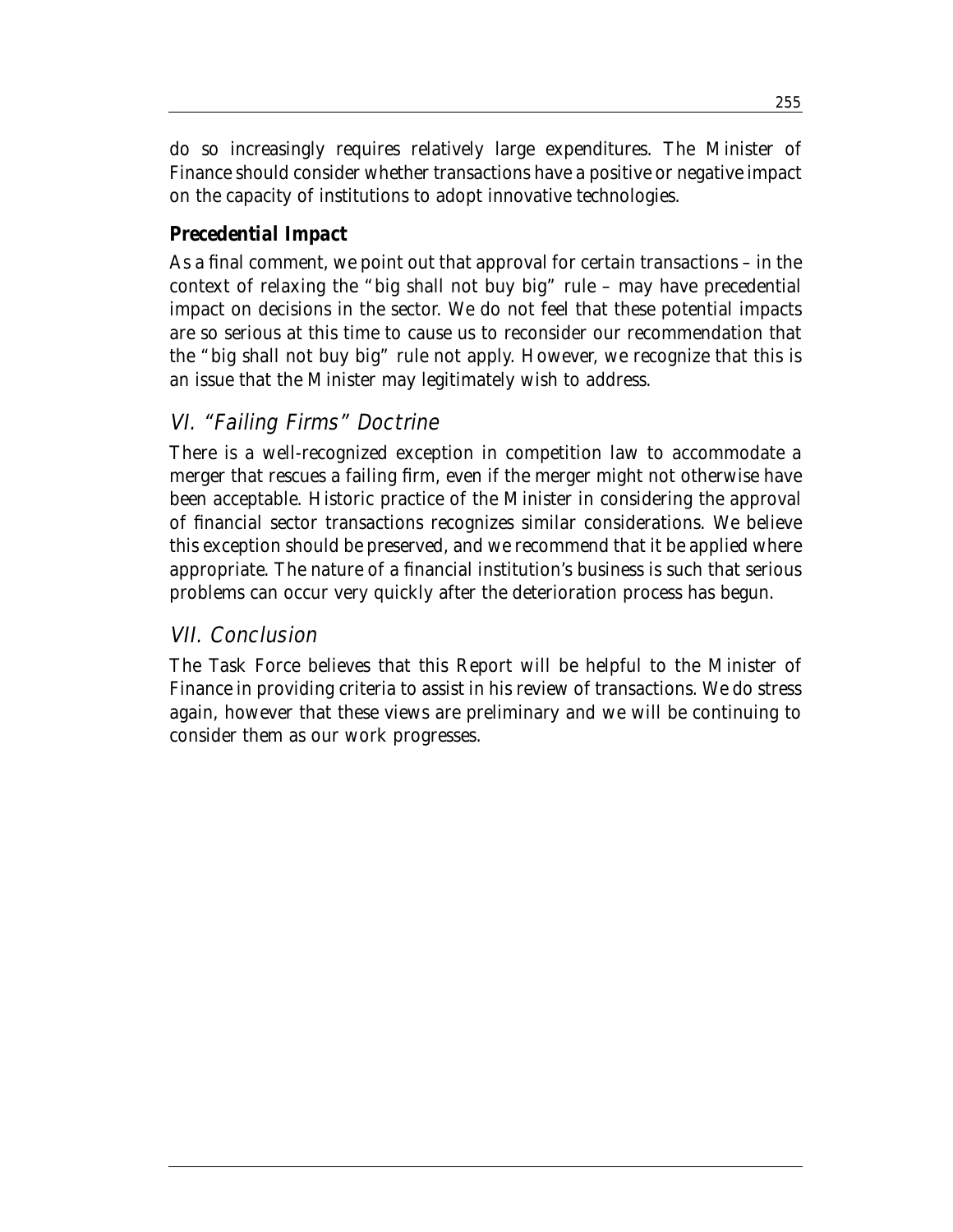do so increasingly requires relatively large expenditures. The Minister of Finance should consider whether transactions have a positive or negative impact on the capacity of institutions to adopt innovative technologies.

### *Precedential Impact*

As a final comment, we point out that approval for certain transactions – in the context of relaxing the "big shall not buy big" rule – may have precedential impact on decisions in the sector. We do not feel that these potential impacts are so serious at this time to cause us to reconsider our recommendation that the "big shall not buy big" rule not apply. However, we recognize that this is an issue that the Minister may legitimately wish to address.

## *VI. "Failing Firms" Doctrine*

There is a well-recognized exception in competition law to accommodate a merger that rescues a failing firm, even if the merger might not otherwise have been acceptable. Historic practice of the Minister in considering the approval of financial sector transactions recognizes similar considerations. We believe this exception should be preserved, and we recommend that it be applied where appropriate. The nature of a financial institution's business is such that serious problems can occur very quickly after the deterioration process has begun.

## *VII. Conclusion*

The Task Force believes that this Report will be helpful to the Minister of Finance in providing criteria to assist in his review of transactions. We do stress again, however that these views are preliminary and we will be continuing to consider them as our work progresses.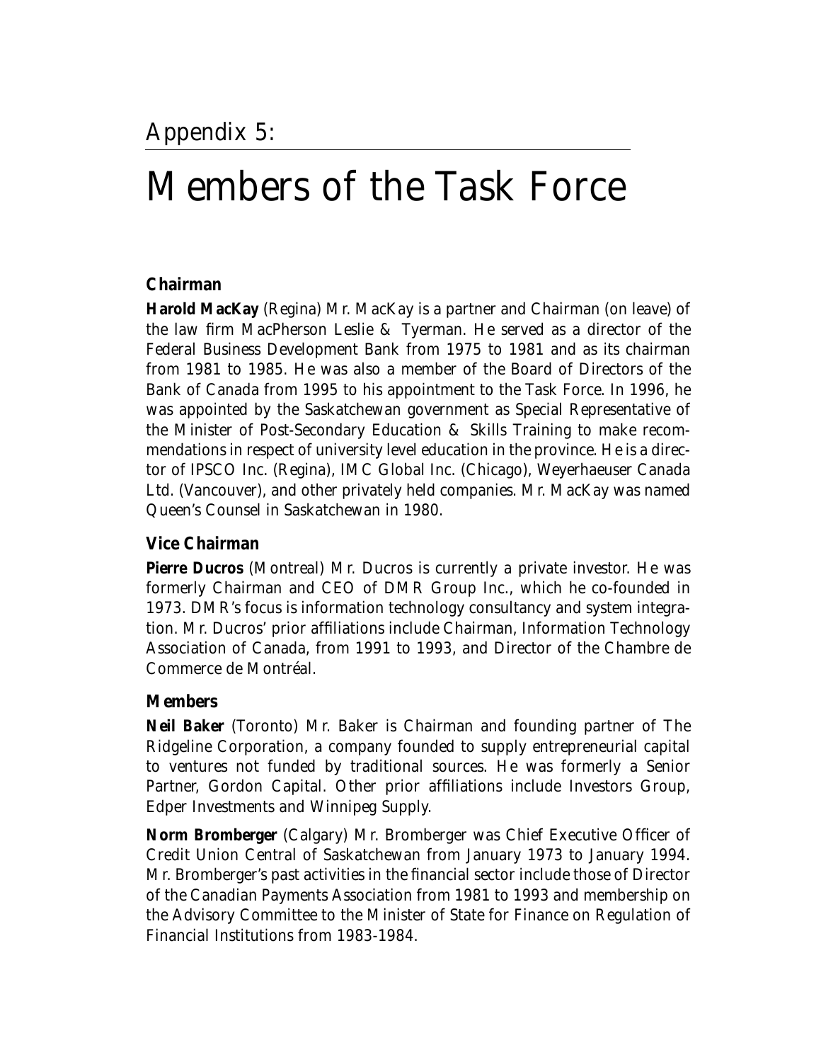## Appendix 5:

# Members of the Task Force

### Chairman

**Harold MacKay** (Regina) Mr. MacKay is a partner and Chairman (on leave) of the law firm MacPherson Leslie & Tyerman. He served as a director of the Federal Business Development Bank from 1975 to 1981 and as its chairman from 1981 to 1985. He was also a member of the Board of Directors of the Bank of Canada from 1995 to his appointment to the Task Force. In 1996, he was appointed by the Saskatchewan government as Special Representative of the Minister of Post-Secondary Education & Skills Training to make recommendations in respect of university level education in the province. He is a director of IPSCO Inc. (Regina), IMC Global Inc. (Chicago), Weyerhaeuser Canada Ltd. (Vancouver), and other privately held companies. Mr. MacKay was named Queen's Counsel in Saskatchewan in 1980.

### Vice Chairman

**Pierre Ducros** (Montreal) Mr. Ducros is currently a private investor. He was formerly Chairman and CEO of DMR Group Inc., which he co-founded in 1973. DMR's focus is information technology consultancy and system integration. Mr. Ducros' prior affiliations include Chairman, Information Technology Association of Canada, from 1991 to 1993, and Director of the Chambre de Commerce de Montréal.

### Members

**Neil Baker** (Toronto) Mr. Baker is Chairman and founding partner of The Ridgeline Corporation, a company founded to supply entrepreneurial capital to ventures not funded by traditional sources. He was formerly a Senior Partner, Gordon Capital. Other prior affiliations include Investors Group, Edper Investments and Winnipeg Supply.

**Norm Bromberger** (Calgary) Mr. Bromberger was Chief Executive Officer of Credit Union Central of Saskatchewan from January 1973 to January 1994. Mr. Bromberger's past activities in the financial sector include those of Director of the Canadian Payments Association from 1981 to 1993 and membership on the Advisory Committee to the Minister of State for Finance on Regulation of Financial Institutions from 1983-1984.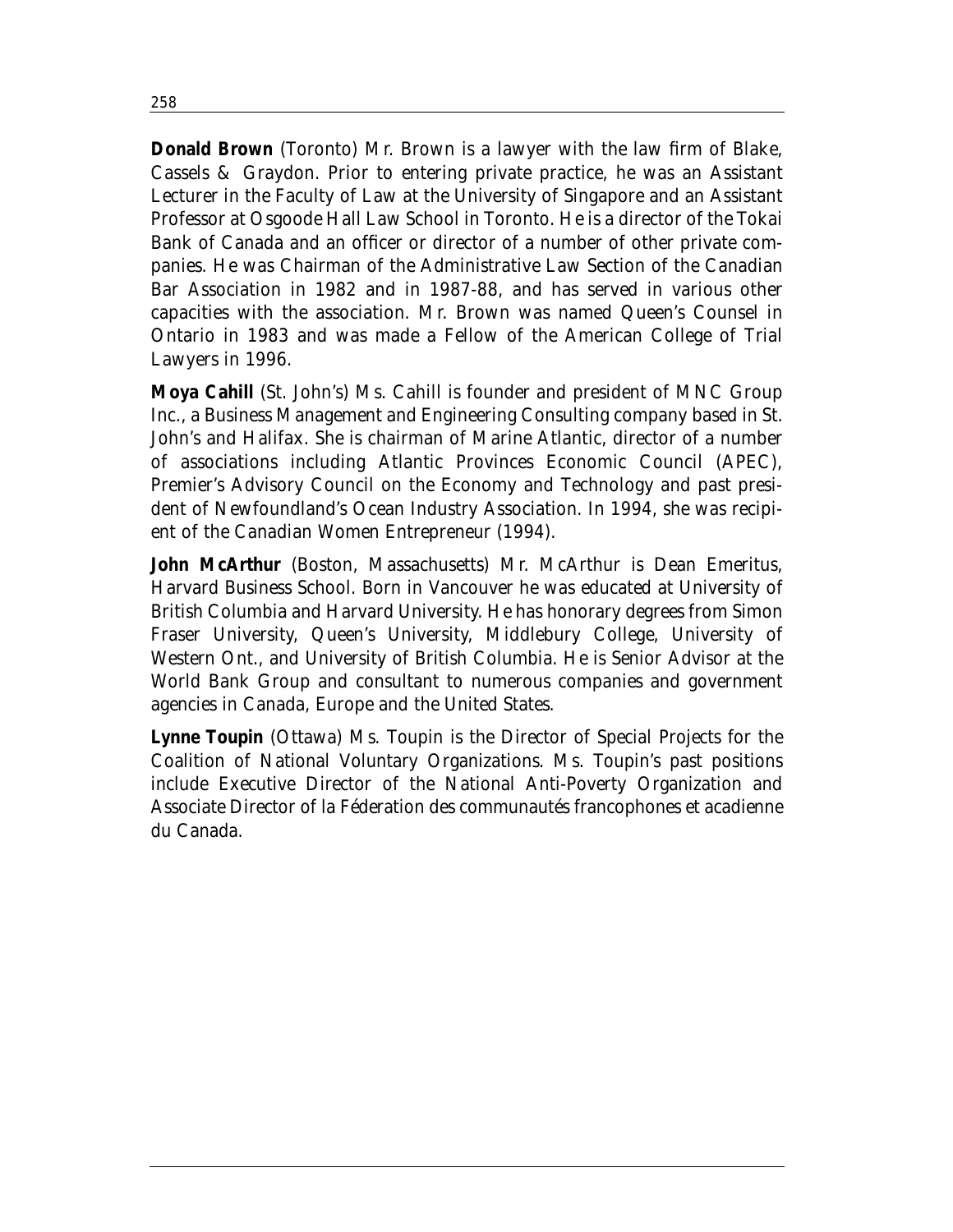**Donald Brown** (Toronto) Mr. Brown is a lawyer with the law firm of Blake, Cassels & Graydon. Prior to entering private practice, he was an Assistant Lecturer in the Faculty of Law at the University of Singapore and an Assistant Professor at Osgoode Hall Law School in Toronto. He is a director of the Tokai Bank of Canada and an officer or director of a number of other private companies. He was Chairman of the Administrative Law Section of the Canadian Bar Association in 1982 and in 1987-88, and has served in various other capacities with the association. Mr. Brown was named Queen's Counsel in Ontario in 1983 and was made a Fellow of the American College of Trial Lawyers in 1996.

**Moya Cahill** (St. John's) Ms. Cahill is founder and president of MNC Group Inc., a Business Management and Engineering Consulting company based in St. John's and Halifax. She is chairman of Marine Atlantic, director of a number of associations including Atlantic Provinces Economic Council (APEC), Premier's Advisory Council on the Economy and Technology and past president of Newfoundland's Ocean Industry Association. In 1994, she was recipient of the Canadian Women Entrepreneur (1994).

**John McArthur** (Boston, Massachusetts) Mr. McArthur is Dean Emeritus, Harvard Business School. Born in Vancouver he was educated at University of British Columbia and Harvard University. He has honorary degrees from Simon Fraser University, Queen's University, Middlebury College, University of Western Ont., and University of British Columbia. He is Senior Advisor at the World Bank Group and consultant to numerous companies and government agencies in Canada, Europe and the United States.

**Lynne Toupin** (Ottawa) Ms. Toupin is the Director of Special Projects for the Coalition of National Voluntary Organizations. Ms. Toupin's past positions include Executive Director of the National Anti-Poverty Organization and Associate Director of la Féderation des communautés francophones et acadienne du Canada.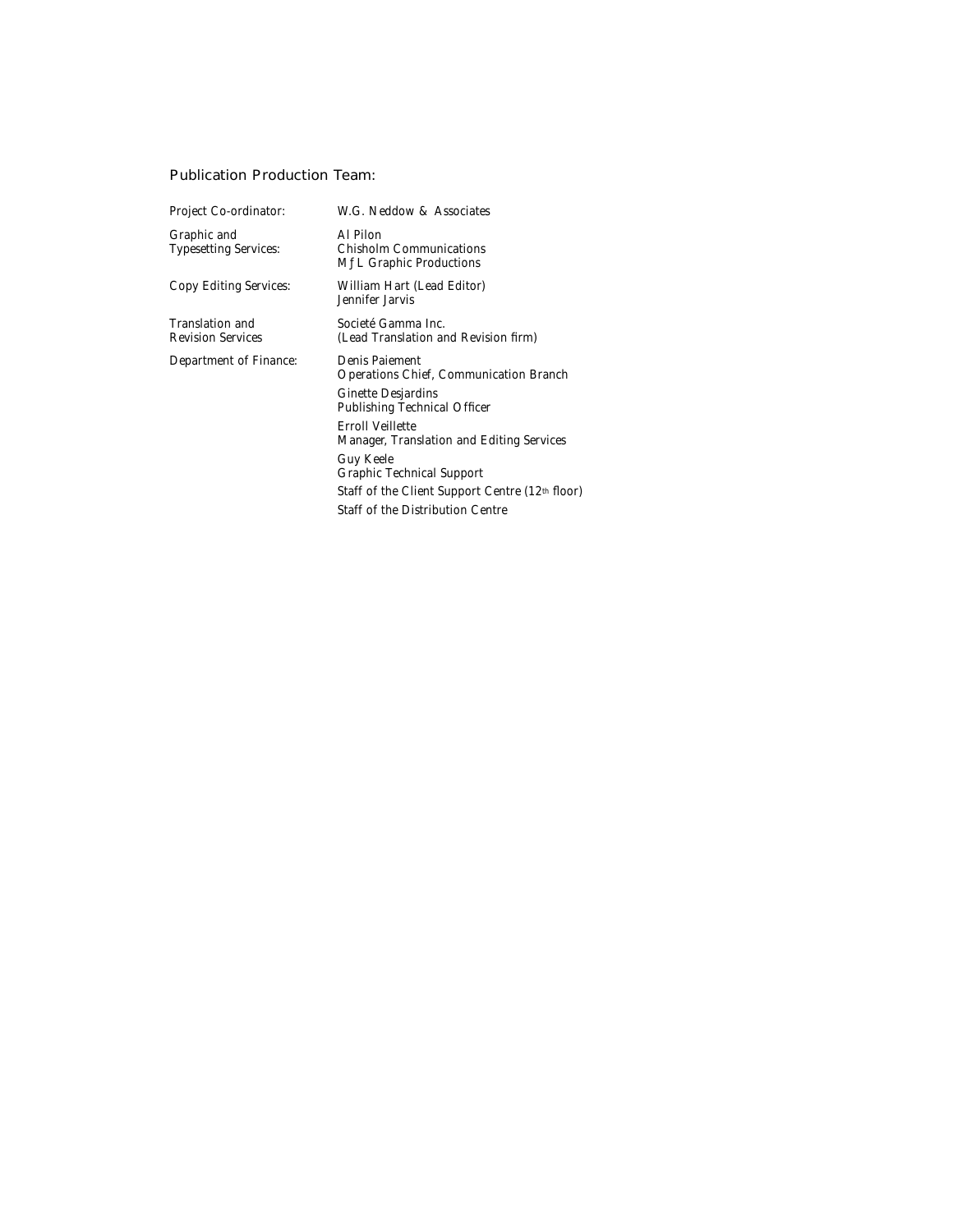## Publication Production Team:

| | |
|---|---|
| Project Co-ordinator: | W.G. Neddow & Associates |
| Graphic and Typesetting Services: | Al Pilon<br>Chisholm Communications<br>MƒL Graphic Productions |
| Copy Editing Services: | William Hart (Lead Editor)<br>Jennifer Jarvis |
| Translation and Revision Services | Societé Gamma Inc.<br>(Lead Translation and Revision firm) |
| Department of Finance: | Denis Paiement<br>Operations Chief, Communication Branch<br><br>Ginette Desjardins<br>Publishing Technical Officer<br><br>Erroll Veillette<br>Manager, Translation and Editing Services<br><br>Guy Keele<br>Graphic Technical Support<br><br>Staff of the Client Support Centre (12th floor)<br><br>Staff of the Distribution Centre |